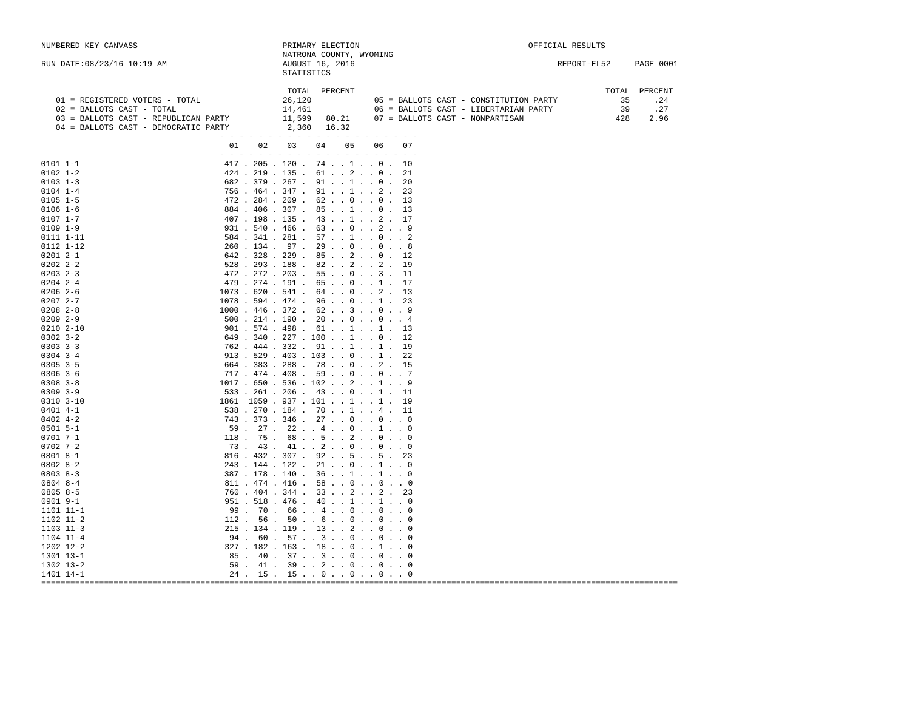NUMBERED KEY CANVASS

PRIMARY ELECTION
NATRONA COUNTY, WYOMING
AUGUST 16, 2016
STATISTICS

OFFICIAL RESULTS

RUN DATE:08/23/16 10:19 AM

REPORT-EL52

| Key | Description | TOTAL | PERCENT |
|---|---|---|---|
| 01 | REGISTERED VOTERS - TOTAL | 26,120 | |
| 02 | BALLOTS CAST - TOTAL | 14,461 | |
| 03 | BALLOTS CAST - REPUBLICAN PARTY | 11,599 | 80.21 |
| 04 | BALLOTS CAST - DEMOCRATIC PARTY | 2,360 | 16.32 |
| 05 | BALLOTS CAST - CONSTITUTION PARTY | 35 | .24 |
| 06 | BALLOTS CAST - LIBERTARIAN PARTY | 39 | .27 |
| 07 | BALLOTS CAST - NONPARTISAN | 428 | 2.96 |

| Precinct | 01 | 02 | 03 | 04 | 05 | 06 | 07 |
|---|---|---|---|---|---|---|---|
| 0101 1-1 | 417 | 205 | 120 | 74 | 1 | 0 | 10 |
| 0102 1-2 | 424 | 219 | 135 | 61 | 2 | 0 | 21 |
| 0103 1-3 | 682 | 379 | 267 | 91 | 1 | 0 | 20 |
| 0104 1-4 | 756 | 464 | 347 | 91 | 1 | 2 | 23 |
| 0105 1-5 | 472 | 284 | 209 | 62 | 0 | 0 | 13 |
| 0106 1-6 | 884 | 406 | 307 | 85 | 1 | 0 | 13 |
| 0107 1-7 | 407 | 198 | 135 | 43 | 1 | 2 | 17 |
| 0109 1-9 | 931 | 540 | 466 | 63 | 0 | 2 | 9 |
| 0111 1-11 | 584 | 341 | 281 | 57 | 1 | 0 | 2 |
| 0112 1-12 | 260 | 134 | 97 | 29 | 0 | 0 | 8 |
| 0201 2-1 | 642 | 328 | 229 | 85 | 2 | 0 | 12 |
| 0202 2-2 | 528 | 293 | 188 | 82 | 2 | 2 | 19 |
| 0203 2-3 | 472 | 272 | 203 | 55 | 0 | 3 | 11 |
| 0204 2-4 | 479 | 274 | 191 | 65 | 0 | 1 | 17 |
| 0206 2-6 | 1073 | 620 | 541 | 64 | 0 | 2 | 13 |
| 0207 2-7 | 1078 | 594 | 474 | 96 | 0 | 1 | 23 |
| 0208 2-8 | 1000 | 446 | 372 | 62 | 3 | 0 | 9 |
| 0209 2-9 | 500 | 214 | 190 | 20 | 0 | 0 | 4 |
| 0210 2-10 | 901 | 574 | 498 | 61 | 1 | 1 | 13 |
| 0302 3-2 | 649 | 340 | 227 | 100 | 1 | 0 | 12 |
| 0303 3-3 | 762 | 444 | 332 | 91 | 1 | 1 | 19 |
| 0304 3-4 | 913 | 529 | 403 | 103 | 0 | 1 | 22 |
| 0305 3-5 | 664 | 383 | 288 | 78 | 0 | 2 | 15 |
| 0306 3-6 | 717 | 474 | 408 | 59 | 0 | 0 | 7 |
| 0308 3-8 | 1017 | 650 | 536 | 102 | 2 | 1 | 9 |
| 0309 3-9 | 533 | 261 | 206 | 43 | 0 | 1 | 11 |
| 0310 3-10 | 1861 | 1059 | 937 | 101 | 1 | 1 | 19 |
| 0401 4-1 | 538 | 270 | 184 | 70 | 1 | 4 | 11 |
| 0402 4-2 | 743 | 373 | 346 | 27 | 0 | 0 | 0 |
| 0501 5-1 | 59 | 27 | 22 | 4 | 0 | 1 | 0 |
| 0701 7-1 | 118 | 75 | 68 | 5 | 2 | 0 | 0 |
| 0702 7-2 | 73 | 43 | 41 | 2 | 0 | 0 | 0 |
| 0801 8-1 | 816 | 432 | 307 | 92 | 5 | 5 | 23 |
| 0802 8-2 | 243 | 144 | 122 | 21 | 0 | 1 | 0 |
| 0803 8-3 | 387 | 178 | 140 | 36 | 1 | 1 | 0 |
| 0804 8-4 | 811 | 474 | 416 | 58 | 0 | 0 | 0 |
| 0805 8-5 | 760 | 404 | 344 | 33 | 2 | 2 | 23 |
| 0901 9-1 | 951 | 518 | 476 | 40 | 1 | 1 | 0 |
| 1101 11-1 | 99 | 70 | 66 | 4 | 0 | 0 | 0 |
| 1102 11-2 | 112 | 56 | 50 | 6 | 0 | 0 | 0 |
| 1103 11-3 | 215 | 134 | 119 | 13 | 2 | 0 | 0 |
| 1104 11-4 | 94 | 60 | 57 | 3 | 0 | 0 | 0 |
| 1202 12-2 | 327 | 182 | 163 | 18 | 0 | 1 | 0 |
| 1301 13-1 | 85 | 40 | 37 | 3 | 0 | 0 | 0 |
| 1302 13-2 | 59 | 41 | 39 | 2 | 0 | 0 | 0 |
| 1401 14-1 | 24 | 15 | 15 | 0 | 0 | 0 | 0 |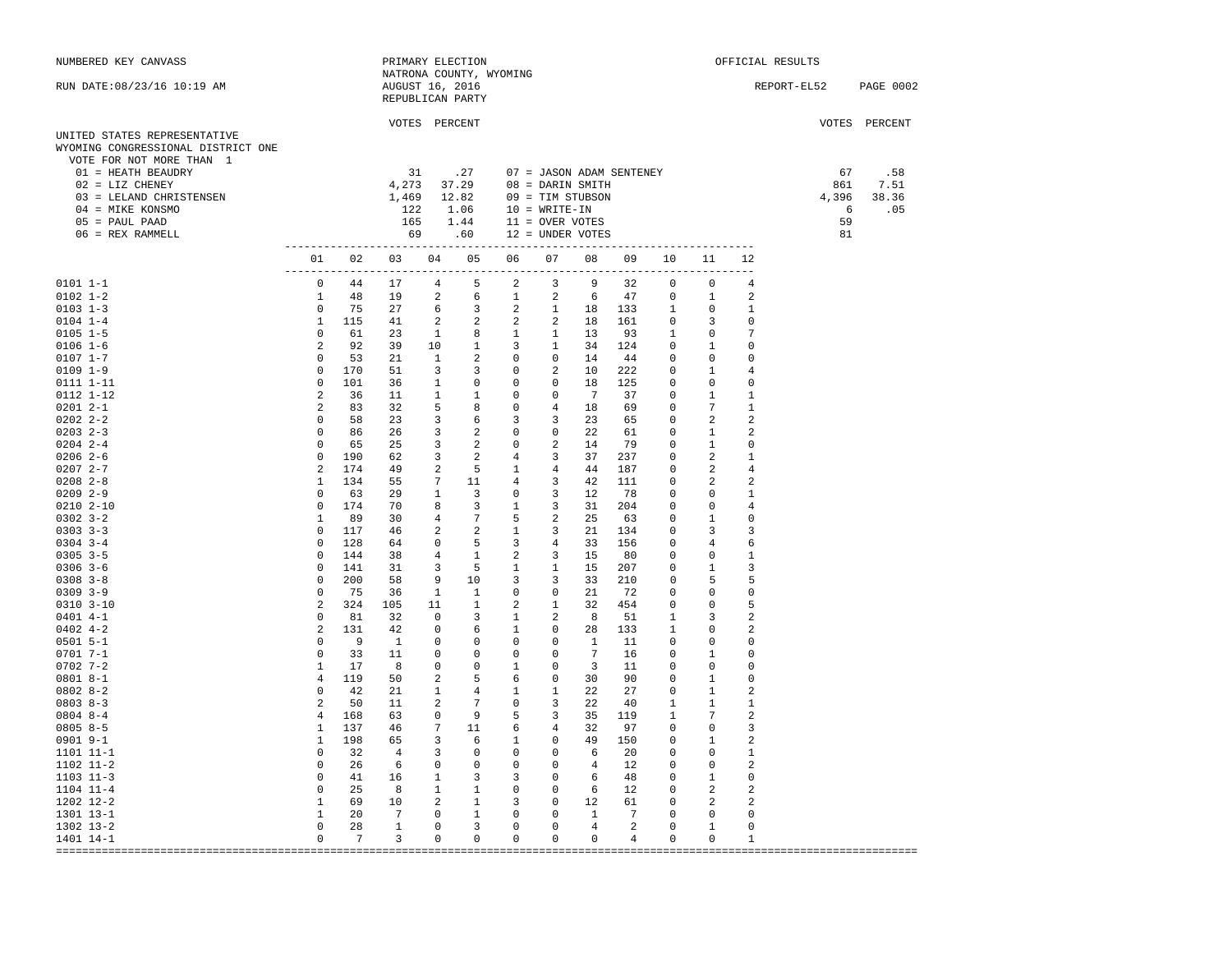NUMBERED KEY CANVASS

RUN DATE:08/23/16 10:19 AM

PRIMARY ELECTION
NATRONA COUNTY, WYOMING
AUGUST 16, 2016
REPUBLICAN PARTY

OFFICIAL RESULTS

REPORT-EL52

## UNITED STATES REPRESENTATIVE
### WYOMING CONGRESSIONAL DISTRICT ONE

VOTE FOR NOT MORE THAN 1

| Candidate | VOTES | PERCENT | Candidate | VOTES | PERCENT |
|---|---|---|---|---|---|
| 01 = HEATH BEAUDRY | 31 | .27 | 07 = JASON ADAM SENTENEY | 67 | .58 |
| 02 = LIZ CHENEY | 4,273 | 37.29 | 08 = DARIN SMITH | 861 | 7.51 |
| 03 = LELAND CHRISTENSEN | 1,469 | 12.82 | 09 = TIM STUBSON | 4,396 | 38.36 |
| 04 = MIKE KONSMO | 122 | 1.06 | 10 = WRITE-IN | 6 | .05 |
| 05 = PAUL PAAD | 165 | 1.44 | 11 = OVER VOTES | 59 | |
| 06 = REX RAMMELL | 69 | .60 | 12 = UNDER VOTES | 81 | |

| Precinct | 01 | 02 | 03 | 04 | 05 | 06 | 07 | 08 | 09 | 10 | 11 | 12 |
|---|---|---|---|---|---|---|---|---|---|---|---|---|
| 0101 1-1 | 0 | 44 | 17 | 4 | 5 | 2 | 3 | 9 | 32 | 0 | 0 | 4 |
| 0102 1-2 | 1 | 48 | 19 | 2 | 6 | 1 | 2 | 6 | 47 | 0 | 1 | 2 |
| 0103 1-3 | 0 | 75 | 27 | 6 | 3 | 2 | 1 | 18 | 133 | 1 | 0 | 1 |
| 0104 1-4 | 1 | 115 | 41 | 2 | 2 | 2 | 2 | 18 | 161 | 0 | 3 | 0 |
| 0105 1-5 | 0 | 61 | 23 | 1 | 8 | 1 | 1 | 13 | 93 | 1 | 0 | 7 |
| 0106 1-6 | 2 | 92 | 39 | 10 | 1 | 3 | 1 | 34 | 124 | 0 | 1 | 0 |
| 0107 1-7 | 0 | 53 | 21 | 1 | 2 | 0 | 0 | 14 | 44 | 0 | 0 | 0 |
| 0109 1-9 | 0 | 170 | 51 | 3 | 3 | 0 | 2 | 10 | 222 | 0 | 1 | 4 |
| 0111 1-11 | 0 | 101 | 36 | 1 | 0 | 0 | 0 | 18 | 125 | 0 | 0 | 0 |
| 0112 1-12 | 2 | 36 | 11 | 1 | 1 | 0 | 0 | 7 | 37 | 0 | 1 | 1 |
| 0201 2-1 | 2 | 83 | 32 | 5 | 8 | 0 | 4 | 18 | 69 | 0 | 7 | 1 |
| 0202 2-2 | 0 | 58 | 23 | 3 | 6 | 3 | 3 | 23 | 65 | 0 | 2 | 2 |
| 0203 2-3 | 0 | 86 | 26 | 3 | 2 | 0 | 0 | 22 | 61 | 0 | 1 | 2 |
| 0204 2-4 | 0 | 65 | 25 | 3 | 2 | 0 | 2 | 14 | 79 | 0 | 1 | 0 |
| 0206 2-6 | 0 | 190 | 62 | 3 | 2 | 4 | 3 | 37 | 237 | 0 | 2 | 1 |
| 0207 2-7 | 2 | 174 | 49 | 2 | 5 | 1 | 4 | 44 | 187 | 0 | 2 | 4 |
| 0208 2-8 | 1 | 134 | 55 | 7 | 11 | 4 | 3 | 42 | 111 | 0 | 2 | 2 |
| 0209 2-9 | 0 | 63 | 29 | 1 | 3 | 0 | 3 | 12 | 78 | 0 | 0 | 1 |
| 0210 2-10 | 0 | 174 | 70 | 8 | 3 | 1 | 3 | 31 | 204 | 0 | 0 | 4 |
| 0302 3-2 | 1 | 89 | 30 | 4 | 7 | 5 | 2 | 25 | 63 | 0 | 1 | 0 |
| 0303 3-3 | 0 | 117 | 46 | 2 | 2 | 1 | 3 | 21 | 134 | 0 | 3 | 3 |
| 0304 3-4 | 0 | 128 | 64 | 0 | 5 | 3 | 4 | 33 | 156 | 0 | 4 | 6 |
| 0305 3-5 | 0 | 144 | 38 | 4 | 1 | 2 | 3 | 15 | 80 | 0 | 0 | 1 |
| 0306 3-6 | 0 | 141 | 31 | 3 | 5 | 1 | 1 | 15 | 207 | 0 | 1 | 3 |
| 0308 3-8 | 0 | 200 | 58 | 9 | 10 | 3 | 3 | 33 | 210 | 0 | 5 | 5 |
| 0309 3-9 | 0 | 75 | 36 | 1 | 1 | 0 | 0 | 21 | 72 | 0 | 0 | 0 |
| 0310 3-10 | 2 | 324 | 105 | 11 | 1 | 2 | 1 | 32 | 454 | 0 | 0 | 5 |
| 0401 4-1 | 0 | 81 | 32 | 0 | 3 | 1 | 2 | 8 | 51 | 1 | 3 | 2 |
| 0402 4-2 | 2 | 131 | 42 | 0 | 6 | 1 | 0 | 28 | 133 | 1 | 0 | 2 |
| 0501 5-1 | 0 | 9 | 1 | 0 | 0 | 0 | 0 | 1 | 11 | 0 | 0 | 0 |
| 0701 7-1 | 0 | 33 | 11 | 0 | 0 | 0 | 0 | 7 | 16 | 0 | 1 | 0 |
| 0702 7-2 | 1 | 17 | 8 | 0 | 0 | 1 | 0 | 3 | 11 | 0 | 0 | 0 |
| 0801 8-1 | 4 | 119 | 50 | 2 | 5 | 6 | 0 | 30 | 90 | 0 | 1 | 0 |
| 0802 8-2 | 0 | 42 | 21 | 1 | 4 | 1 | 1 | 22 | 27 | 0 | 1 | 2 |
| 0803 8-3 | 2 | 50 | 11 | 2 | 7 | 0 | 3 | 22 | 40 | 1 | 1 | 1 |
| 0804 8-4 | 4 | 168 | 63 | 0 | 9 | 5 | 3 | 35 | 119 | 1 | 7 | 2 |
| 0805 8-5 | 1 | 137 | 46 | 7 | 11 | 6 | 4 | 32 | 97 | 0 | 0 | 3 |
| 0901 9-1 | 1 | 198 | 65 | 3 | 6 | 1 | 0 | 49 | 150 | 0 | 1 | 2 |
| 1101 11-1 | 0 | 32 | 4 | 3 | 0 | 0 | 0 | 6 | 20 | 0 | 0 | 1 |
| 1102 11-2 | 0 | 26 | 6 | 0 | 0 | 0 | 0 | 4 | 12 | 0 | 0 | 2 |
| 1103 11-3 | 0 | 41 | 16 | 1 | 3 | 3 | 0 | 6 | 48 | 0 | 1 | 0 |
| 1104 11-4 | 0 | 25 | 8 | 1 | 1 | 0 | 0 | 6 | 12 | 0 | 2 | 2 |
| 1202 12-2 | 1 | 69 | 10 | 2 | 1 | 3 | 0 | 12 | 61 | 0 | 2 | 2 |
| 1301 13-1 | 1 | 20 | 7 | 0 | 1 | 0 | 0 | 1 | 7 | 0 | 0 | 0 |
| 1302 13-2 | 0 | 28 | 1 | 0 | 3 | 0 | 0 | 4 | 2 | 0 | 1 | 0 |
| 1401 14-1 | 0 | 7 | 3 | 0 | 0 | 0 | 0 | 0 | 4 | 0 | 0 | 1 |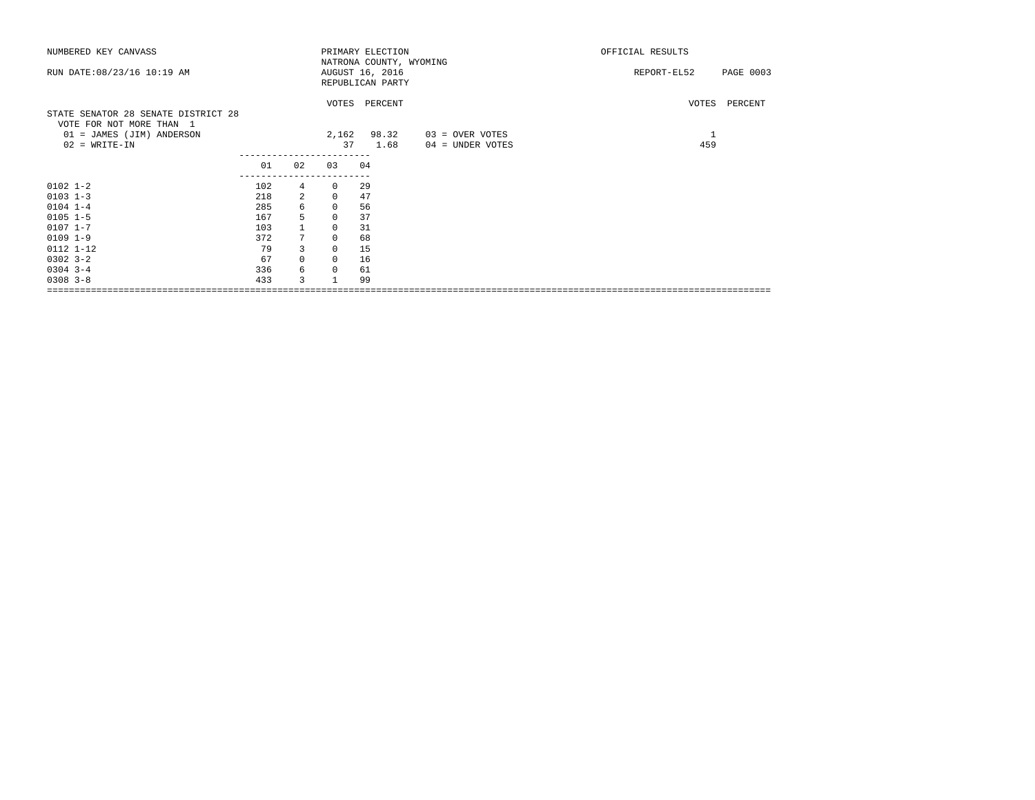NUMBERED KEY CANVASS — PRIMARY ELECTION — OFFICIAL RESULTS

RUN DATE:08/23/16 10:19 AM — NATRONA COUNTY, WYOMING — REPORT-EL52

AUGUST 16, 2016

REPUBLICAN PARTY

## STATE SENATOR 28 SENATE DISTRICT 28

VOTE FOR NOT MORE THAN 1

| | VOTES | PERCENT |
|---|---|---|
| 01 = JAMES (JIM) ANDERSON | 2,162 | 98.32 |
| 02 = WRITE-IN | 37 | 1.68 |
| 03 = OVER VOTES | 1 | |
| 04 = UNDER VOTES | 459 | |

| Precinct | 01 | 02 | 03 | 04 |
|---|---|---|---|---|
| 0102 1-2 | 102 | 4 | 0 | 29 |
| 0103 1-3 | 218 | 2 | 0 | 47 |
| 0104 1-4 | 285 | 6 | 0 | 56 |
| 0105 1-5 | 167 | 5 | 0 | 37 |
| 0107 1-7 | 103 | 1 | 0 | 31 |
| 0109 1-9 | 372 | 7 | 0 | 68 |
| 0112 1-12 | 79 | 3 | 0 | 15 |
| 0302 3-2 | 67 | 0 | 0 | 16 |
| 0304 3-4 | 336 | 6 | 0 | 61 |
| 0308 3-8 | 433 | 3 | 1 | 99 |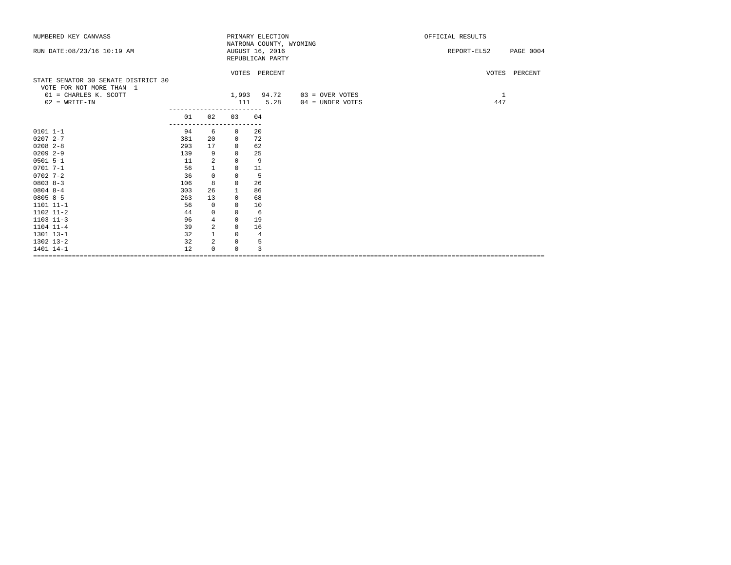NUMBERED KEY CANVASS — PRIMARY ELECTION — NATRONA COUNTY, WYOMING — AUGUST 16, 2016 — REPUBLICAN PARTY — OFFICIAL RESULTS

RUN DATE:08/23/16 10:19 AM — REPORT-EL52

## STATE SENATOR 30 SENATE DISTRICT 30

VOTE FOR NOT MORE THAN 1

| Candidate | VOTES | PERCENT |
|---|---|---|
| 01 = CHARLES K. SCOTT | 1,993 | 94.72 |
| 02 = WRITE-IN | 111 | 5.28 |

| | VOTES | PERCENT |
|---|---|---|
| 03 = OVER VOTES | 1 | |
| 04 = UNDER VOTES | 447 | |

| Precinct | 01 | 02 | 03 | 04 |
|---|---|---|---|---|
| 0101 1-1 | 94 | 6 | 0 | 20 |
| 0207 2-7 | 381 | 20 | 0 | 72 |
| 0208 2-8 | 293 | 17 | 0 | 62 |
| 0209 2-9 | 139 | 9 | 0 | 25 |
| 0501 5-1 | 11 | 2 | 0 | 9 |
| 0701 7-1 | 56 | 1 | 0 | 11 |
| 0702 7-2 | 36 | 0 | 0 | 5 |
| 0803 8-3 | 106 | 8 | 0 | 26 |
| 0804 8-4 | 303 | 26 | 1 | 86 |
| 0805 8-5 | 263 | 13 | 0 | 68 |
| 1101 11-1 | 56 | 0 | 0 | 10 |
| 1102 11-2 | 44 | 0 | 0 | 6 |
| 1103 11-3 | 96 | 4 | 0 | 19 |
| 1104 11-4 | 39 | 2 | 0 | 16 |
| 1301 13-1 | 32 | 1 | 0 | 4 |
| 1302 13-2 | 32 | 2 | 0 | 5 |
| 1401 14-1 | 12 | 0 | 0 | 3 |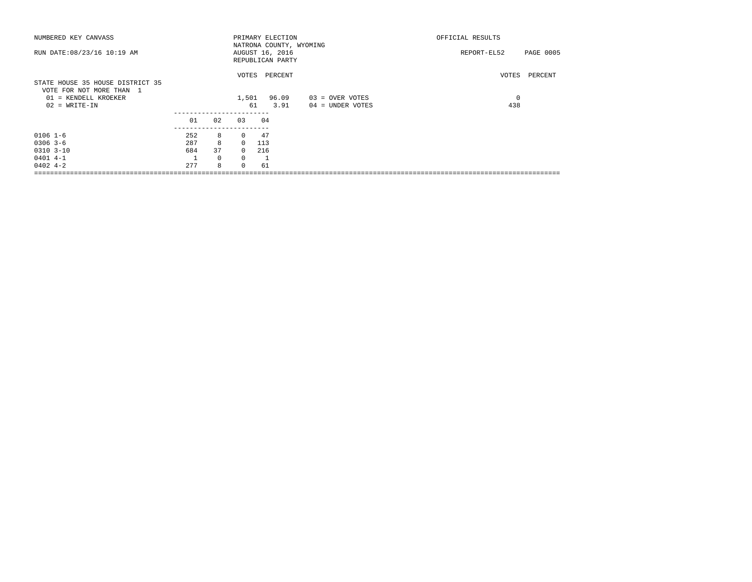NUMBERED KEY CANVASS

PRIMARY ELECTION
NATRONA COUNTY, WYOMING
AUGUST 16, 2016
REPUBLICAN PARTY

OFFICIAL RESULTS

RUN DATE:08/23/16 10:19 AM

REPORT-EL52 PAGE 0005

## STATE HOUSE 35 HOUSE DISTRICT 35

VOTE FOR NOT MORE THAN 1

| | VOTES | PERCENT | | VOTES | PERCENT |
|---|---|---|---|---|---|
| 01 = KENDELL KROEKER | 1,501 | 96.09 | 03 = OVER VOTES | 0 | |
| 02 = WRITE-IN | 61 | 3.91 | 04 = UNDER VOTES | 438 | |

| | 01 | 02 | 03 | 04 |
|---|---|---|---|---|
| 0106 1-6 | 252 | 8 | 0 | 47 |
| 0306 3-6 | 287 | 8 | 0 | 113 |
| 0310 3-10 | 684 | 37 | 0 | 216 |
| 0401 4-1 | 1 | 0 | 0 | 1 |
| 0402 4-2 | 277 | 8 | 0 | 61 |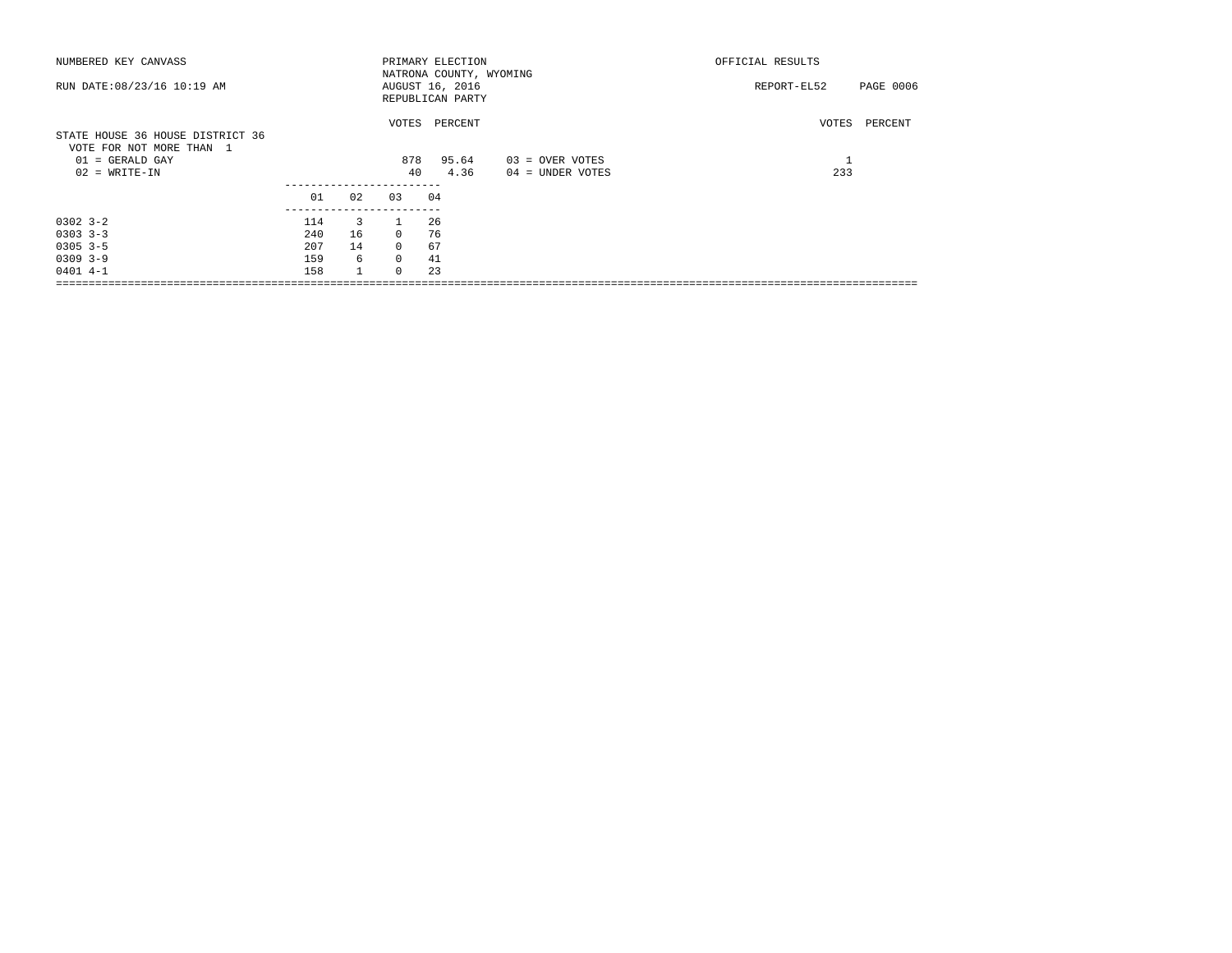NUMBERED KEY CANVASS — PRIMARY ELECTION — OFFICIAL RESULTS

NATRONA COUNTY, WYOMING

RUN DATE:08/23/16 10:19 AM — AUGUST 16, 2016 — REPORT-EL52 PAGE 0006

REPUBLICAN PARTY

## STATE HOUSE 36 HOUSE DISTRICT 36

VOTE FOR NOT MORE THAN 1

| | VOTES | PERCENT |
|---|---|---|
| 01 = GERALD GAY | 878 | 95.64 |
| 02 = WRITE-IN | 40 | 4.36 |

| | VOTES | PERCENT |
|---|---|---|
| 03 = OVER VOTES | 1 | |
| 04 = UNDER VOTES | 233 | |

| | 01 | 02 | 03 | 04 |
|---|---|---|---|---|
| 0302 3-2 | 114 | 3 | 1 | 26 |
| 0303 3-3 | 240 | 16 | 0 | 76 |
| 0305 3-5 | 207 | 14 | 0 | 67 |
| 0309 3-9 | 159 | 6 | 0 | 41 |
| 0401 4-1 | 158 | 1 | 0 | 23 |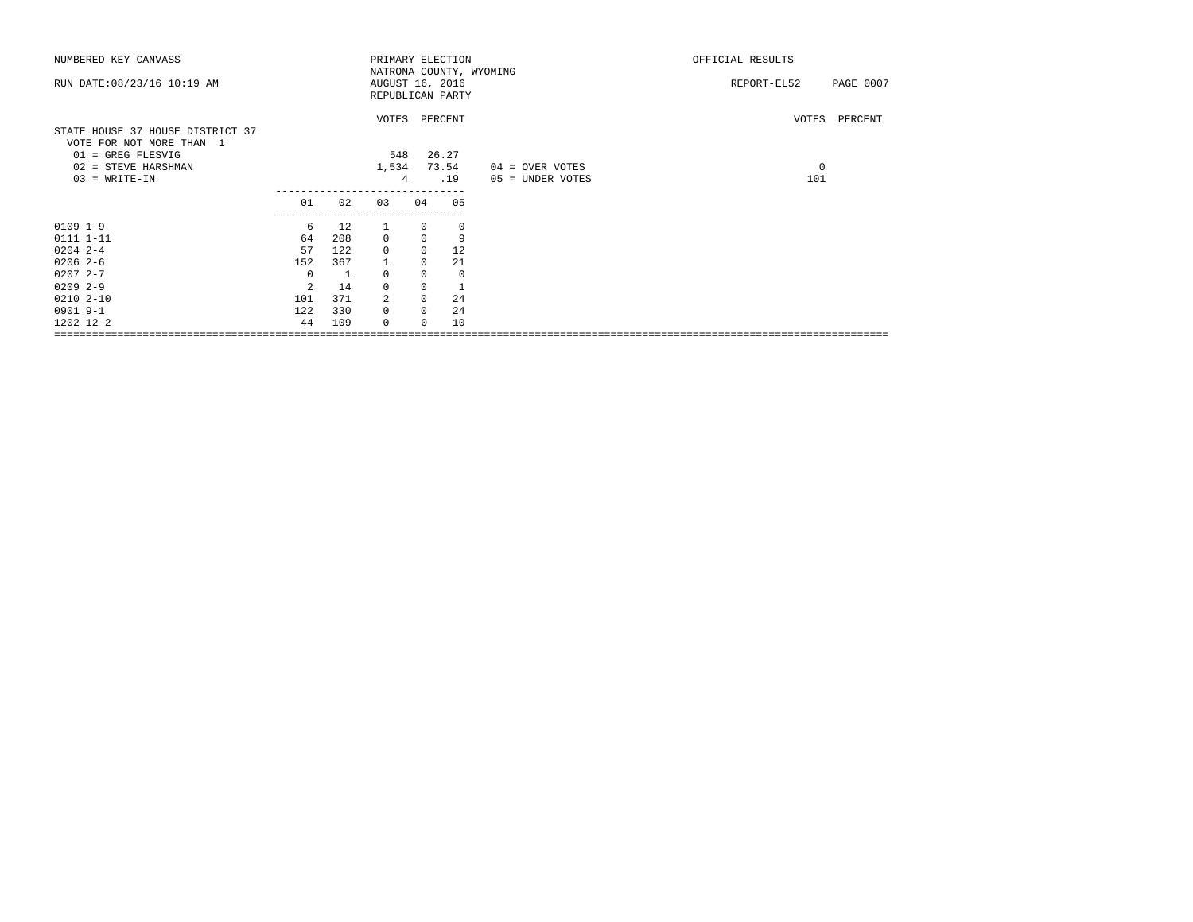NUMBERED KEY CANVASS — PRIMARY ELECTION — NATRONA COUNTY, WYOMING — AUGUST 16, 2016 — REPUBLICAN PARTY — OFFICIAL RESULTS

RUN DATE:08/23/16 10:19 AM — REPORT-EL52

## STATE HOUSE 37 HOUSE DISTRICT 37

VOTE FOR NOT MORE THAN 1

| | VOTES | PERCENT |
|---|---|---|
| 01 = GREG FLESVIG | 548 | 26.27 |
| 02 = STEVE HARSHMAN | 1,534 | 73.54 |
| 03 = WRITE-IN | 4 | .19 |

| | VOTES | PERCENT |
|---|---|---|
| 04 = OVER VOTES | 0 | |
| 05 = UNDER VOTES | 101 | |

| | 01 | 02 | 03 | 04 | 05 |
|---|---|---|---|---|---|
| 0109 1-9 | 6 | 12 | 1 | 0 | 0 |
| 0111 1-11 | 64 | 208 | 0 | 0 | 9 |
| 0204 2-4 | 57 | 122 | 0 | 0 | 12 |
| 0206 2-6 | 152 | 367 | 1 | 0 | 21 |
| 0207 2-7 | 0 | 1 | 0 | 0 | 0 |
| 0209 2-9 | 2 | 14 | 0 | 0 | 1 |
| 0210 2-10 | 101 | 371 | 2 | 0 | 24 |
| 0901 9-1 | 122 | 330 | 0 | 0 | 24 |
| 1202 12-2 | 44 | 109 | 0 | 0 | 10 |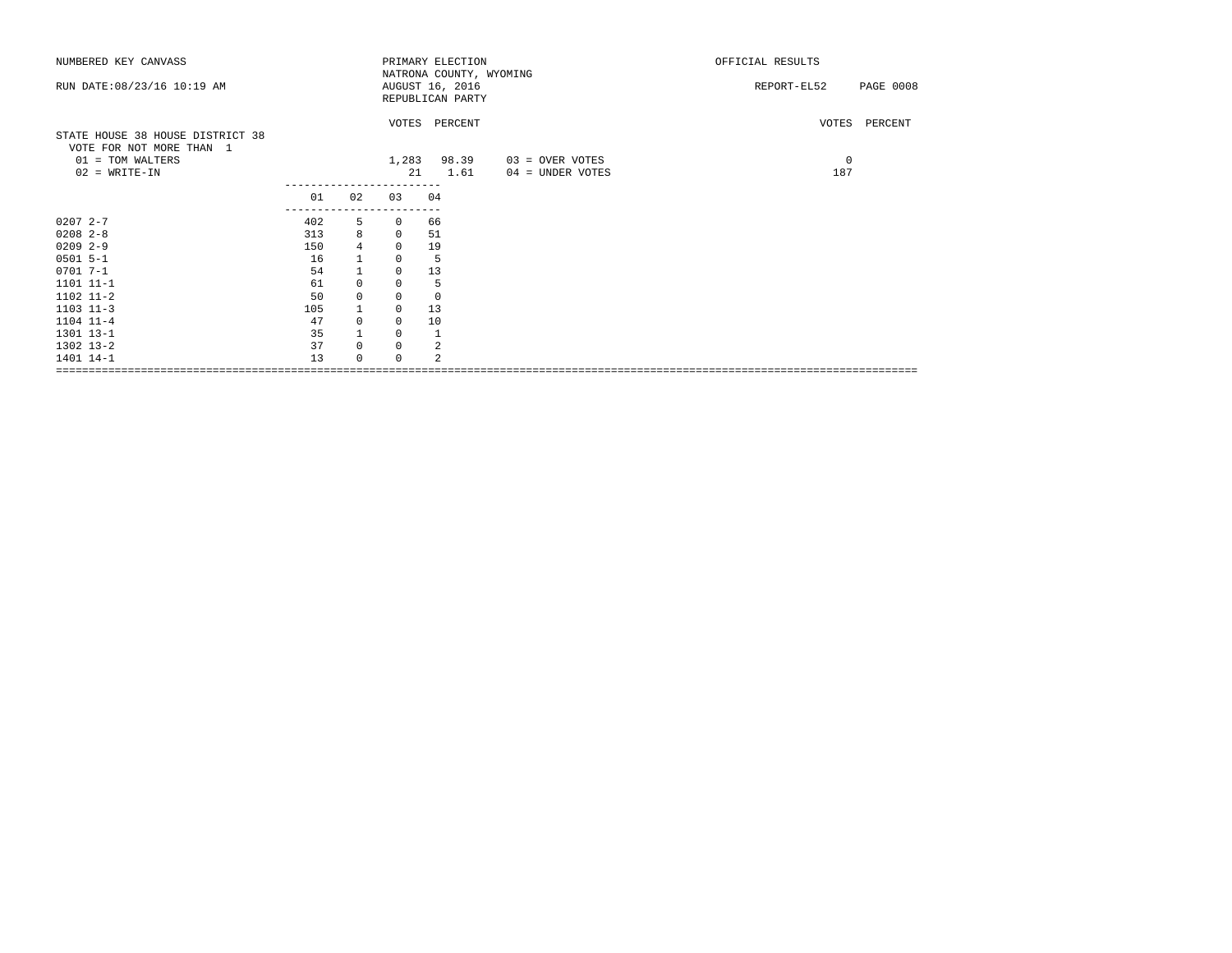NUMBERED KEY CANVASS

RUN DATE:08/23/16 10:19 AM

PRIMARY ELECTION
NATRONA COUNTY, WYOMING
AUGUST 16, 2016
REPUBLICAN PARTY

OFFICIAL RESULTS

REPORT-EL52 PAGE 0008

## STATE HOUSE 38 HOUSE DISTRICT 38

VOTE FOR NOT MORE THAN 1

| | VOTES | PERCENT | | VOTES | PERCENT |
|---|---|---|---|---|---|
| 01 = TOM WALTERS | 1,283 | 98.39 | 03 = OVER VOTES | 0 | |
| 02 = WRITE-IN | 21 | 1.61 | 04 = UNDER VOTES | 187 | |

| | 01 | 02 | 03 | 04 |
|---|---|---|---|---|
| 0207 2-7 | 402 | 5 | 0 | 66 |
| 0208 2-8 | 313 | 8 | 0 | 51 |
| 0209 2-9 | 150 | 4 | 0 | 19 |
| 0501 5-1 | 16 | 1 | 0 | 5 |
| 0701 7-1 | 54 | 1 | 0 | 13 |
| 1101 11-1 | 61 | 0 | 0 | 5 |
| 1102 11-2 | 50 | 0 | 0 | 0 |
| 1103 11-3 | 105 | 1 | 0 | 13 |
| 1104 11-4 | 47 | 0 | 0 | 10 |
| 1301 13-1 | 35 | 1 | 0 | 1 |
| 1302 13-2 | 37 | 0 | 0 | 2 |
| 1401 14-1 | 13 | 0 | 0 | 2 |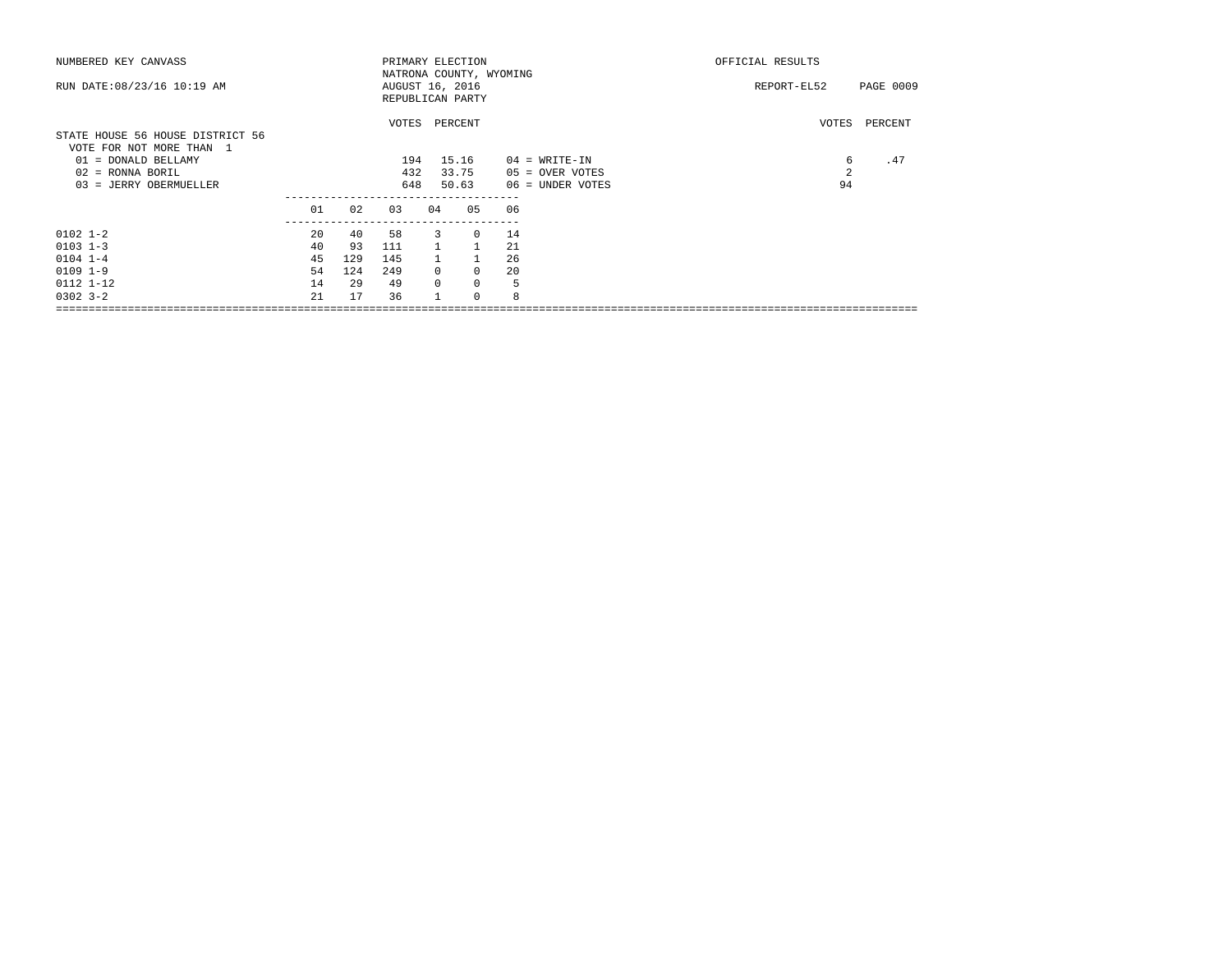NUMBERED KEY CANVASS — PRIMARY ELECTION — NATRONA COUNTY, WYOMING — OFFICIAL RESULTS

RUN DATE:08/23/16 10:19 AM — AUGUST 16, 2016 — REPUBLICAN PARTY — REPORT-EL52

## STATE HOUSE 56 HOUSE DISTRICT 56

VOTE FOR NOT MORE THAN 1

| | VOTES | PERCENT |
|---|---|---|
| 01 = DONALD BELLAMY | 194 | 15.16 |
| 02 = RONNA BORIL | 432 | 33.75 |
| 03 = JERRY OBERMUELLER | 648 | 50.63 |
| 04 = WRITE-IN | 6 | .47 |
| 05 = OVER VOTES | 2 | |
| 06 = UNDER VOTES | 94 | |

| | 01 | 02 | 03 | 04 | 05 | 06 |
|---|---|---|---|---|---|---|
| 0102 1-2 | 20 | 40 | 58 | 3 | 0 | 14 |
| 0103 1-3 | 40 | 93 | 111 | 1 | 1 | 21 |
| 0104 1-4 | 45 | 129 | 145 | 1 | 1 | 26 |
| 0109 1-9 | 54 | 124 | 249 | 0 | 0 | 20 |
| 0112 1-12 | 14 | 29 | 49 | 0 | 0 | 5 |
| 0302 3-2 | 21 | 17 | 36 | 1 | 0 | 8 |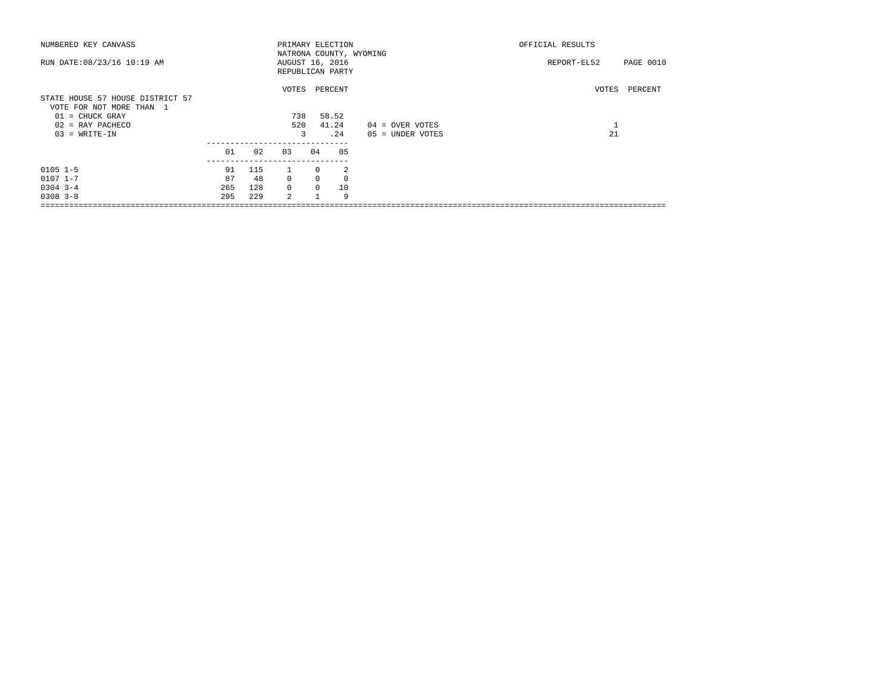NUMBERED KEY CANVASS

RUN DATE:08/23/16 10:19 AM

PRIMARY ELECTION
NATRONA COUNTY, WYOMING
AUGUST 16, 2016
REPUBLICAN PARTY

OFFICIAL RESULTS

REPORT-EL52 PAGE 0010

## STATE HOUSE 57 HOUSE DISTRICT 57

VOTE FOR NOT MORE THAN 1

| | VOTES | PERCENT |
|---|---|---|
| 01 = CHUCK GRAY | 738 | 58.52 |
| 02 = RAY PACHECO | 520 | 41.24 |
| 03 = WRITE-IN | 3 | .24 |

| | VOTES | PERCENT |
|---|---|---|
| 04 = OVER VOTES | 1 | |
| 05 = UNDER VOTES | 21 | |

| | 01 | 02 | 03 | 04 | 05 |
|---|---|---|---|---|---|
| 0105 1-5 | 91 | 115 | 1 | 0 | 2 |
| 0107 1-7 | 87 | 48 | 0 | 0 | 0 |
| 0304 3-4 | 265 | 128 | 0 | 0 | 10 |
| 0308 3-8 | 295 | 229 | 2 | 1 | 9 |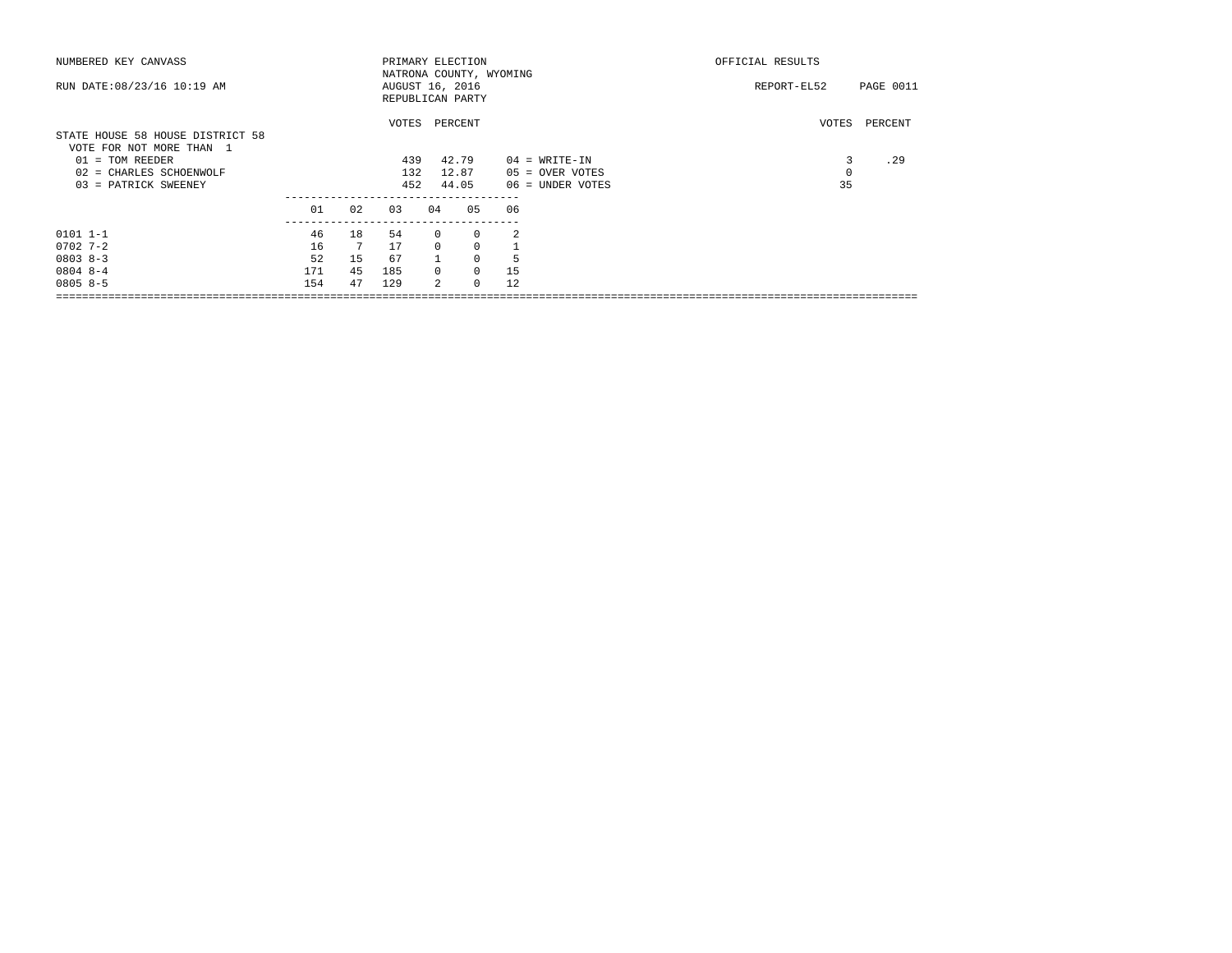NUMBERED KEY CANVASS

RUN DATE:08/23/16 10:19 AM

PRIMARY ELECTION
NATRONA COUNTY, WYOMING
AUGUST 16, 2016
REPUBLICAN PARTY

OFFICIAL RESULTS

REPORT-EL52 PAGE 0011

STATE HOUSE 58 HOUSE DISTRICT 58
VOTE FOR NOT MORE THAN 1

| | VOTES | PERCENT | | VOTES | PERCENT |
|---|---|---|---|---|---|
| 01 = TOM REEDER | 439 | 42.79 | 04 = WRITE-IN | 3 | .29 |
| 02 = CHARLES SCHOENWOLF | 132 | 12.87 | 05 = OVER VOTES | 0 | |
| 03 = PATRICK SWEENEY | 452 | 44.05 | 06 = UNDER VOTES | 35 | |

| | 01 | 02 | 03 | 04 | 05 | 06 |
|---|---|---|---|---|---|---|
| 0101 1-1 | 46 | 18 | 54 | 0 | 0 | 2 |
| 0702 7-2 | 16 | 7 | 17 | 0 | 0 | 1 |
| 0803 8-3 | 52 | 15 | 67 | 1 | 0 | 5 |
| 0804 8-4 | 171 | 45 | 185 | 0 | 0 | 15 |
| 0805 8-5 | 154 | 47 | 129 | 2 | 0 | 12 |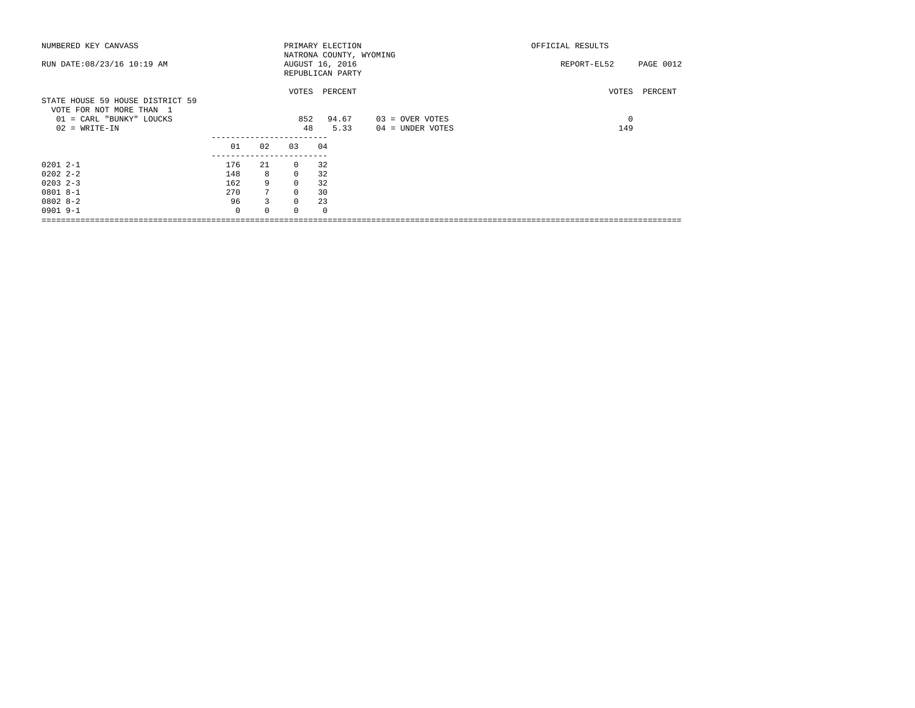NUMBERED KEY CANVASS

RUN DATE:08/23/16 10:19 AM

PRIMARY ELECTION
NATRONA COUNTY, WYOMING
AUGUST 16, 2016
REPUBLICAN PARTY

OFFICIAL RESULTS

REPORT-EL52

## STATE HOUSE 59 HOUSE DISTRICT 59

VOTE FOR NOT MORE THAN 1

| | VOTES | PERCENT | | VOTES | PERCENT |
|---|---|---|---|---|---|
| 01 = CARL "BUNKY" LOUCKS | 852 | 94.67 | 03 = OVER VOTES | 0 | |
| 02 = WRITE-IN | 48 | 5.33 | 04 = UNDER VOTES | 149 | |

| | 01 | 02 | 03 | 04 |
|---|---|---|---|---|
| 0201 2-1 | 176 | 21 | 0 | 32 |
| 0202 2-2 | 148 | 8 | 0 | 32 |
| 0203 2-3 | 162 | 9 | 0 | 32 |
| 0801 8-1 | 270 | 7 | 0 | 30 |
| 0802 8-2 | 96 | 3 | 0 | 23 |
| 0901 9-1 | 0 | 0 | 0 | 0 |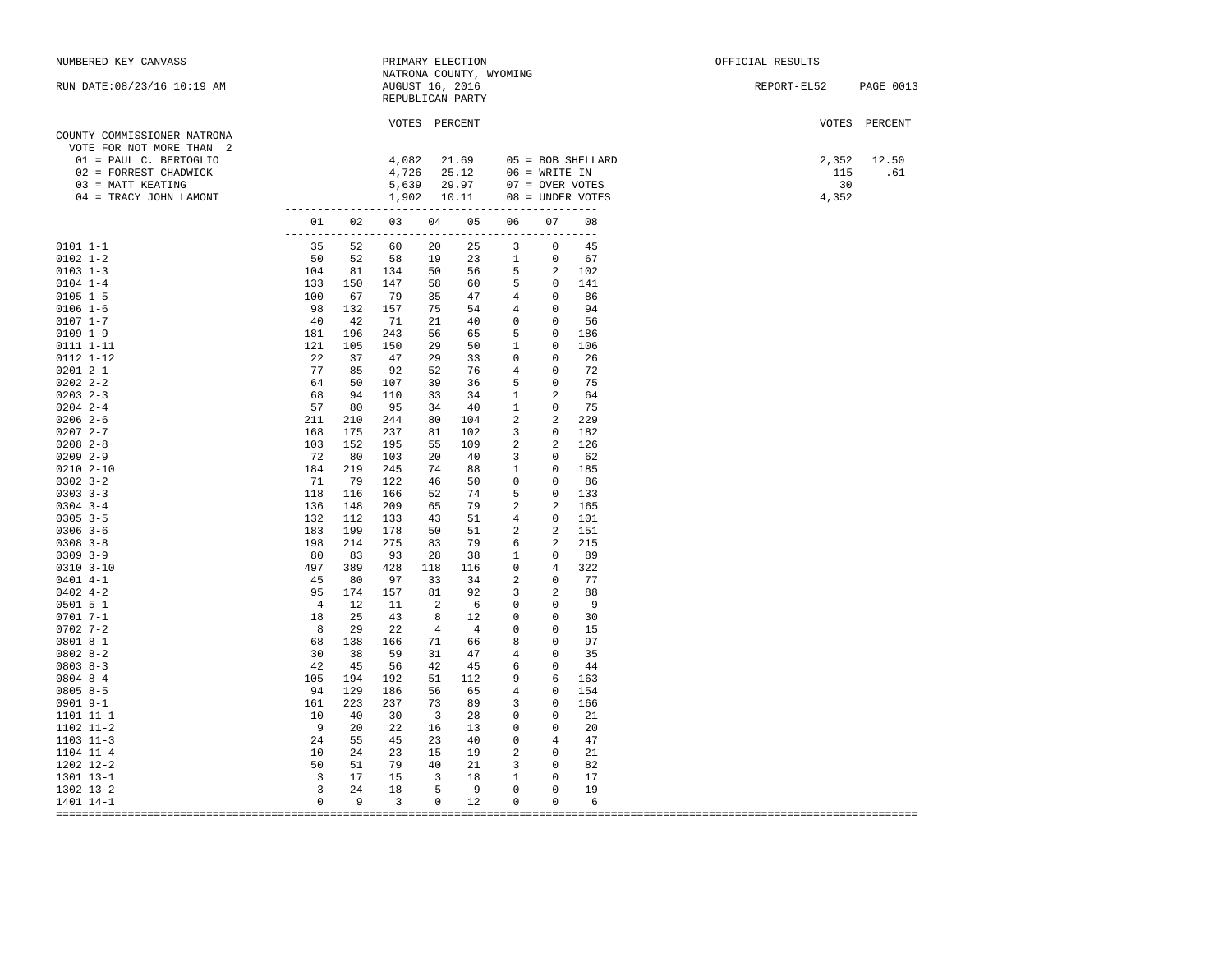NUMBERED KEY CANVASS

RUN DATE:08/23/16 10:19 AM

PRIMARY ELECTION
NATRONA COUNTY, WYOMING
AUGUST 16, 2016
REPUBLICAN PARTY

OFFICIAL RESULTS

REPORT-EL52

## COUNTY COMMISSIONER NATRONA

VOTE FOR NOT MORE THAN 2

| | VOTES | PERCENT | | VOTES | PERCENT |
|---|---|---|---|---|---|
| 01 = PAUL C. BERTOGLIO | 4,082 | 21.69 | 05 = BOB SHELLARD | 2,352 | 12.50 |
| 02 = FORREST CHADWICK | 4,726 | 25.12 | 06 = WRITE-IN | 115 | .61 |
| 03 = MATT KEATING | 5,639 | 29.97 | 07 = OVER VOTES | 30 | |
| 04 = TRACY JOHN LAMONT | 1,902 | 10.11 | 08 = UNDER VOTES | 4,352 | |

| | 01 | 02 | 03 | 04 | 05 | 06 | 07 | 08 |
|---|---|---|---|---|---|---|---|---|
| 0101 1-1 | 35 | 52 | 60 | 20 | 25 | 3 | 0 | 45 |
| 0102 1-2 | 50 | 52 | 58 | 19 | 23 | 1 | 0 | 67 |
| 0103 1-3 | 104 | 81 | 134 | 50 | 56 | 5 | 2 | 102 |
| 0104 1-4 | 133 | 150 | 147 | 58 | 60 | 5 | 0 | 141 |
| 0105 1-5 | 100 | 67 | 79 | 35 | 47 | 4 | 0 | 86 |
| 0106 1-6 | 98 | 132 | 157 | 75 | 54 | 4 | 0 | 94 |
| 0107 1-7 | 40 | 42 | 71 | 21 | 40 | 0 | 0 | 56 |
| 0109 1-9 | 181 | 196 | 243 | 56 | 65 | 5 | 0 | 186 |
| 0111 1-11 | 121 | 105 | 150 | 29 | 50 | 1 | 0 | 106 |
| 0112 1-12 | 22 | 37 | 47 | 29 | 33 | 0 | 0 | 26 |
| 0201 2-1 | 77 | 85 | 92 | 52 | 76 | 4 | 0 | 72 |
| 0202 2-2 | 64 | 50 | 107 | 39 | 36 | 5 | 0 | 75 |
| 0203 2-3 | 68 | 94 | 110 | 33 | 34 | 1 | 2 | 64 |
| 0204 2-4 | 57 | 80 | 95 | 34 | 40 | 1 | 0 | 75 |
| 0206 2-6 | 211 | 210 | 244 | 80 | 104 | 2 | 2 | 229 |
| 0207 2-7 | 168 | 175 | 237 | 81 | 102 | 3 | 0 | 182 |
| 0208 2-8 | 103 | 152 | 195 | 55 | 109 | 2 | 2 | 126 |
| 0209 2-9 | 72 | 80 | 103 | 20 | 40 | 3 | 0 | 62 |
| 0210 2-10 | 184 | 219 | 245 | 74 | 88 | 1 | 0 | 185 |
| 0302 3-2 | 71 | 79 | 122 | 46 | 50 | 0 | 0 | 86 |
| 0303 3-3 | 118 | 116 | 166 | 52 | 74 | 5 | 0 | 133 |
| 0304 3-4 | 136 | 148 | 209 | 65 | 79 | 2 | 2 | 165 |
| 0305 3-5 | 132 | 112 | 133 | 43 | 51 | 4 | 0 | 101 |
| 0306 3-6 | 183 | 199 | 178 | 50 | 51 | 2 | 2 | 151 |
| 0308 3-8 | 198 | 214 | 275 | 83 | 79 | 6 | 2 | 215 |
| 0309 3-9 | 80 | 83 | 93 | 28 | 38 | 1 | 0 | 89 |
| 0310 3-10 | 497 | 389 | 428 | 118 | 116 | 0 | 4 | 322 |
| 0401 4-1 | 45 | 80 | 97 | 33 | 34 | 2 | 0 | 77 |
| 0402 4-2 | 95 | 174 | 157 | 81 | 92 | 3 | 2 | 88 |
| 0501 5-1 | 4 | 12 | 11 | 2 | 6 | 0 | 0 | 9 |
| 0701 7-1 | 18 | 25 | 43 | 8 | 12 | 0 | 0 | 30 |
| 0702 7-2 | 8 | 29 | 22 | 4 | 4 | 0 | 0 | 15 |
| 0801 8-1 | 68 | 138 | 166 | 71 | 66 | 8 | 0 | 97 |
| 0802 8-2 | 30 | 38 | 59 | 31 | 47 | 4 | 0 | 35 |
| 0803 8-3 | 42 | 45 | 56 | 42 | 45 | 6 | 0 | 44 |
| 0804 8-4 | 105 | 194 | 192 | 51 | 112 | 9 | 6 | 163 |
| 0805 8-5 | 94 | 129 | 186 | 56 | 65 | 4 | 0 | 154 |
| 0901 9-1 | 161 | 223 | 237 | 73 | 89 | 3 | 0 | 166 |
| 1101 11-1 | 10 | 40 | 30 | 3 | 28 | 0 | 0 | 21 |
| 1102 11-2 | 9 | 20 | 22 | 16 | 13 | 0 | 0 | 20 |
| 1103 11-3 | 24 | 55 | 45 | 23 | 40 | 0 | 4 | 47 |
| 1104 11-4 | 10 | 24 | 23 | 15 | 19 | 2 | 0 | 21 |
| 1202 12-2 | 50 | 51 | 79 | 40 | 21 | 3 | 0 | 82 |
| 1301 13-1 | 3 | 17 | 15 | 3 | 18 | 1 | 0 | 17 |
| 1302 13-2 | 3 | 24 | 18 | 5 | 9 | 0 | 0 | 19 |
| 1401 14-1 | 0 | 9 | 3 | 0 | 12 | 0 | 0 | 6 |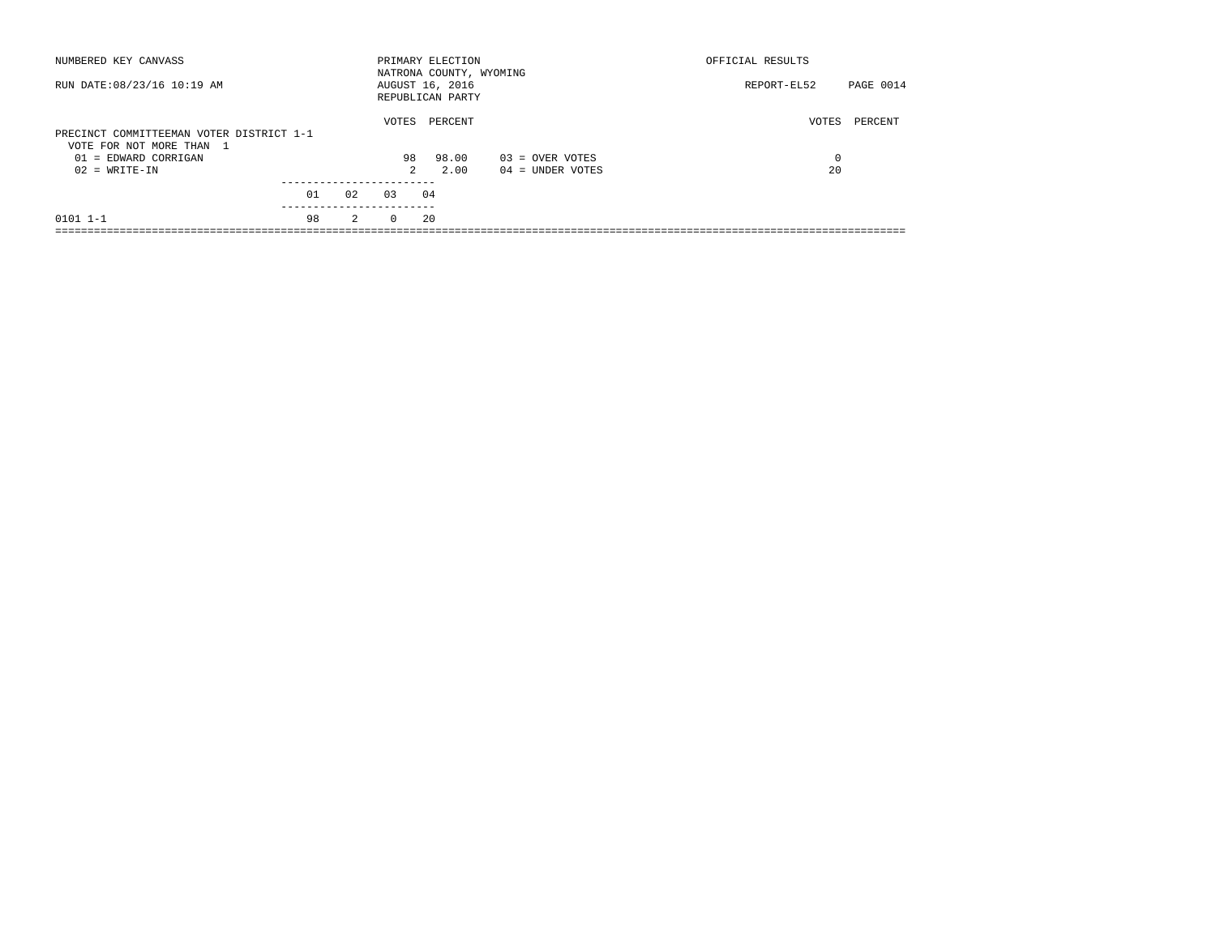NUMBERED KEY CANVASS

RUN DATE:08/23/16 10:19 AM

PRIMARY ELECTION
NATRONA COUNTY, WYOMING
AUGUST 16, 2016
REPUBLICAN PARTY

OFFICIAL RESULTS

REPORT-EL52 PAGE 0014

## PRECINCT COMMITTEEMAN VOTER DISTRICT 1-1

VOTE FOR NOT MORE THAN 1

| | VOTES | PERCENT | | VOTES | PERCENT |
|---|---|---|---|---|---|
| 01 = EDWARD CORRIGAN | 98 | 98.00 | 03 = OVER VOTES | 0 | |
| 02 = WRITE-IN | 2 | 2.00 | 04 = UNDER VOTES | 20 | |

| | 01 | 02 | 03 | 04 |
|---|---|---|---|---|
| 0101 1-1 | 98 | 2 | 0 | 20 |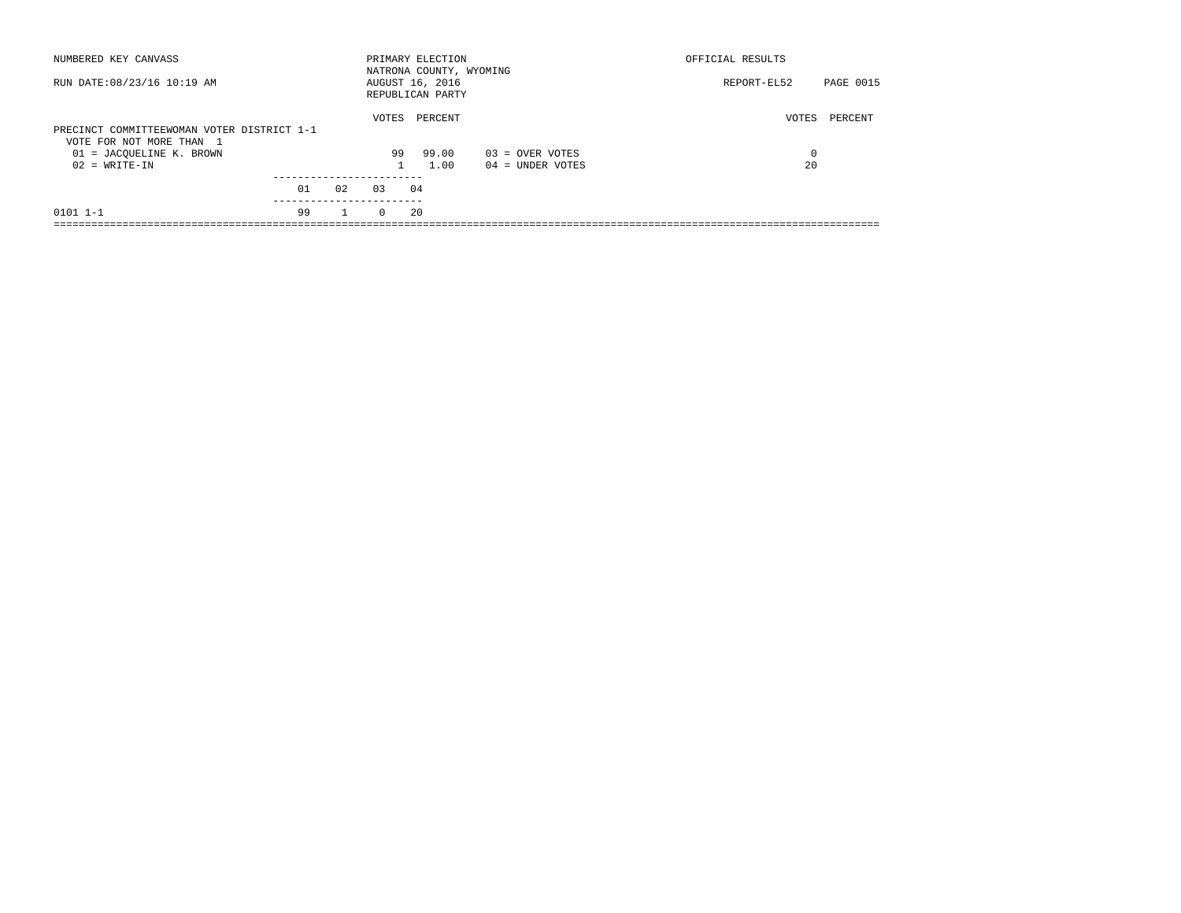NUMBERED KEY CANVASS

RUN DATE:08/23/16 10:19 AM

PRIMARY ELECTION
NATRONA COUNTY, WYOMING
AUGUST 16, 2016
REPUBLICAN PARTY

OFFICIAL RESULTS

REPORT-EL52 PAGE 0015

PRECINCT COMMITTEEWOMAN VOTER DISTRICT 1-1
VOTE FOR NOT MORE THAN 1

| | VOTES | PERCENT | | VOTES | PERCENT |
|---|---|---|---|---|---|
| 01 = JACQUELINE K. BROWN | 99 | 99.00 | 03 = OVER VOTES | 0 | |
| 02 = WRITE-IN | 1 | 1.00 | 04 = UNDER VOTES | 20 | |

| | 01 | 02 | 03 | 04 |
|---|---|---|---|---|
| 0101 1-1 | 99 | 1 | 0 | 20 |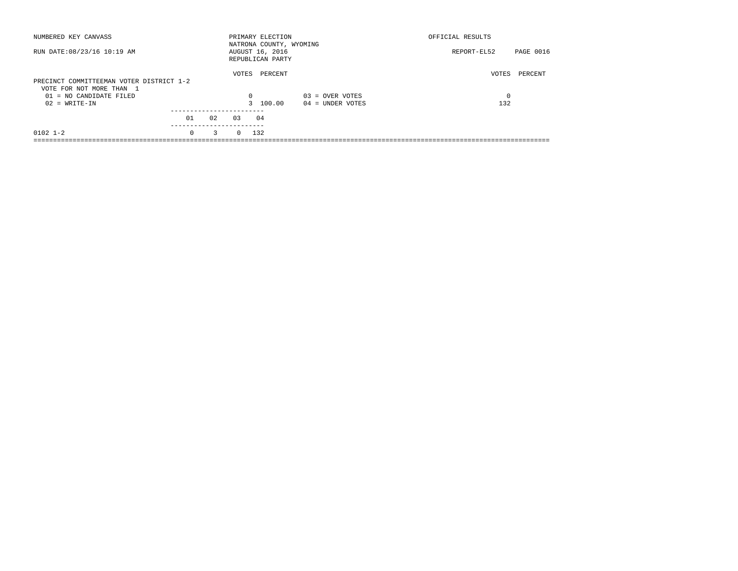NUMBERED KEY CANVASS

RUN DATE:08/23/16 10:19 AM

PRIMARY ELECTION
NATRONA COUNTY, WYOMING
AUGUST 16, 2016
REPUBLICAN PARTY

OFFICIAL RESULTS

REPORT-EL52 PAGE 0016

PRECINCT COMMITTEEMAN VOTER DISTRICT 1-2
VOTE FOR NOT MORE THAN 1

| | VOTES | PERCENT | | VOTES | PERCENT |
|---|---|---|---|---|---|
| 01 = NO CANDIDATE FILED | 0 | | 03 = OVER VOTES | 0 | |
| 02 = WRITE-IN | 3 | 100.00 | 04 = UNDER VOTES | 132 | |

| | 01 | 02 | 03 | 04 |
|---|---|---|---|---|
| 0102 1-2 | 0 | 3 | 0 | 132 |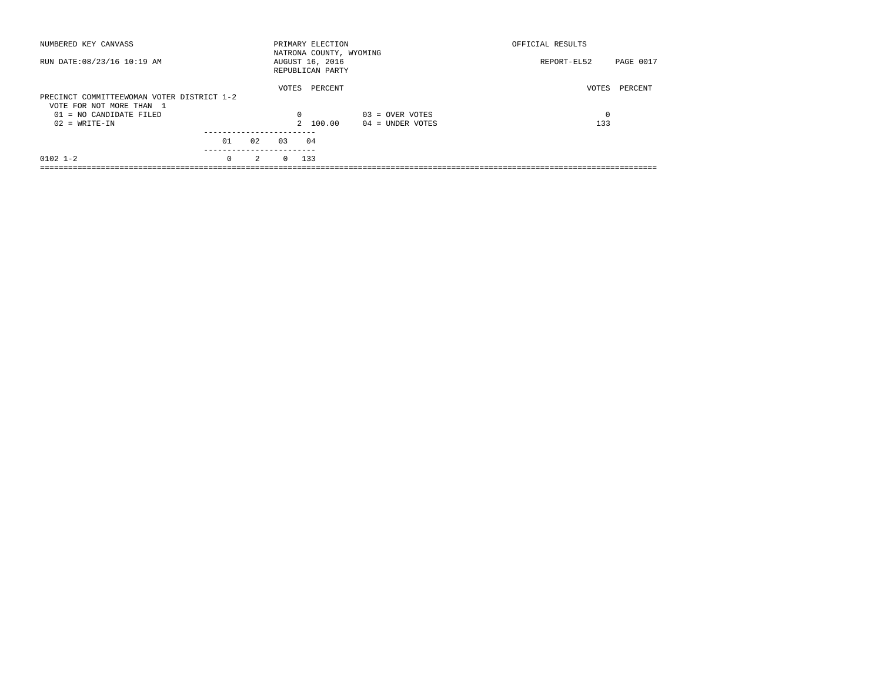NUMBERED KEY CANVASS

PRIMARY ELECTION
NATRONA COUNTY, WYOMING
AUGUST 16, 2016
REPUBLICAN PARTY

OFFICIAL RESULTS

RUN DATE:08/23/16 10:19 AM

REPORT-EL52 PAGE 0017

PRECINCT COMMITTEEWOMAN VOTER DISTRICT 1-2
VOTE FOR NOT MORE THAN 1

| | VOTES | PERCENT | | VOTES | PERCENT |
|---|---|---|---|---|---|
| 01 = NO CANDIDATE FILED | 0 | | 03 = OVER VOTES | 0 | |
| 02 = WRITE-IN | 2 | 100.00 | 04 = UNDER VOTES | 133 | |

| | 01 | 02 | 03 | 04 |
|---|---|---|---|---|
| 0102 1-2 | 0 | 2 | 0 | 133 |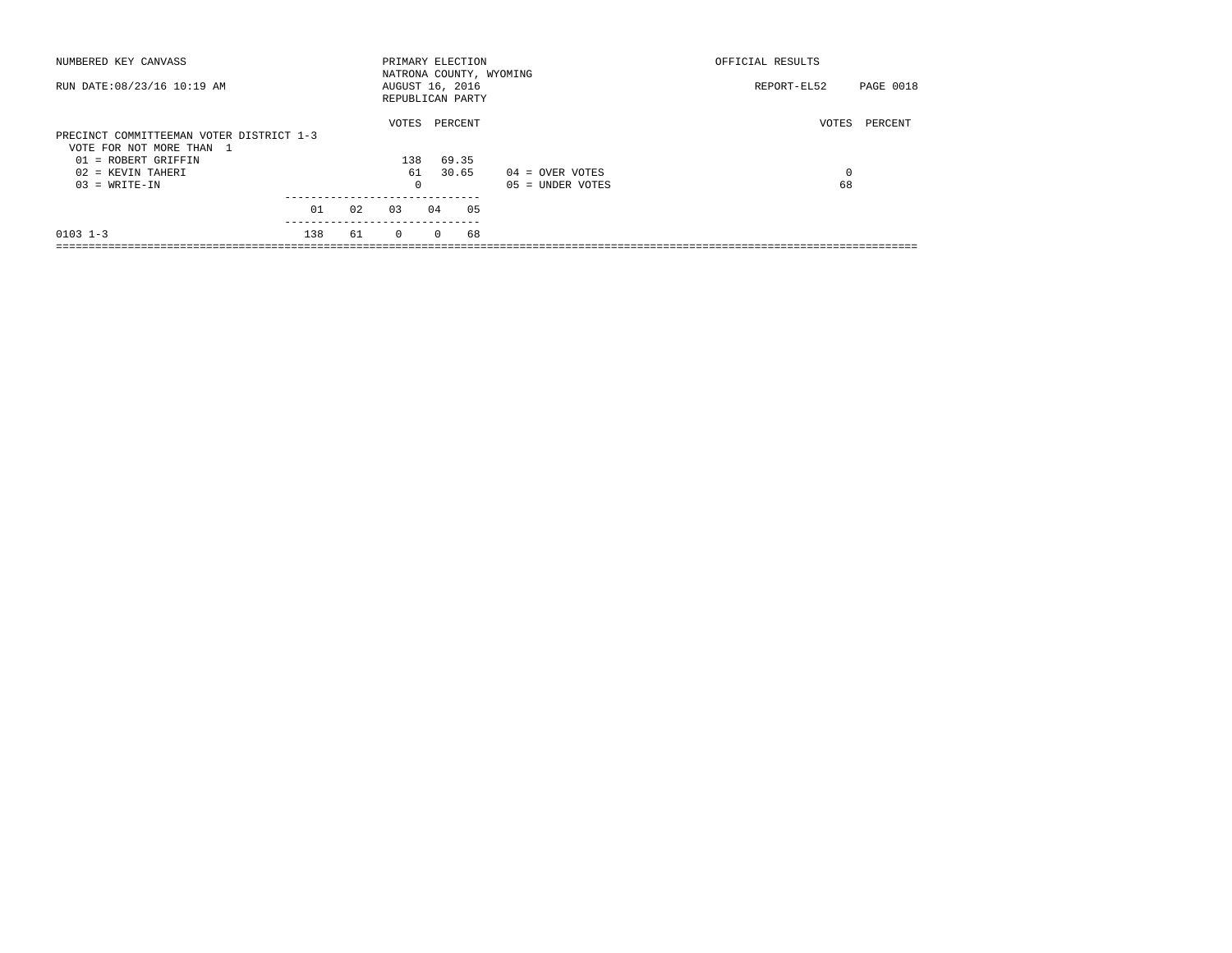NUMBERED KEY CANVASS — PRIMARY ELECTION — NATRONA COUNTY, WYOMING — OFFICIAL RESULTS

RUN DATE:08/23/16 10:19 AM — AUGUST 16, 2016 — REPUBLICAN PARTY — REPORT-EL52

## PRECINCT COMMITTEEMAN VOTER DISTRICT 1-3

VOTE FOR NOT MORE THAN 1

| | VOTES | PERCENT |
|---|---|---|
| 01 = ROBERT GRIFFIN | 138 | 69.35 |
| 02 = KEVIN TAHERI | 61 | 30.65 |
| 03 = WRITE-IN | 0 | |

| | VOTES | PERCENT |
|---|---|---|
| 04 = OVER VOTES | 0 | |
| 05 = UNDER VOTES | 68 | |

| | 01 | 02 | 03 | 04 | 05 |
|---|---|---|---|---|---|
| 0103 1-3 | 138 | 61 | 0 | 0 | 68 |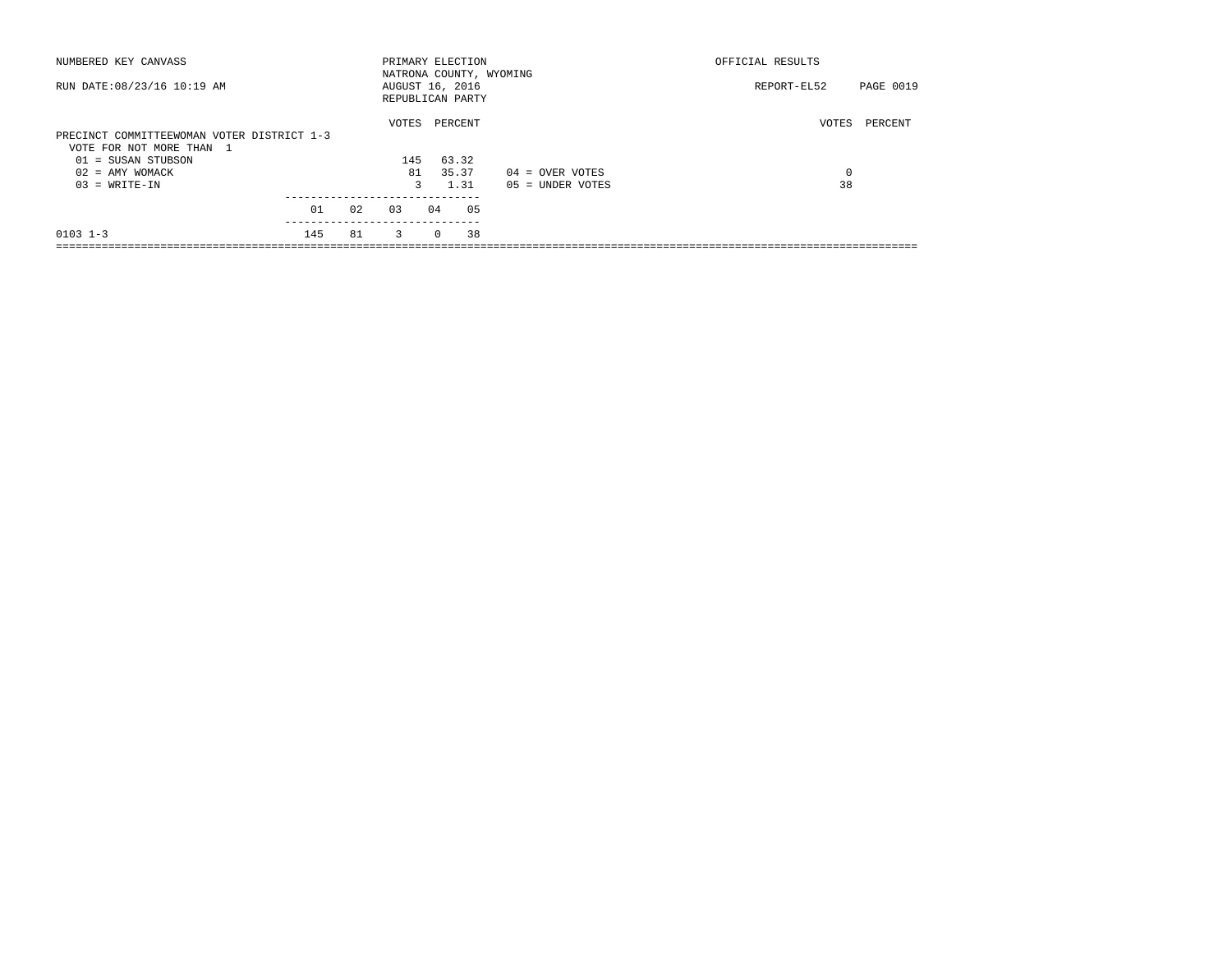NUMBERED KEY CANVASS — PRIMARY ELECTION — OFFICIAL RESULTS

NATRONA COUNTY, WYOMING

RUN DATE:08/23/16 10:19 AM — AUGUST 16, 2016 — REPORT-EL52 PAGE 0019

REPUBLICAN PARTY

## PRECINCT COMMITTEEWOMAN VOTER DISTRICT 1-3

VOTE FOR NOT MORE THAN 1

| Candidate | VOTES | PERCENT |
|---|---|---|
| 01 = SUSAN STUBSON | 145 | 63.32 |
| 02 = AMY WOMACK | 81 | 35.37 |
| 03 = WRITE-IN | 3 | 1.31 |

| | VOTES | PERCENT |
|---|---|---|
| 04 = OVER VOTES | 0 | |
| 05 = UNDER VOTES | 38 | |

| Precinct | 01 | 02 | 03 | 04 | 05 |
|---|---|---|---|---|---|
| 0103 1-3 | 145 | 81 | 3 | 0 | 38 |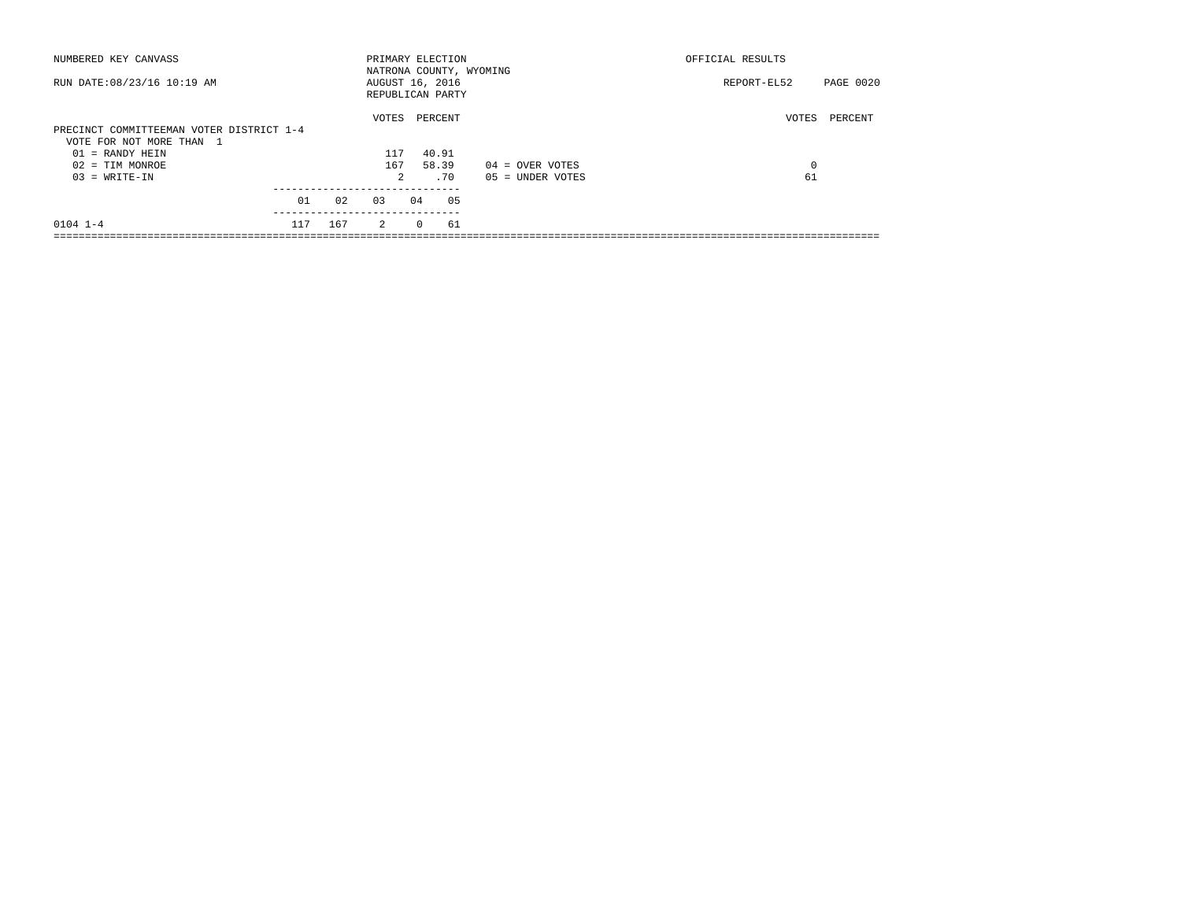NUMBERED KEY CANVASS — PRIMARY ELECTION — NATRONA COUNTY, WYOMING — OFFICIAL RESULTS

RUN DATE:08/23/16 10:19 AM — AUGUST 16, 2016 — REPUBLICAN PARTY — REPORT-EL52

## PRECINCT COMMITTEEMAN VOTER DISTRICT 1-4

VOTE FOR NOT MORE THAN 1

| | VOTES | PERCENT |
|---|---|---|
| 01 = RANDY HEIN | 117 | 40.91 |
| 02 = TIM MONROE | 167 | 58.39 |
| 03 = WRITE-IN | 2 | .70 |

| | VOTES | PERCENT |
|---|---|---|
| 04 = OVER VOTES | 0 | |
| 05 = UNDER VOTES | 61 | |

| | 01 | 02 | 03 | 04 | 05 |
|---|---|---|---|---|---|
| 0104 1-4 | 117 | 167 | 2 | 0 | 61 |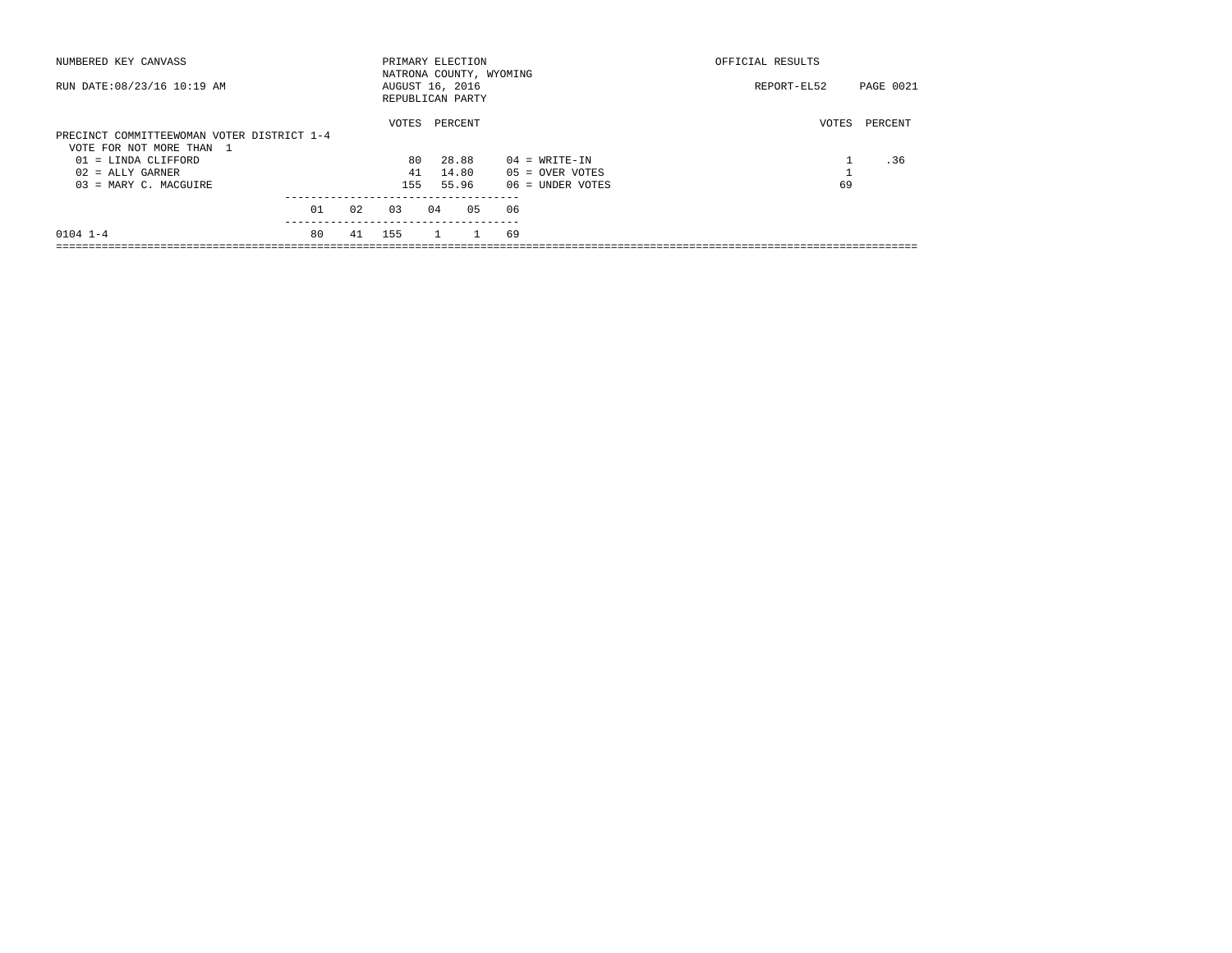NUMBERED KEY CANVASS

RUN DATE:08/23/16 10:19 AM

PRIMARY ELECTION
NATRONA COUNTY, WYOMING
AUGUST 16, 2016
REPUBLICAN PARTY

OFFICIAL RESULTS

REPORT-EL52 PAGE 0021

PRECINCT COMMITTEEWOMAN VOTER DISTRICT 1-4
VOTE FOR NOT MORE THAN 1

| Candidate | VOTES | PERCENT | Candidate | VOTES | PERCENT |
|---|---|---|---|---|---|
| 01 = LINDA CLIFFORD | 80 | 28.88 | 04 = WRITE-IN | 1 | .36 |
| 02 = ALLY GARNER | 41 | 14.80 | 05 = OVER VOTES | 1 | |
| 03 = MARY C. MACGUIRE | 155 | 55.96 | 06 = UNDER VOTES | 69 | |

| | 01 | 02 | 03 | 04 | 05 | 06 |
|---|---|---|---|---|---|---|
| 0104 1-4 | 80 | 41 | 155 | 1 | 1 | 69 |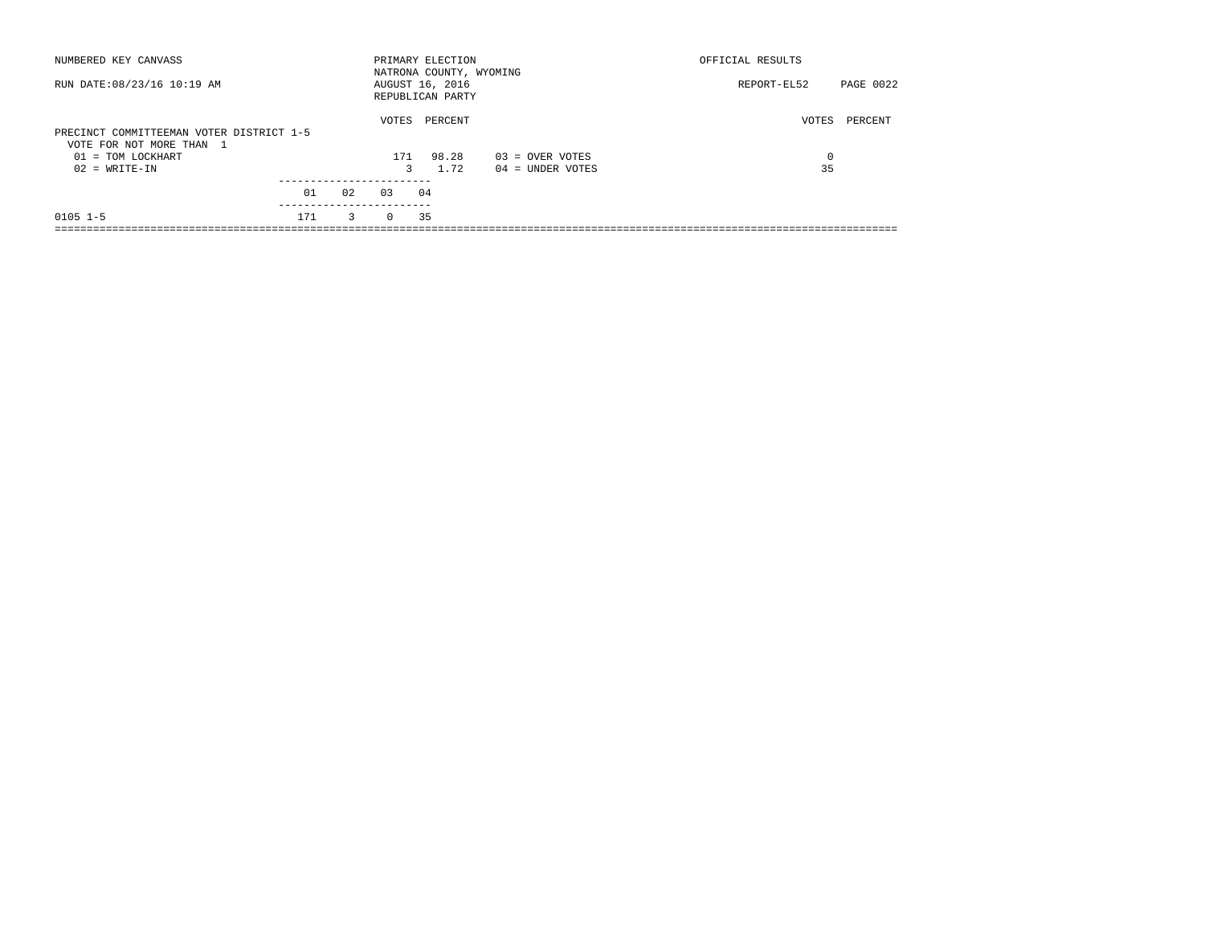NUMBERED KEY CANVASS

RUN DATE:08/23/16 10:19 AM

PRIMARY ELECTION
NATRONA COUNTY, WYOMING
AUGUST 16, 2016
REPUBLICAN PARTY

OFFICIAL RESULTS

REPORT-EL52

## PRECINCT COMMITTEEMAN VOTER DISTRICT 1-5

VOTE FOR NOT MORE THAN 1

| | VOTES | PERCENT | | VOTES | PERCENT |
|---|---|---|---|---|---|
| 01 = TOM LOCKHART | 171 | 98.28 | 03 = OVER VOTES | 0 | |
| 02 = WRITE-IN | 3 | 1.72 | 04 = UNDER VOTES | 35 | |

| | 01 | 02 | 03 | 04 |
|---|---|---|---|---|
| 0105 1-5 | 171 | 3 | 0 | 35 |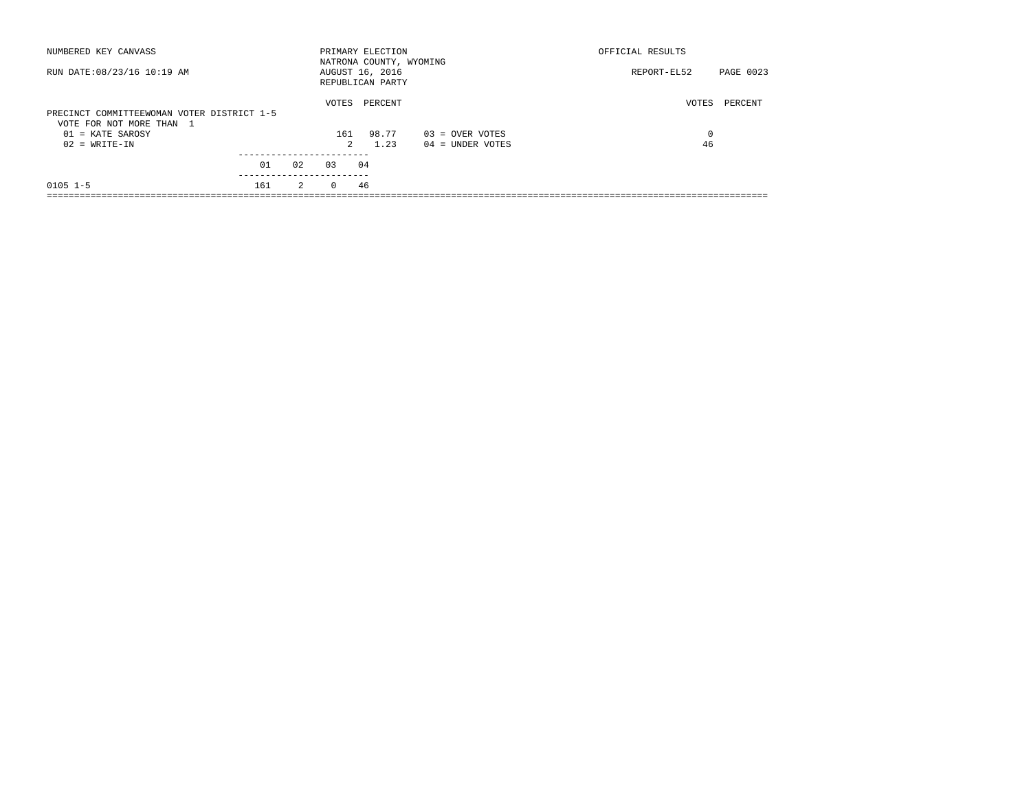NUMBERED KEY CANVASS — PRIMARY ELECTION — OFFICIAL RESULTS

NATRONA COUNTY, WYOMING

RUN DATE:08/23/16 10:19 AM — AUGUST 16, 2016 — REPORT-EL52 PAGE 0023

REPUBLICAN PARTY

## PRECINCT COMMITTEEWOMAN VOTER DISTRICT 1-5

VOTE FOR NOT MORE THAN 1

| | VOTES | PERCENT | | VOTES | PERCENT |
|---|---|---|---|---|---|
| 01 = KATE SAROSY | 161 | 98.77 | 03 = OVER VOTES | 0 | |
| 02 = WRITE-IN | 2 | 1.23 | 04 = UNDER VOTES | 46 | |

| | 01 | 02 | 03 | 04 |
|---|---|---|---|---|
| 0105 1-5 | 161 | 2 | 0 | 46 |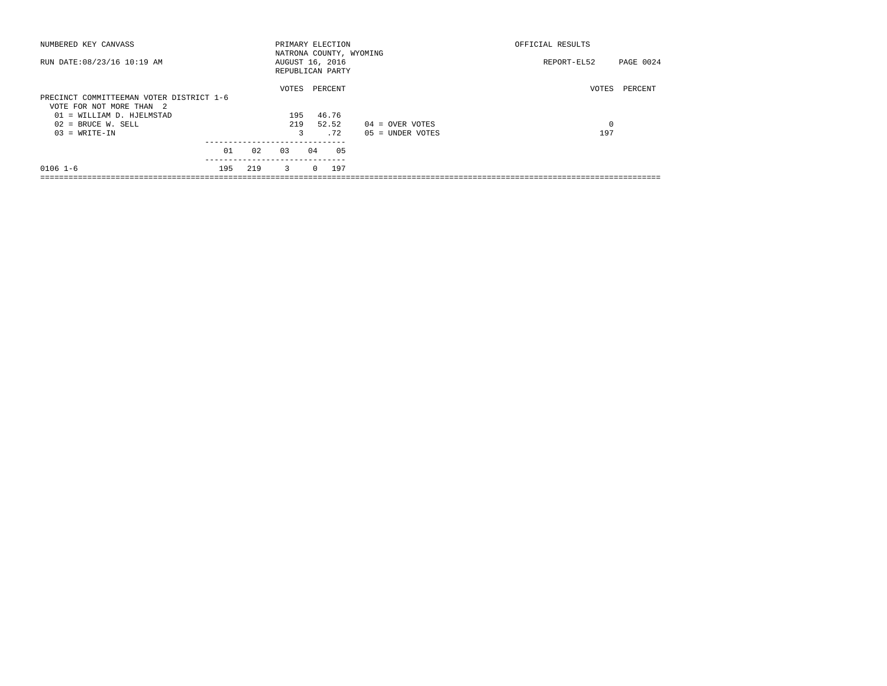NUMBERED KEY CANVASS

RUN DATE:08/23/16 10:19 AM

PRIMARY ELECTION
NATRONA COUNTY, WYOMING
AUGUST 16, 2016
REPUBLICAN PARTY

OFFICIAL RESULTS

REPORT-EL52 PAGE 0024

PRECINCT COMMITTEEMAN VOTER DISTRICT 1-6
VOTE FOR NOT MORE THAN 2

| | VOTES | PERCENT | | VOTES | PERCENT |
|---|---|---|---|---|---|
| 01 = WILLIAM D. HJELMSTAD | 195 | 46.76 | | | |
| 02 = BRUCE W. SELL | 219 | 52.52 | 04 = OVER VOTES | 0 | |
| 03 = WRITE-IN | 3 | .72 | 05 = UNDER VOTES | 197 | |

| | 01 | 02 | 03 | 04 | 05 |
|---|---|---|---|---|---|
| 0106 1-6 | 195 | 219 | 3 | 0 | 197 |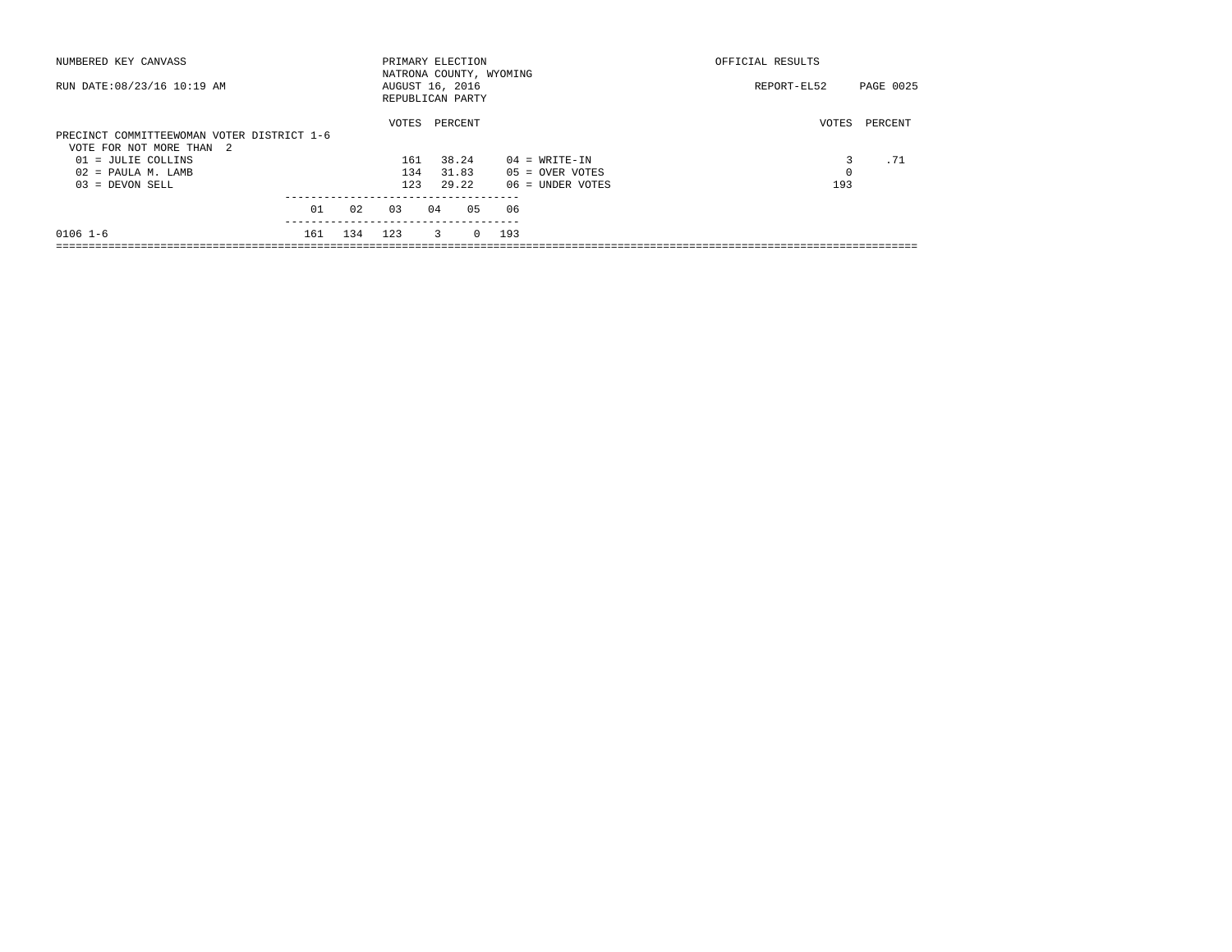NUMBERED KEY CANVASS — PRIMARY ELECTION — OFFICIAL RESULTS

NATRONA COUNTY, WYOMING

RUN DATE:08/23/16 10:19 AM — AUGUST 16, 2016 — REPORT-EL52

REPUBLICAN PARTY

## PRECINCT COMMITTEEWOMAN VOTER DISTRICT 1-6

VOTE FOR NOT MORE THAN 2

| Candidate | VOTES | PERCENT |
|---|---|---|
| 01 = JULIE COLLINS | 161 | 38.24 |
| 02 = PAULA M. LAMB | 134 | 31.83 |
| 03 = DEVON SELL | 123 | 29.22 |
| 04 = WRITE-IN | 3 | .71 |
| 05 = OVER VOTES | 0 | |
| 06 = UNDER VOTES | 193 | |

| Precinct | 01 | 02 | 03 | 04 | 05 | 06 |
|---|---|---|---|---|---|---|
| 0106 1-6 | 161 | 134 | 123 | 3 | 0 | 193 |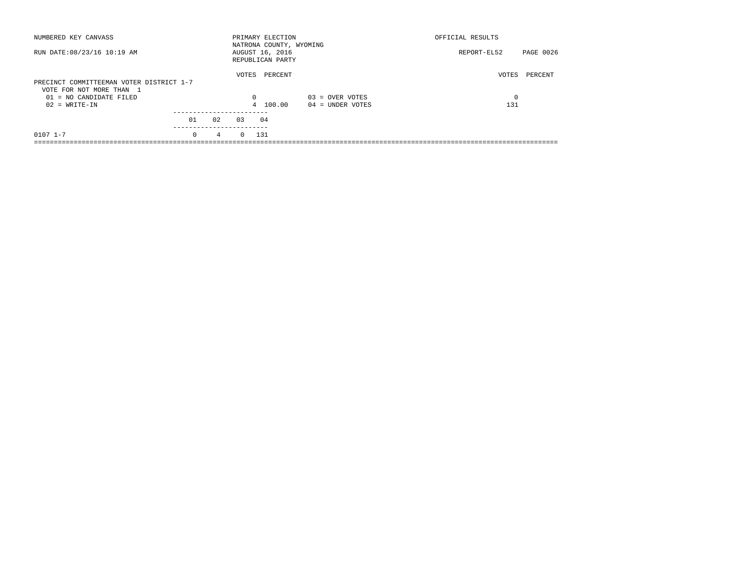NUMBERED KEY CANVASS

RUN DATE:08/23/16 10:19 AM

PRIMARY ELECTION
NATRONA COUNTY, WYOMING
AUGUST 16, 2016
REPUBLICAN PARTY

OFFICIAL RESULTS

REPORT-EL52 PAGE 0026

PRECINCT COMMITTEEMAN VOTER DISTRICT 1-7
VOTE FOR NOT MORE THAN 1

| | VOTES | PERCENT | | VOTES | PERCENT |
|---|---|---|---|---|---|
| 01 = NO CANDIDATE FILED | 0 | | 03 = OVER VOTES | 0 | |
| 02 = WRITE-IN | 4 | 100.00 | 04 = UNDER VOTES | 131 | |

| | 01 | 02 | 03 | 04 |
|---|---|---|---|---|
| 0107 1-7 | 0 | 4 | 0 | 131 |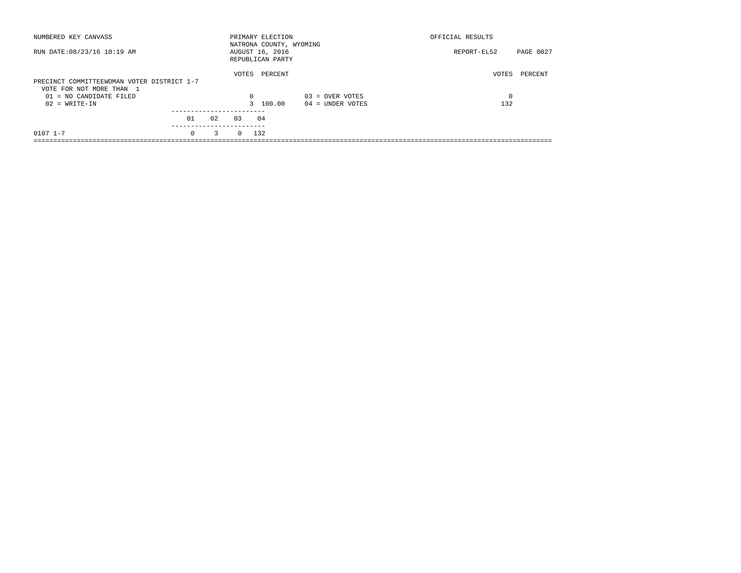NUMBERED KEY CANVASS — PRIMARY ELECTION, NATRONA COUNTY, WYOMING — OFFICIAL RESULTS

RUN DATE:08/23/16 10:19 AM — AUGUST 16, 2016 — REPUBLICAN PARTY — REPORT-EL52

## PRECINCT COMMITTEEWOMAN VOTER DISTRICT 1-7

VOTE FOR NOT MORE THAN 1

| | VOTES | PERCENT |
|---|---|---|
| 01 = NO CANDIDATE FILED | 0 | |
| 02 = WRITE-IN | 3 | 100.00 |
| 03 = OVER VOTES | 0 | |
| 04 = UNDER VOTES | 132 | |

| | 01 | 02 | 03 | 04 |
|---|---|---|---|---|
| 0107 1-7 | 0 | 3 | 0 | 132 |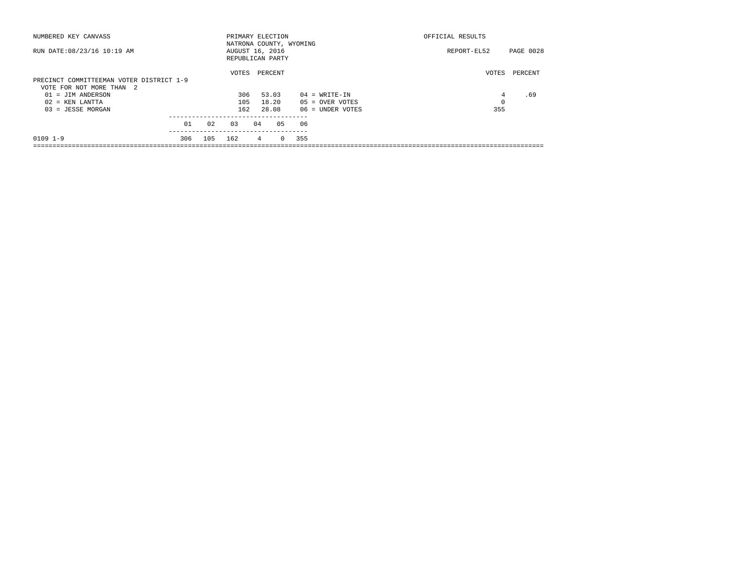NUMBERED KEY CANVASS

RUN DATE:08/23/16 10:19 AM

PRIMARY ELECTION
NATRONA COUNTY, WYOMING
AUGUST 16, 2016
REPUBLICAN PARTY

OFFICIAL RESULTS

REPORT-EL52

PRECINCT COMMITTEEMAN VOTER DISTRICT 1-9
VOTE FOR NOT MORE THAN 2

| | VOTES | PERCENT | | VOTES | PERCENT |
|---|---|---|---|---|---|
| 01 = JIM ANDERSON | 306 | 53.03 | 04 = WRITE-IN | 4 | .69 |
| 02 = KEN LANTTA | 105 | 18.20 | 05 = OVER VOTES | 0 | |
| 03 = JESSE MORGAN | 162 | 28.08 | 06 = UNDER VOTES | 355 | |

| | 01 | 02 | 03 | 04 | 05 | 06 |
|---|---|---|---|---|---|---|
| 0109 1-9 | 306 | 105 | 162 | 4 | 0 | 355 |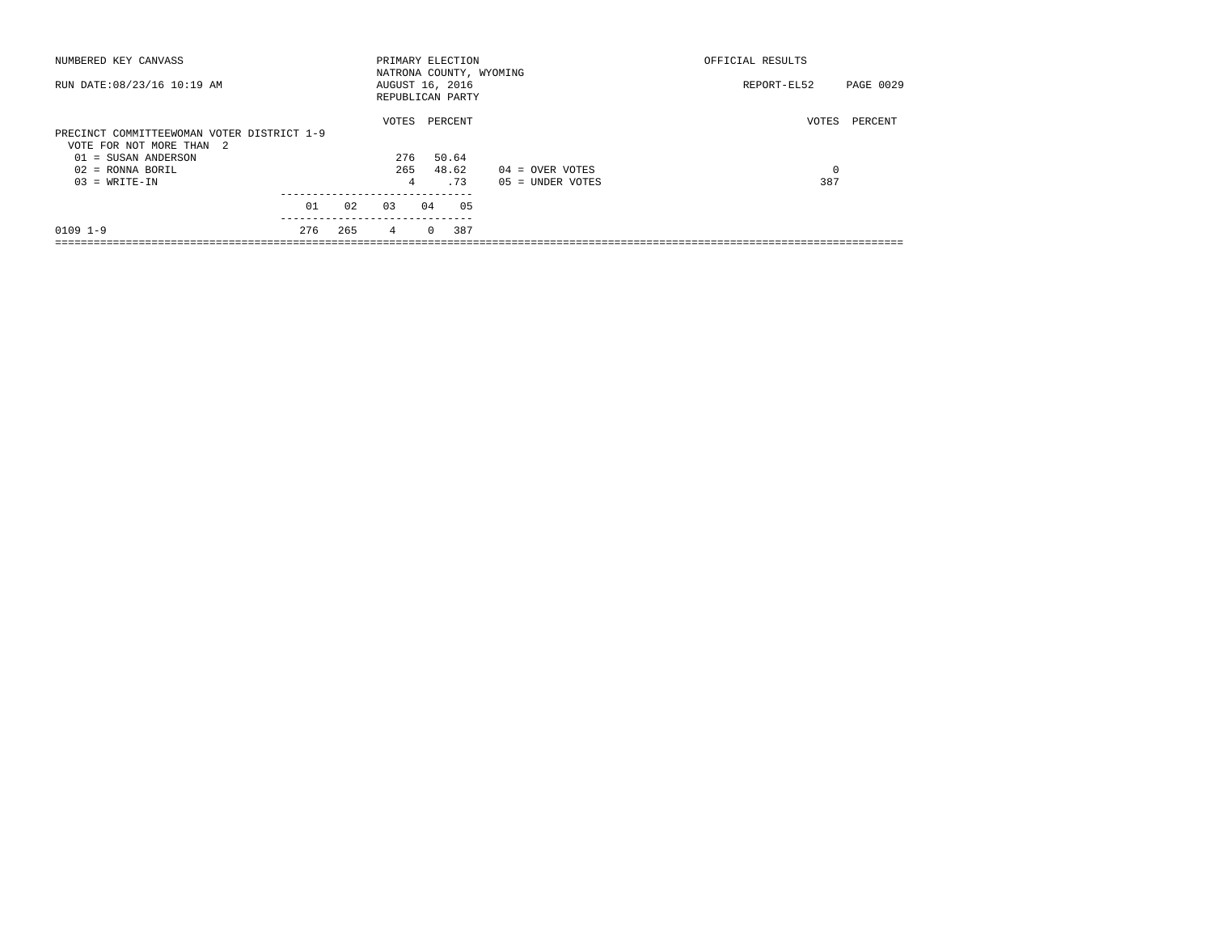NUMBERED KEY CANVASS — PRIMARY ELECTION — NATRONA COUNTY, WYOMING — OFFICIAL RESULTS

RUN DATE:08/23/16 10:19 AM — AUGUST 16, 2016 — REPUBLICAN PARTY — REPORT-EL52

## PRECINCT COMMITTEEWOMAN VOTER DISTRICT 1-9

VOTE FOR NOT MORE THAN 2

| Candidate | VOTES | PERCENT |
|---|---|---|
| 01 = SUSAN ANDERSON | 276 | 50.64 |
| 02 = RONNA BORIL | 265 | 48.62 |
| 03 = WRITE-IN | 4 | .73 |

| | VOTES | PERCENT |
|---|---|---|
| 04 = OVER VOTES | 0 | |
| 05 = UNDER VOTES | 387 | |

| | 01 | 02 | 03 | 04 | 05 |
|---|---|---|---|---|---|
| 0109 1-9 | 276 | 265 | 4 | 0 | 387 |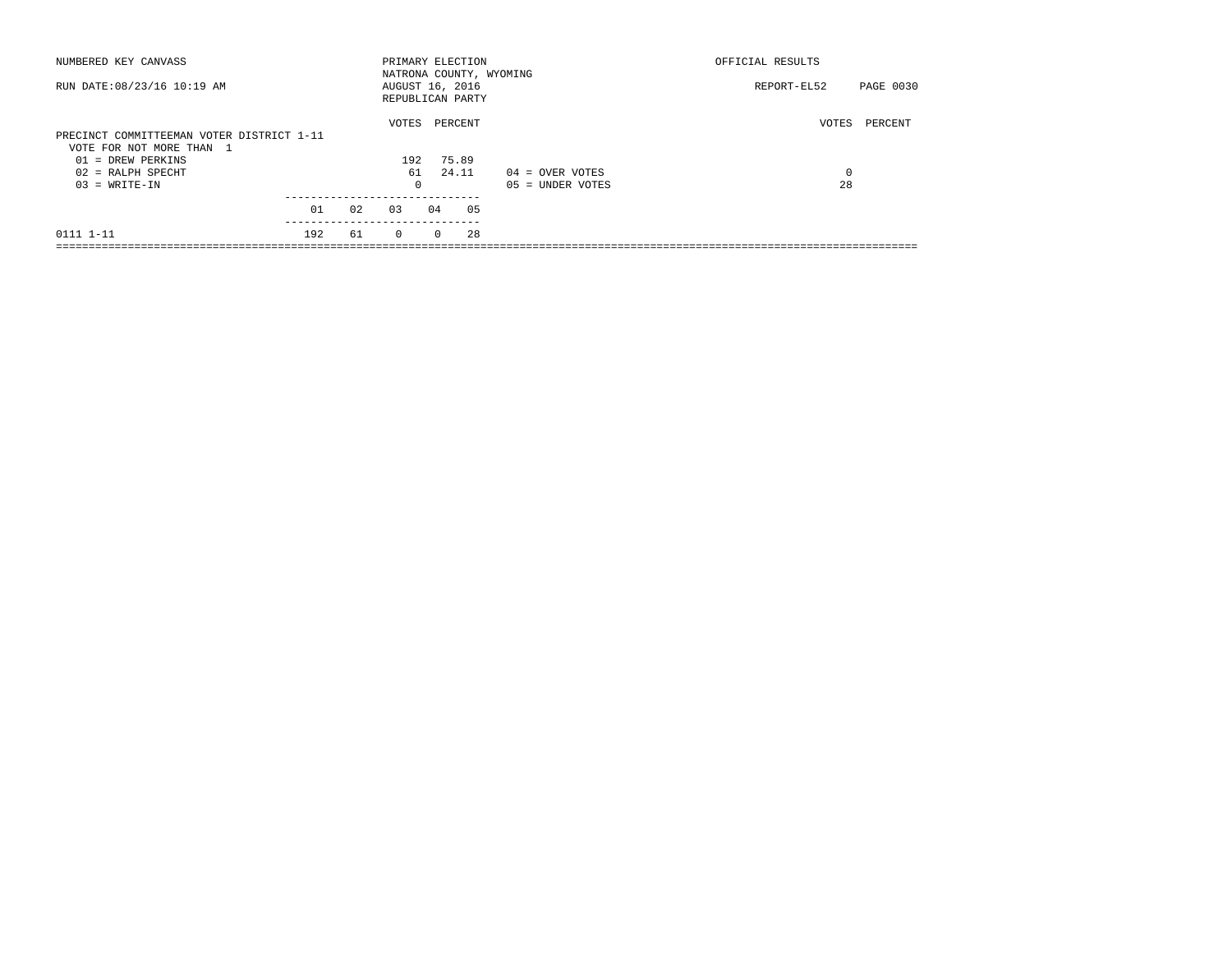NUMBERED KEY CANVASS — PRIMARY ELECTION — OFFICIAL RESULTS

NATRONA COUNTY, WYOMING

RUN DATE:08/23/16 10:19 AM — AUGUST 16, 2016 — REPORT-EL52 PAGE 0030

REPUBLICAN PARTY

## PRECINCT COMMITTEEMAN VOTER DISTRICT 1-11

VOTE FOR NOT MORE THAN 1

| | VOTES | PERCENT |
|---|---|---|
| 01 = DREW PERKINS | 192 | 75.89 |
| 02 = RALPH SPECHT | 61 | 24.11 |
| 03 = WRITE-IN | 0 | |

| | VOTES | PERCENT |
|---|---|---|
| 04 = OVER VOTES | 0 | |
| 05 = UNDER VOTES | 28 | |

| | 01 | 02 | 03 | 04 | 05 |
|---|---|---|---|---|---|
| 0111 1-11 | 192 | 61 | 0 | 0 | 28 |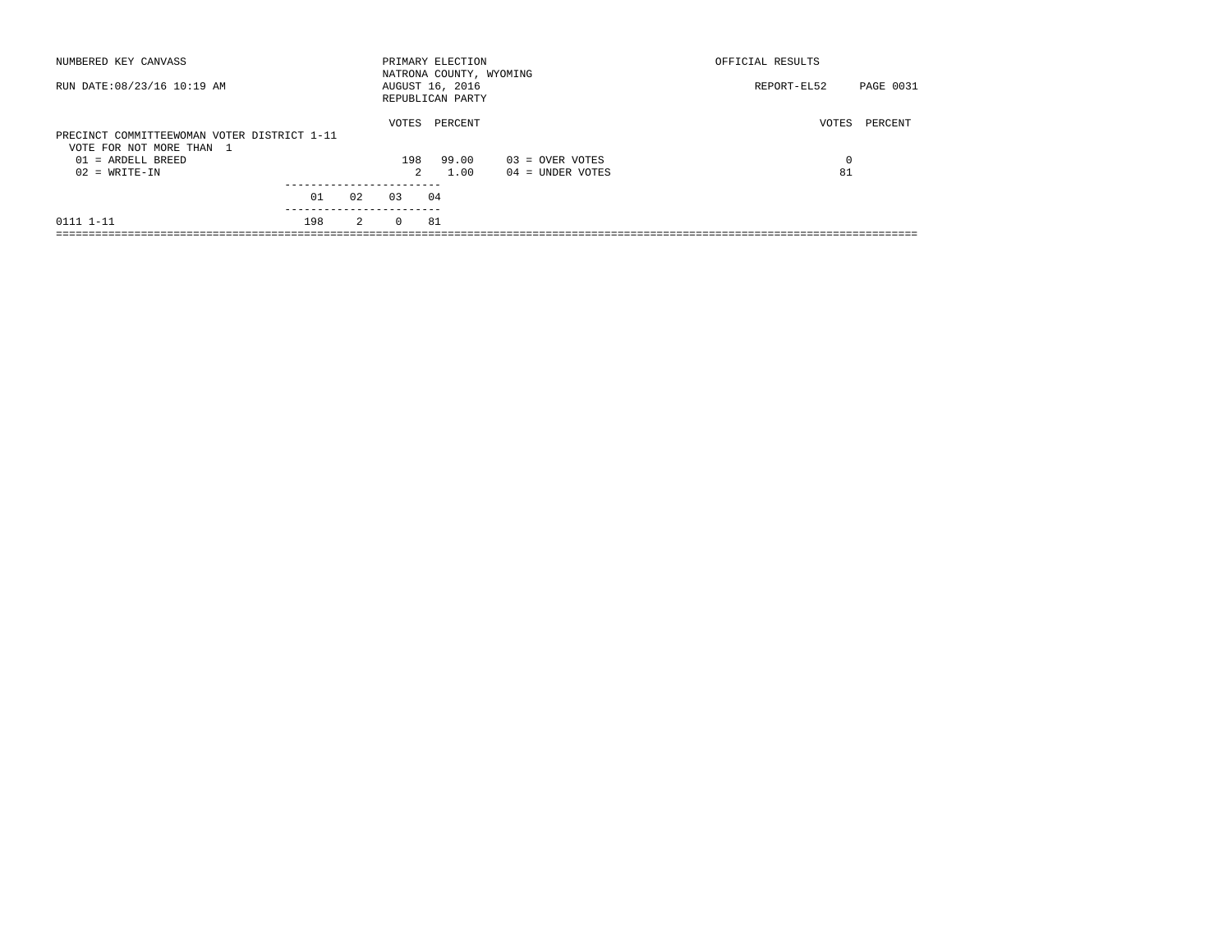NUMBERED KEY CANVASS | PRIMARY ELECTION | OFFICIAL RESULTS

NATRONA COUNTY, WYOMING

RUN DATE:08/23/16 10:19 AM | AUGUST 16, 2016 | REPORT-EL52 PAGE 0031

REPUBLICAN PARTY

## PRECINCT COMMITTEEWOMAN VOTER DISTRICT 1-11

VOTE FOR NOT MORE THAN 1

| | VOTES | PERCENT | | VOTES | PERCENT |
|---|---|---|---|---|---|
| 01 = ARDELL BREED | 198 | 99.00 | 03 = OVER VOTES | 0 | |
| 02 = WRITE-IN | 2 | 1.00 | 04 = UNDER VOTES | 81 | |

| | 01 | 02 | 03 | 04 |
|---|---|---|---|---|
| 0111 1-11 | 198 | 2 | 0 | 81 |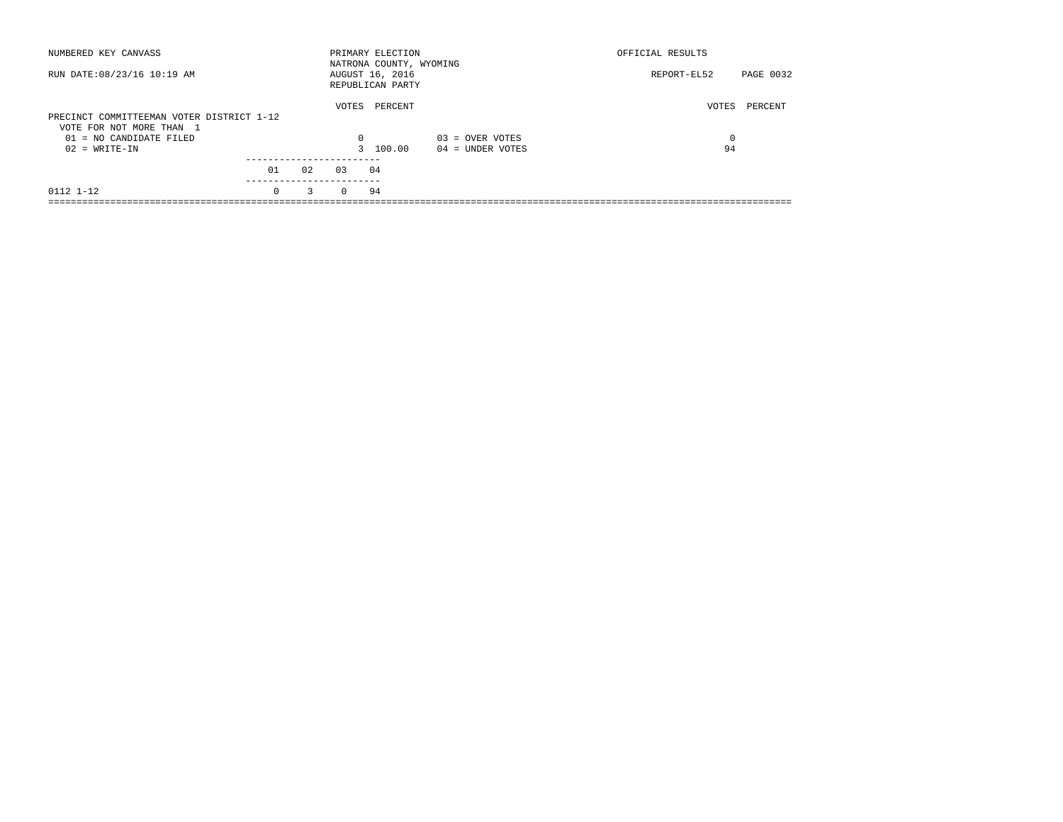NUMBERED KEY CANVASS

RUN DATE:08/23/16 10:19 AM

PRIMARY ELECTION
NATRONA COUNTY, WYOMING
AUGUST 16, 2016
REPUBLICAN PARTY

OFFICIAL RESULTS

REPORT-EL52 PAGE 0032

PRECINCT COMMITTEEMAN VOTER DISTRICT 1-12
VOTE FOR NOT MORE THAN 1

| | VOTES | PERCENT | | VOTES | PERCENT |
|---|---|---|---|---|---|
| 01 = NO CANDIDATE FILED | 0 | | 03 = OVER VOTES | 0 | |
| 02 = WRITE-IN | 3 | 100.00 | 04 = UNDER VOTES | 94 | |

| | 01 | 02 | 03 | 04 |
|---|---|---|---|---|
| 0112 1-12 | 0 | 3 | 0 | 94 |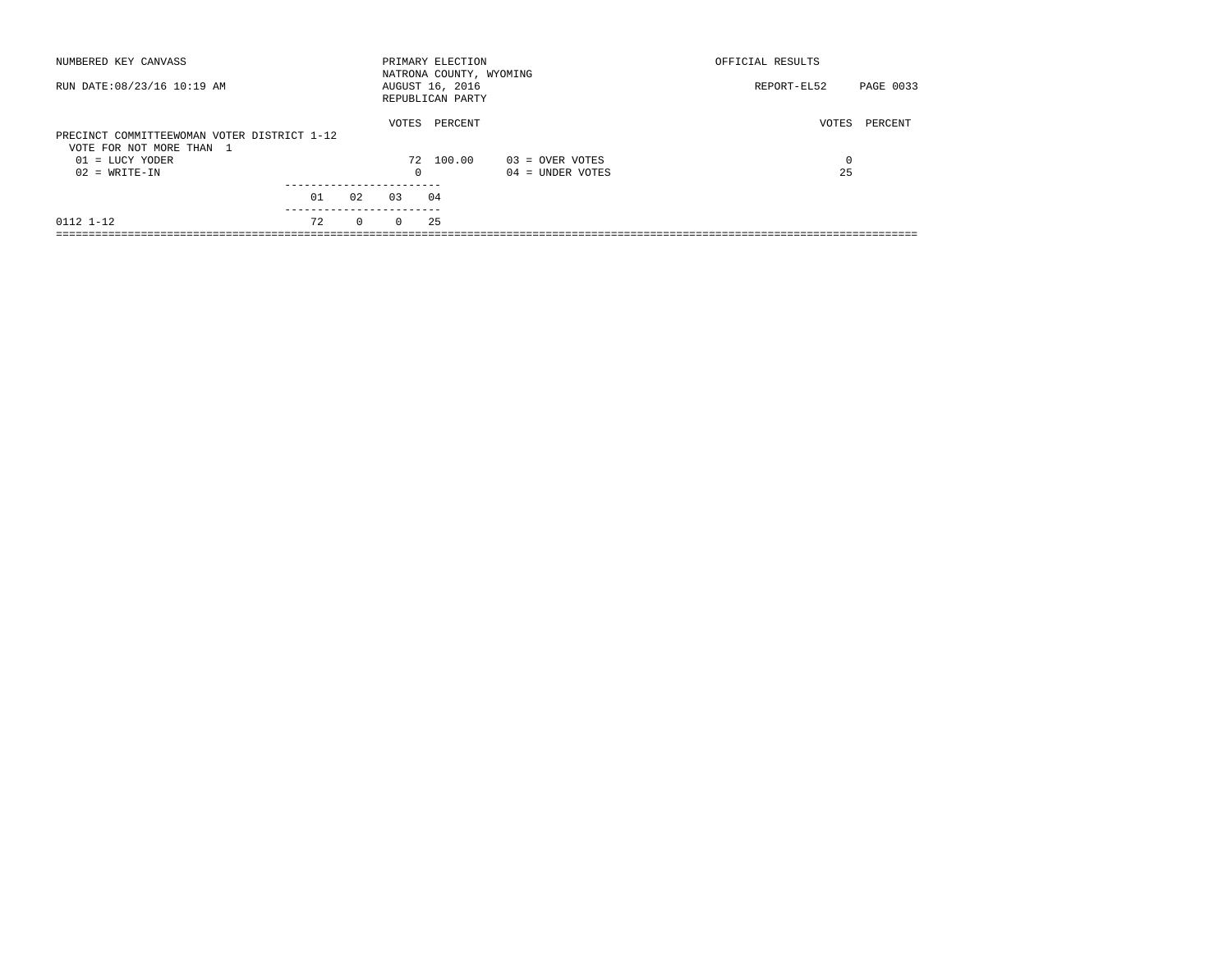NUMBERED KEY CANVASS — PRIMARY ELECTION — OFFICIAL RESULTS

RUN DATE:08/23/16 10:19 AM — NATRONA COUNTY, WYOMING — AUGUST 16, 2016 — REPUBLICAN PARTY — REPORT-EL52

## PRECINCT COMMITTEEWOMAN VOTER DISTRICT 1-12

VOTE FOR NOT MORE THAN 1

| Candidate | VOTES | PERCENT |
|---|---|---|
| 01 = LUCY YODER | 72 | 100.00 |
| 02 = WRITE-IN | 0 | |

| | VOTES | PERCENT |
|---|---|---|
| 03 = OVER VOTES | 0 | |
| 04 = UNDER VOTES | 25 | |

| | 01 | 02 | 03 | 04 |
|---|---|---|---|---|
| 0112 1-12 | 72 | 0 | 0 | 25 |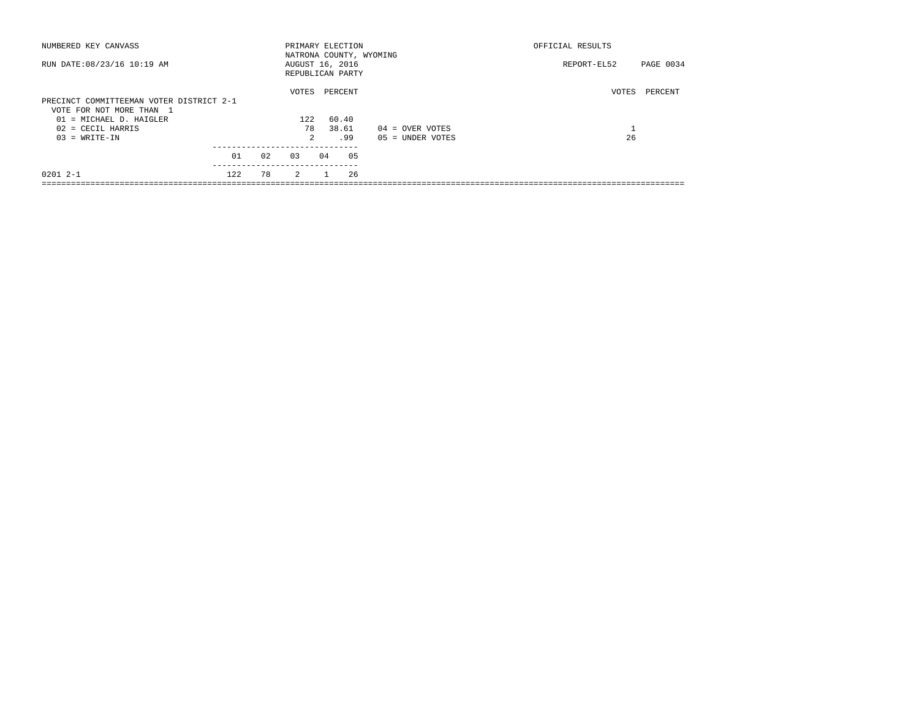NUMBERED KEY CANVASS

RUN DATE:08/23/16 10:19 AM

PRIMARY ELECTION
NATRONA COUNTY, WYOMING
AUGUST 16, 2016
REPUBLICAN PARTY

OFFICIAL RESULTS

REPORT-EL52 PAGE 0034

## PRECINCT COMMITTEEMAN VOTER DISTRICT 2-1

VOTE FOR NOT MORE THAN 1

| | VOTES | PERCENT |
|---|---|---|
| 01 = MICHAEL D. HAIGLER | 122 | 60.40 |
| 02 = CECIL HARRIS | 78 | 38.61 |
| 03 = WRITE-IN | 2 | .99 |

| | VOTES | PERCENT |
|---|---|---|
| 04 = OVER VOTES | 1 | |
| 05 = UNDER VOTES | 26 | |

| | 01 | 02 | 03 | 04 | 05 |
|---|---|---|---|---|---|
| 0201 2-1 | 122 | 78 | 2 | 1 | 26 |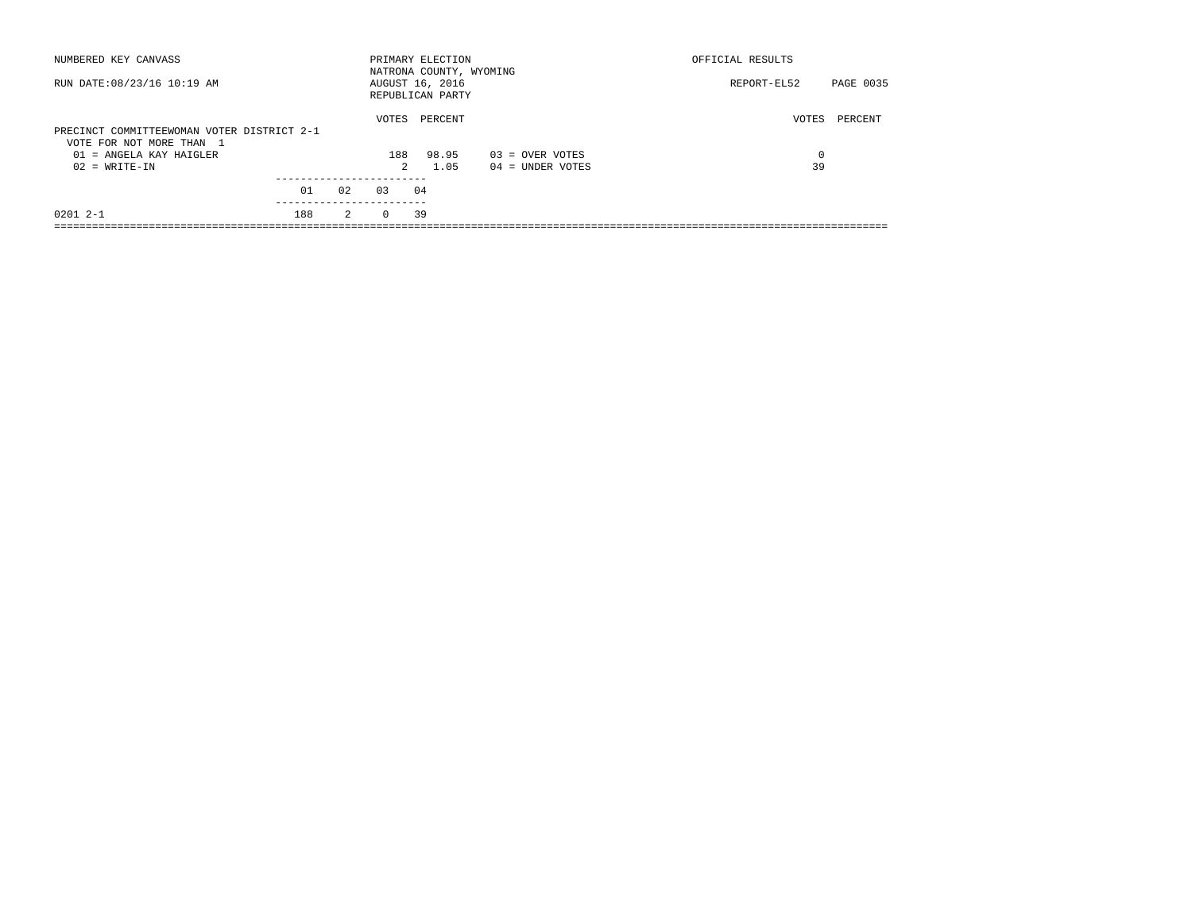NUMBERED KEY CANVASS — PRIMARY ELECTION — OFFICIAL RESULTS

NATRONA COUNTY, WYOMING

RUN DATE:08/23/16 10:19 AM — AUGUST 16, 2016 — REPORT-EL52 PAGE 0035

REPUBLICAN PARTY

## PRECINCT COMMITTEEWOMAN VOTER DISTRICT 2-1

VOTE FOR NOT MORE THAN 1

| Candidate | VOTES | PERCENT |
|---|---|---|
| 01 = ANGELA KAY HAIGLER | 188 | 98.95 |
| 02 = WRITE-IN | 2 | 1.05 |

| | VOTES | PERCENT |
|---|---|---|
| 03 = OVER VOTES | 0 | |
| 04 = UNDER VOTES | 39 | |

| Precinct | 01 | 02 | 03 | 04 |
|---|---|---|---|---|
| 0201 2-1 | 188 | 2 | 0 | 39 |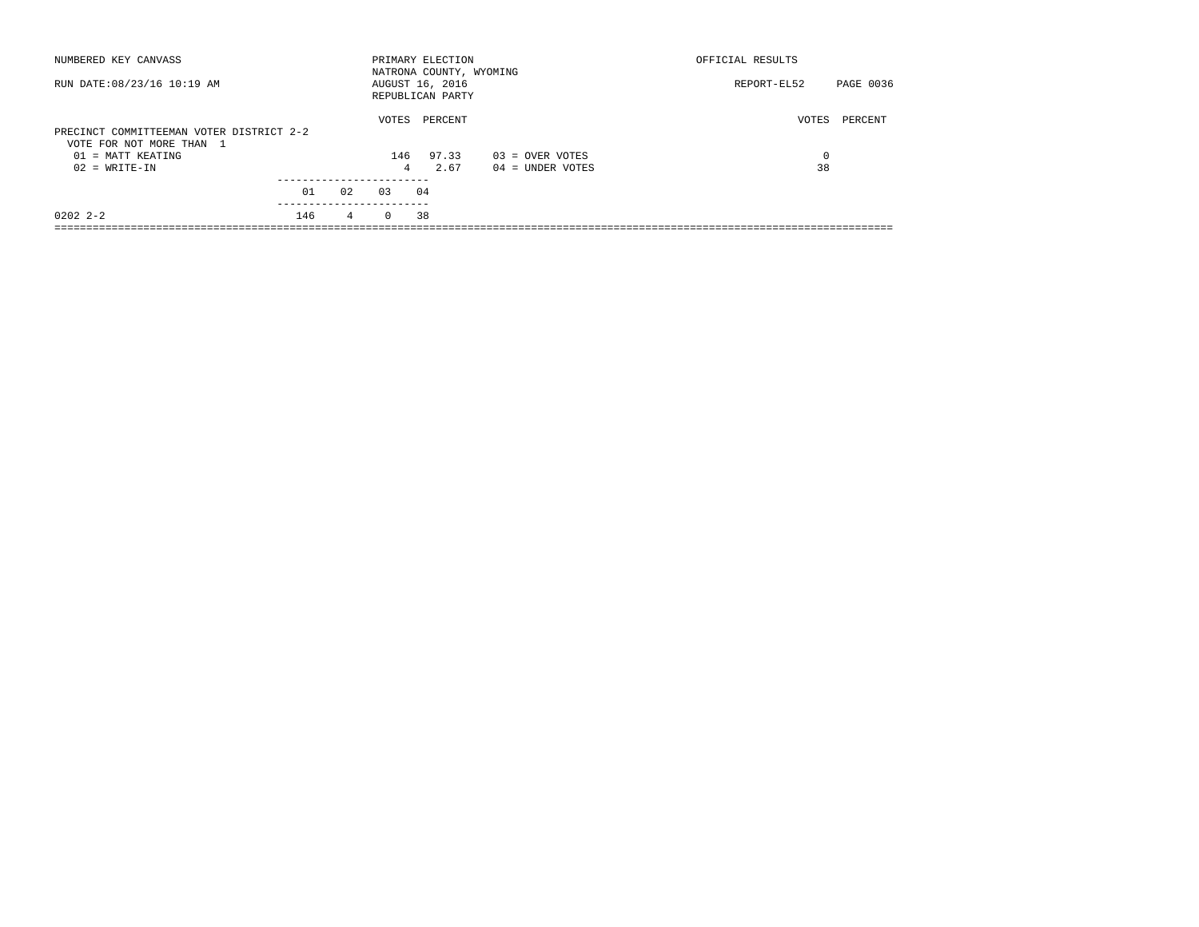NUMBERED KEY CANVASS — PRIMARY ELECTION — NATRONA COUNTY, WYOMING — OFFICIAL RESULTS

RUN DATE:08/23/16 10:19 AM — AUGUST 16, 2016 — REPUBLICAN PARTY — REPORT-EL52

## PRECINCT COMMITTEEMAN VOTER DISTRICT 2-2

VOTE FOR NOT MORE THAN 1

| | VOTES | PERCENT |
|---|---|---|
| 01 = MATT KEATING | 146 | 97.33 |
| 02 = WRITE-IN | 4 | 2.67 |

| | VOTES | PERCENT |
|---|---|---|
| 03 = OVER VOTES | 0 | |
| 04 = UNDER VOTES | 38 | |

| | 01 | 02 | 03 | 04 |
|---|---|---|---|---|
| 0202 2-2 | 146 | 4 | 0 | 38 |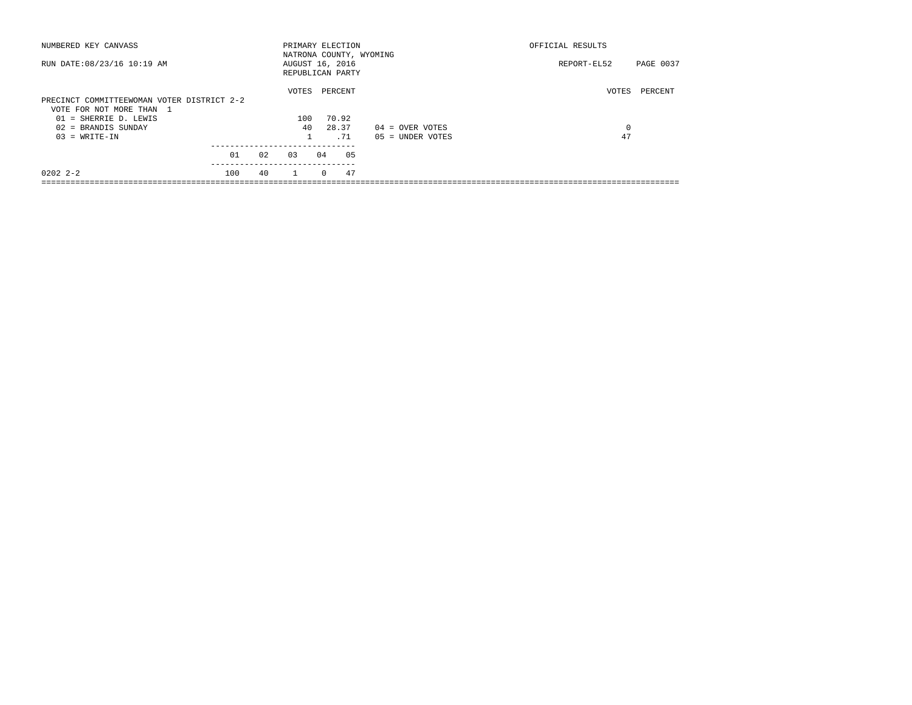NUMBERED KEY CANVASS — PRIMARY ELECTION — OFFICIAL RESULTS

NATRONA COUNTY, WYOMING

RUN DATE:08/23/16 10:19 AM — AUGUST 16, 2016 — REPORT-EL52

REPUBLICAN PARTY

## PRECINCT COMMITTEEWOMAN VOTER DISTRICT 2-2

VOTE FOR NOT MORE THAN 1

| Candidate | VOTES | PERCENT |
|---|---|---|
| 01 = SHERRIE D. LEWIS | 100 | 70.92 |
| 02 = BRANDIS SUNDAY | 40 | 28.37 |
| 03 = WRITE-IN | 1 | .71 |

| | VOTES | PERCENT |
|---|---|---|
| 04 = OVER VOTES | 0 | |
| 05 = UNDER VOTES | 47 | |

| | 01 | 02 | 03 | 04 | 05 |
|---|---|---|---|---|---|
| 0202 2-2 | 100 | 40 | 1 | 0 | 47 |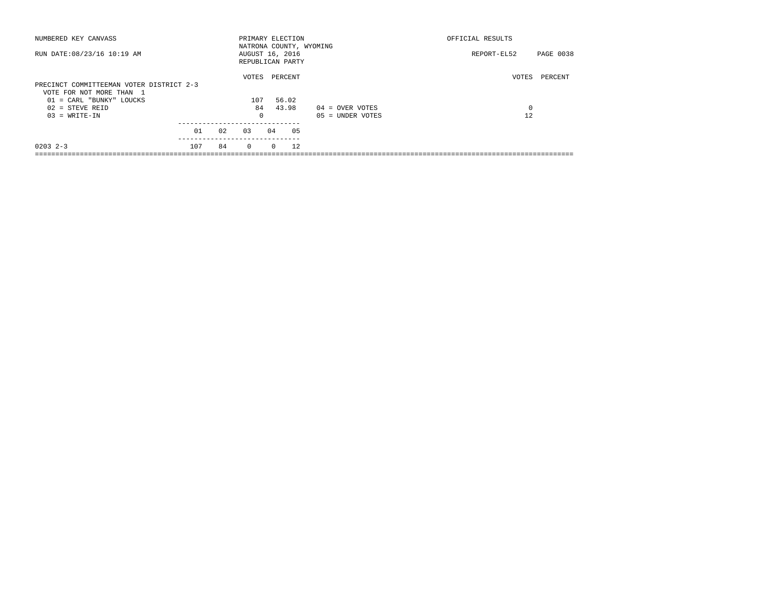NUMBERED KEY CANVASS

RUN DATE:08/23/16 10:19 AM

PRIMARY ELECTION
NATRONA COUNTY, WYOMING
AUGUST 16, 2016
REPUBLICAN PARTY

OFFICIAL RESULTS

REPORT-EL52 PAGE 0038

PRECINCT COMMITTEEMAN VOTER DISTRICT 2-3
VOTE FOR NOT MORE THAN 1

| | VOTES | PERCENT |
|---|---|---|
| 01 = CARL "BUNKY" LOUCKS | 107 | 56.02 |
| 02 = STEVE REID | 84 | 43.98 |
| 03 = WRITE-IN | 0 | |

| | VOTES | PERCENT |
|---|---|---|
| 04 = OVER VOTES | 0 | |
| 05 = UNDER VOTES | 12 | |

| | 01 | 02 | 03 | 04 | 05 |
|---|---|---|---|---|---|
| 0203 2-3 | 107 | 84 | 0 | 0 | 12 |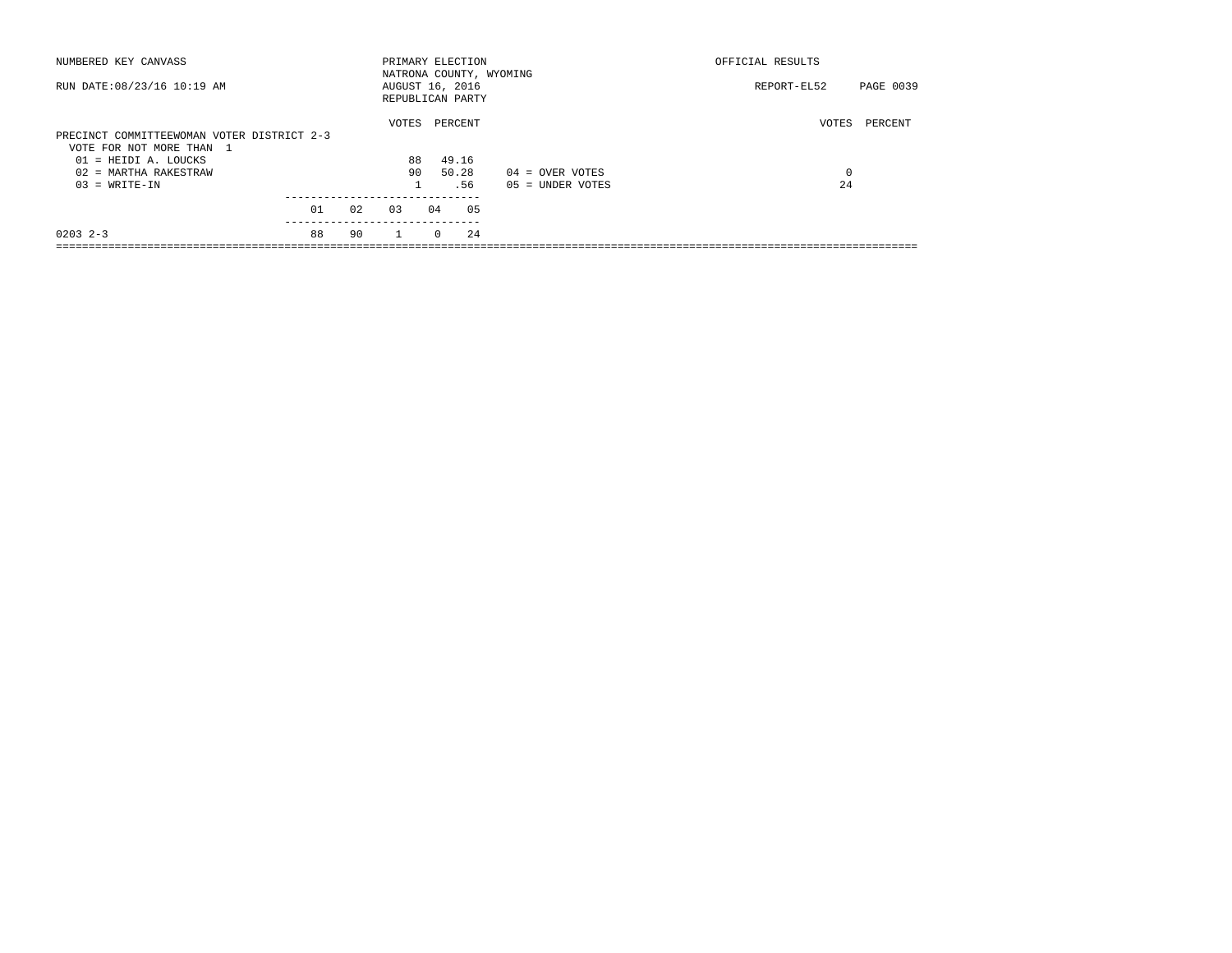NUMBERED KEY CANVASS — PRIMARY ELECTION — NATRONA COUNTY, WYOMING — OFFICIAL RESULTS

RUN DATE:08/23/16 10:19 AM — AUGUST 16, 2016 — REPUBLICAN PARTY — REPORT-EL52

## PRECINCT COMMITTEEWOMAN VOTER DISTRICT 2-3

VOTE FOR NOT MORE THAN 1

| Candidate | VOTES | PERCENT |
|---|---|---|
| 01 = HEIDI A. LOUCKS | 88 | 49.16 |
| 02 = MARTHA RAKESTRAW | 90 | 50.28 |
| 03 = WRITE-IN | 1 | .56 |

| | VOTES | PERCENT |
|---|---|---|
| 04 = OVER VOTES | 0 | |
| 05 = UNDER VOTES | 24 | |

| Precinct | 01 | 02 | 03 | 04 | 05 |
|---|---|---|---|---|---|
| 0203 2-3 | 88 | 90 | 1 | 0 | 24 |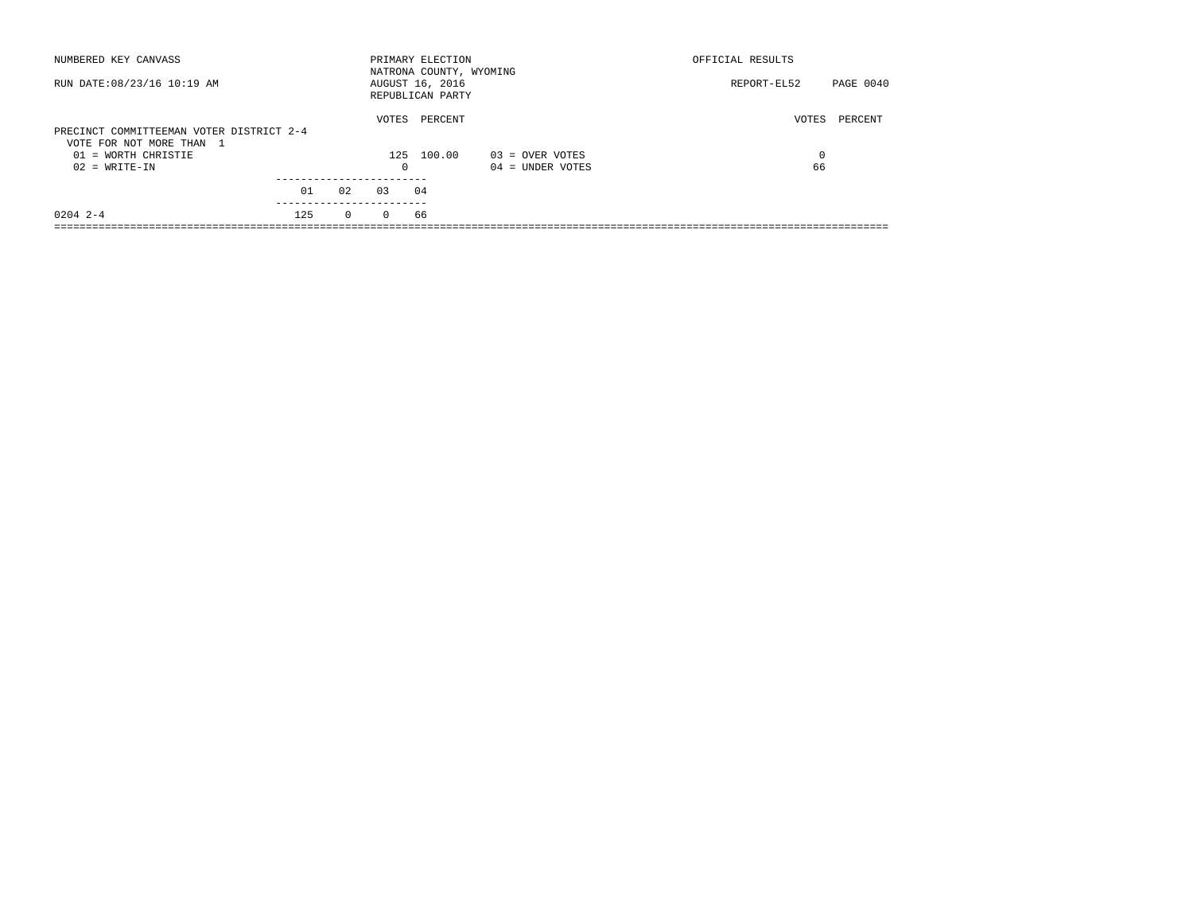NUMBERED KEY CANVASS — PRIMARY ELECTION — OFFICIAL RESULTS

NATRONA COUNTY, WYOMING

RUN DATE:08/23/16 10:19 AM — AUGUST 16, 2016 — REPORT-EL52

REPUBLICAN PARTY

PRECINCT COMMITTEEMAN VOTER DISTRICT 2-4

VOTE FOR NOT MORE THAN 1

| | VOTES | PERCENT | | VOTES | PERCENT |
|---|---|---|---|---|---|
| 01 = WORTH CHRISTIE | 125 | 100.00 | 03 = OVER VOTES | 0 | |
| 02 = WRITE-IN | 0 | | 04 = UNDER VOTES | 66 | |

| | 01 | 02 | 03 | 04 |
|---|---|---|---|---|
| 0204 2-4 | 125 | 0 | 0 | 66 |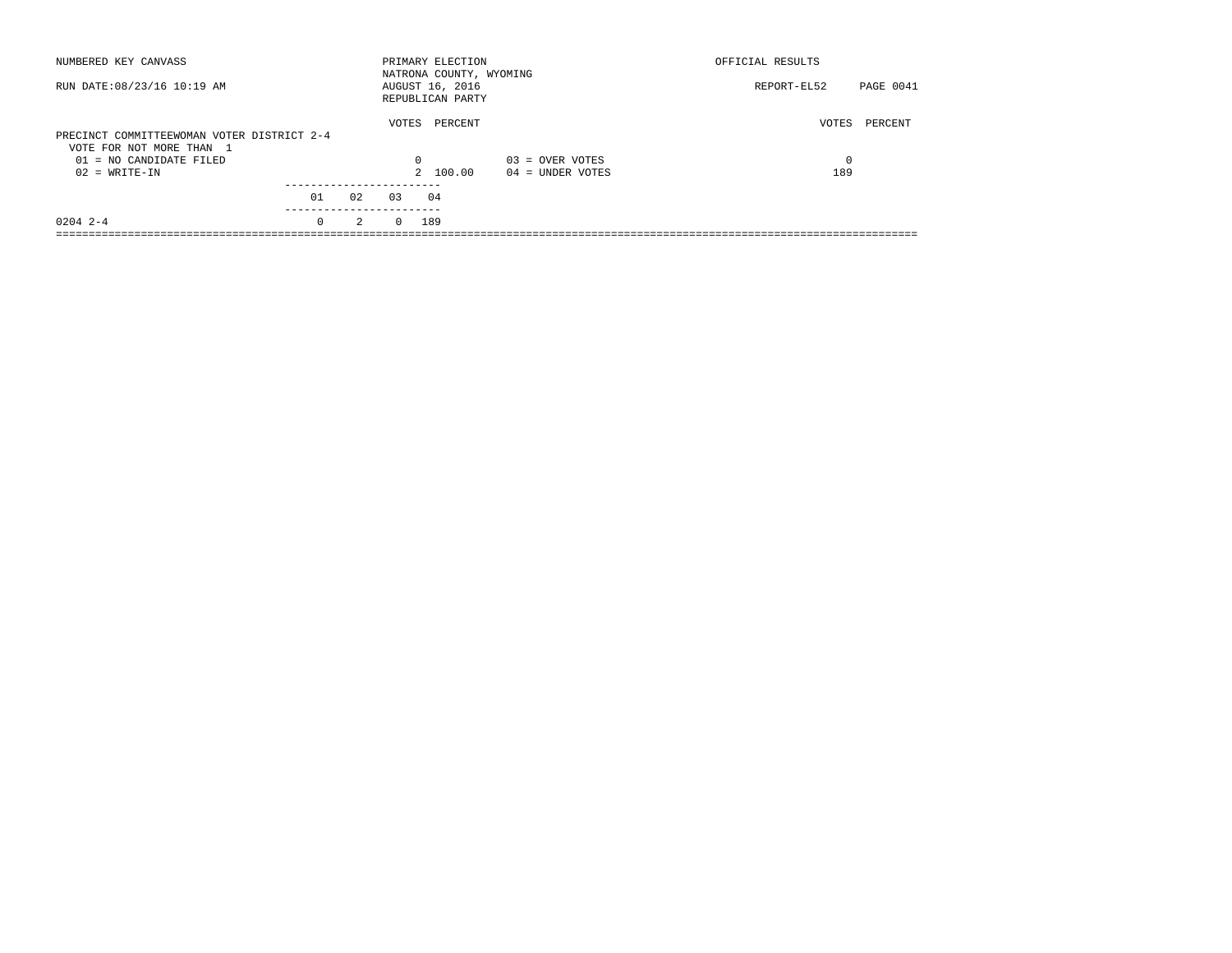NUMBERED KEY CANVASS — PRIMARY ELECTION — NATRONA COUNTY, WYOMING — AUGUST 16, 2016 — REPUBLICAN PARTY — OFFICIAL RESULTS

RUN DATE:08/23/16 10:19 AM — REPORT-EL52

## PRECINCT COMMITTEEWOMAN VOTER DISTRICT 2-4

VOTE FOR NOT MORE THAN 1

| | VOTES | PERCENT |
|---|---|---|
| 01 = NO CANDIDATE FILED | 0 | |
| 02 = WRITE-IN | 2 | 100.00 |

| | VOTES | PERCENT |
|---|---|---|
| 03 = OVER VOTES | 0 | |
| 04 = UNDER VOTES | 189 | |

| | 01 | 02 | 03 | 04 |
|---|---|---|---|---|
| 0204 2-4 | 0 | 2 | 0 | 189 |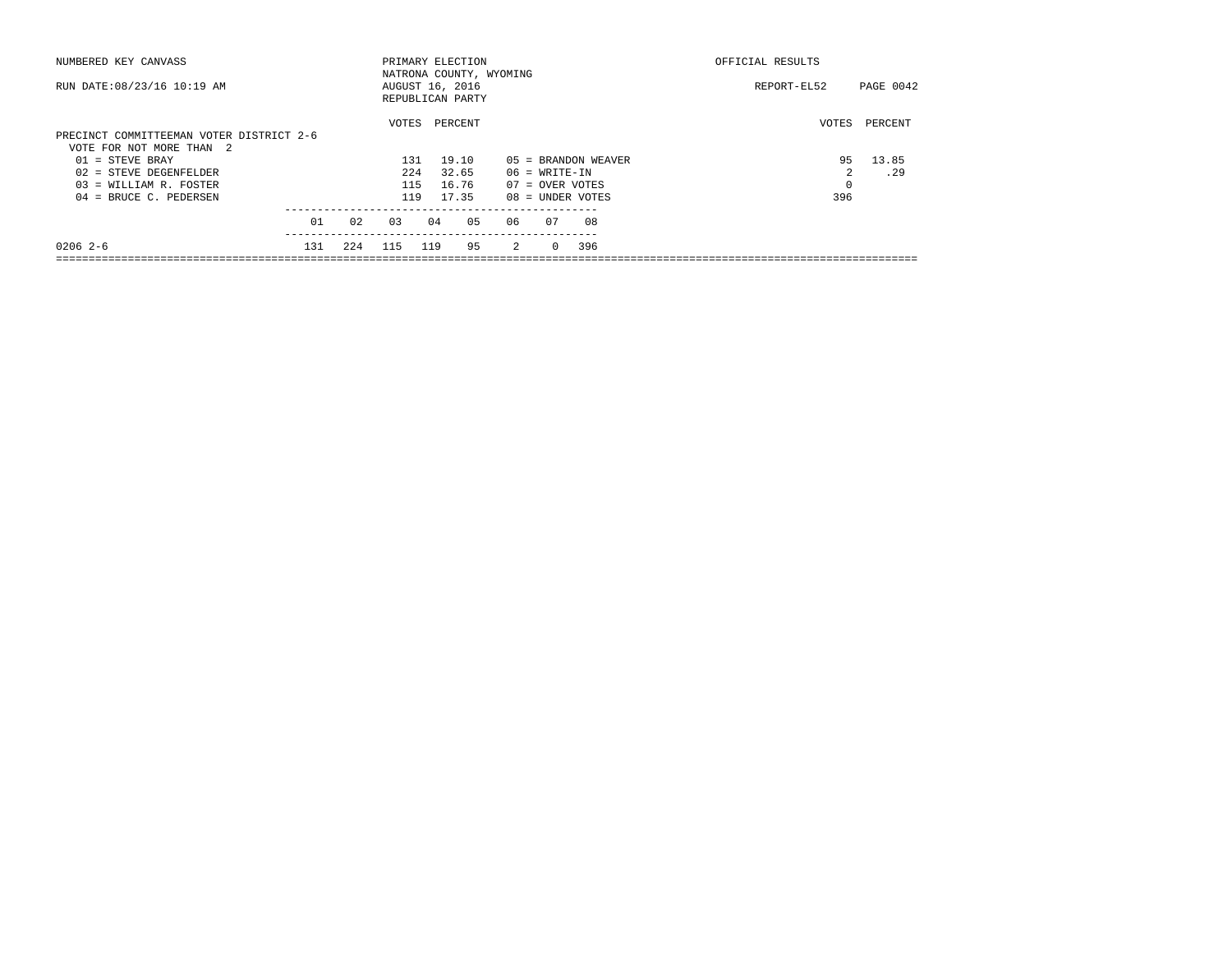NUMBERED KEY CANVASS

RUN DATE:08/23/16 10:19 AM

PRIMARY ELECTION
NATRONA COUNTY, WYOMING
AUGUST 16, 2016
REPUBLICAN PARTY

OFFICIAL RESULTS

REPORT-EL52

## PRECINCT COMMITTEEMAN VOTER DISTRICT 2-6

VOTE FOR NOT MORE THAN 2

| Candidate | VOTES | PERCENT |
|---|---|---|
| 01 = STEVE BRAY | 131 | 19.10 |
| 02 = STEVE DEGENFELDER | 224 | 32.65 |
| 03 = WILLIAM R. FOSTER | 115 | 16.76 |
| 04 = BRUCE C. PEDERSEN | 119 | 17.35 |
| 05 = BRANDON WEAVER | 95 | 13.85 |
| 06 = WRITE-IN | 2 | .29 |
| 07 = OVER VOTES | 0 | |
| 08 = UNDER VOTES | 396 | |

| | 01 | 02 | 03 | 04 | 05 | 06 | 07 | 08 |
|---|---|---|---|---|---|---|---|---|
| 0206 2-6 | 131 | 224 | 115 | 119 | 95 | 2 | 0 | 396 |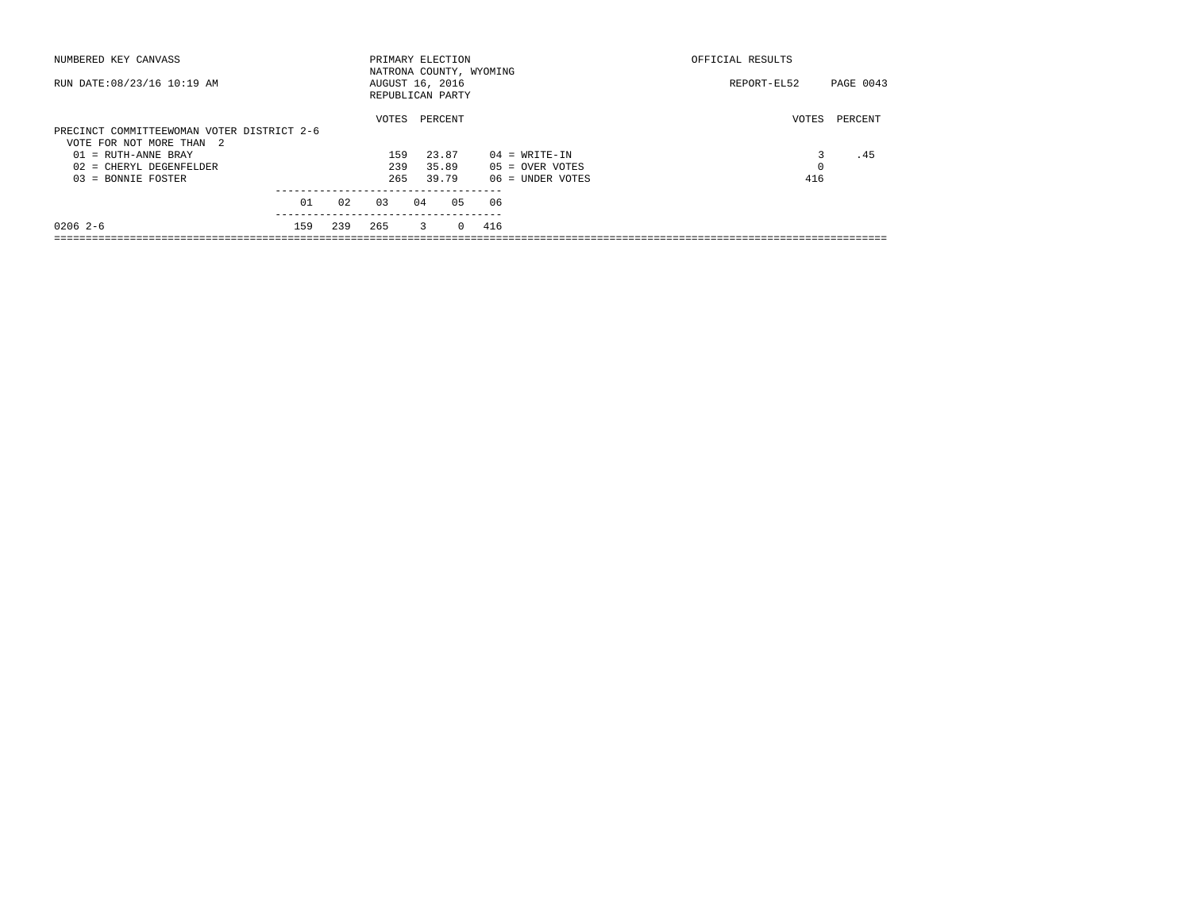NUMBERED KEY CANVASS

RUN DATE:08/23/16 10:19 AM

PRIMARY ELECTION
NATRONA COUNTY, WYOMING
AUGUST 16, 2016
REPUBLICAN PARTY

OFFICIAL RESULTS

REPORT-EL52

PRECINCT COMMITTEEWOMAN VOTER DISTRICT 2-6
VOTE FOR NOT MORE THAN 2

| | VOTES | PERCENT | | VOTES | PERCENT |
|---|---|---|---|---|---|
| 01 = RUTH-ANNE BRAY | 159 | 23.87 | 04 = WRITE-IN | 3 | .45 |
| 02 = CHERYL DEGENFELDER | 239 | 35.89 | 05 = OVER VOTES | 0 | |
| 03 = BONNIE FOSTER | 265 | 39.79 | 06 = UNDER VOTES | 416 | |

| | 01 | 02 | 03 | 04 | 05 | 06 |
|---|---|---|---|---|---|---|
| 0206 2-6 | 159 | 239 | 265 | 3 | 0 | 416 |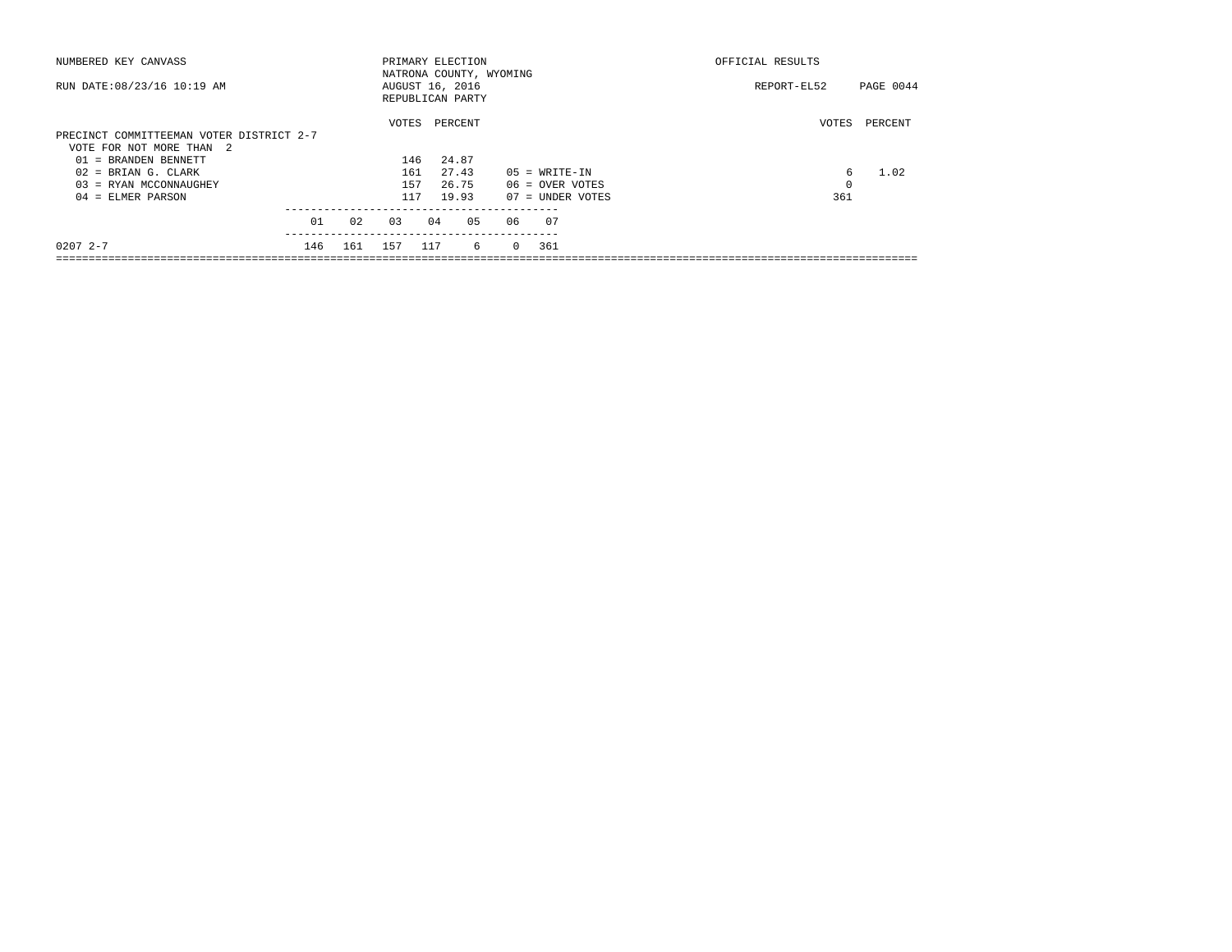NUMBERED KEY CANVASS — PRIMARY ELECTION — OFFICIAL RESULTS

NATRONA COUNTY, WYOMING

RUN DATE:08/23/16 10:19 AM — AUGUST 16, 2016 — REPORT-EL52

REPUBLICAN PARTY

## PRECINCT COMMITTEEMAN VOTER DISTRICT 2-7

VOTE FOR NOT MORE THAN 2

| | VOTES | PERCENT |
|---|---|---|
| 01 = BRANDEN BENNETT | 146 | 24.87 |
| 02 = BRIAN G. CLARK | 161 | 27.43 |
| 03 = RYAN MCCONNAUGHEY | 157 | 26.75 |
| 04 = ELMER PARSON | 117 | 19.93 |
| 05 = WRITE-IN | 6 | 1.02 |
| 06 = OVER VOTES | 0 | |
| 07 = UNDER VOTES | 361 | |

| | 01 | 02 | 03 | 04 | 05 | 06 | 07 |
|---|---|---|---|---|---|---|---|
| 0207 2-7 | 146 | 161 | 157 | 117 | 6 | 0 | 361 |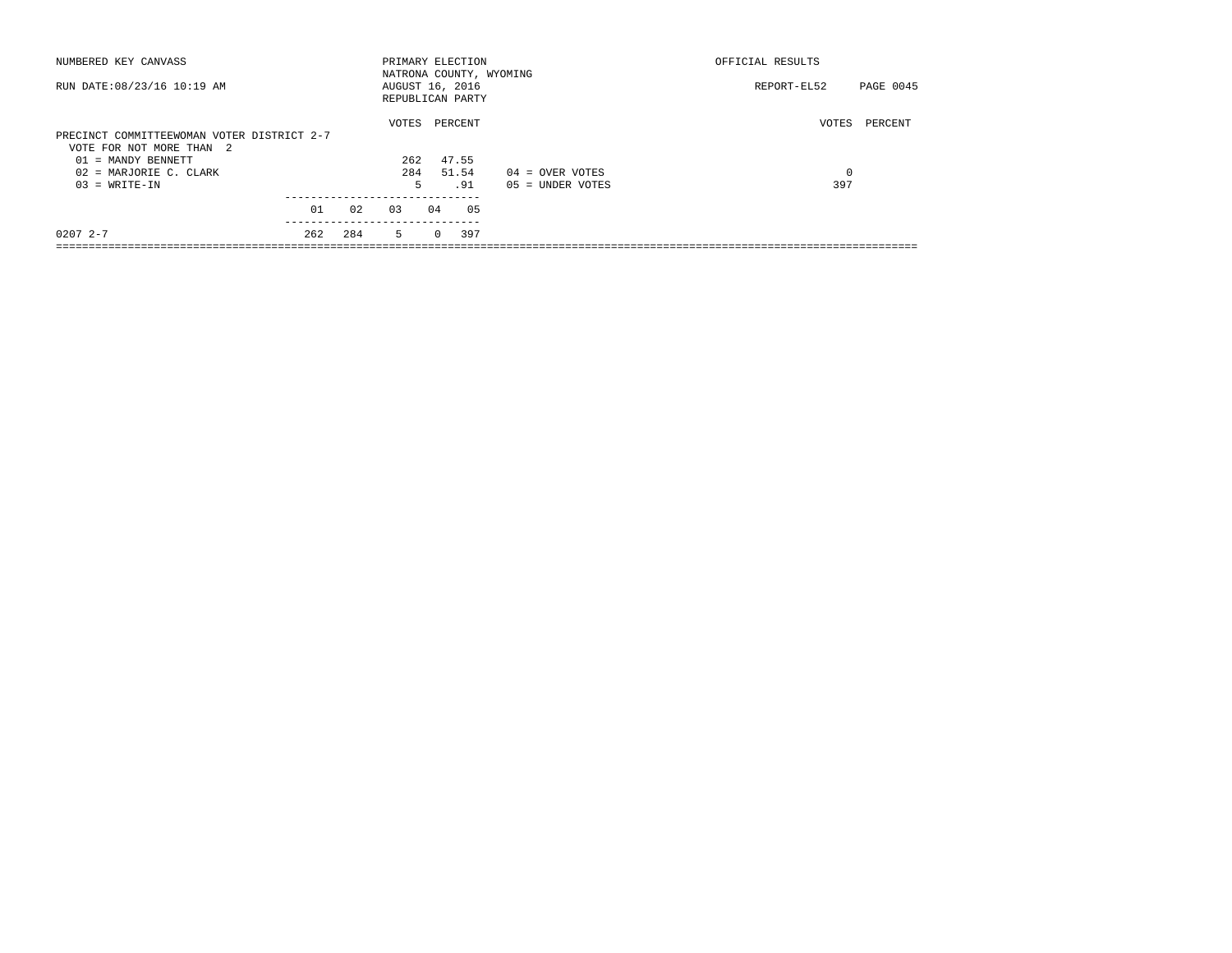NUMBERED KEY CANVASS — PRIMARY ELECTION — NATRONA COUNTY, WYOMING — OFFICIAL RESULTS

RUN DATE:08/23/16 10:19 AM — AUGUST 16, 2016 — REPUBLICAN PARTY — REPORT-EL52

## PRECINCT COMMITTEEWOMAN VOTER DISTRICT 2-7

VOTE FOR NOT MORE THAN 2

| Candidate | VOTES | PERCENT |
|---|---|---|
| 01 = MANDY BENNETT | 262 | 47.55 |
| 02 = MARJORIE C. CLARK | 284 | 51.54 |
| 03 = WRITE-IN | 5 | .91 |

| | VOTES | PERCENT |
|---|---|---|
| 04 = OVER VOTES | 0 | |
| 05 = UNDER VOTES | 397 | |

| Precinct | 01 | 02 | 03 | 04 | 05 |
|---|---|---|---|---|---|
| 0207 2-7 | 262 | 284 | 5 | 0 | 397 |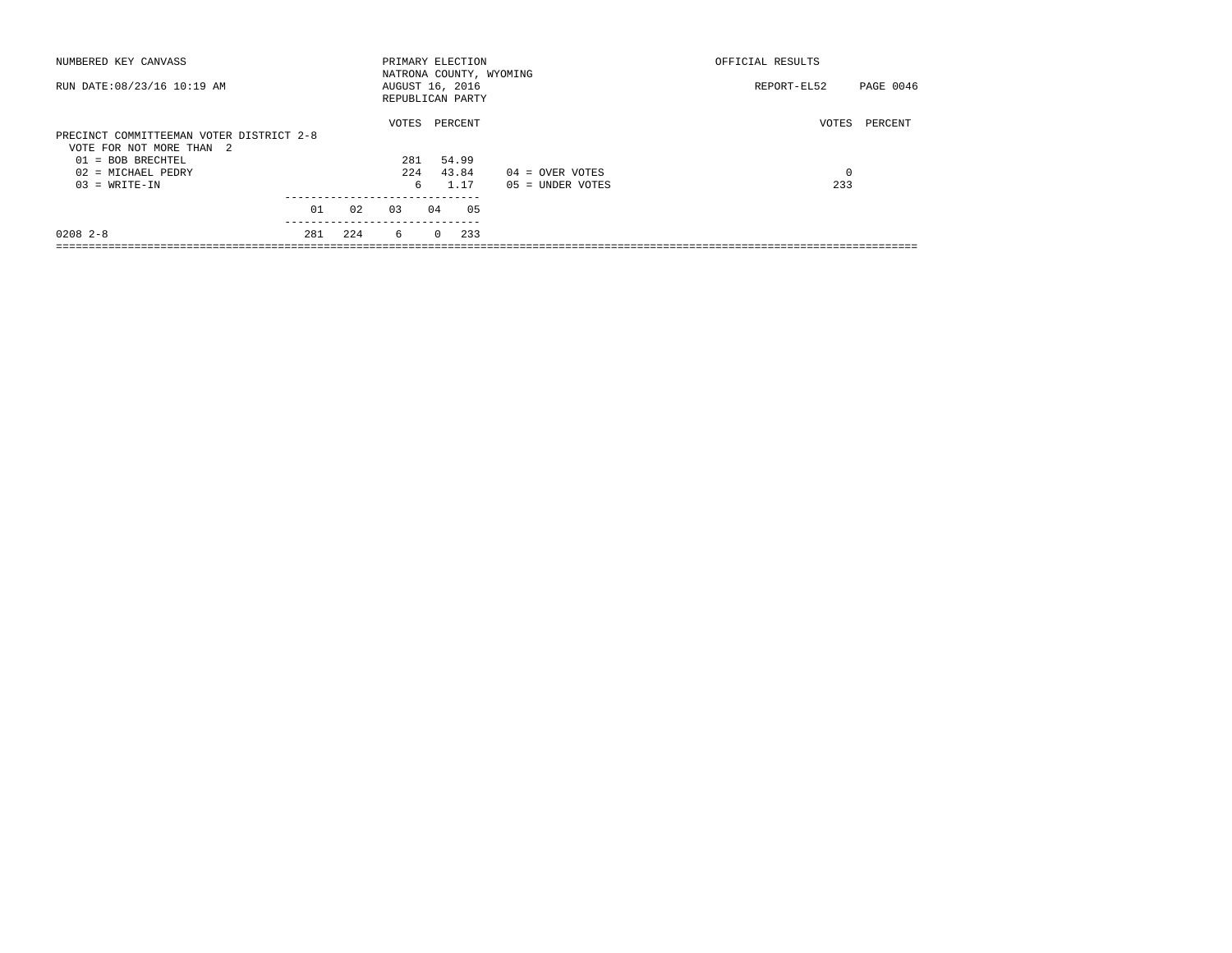NUMBERED KEY CANVASS — PRIMARY ELECTION — OFFICIAL RESULTS

NATRONA COUNTY, WYOMING

RUN DATE:08/23/16 10:19 AM — AUGUST 16, 2016 — REPORT-EL52

REPUBLICAN PARTY

## PRECINCT COMMITTEEMAN VOTER DISTRICT 2-8

VOTE FOR NOT MORE THAN 2

| | VOTES | PERCENT |
|---|---|---|
| 01 = BOB BRECHTEL | 281 | 54.99 |
| 02 = MICHAEL PEDRY | 224 | 43.84 |
| 03 = WRITE-IN | 6 | 1.17 |

| | VOTES | PERCENT |
|---|---|---|
| 04 = OVER VOTES | 0 | |
| 05 = UNDER VOTES | 233 | |

| | 01 | 02 | 03 | 04 | 05 |
|---|---|---|---|---|---|
| 0208 2-8 | 281 | 224 | 6 | 0 | 233 |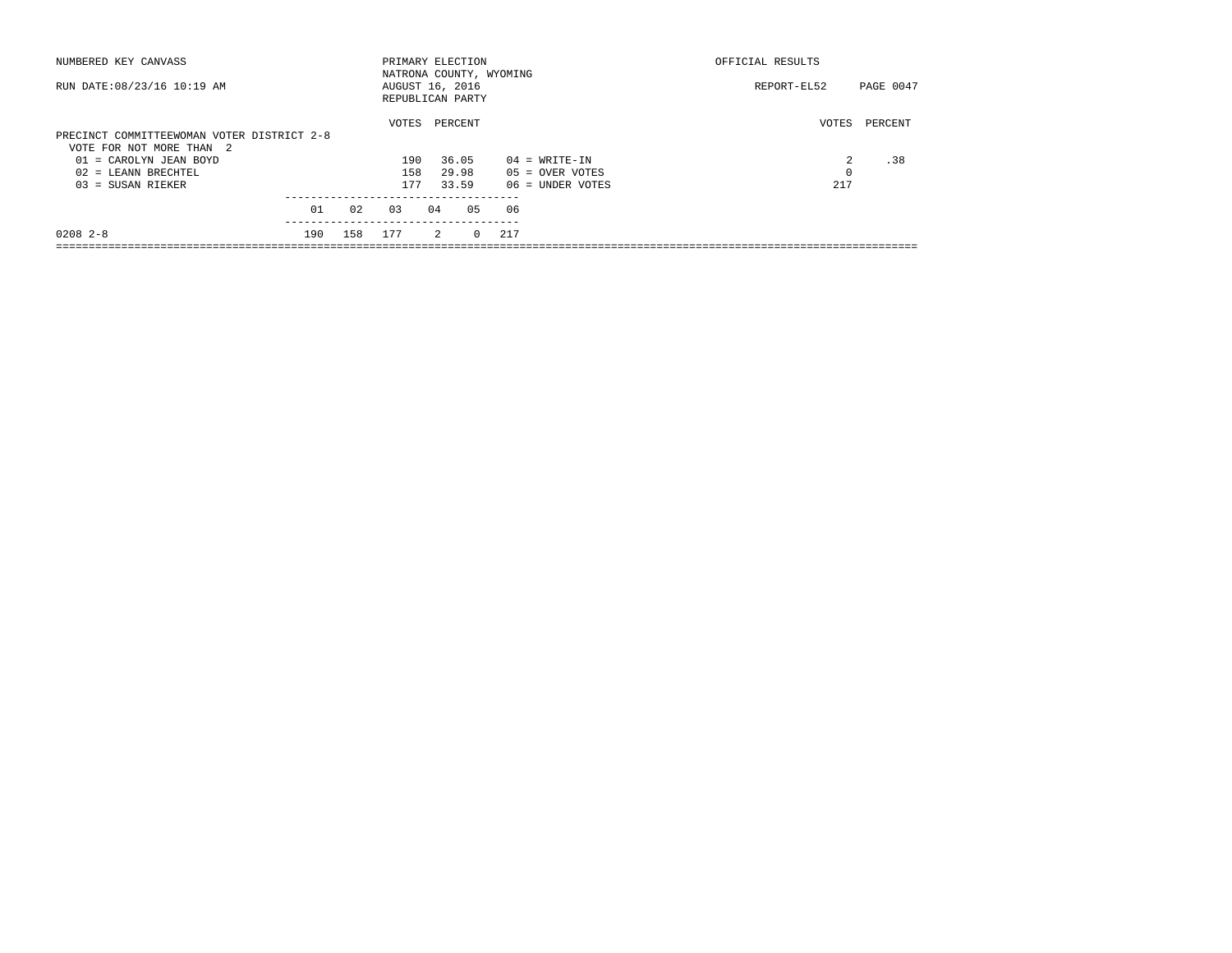NUMBERED KEY CANVASS — PRIMARY ELECTION — OFFICIAL RESULTS

NATRONA COUNTY, WYOMING

RUN DATE:08/23/16 10:19 AM — AUGUST 16, 2016 — REPORT-EL52

REPUBLICAN PARTY

## PRECINCT COMMITTEEWOMAN VOTER DISTRICT 2-8

VOTE FOR NOT MORE THAN 2

| Candidate | VOTES | PERCENT |
|---|---|---|
| 01 = CAROLYN JEAN BOYD | 190 | 36.05 |
| 02 = LEANN BRECHTEL | 158 | 29.98 |
| 03 = SUSAN RIEKER | 177 | 33.59 |
| 04 = WRITE-IN | 2 | .38 |
| 05 = OVER VOTES | 0 | |
| 06 = UNDER VOTES | 217 | |

| Precinct | 01 | 02 | 03 | 04 | 05 | 06 |
|---|---|---|---|---|---|---|
| 0208 2-8 | 190 | 158 | 177 | 2 | 0 | 217 |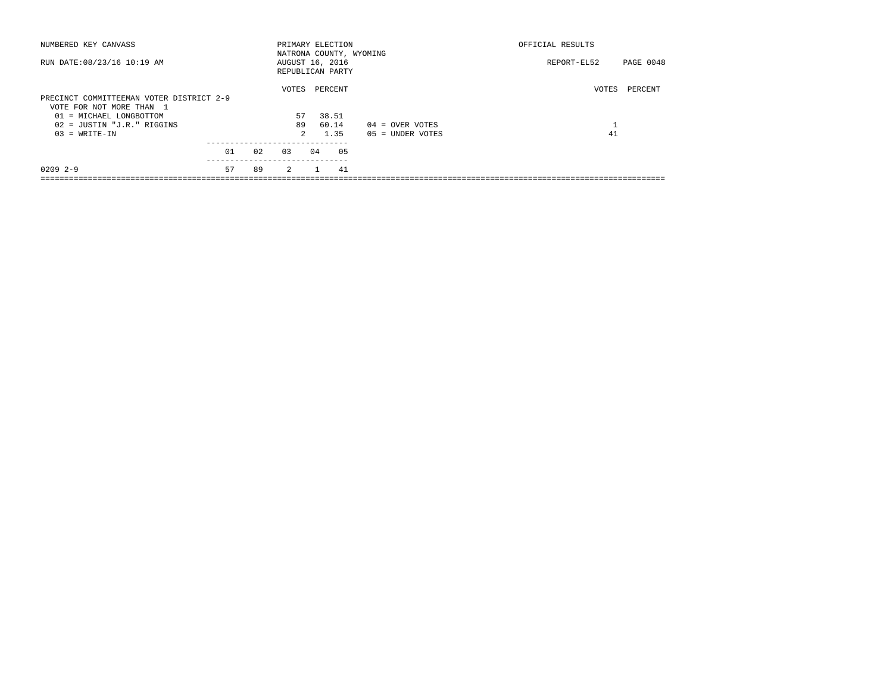NUMBERED KEY CANVASS — PRIMARY ELECTION — OFFICIAL RESULTS

NATRONA COUNTY, WYOMING

RUN DATE:08/23/16 10:19 AM — AUGUST 16, 2016 — REPORT-EL52 PAGE 0048

REPUBLICAN PARTY

## PRECINCT COMMITTEEMAN VOTER DISTRICT 2-9

VOTE FOR NOT MORE THAN 1

| Candidate | VOTES | PERCENT |
|---|---|---|
| 01 = MICHAEL LONGBOTTOM | 57 | 38.51 |
| 02 = JUSTIN "J.R." RIGGINS | 89 | 60.14 |
| 03 = WRITE-IN | 2 | 1.35 |

| | VOTES | PERCENT |
|---|---|---|
| 04 = OVER VOTES | 1 | |
| 05 = UNDER VOTES | 41 | |

| Precinct | 01 | 02 | 03 | 04 | 05 |
|---|---|---|---|---|---|
| 0209 2-9 | 57 | 89 | 2 | 1 | 41 |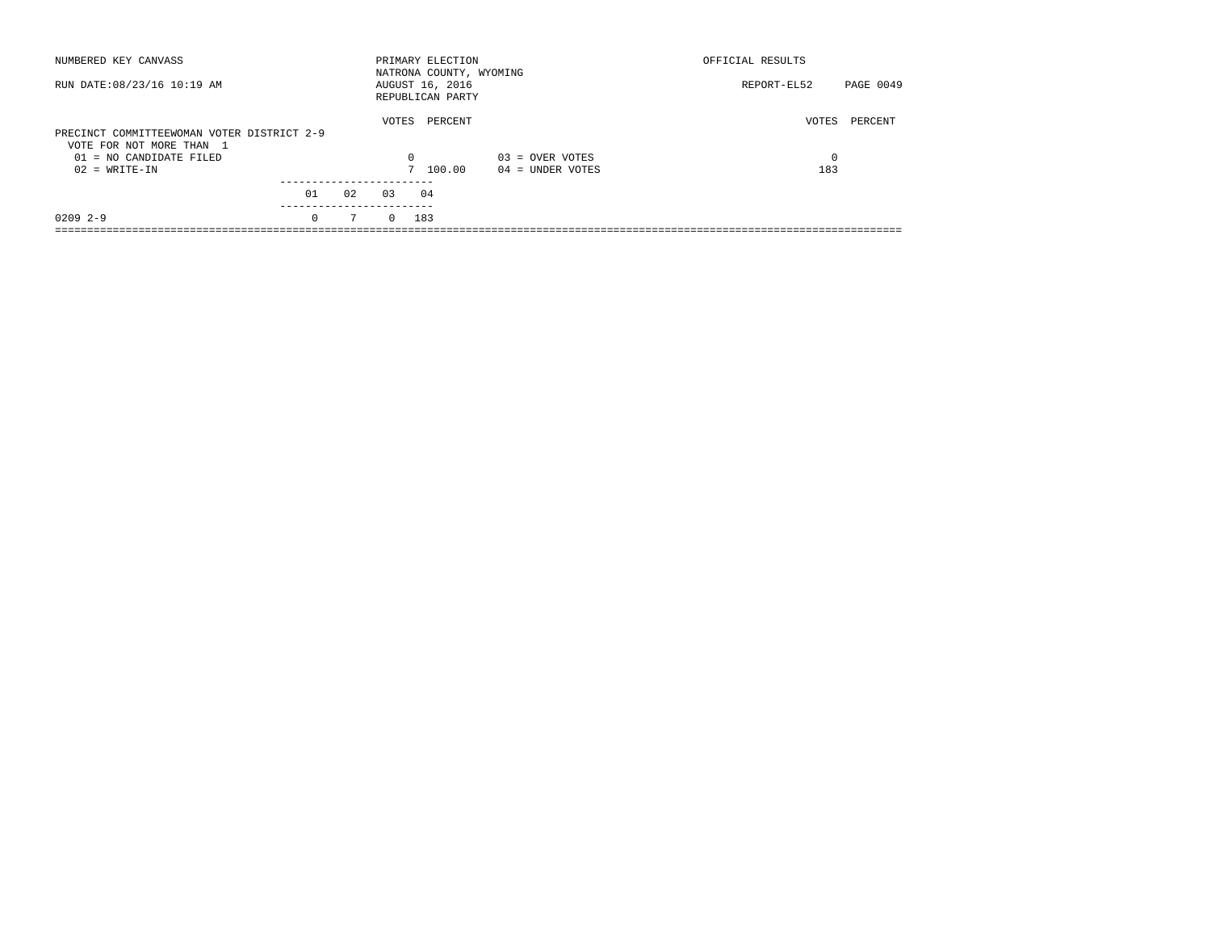NUMBERED KEY CANVASS

RUN DATE:08/23/16 10:19 AM

PRIMARY ELECTION
NATRONA COUNTY, WYOMING
AUGUST 16, 2016
REPUBLICAN PARTY

OFFICIAL RESULTS

REPORT-EL52 PAGE 0049

PRECINCT COMMITTEEWOMAN VOTER DISTRICT 2-9
VOTE FOR NOT MORE THAN 1

| | VOTES | PERCENT | | VOTES | PERCENT |
|---|---|---|---|---|---|
| 01 = NO CANDIDATE FILED | 0 | | 03 = OVER VOTES | 0 | |
| 02 = WRITE-IN | 7 | 100.00 | 04 = UNDER VOTES | 183 | |

| | 01 | 02 | 03 | 04 |
|---|---|---|---|---|
| 0209 2-9 | 0 | 7 | 0 | 183 |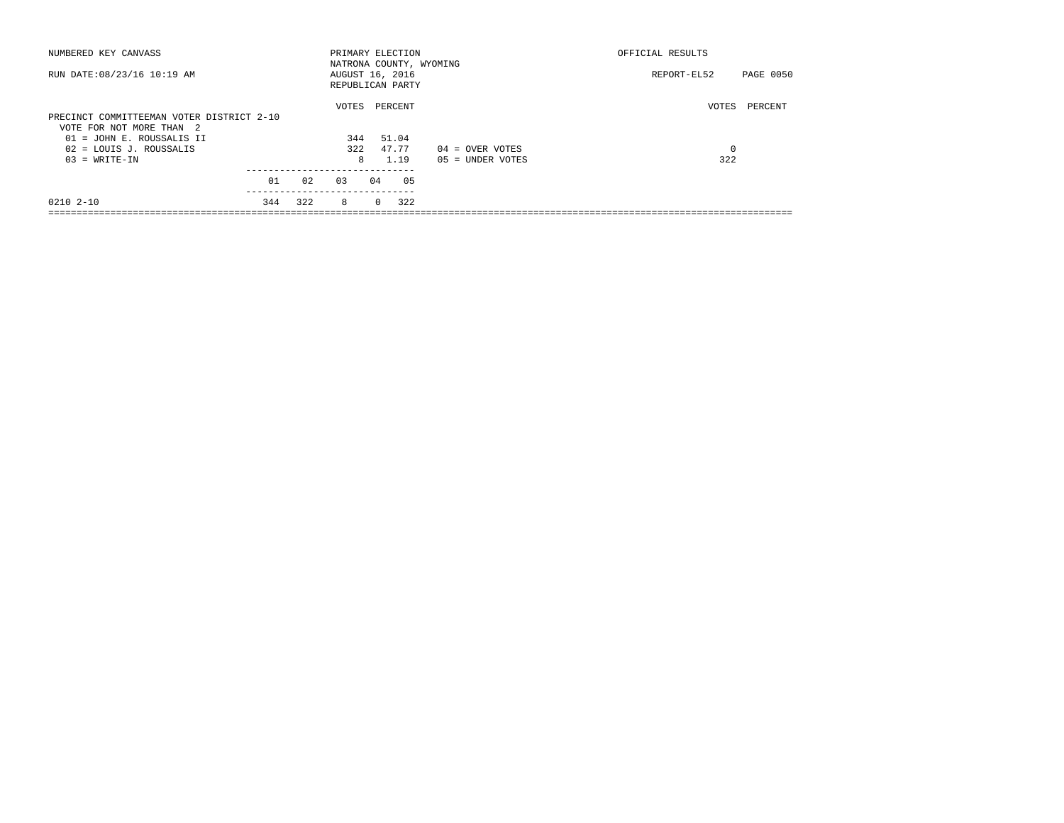NUMBERED KEY CANVASS — PRIMARY ELECTION — NATRONA COUNTY, WYOMING — OFFICIAL RESULTS

RUN DATE:08/23/16 10:19 AM — AUGUST 16, 2016 — REPUBLICAN PARTY — REPORT-EL52

## PRECINCT COMMITTEEMAN VOTER DISTRICT 2-10

VOTE FOR NOT MORE THAN 2

| Candidate | VOTES | PERCENT |
|---|---|---|
| 01 = JOHN E. ROUSSALIS II | 344 | 51.04 |
| 02 = LOUIS J. ROUSSALIS | 322 | 47.77 |
| 03 = WRITE-IN | 8 | 1.19 |

| | VOTES | PERCENT |
|---|---|---|
| 04 = OVER VOTES | 0 | |
| 05 = UNDER VOTES | 322 | |

| Precinct | 01 | 02 | 03 | 04 | 05 |
|---|---|---|---|---|---|
| 0210 2-10 | 344 | 322 | 8 | 0 | 322 |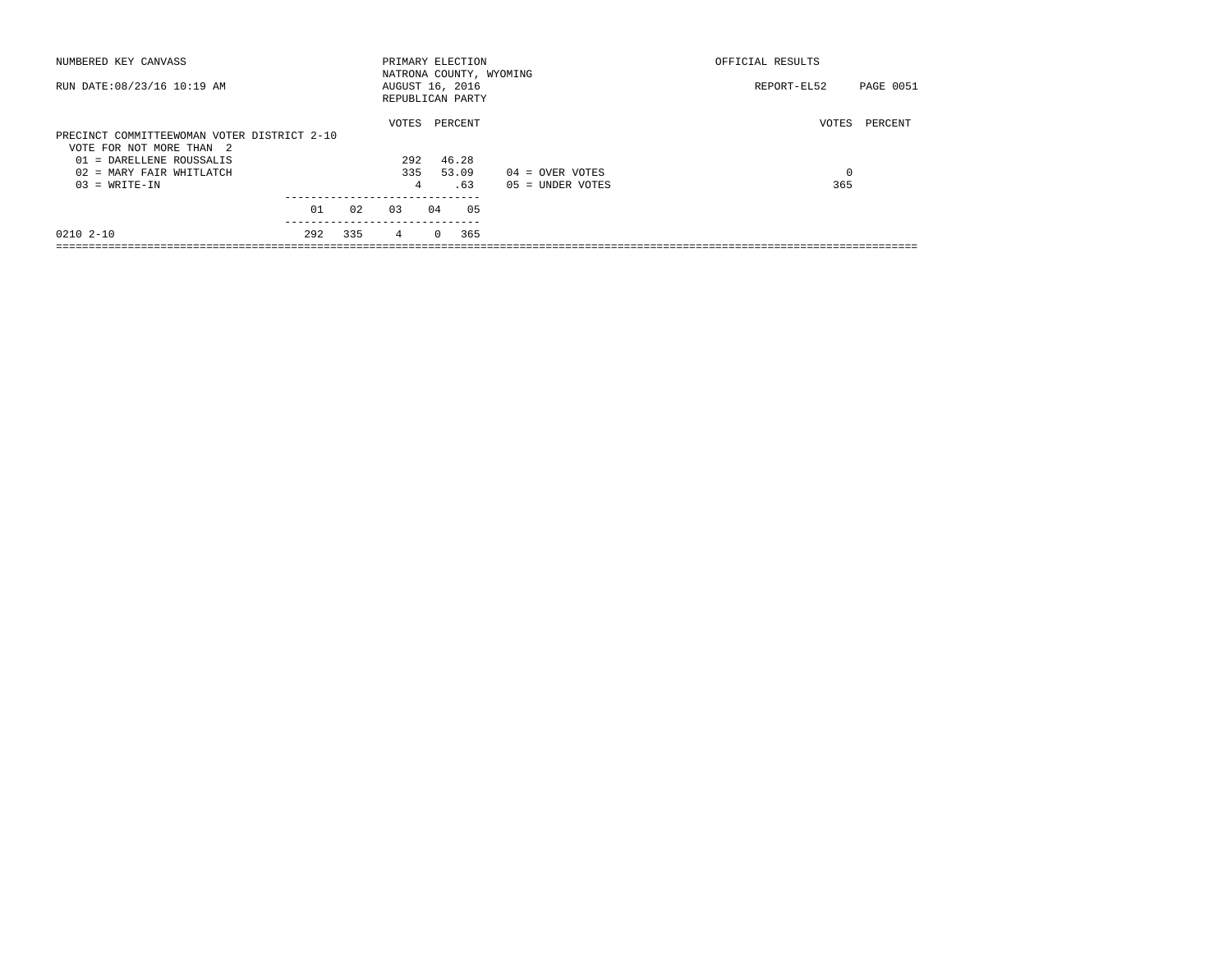NUMBERED KEY CANVASS

RUN DATE:08/23/16 10:19 AM

PRIMARY ELECTION
NATRONA COUNTY, WYOMING
AUGUST 16, 2016
REPUBLICAN PARTY

OFFICIAL RESULTS

REPORT-EL52 PAGE 0051

PRECINCT COMMITTEEWOMAN VOTER DISTRICT 2-10
VOTE FOR NOT MORE THAN 2

| | VOTES | PERCENT | | VOTES | PERCENT |
|---|---|---|---|---|---|
| 01 = DARELLENE ROUSSALIS | 292 | 46.28 | | | |
| 02 = MARY FAIR WHITLATCH | 335 | 53.09 | 04 = OVER VOTES | 0 | |
| 03 = WRITE-IN | 4 | .63 | 05 = UNDER VOTES | 365 | |

| | 01 | 02 | 03 | 04 | 05 |
|---|---|---|---|---|---|
| 0210 2-10 | 292 | 335 | 4 | 0 | 365 |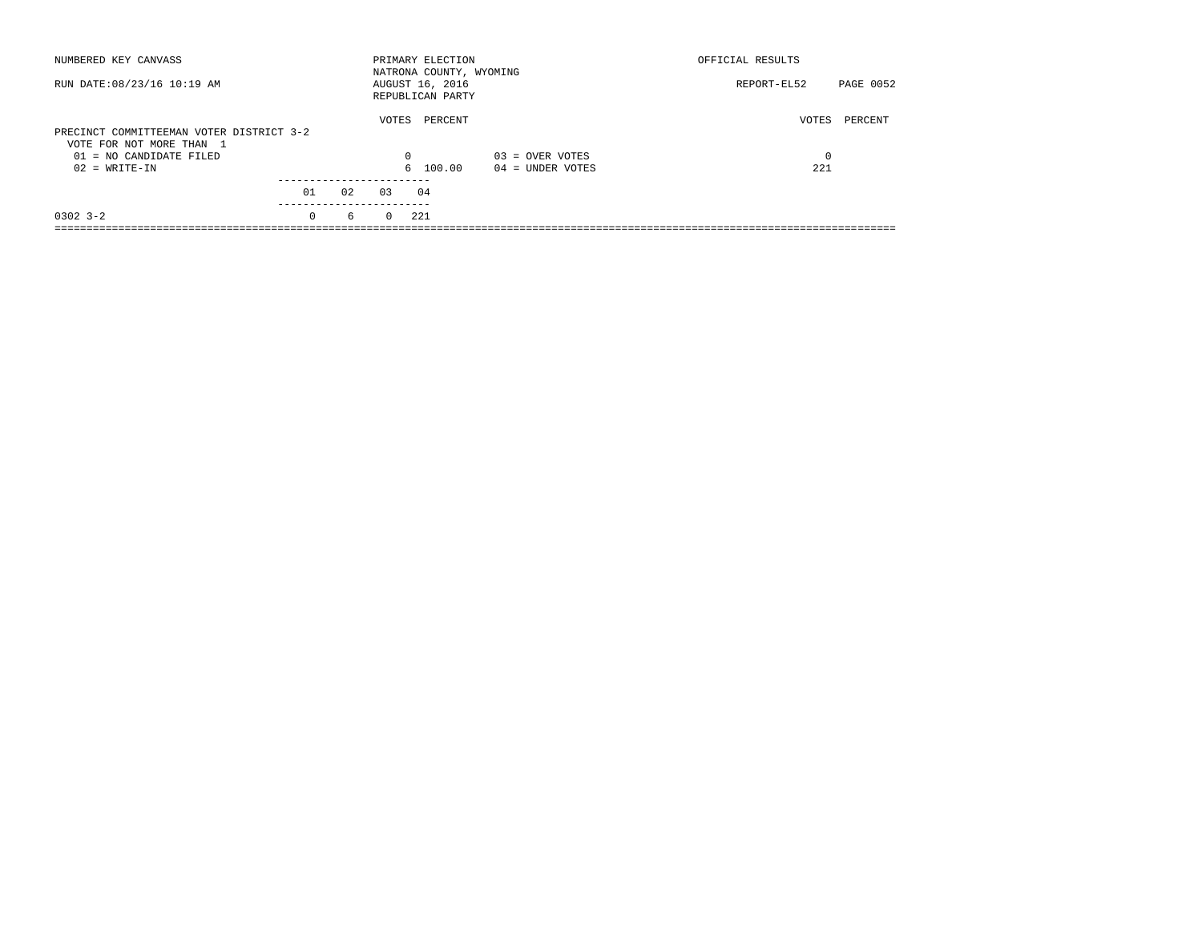NUMBERED KEY CANVASS

RUN DATE:08/23/16 10:19 AM

PRIMARY ELECTION
NATRONA COUNTY, WYOMING
AUGUST 16, 2016
REPUBLICAN PARTY

OFFICIAL RESULTS

REPORT-EL52 PAGE 0052

PRECINCT COMMITTEEMAN VOTER DISTRICT 3-2
VOTE FOR NOT MORE THAN 1

| | VOTES | PERCENT | | VOTES | PERCENT |
|---|---|---|---|---|---|
| 01 = NO CANDIDATE FILED | 0 | | 03 = OVER VOTES | 0 | |
| 02 = WRITE-IN | 6 | 100.00 | 04 = UNDER VOTES | 221 | |

| | 01 | 02 | 03 | 04 |
|---|---|---|---|---|
| 0302 3-2 | 0 | 6 | 0 | 221 |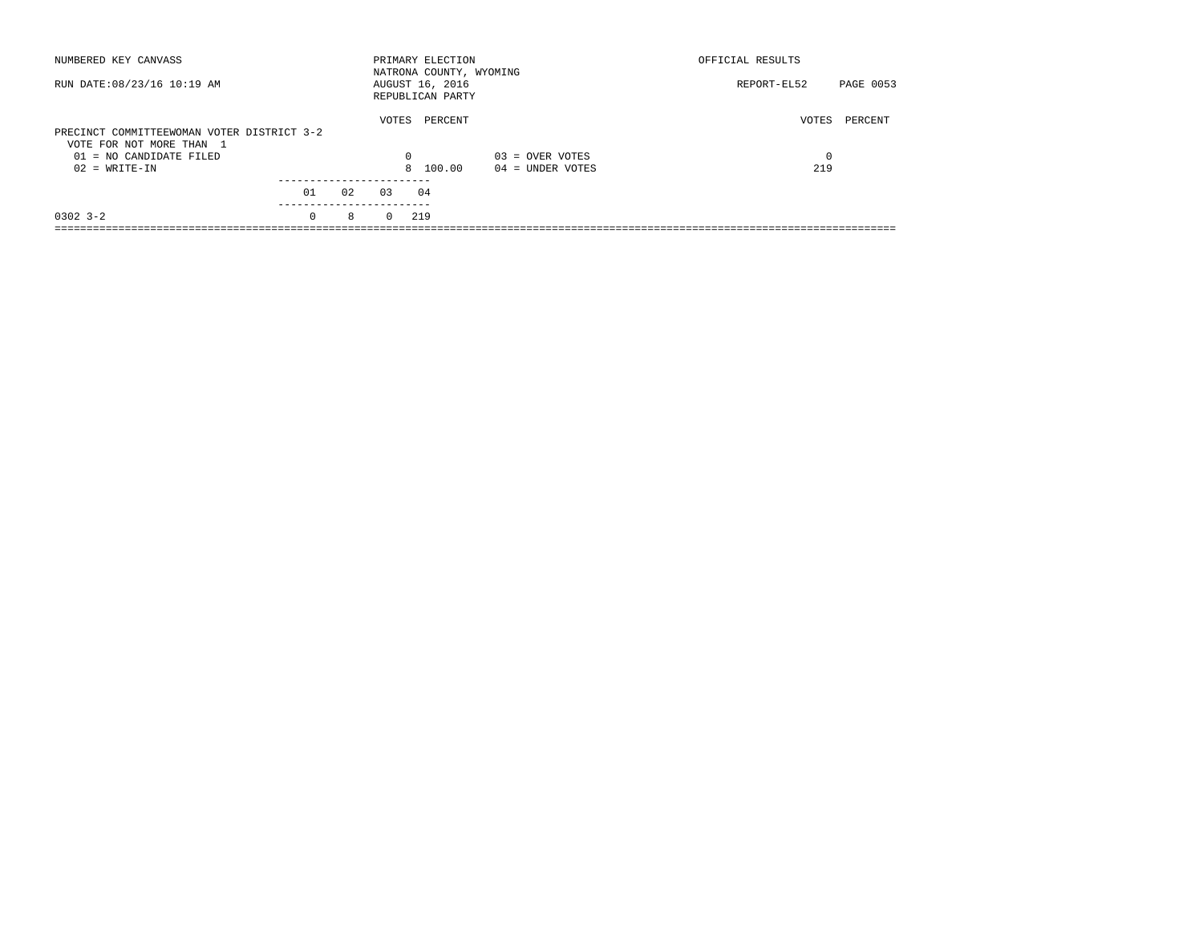NUMBERED KEY CANVASS | PRIMARY ELECTION | OFFICIAL RESULTS

NATRONA COUNTY, WYOMING

RUN DATE:08/23/16 10:19 AM | AUGUST 16, 2016 | REPORT-EL52 PAGE 0053

REPUBLICAN PARTY

## PRECINCT COMMITTEEWOMAN VOTER DISTRICT 3-2

VOTE FOR NOT MORE THAN 1

| | VOTES | PERCENT | | VOTES | PERCENT |
|---|---|---|---|---|---|
| 01 = NO CANDIDATE FILED | 0 | | 03 = OVER VOTES | 0 | |
| 02 = WRITE-IN | 8 | 100.00 | 04 = UNDER VOTES | 219 | |

| | 01 | 02 | 03 | 04 |
|---|---|---|---|---|
| 0302 3-2 | 0 | 8 | 0 | 219 |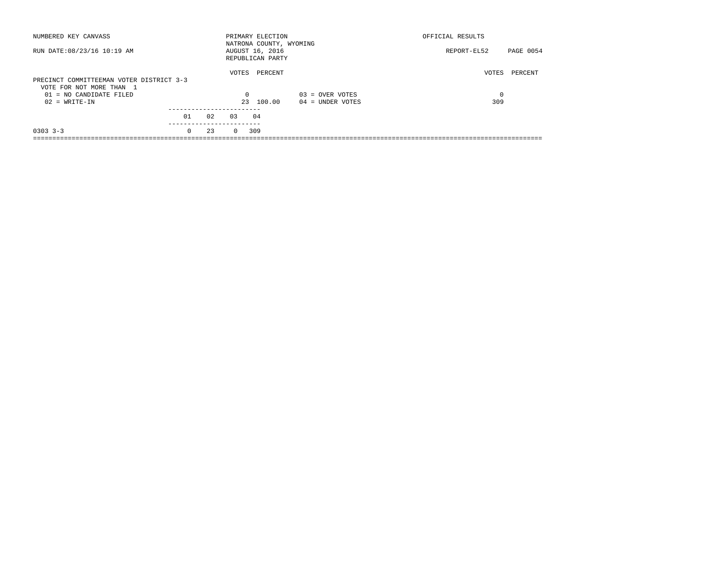NUMBERED KEY CANVASS — PRIMARY ELECTION — OFFICIAL RESULTS

NATRONA COUNTY, WYOMING

RUN DATE:08/23/16 10:19 AM — AUGUST 16, 2016 — REPORT-EL52

REPUBLICAN PARTY

## PRECINCT COMMITTEEMAN VOTER DISTRICT 3-3

VOTE FOR NOT MORE THAN 1

| | VOTES | PERCENT | | VOTES | PERCENT |
|---|---|---|---|---|---|
| 01 = NO CANDIDATE FILED | 0 | | 03 = OVER VOTES | 0 | |
| 02 = WRITE-IN | 23 | 100.00 | 04 = UNDER VOTES | 309 | |

| | 01 | 02 | 03 | 04 |
|---|---|---|---|---|
| 0303 3-3 | 0 | 23 | 0 | 309 |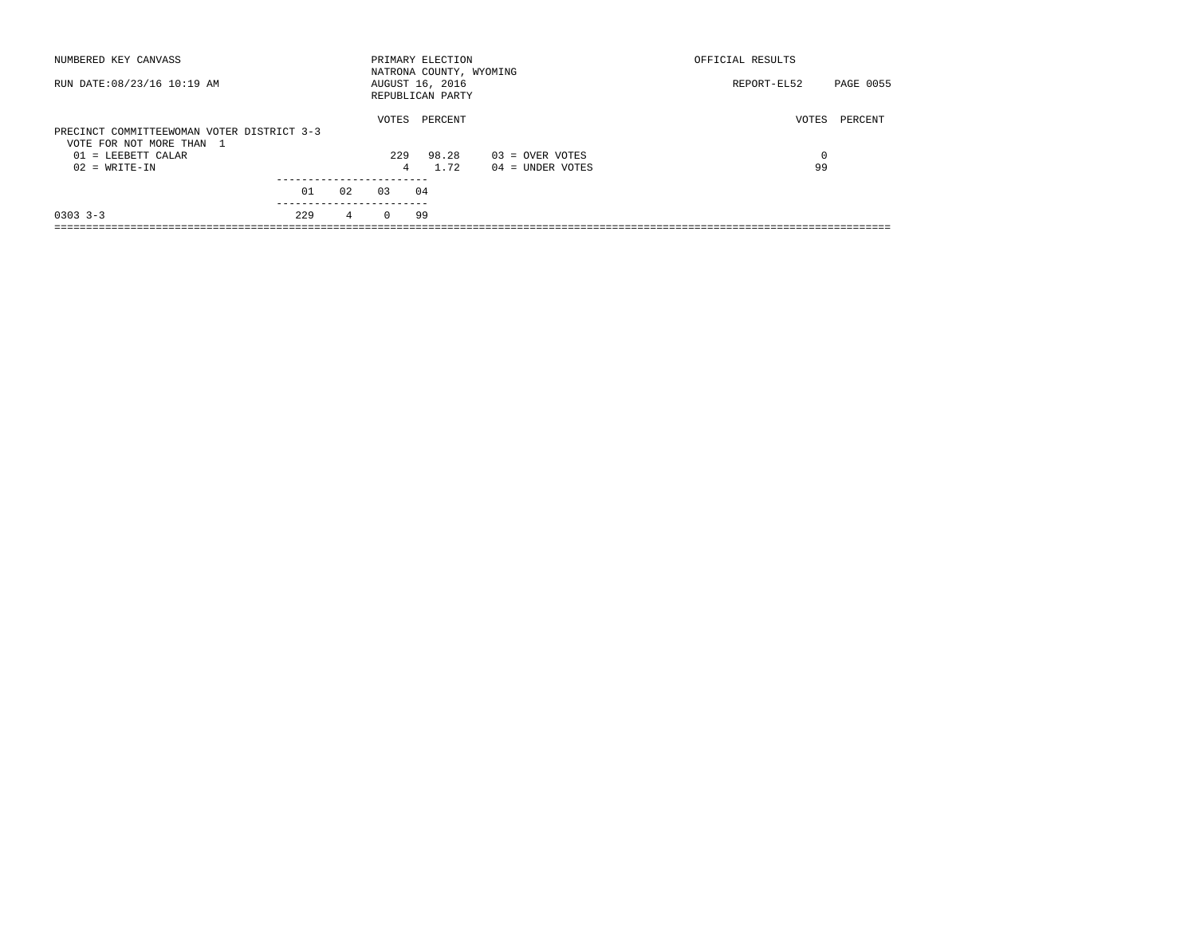NUMBERED KEY CANVASS

RUN DATE:08/23/16 10:19 AM

PRIMARY ELECTION
NATRONA COUNTY, WYOMING
AUGUST 16, 2016
REPUBLICAN PARTY

OFFICIAL RESULTS

REPORT-EL52

PRECINCT COMMITTEEWOMAN VOTER DISTRICT 3-3
VOTE FOR NOT MORE THAN 1

| | VOTES | PERCENT | | VOTES | PERCENT |
|---|---|---|---|---|---|
| 01 = LEEBETT CALAR | 229 | 98.28 | 03 = OVER VOTES | 0 | |
| 02 = WRITE-IN | 4 | 1.72 | 04 = UNDER VOTES | 99 | |

| | 01 | 02 | 03 | 04 |
|---|---|---|---|---|
| 0303 3-3 | 229 | 4 | 0 | 99 |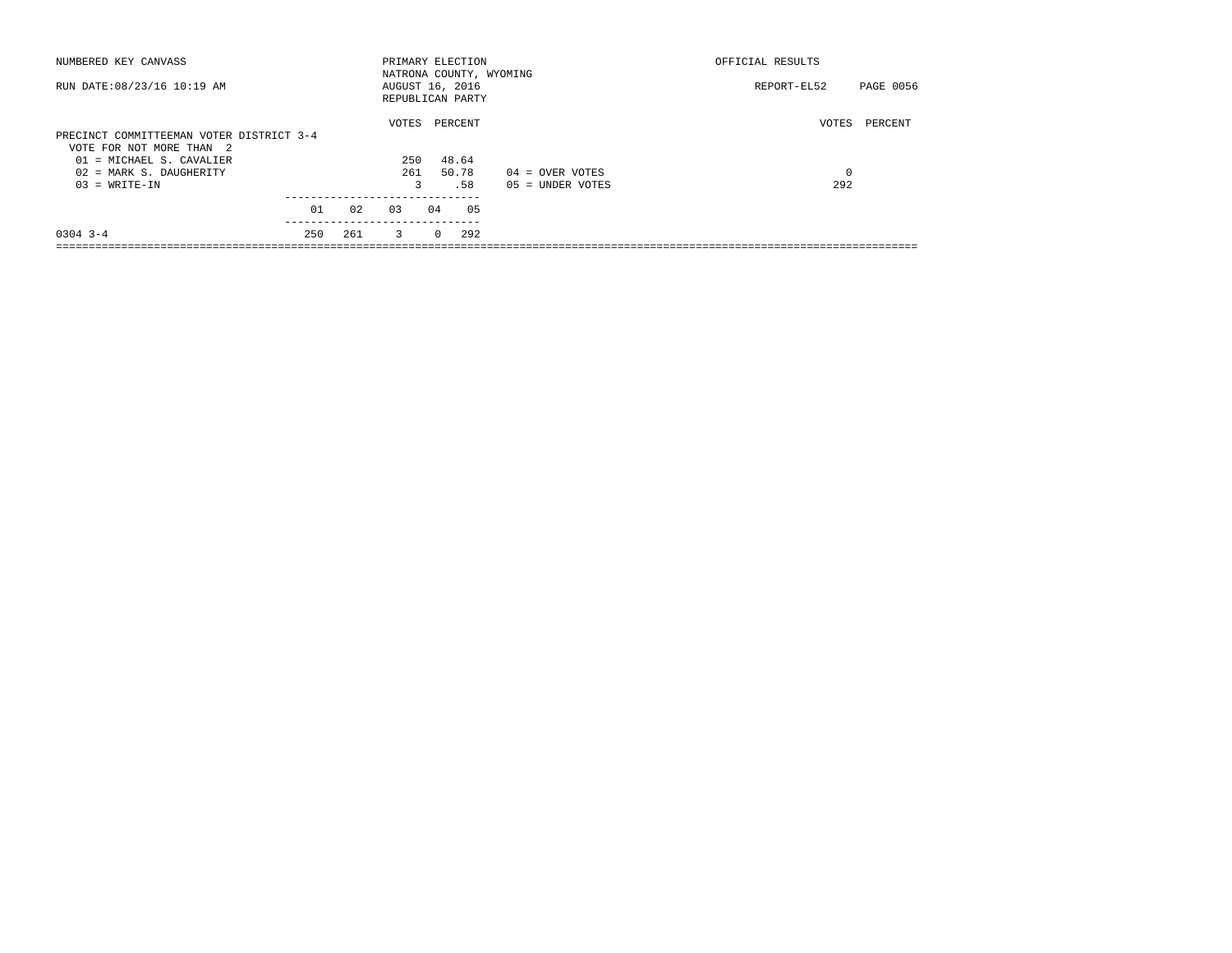NUMBERED KEY CANVASS — PRIMARY ELECTION — OFFICIAL RESULTS

NATRONA COUNTY, WYOMING

RUN DATE:08/23/16 10:19 AM — AUGUST 16, 2016 — REPORT-EL52

REPUBLICAN PARTY

## PRECINCT COMMITTEEMAN VOTER DISTRICT 3-4

VOTE FOR NOT MORE THAN 2

| | VOTES | PERCENT |
|---|---|---|
| 01 = MICHAEL S. CAVALIER | 250 | 48.64 |
| 02 = MARK S. DAUGHERITY | 261 | 50.78 |
| 03 = WRITE-IN | 3 | .58 |

| | VOTES | PERCENT |
|---|---|---|
| 04 = OVER VOTES | 0 | |
| 05 = UNDER VOTES | 292 | |

| | 01 | 02 | 03 | 04 | 05 |
|---|---|---|---|---|---|
| 0304 3-4 | 250 | 261 | 3 | 0 | 292 |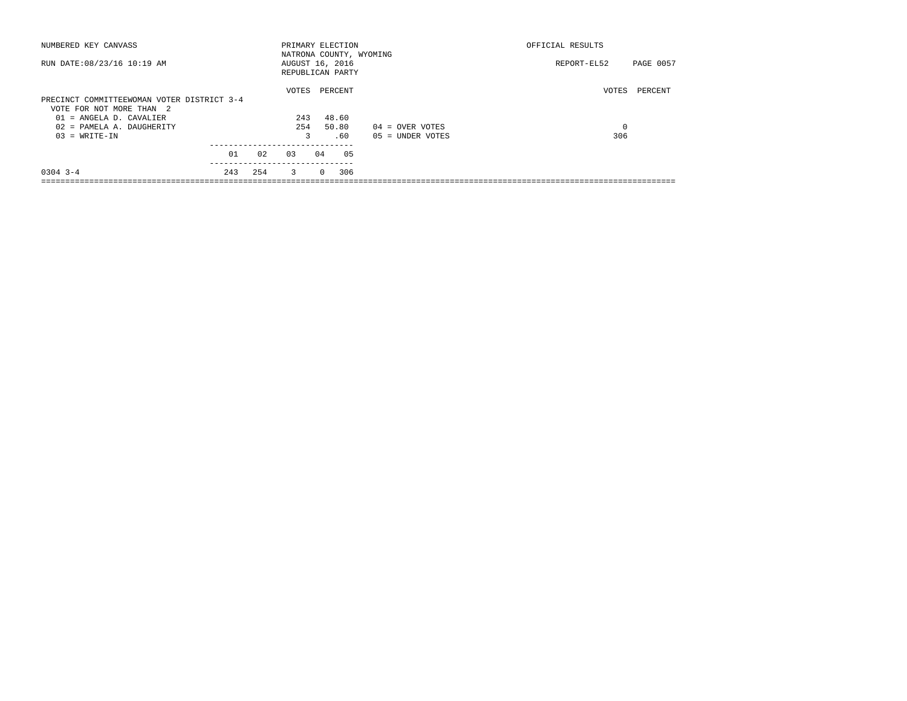NUMBERED KEY CANVASS — PRIMARY ELECTION — OFFICIAL RESULTS

NATRONA COUNTY, WYOMING

RUN DATE:08/23/16 10:19 AM — AUGUST 16, 2016 — REPORT-EL52

REPUBLICAN PARTY

## PRECINCT COMMITTEEWOMAN VOTER DISTRICT 3-4

VOTE FOR NOT MORE THAN 2

| Candidate | VOTES | PERCENT |
|---|---|---|
| 01 = ANGELA D. CAVALIER | 243 | 48.60 |
| 02 = PAMELA A. DAUGHERITY | 254 | 50.80 |
| 03 = WRITE-IN | 3 | .60 |

| | VOTES | PERCENT |
|---|---|---|
| 04 = OVER VOTES | 0 | |
| 05 = UNDER VOTES | 306 | |

| Precinct | 01 | 02 | 03 | 04 | 05 |
|---|---|---|---|---|---|
| 0304 3-4 | 243 | 254 | 3 | 0 | 306 |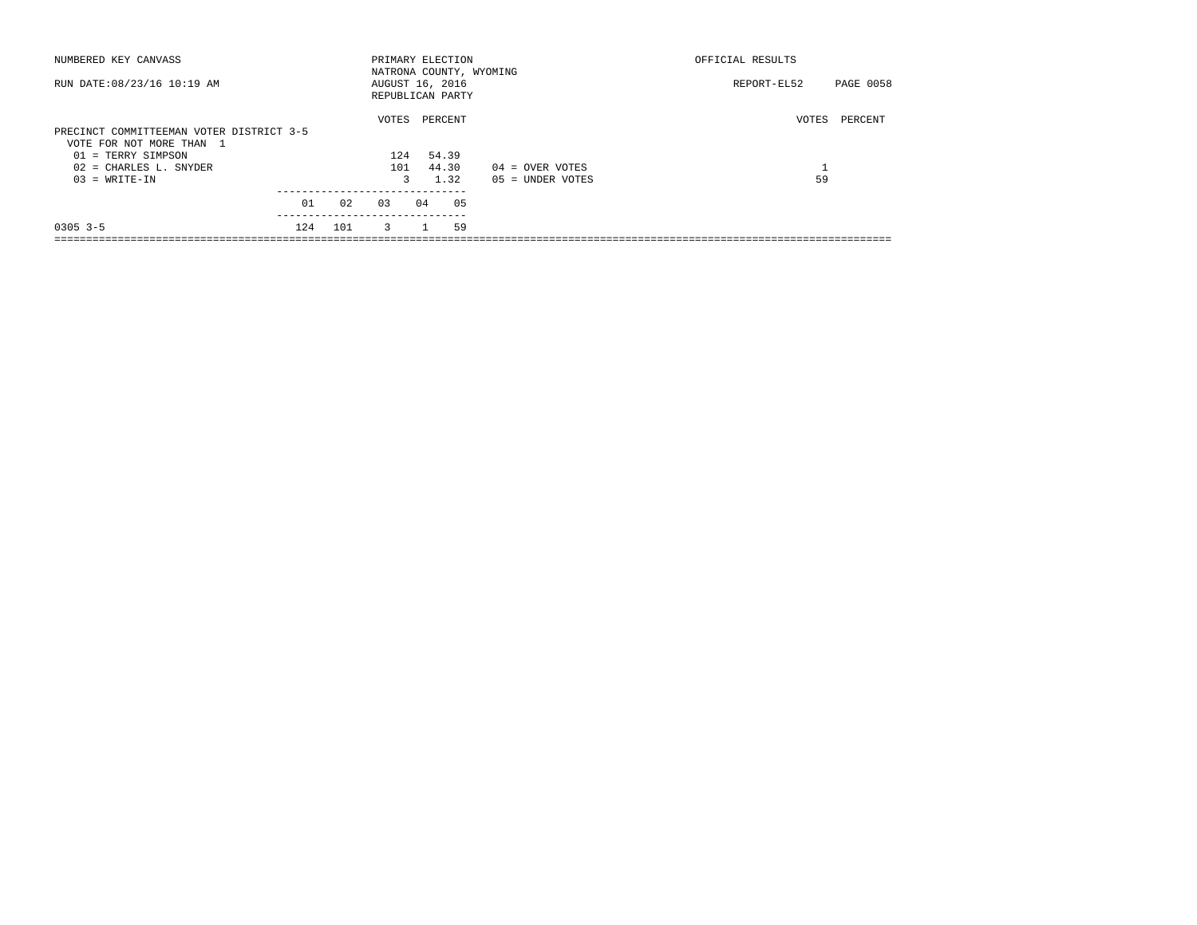NUMBERED KEY CANVASS

RUN DATE:08/23/16 10:19 AM

PRIMARY ELECTION
NATRONA COUNTY, WYOMING
AUGUST 16, 2016
REPUBLICAN PARTY

OFFICIAL RESULTS

REPORT-EL52 PAGE 0058

PRECINCT COMMITTEEMAN VOTER DISTRICT 3-5
VOTE FOR NOT MORE THAN 1

| | VOTES | PERCENT | | VOTES | PERCENT |
|---|---|---|---|---|---|
| 01 = TERRY SIMPSON | 124 | 54.39 | | | |
| 02 = CHARLES L. SNYDER | 101 | 44.30 | 04 = OVER VOTES | 1 | |
| 03 = WRITE-IN | 3 | 1.32 | 05 = UNDER VOTES | 59 | |

| | 01 | 02 | 03 | 04 | 05 |
|---|---|---|---|---|---|
| 0305 3-5 | 124 | 101 | 3 | 1 | 59 |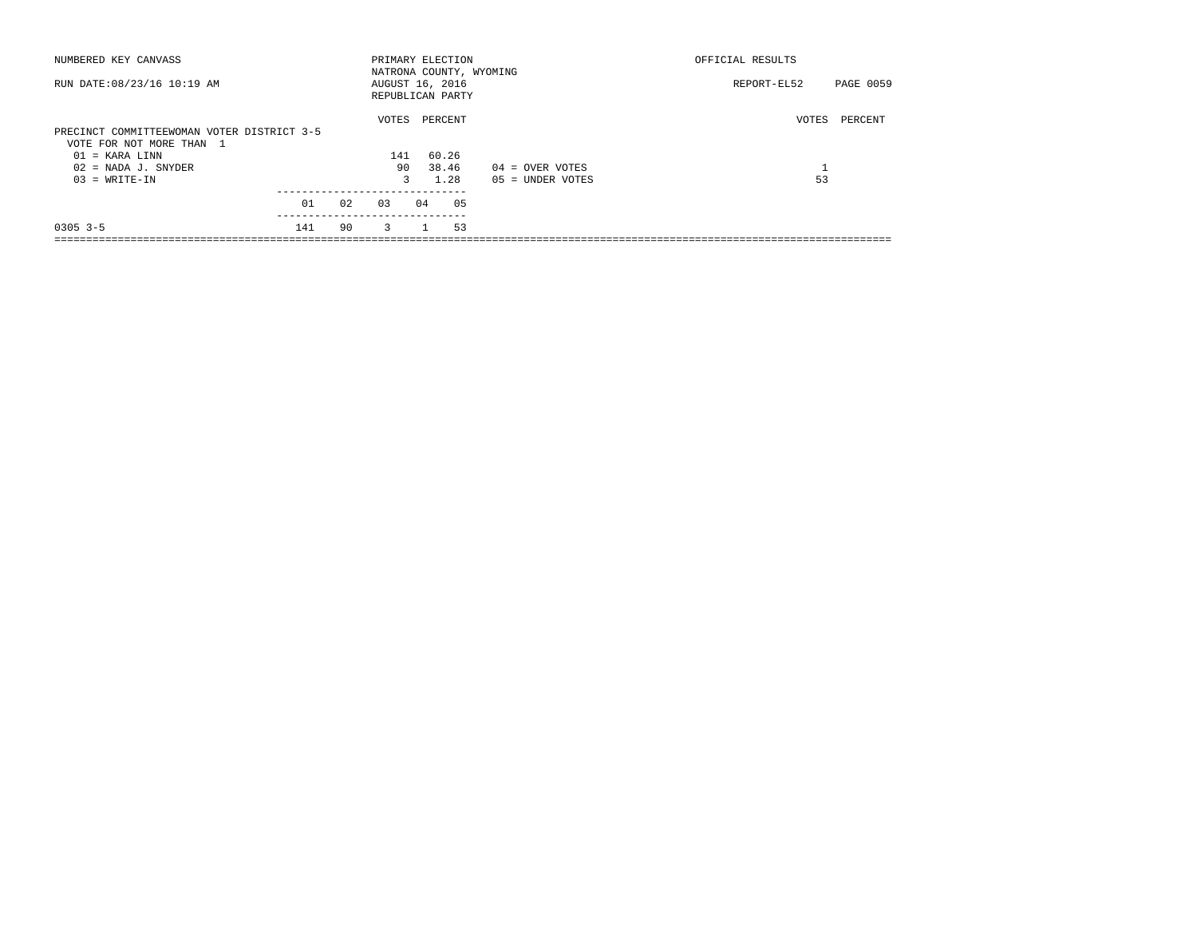NUMBERED KEY CANVASS

RUN DATE:08/23/16 10:19 AM

PRIMARY ELECTION
NATRONA COUNTY, WYOMING
AUGUST 16, 2016
REPUBLICAN PARTY

OFFICIAL RESULTS

REPORT-EL52 PAGE 0059

PRECINCT COMMITTEEWOMAN VOTER DISTRICT 3-5
VOTE FOR NOT MORE THAN 1

| | VOTES | PERCENT |
|---|---|---|
| 01 = KARA LINN | 141 | 60.26 |
| 02 = NADA J. SNYDER | 90 | 38.46 |
| 03 = WRITE-IN | 3 | 1.28 |

| | VOTES | PERCENT |
|---|---|---|
| 04 = OVER VOTES | 1 | |
| 05 = UNDER VOTES | 53 | |

| | 01 | 02 | 03 | 04 | 05 |
|---|---|---|---|---|---|
| 0305 3-5 | 141 | 90 | 3 | 1 | 53 |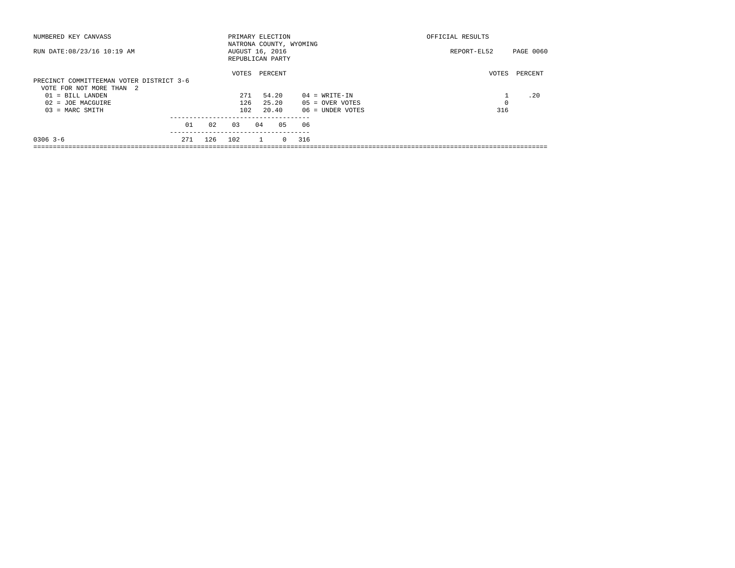NUMBERED KEY CANVASS — PRIMARY ELECTION — OFFICIAL RESULTS

NATRONA COUNTY, WYOMING

RUN DATE:08/23/16 10:19 AM — AUGUST 16, 2016 — REPORT-EL52 — PAGE 0060

REPUBLICAN PARTY

PRECINCT COMMITTEEMAN VOTER DISTRICT 3-6

VOTE FOR NOT MORE THAN 2

| | VOTES | PERCENT |
|---|---|---|
| 01 = BILL LANDEN | 271 | 54.20 |
| 02 = JOE MACGUIRE | 126 | 25.20 |
| 03 = MARC SMITH | 102 | 20.40 |
| 04 = WRITE-IN | 1 | .20 |
| 05 = OVER VOTES | 0 | |
| 06 = UNDER VOTES | 316 | |

| | 01 | 02 | 03 | 04 | 05 | 06 |
|---|---|---|---|---|---|---|
| 0306 3-6 | 271 | 126 | 102 | 1 | 0 | 316 |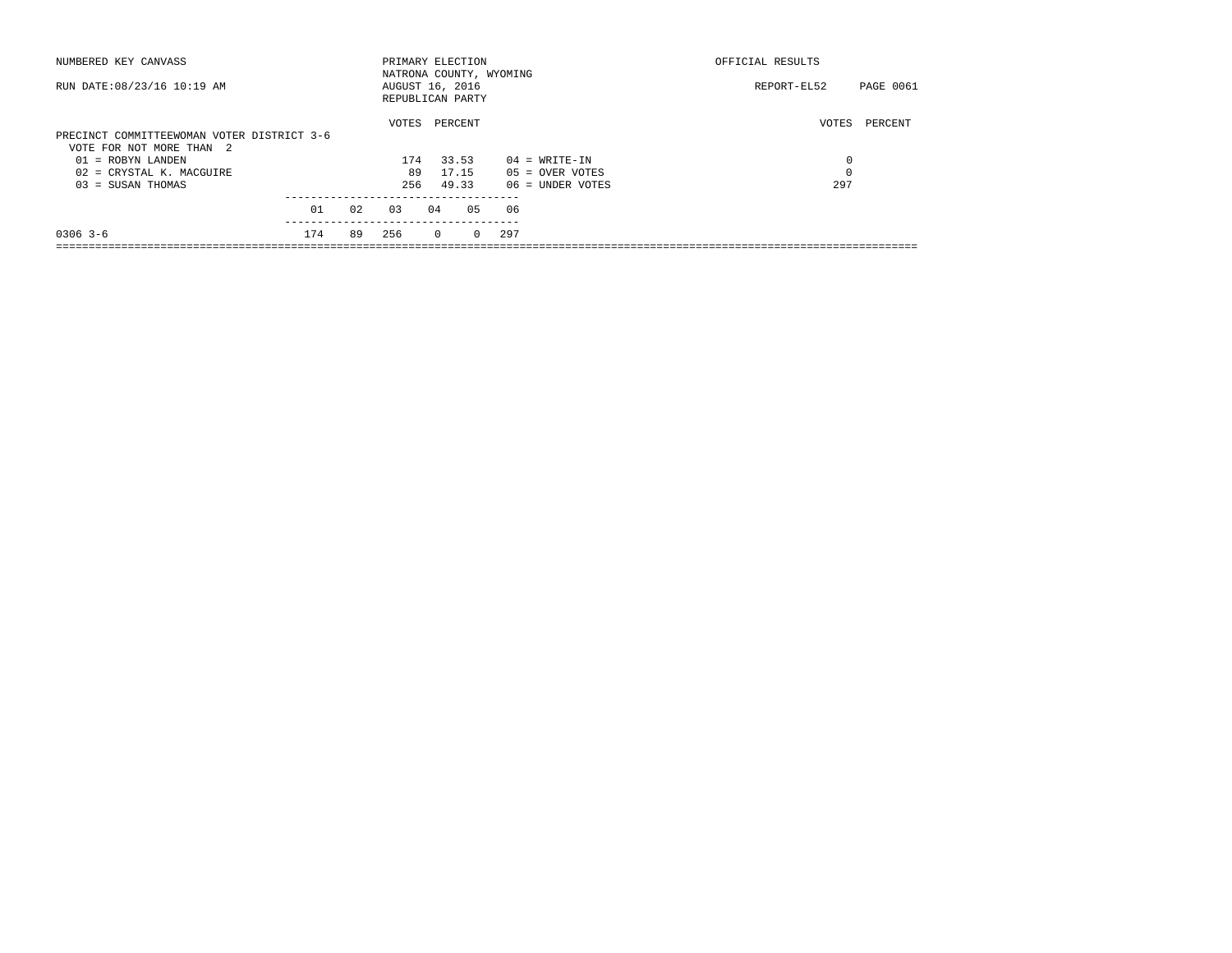NUMBERED KEY CANVASS

RUN DATE:08/23/16 10:19 AM

PRIMARY ELECTION
NATRONA COUNTY, WYOMING
AUGUST 16, 2016
REPUBLICAN PARTY

OFFICIAL RESULTS

REPORT-EL52

PRECINCT COMMITTEEWOMAN VOTER DISTRICT 3-6
VOTE FOR NOT MORE THAN 2

| Candidate | VOTES | PERCENT |
|---|---|---|
| 01 = ROBYN LANDEN | 174 | 33.53 |
| 02 = CRYSTAL K. MACGUIRE | 89 | 17.15 |
| 03 = SUSAN THOMAS | 256 | 49.33 |

| | VOTES | PERCENT |
|---|---|---|
| 04 = WRITE-IN | 0 | |
| 05 = OVER VOTES | 0 | |
| 06 = UNDER VOTES | 297 | |

| | 01 | 02 | 03 | 04 | 05 | 06 |
|---|---|---|---|---|---|---|
| 0306 3-6 | 174 | 89 | 256 | 0 | 0 | 297 |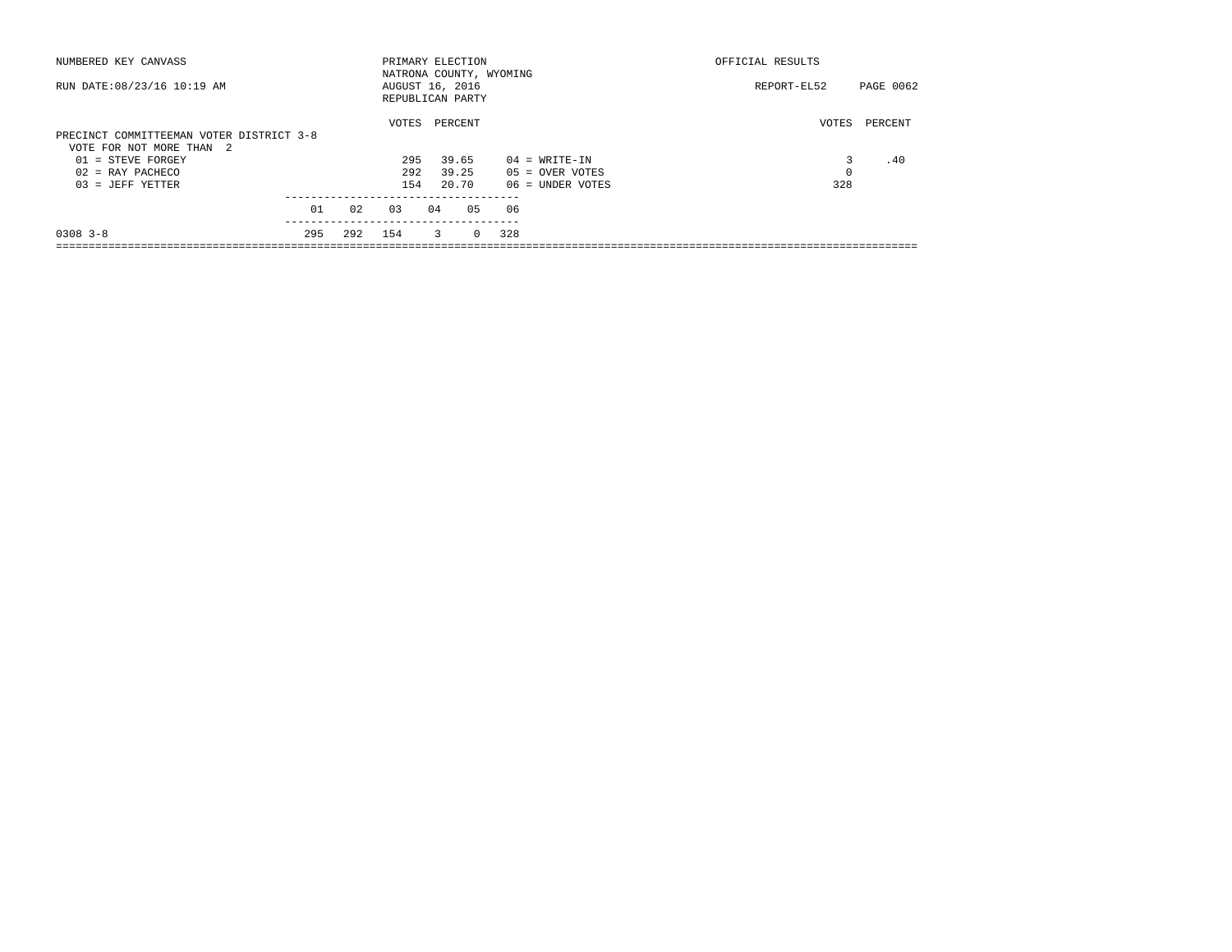NUMBERED KEY CANVASS

RUN DATE:08/23/16 10:19 AM

PRIMARY ELECTION
NATRONA COUNTY, WYOMING
AUGUST 16, 2016
REPUBLICAN PARTY

OFFICIAL RESULTS

REPORT-EL52 PAGE 0062

PRECINCT COMMITTEEMAN VOTER DISTRICT 3-8
VOTE FOR NOT MORE THAN 2

| Candidate | VOTES | PERCENT | | VOTES | PERCENT |
|---|---|---|---|---|---|
| 01 = STEVE FORGEY | 295 | 39.65 | 04 = WRITE-IN | 3 | .40 |
| 02 = RAY PACHECO | 292 | 39.25 | 05 = OVER VOTES | 0 | |
| 03 = JEFF YETTER | 154 | 20.70 | 06 = UNDER VOTES | 328 | |

| | 01 | 02 | 03 | 04 | 05 | 06 |
|---|---|---|---|---|---|---|
| 0308 3-8 | 295 | 292 | 154 | 3 | 0 | 328 |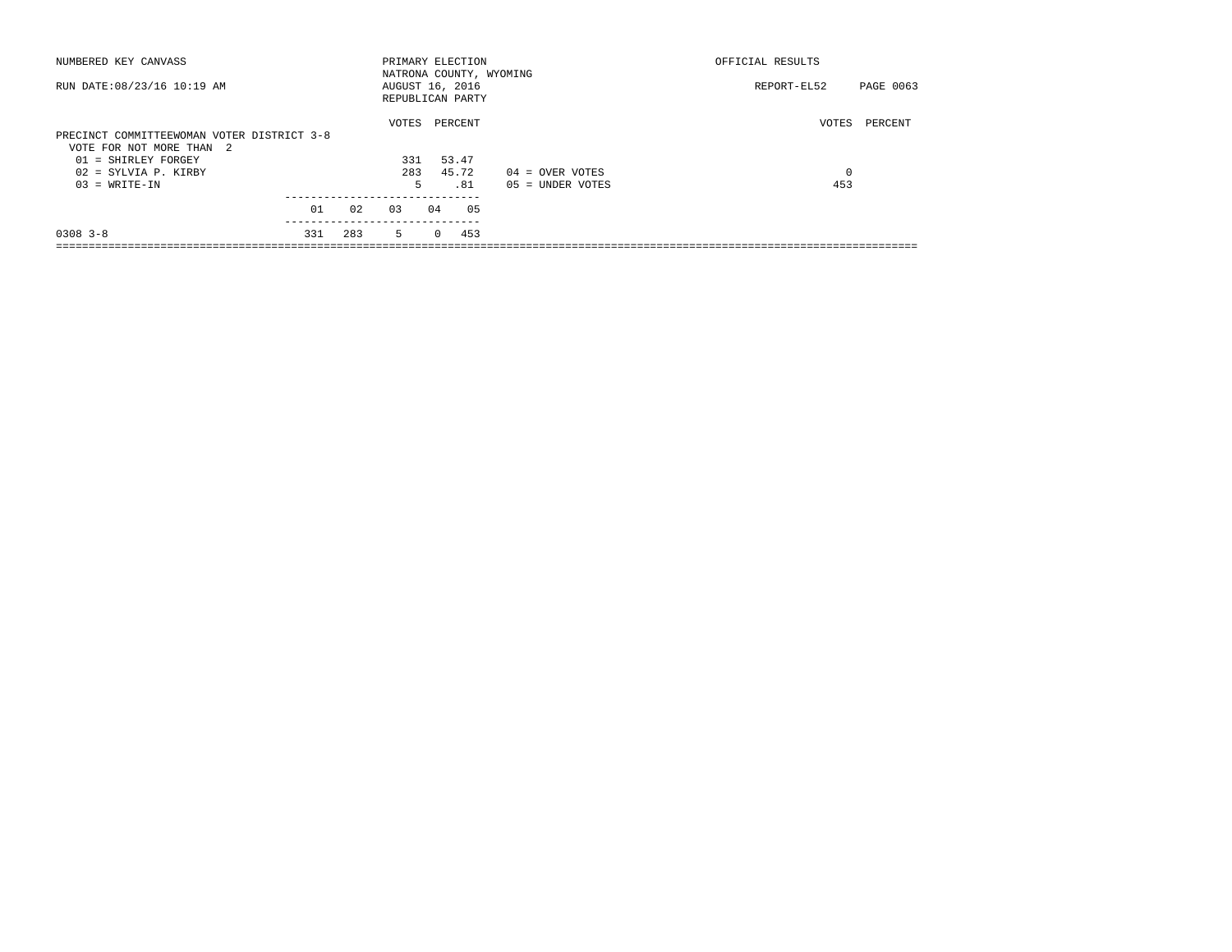NUMBERED KEY CANVASS — PRIMARY ELECTION — OFFICIAL RESULTS

NATRONA COUNTY, WYOMING

RUN DATE:08/23/16 10:19 AM — AUGUST 16, 2016 — REPORT-EL52

REPUBLICAN PARTY

## PRECINCT COMMITTEEWOMAN VOTER DISTRICT 3-8

VOTE FOR NOT MORE THAN 2

| | VOTES | PERCENT |
|---|---|---|
| 01 = SHIRLEY FORGEY | 331 | 53.47 |
| 02 = SYLVIA P. KIRBY | 283 | 45.72 |
| 03 = WRITE-IN | 5 | .81 |

| | VOTES | PERCENT |
|---|---|---|
| 04 = OVER VOTES | 0 | |
| 05 = UNDER VOTES | 453 | |

| | 01 | 02 | 03 | 04 | 05 |
|---|---|---|---|---|---|
| 0308 3-8 | 331 | 283 | 5 | 0 | 453 |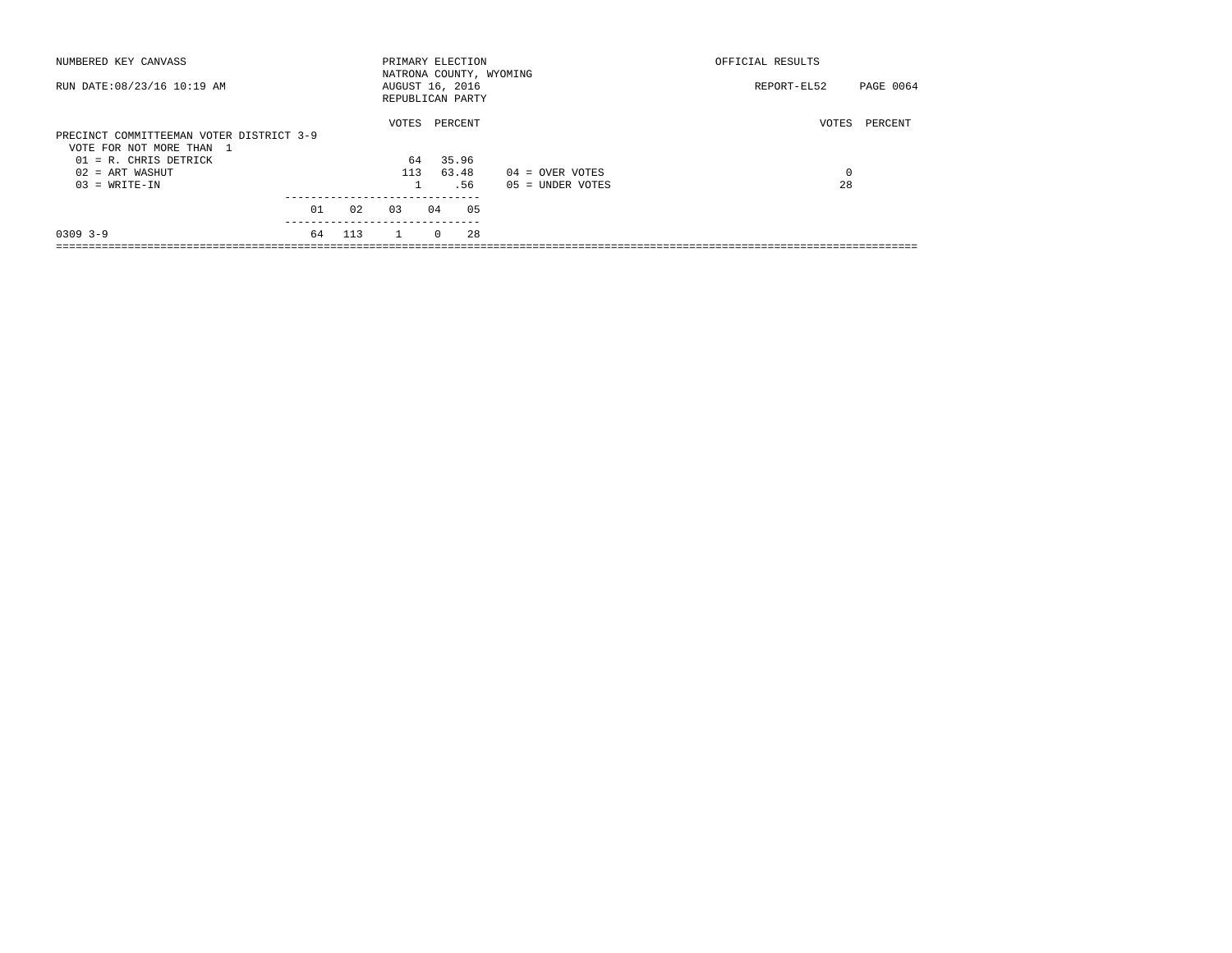NUMBERED KEY CANVASS

RUN DATE:08/23/16 10:19 AM

PRIMARY ELECTION
NATRONA COUNTY, WYOMING
AUGUST 16, 2016
REPUBLICAN PARTY

OFFICIAL RESULTS

REPORT-EL52

PRECINCT COMMITTEEMAN VOTER DISTRICT 3-9
VOTE FOR NOT MORE THAN 1

| | VOTES | PERCENT |
|---|---|---|
| 01 = R. CHRIS DETRICK | 64 | 35.96 |
| 02 = ART WASHUT | 113 | 63.48 |
| 03 = WRITE-IN | 1 | .56 |

| | VOTES | PERCENT |
|---|---|---|
| 04 = OVER VOTES | 0 | |
| 05 = UNDER VOTES | 28 | |

| | 01 | 02 | 03 | 04 | 05 |
|---|---|---|---|---|---|
| 0309 3-9 | 64 | 113 | 1 | 0 | 28 |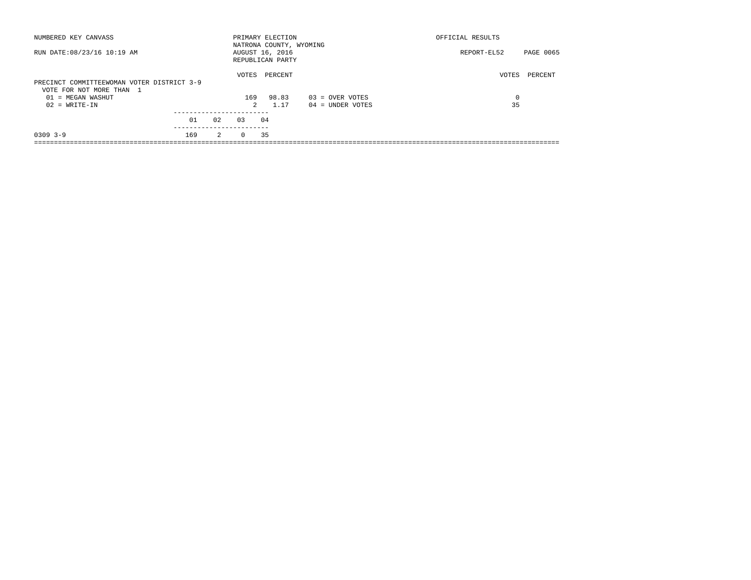NUMBERED KEY CANVASS

RUN DATE:08/23/16 10:19 AM

PRIMARY ELECTION
NATRONA COUNTY, WYOMING
AUGUST 16, 2016
REPUBLICAN PARTY

OFFICIAL RESULTS

REPORT-EL52

PRECINCT COMMITTEEWOMAN VOTER DISTRICT 3-9
VOTE FOR NOT MORE THAN 1

| | VOTES | PERCENT | | VOTES | PERCENT |
|---|---|---|---|---|---|
| 01 = MEGAN WASHUT | 169 | 98.83 | 03 = OVER VOTES | 0 | |
| 02 = WRITE-IN | 2 | 1.17 | 04 = UNDER VOTES | 35 | |

| | 01 | 02 | 03 | 04 |
|---|---|---|---|---|
| 0309 3-9 | 169 | 2 | 0 | 35 |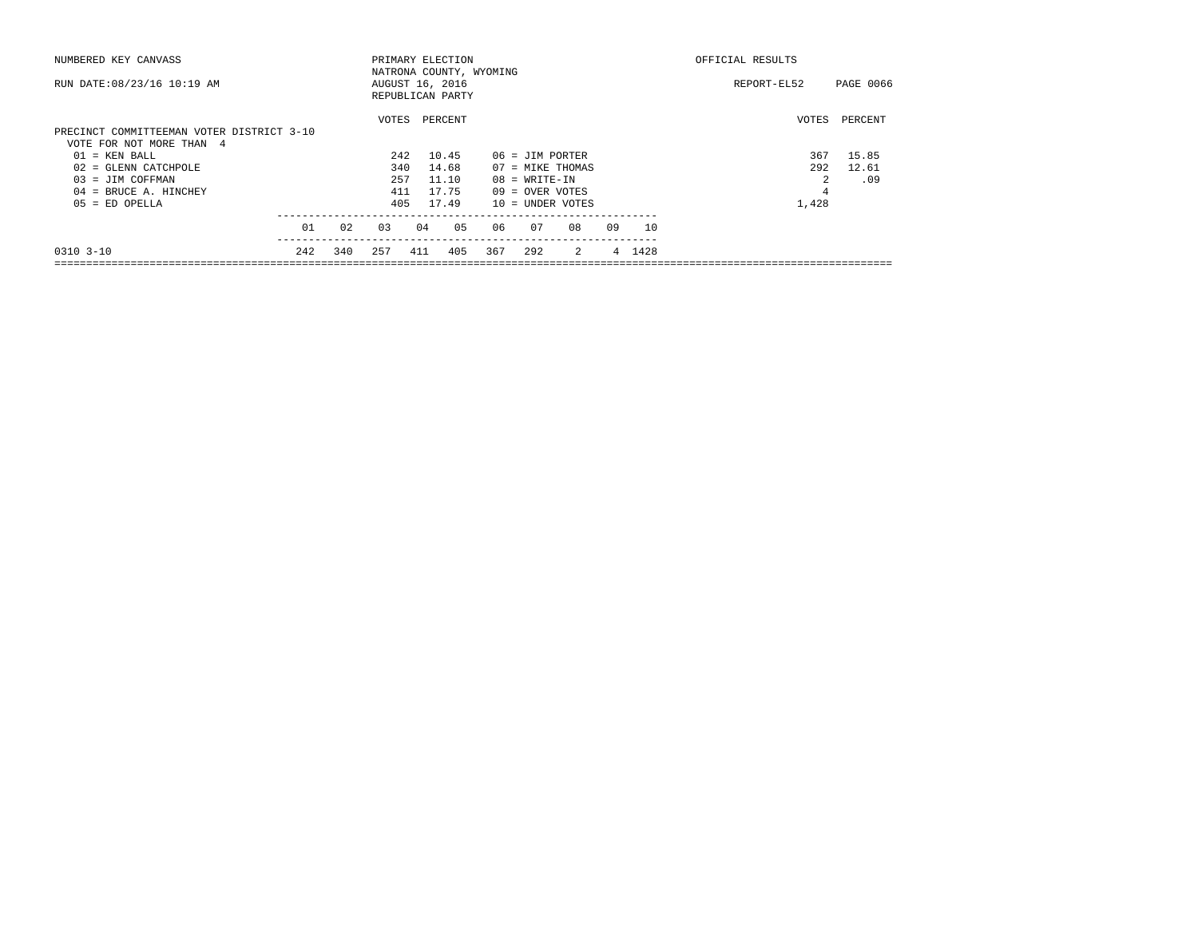NUMBERED KEY CANVASS — PRIMARY ELECTION — NATRONA COUNTY, WYOMING — AUGUST 16, 2016 — REPUBLICAN PARTY — OFFICIAL RESULTS

RUN DATE:08/23/16 10:19 AM — REPORT-EL52 — PAGE 0066

## PRECINCT COMMITTEEMAN VOTER DISTRICT 3-10

VOTE FOR NOT MORE THAN 4

| Candidate | VOTES | PERCENT |
|---|---|---|
| 01 = KEN BALL | 242 | 10.45 |
| 02 = GLENN CATCHPOLE | 340 | 14.68 |
| 03 = JIM COFFMAN | 257 | 11.10 |
| 04 = BRUCE A. HINCHEY | 411 | 17.75 |
| 05 = ED OPELLA | 405 | 17.49 |
| 06 = JIM PORTER | 367 | 15.85 |
| 07 = MIKE THOMAS | 292 | 12.61 |
| 08 = WRITE-IN | 2 | .09 |
| 09 = OVER VOTES | 4 | |
| 10 = UNDER VOTES | 1,428 | |

| | 01 | 02 | 03 | 04 | 05 | 06 | 07 | 08 | 09 | 10 |
|---|---|---|---|---|---|---|---|---|---|---|
| 0310 3-10 | 242 | 340 | 257 | 411 | 405 | 367 | 292 | 2 | 4 | 1428 |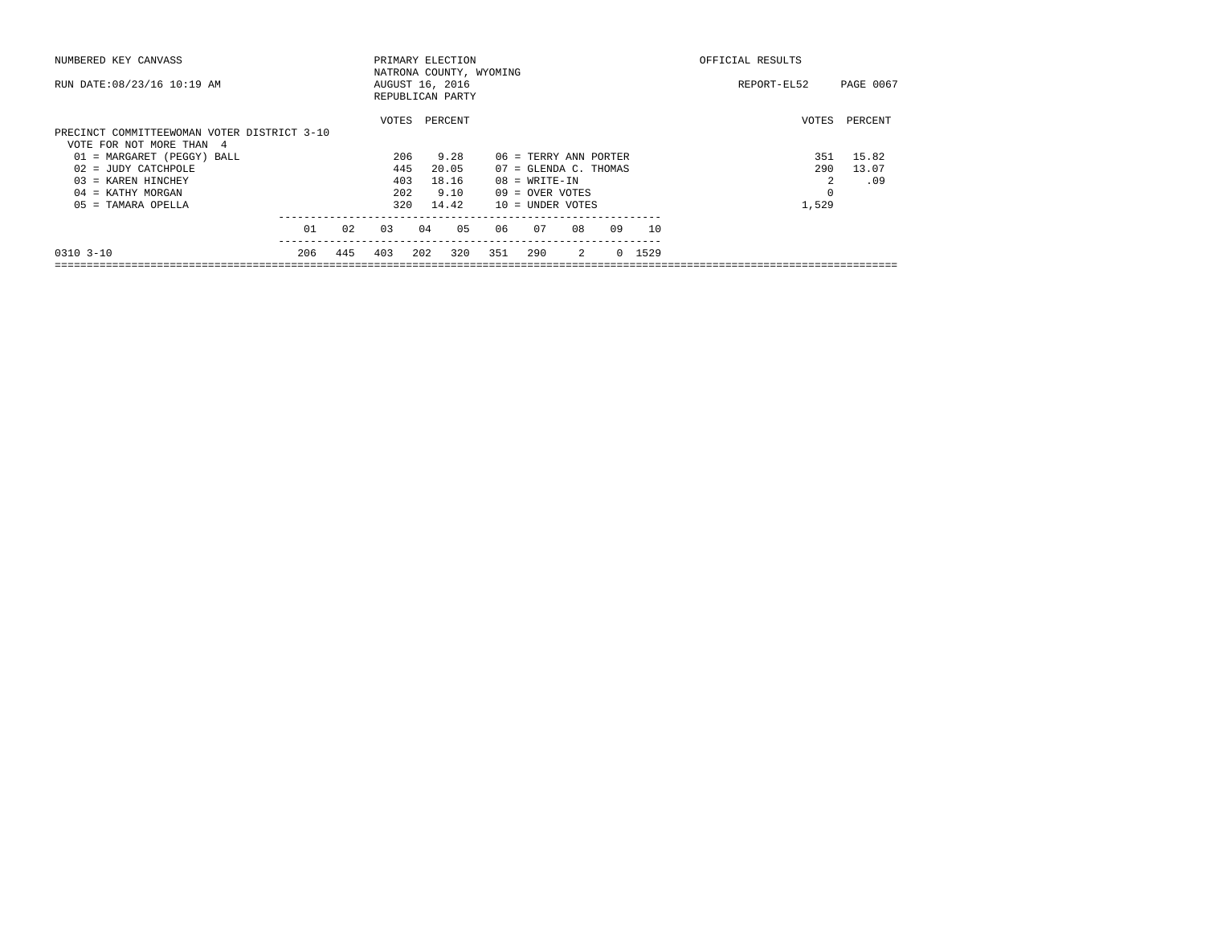NUMBERED KEY CANVASS — PRIMARY ELECTION — OFFICIAL RESULTS

NATRONA COUNTY, WYOMING

RUN DATE:08/23/16 10:19 AM — AUGUST 16, 2016 — REPORT-EL52

REPUBLICAN PARTY

PRECINCT COMMITTEEWOMAN VOTER DISTRICT 3-10

VOTE FOR NOT MORE THAN 4

| Candidate | VOTES | PERCENT |
|---|---|---|
| 01 = MARGARET (PEGGY) BALL | 206 | 9.28 |
| 02 = JUDY CATCHPOLE | 445 | 20.05 |
| 03 = KAREN HINCHEY | 403 | 18.16 |
| 04 = KATHY MORGAN | 202 | 9.10 |
| 05 = TAMARA OPELLA | 320 | 14.42 |
| 06 = TERRY ANN PORTER | 351 | 15.82 |
| 07 = GLENDA C. THOMAS | 290 | 13.07 |
| 08 = WRITE-IN | 2 | .09 |
| 09 = OVER VOTES | 0 | |
| 10 = UNDER VOTES | 1,529 | |

| | 01 | 02 | 03 | 04 | 05 | 06 | 07 | 08 | 09 | 10 |
|---|---|---|---|---|---|---|---|---|---|---|
| 0310 3-10 | 206 | 445 | 403 | 202 | 320 | 351 | 290 | 2 | 0 | 1529 |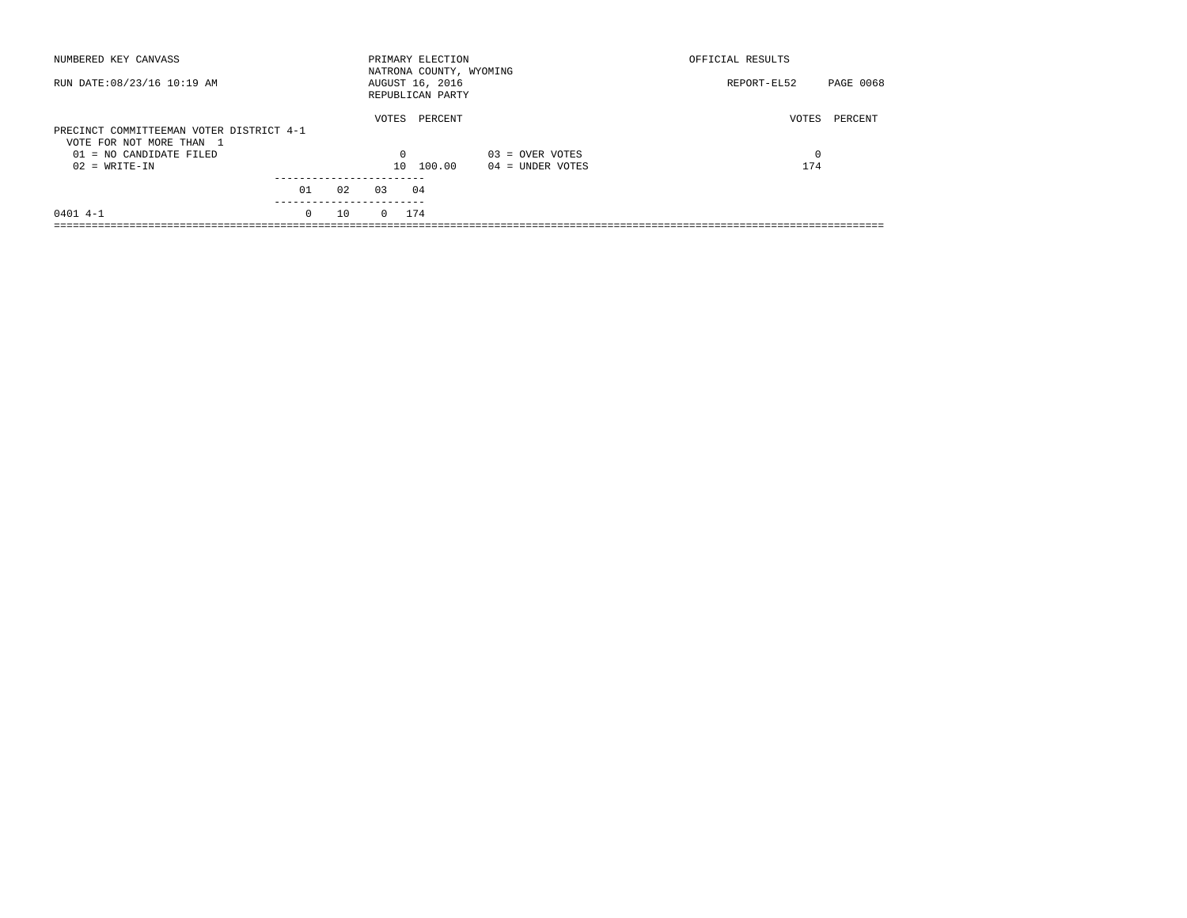NUMBERED KEY CANVASS

RUN DATE:08/23/16 10:19 AM

PRIMARY ELECTION
NATRONA COUNTY, WYOMING
AUGUST 16, 2016
REPUBLICAN PARTY

OFFICIAL RESULTS

REPORT-EL52 PAGE 0068

PRECINCT COMMITTEEMAN VOTER DISTRICT 4-1
VOTE FOR NOT MORE THAN 1

| | VOTES | PERCENT | | VOTES | PERCENT |
|---|---|---|---|---|---|
| 01 = NO CANDIDATE FILED | 0 | | 03 = OVER VOTES | 0 | |
| 02 = WRITE-IN | 10 | 100.00 | 04 = UNDER VOTES | 174 | |

| | 01 | 02 | 03 | 04 |
|---|---|---|---|---|
| 0401 4-1 | 0 | 10 | 0 | 174 |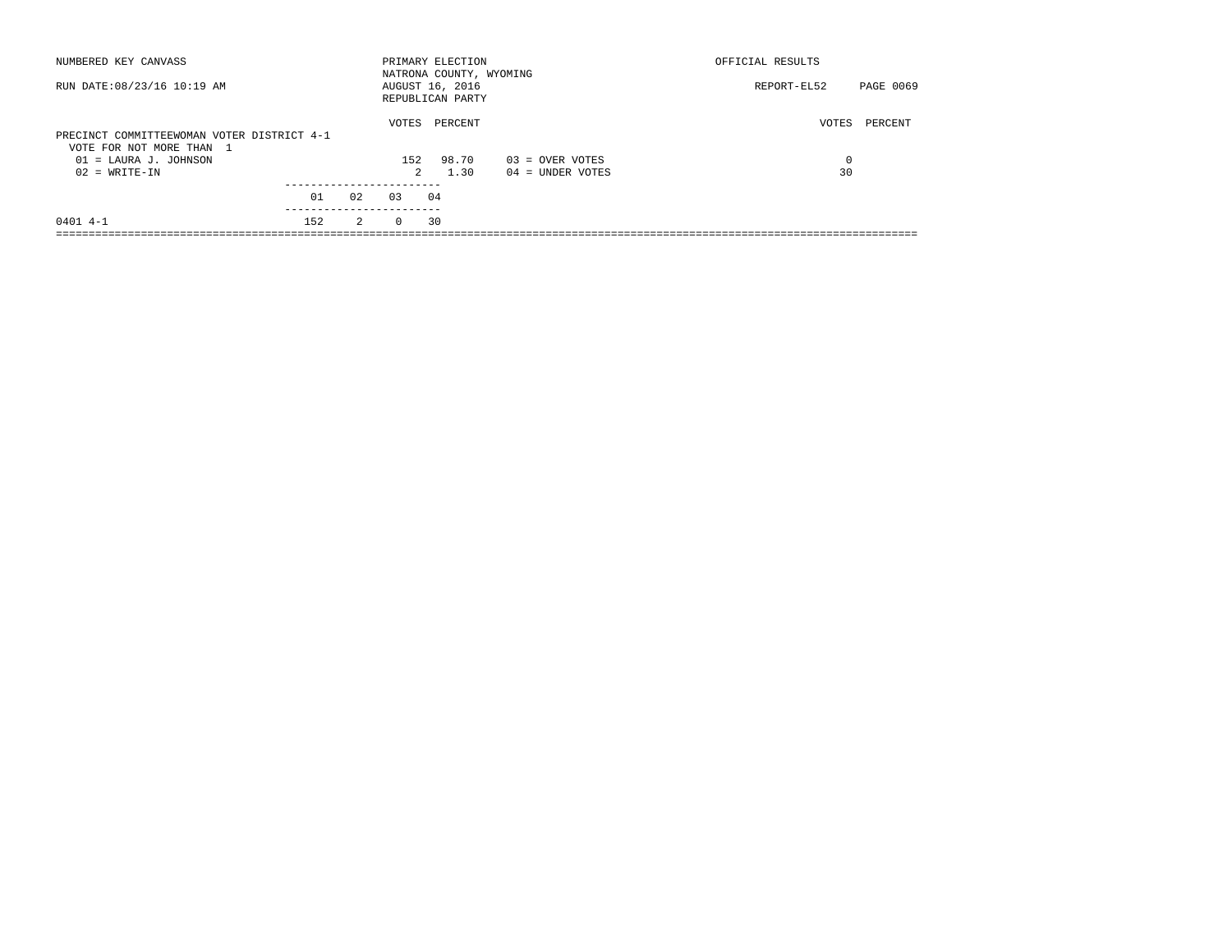NUMBERED KEY CANVASS

PRIMARY ELECTION
NATRONA COUNTY, WYOMING
AUGUST 16, 2016
REPUBLICAN PARTY

OFFICIAL RESULTS

RUN DATE:08/23/16 10:19 AM

REPORT-EL52 PAGE 0069

PRECINCT COMMITTEEWOMAN VOTER DISTRICT 4-1
VOTE FOR NOT MORE THAN 1

| | VOTES | PERCENT | | VOTES | PERCENT |
|---|---|---|---|---|---|
| 01 = LAURA J. JOHNSON | 152 | 98.70 | 03 = OVER VOTES | 0 | |
| 02 = WRITE-IN | 2 | 1.30 | 04 = UNDER VOTES | 30 | |

| | 01 | 02 | 03 | 04 |
|---|---|---|---|---|
| 0401 4-1 | 152 | 2 | 0 | 30 |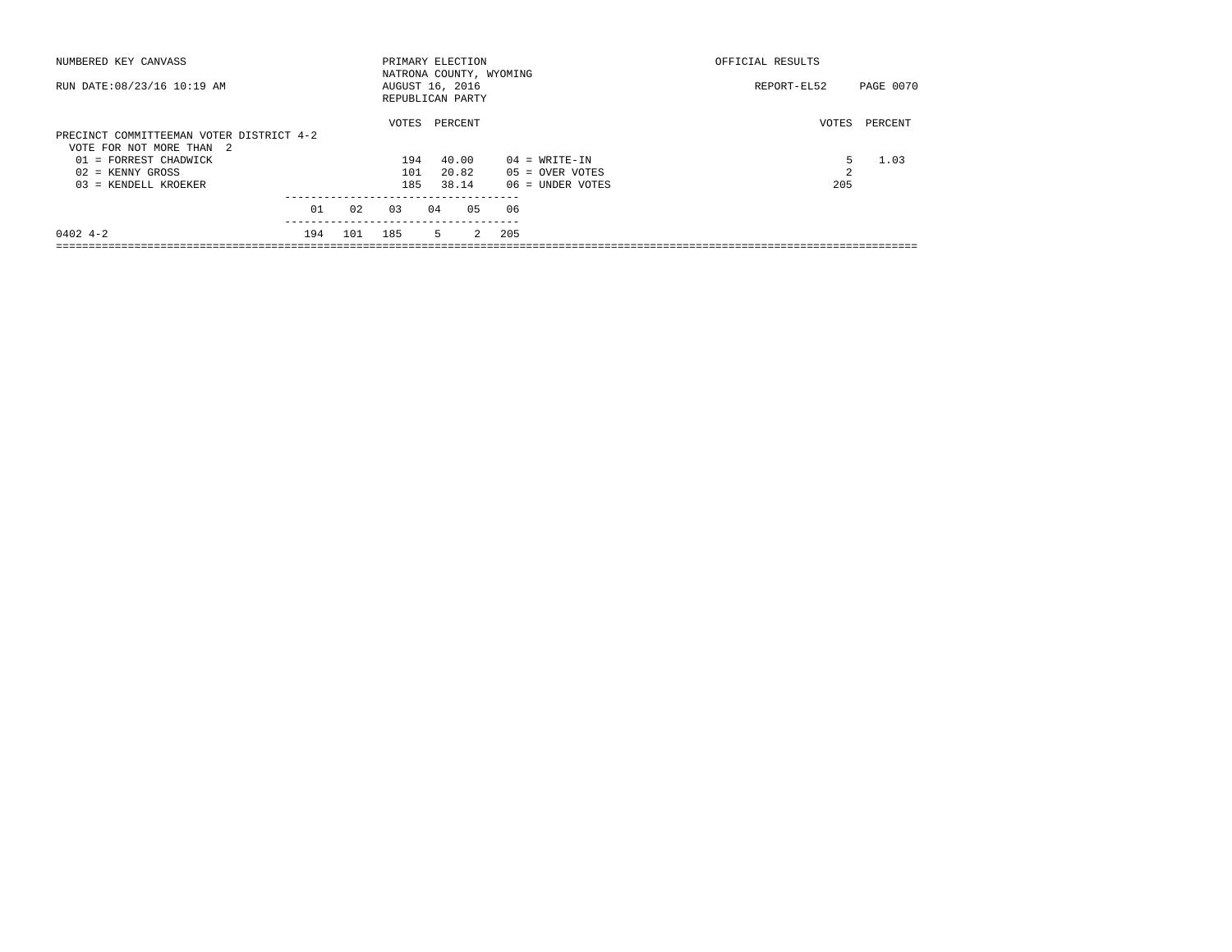NUMBERED KEY CANVASS — PRIMARY ELECTION — OFFICIAL RESULTS

NATRONA COUNTY, WYOMING

RUN DATE:08/23/16 10:19 AM — AUGUST 16, 2016 — REPORT-EL52

REPUBLICAN PARTY

## PRECINCT COMMITTEEMAN VOTER DISTRICT 4-2

VOTE FOR NOT MORE THAN 2

| | VOTES | PERCENT |
|---|---|---|
| 01 = FORREST CHADWICK | 194 | 40.00 |
| 02 = KENNY GROSS | 101 | 20.82 |
| 03 = KENDELL KROEKER | 185 | 38.14 |
| 04 = WRITE-IN | 5 | 1.03 |
| 05 = OVER VOTES | 2 | |
| 06 = UNDER VOTES | 205 | |

| | 01 | 02 | 03 | 04 | 05 | 06 |
|---|---|---|---|---|---|---|
| 0402 4-2 | 194 | 101 | 185 | 5 | 2 | 205 |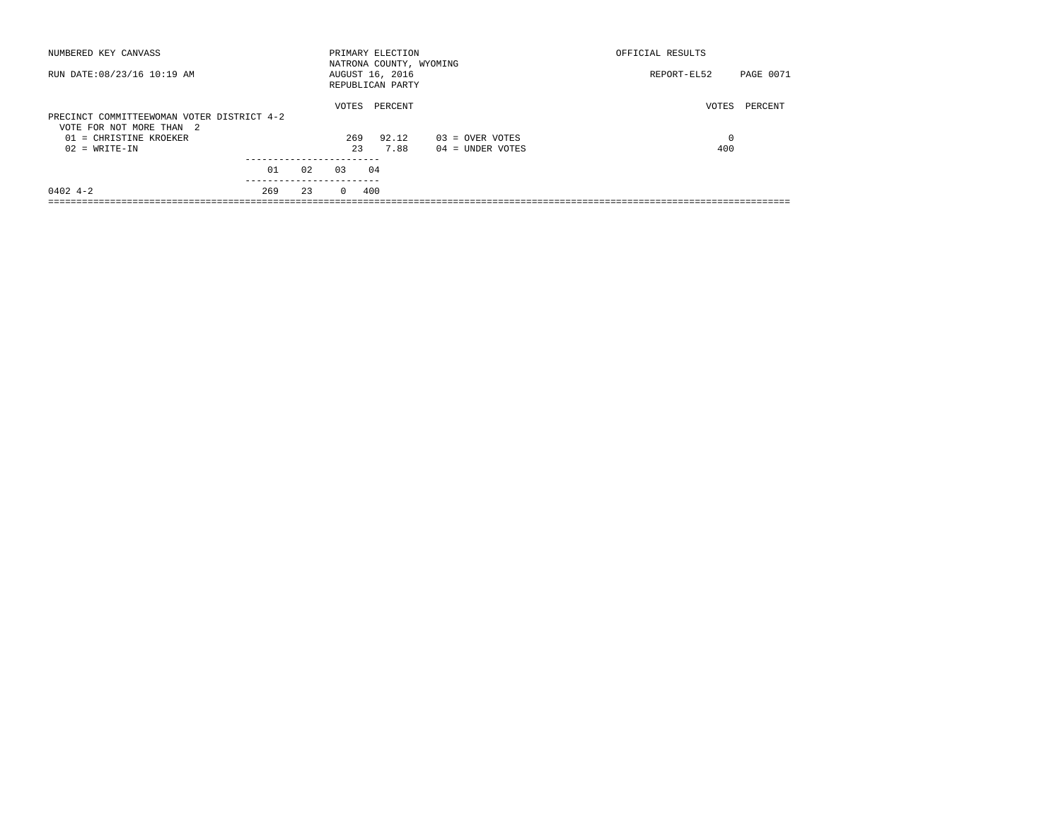NUMBERED KEY CANVASS — PRIMARY ELECTION — OFFICIAL RESULTS

NATRONA COUNTY, WYOMING

RUN DATE:08/23/16 10:19 AM — AUGUST 16, 2016 — REPORT-EL52

REPUBLICAN PARTY

## PRECINCT COMMITTEEWOMAN VOTER DISTRICT 4-2

VOTE FOR NOT MORE THAN 2

| | VOTES | PERCENT |
|---|---|---|
| 01 = CHRISTINE KROEKER | 269 | 92.12 |
| 02 = WRITE-IN | 23 | 7.88 |

| | VOTES | PERCENT |
|---|---|---|
| 03 = OVER VOTES | 0 | |
| 04 = UNDER VOTES | 400 | |

| | 01 | 02 | 03 | 04 |
|---|---|---|---|---|
| 0402 4-2 | 269 | 23 | 0 | 400 |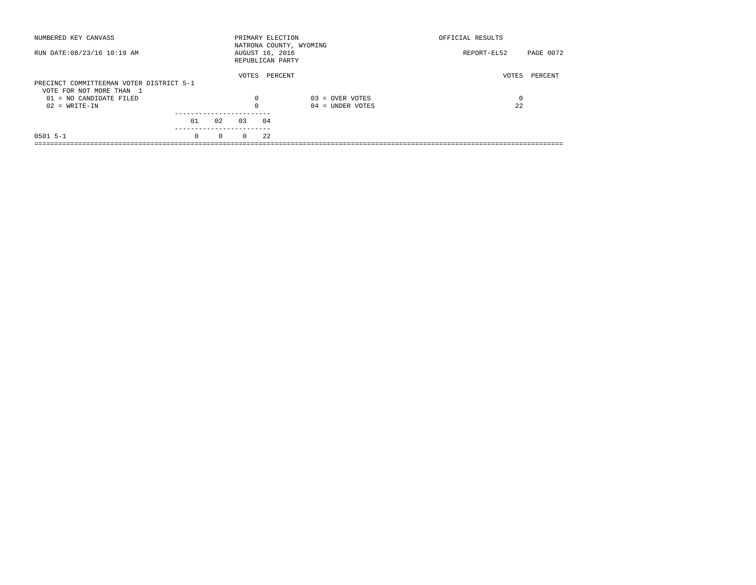NUMBERED KEY CANVASS

PRIMARY ELECTION
NATRONA COUNTY, WYOMING
AUGUST 16, 2016
REPUBLICAN PARTY

OFFICIAL RESULTS

RUN DATE:08/23/16 10:19 AM

REPORT-EL52

## PRECINCT COMMITTEEMAN VOTER DISTRICT 5-1

VOTE FOR NOT MORE THAN 1

| | VOTES | PERCENT | | VOTES | PERCENT |
|---|---|---|---|---|---|
| 01 = NO CANDIDATE FILED | 0 | | 03 = OVER VOTES | 0 | |
| 02 = WRITE-IN | 0 | | 04 = UNDER VOTES | 22 | |

| | 01 | 02 | 03 | 04 |
|---|---|---|---|---|
| 0501 5-1 | 0 | 0 | 0 | 22 |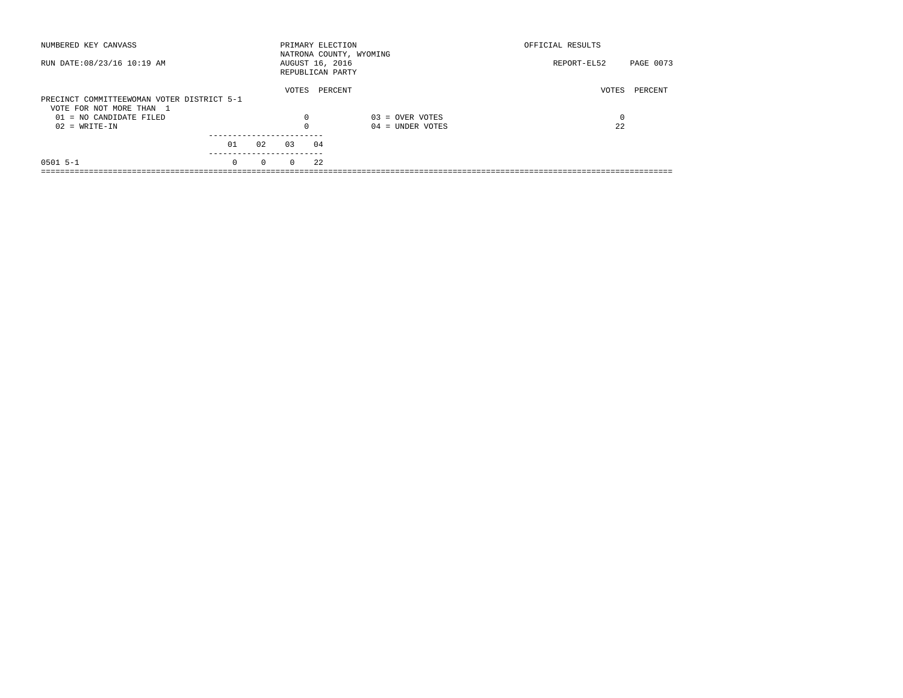NUMBERED KEY CANVASS

RUN DATE:08/23/16 10:19 AM

PRIMARY ELECTION
NATRONA COUNTY, WYOMING
AUGUST 16, 2016
REPUBLICAN PARTY

OFFICIAL RESULTS

REPORT-EL52

PRECINCT COMMITTEEWOMAN VOTER DISTRICT 5-1
VOTE FOR NOT MORE THAN 1

| | VOTES | PERCENT | | VOTES | PERCENT |
|---|---|---|---|---|---|
| 01 = NO CANDIDATE FILED | 0 | | 03 = OVER VOTES | 0 | |
| 02 = WRITE-IN | 0 | | 04 = UNDER VOTES | 22 | |

| | 01 | 02 | 03 | 04 |
|---|---|---|---|---|
| 0501 5-1 | 0 | 0 | 0 | 22 |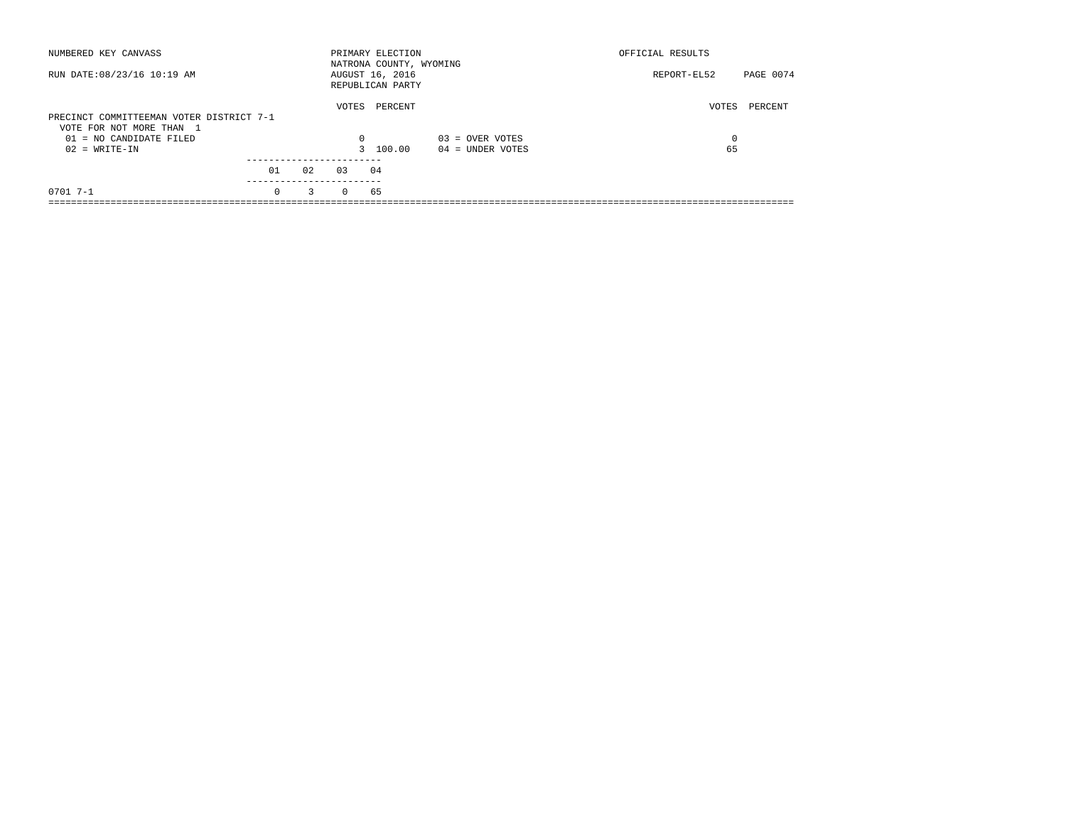NUMBERED KEY CANVASS — PRIMARY ELECTION — OFFICIAL RESULTS

NATRONA COUNTY, WYOMING

RUN DATE:08/23/16 10:19 AM — AUGUST 16, 2016 — REPORT-EL52

REPUBLICAN PARTY

## PRECINCT COMMITTEEMAN VOTER DISTRICT 7-1

VOTE FOR NOT MORE THAN 1

| | VOTES | PERCENT | | VOTES | PERCENT |
|---|---|---|---|---|---|
| 01 = NO CANDIDATE FILED | 0 | | 03 = OVER VOTES | 0 | |
| 02 = WRITE-IN | 3 | 100.00 | 04 = UNDER VOTES | 65 | |

| | 01 | 02 | 03 | 04 |
|---|---|---|---|---|
| 0701 7-1 | 0 | 3 | 0 | 65 |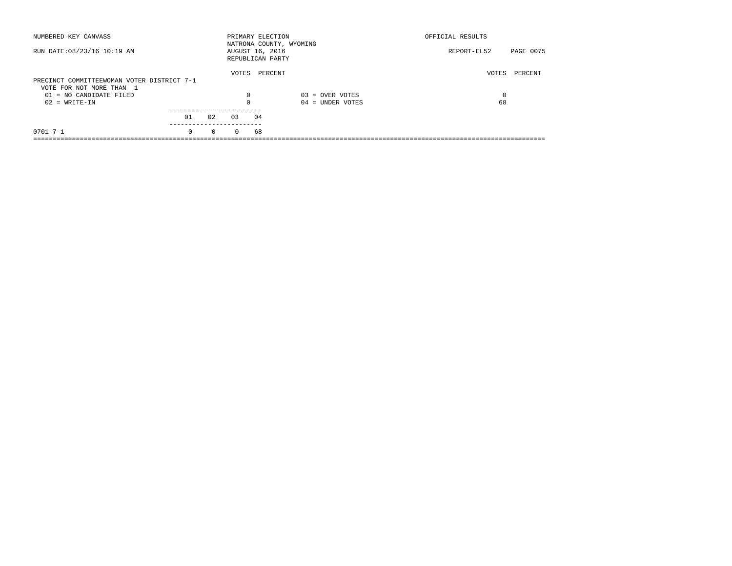NUMBERED KEY CANVASS

RUN DATE:08/23/16 10:19 AM

PRIMARY ELECTION
NATRONA COUNTY, WYOMING
AUGUST 16, 2016
REPUBLICAN PARTY

OFFICIAL RESULTS

REPORT-EL52

PRECINCT COMMITTEEWOMAN VOTER DISTRICT 7-1
VOTE FOR NOT MORE THAN 1

| | VOTES | PERCENT | | VOTES | PERCENT |
|---|---|---|---|---|---|
| 01 = NO CANDIDATE FILED | 0 | | 03 = OVER VOTES | 0 | |
| 02 = WRITE-IN | 0 | | 04 = UNDER VOTES | 68 | |

| | 01 | 02 | 03 | 04 |
|---|---|---|---|---|
| 0701 7-1 | 0 | 0 | 0 | 68 |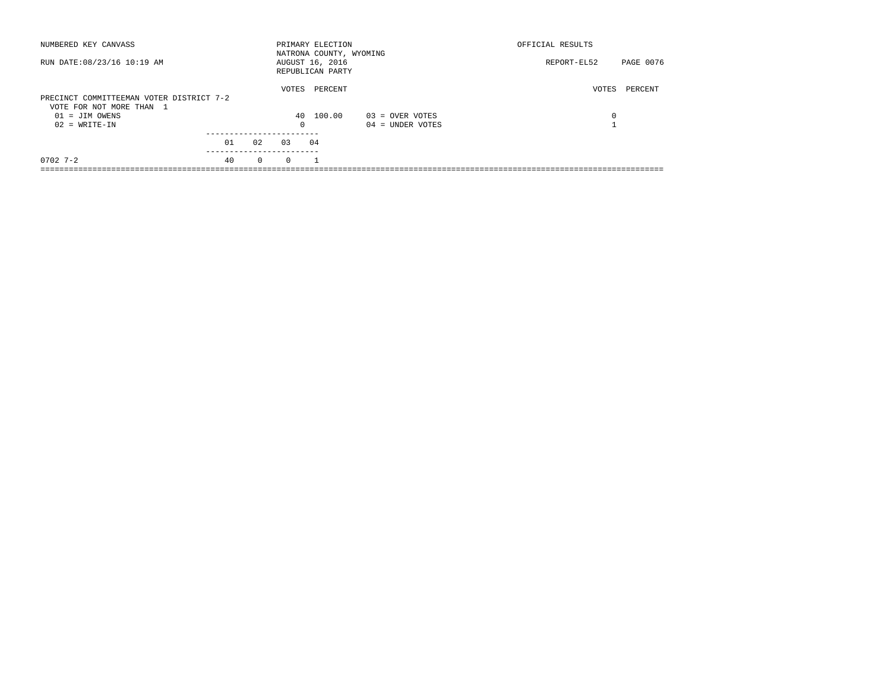NUMBERED KEY CANVASS — PRIMARY ELECTION — OFFICIAL RESULTS

NATRONA COUNTY, WYOMING

RUN DATE:08/23/16 10:19 AM — AUGUST 16, 2016 — REPORT-EL52 PAGE 0076

REPUBLICAN PARTY

## PRECINCT COMMITTEEMAN VOTER DISTRICT 7-2

VOTE FOR NOT MORE THAN 1

| Code | Candidate | VOTES | PERCENT |
|---|---|---|---|
| 01 | JIM OWENS | 40 | 100.00 |
| 02 | WRITE-IN | 0 | |
| 03 | OVER VOTES | 0 | |
| 04 | UNDER VOTES | 1 | |

| Precinct | 01 | 02 | 03 | 04 |
|---|---|---|---|---|
| 0702 7-2 | 40 | 0 | 0 | 1 |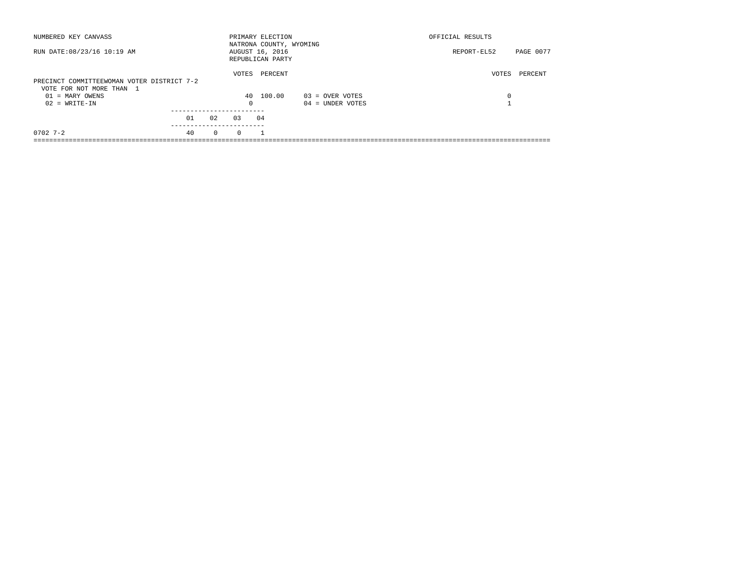NUMBERED KEY CANVASS

PRIMARY ELECTION
NATRONA COUNTY, WYOMING
AUGUST 16, 2016
REPUBLICAN PARTY

OFFICIAL RESULTS

RUN DATE:08/23/16 10:19 AM

REPORT-EL52

PRECINCT COMMITTEEWOMAN VOTER DISTRICT 7-2
VOTE FOR NOT MORE THAN 1

| | VOTES | PERCENT | | VOTES | PERCENT |
|---|---|---|---|---|---|
| 01 = MARY OWENS | 40 | 100.00 | 03 = OVER VOTES | 0 | |
| 02 = WRITE-IN | 0 | | 04 = UNDER VOTES | 1 | |

| | 01 | 02 | 03 | 04 |
|---|---|---|---|---|
| 0702 7-2 | 40 | 0 | 0 | 1 |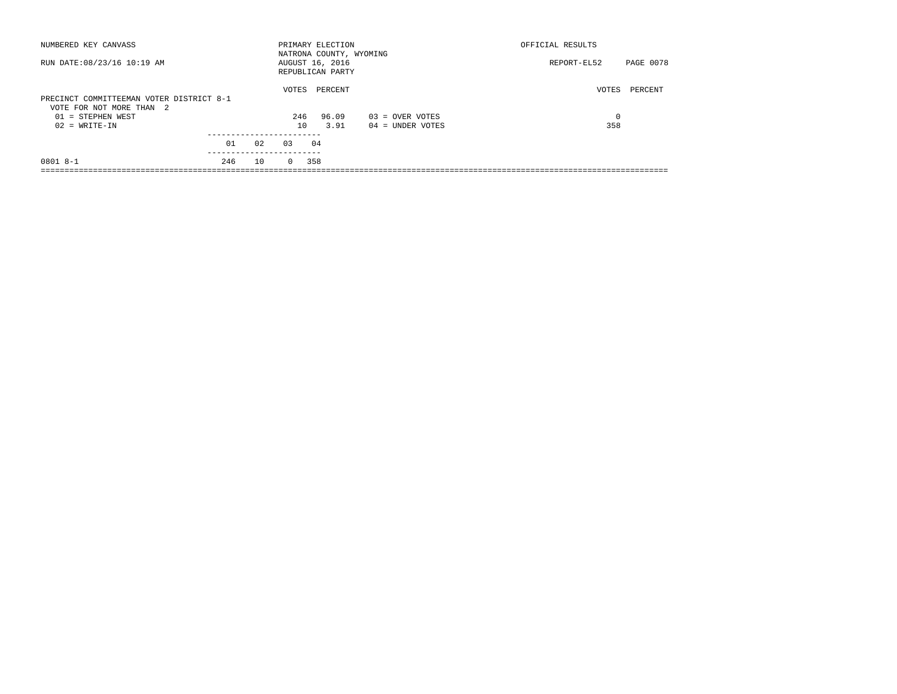NUMBERED KEY CANVASS

RUN DATE:08/23/16 10:19 AM

PRIMARY ELECTION
NATRONA COUNTY, WYOMING
AUGUST 16, 2016
REPUBLICAN PARTY

OFFICIAL RESULTS

REPORT-EL52 PAGE 0078

**PRECINCT COMMITTEEMAN VOTER DISTRICT 8-1**
VOTE FOR NOT MORE THAN 2

| | VOTES | PERCENT | | VOTES | PERCENT |
|---|---|---|---|---|---|
| 01 = STEPHEN WEST | 246 | 96.09 | 03 = OVER VOTES | 0 | |
| 02 = WRITE-IN | 10 | 3.91 | 04 = UNDER VOTES | 358 | |

| | 01 | 02 | 03 | 04 |
|---|---|---|---|---|
| 0801 8-1 | 246 | 10 | 0 | 358 |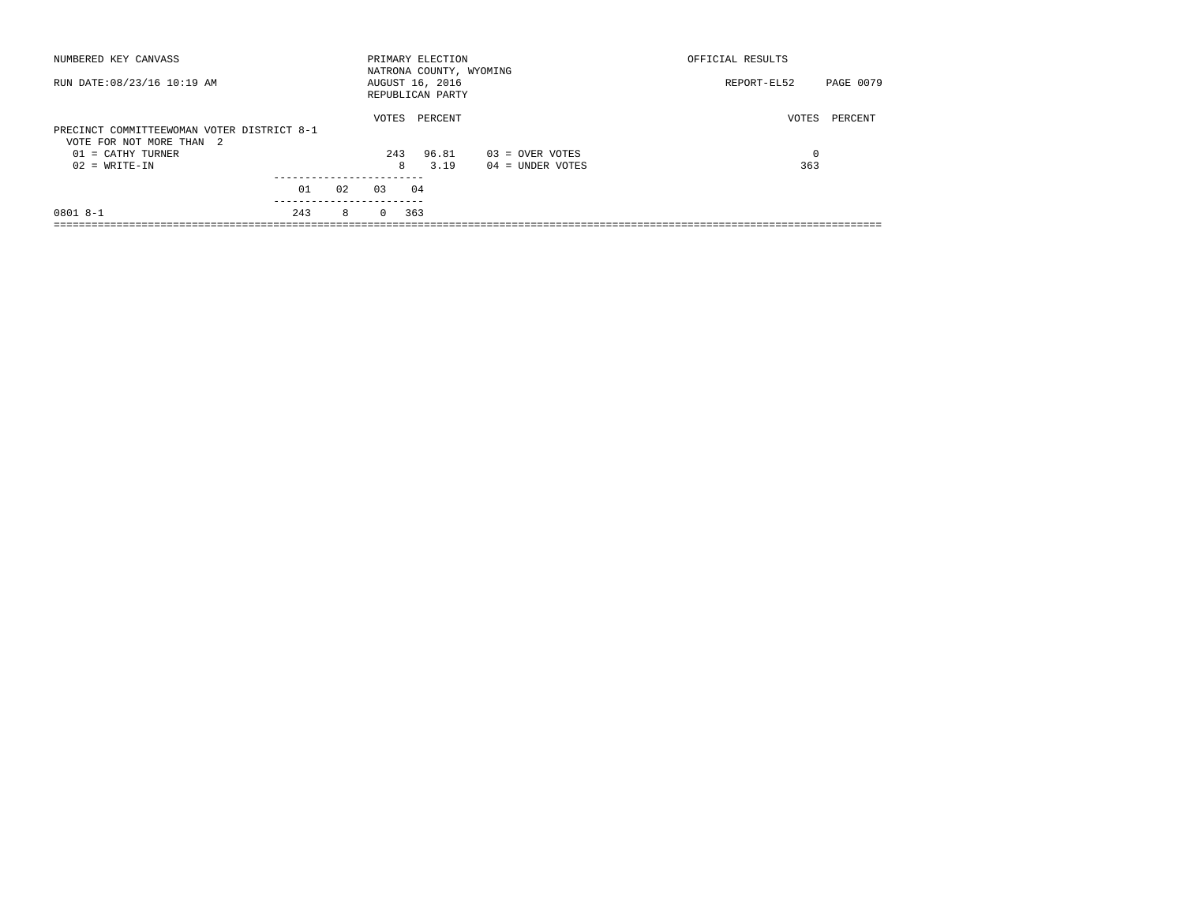NUMBERED KEY CANVASS

RUN DATE:08/23/16 10:19 AM

PRIMARY ELECTION
NATRONA COUNTY, WYOMING
AUGUST 16, 2016
REPUBLICAN PARTY

OFFICIAL RESULTS

REPORT-EL52

PRECINCT COMMITTEEWOMAN VOTER DISTRICT 8-1
VOTE FOR NOT MORE THAN 2

| | VOTES | PERCENT | | VOTES | PERCENT |
|---|---|---|---|---|---|
| 01 = CATHY TURNER | 243 | 96.81 | 03 = OVER VOTES | 0 | |
| 02 = WRITE-IN | 8 | 3.19 | 04 = UNDER VOTES | 363 | |

| | 01 | 02 | 03 | 04 |
|---|---|---|---|---|
| 0801 8-1 | 243 | 8 | 0 | 363 |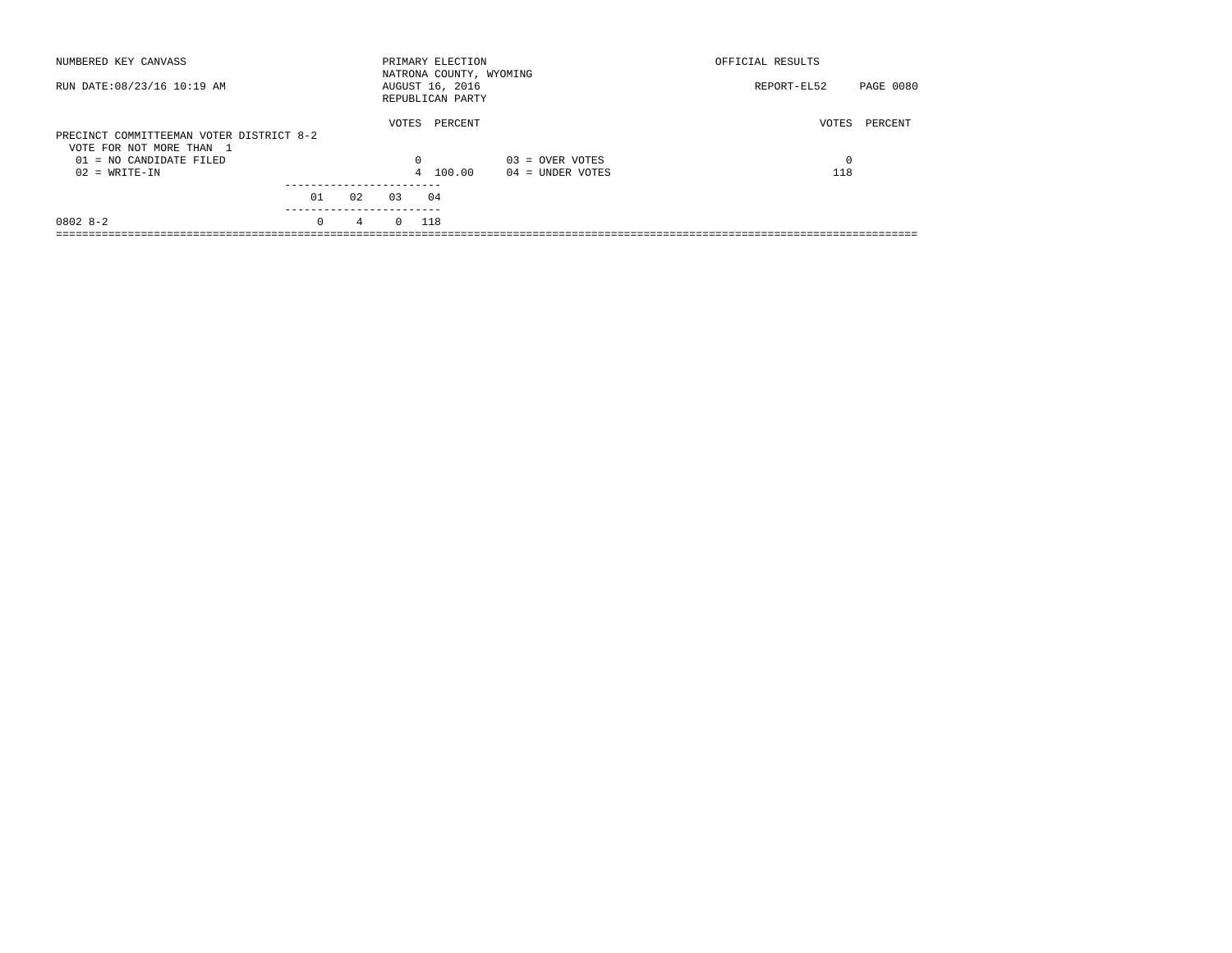NUMBERED KEY CANVASS | PRIMARY ELECTION | OFFICIAL RESULTS

NATRONA COUNTY, WYOMING

RUN DATE:08/23/16 10:19 AM | AUGUST 16, 2016 | REPORT-EL52 PAGE 0080

REPUBLICAN PARTY

## PRECINCT COMMITTEEMAN VOTER DISTRICT 8-2

VOTE FOR NOT MORE THAN 1

| | VOTES | PERCENT | | VOTES | PERCENT |
|---|---|---|---|---|---|
| 01 = NO CANDIDATE FILED | 0 | | 03 = OVER VOTES | 0 | |
| 02 = WRITE-IN | 4 | 100.00 | 04 = UNDER VOTES | 118 | |

| | 01 | 02 | 03 | 04 |
|---|---|---|---|---|
| 0802 8-2 | 0 | 4 | 0 | 118 |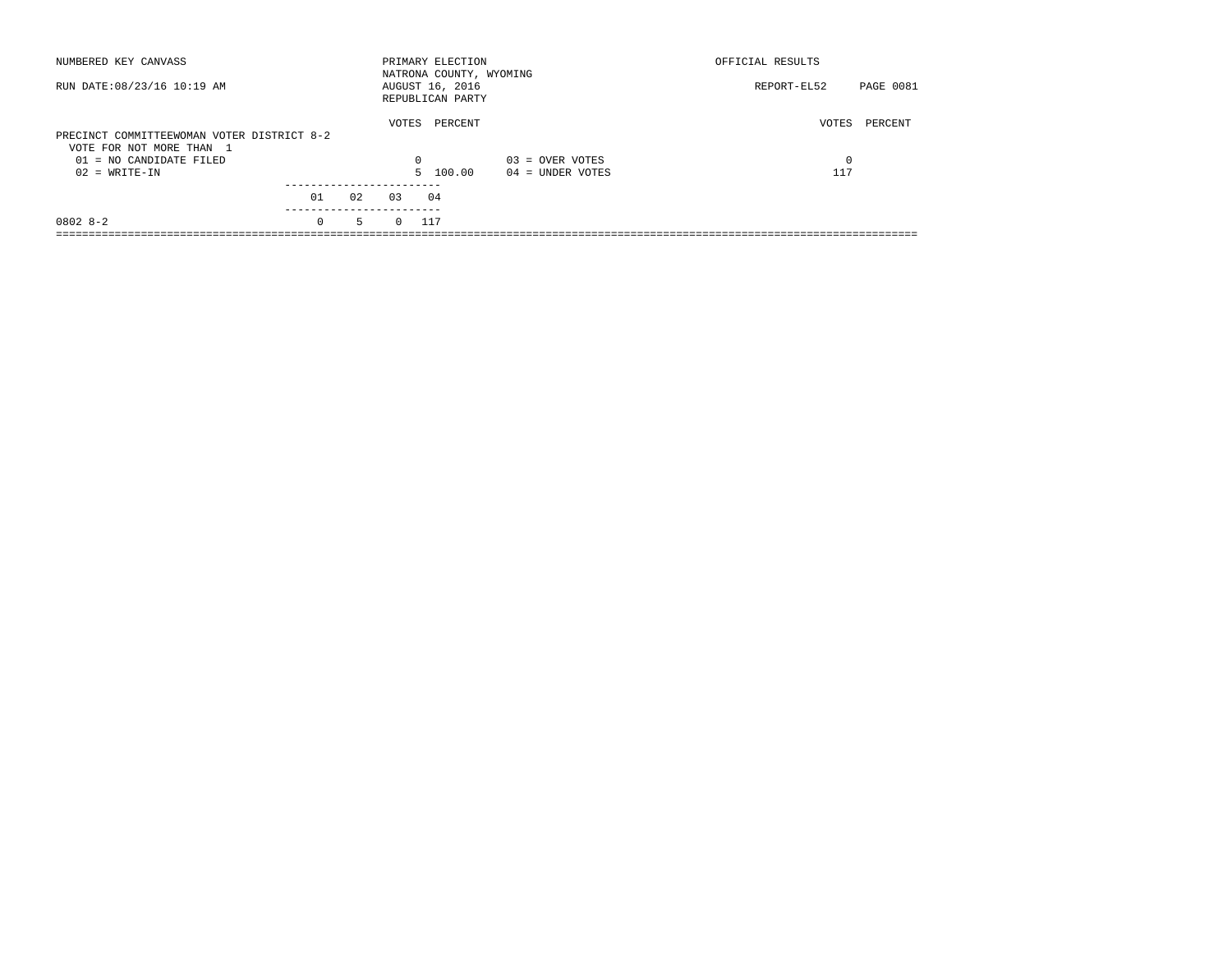NUMBERED KEY CANVASS | PRIMARY ELECTION | OFFICIAL RESULTS

NATRONA COUNTY, WYOMING

RUN DATE:08/23/16 10:19 AM | AUGUST 16, 2016 | REPORT-EL52 PAGE 0081

REPUBLICAN PARTY

## PRECINCT COMMITTEEWOMAN VOTER DISTRICT 8-2

VOTE FOR NOT MORE THAN 1

| | VOTES | PERCENT | | VOTES | PERCENT |
|---|---|---|---|---|---|
| 01 = NO CANDIDATE FILED | 0 | | 03 = OVER VOTES | 0 | |
| 02 = WRITE-IN | 5 | 100.00 | 04 = UNDER VOTES | 117 | |

| | 01 | 02 | 03 | 04 |
|---|---|---|---|---|
| 0802 8-2 | 0 | 5 | 0 | 117 |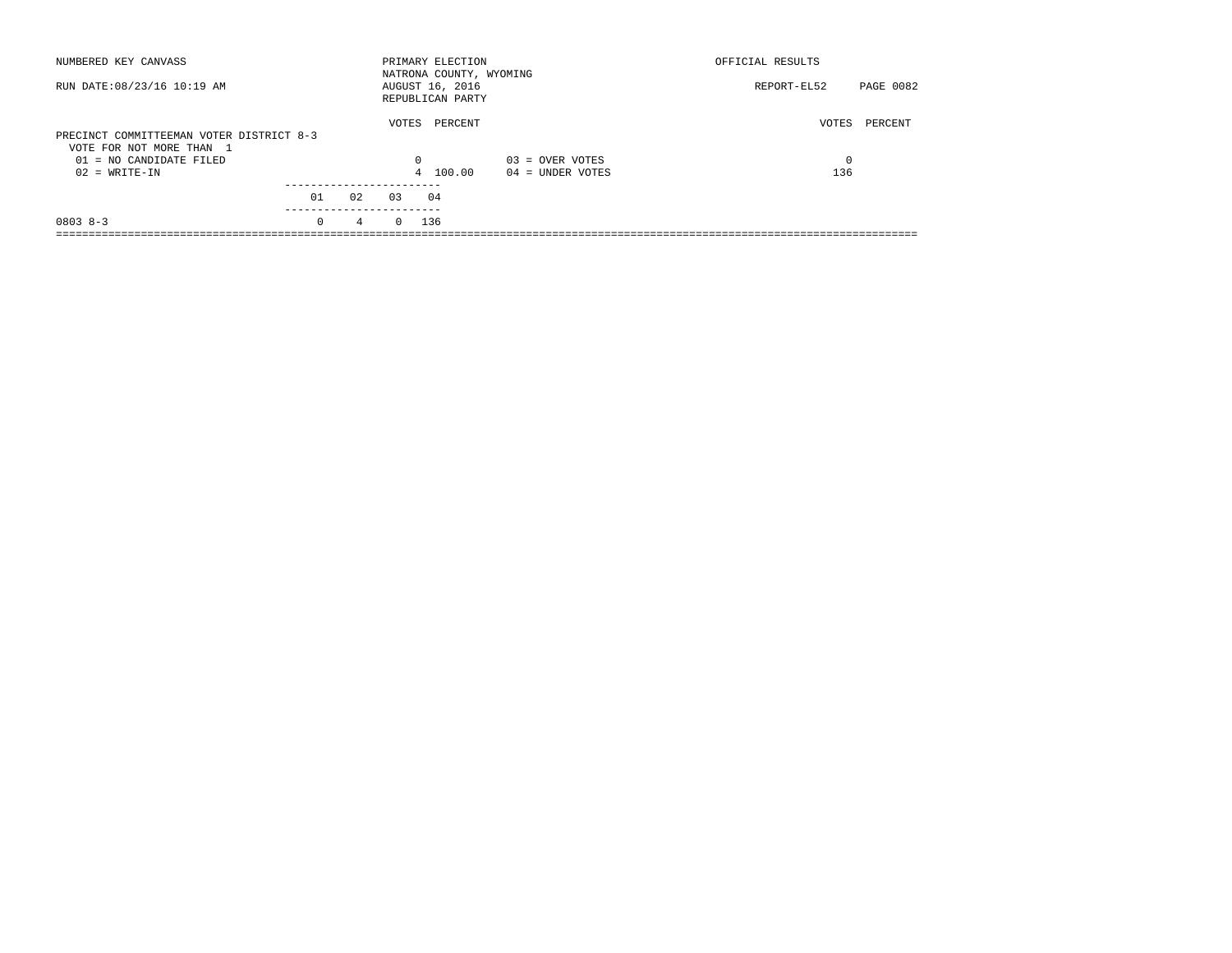NUMBERED KEY CANVASS

RUN DATE:08/23/16 10:19 AM

PRIMARY ELECTION
NATRONA COUNTY, WYOMING
AUGUST 16, 2016
REPUBLICAN PARTY

OFFICIAL RESULTS

REPORT-EL52 PAGE 0082

## PRECINCT COMMITTEEMAN VOTER DISTRICT 8-3

VOTE FOR NOT MORE THAN 1

| | VOTES | PERCENT | | VOTES | PERCENT |
|---|---|---|---|---|---|
| 01 = NO CANDIDATE FILED | 0 | | 03 = OVER VOTES | 0 | |
| 02 = WRITE-IN | 4 | 100.00 | 04 = UNDER VOTES | 136 | |

| | 01 | 02 | 03 | 04 |
|---|---|---|---|---|
| 0803 8-3 | 0 | 4 | 0 | 136 |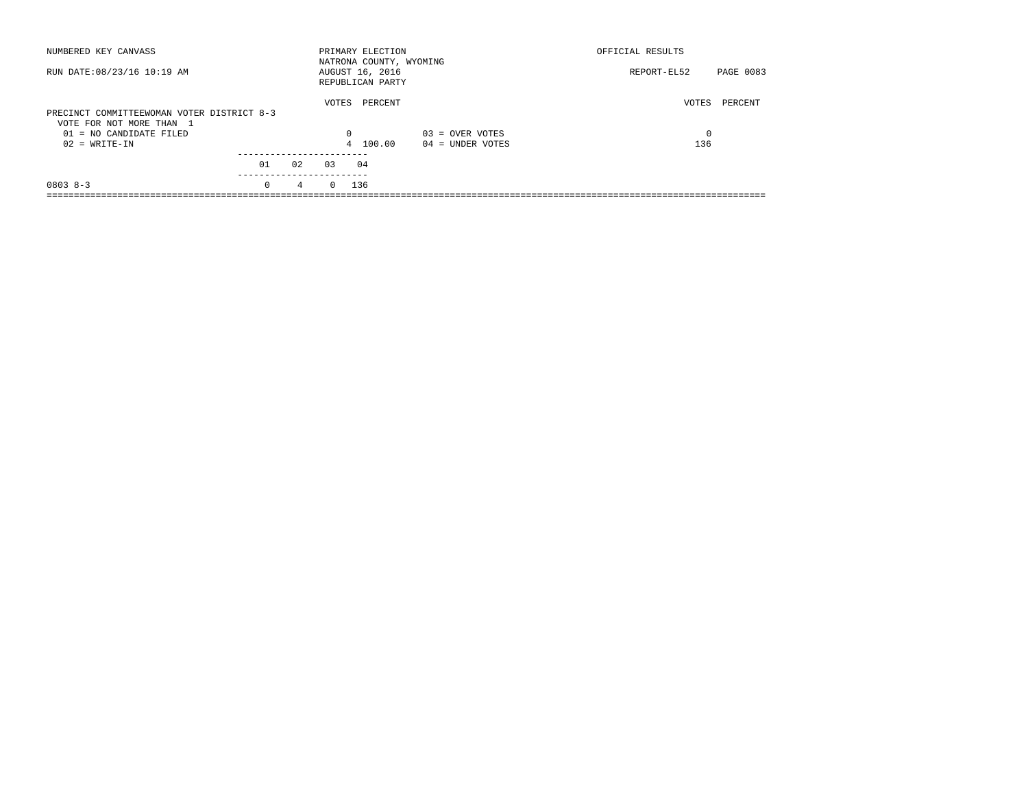NUMBERED KEY CANVASS

PRIMARY ELECTION
NATRONA COUNTY, WYOMING
AUGUST 16, 2016
REPUBLICAN PARTY

OFFICIAL RESULTS

RUN DATE:08/23/16 10:19 AM

REPORT-EL52 PAGE 0083

## PRECINCT COMMITTEEWOMAN VOTER DISTRICT 8-3

VOTE FOR NOT MORE THAN 1

| | VOTES | PERCENT | | VOTES | PERCENT |
|---|---|---|---|---|---|
| 01 = NO CANDIDATE FILED | 0 | | 03 = OVER VOTES | 0 | |
| 02 = WRITE-IN | 4 | 100.00 | 04 = UNDER VOTES | 136 | |

| | 01 | 02 | 03 | 04 |
|---|---|---|---|---|
| 0803 8-3 | 0 | 4 | 0 | 136 |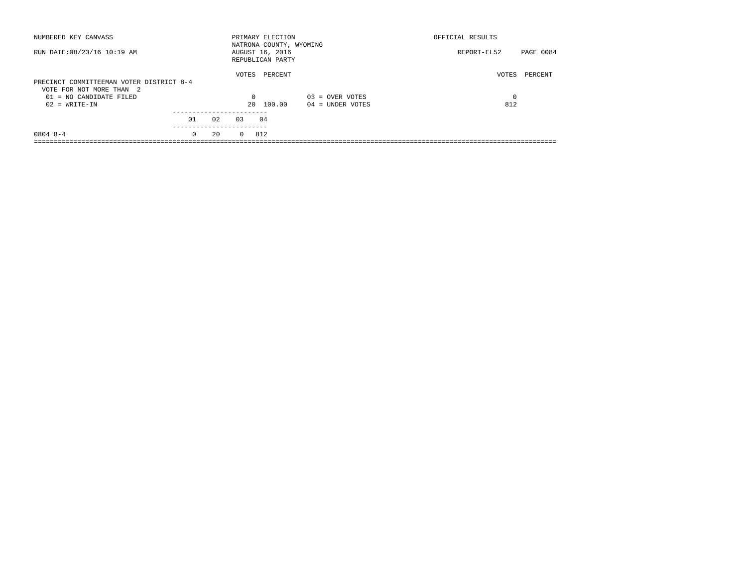NUMBERED KEY CANVASS — PRIMARY ELECTION — OFFICIAL RESULTS

NATRONA COUNTY, WYOMING

RUN DATE:08/23/16 10:19 AM — AUGUST 16, 2016 — REPORT-EL52 PAGE 0084

REPUBLICAN PARTY

## PRECINCT COMMITTEEMAN VOTER DISTRICT 8-4

VOTE FOR NOT MORE THAN 2

| | VOTES | PERCENT | | VOTES | PERCENT |
|---|---|---|---|---|---|
| 01 = NO CANDIDATE FILED | 0 | | 03 = OVER VOTES | 0 | |
| 02 = WRITE-IN | 20 | 100.00 | 04 = UNDER VOTES | 812 | |

| | 01 | 02 | 03 | 04 |
|---|---|---|---|---|
| 0804 8-4 | 0 | 20 | 0 | 812 |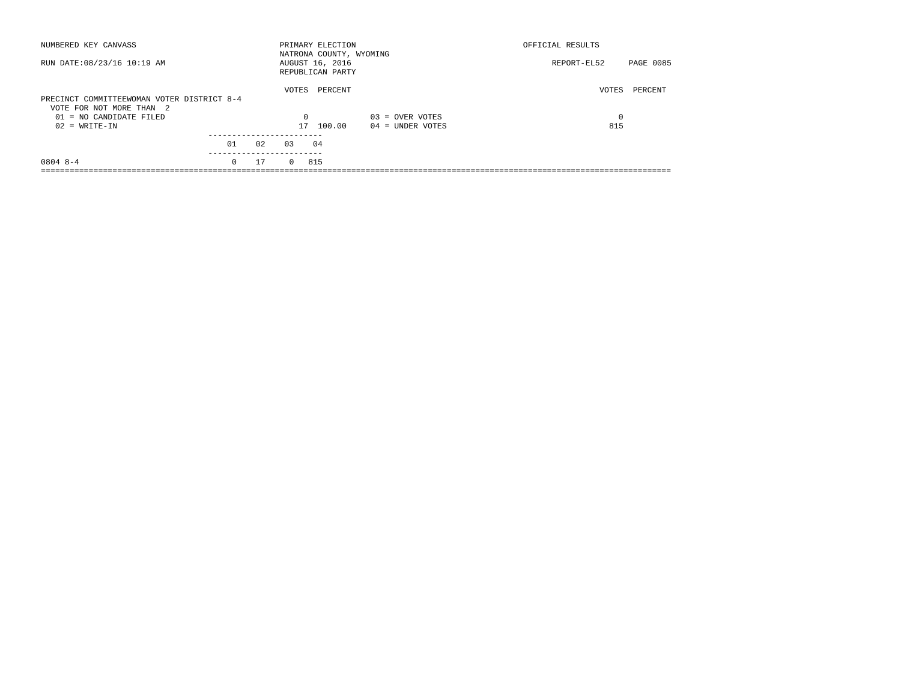NUMBERED KEY CANVASS

RUN DATE:08/23/16 10:19 AM

PRIMARY ELECTION
NATRONA COUNTY, WYOMING
AUGUST 16, 2016
REPUBLICAN PARTY

OFFICIAL RESULTS

REPORT-EL52

## PRECINCT COMMITTEEWOMAN VOTER DISTRICT 8-4

VOTE FOR NOT MORE THAN 2

| | VOTES | PERCENT | | VOTES | PERCENT |
|---|---|---|---|---|---|
| 01 = NO CANDIDATE FILED | 0 | | 03 = OVER VOTES | 0 | |
| 02 = WRITE-IN | 17 | 100.00 | 04 = UNDER VOTES | 815 | |

| | 01 | 02 | 03 | 04 |
|---|---|---|---|---|
| 0804 8-4 | 0 | 17 | 0 | 815 |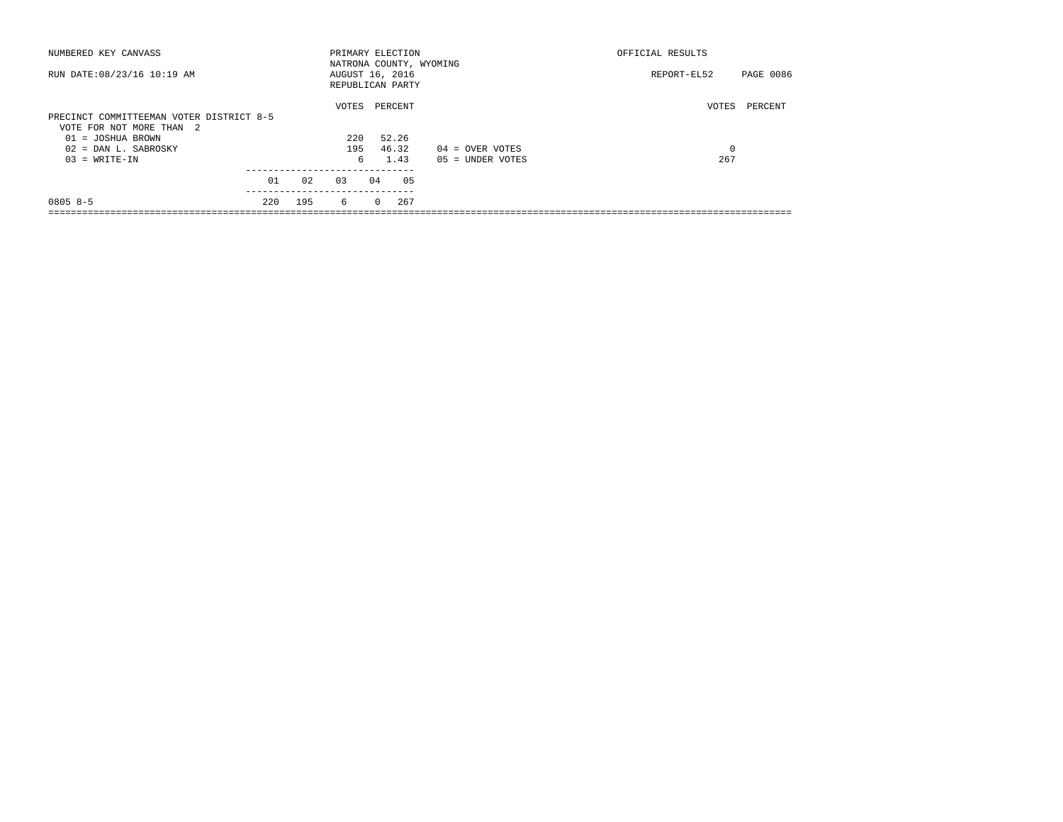NUMBERED KEY CANVASS | PRIMARY ELECTION | OFFICIAL RESULTS

NATRONA COUNTY, WYOMING

RUN DATE:08/23/16 10:19 AM | AUGUST 16, 2016 | REPORT-EL52

REPUBLICAN PARTY

## PRECINCT COMMITTEEMAN VOTER DISTRICT 8-5

VOTE FOR NOT MORE THAN 2

| | VOTES | PERCENT |
|---|---|---|
| 01 = JOSHUA BROWN | 220 | 52.26 |
| 02 = DAN L. SABROSKY | 195 | 46.32 |
| 03 = WRITE-IN | 6 | 1.43 |

| | VOTES | PERCENT |
|---|---|---|
| 04 = OVER VOTES | 0 | |
| 05 = UNDER VOTES | 267 | |

| | 01 | 02 | 03 | 04 | 05 |
|---|---|---|---|---|---|
| 0805 8-5 | 220 | 195 | 6 | 0 | 267 |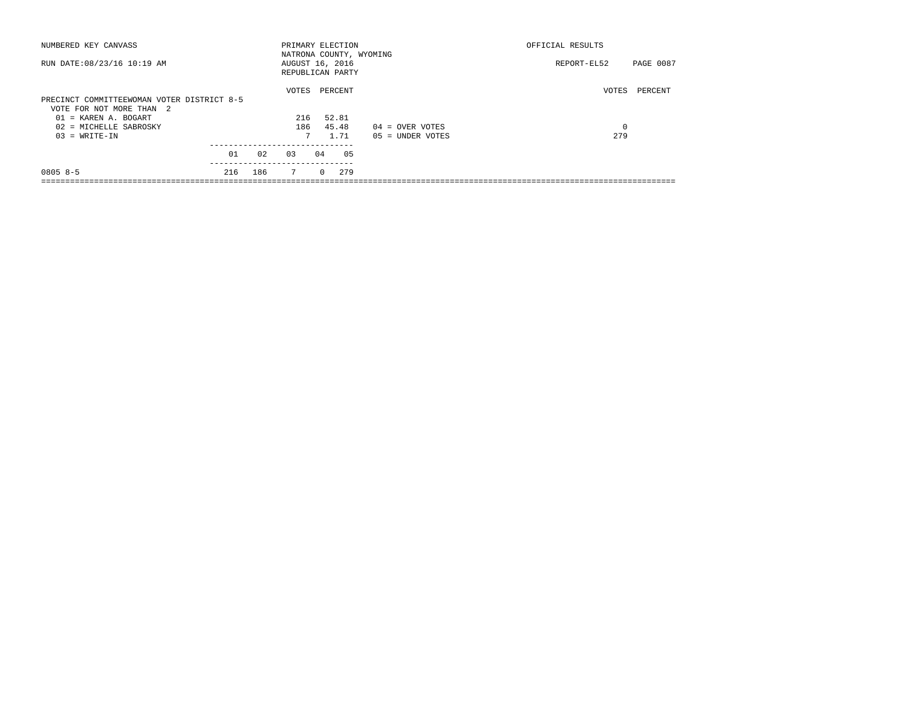NUMBERED KEY CANVASS — PRIMARY ELECTION — OFFICIAL RESULTS

NATRONA COUNTY, WYOMING

RUN DATE:08/23/16 10:19 AM — AUGUST 16, 2016 — REPORT-EL52

REPUBLICAN PARTY

PRECINCT COMMITTEEWOMAN VOTER DISTRICT 8-5

VOTE FOR NOT MORE THAN 2

| | VOTES | PERCENT |
|---|---|---|
| 01 = KAREN A. BOGART | 216 | 52.81 |
| 02 = MICHELLE SABROSKY | 186 | 45.48 |
| 03 = WRITE-IN | 7 | 1.71 |

| | VOTES | PERCENT |
|---|---|---|
| 04 = OVER VOTES | 0 | |
| 05 = UNDER VOTES | 279 | |

| | 01 | 02 | 03 | 04 | 05 |
|---|---|---|---|---|---|
| 0805 8-5 | 216 | 186 | 7 | 0 | 279 |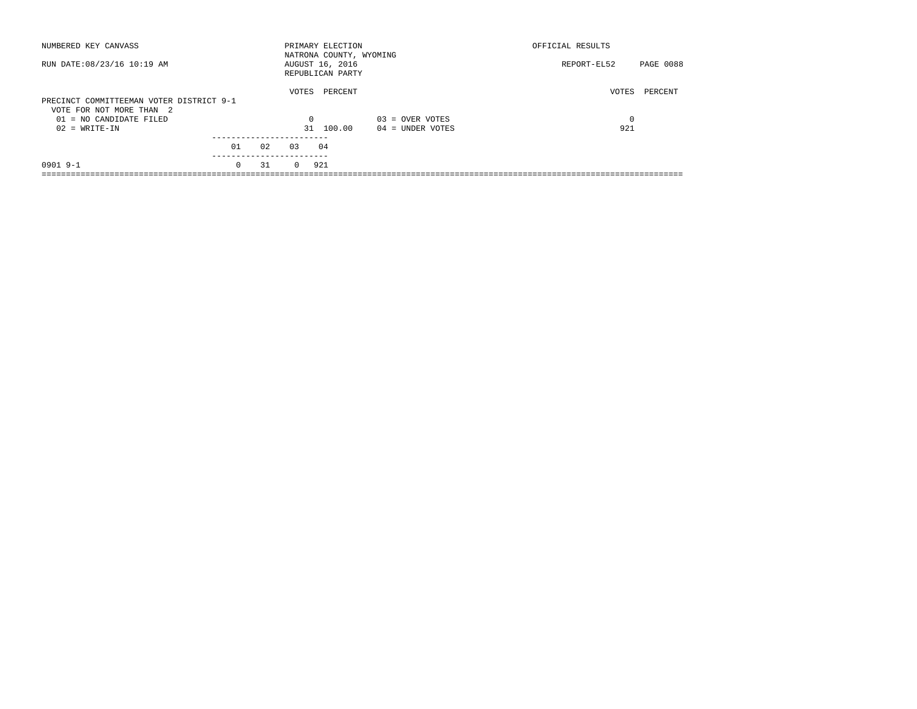NUMBERED KEY CANVASS

RUN DATE:08/23/16 10:19 AM

PRIMARY ELECTION
NATRONA COUNTY, WYOMING
AUGUST 16, 2016
REPUBLICAN PARTY

OFFICIAL RESULTS

REPORT-EL52 PAGE 0088

PRECINCT COMMITTEEMAN VOTER DISTRICT 9-1
VOTE FOR NOT MORE THAN 2

| | VOTES | PERCENT | | VOTES | PERCENT |
|---|---|---|---|---|---|
| 01 = NO CANDIDATE FILED | 0 | | 03 = OVER VOTES | 0 | |
| 02 = WRITE-IN | 31 | 100.00 | 04 = UNDER VOTES | 921 | |

| | 01 | 02 | 03 | 04 |
|---|---|---|---|---|
| 0901 9-1 | 0 | 31 | 0 | 921 |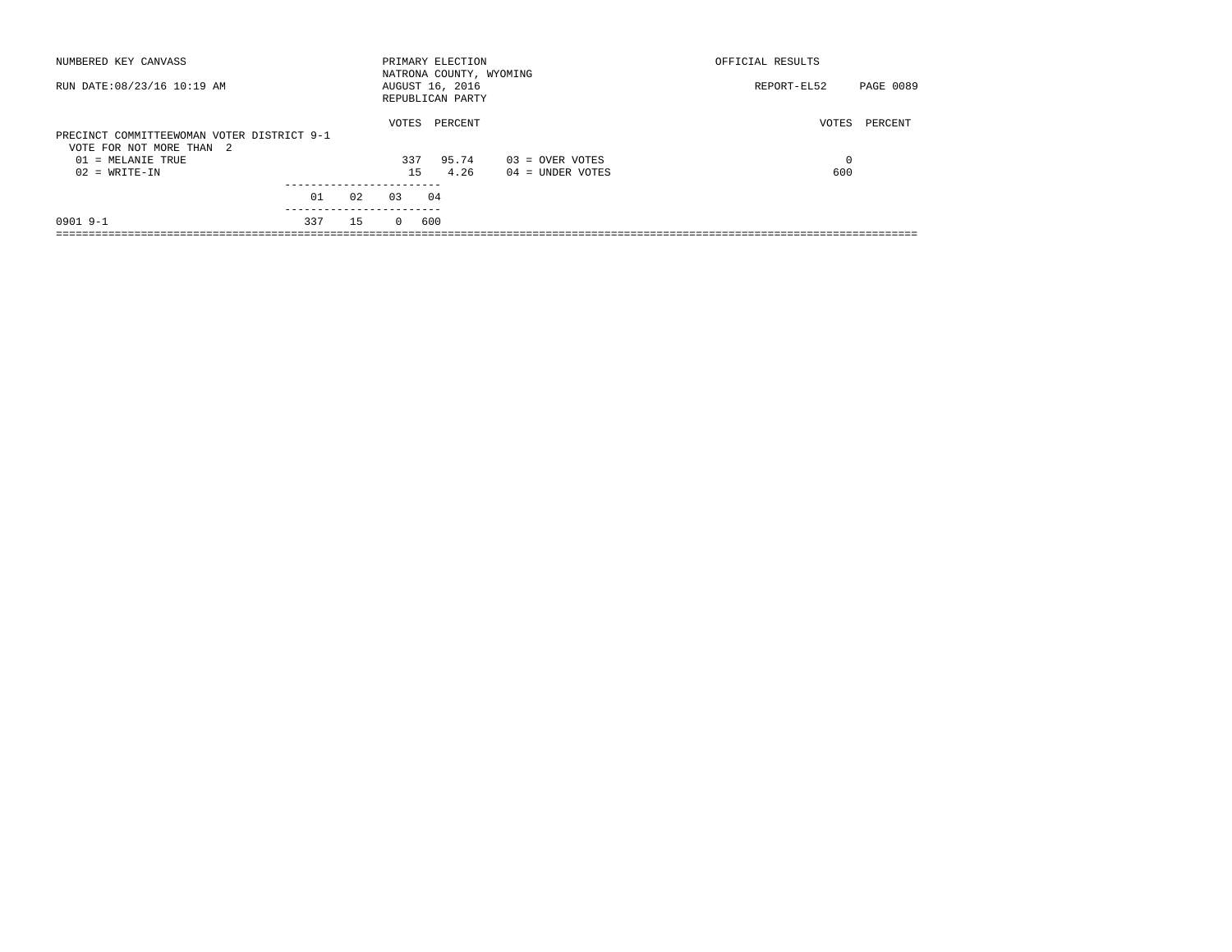NUMBERED KEY CANVASS — PRIMARY ELECTION — OFFICIAL RESULTS

NATRONA COUNTY, WYOMING

RUN DATE:08/23/16 10:19 AM — AUGUST 16, 2016 — REPORT-EL52

REPUBLICAN PARTY

## PRECINCT COMMITTEEWOMAN VOTER DISTRICT 9-1

VOTE FOR NOT MORE THAN 2

| | VOTES | PERCENT |
|---|---|---|
| 01 = MELANIE TRUE | 337 | 95.74 |
| 02 = WRITE-IN | 15 | 4.26 |

| | VOTES | PERCENT |
|---|---|---|
| 03 = OVER VOTES | 0 | |
| 04 = UNDER VOTES | 600 | |

| | 01 | 02 | 03 | 04 |
|---|---|---|---|---|
| 0901 9-1 | 337 | 15 | 0 | 600 |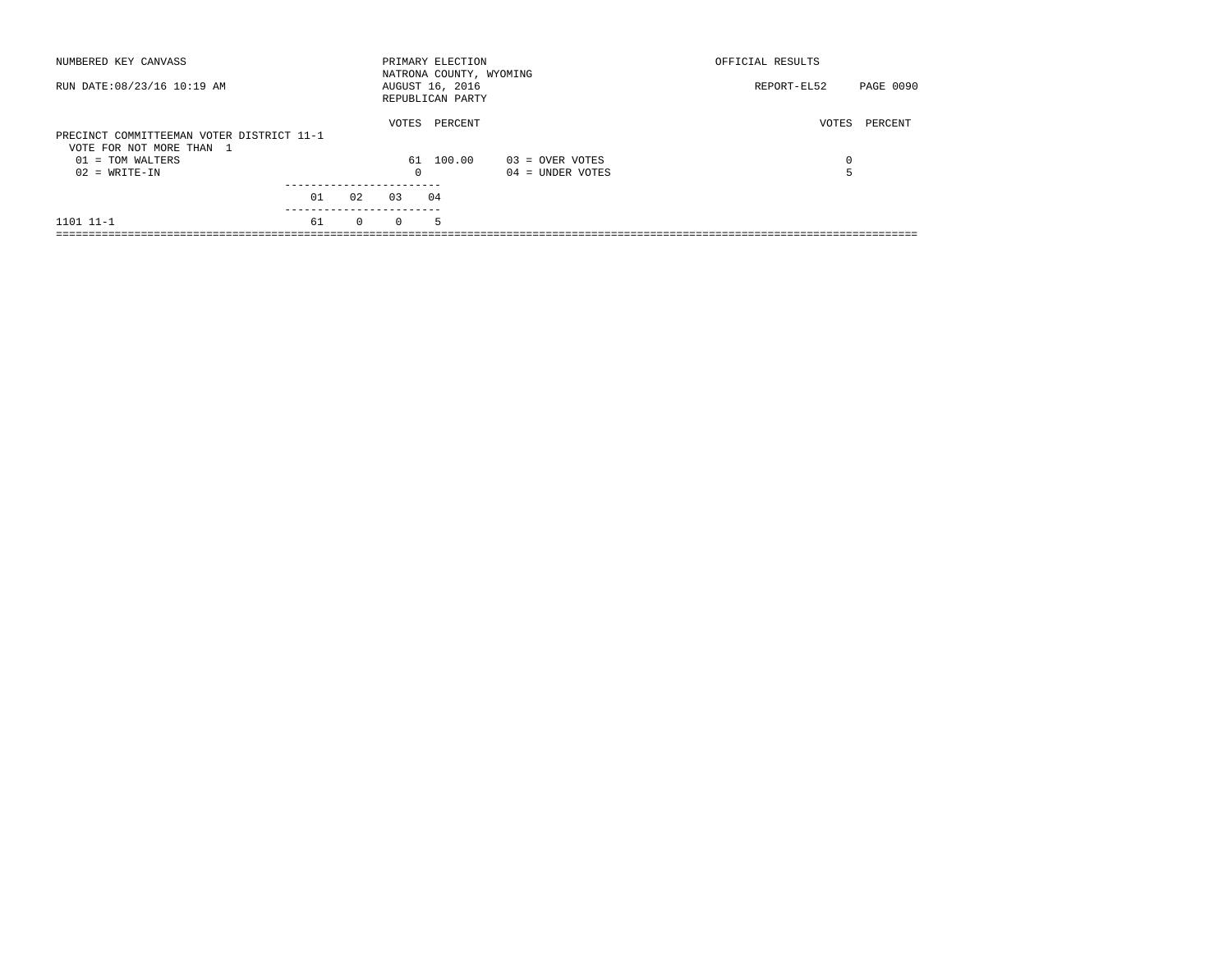NUMBERED KEY CANVASS — PRIMARY ELECTION — NATRONA COUNTY, WYOMING — OFFICIAL RESULTS

RUN DATE:08/23/16 10:19 AM — AUGUST 16, 2016 — REPUBLICAN PARTY — REPORT-EL52

## PRECINCT COMMITTEEMAN VOTER DISTRICT 11-1

VOTE FOR NOT MORE THAN 1

| | VOTES | PERCENT |
|---|---|---|
| 01 = TOM WALTERS | 61 | 100.00 |
| 02 = WRITE-IN | 0 | |
| 03 = OVER VOTES | 0 | |
| 04 = UNDER VOTES | 5 | |

| | 01 | 02 | 03 | 04 |
|---|---|---|---|---|
| 1101 11-1 | 61 | 0 | 0 | 5 |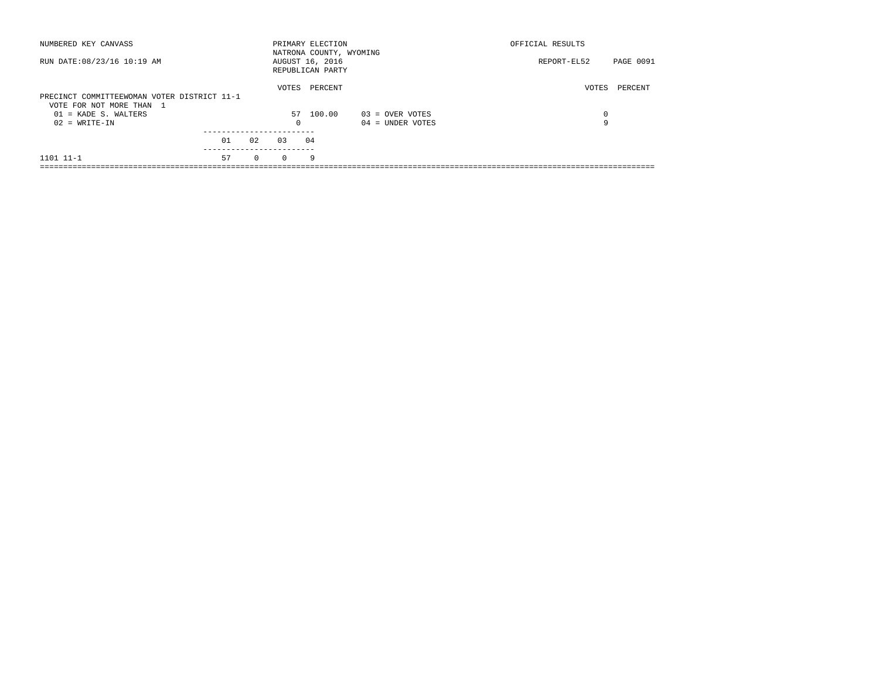NUMBERED KEY CANVASS

RUN DATE:08/23/16 10:19 AM

PRIMARY ELECTION
NATRONA COUNTY, WYOMING
AUGUST 16, 2016
REPUBLICAN PARTY

OFFICIAL RESULTS

REPORT-EL52

PRECINCT COMMITTEEWOMAN VOTER DISTRICT 11-1
VOTE FOR NOT MORE THAN 1

| | VOTES | PERCENT | | VOTES | PERCENT |
|---|---|---|---|---|---|
| 01 = KADE S. WALTERS | 57 | 100.00 | 03 = OVER VOTES | 0 | |
| 02 = WRITE-IN | 0 | | 04 = UNDER VOTES | 9 | |

| | 01 | 02 | 03 | 04 |
|---|---|---|---|---|
| 1101 11-1 | 57 | 0 | 0 | 9 |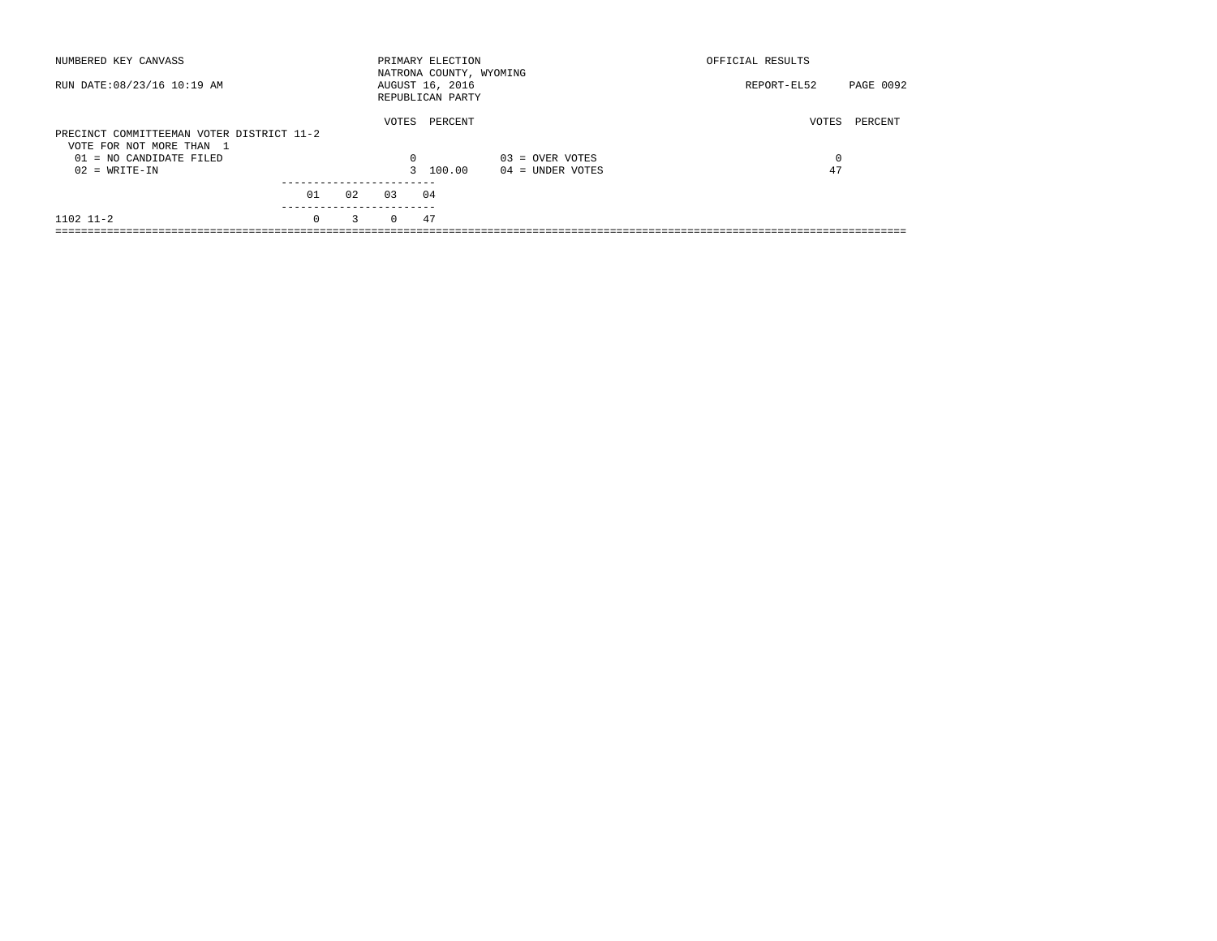NUMBERED KEY CANVASS

RUN DATE:08/23/16 10:19 AM

PRIMARY ELECTION
NATRONA COUNTY, WYOMING
AUGUST 16, 2016
REPUBLICAN PARTY

OFFICIAL RESULTS

REPORT-EL52 PAGE 0092

PRECINCT COMMITTEEMAN VOTER DISTRICT 11-2
VOTE FOR NOT MORE THAN 1

| | VOTES | PERCENT | | VOTES | PERCENT |
|---|---|---|---|---|---|
| 01 = NO CANDIDATE FILED | 0 | | 03 = OVER VOTES | 0 | |
| 02 = WRITE-IN | 3 | 100.00 | 04 = UNDER VOTES | 47 | |

| | 01 | 02 | 03 | 04 |
|---|---|---|---|---|
| 1102 11-2 | 0 | 3 | 0 | 47 |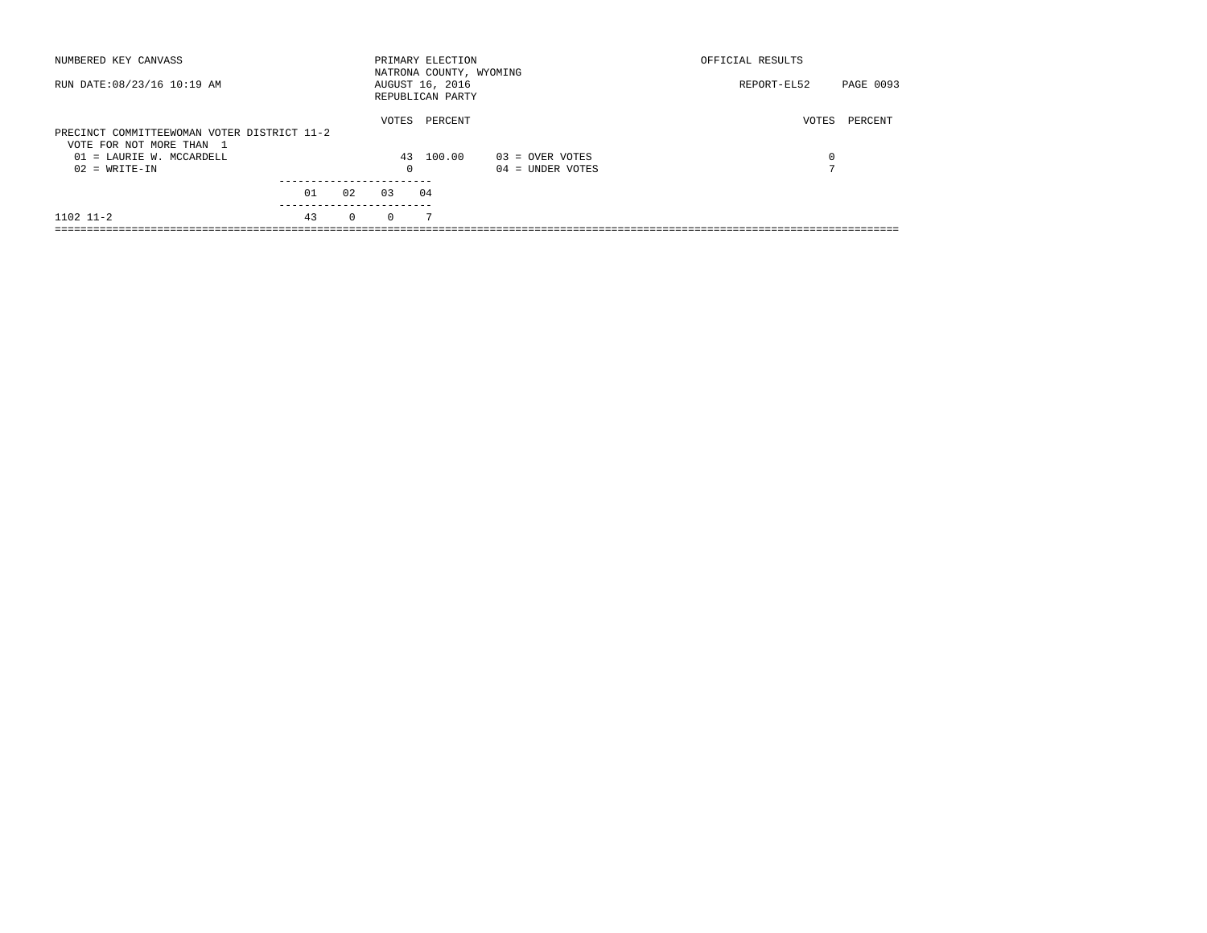NUMBERED KEY CANVASS — PRIMARY ELECTION — OFFICIAL RESULTS

NATRONA COUNTY, WYOMING

RUN DATE:08/23/16 10:19 AM — AUGUST 16, 2016 — REPORT-EL52

REPUBLICAN PARTY

## PRECINCT COMMITTEEWOMAN VOTER DISTRICT 11-2

VOTE FOR NOT MORE THAN 1

| | VOTES | PERCENT | | VOTES | PERCENT |
|---|---|---|---|---|---|
| 01 = LAURIE W. MCCARDELL | 43 | 100.00 | 03 = OVER VOTES | 0 | |
| 02 = WRITE-IN | 0 | | 04 = UNDER VOTES | 7 | |

| | 01 | 02 | 03 | 04 |
|---|---|---|---|---|
| 1102 11-2 | 43 | 0 | 0 | 7 |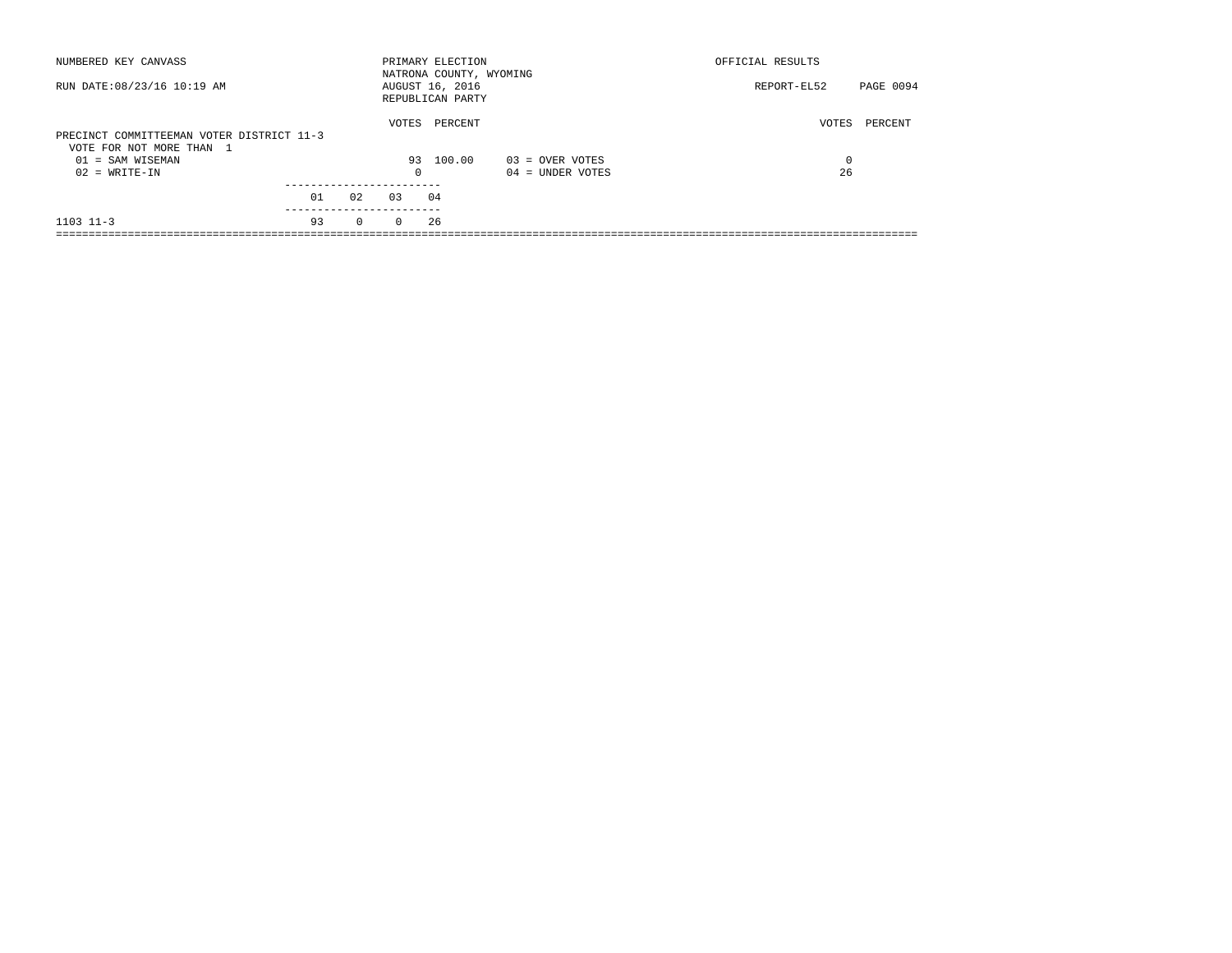NUMBERED KEY CANVASS

RUN DATE:08/23/16 10:19 AM

PRIMARY ELECTION
NATRONA COUNTY, WYOMING
AUGUST 16, 2016
REPUBLICAN PARTY

OFFICIAL RESULTS

REPORT-EL52

PRECINCT COMMITTEEMAN VOTER DISTRICT 11-3
VOTE FOR NOT MORE THAN 1

| | VOTES | PERCENT | | VOTES | PERCENT |
|---|---|---|---|---|---|
| 01 = SAM WISEMAN | 93 | 100.00 | 03 = OVER VOTES | 0 | |
| 02 = WRITE-IN | 0 | | 04 = UNDER VOTES | 26 | |

| | 01 | 02 | 03 | 04 |
|---|---|---|---|---|
| 1103 11-3 | 93 | 0 | 0 | 26 |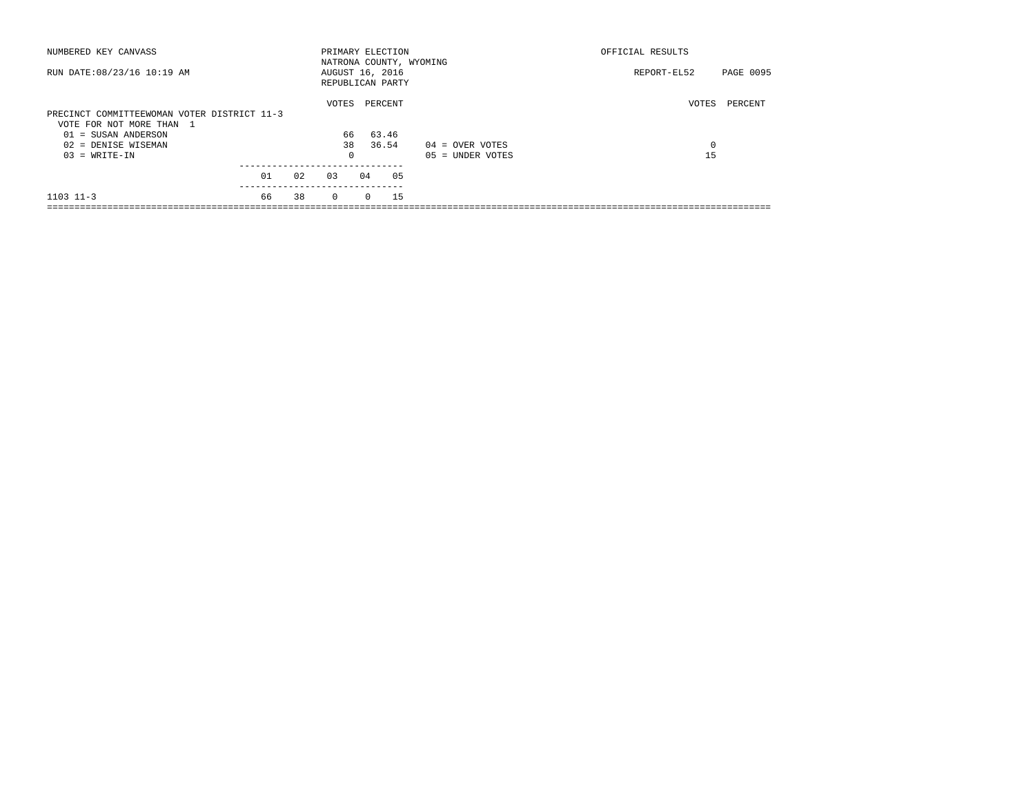NUMBERED KEY CANVASS

RUN DATE:08/23/16 10:19 AM

PRIMARY ELECTION
NATRONA COUNTY, WYOMING
AUGUST 16, 2016
REPUBLICAN PARTY

OFFICIAL RESULTS

REPORT-EL52 PAGE 0095

PRECINCT COMMITTEEWOMAN VOTER DISTRICT 11-3
VOTE FOR NOT MORE THAN 1

| | VOTES | PERCENT |
|---|---|---|
| 01 = SUSAN ANDERSON | 66 | 63.46 |
| 02 = DENISE WISEMAN | 38 | 36.54 |
| 03 = WRITE-IN | 0 | |

| | VOTES | PERCENT |
|---|---|---|
| 04 = OVER VOTES | 0 | |
| 05 = UNDER VOTES | 15 | |

| | 01 | 02 | 03 | 04 | 05 |
|---|---|---|---|---|---|
| 1103 11-3 | 66 | 38 | 0 | 0 | 15 |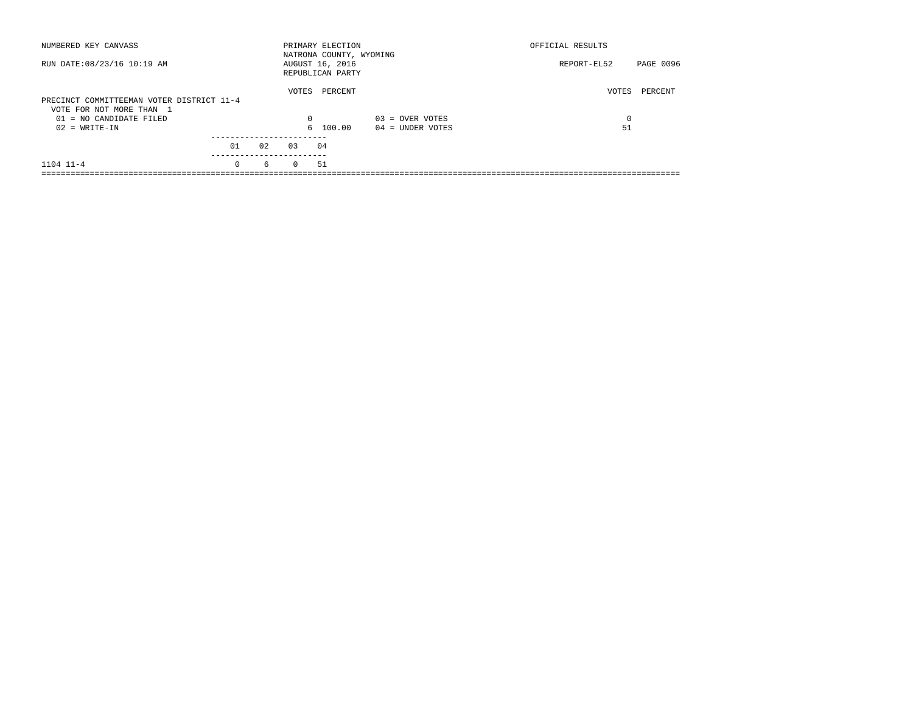NUMBERED KEY CANVASS

RUN DATE:08/23/16 10:19 AM

PRIMARY ELECTION
NATRONA COUNTY, WYOMING
AUGUST 16, 2016
REPUBLICAN PARTY

OFFICIAL RESULTS

REPORT-EL52

**PRECINCT COMMITTEEMAN VOTER DISTRICT 11-4**
VOTE FOR NOT MORE THAN 1

| | VOTES | PERCENT | | VOTES | PERCENT |
|---|---|---|---|---|---|
| 01 = NO CANDIDATE FILED | 0 | | 03 = OVER VOTES | 0 | |
| 02 = WRITE-IN | 6 | 100.00 | 04 = UNDER VOTES | 51 | |

| | 01 | 02 | 03 | 04 |
|---|---|---|---|---|
| 1104 11-4 | 0 | 6 | 0 | 51 |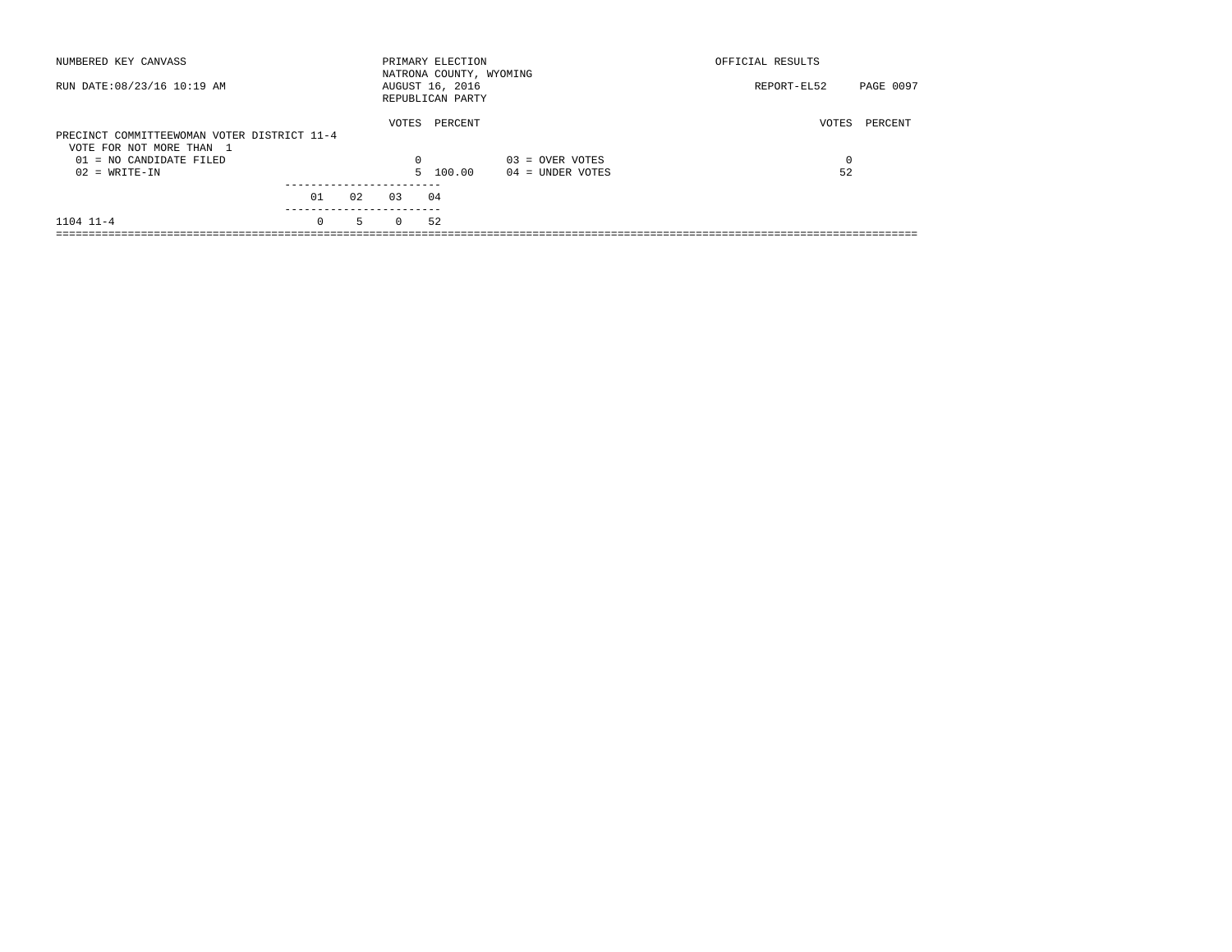NUMBERED KEY CANVASS

RUN DATE:08/23/16 10:19 AM

PRIMARY ELECTION
NATRONA COUNTY, WYOMING
AUGUST 16, 2016
REPUBLICAN PARTY

OFFICIAL RESULTS

REPORT-EL52

PRECINCT COMMITTEEWOMAN VOTER DISTRICT 11-4
VOTE FOR NOT MORE THAN 1

| | VOTES | PERCENT | | VOTES | PERCENT |
|---|---|---|---|---|---|
| 01 = NO CANDIDATE FILED | 0 | | 03 = OVER VOTES | 0 | |
| 02 = WRITE-IN | 5 | 100.00 | 04 = UNDER VOTES | 52 | |

| | 01 | 02 | 03 | 04 |
|---|---|---|---|---|
| 1104 11-4 | 0 | 5 | 0 | 52 |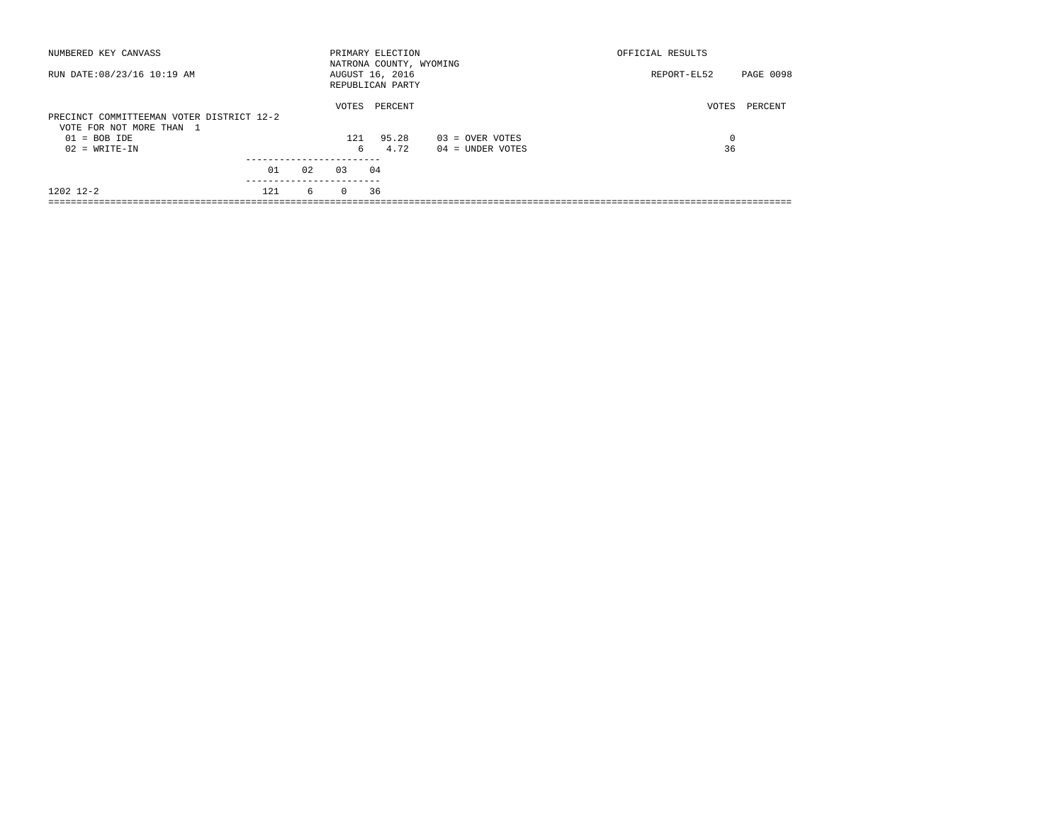NUMBERED KEY CANVASS

RUN DATE:08/23/16 10:19 AM

PRIMARY ELECTION
NATRONA COUNTY, WYOMING
AUGUST 16, 2016
REPUBLICAN PARTY

OFFICIAL RESULTS

REPORT-EL52

PRECINCT COMMITTEEMAN VOTER DISTRICT 12-2
VOTE FOR NOT MORE THAN 1

| | VOTES | PERCENT | | VOTES | PERCENT |
|---|---|---|---|---|---|
| 01 = BOB IDE | 121 | 95.28 | 03 = OVER VOTES | 0 | |
| 02 = WRITE-IN | 6 | 4.72 | 04 = UNDER VOTES | 36 | |

| | 01 | 02 | 03 | 04 |
|---|---|---|---|---|
| 1202 12-2 | 121 | 6 | 0 | 36 |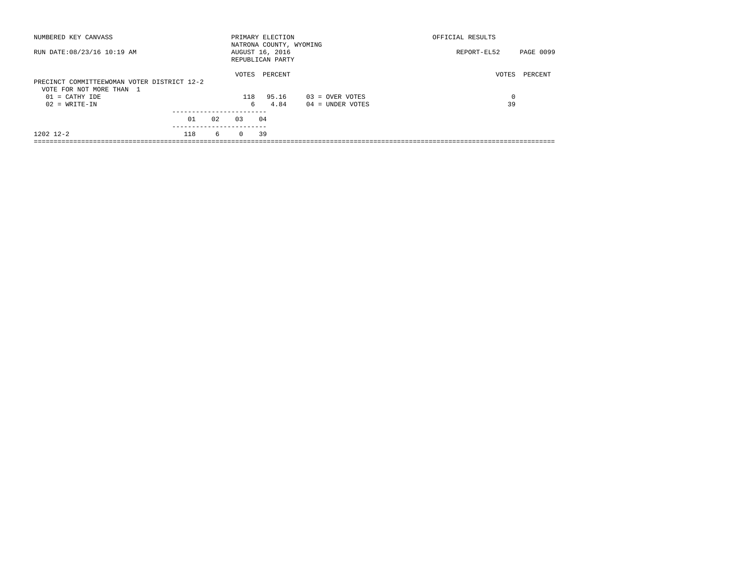NUMBERED KEY CANVASS

RUN DATE:08/23/16 10:19 AM

PRIMARY ELECTION
NATRONA COUNTY, WYOMING
AUGUST 16, 2016
REPUBLICAN PARTY

OFFICIAL RESULTS

REPORT-EL52

PRECINCT COMMITTEEWOMAN VOTER DISTRICT 12-2
VOTE FOR NOT MORE THAN 1

| | VOTES | PERCENT | | VOTES | PERCENT |
|---|---|---|---|---|---|
| 01 = CATHY IDE | 118 | 95.16 | 03 = OVER VOTES | 0 | |
| 02 = WRITE-IN | 6 | 4.84 | 04 = UNDER VOTES | 39 | |

| | 01 | 02 | 03 | 04 |
|---|---|---|---|---|
| 1202 12-2 | 118 | 6 | 0 | 39 |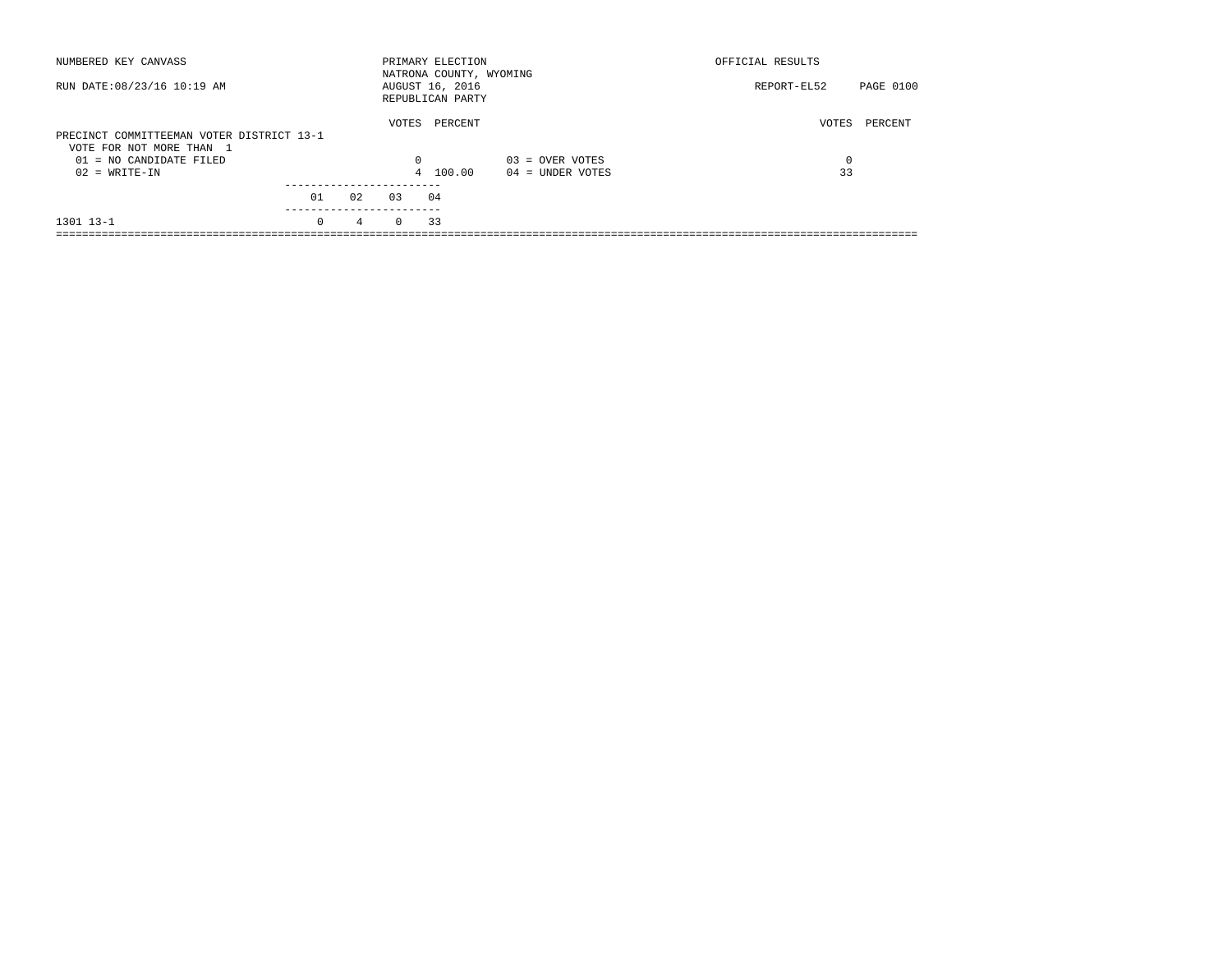NUMBERED KEY CANVASS

RUN DATE:08/23/16 10:19 AM

PRIMARY ELECTION
NATRONA COUNTY, WYOMING
AUGUST 16, 2016
REPUBLICAN PARTY

OFFICIAL RESULTS

REPORT-EL52

PRECINCT COMMITTEEMAN VOTER DISTRICT 13-1
VOTE FOR NOT MORE THAN 1

| | VOTES | PERCENT | | VOTES | PERCENT |
|---|---|---|---|---|---|
| 01 = NO CANDIDATE FILED | 0 | | 03 = OVER VOTES | 0 | |
| 02 = WRITE-IN | 4 | 100.00 | 04 = UNDER VOTES | 33 | |

| | 01 | 02 | 03 | 04 |
|---|---|---|---|---|
| 1301 13-1 | 0 | 4 | 0 | 33 |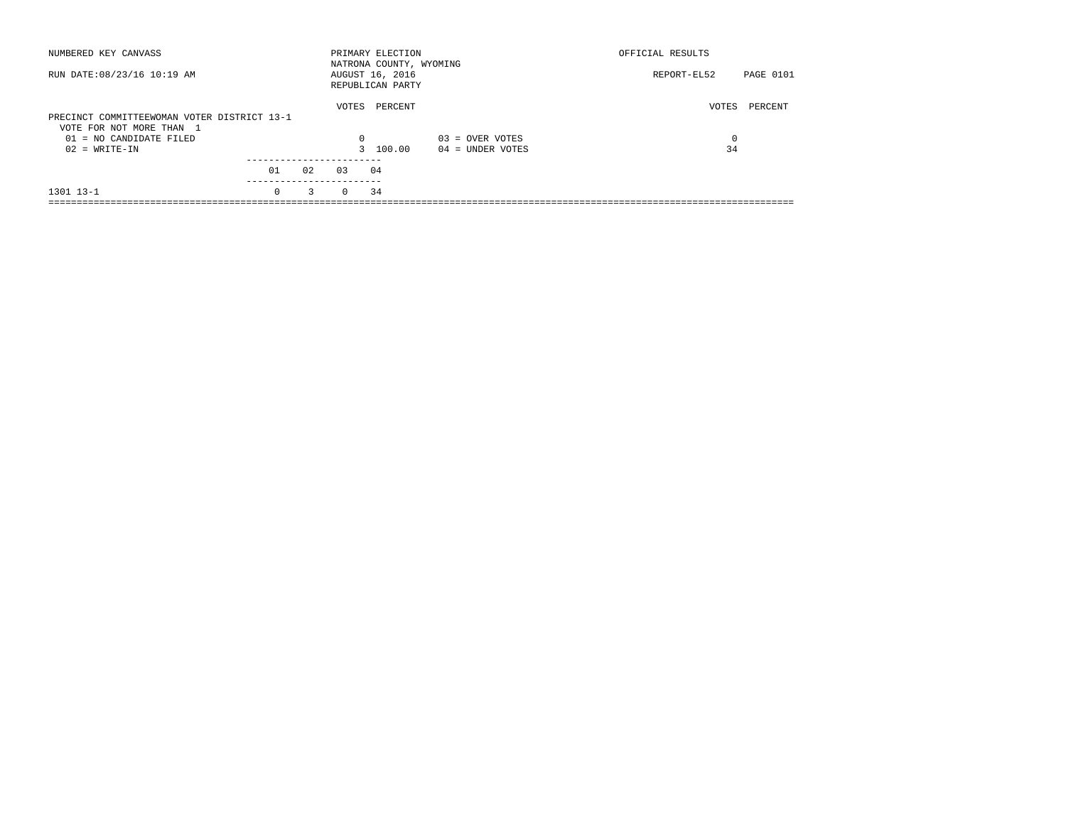NUMBERED KEY CANVASS

RUN DATE:08/23/16 10:19 AM

PRIMARY ELECTION
NATRONA COUNTY, WYOMING
AUGUST 16, 2016
REPUBLICAN PARTY

OFFICIAL RESULTS

REPORT-EL52 PAGE 0101

PRECINCT COMMITTEEWOMAN VOTER DISTRICT 13-1
VOTE FOR NOT MORE THAN 1

| | VOTES | PERCENT | | VOTES | PERCENT |
|---|---|---|---|---|---|
| 01 = NO CANDIDATE FILED | 0 | | 03 = OVER VOTES | 0 | |
| 02 = WRITE-IN | 3 | 100.00 | 04 = UNDER VOTES | 34 | |

| | 01 | 02 | 03 | 04 |
|---|---|---|---|---|
| 1301 13-1 | 0 | 3 | 0 | 34 |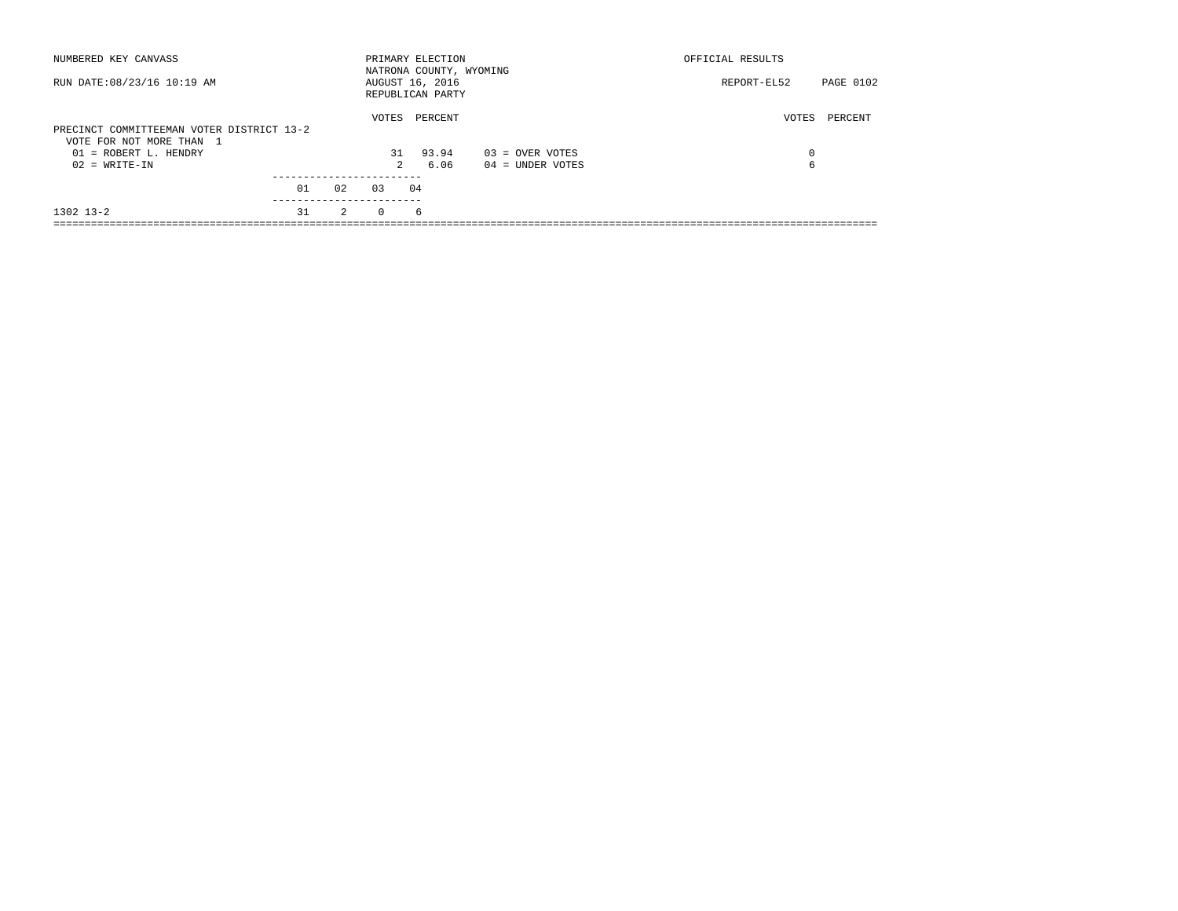NUMBERED KEY CANVASS — PRIMARY ELECTION — OFFICIAL RESULTS

NATRONA COUNTY, WYOMING

RUN DATE:08/23/16 10:19 AM — AUGUST 16, 2016 — REPORT-EL52

REPUBLICAN PARTY

## PRECINCT COMMITTEEMAN VOTER DISTRICT 13-2

VOTE FOR NOT MORE THAN 1

| Candidate | VOTES | PERCENT |
|---|---|---|
| 01 = ROBERT L. HENDRY | 31 | 93.94 |
| 02 = WRITE-IN | 2 | 6.06 |

| | VOTES | PERCENT |
|---|---|---|
| 03 = OVER VOTES | 0 | |
| 04 = UNDER VOTES | 6 | |

| Precinct | 01 | 02 | 03 | 04 |
|---|---|---|---|---|
| 1302 13-2 | 31 | 2 | 0 | 6 |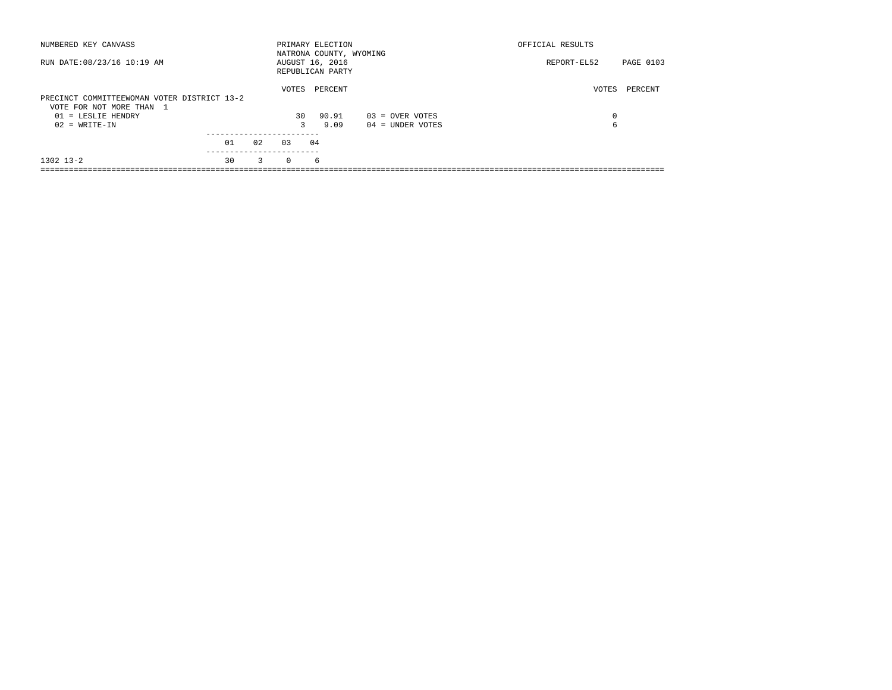NUMBERED KEY CANVASS — PRIMARY ELECTION — NATRONA COUNTY, WYOMING — AUGUST 16, 2016 — REPUBLICAN PARTY — OFFICIAL RESULTS

RUN DATE:08/23/16 10:19 AM — REPORT-EL52

## PRECINCT COMMITTEEWOMAN VOTER DISTRICT 13-2

VOTE FOR NOT MORE THAN 1

| | VOTES | PERCENT |
|---|---|---|
| 01 = LESLIE HENDRY | 30 | 90.91 |
| 02 = WRITE-IN | 3 | 9.09 |

| | VOTES | PERCENT |
|---|---|---|
| 03 = OVER VOTES | 0 | |
| 04 = UNDER VOTES | 6 | |

| | 01 | 02 | 03 | 04 |
|---|---|---|---|---|
| 1302 13-2 | 30 | 3 | 0 | 6 |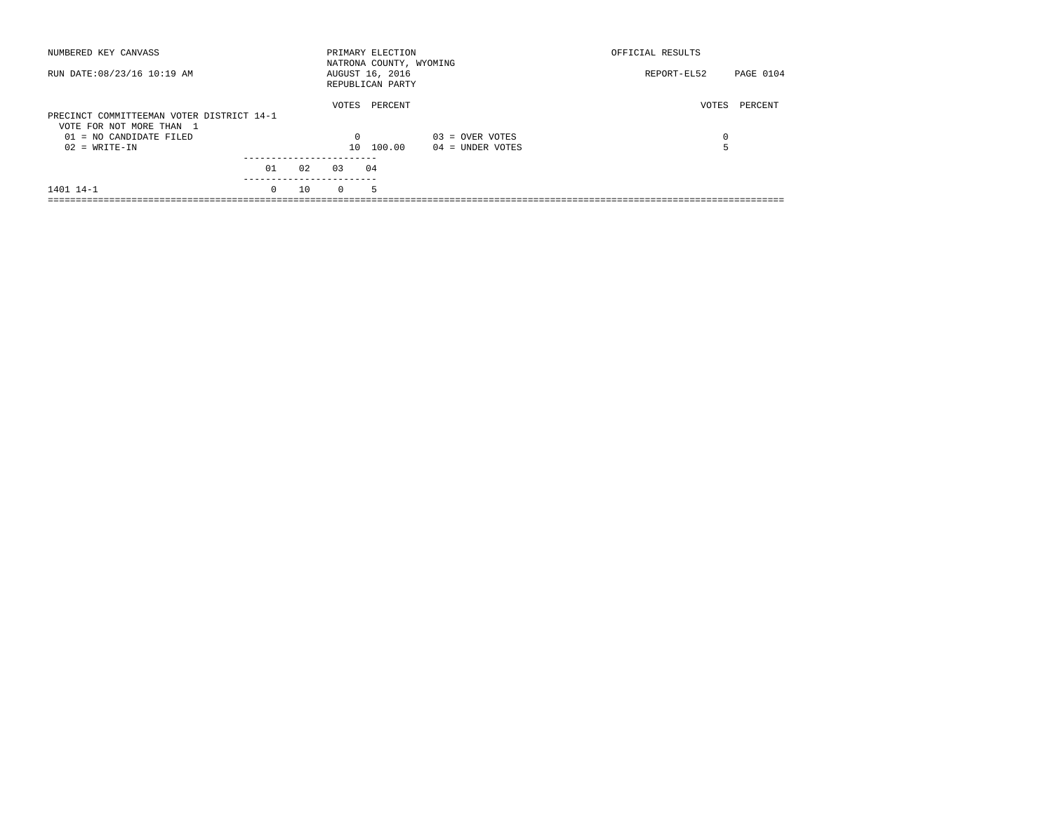NUMBERED KEY CANVASS

RUN DATE:08/23/16 10:19 AM

PRIMARY ELECTION
NATRONA COUNTY, WYOMING
AUGUST 16, 2016
REPUBLICAN PARTY

OFFICIAL RESULTS

REPORT-EL52 PAGE 0104

PRECINCT COMMITTEEMAN VOTER DISTRICT 14-1
VOTE FOR NOT MORE THAN 1

| | VOTES | PERCENT | | VOTES | PERCENT |
|---|---|---|---|---|---|
| 01 = NO CANDIDATE FILED | 0 | | 03 = OVER VOTES | 0 | |
| 02 = WRITE-IN | 10 | 100.00 | 04 = UNDER VOTES | 5 | |

| | 01 | 02 | 03 | 04 |
|---|---|---|---|---|
| 1401 14-1 | 0 | 10 | 0 | 5 |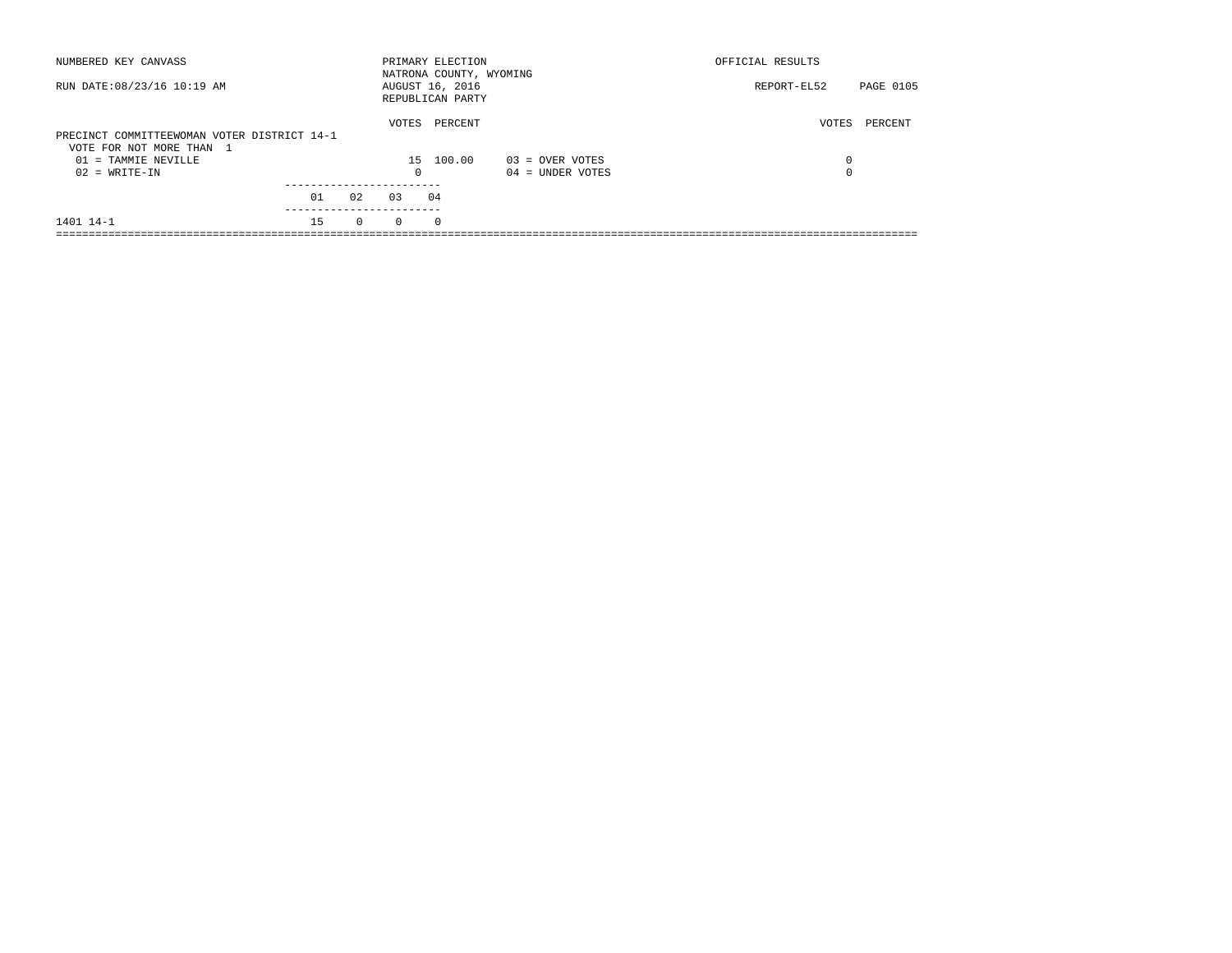NUMBERED KEY CANVASS — PRIMARY ELECTION — OFFICIAL RESULTS

NATRONA COUNTY, WYOMING

RUN DATE:08/23/16 10:19 AM — AUGUST 16, 2016 — REPORT-EL52

REPUBLICAN PARTY

## PRECINCT COMMITTEEWOMAN VOTER DISTRICT 14-1

VOTE FOR NOT MORE THAN 1

| | VOTES | PERCENT |
|---|---|---|
| 01 = TAMMIE NEVILLE | 15 | 100.00 |
| 02 = WRITE-IN | 0 | |

| | VOTES | PERCENT |
|---|---|---|
| 03 = OVER VOTES | 0 | |
| 04 = UNDER VOTES | 0 | |

| | 01 | 02 | 03 | 04 |
|---|---|---|---|---|
| 1401 14-1 | 15 | 0 | 0 | 0 |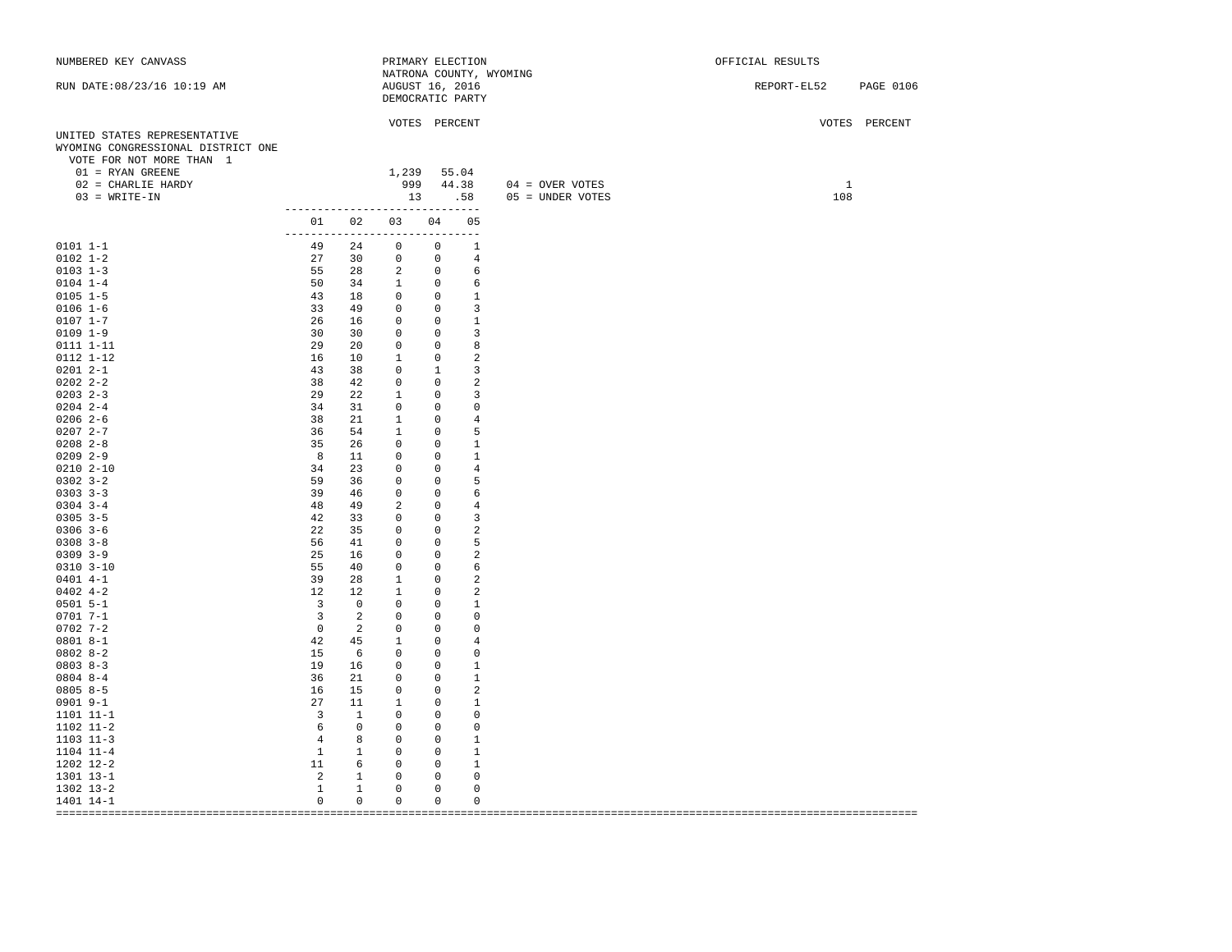NUMBERED KEY CANVASS

PRIMARY ELECTION
NATRONA COUNTY, WYOMING
AUGUST 16, 2016
DEMOCRATIC PARTY

OFFICIAL RESULTS

RUN DATE:08/23/16 10:19 AM

REPORT-EL52

## UNITED STATES REPRESENTATIVE
## WYOMING CONGRESSIONAL DISTRICT ONE

VOTE FOR NOT MORE THAN 1

| | VOTES | PERCENT |
|---|---|---|
| 01 = RYAN GREENE | 1,239 | 55.04 |
| 02 = CHARLIE HARDY | 999 | 44.38 |
| 03 = WRITE-IN | 13 | .58 |

| | VOTES | PERCENT |
|---|---|---|
| 04 = OVER VOTES | 1 | |
| 05 = UNDER VOTES | 108 | |

| | 01 | 02 | 03 | 04 | 05 |
|---|---|---|---|---|---|
| 0101 1-1 | 49 | 24 | 0 | 0 | 1 |
| 0102 1-2 | 27 | 30 | 0 | 0 | 4 |
| 0103 1-3 | 55 | 28 | 2 | 0 | 6 |
| 0104 1-4 | 50 | 34 | 1 | 0 | 6 |
| 0105 1-5 | 43 | 18 | 0 | 0 | 1 |
| 0106 1-6 | 33 | 49 | 0 | 0 | 3 |
| 0107 1-7 | 26 | 16 | 0 | 0 | 1 |
| 0109 1-9 | 30 | 30 | 0 | 0 | 3 |
| 0111 1-11 | 29 | 20 | 0 | 0 | 8 |
| 0112 1-12 | 16 | 10 | 1 | 0 | 2 |
| 0201 2-1 | 43 | 38 | 0 | 1 | 3 |
| 0202 2-2 | 38 | 42 | 0 | 0 | 2 |
| 0203 2-3 | 29 | 22 | 1 | 0 | 3 |
| 0204 2-4 | 34 | 31 | 0 | 0 | 0 |
| 0206 2-6 | 38 | 21 | 1 | 0 | 4 |
| 0207 2-7 | 36 | 54 | 1 | 0 | 5 |
| 0208 2-8 | 35 | 26 | 0 | 0 | 1 |
| 0209 2-9 | 8 | 11 | 0 | 0 | 1 |
| 0210 2-10 | 34 | 23 | 0 | 0 | 4 |
| 0302 3-2 | 59 | 36 | 0 | 0 | 5 |
| 0303 3-3 | 39 | 46 | 0 | 0 | 6 |
| 0304 3-4 | 48 | 49 | 2 | 0 | 4 |
| 0305 3-5 | 42 | 33 | 0 | 0 | 3 |
| 0306 3-6 | 22 | 35 | 0 | 0 | 2 |
| 0308 3-8 | 56 | 41 | 0 | 0 | 5 |
| 0309 3-9 | 25 | 16 | 0 | 0 | 2 |
| 0310 3-10 | 55 | 40 | 0 | 0 | 6 |
| 0401 4-1 | 39 | 28 | 1 | 0 | 2 |
| 0402 4-2 | 12 | 12 | 1 | 0 | 2 |
| 0501 5-1 | 3 | 0 | 0 | 0 | 1 |
| 0701 7-1 | 3 | 2 | 0 | 0 | 0 |
| 0702 7-2 | 0 | 2 | 0 | 0 | 0 |
| 0801 8-1 | 42 | 45 | 1 | 0 | 4 |
| 0802 8-2 | 15 | 6 | 0 | 0 | 0 |
| 0803 8-3 | 19 | 16 | 0 | 0 | 1 |
| 0804 8-4 | 36 | 21 | 0 | 0 | 1 |
| 0805 8-5 | 16 | 15 | 0 | 0 | 2 |
| 0901 9-1 | 27 | 11 | 1 | 0 | 1 |
| 1101 11-1 | 3 | 1 | 0 | 0 | 0 |
| 1102 11-2 | 6 | 0 | 0 | 0 | 0 |
| 1103 11-3 | 4 | 8 | 0 | 0 | 1 |
| 1104 11-4 | 1 | 1 | 0 | 0 | 1 |
| 1202 12-2 | 11 | 6 | 0 | 0 | 1 |
| 1301 13-1 | 2 | 1 | 0 | 0 | 0 |
| 1302 13-2 | 1 | 1 | 0 | 0 | 0 |
| 1401 14-1 | 0 | 0 | 0 | 0 | 0 |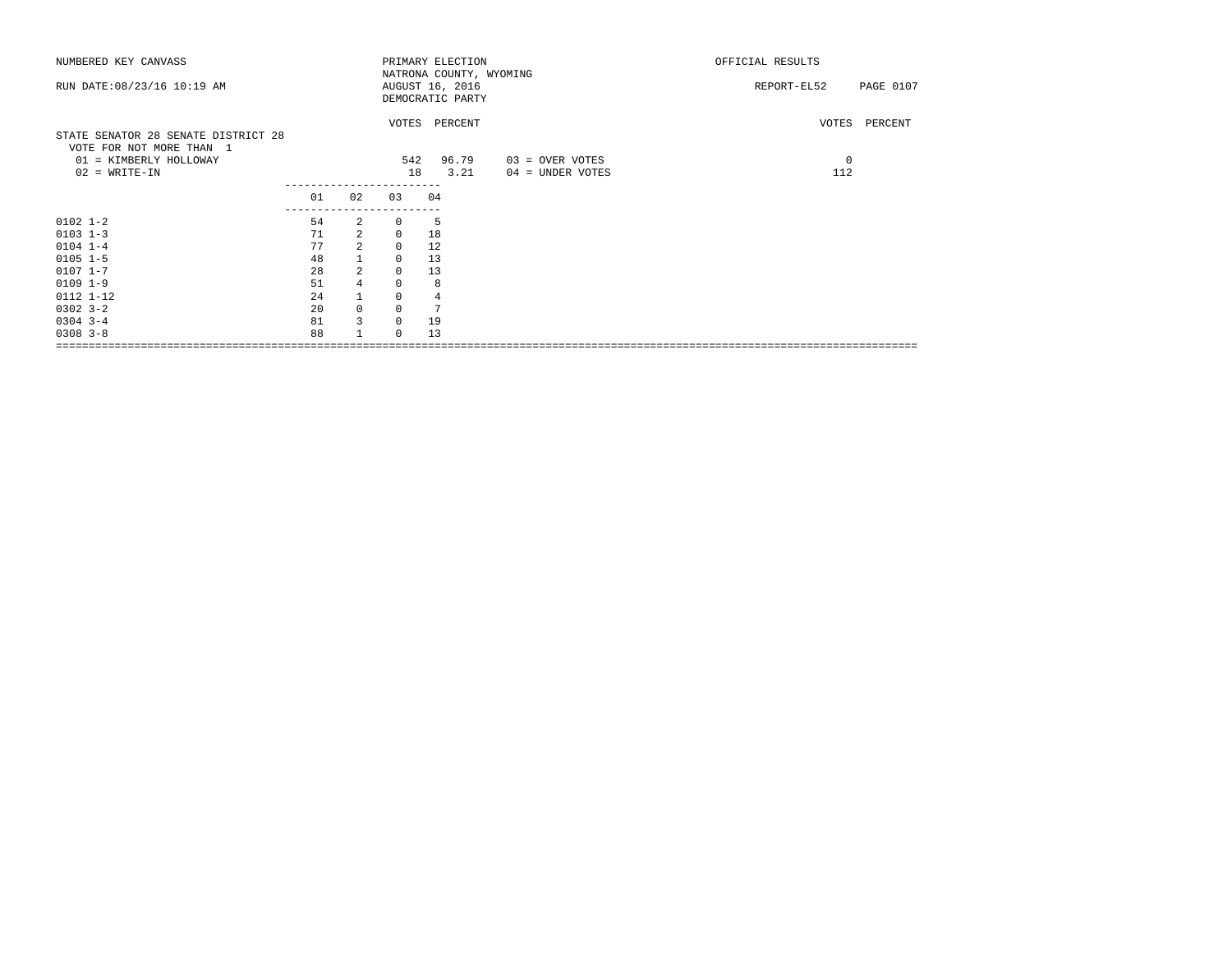NUMBERED KEY CANVASS — PRIMARY ELECTION — NATRONA COUNTY, WYOMING — OFFICIAL RESULTS

RUN DATE:08/23/16 10:19 AM — AUGUST 16, 2016 — DEMOCRATIC PARTY — REPORT-EL52 PAGE 0107

## STATE SENATOR 28 SENATE DISTRICT 28

VOTE FOR NOT MORE THAN 1

| | VOTES | PERCENT |
|---|---|---|
| 01 = KIMBERLY HOLLOWAY | 542 | 96.79 |
| 02 = WRITE-IN | 18 | 3.21 |

| | VOTES | PERCENT |
|---|---|---|
| 03 = OVER VOTES | 0 | |
| 04 = UNDER VOTES | 112 | |

| | 01 | 02 | 03 | 04 |
|---|---|---|---|---|
| 0102 1-2 | 54 | 2 | 0 | 5 |
| 0103 1-3 | 71 | 2 | 0 | 18 |
| 0104 1-4 | 77 | 2 | 0 | 12 |
| 0105 1-5 | 48 | 1 | 0 | 13 |
| 0107 1-7 | 28 | 2 | 0 | 13 |
| 0109 1-9 | 51 | 4 | 0 | 8 |
| 0112 1-12 | 24 | 1 | 0 | 4 |
| 0302 3-2 | 20 | 0 | 0 | 7 |
| 0304 3-4 | 81 | 3 | 0 | 19 |
| 0308 3-8 | 88 | 1 | 0 | 13 |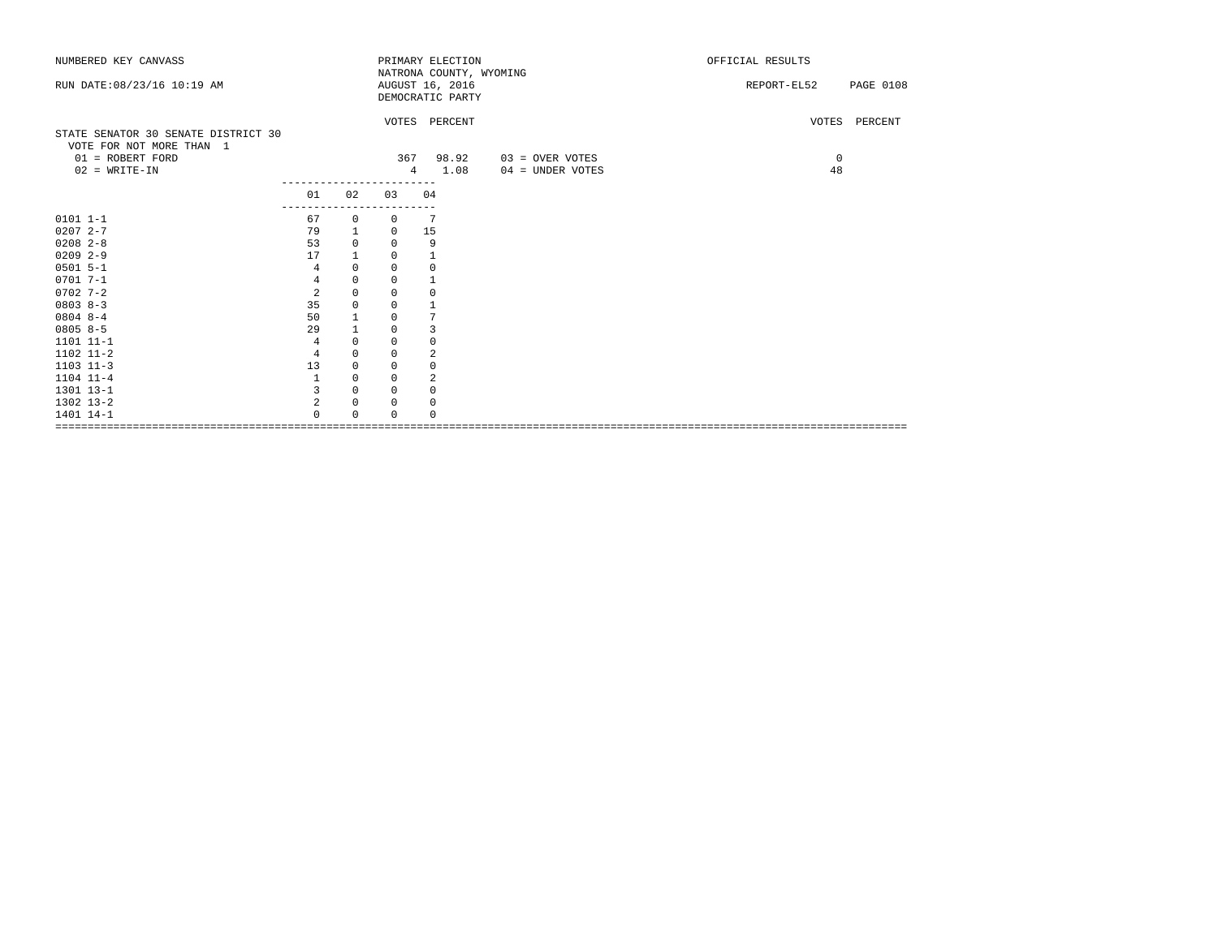NUMBERED KEY CANVASS — PRIMARY ELECTION — OFFICIAL RESULTS

NATRONA COUNTY, WYOMING

RUN DATE:08/23/16 10:19 AM — AUGUST 16, 2016 — REPORT-EL52

DEMOCRATIC PARTY

## STATE SENATOR 30 SENATE DISTRICT 30

VOTE FOR NOT MORE THAN 1

| | VOTES | PERCENT | | VOTES | PERCENT |
|---|---|---|---|---|---|
| 01 = ROBERT FORD | 367 | 98.92 | 03 = OVER VOTES | 0 | |
| 02 = WRITE-IN | 4 | 1.08 | 04 = UNDER VOTES | 48 | |

| | 01 | 02 | 03 | 04 |
|---|---|---|---|---|
| 0101 1-1 | 67 | 0 | 0 | 7 |
| 0207 2-7 | 79 | 1 | 0 | 15 |
| 0208 2-8 | 53 | 0 | 0 | 9 |
| 0209 2-9 | 17 | 1 | 0 | 1 |
| 0501 5-1 | 4 | 0 | 0 | 0 |
| 0701 7-1 | 4 | 0 | 0 | 1 |
| 0702 7-2 | 2 | 0 | 0 | 0 |
| 0803 8-3 | 35 | 0 | 0 | 1 |
| 0804 8-4 | 50 | 1 | 0 | 7 |
| 0805 8-5 | 29 | 1 | 0 | 3 |
| 1101 11-1 | 4 | 0 | 0 | 0 |
| 1102 11-2 | 4 | 0 | 0 | 2 |
| 1103 11-3 | 13 | 0 | 0 | 0 |
| 1104 11-4 | 1 | 0 | 0 | 2 |
| 1301 13-1 | 3 | 0 | 0 | 0 |
| 1302 13-2 | 2 | 0 | 0 | 0 |
| 1401 14-1 | 0 | 0 | 0 | 0 |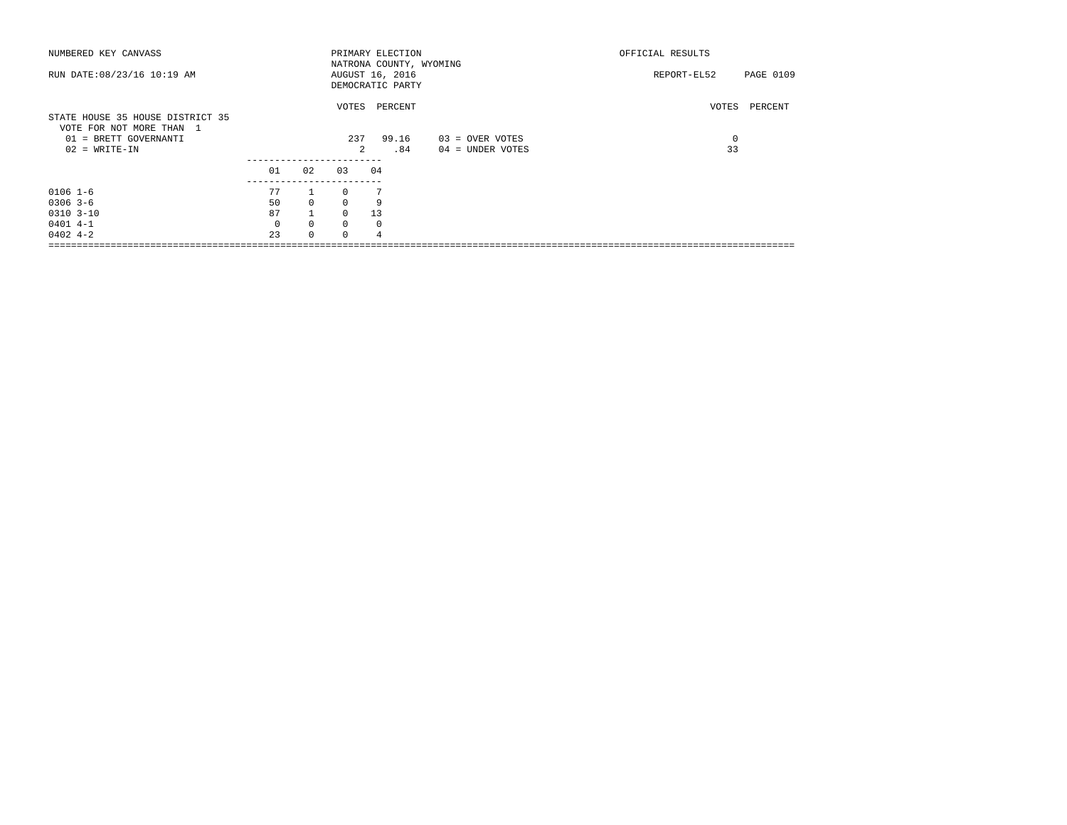NUMBERED KEY CANVASS — PRIMARY ELECTION — OFFICIAL RESULTS

NATRONA COUNTY, WYOMING

RUN DATE:08/23/16 10:19 AM — AUGUST 16, 2016 — REPORT-EL52 PAGE 0109

DEMOCRATIC PARTY

## STATE HOUSE 35 HOUSE DISTRICT 35

VOTE FOR NOT MORE THAN 1

| | VOTES | PERCENT |
|---|---|---|
| 01 = BRETT GOVERNANTI | 237 | 99.16 |
| 02 = WRITE-IN | 2 | .84 |
| 03 = OVER VOTES | 0 | |
| 04 = UNDER VOTES | 33 | |

| | 01 | 02 | 03 | 04 |
|---|---|---|---|---|
| 0106 1-6 | 77 | 1 | 0 | 7 |
| 0306 3-6 | 50 | 0 | 0 | 9 |
| 0310 3-10 | 87 | 1 | 0 | 13 |
| 0401 4-1 | 0 | 0 | 0 | 0 |
| 0402 4-2 | 23 | 0 | 0 | 4 |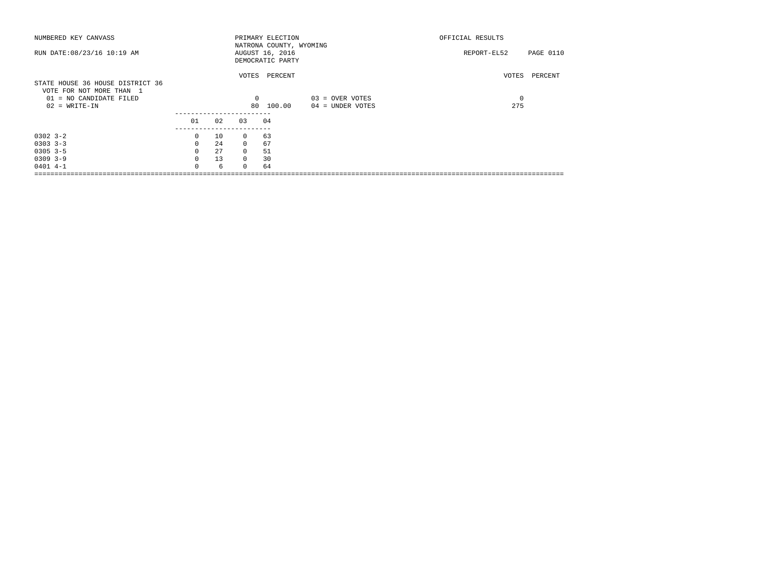NUMBERED KEY CANVASS

RUN DATE:08/23/16 10:19 AM

PRIMARY ELECTION
NATRONA COUNTY, WYOMING
AUGUST 16, 2016
DEMOCRATIC PARTY

OFFICIAL RESULTS

REPORT-EL52 PAGE 0110

## STATE HOUSE 36 HOUSE DISTRICT 36

VOTE FOR NOT MORE THAN 1

| | VOTES | PERCENT | | VOTES | PERCENT |
|---|---|---|---|---|---|
| 01 = NO CANDIDATE FILED | 0 | | 03 = OVER VOTES | 0 | |
| 02 = WRITE-IN | 80 | 100.00 | 04 = UNDER VOTES | 275 | |

| | 01 | 02 | 03 | 04 |
|---|---|---|---|---|
| 0302 3-2 | 0 | 10 | 0 | 63 |
| 0303 3-3 | 0 | 24 | 0 | 67 |
| 0305 3-5 | 0 | 27 | 0 | 51 |
| 0309 3-9 | 0 | 13 | 0 | 30 |
| 0401 4-1 | 0 | 6 | 0 | 64 |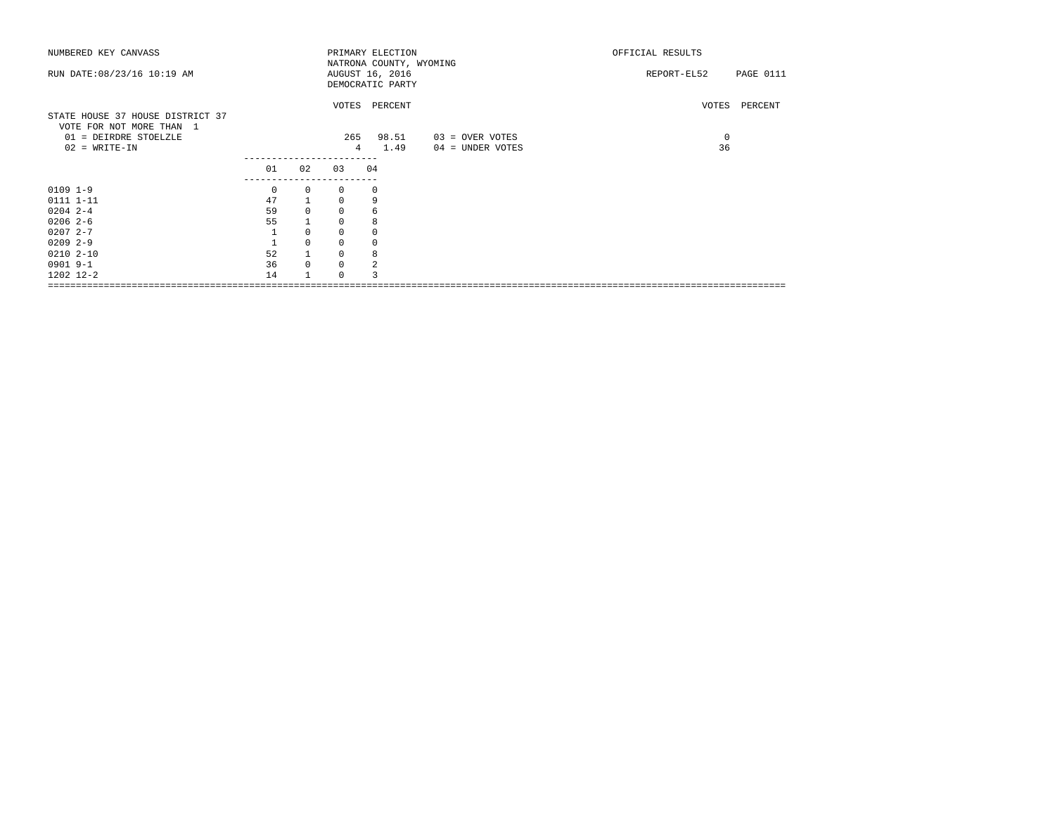NUMBERED KEY CANVASS — PRIMARY ELECTION — NATRONA COUNTY, WYOMING — OFFICIAL RESULTS

RUN DATE:08/23/16 10:19 AM — AUGUST 16, 2016 — REPORT-EL52

DEMOCRATIC PARTY

## STATE HOUSE 37 HOUSE DISTRICT 37

VOTE FOR NOT MORE THAN 1

| | VOTES | PERCENT |
|---|---|---|
| 01 = DEIRDRE STOELZLE | 265 | 98.51 |
| 02 = WRITE-IN | 4 | 1.49 |

| | VOTES | PERCENT |
|---|---|---|
| 03 = OVER VOTES | 0 | |
| 04 = UNDER VOTES | 36 | |

| | 01 | 02 | 03 | 04 |
|---|---|---|---|---|
| 0109 1-9 | 0 | 0 | 0 | 0 |
| 0111 1-11 | 47 | 1 | 0 | 9 |
| 0204 2-4 | 59 | 0 | 0 | 6 |
| 0206 2-6 | 55 | 1 | 0 | 8 |
| 0207 2-7 | 1 | 0 | 0 | 0 |
| 0209 2-9 | 1 | 0 | 0 | 0 |
| 0210 2-10 | 52 | 1 | 0 | 8 |
| 0901 9-1 | 36 | 0 | 0 | 2 |
| 1202 12-2 | 14 | 1 | 0 | 3 |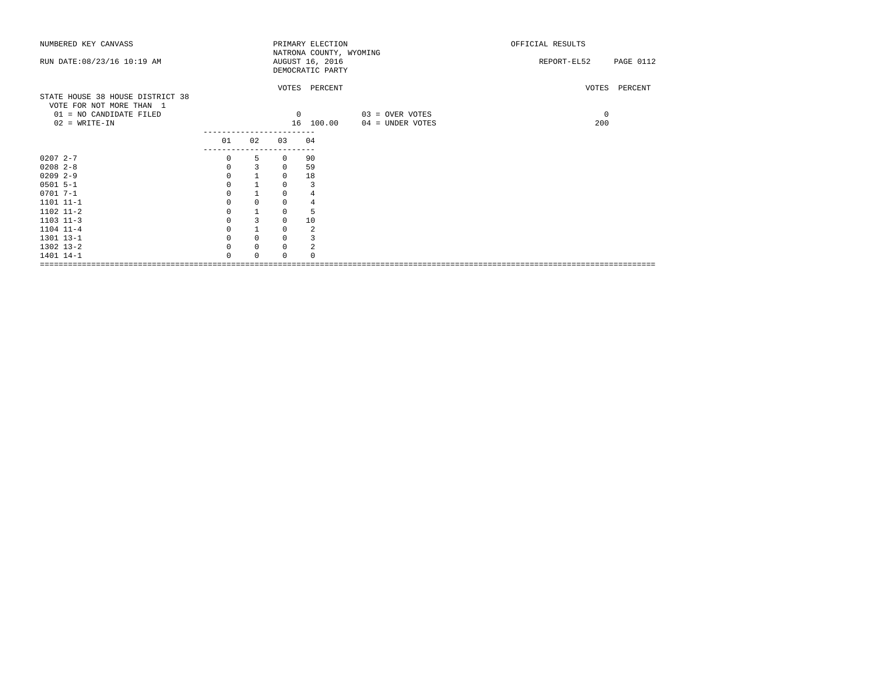NUMBERED KEY CANVASS — PRIMARY ELECTION — NATRONA COUNTY, WYOMING — AUGUST 16, 2016 — DEMOCRATIC PARTY — OFFICIAL RESULTS

RUN DATE:08/23/16 10:19 AM — REPORT-EL52

## STATE HOUSE 38 HOUSE DISTRICT 38

VOTE FOR NOT MORE THAN 1

| | VOTES | PERCENT |
|---|---|---|
| 01 = NO CANDIDATE FILED | 0 | |
| 02 = WRITE-IN | 16 | 100.00 |
| 03 = OVER VOTES | 0 | |
| 04 = UNDER VOTES | 200 | |

| Precinct | 01 | 02 | 03 | 04 |
|---|---|---|---|---|
| 0207 2-7 | 0 | 5 | 0 | 90 |
| 0208 2-8 | 0 | 3 | 0 | 59 |
| 0209 2-9 | 0 | 1 | 0 | 18 |
| 0501 5-1 | 0 | 1 | 0 | 3 |
| 0701 7-1 | 0 | 1 | 0 | 4 |
| 1101 11-1 | 0 | 0 | 0 | 4 |
| 1102 11-2 | 0 | 1 | 0 | 5 |
| 1103 11-3 | 0 | 3 | 0 | 10 |
| 1104 11-4 | 0 | 1 | 0 | 2 |
| 1301 13-1 | 0 | 0 | 0 | 3 |
| 1302 13-2 | 0 | 0 | 0 | 2 |
| 1401 14-1 | 0 | 0 | 0 | 0 |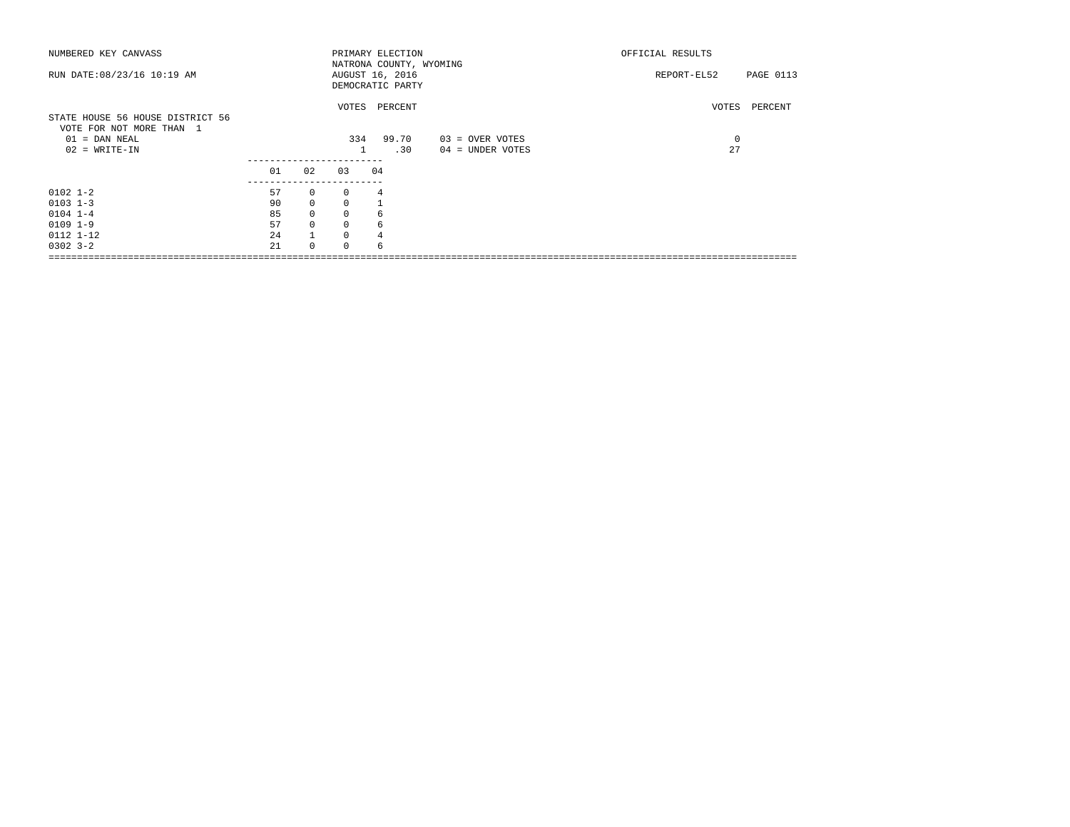NUMBERED KEY CANVASS

RUN DATE:08/23/16 10:19 AM

PRIMARY ELECTION
NATRONA COUNTY, WYOMING
AUGUST 16, 2016
DEMOCRATIC PARTY

OFFICIAL RESULTS

REPORT-EL52

## STATE HOUSE 56 HOUSE DISTRICT 56

VOTE FOR NOT MORE THAN 1

| | VOTES | PERCENT |
|---|---|---|
| 01 = DAN NEAL | 334 | 99.70 |
| 02 = WRITE-IN | 1 | .30 |

| | VOTES | PERCENT |
|---|---|---|
| 03 = OVER VOTES | 0 | |
| 04 = UNDER VOTES | 27 | |

| | 01 | 02 | 03 | 04 |
|---|---|---|---|---|
| 0102 1-2 | 57 | 0 | 0 | 4 |
| 0103 1-3 | 90 | 0 | 0 | 1 |
| 0104 1-4 | 85 | 0 | 0 | 6 |
| 0109 1-9 | 57 | 0 | 0 | 6 |
| 0112 1-12 | 24 | 1 | 0 | 4 |
| 0302 3-2 | 21 | 0 | 0 | 6 |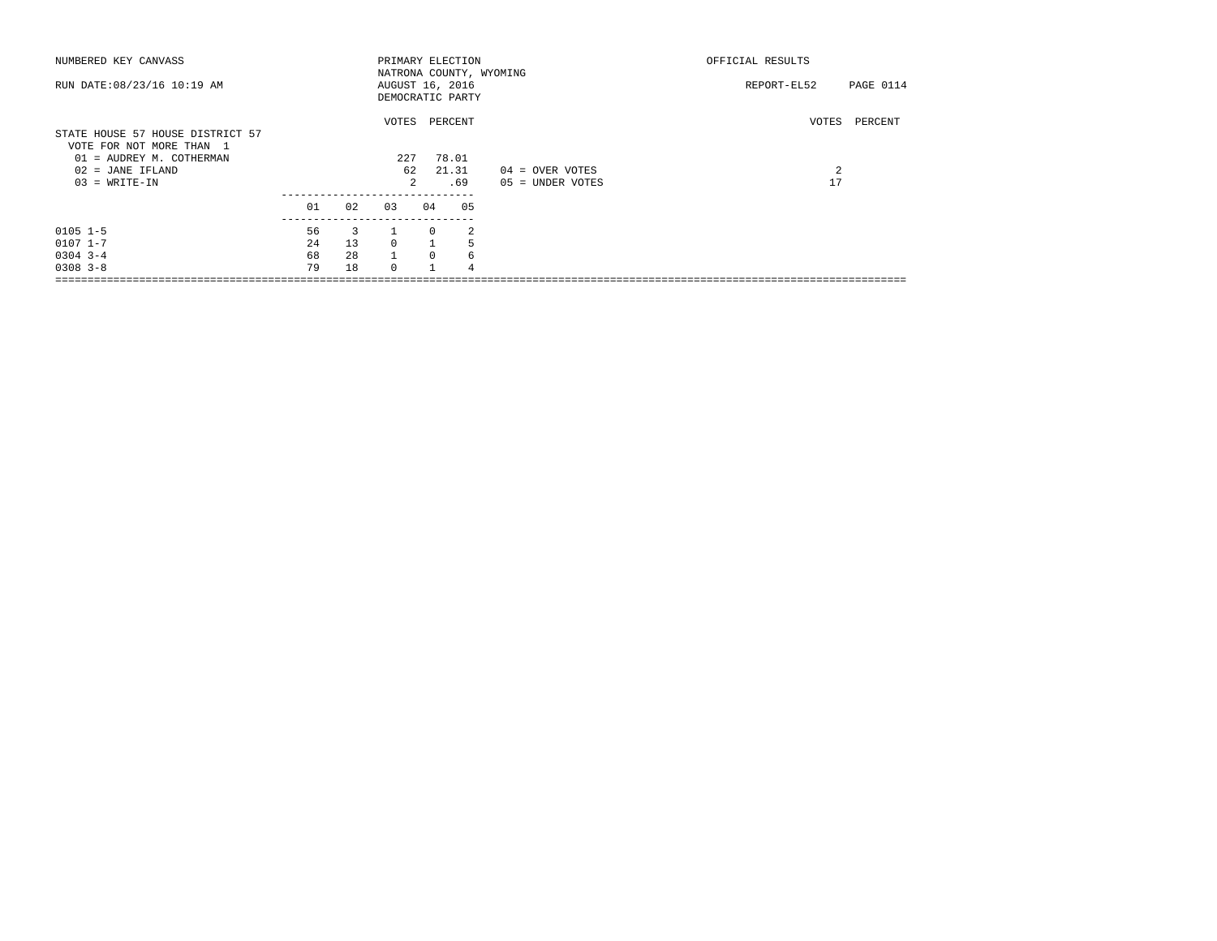NUMBERED KEY CANVASS

RUN DATE:08/23/16 10:19 AM

PRIMARY ELECTION
NATRONA COUNTY, WYOMING
AUGUST 16, 2016
DEMOCRATIC PARTY

OFFICIAL RESULTS

REPORT-EL52

## STATE HOUSE 57 HOUSE DISTRICT 57

VOTE FOR NOT MORE THAN 1

| | VOTES | PERCENT |
|---|---|---|
| 01 = AUDREY M. COTHERMAN | 227 | 78.01 |
| 02 = JANE IFLAND | 62 | 21.31 |
| 03 = WRITE-IN | 2 | .69 |

| | VOTES | PERCENT |
|---|---|---|
| 04 = OVER VOTES | 2 | |
| 05 = UNDER VOTES | 17 | |

| | 01 | 02 | 03 | 04 | 05 |
|---|---|---|---|---|---|
| 0105 1-5 | 56 | 3 | 1 | 0 | 2 |
| 0107 1-7 | 24 | 13 | 0 | 1 | 5 |
| 0304 3-4 | 68 | 28 | 1 | 0 | 6 |
| 0308 3-8 | 79 | 18 | 0 | 1 | 4 |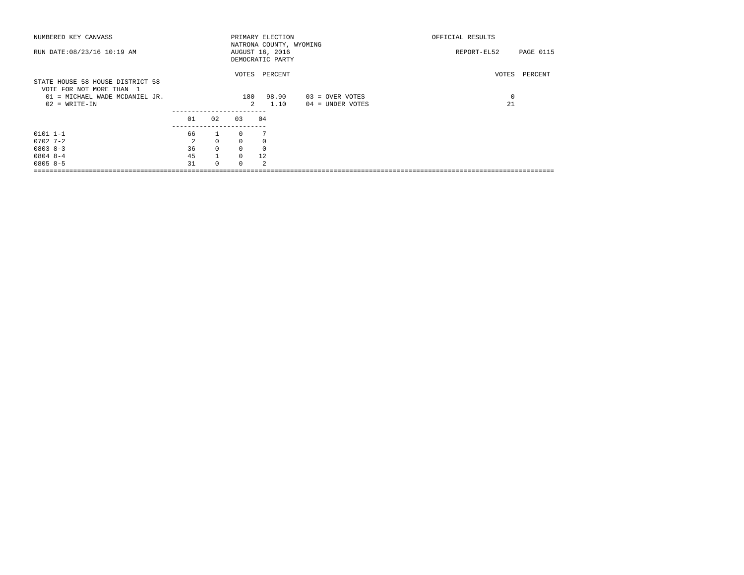NUMBERED KEY CANVASS

RUN DATE:08/23/16 10:19 AM

PRIMARY ELECTION
NATRONA COUNTY, WYOMING
AUGUST 16, 2016
DEMOCRATIC PARTY

OFFICIAL RESULTS

REPORT-EL52 PAGE 0115

## STATE HOUSE 58 HOUSE DISTRICT 58

VOTE FOR NOT MORE THAN 1

| | VOTES | PERCENT | | VOTES | PERCENT |
|---|---|---|---|---|---|
| 01 = MICHAEL WADE MCDANIEL JR. | 180 | 98.90 | 03 = OVER VOTES | 0 | |
| 02 = WRITE-IN | 2 | 1.10 | 04 = UNDER VOTES | 21 | |

| | 01 | 02 | 03 | 04 |
|---|---|---|---|---|
| 0101 1-1 | 66 | 1 | 0 | 7 |
| 0702 7-2 | 2 | 0 | 0 | 0 |
| 0803 8-3 | 36 | 0 | 0 | 0 |
| 0804 8-4 | 45 | 1 | 0 | 12 |
| 0805 8-5 | 31 | 0 | 0 | 2 |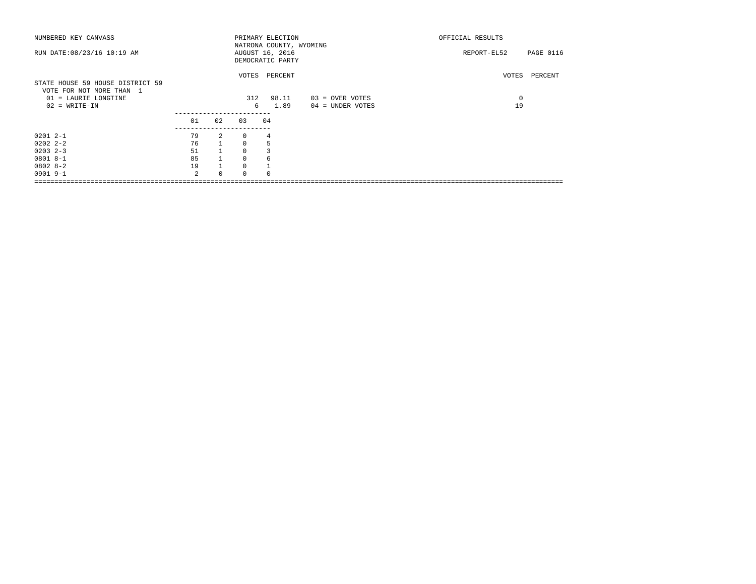NUMBERED KEY CANVASS

RUN DATE:08/23/16 10:19 AM

PRIMARY ELECTION
NATRONA COUNTY, WYOMING
AUGUST 16, 2016
DEMOCRATIC PARTY

OFFICIAL RESULTS

REPORT-EL52 PAGE 0116

## STATE HOUSE 59 HOUSE DISTRICT 59

VOTE FOR NOT MORE THAN 1

| | VOTES | PERCENT | | VOTES | PERCENT |
|---|---|---|---|---|---|
| 01 = LAURIE LONGTINE | 312 | 98.11 | 03 = OVER VOTES | 0 | |
| 02 = WRITE-IN | 6 | 1.89 | 04 = UNDER VOTES | 19 | |

| | 01 | 02 | 03 | 04 |
|---|---|---|---|---|
| 0201 2-1 | 79 | 2 | 0 | 4 |
| 0202 2-2 | 76 | 1 | 0 | 5 |
| 0203 2-3 | 51 | 1 | 0 | 3 |
| 0801 8-1 | 85 | 1 | 0 | 6 |
| 0802 8-2 | 19 | 1 | 0 | 1 |
| 0901 9-1 | 2 | 0 | 0 | 0 |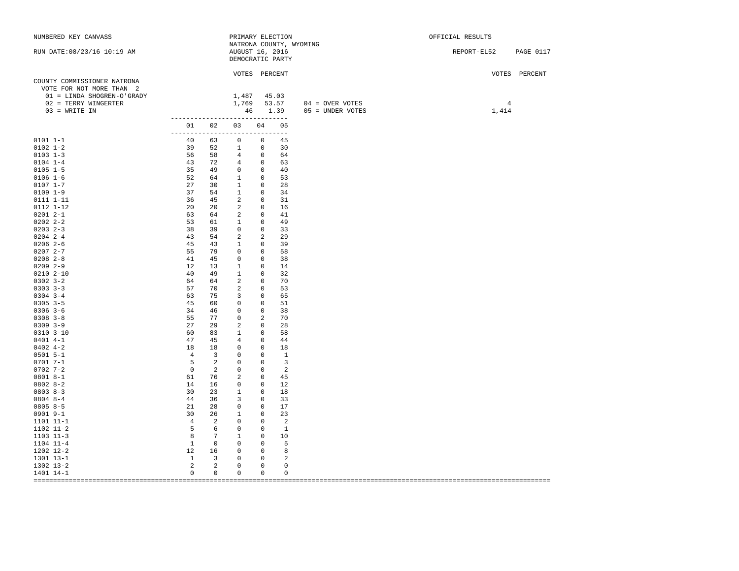NUMBERED KEY CANVASS

RUN DATE:08/23/16 10:19 AM

PRIMARY ELECTION
NATRONA COUNTY, WYOMING
AUGUST 16, 2016
DEMOCRATIC PARTY

OFFICIAL RESULTS

REPORT-EL52 PAGE 0117

## COUNTY COMMISSIONER NATRONA

VOTE FOR NOT MORE THAN 2

| | VOTES | PERCENT |
|---|---|---|
| 01 = LINDA SHOGREN-O'GRADY | 1,487 | 45.03 |
| 02 = TERRY WINGERTER | 1,769 | 53.57 |
| 03 = WRITE-IN | 46 | 1.39 |

| | VOTES | PERCENT |
|---|---|---|
| 04 = OVER VOTES | 4 | |
| 05 = UNDER VOTES | 1,414 | |

| | 01 | 02 | 03 | 04 | 05 |
|---|---|---|---|---|---|
| 0101 1-1 | 40 | 63 | 0 | 0 | 45 |
| 0102 1-2 | 39 | 52 | 1 | 0 | 30 |
| 0103 1-3 | 56 | 58 | 4 | 0 | 64 |
| 0104 1-4 | 43 | 72 | 4 | 0 | 63 |
| 0105 1-5 | 35 | 49 | 0 | 0 | 40 |
| 0106 1-6 | 52 | 64 | 1 | 0 | 53 |
| 0107 1-7 | 27 | 30 | 1 | 0 | 28 |
| 0109 1-9 | 37 | 54 | 1 | 0 | 34 |
| 0111 1-11 | 36 | 45 | 2 | 0 | 31 |
| 0112 1-12 | 20 | 20 | 2 | 0 | 16 |
| 0201 2-1 | 63 | 64 | 2 | 0 | 41 |
| 0202 2-2 | 53 | 61 | 1 | 0 | 49 |
| 0203 2-3 | 38 | 39 | 0 | 0 | 33 |
| 0204 2-4 | 43 | 54 | 2 | 2 | 29 |
| 0206 2-6 | 45 | 43 | 1 | 0 | 39 |
| 0207 2-7 | 55 | 79 | 0 | 0 | 58 |
| 0208 2-8 | 41 | 45 | 0 | 0 | 38 |
| 0209 2-9 | 12 | 13 | 1 | 0 | 14 |
| 0210 2-10 | 40 | 49 | 1 | 0 | 32 |
| 0302 3-2 | 64 | 64 | 2 | 0 | 70 |
| 0303 3-3 | 57 | 70 | 2 | 0 | 53 |
| 0304 3-4 | 63 | 75 | 3 | 0 | 65 |
| 0305 3-5 | 45 | 60 | 0 | 0 | 51 |
| 0306 3-6 | 34 | 46 | 0 | 0 | 38 |
| 0308 3-8 | 55 | 77 | 0 | 2 | 70 |
| 0309 3-9 | 27 | 29 | 2 | 0 | 28 |
| 0310 3-10 | 60 | 83 | 1 | 0 | 58 |
| 0401 4-1 | 47 | 45 | 4 | 0 | 44 |
| 0402 4-2 | 18 | 18 | 0 | 0 | 18 |
| 0501 5-1 | 4 | 3 | 0 | 0 | 1 |
| 0701 7-1 | 5 | 2 | 0 | 0 | 3 |
| 0702 7-2 | 0 | 2 | 0 | 0 | 2 |
| 0801 8-1 | 61 | 76 | 2 | 0 | 45 |
| 0802 8-2 | 14 | 16 | 0 | 0 | 12 |
| 0803 8-3 | 30 | 23 | 1 | 0 | 18 |
| 0804 8-4 | 44 | 36 | 3 | 0 | 33 |
| 0805 8-5 | 21 | 28 | 0 | 0 | 17 |
| 0901 9-1 | 30 | 26 | 1 | 0 | 23 |
| 1101 11-1 | 4 | 2 | 0 | 0 | 2 |
| 1102 11-2 | 5 | 6 | 0 | 0 | 1 |
| 1103 11-3 | 8 | 7 | 1 | 0 | 10 |
| 1104 11-4 | 1 | 0 | 0 | 0 | 5 |
| 1202 12-2 | 12 | 16 | 0 | 0 | 8 |
| 1301 13-1 | 1 | 3 | 0 | 0 | 2 |
| 1302 13-2 | 2 | 2 | 0 | 0 | 0 |
| 1401 14-1 | 0 | 0 | 0 | 0 | 0 |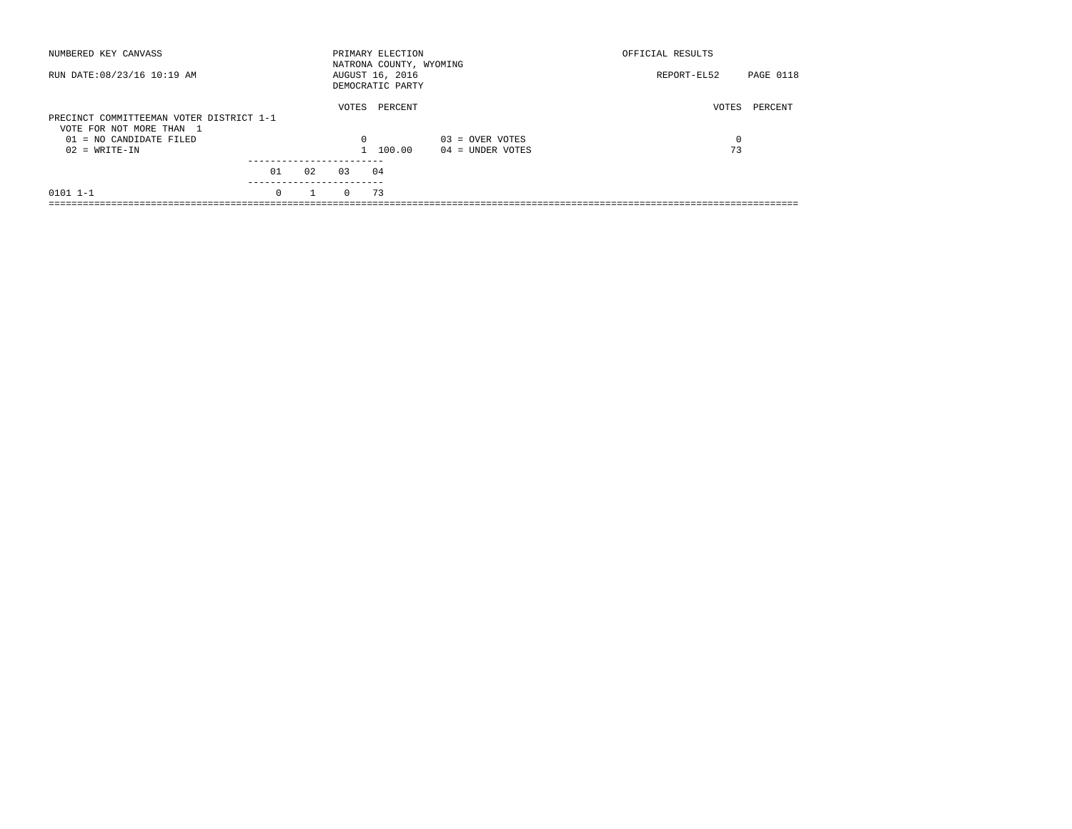NUMBERED KEY CANVASS

RUN DATE:08/23/16 10:19 AM

PRIMARY ELECTION
NATRONA COUNTY, WYOMING
AUGUST 16, 2016
DEMOCRATIC PARTY

OFFICIAL RESULTS

REPORT-EL52 PAGE 0118

PRECINCT COMMITTEEMAN VOTER DISTRICT 1-1
VOTE FOR NOT MORE THAN 1

| | VOTES | PERCENT | | VOTES | PERCENT |
|---|---|---|---|---|---|
| 01 = NO CANDIDATE FILED | 0 | | 03 = OVER VOTES | 0 | |
| 02 = WRITE-IN | 1 | 100.00 | 04 = UNDER VOTES | 73 | |

| | 01 | 02 | 03 | 04 |
|---|---|---|---|---|
| 0101 1-1 | 0 | 1 | 0 | 73 |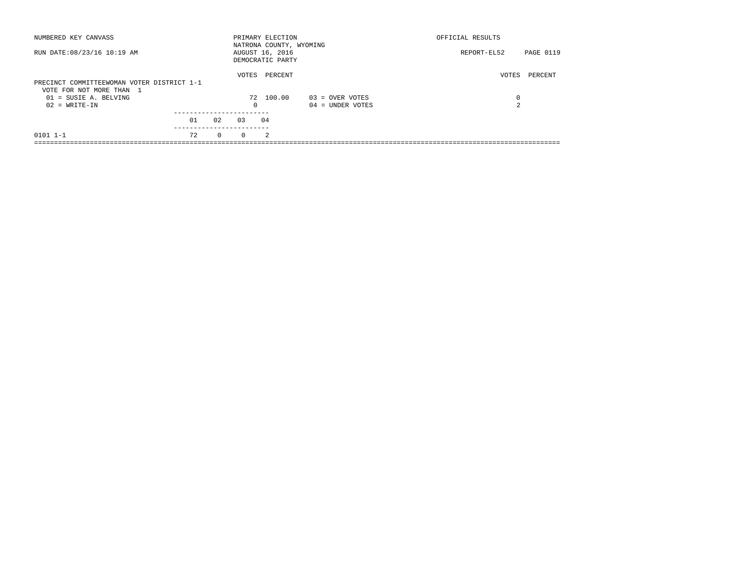NUMBERED KEY CANVASS

RUN DATE:08/23/16 10:19 AM

PRIMARY ELECTION
NATRONA COUNTY, WYOMING
AUGUST 16, 2016
DEMOCRATIC PARTY

OFFICIAL RESULTS

REPORT-EL52

## PRECINCT COMMITTEEWOMAN VOTER DISTRICT 1-1

VOTE FOR NOT MORE THAN 1

| | VOTES | PERCENT | | VOTES | PERCENT |
|---|---|---|---|---|---|
| 01 = SUSIE A. BELVING | 72 | 100.00 | 03 = OVER VOTES | 0 | |
| 02 = WRITE-IN | 0 | | 04 = UNDER VOTES | 2 | |

| | 01 | 02 | 03 | 04 |
|---|---|---|---|---|
| 0101 1-1 | 72 | 0 | 0 | 2 |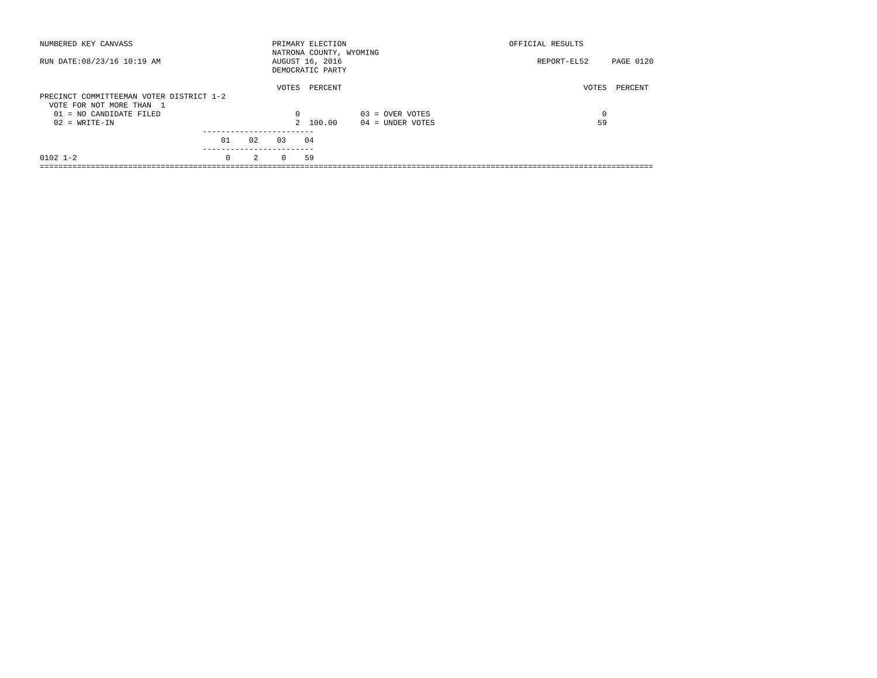NUMBERED KEY CANVASS

RUN DATE:08/23/16 10:19 AM

PRIMARY ELECTION
NATRONA COUNTY, WYOMING
AUGUST 16, 2016
DEMOCRATIC PARTY

OFFICIAL RESULTS

REPORT-EL52 PAGE 0120

PRECINCT COMMITTEEMAN VOTER DISTRICT 1-2
VOTE FOR NOT MORE THAN 1

| | VOTES | PERCENT | | VOTES | PERCENT |
|---|---|---|---|---|---|
| 01 = NO CANDIDATE FILED | 0 | | 03 = OVER VOTES | 0 | |
| 02 = WRITE-IN | 2 | 100.00 | 04 = UNDER VOTES | 59 | |

| | 01 | 02 | 03 | 04 |
|---|---|---|---|---|
| 0102 1-2 | 0 | 2 | 0 | 59 |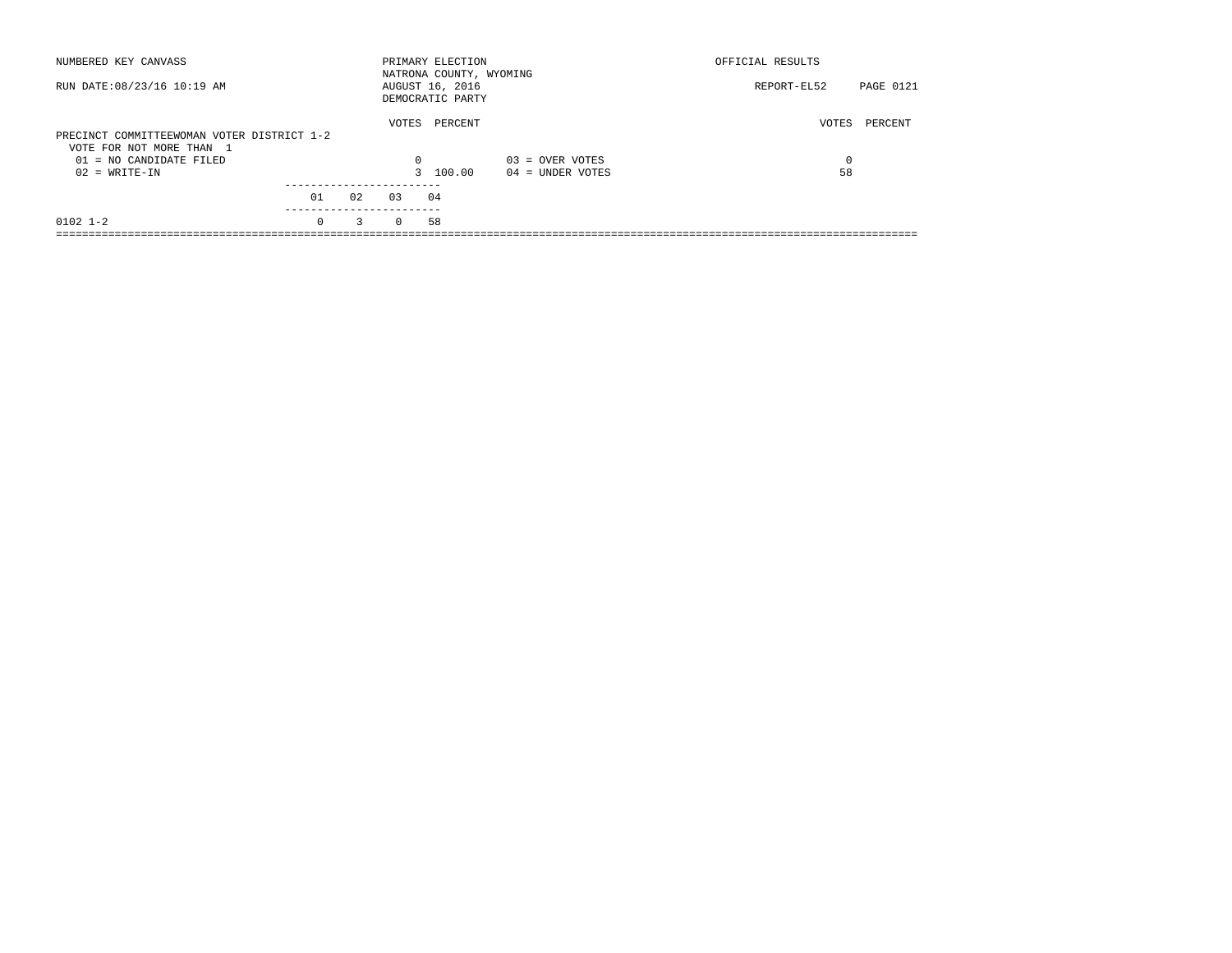NUMBERED KEY CANVASS — PRIMARY ELECTION — OFFICIAL RESULTS

NATRONA COUNTY, WYOMING

RUN DATE:08/23/16 10:19 AM — AUGUST 16, 2016 — REPORT-EL52

DEMOCRATIC PARTY

**PRECINCT COMMITTEEWOMAN VOTER DISTRICT 1-2**

VOTE FOR NOT MORE THAN 1

| | VOTES | PERCENT | | VOTES | PERCENT |
|---|---|---|---|---|---|
| 01 = NO CANDIDATE FILED | 0 | | 03 = OVER VOTES | 0 | |
| 02 = WRITE-IN | 3 | 100.00 | 04 = UNDER VOTES | 58 | |

| | 01 | 02 | 03 | 04 |
|---|---|---|---|---|
| 0102 1-2 | 0 | 3 | 0 | 58 |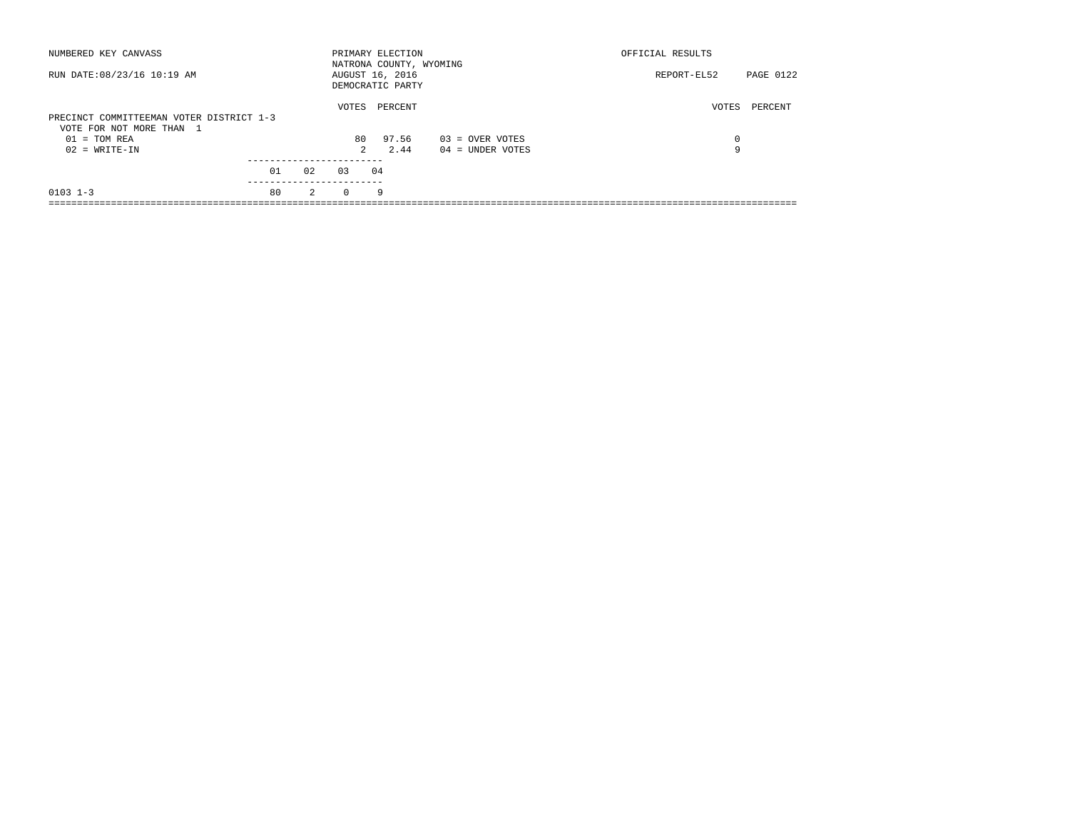NUMBERED KEY CANVASS — PRIMARY ELECTION — OFFICIAL RESULTS

NATRONA COUNTY, WYOMING

RUN DATE:08/23/16 10:19 AM — AUGUST 16, 2016 — REPORT-EL52

DEMOCRATIC PARTY

## PRECINCT COMMITTEEMAN VOTER DISTRICT 1-3

VOTE FOR NOT MORE THAN 1

| | VOTES | PERCENT |
|---|---|---|
| 01 = TOM REA | 80 | 97.56 |
| 02 = WRITE-IN | 2 | 2.44 |

| | VOTES | PERCENT |
|---|---|---|
| 03 = OVER VOTES | 0 | |
| 04 = UNDER VOTES | 9 | |

| | 01 | 02 | 03 | 04 |
|---|---|---|---|---|
| 0103 1-3 | 80 | 2 | 0 | 9 |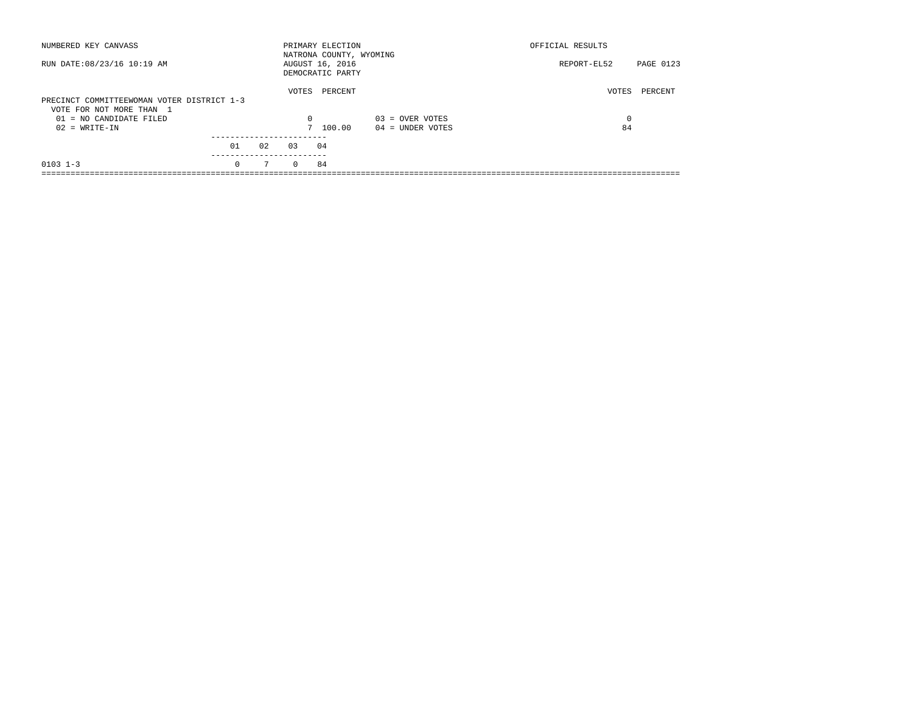NUMBERED KEY CANVASS

RUN DATE:08/23/16 10:19 AM

PRIMARY ELECTION
NATRONA COUNTY, WYOMING
AUGUST 16, 2016
DEMOCRATIC PARTY

OFFICIAL RESULTS

REPORT-EL52 PAGE 0123

PRECINCT COMMITTEEWOMAN VOTER DISTRICT 1-3
VOTE FOR NOT MORE THAN 1

| | VOTES | PERCENT | | VOTES | PERCENT |
|---|---|---|---|---|---|
| 01 = NO CANDIDATE FILED | 0 | | 03 = OVER VOTES | 0 | |
| 02 = WRITE-IN | 7 | 100.00 | 04 = UNDER VOTES | 84 | |

| | 01 | 02 | 03 | 04 |
|---|---|---|---|---|
| 0103 1-3 | 0 | 7 | 0 | 84 |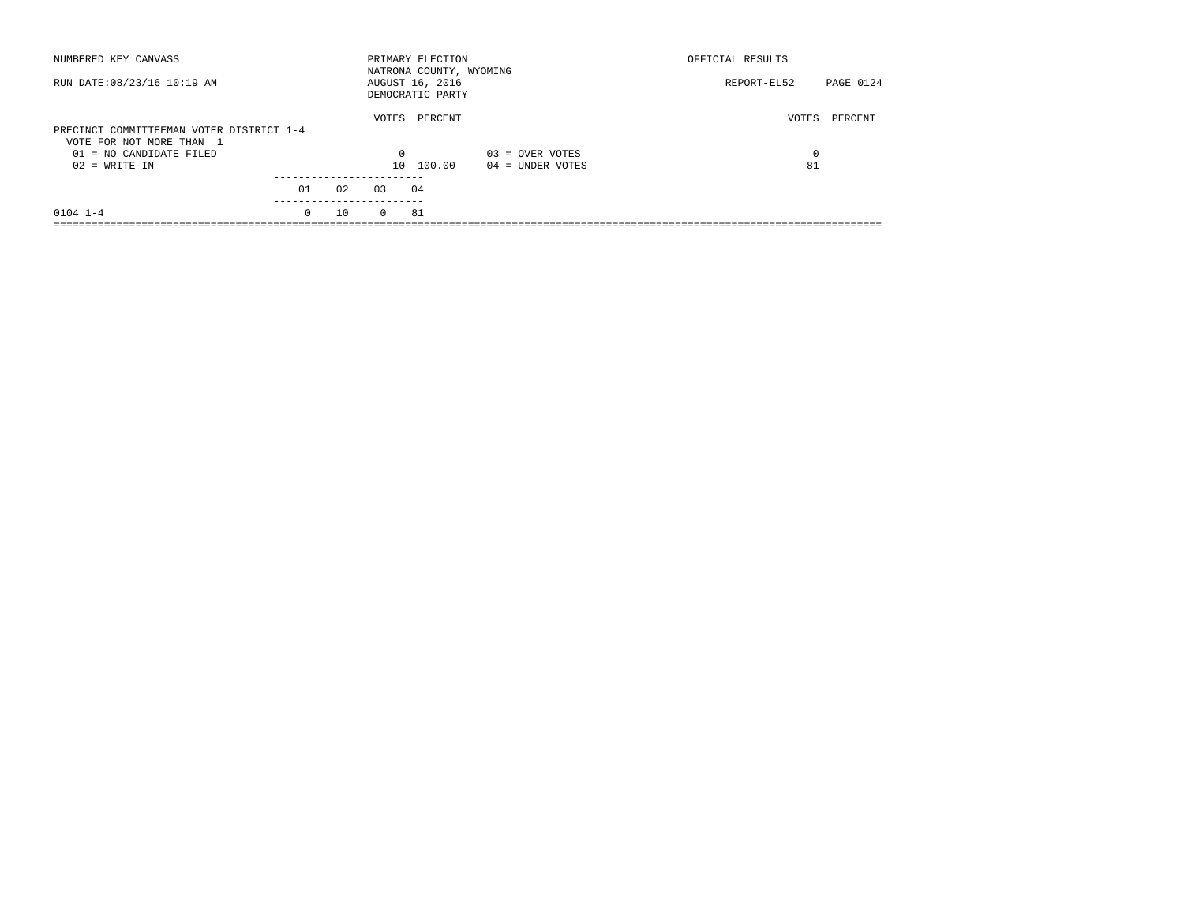NUMBERED KEY CANVASS

RUN DATE:08/23/16 10:19 AM

PRIMARY ELECTION
NATRONA COUNTY, WYOMING
AUGUST 16, 2016
DEMOCRATIC PARTY

OFFICIAL RESULTS

REPORT-EL52 PAGE 0124

PRECINCT COMMITTEEMAN VOTER DISTRICT 1-4
VOTE FOR NOT MORE THAN 1

| | VOTES | PERCENT | | VOTES | PERCENT |
|---|---|---|---|---|---|
| 01 = NO CANDIDATE FILED | 0 | | 03 = OVER VOTES | 0 | |
| 02 = WRITE-IN | 10 | 100.00 | 04 = UNDER VOTES | 81 | |

| | 01 | 02 | 03 | 04 |
|---|---|---|---|---|
| 0104 1-4 | 0 | 10 | 0 | 81 |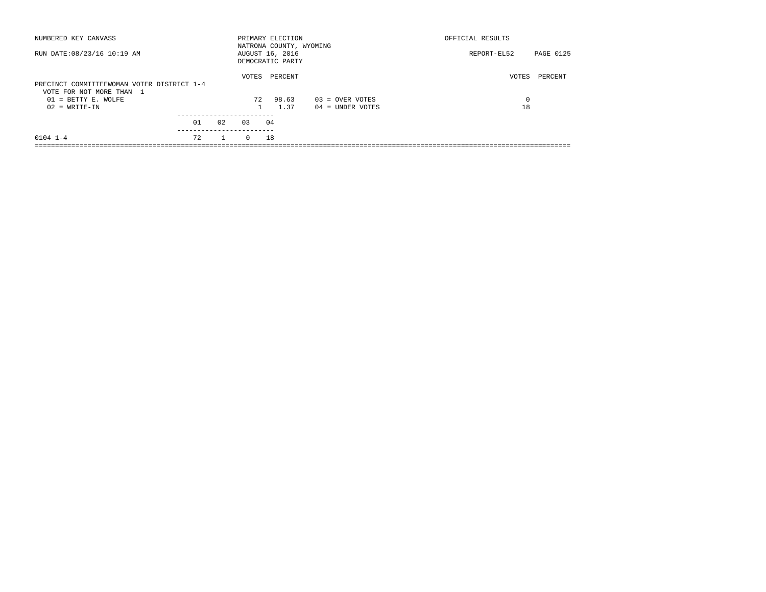NUMBERED KEY CANVASS

RUN DATE:08/23/16 10:19 AM

PRIMARY ELECTION
NATRONA COUNTY, WYOMING
AUGUST 16, 2016
DEMOCRATIC PARTY

OFFICIAL RESULTS

REPORT-EL52 PAGE 0125

PRECINCT COMMITTEEWOMAN VOTER DISTRICT 1-4
VOTE FOR NOT MORE THAN 1

| | VOTES | PERCENT | | VOTES | PERCENT |
|---|---|---|---|---|---|
| 01 = BETTY E. WOLFE | 72 | 98.63 | 03 = OVER VOTES | 0 | |
| 02 = WRITE-IN | 1 | 1.37 | 04 = UNDER VOTES | 18 | |

| | 01 | 02 | 03 | 04 |
|---|---|---|---|---|
| 0104 1-4 | 72 | 1 | 0 | 18 |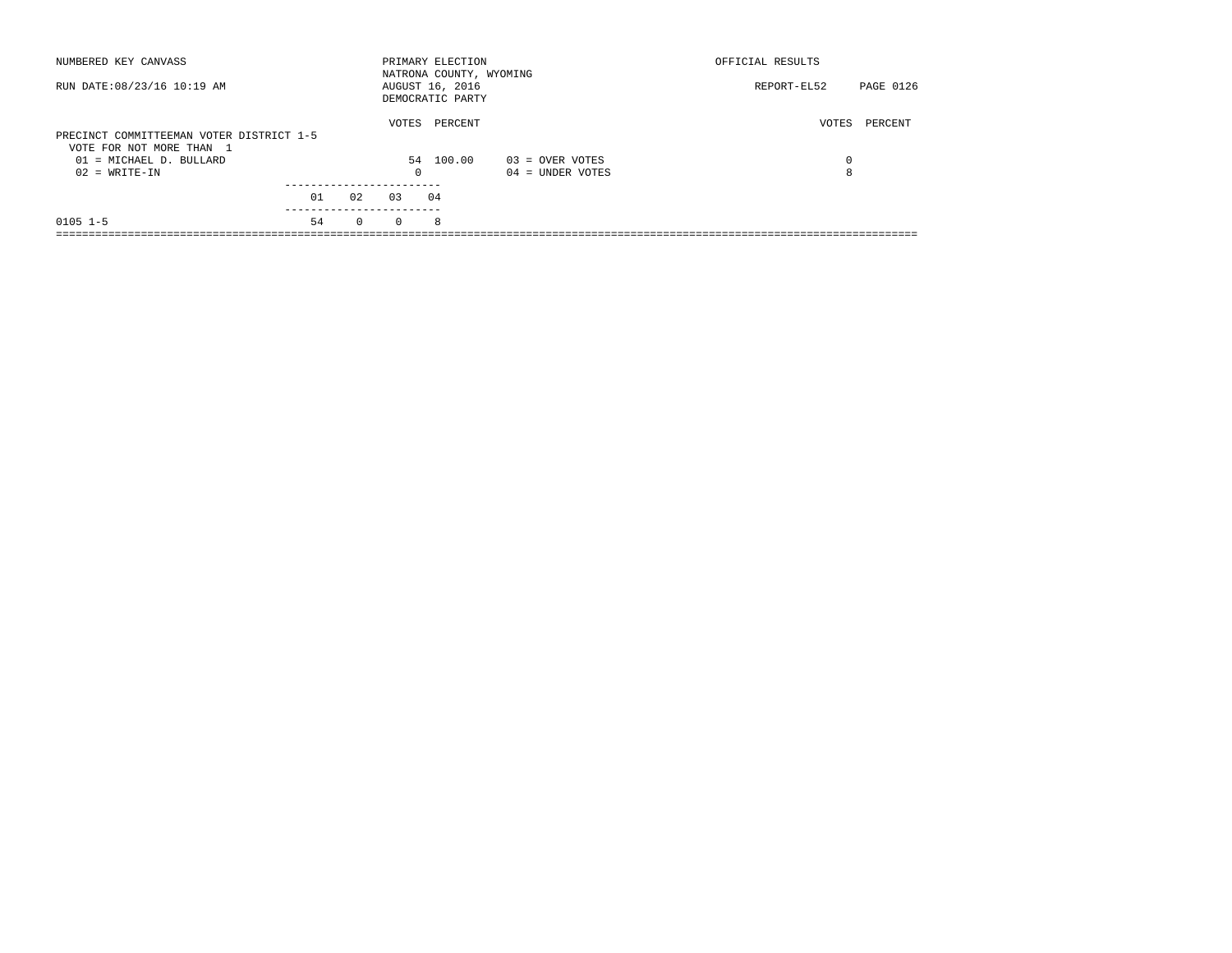NUMBERED KEY CANVASS — PRIMARY ELECTION — NATRONA COUNTY, WYOMING — OFFICIAL RESULTS

RUN DATE:08/23/16 10:19 AM — AUGUST 16, 2016 — REPORT-EL52

DEMOCRATIC PARTY

## PRECINCT COMMITTEEMAN VOTER DISTRICT 1-5

VOTE FOR NOT MORE THAN 1

| | VOTES | PERCENT |
|---|---|---|
| 01 = MICHAEL D. BULLARD | 54 | 100.00 |
| 02 = WRITE-IN | 0 | |

| | VOTES | PERCENT |
|---|---|---|
| 03 = OVER VOTES | 0 | |
| 04 = UNDER VOTES | 8 | |

| | 01 | 02 | 03 | 04 |
|---|---|---|---|---|
| 0105 1-5 | 54 | 0 | 0 | 8 |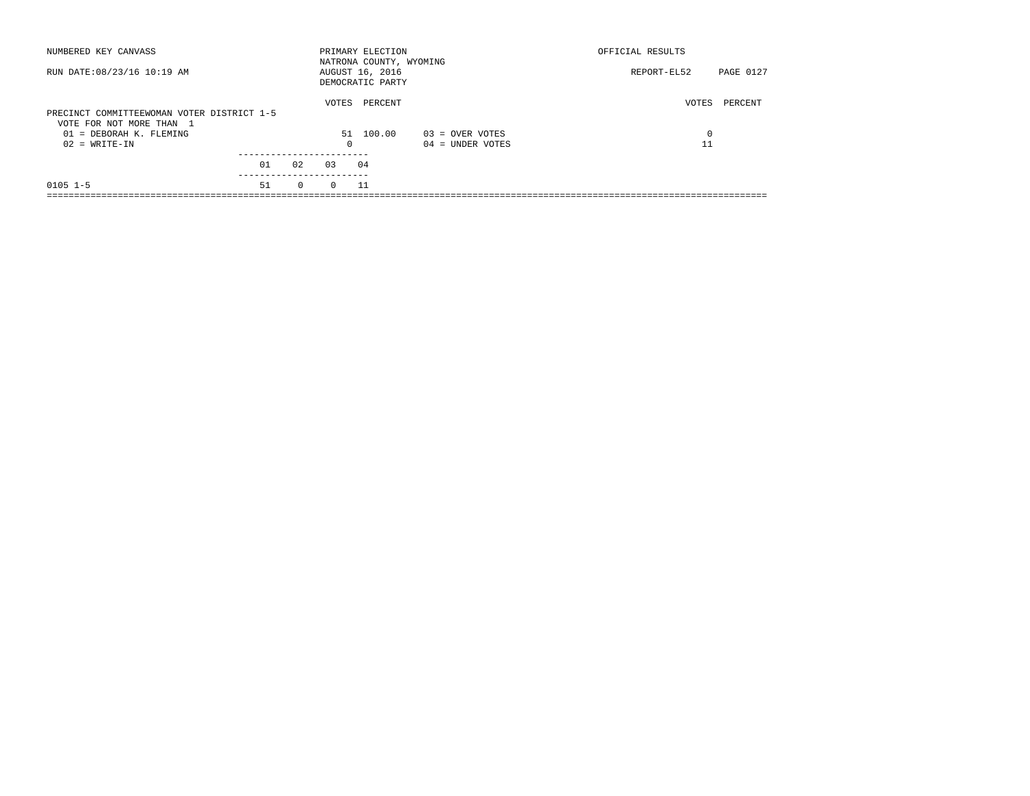NUMBERED KEY CANVASS

RUN DATE:08/23/16 10:19 AM

PRIMARY ELECTION
NATRONA COUNTY, WYOMING
AUGUST 16, 2016
DEMOCRATIC PARTY

OFFICIAL RESULTS

REPORT-EL52

## PRECINCT COMMITTEEWOMAN VOTER DISTRICT 1-5

VOTE FOR NOT MORE THAN 1

| | VOTES | PERCENT | | VOTES | PERCENT |
|---|---|---|---|---|---|
| 01 = DEBORAH K. FLEMING | 51 | 100.00 | 03 = OVER VOTES | 0 | |
| 02 = WRITE-IN | 0 | | 04 = UNDER VOTES | 11 | |

| | 01 | 02 | 03 | 04 |
|---|---|---|---|---|
| 0105 1-5 | 51 | 0 | 0 | 11 |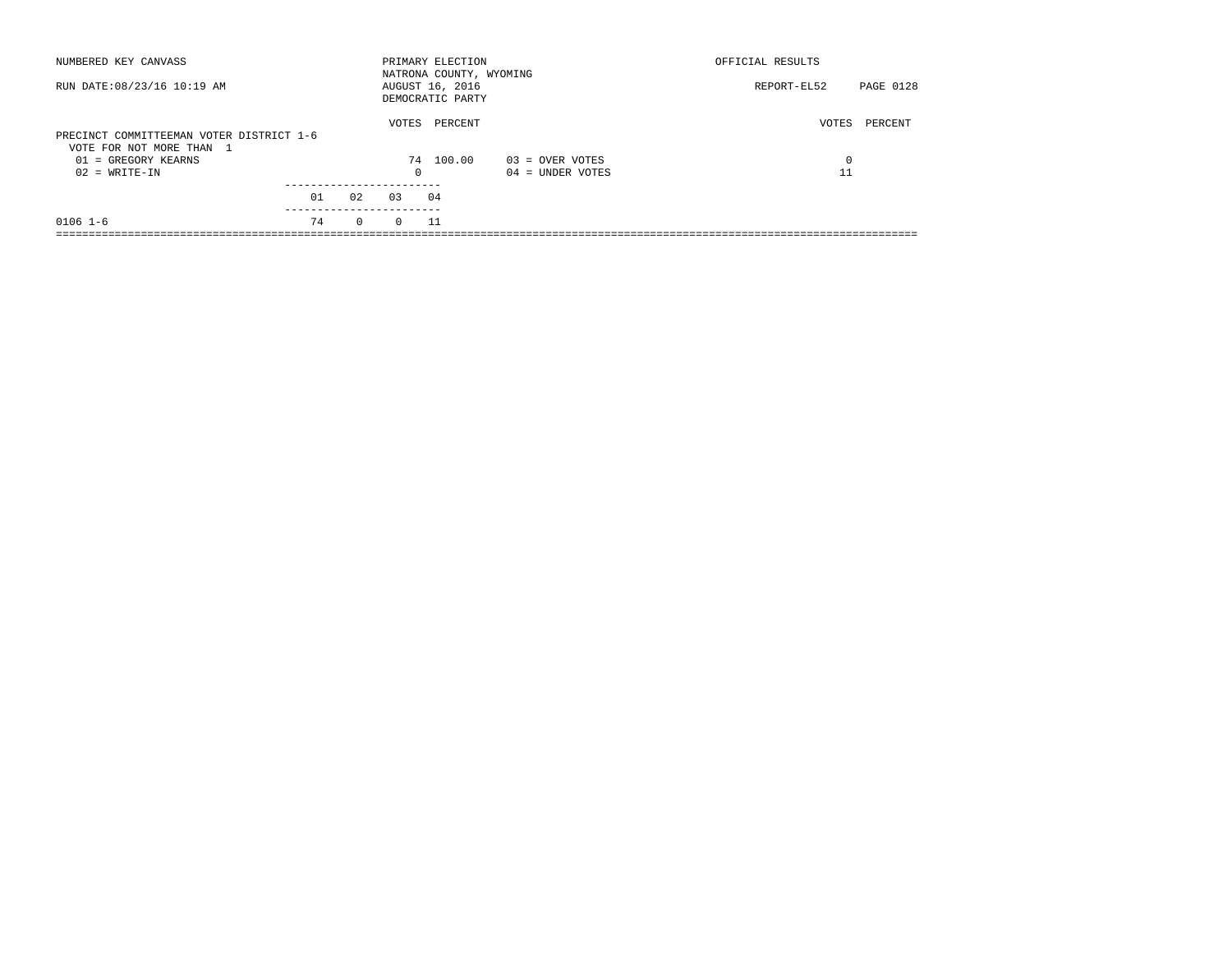NUMBERED KEY CANVASS

RUN DATE:08/23/16 10:19 AM

PRIMARY ELECTION
NATRONA COUNTY, WYOMING
AUGUST 16, 2016
DEMOCRATIC PARTY

OFFICIAL RESULTS

REPORT-EL52 PAGE 0128

PRECINCT COMMITTEEMAN VOTER DISTRICT 1-6
VOTE FOR NOT MORE THAN 1

| | VOTES | PERCENT | | VOTES | PERCENT |
|---|---|---|---|---|---|
| 01 = GREGORY KEARNS | 74 | 100.00 | 03 = OVER VOTES | 0 | |
| 02 = WRITE-IN | 0 | | 04 = UNDER VOTES | 11 | |

| | 01 | 02 | 03 | 04 |
|---|---|---|---|---|
| 0106 1-6 | 74 | 0 | 0 | 11 |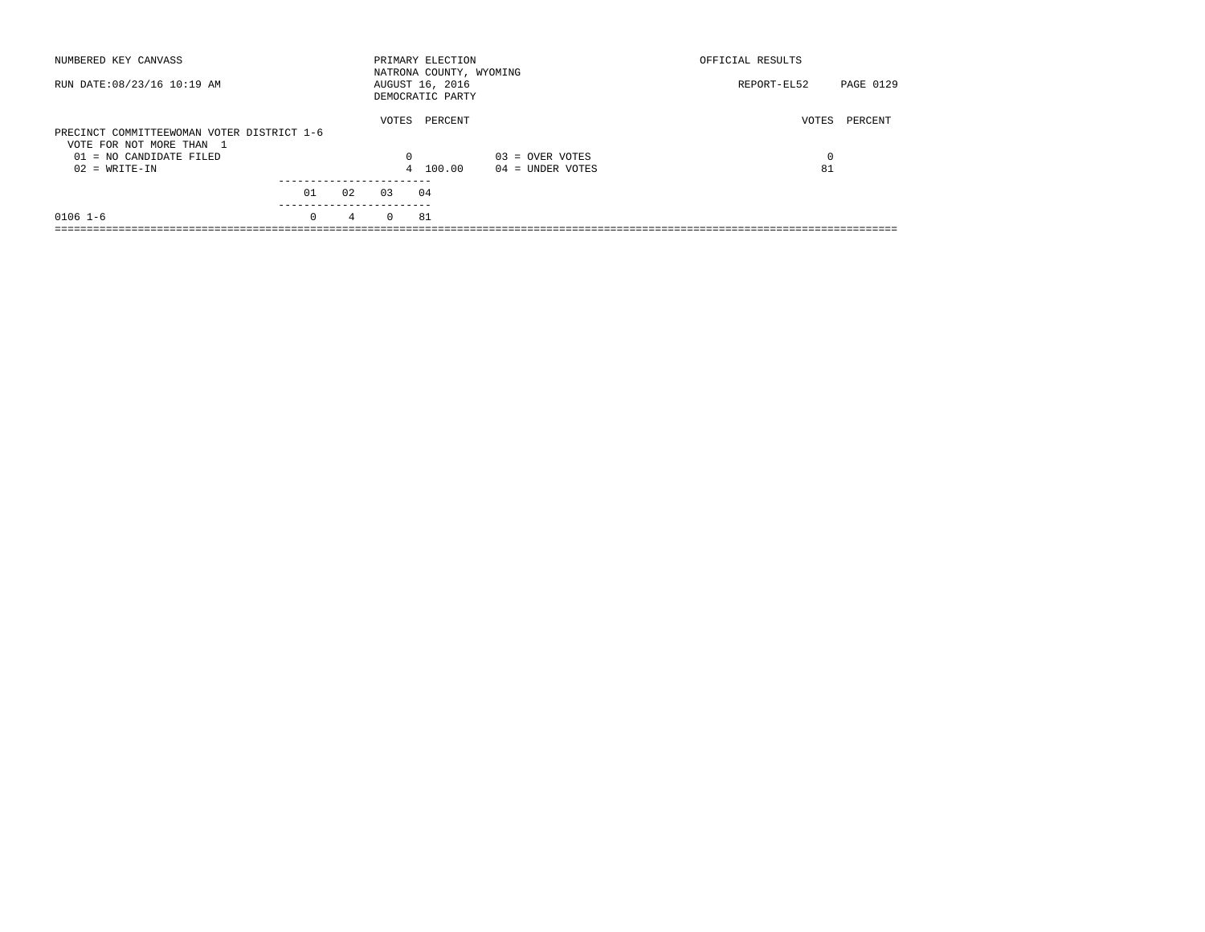NUMBERED KEY CANVASS

RUN DATE:08/23/16 10:19 AM

PRIMARY ELECTION
NATRONA COUNTY, WYOMING
AUGUST 16, 2016
DEMOCRATIC PARTY

OFFICIAL RESULTS

REPORT-EL52 PAGE 0129

PRECINCT COMMITTEEWOMAN VOTER DISTRICT 1-6
VOTE FOR NOT MORE THAN 1

| | VOTES | PERCENT | | VOTES | PERCENT |
|---|---|---|---|---|---|
| 01 = NO CANDIDATE FILED | 0 | | 03 = OVER VOTES | 0 | |
| 02 = WRITE-IN | 4 | 100.00 | 04 = UNDER VOTES | 81 | |

| | 01 | 02 | 03 | 04 |
|---|---|---|---|---|
| 0106 1-6 | 0 | 4 | 0 | 81 |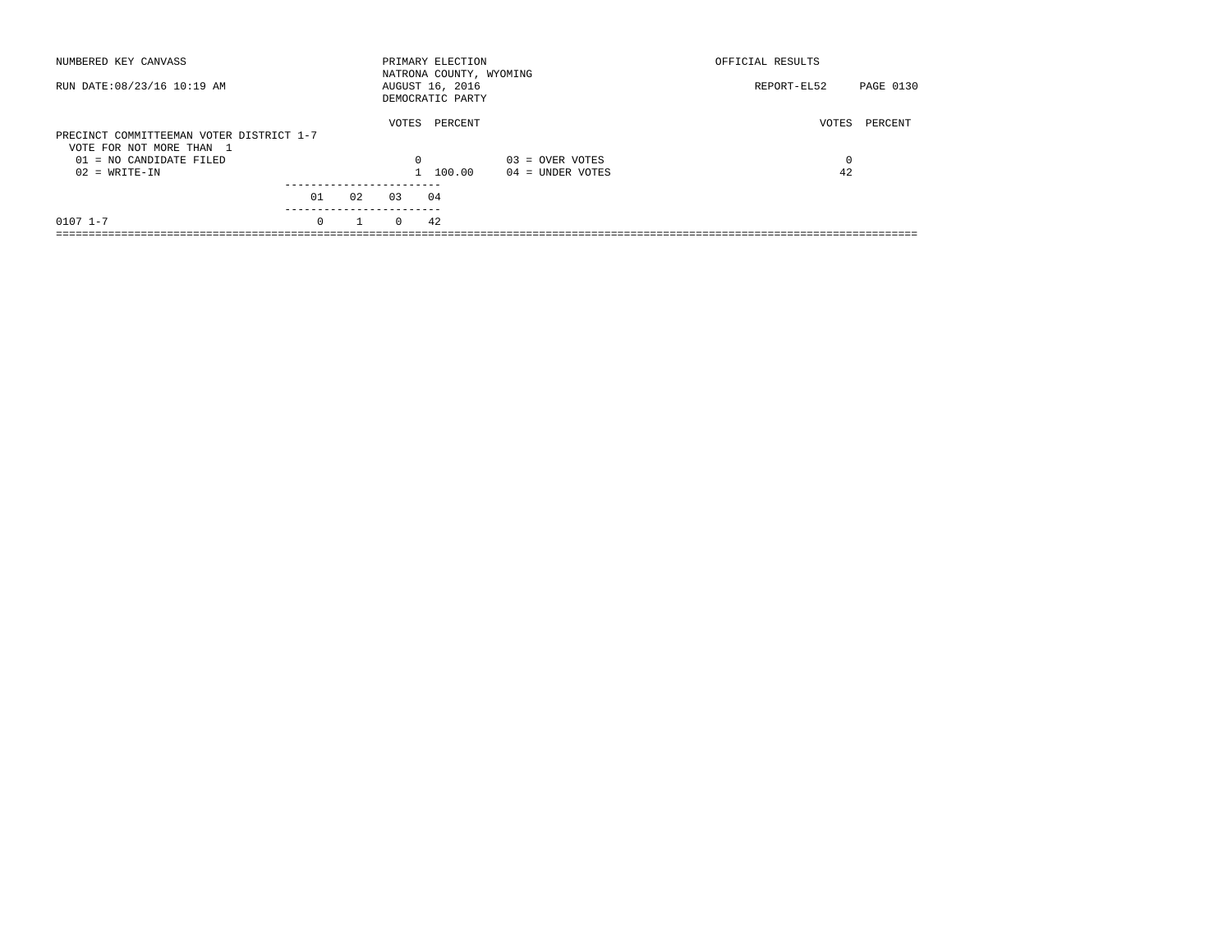NUMBERED KEY CANVASS

RUN DATE:08/23/16 10:19 AM

PRIMARY ELECTION
NATRONA COUNTY, WYOMING
AUGUST 16, 2016
DEMOCRATIC PARTY

OFFICIAL RESULTS

REPORT-EL52

PRECINCT COMMITTEEMAN VOTER DISTRICT 1-7
VOTE FOR NOT MORE THAN 1

| | VOTES | PERCENT | | VOTES | PERCENT |
|---|---|---|---|---|---|
| 01 = NO CANDIDATE FILED | 0 | | 03 = OVER VOTES | 0 | |
| 02 = WRITE-IN | 1 | 100.00 | 04 = UNDER VOTES | 42 | |

| | 01 | 02 | 03 | 04 |
|---|---|---|---|---|
| 0107 1-7 | 0 | 1 | 0 | 42 |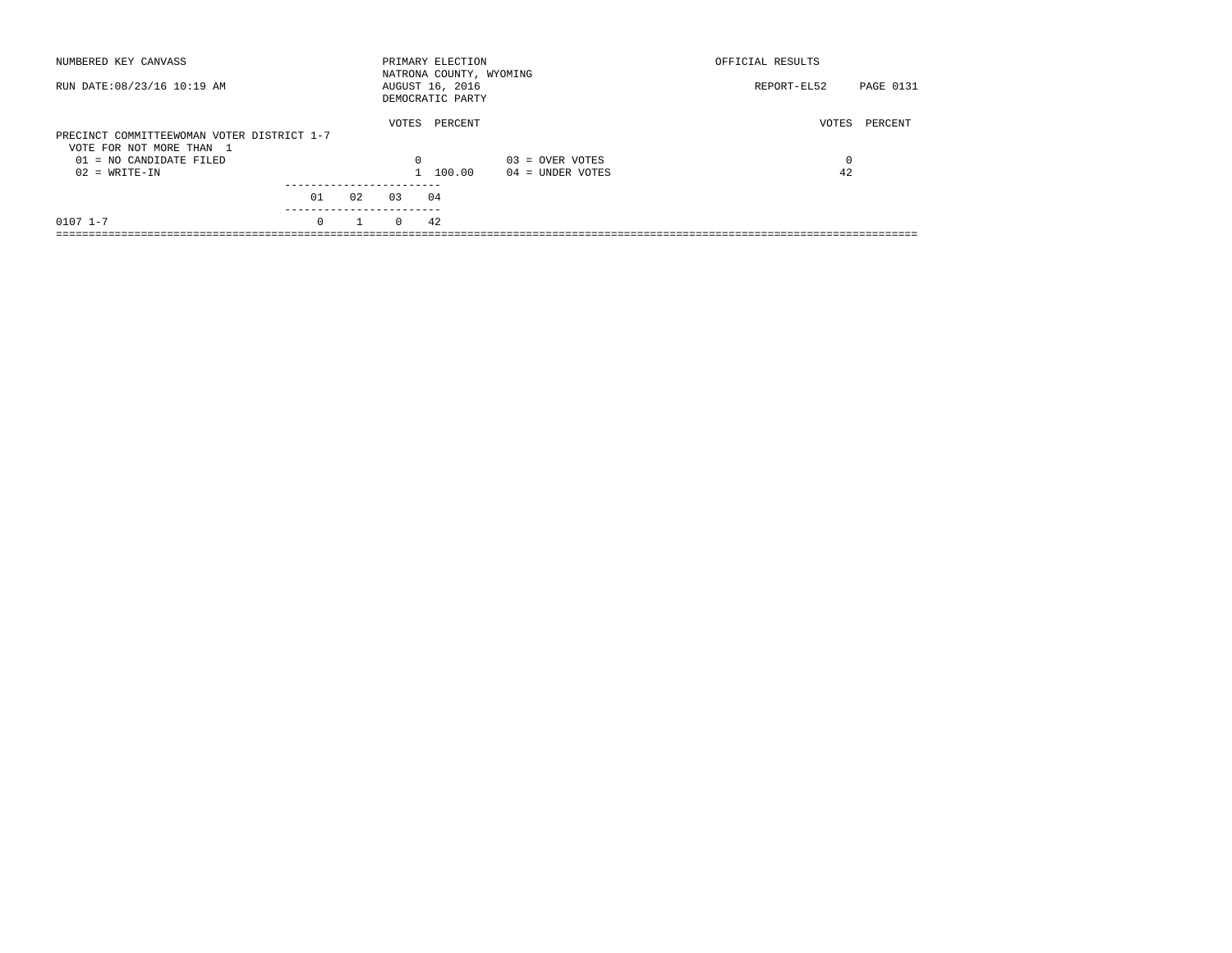NUMBERED KEY CANVASS

RUN DATE:08/23/16 10:19 AM

PRIMARY ELECTION
NATRONA COUNTY, WYOMING
AUGUST 16, 2016
DEMOCRATIC PARTY

OFFICIAL RESULTS

REPORT-EL52

PRECINCT COMMITTEEWOMAN VOTER DISTRICT 1-7
VOTE FOR NOT MORE THAN 1

| | VOTES | PERCENT | | VOTES | PERCENT |
|---|---|---|---|---|---|
| 01 = NO CANDIDATE FILED | 0 | | 03 = OVER VOTES | 0 | |
| 02 = WRITE-IN | 1 | 100.00 | 04 = UNDER VOTES | 42 | |

| | 01 | 02 | 03 | 04 |
|---|---|---|---|---|
| 0107 1-7 | 0 | 1 | 0 | 42 |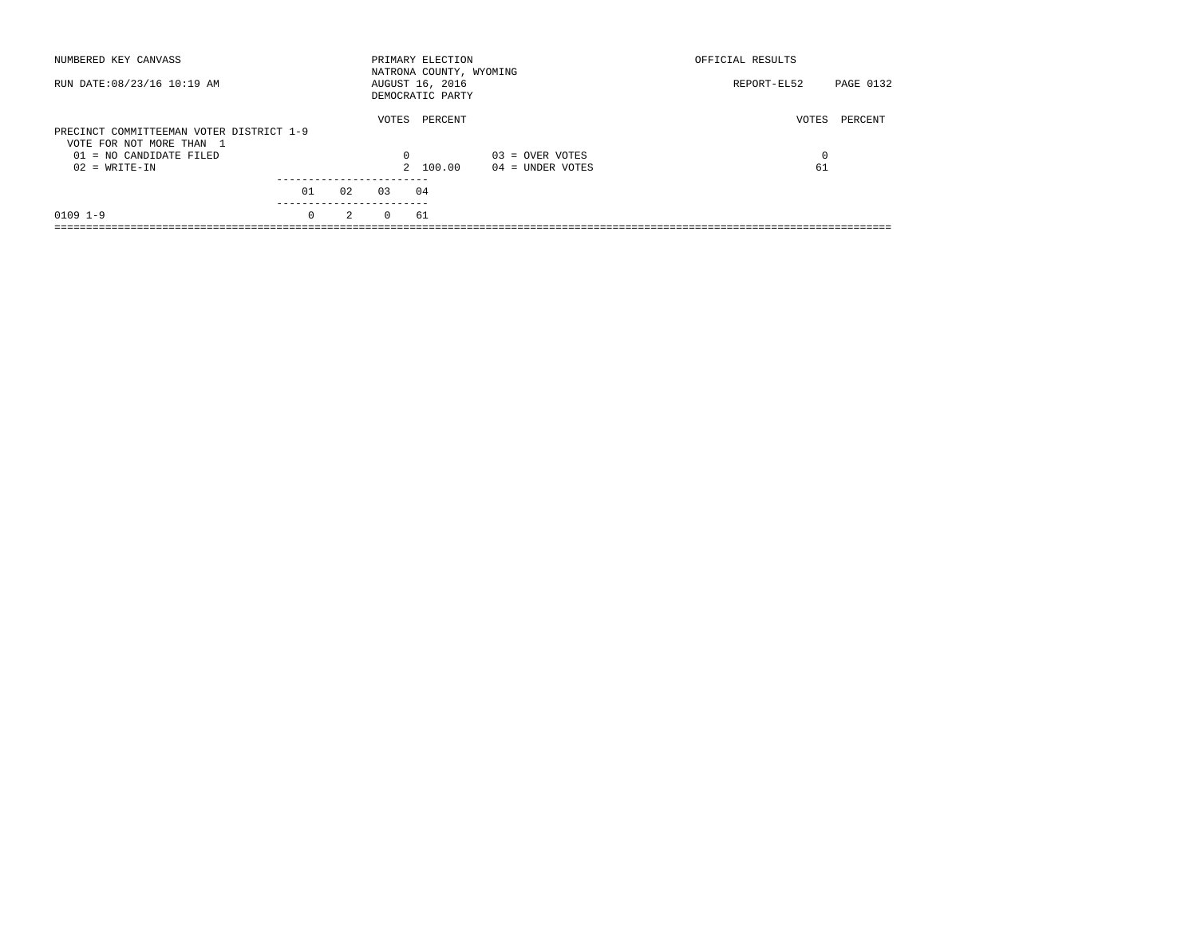NUMBERED KEY CANVASS — PRIMARY ELECTION — NATRONA COUNTY, WYOMING — AUGUST 16, 2016 — DEMOCRATIC PARTY — OFFICIAL RESULTS

RUN DATE:08/23/16 10:19 AM — REPORT-EL52

## PRECINCT COMMITTEEMAN VOTER DISTRICT 1-9

VOTE FOR NOT MORE THAN 1

| | VOTES | PERCENT |
|---|---|---|
| 01 = NO CANDIDATE FILED | 0 | |
| 02 = WRITE-IN | 2 | 100.00 |

| | VOTES | PERCENT |
|---|---|---|
| 03 = OVER VOTES | 0 | |
| 04 = UNDER VOTES | 61 | |

| | 01 | 02 | 03 | 04 |
|---|---|---|---|---|
| 0109 1-9 | 0 | 2 | 0 | 61 |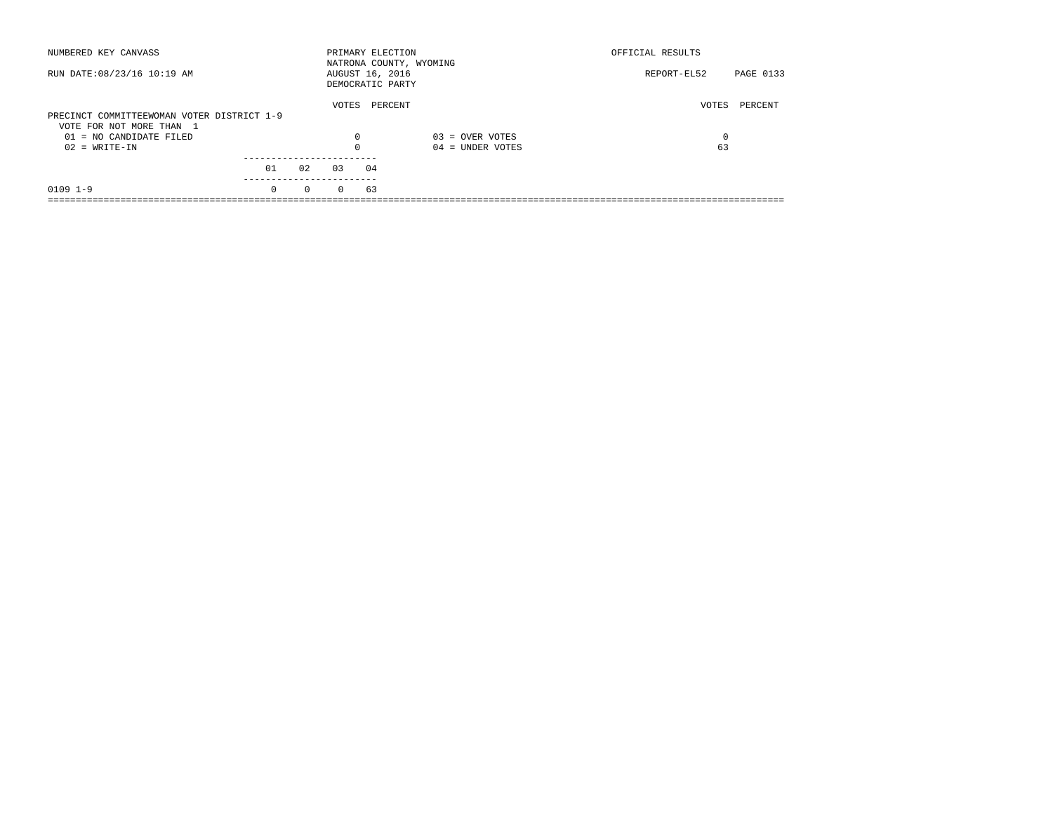NUMBERED KEY CANVASS

RUN DATE:08/23/16 10:19 AM

PRIMARY ELECTION
NATRONA COUNTY, WYOMING
AUGUST 16, 2016
DEMOCRATIC PARTY

OFFICIAL RESULTS

REPORT-EL52

PRECINCT COMMITTEEWOMAN VOTER DISTRICT 1-9
VOTE FOR NOT MORE THAN 1

| | VOTES | PERCENT | | VOTES | PERCENT |
|---|---|---|---|---|---|
| 01 = NO CANDIDATE FILED | 0 | | 03 = OVER VOTES | 0 | |
| 02 = WRITE-IN | 0 | | 04 = UNDER VOTES | 63 | |

| | 01 | 02 | 03 | 04 |
|---|---|---|---|---|
| 0109 1-9 | 0 | 0 | 0 | 63 |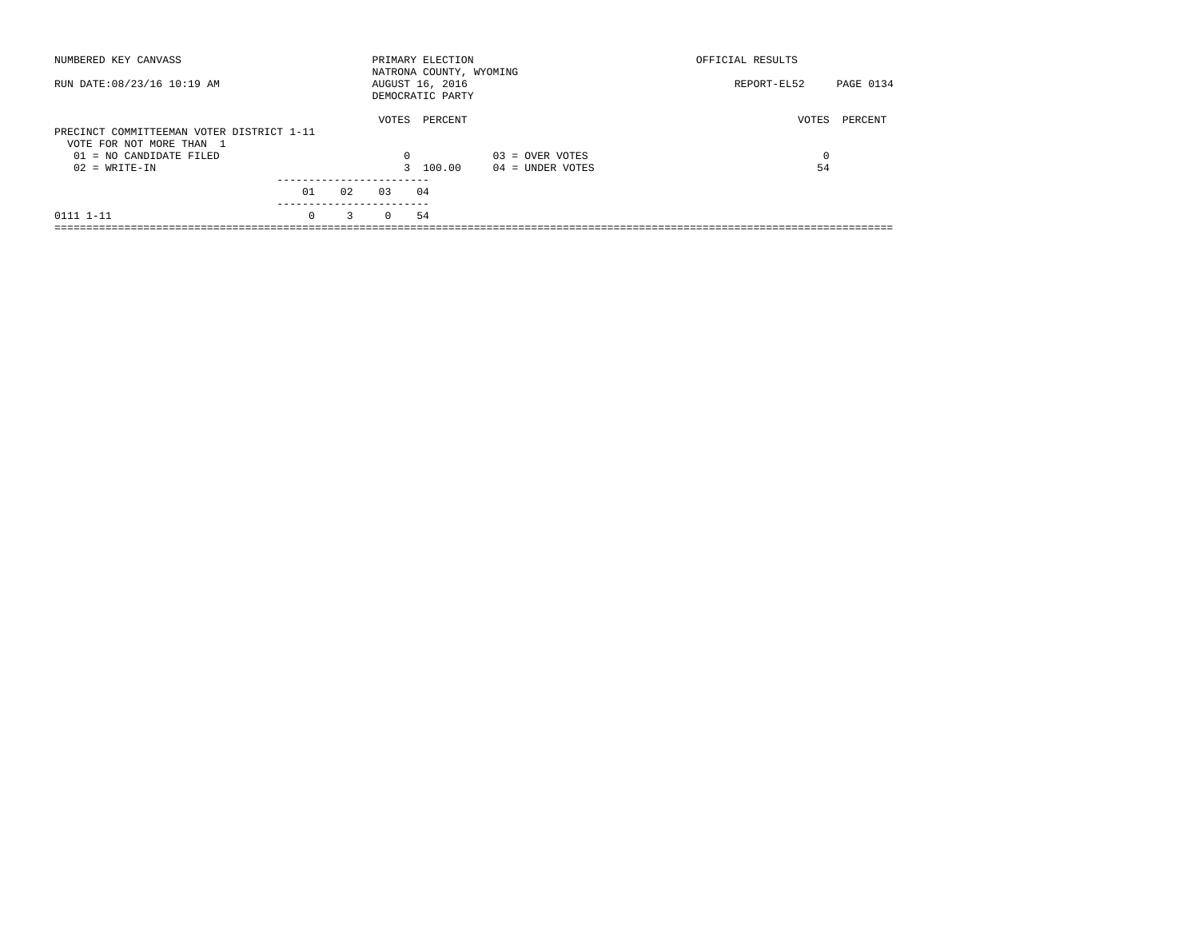NUMBERED KEY CANVASS

RUN DATE:08/23/16 10:19 AM

PRIMARY ELECTION
NATRONA COUNTY, WYOMING
AUGUST 16, 2016
DEMOCRATIC PARTY

OFFICIAL RESULTS

REPORT-EL52

PRECINCT COMMITTEEMAN VOTER DISTRICT 1-11
VOTE FOR NOT MORE THAN 1

| | VOTES | PERCENT | | VOTES | PERCENT |
|---|---|---|---|---|---|
| 01 = NO CANDIDATE FILED | 0 | | 03 = OVER VOTES | 0 | |
| 02 = WRITE-IN | 3 | 100.00 | 04 = UNDER VOTES | 54 | |

| | 01 | 02 | 03 | 04 |
|---|---|---|---|---|
| 0111 1-11 | 0 | 3 | 0 | 54 |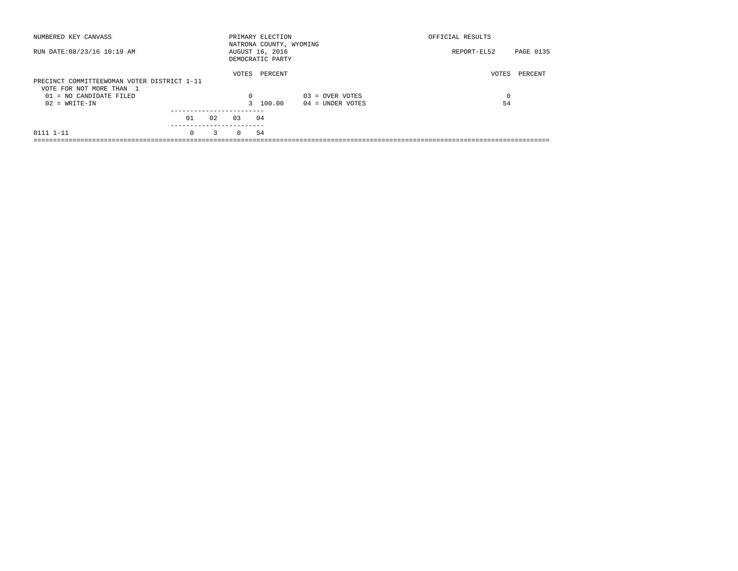NUMBERED KEY CANVASS

RUN DATE:08/23/16 10:19 AM

PRIMARY ELECTION
NATRONA COUNTY, WYOMING
AUGUST 16, 2016
DEMOCRATIC PARTY

OFFICIAL RESULTS

REPORT-EL52

## PRECINCT COMMITTEEWOMAN VOTER DISTRICT 1-11

VOTE FOR NOT MORE THAN 1

| | VOTES | PERCENT | | VOTES | PERCENT |
|---|---|---|---|---|---|
| 01 = NO CANDIDATE FILED | 0 | | 03 = OVER VOTES | 0 | |
| 02 = WRITE-IN | 3 | 100.00 | 04 = UNDER VOTES | 54 | |

| | 01 | 02 | 03 | 04 |
|---|---|---|---|---|
| 0111 1-11 | 0 | 3 | 0 | 54 |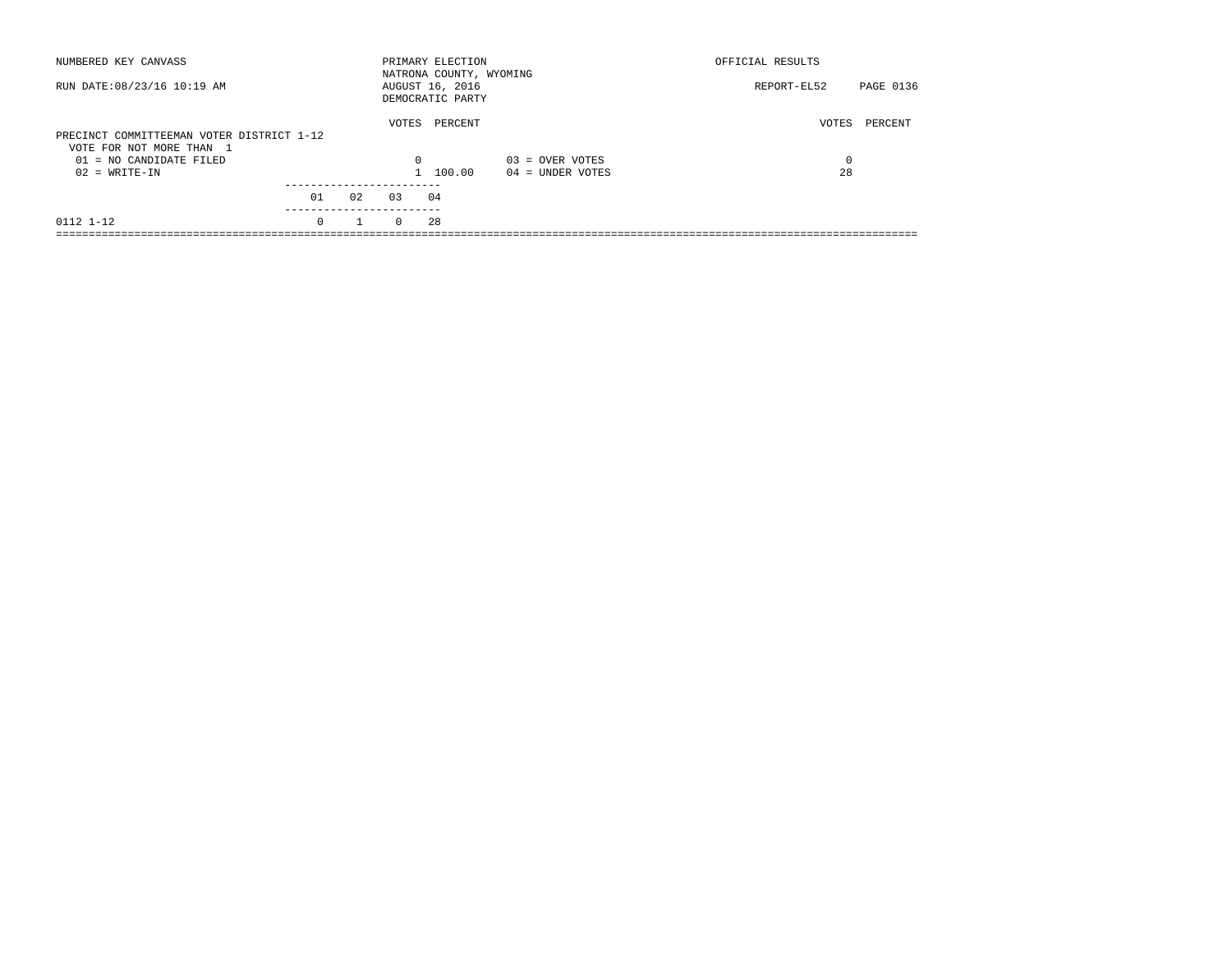NUMBERED KEY CANVASS — PRIMARY ELECTION — NATRONA COUNTY, WYOMING — OFFICIAL RESULTS

RUN DATE:08/23/16 10:19 AM — AUGUST 16, 2016 — DEMOCRATIC PARTY — REPORT-EL52

## PRECINCT COMMITTEEMAN VOTER DISTRICT 1-12

VOTE FOR NOT MORE THAN 1

| | VOTES | PERCENT | | VOTES | PERCENT |
|---|---|---|---|---|---|
| 01 = NO CANDIDATE FILED | 0 | | 03 = OVER VOTES | 0 | |
| 02 = WRITE-IN | 1 | 100.00 | 04 = UNDER VOTES | 28 | |

| | 01 | 02 | 03 | 04 |
|---|---|---|---|---|
| 0112 1-12 | 0 | 1 | 0 | 28 |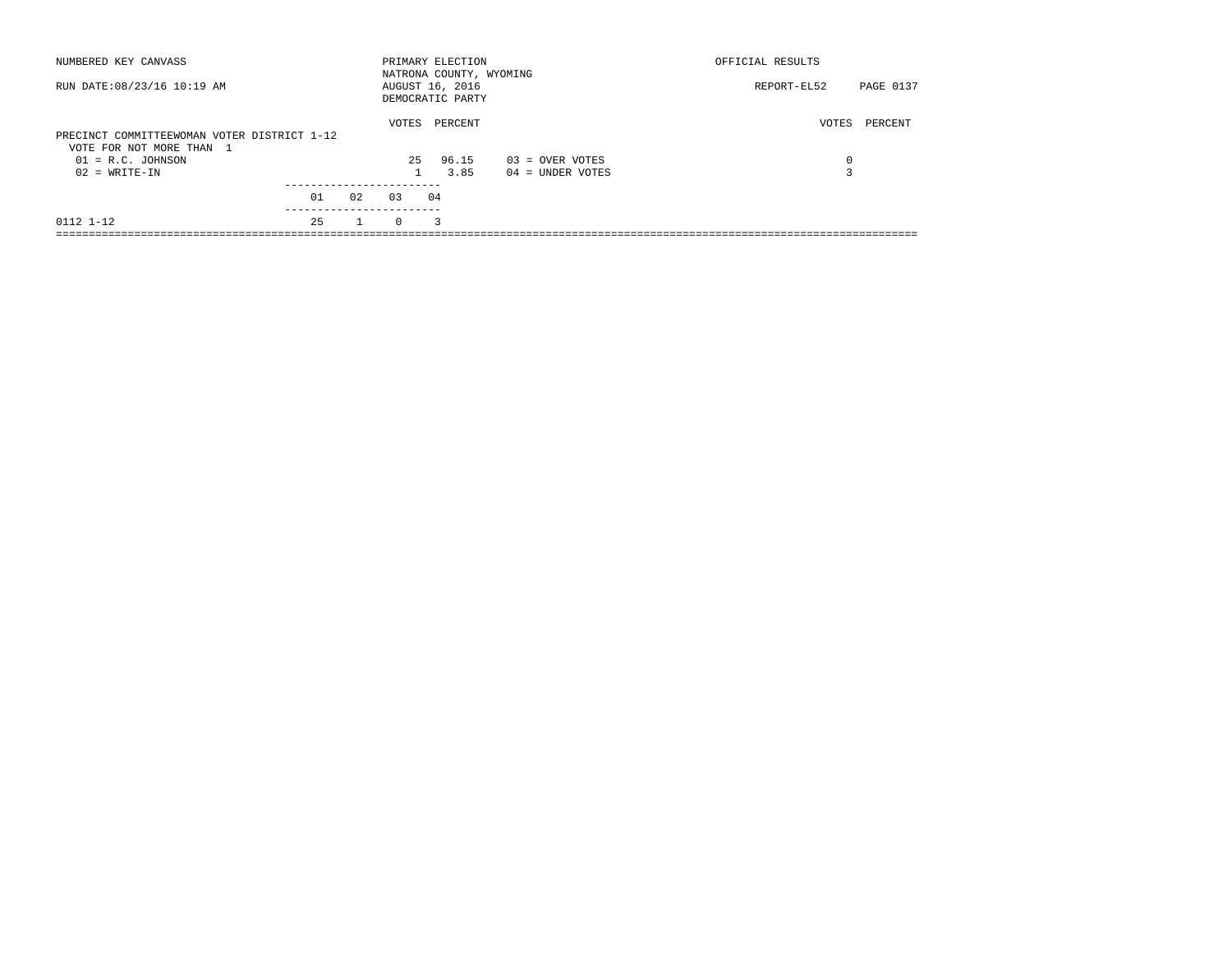NUMBERED KEY CANVASS

RUN DATE:08/23/16 10:19 AM

PRIMARY ELECTION
NATRONA COUNTY, WYOMING
AUGUST 16, 2016
DEMOCRATIC PARTY

OFFICIAL RESULTS

REPORT-EL52 PAGE 0137

PRECINCT COMMITTEEWOMAN VOTER DISTRICT 1-12
VOTE FOR NOT MORE THAN 1

| | VOTES | PERCENT | | VOTES |
|---|---|---|---|---|
| 01 = R.C. JOHNSON | 25 | 96.15 | 03 = OVER VOTES | 0 |
| 02 = WRITE-IN | 1 | 3.85 | 04 = UNDER VOTES | 3 |

| | 01 | 02 | 03 | 04 |
|---|---|---|---|---|
| 0112 1-12 | 25 | 1 | 0 | 3 |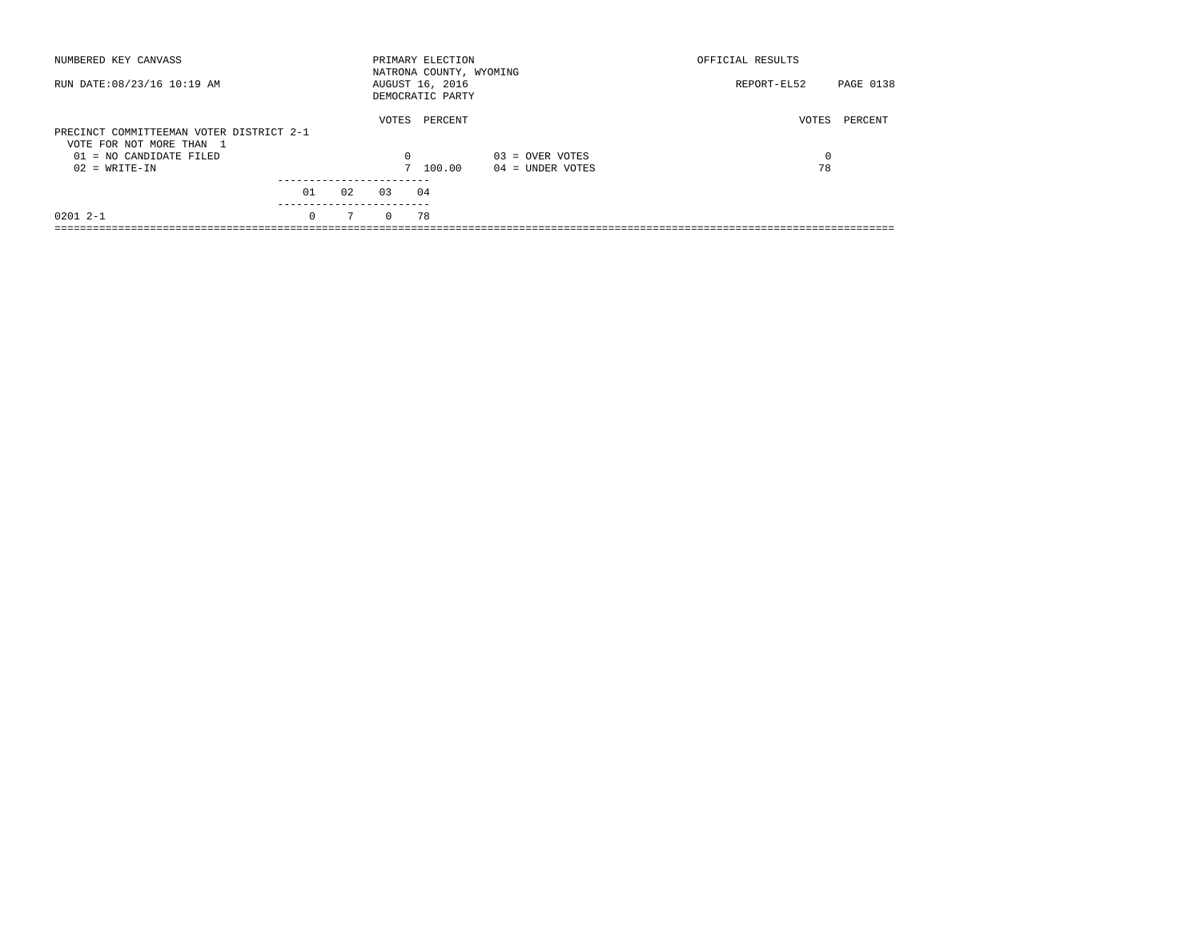NUMBERED KEY CANVASS

RUN DATE:08/23/16 10:19 AM

PRIMARY ELECTION
NATRONA COUNTY, WYOMING
AUGUST 16, 2016
DEMOCRATIC PARTY

OFFICIAL RESULTS

REPORT-EL52

## PRECINCT COMMITTEEMAN VOTER DISTRICT 2-1

VOTE FOR NOT MORE THAN 1

| | VOTES | PERCENT | | VOTES | PERCENT |
|---|---|---|---|---|---|
| 01 = NO CANDIDATE FILED | 0 | | 03 = OVER VOTES | 0 | |
| 02 = WRITE-IN | 7 | 100.00 | 04 = UNDER VOTES | 78 | |

| | 01 | 02 | 03 | 04 |
|---|---|---|---|---|
| 0201 2-1 | 0 | 7 | 0 | 78 |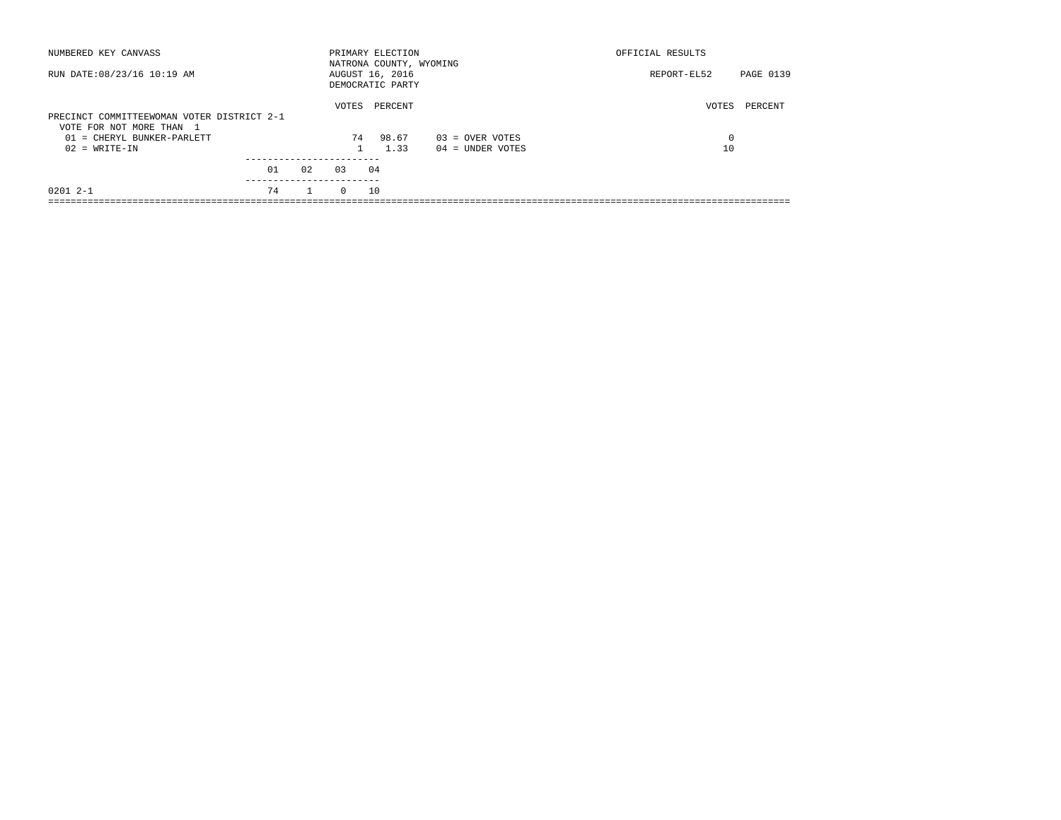NUMBERED KEY CANVASS

RUN DATE:08/23/16 10:19 AM

PRIMARY ELECTION
NATRONA COUNTY, WYOMING
AUGUST 16, 2016
DEMOCRATIC PARTY

OFFICIAL RESULTS

REPORT-EL52 PAGE 0139

PRECINCT COMMITTEEWOMAN VOTER DISTRICT 2-1
VOTE FOR NOT MORE THAN 1

| | VOTES | PERCENT | | VOTES | PERCENT |
|---|---|---|---|---|---|
| 01 = CHERYL BUNKER-PARLETT | 74 | 98.67 | 03 = OVER VOTES | 0 | |
| 02 = WRITE-IN | 1 | 1.33 | 04 = UNDER VOTES | 10 | |

| | 01 | 02 | 03 | 04 |
|---|---|---|---|---|
| 0201 2-1 | 74 | 1 | 0 | 10 |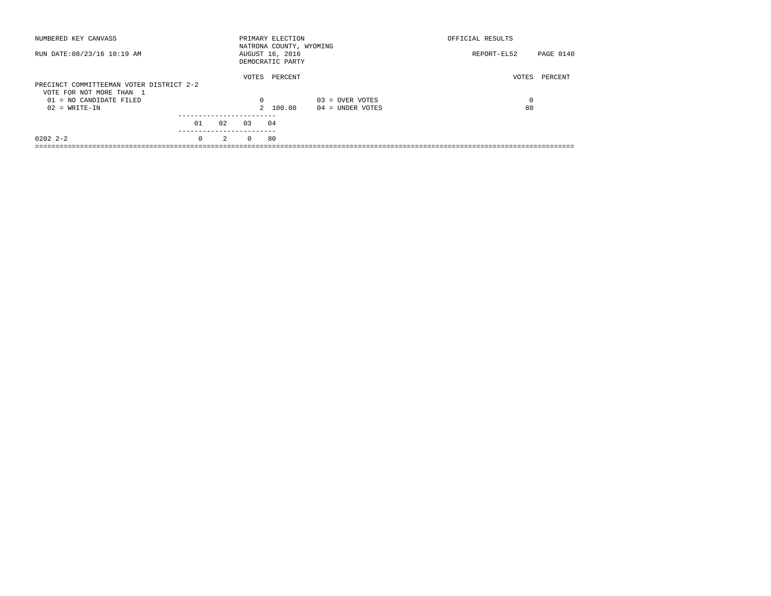NUMBERED KEY CANVASS

RUN DATE:08/23/16 10:19 AM

PRIMARY ELECTION
NATRONA COUNTY, WYOMING
AUGUST 16, 2016
DEMOCRATIC PARTY

OFFICIAL RESULTS

REPORT-EL52

## PRECINCT COMMITTEEMAN VOTER DISTRICT 2-2

VOTE FOR NOT MORE THAN 1

| | VOTES | PERCENT | | VOTES | PERCENT |
|---|---|---|---|---|---|
| 01 = NO CANDIDATE FILED | 0 | | 03 = OVER VOTES | 0 | |
| 02 = WRITE-IN | 2 | 100.00 | 04 = UNDER VOTES | 80 | |

| | 01 | 02 | 03 | 04 |
|---|---|---|---|---|
| 0202 2-2 | 0 | 2 | 0 | 80 |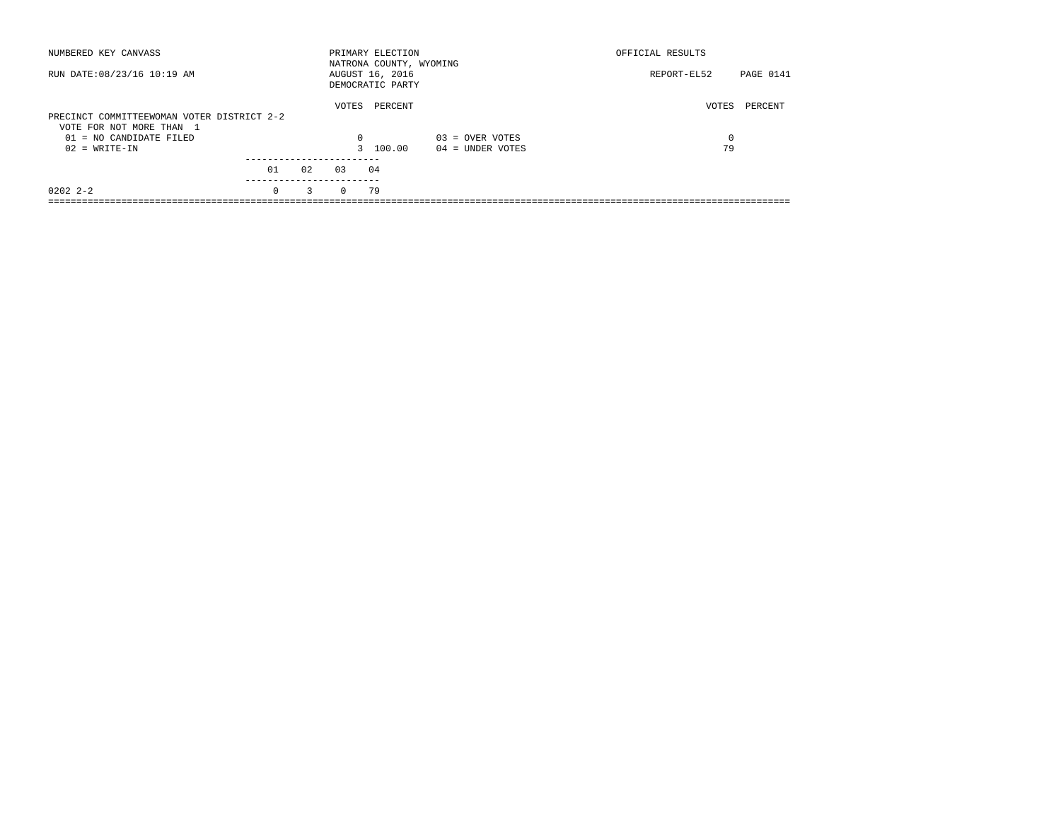NUMBERED KEY CANVASS

RUN DATE:08/23/16 10:19 AM

PRIMARY ELECTION
NATRONA COUNTY, WYOMING
AUGUST 16, 2016
DEMOCRATIC PARTY

OFFICIAL RESULTS

REPORT-EL52 PAGE 0141

PRECINCT COMMITTEEWOMAN VOTER DISTRICT 2-2
VOTE FOR NOT MORE THAN 1

| | VOTES | PERCENT | | VOTES | PERCENT |
|---|---|---|---|---|---|
| 01 = NO CANDIDATE FILED | 0 | | 03 = OVER VOTES | 0 | |
| 02 = WRITE-IN | 3 | 100.00 | 04 = UNDER VOTES | 79 | |

| | 01 | 02 | 03 | 04 |
|---|---|---|---|---|
| 0202 2-2 | 0 | 3 | 0 | 79 |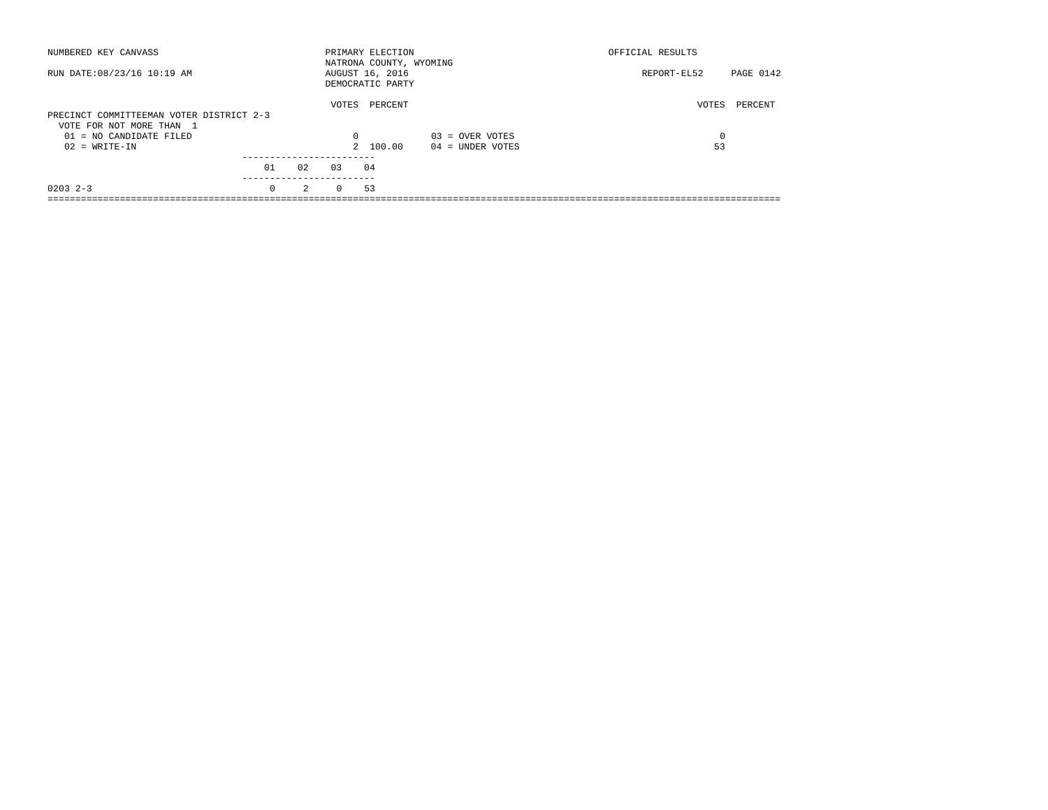NUMBERED KEY CANVASS

RUN DATE:08/23/16 10:19 AM

PRIMARY ELECTION
NATRONA COUNTY, WYOMING
AUGUST 16, 2016
DEMOCRATIC PARTY

OFFICIAL RESULTS

REPORT-EL52

## PRECINCT COMMITTEEMAN VOTER DISTRICT 2-3

VOTE FOR NOT MORE THAN 1

| | VOTES | PERCENT | | VOTES | PERCENT |
|---|---|---|---|---|---|
| 01 = NO CANDIDATE FILED | 0 | | 03 = OVER VOTES | 0 | |
| 02 = WRITE-IN | 2 | 100.00 | 04 = UNDER VOTES | 53 | |

| | 01 | 02 | 03 | 04 |
|---|---|---|---|---|
| 0203 2-3 | 0 | 2 | 0 | 53 |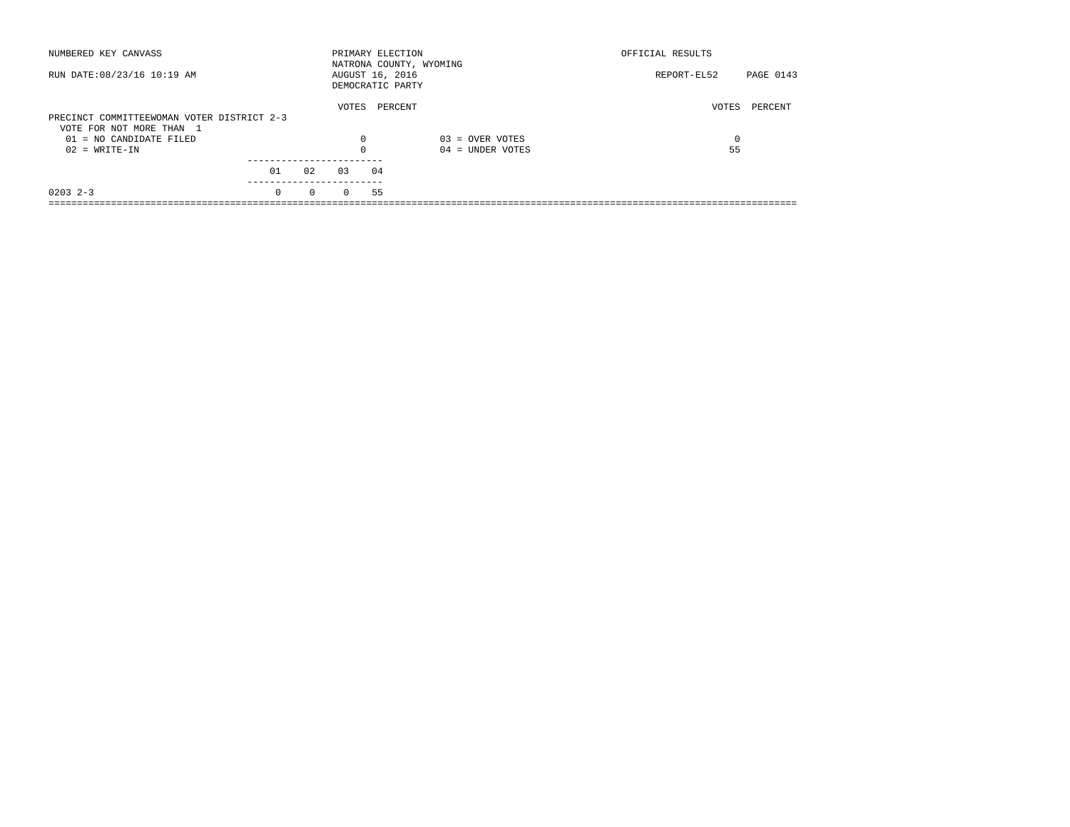NUMBERED KEY CANVASS

RUN DATE:08/23/16 10:19 AM

PRIMARY ELECTION
NATRONA COUNTY, WYOMING
AUGUST 16, 2016
DEMOCRATIC PARTY

OFFICIAL RESULTS

REPORT-EL52 PAGE 0143

## PRECINCT COMMITTEEWOMAN VOTER DISTRICT 2-3

VOTE FOR NOT MORE THAN 1

| | VOTES | PERCENT | | VOTES | PERCENT |
|---|---|---|---|---|---|
| 01 = NO CANDIDATE FILED | 0 | | 03 = OVER VOTES | 0 | |
| 02 = WRITE-IN | 0 | | 04 = UNDER VOTES | 55 | |

| | 01 | 02 | 03 | 04 |
|---|---|---|---|---|
| 0203 2-3 | 0 | 0 | 0 | 55 |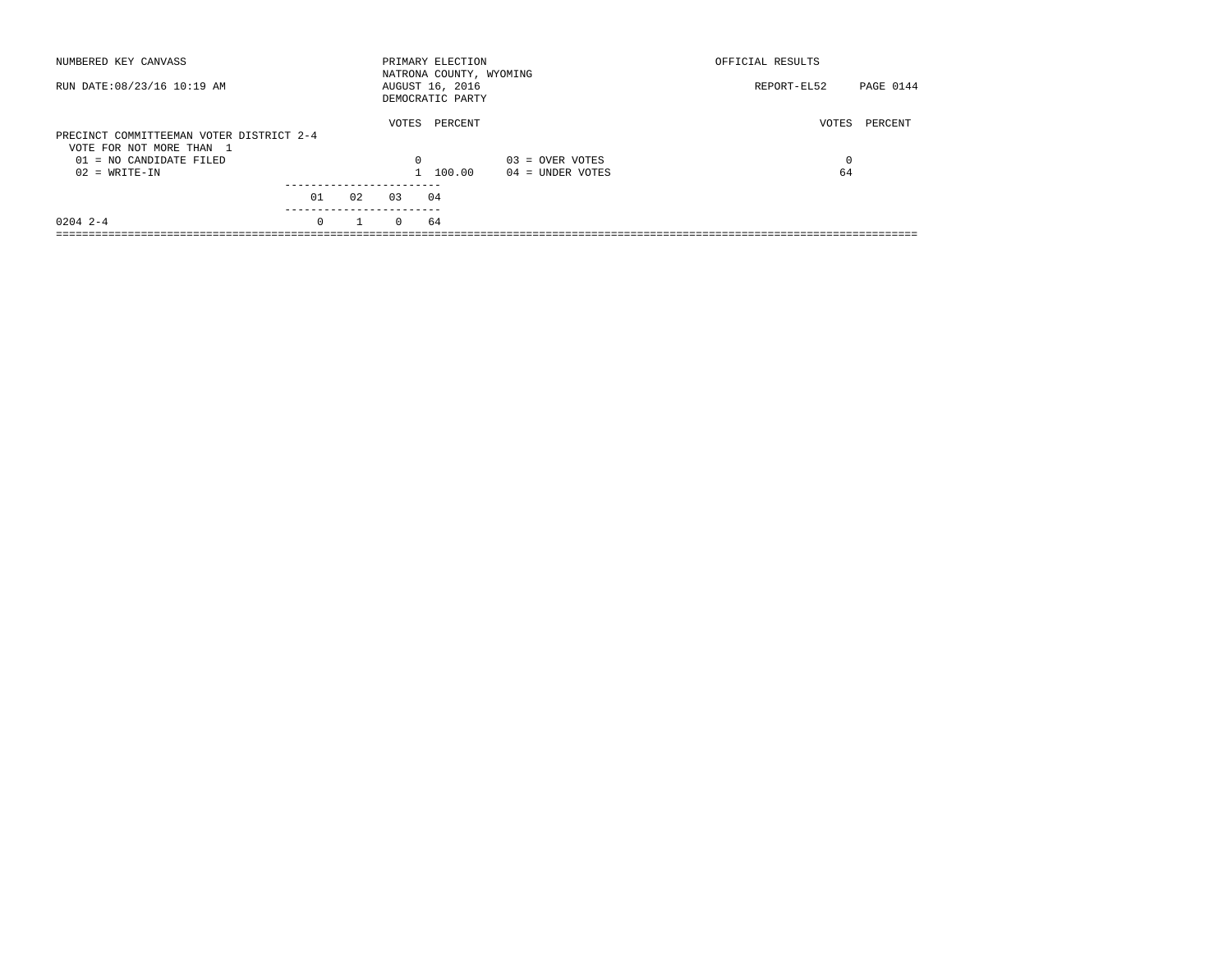NUMBERED KEY CANVASS

RUN DATE:08/23/16 10:19 AM

PRIMARY ELECTION
NATRONA COUNTY, WYOMING
AUGUST 16, 2016
DEMOCRATIC PARTY

OFFICIAL RESULTS

REPORT-EL52

## PRECINCT COMMITTEEMAN VOTER DISTRICT 2-4

VOTE FOR NOT MORE THAN 1

| | VOTES | PERCENT | | VOTES | PERCENT |
|---|---|---|---|---|---|
| 01 = NO CANDIDATE FILED | 0 | | 03 = OVER VOTES | 0 | |
| 02 = WRITE-IN | 1 | 100.00 | 04 = UNDER VOTES | 64 | |

| | 01 | 02 | 03 | 04 |
|---|---|---|---|---|
| 0204 2-4 | 0 | 1 | 0 | 64 |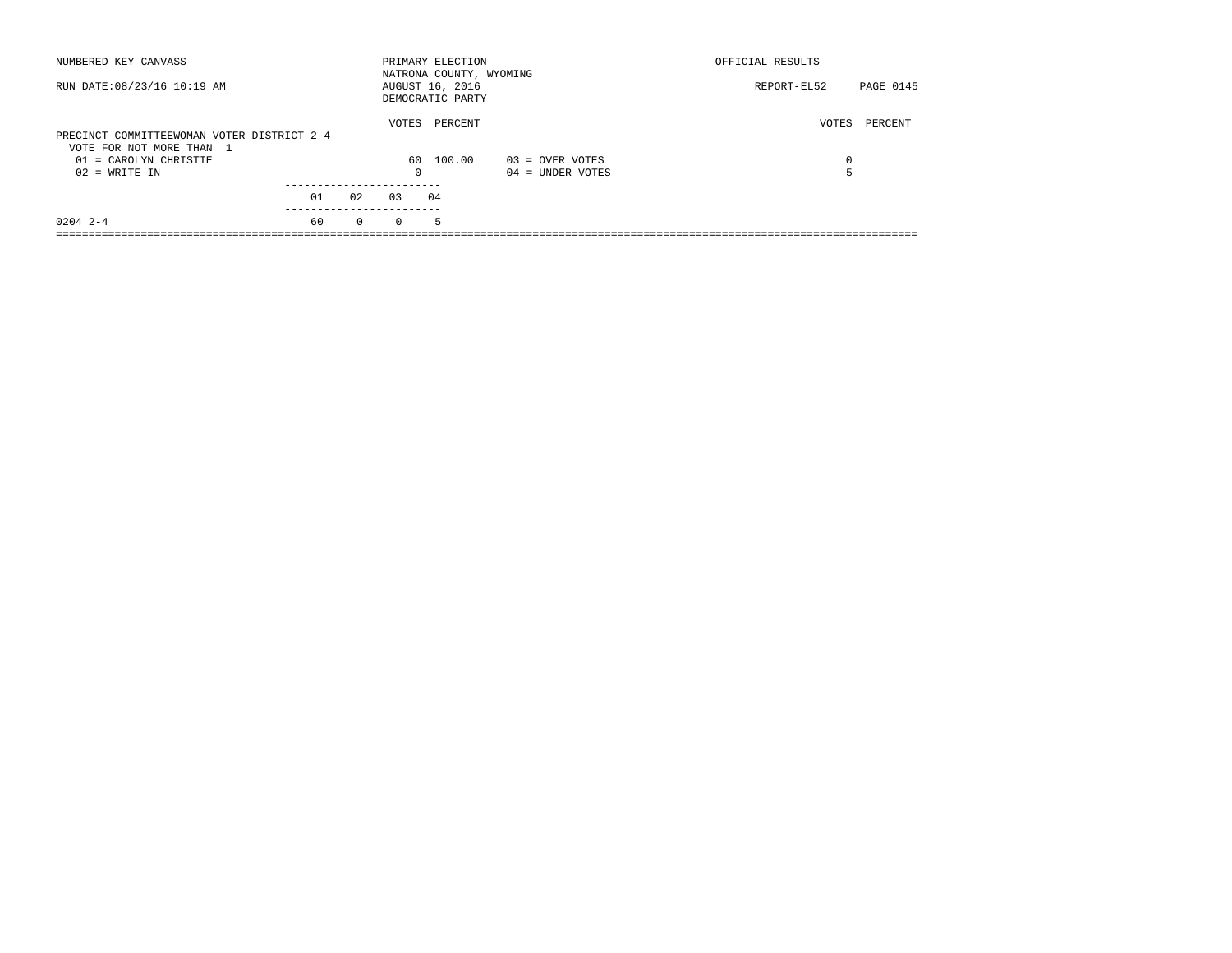NUMBERED KEY CANVASS

RUN DATE:08/23/16 10:19 AM

PRIMARY ELECTION
NATRONA COUNTY, WYOMING
AUGUST 16, 2016
DEMOCRATIC PARTY

OFFICIAL RESULTS

REPORT-EL52 PAGE 0145

PRECINCT COMMITTEEWOMAN VOTER DISTRICT 2-4
VOTE FOR NOT MORE THAN 1

| | VOTES | PERCENT | | VOTES | PERCENT |
|---|---|---|---|---|---|
| 01 = CAROLYN CHRISTIE | 60 | 100.00 | 03 = OVER VOTES | 0 | |
| 02 = WRITE-IN | 0 | | 04 = UNDER VOTES | 5 | |

| | 01 | 02 | 03 | 04 |
|---|---|---|---|---|
| 0204 2-4 | 60 | 0 | 0 | 5 |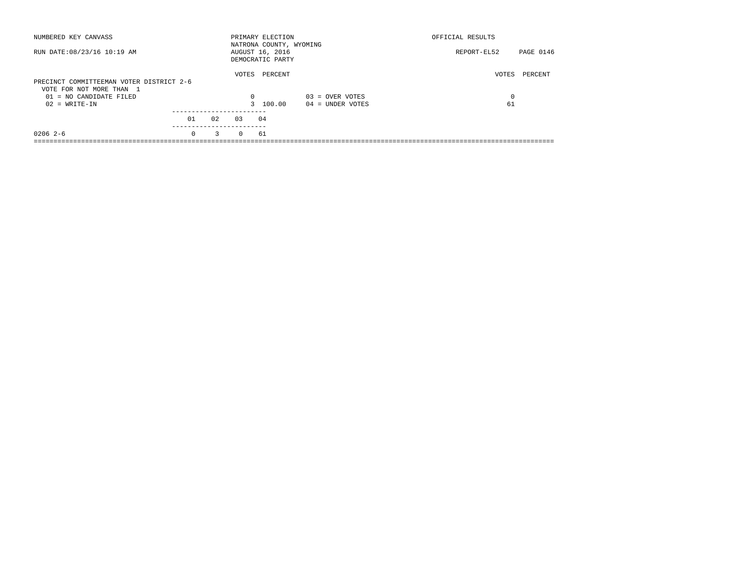NUMBERED KEY CANVASS

RUN DATE:08/23/16 10:19 AM

PRIMARY ELECTION
NATRONA COUNTY, WYOMING
AUGUST 16, 2016
DEMOCRATIC PARTY

OFFICIAL RESULTS

REPORT-EL52 PAGE 0146

## PRECINCT COMMITTEEMAN VOTER DISTRICT 2-6

VOTE FOR NOT MORE THAN 1

| | VOTES | PERCENT | | VOTES | PERCENT |
|---|---|---|---|---|---|
| 01 = NO CANDIDATE FILED | 0 | | 03 = OVER VOTES | 0 | |
| 02 = WRITE-IN | 3 | 100.00 | 04 = UNDER VOTES | 61 | |

| | 01 | 02 | 03 | 04 |
|---|---|---|---|---|
| 0206 2-6 | 0 | 3 | 0 | 61 |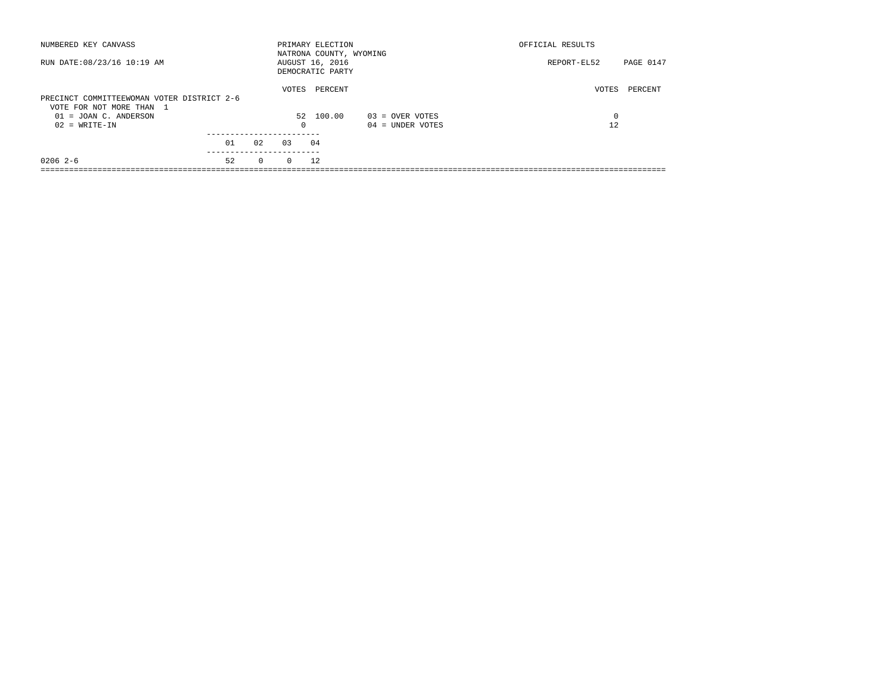NUMBERED KEY CANVASS

RUN DATE:08/23/16 10:19 AM

PRIMARY ELECTION
NATRONA COUNTY, WYOMING
AUGUST 16, 2016
DEMOCRATIC PARTY

OFFICIAL RESULTS

REPORT-EL52

## PRECINCT COMMITTEEWOMAN VOTER DISTRICT 2-6

VOTE FOR NOT MORE THAN 1

| | VOTES | PERCENT | | VOTES | PERCENT |
|---|---|---|---|---|---|
| 01 = JOAN C. ANDERSON | 52 | 100.00 | 03 = OVER VOTES | 0 | |
| 02 = WRITE-IN | 0 | | 04 = UNDER VOTES | 12 | |

| | 01 | 02 | 03 | 04 |
|---|---|---|---|---|
| 0206 2-6 | 52 | 0 | 0 | 12 |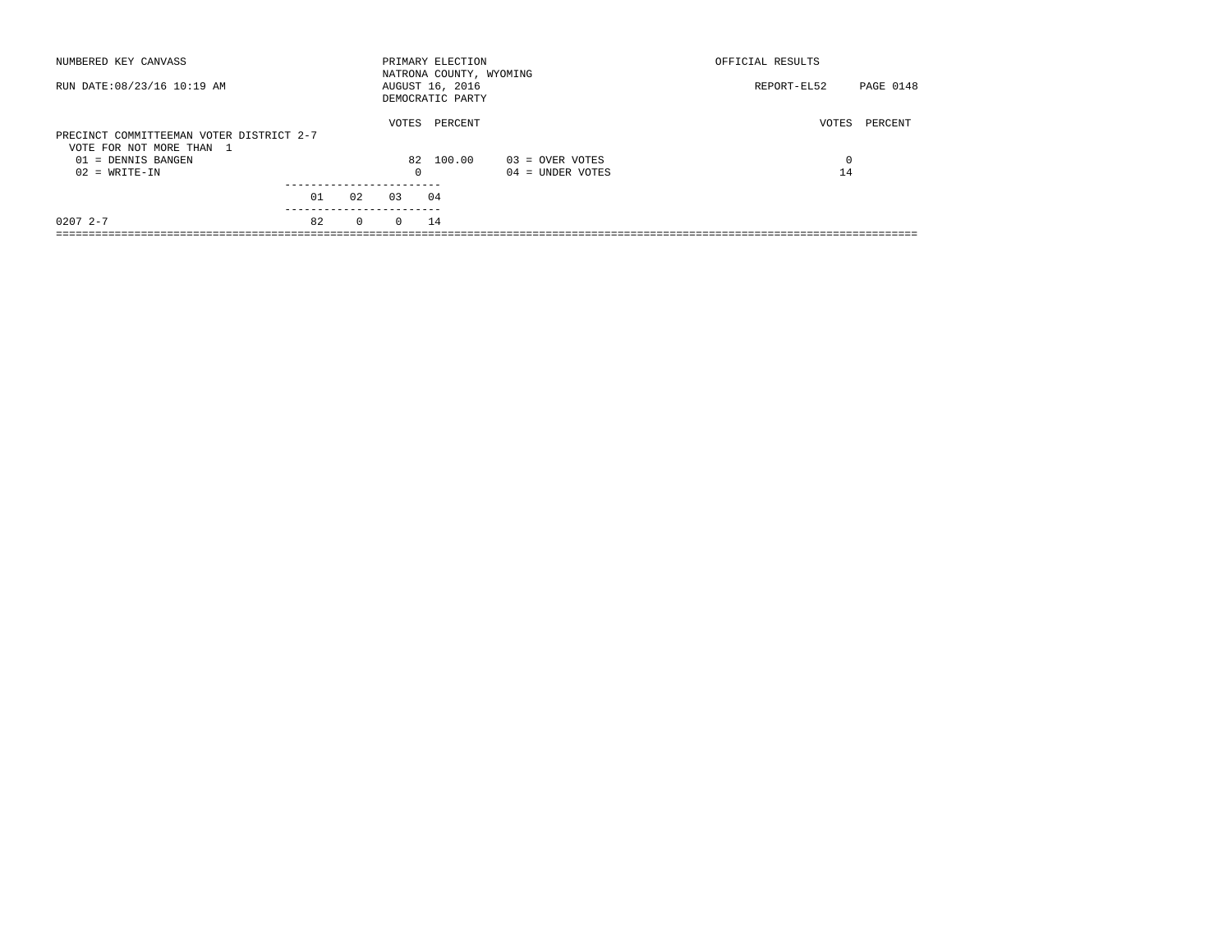NUMBERED KEY CANVASS — PRIMARY ELECTION — NATRONA COUNTY, WYOMING — OFFICIAL RESULTS

RUN DATE:08/23/16 10:19 AM — AUGUST 16, 2016 — DEMOCRATIC PARTY — REPORT-EL52 PAGE 0148

## PRECINCT COMMITTEEMAN VOTER DISTRICT 2-7

VOTE FOR NOT MORE THAN 1

| Candidate | VOTES | PERCENT |
|---|---|---|
| 01 = DENNIS BANGEN | 82 | 100.00 |
| 02 = WRITE-IN | 0 | |
| 03 = OVER VOTES | 0 | |
| 04 = UNDER VOTES | 14 | |

| Precinct | 01 | 02 | 03 | 04 |
|---|---|---|---|---|
| 0207 2-7 | 82 | 0 | 0 | 14 |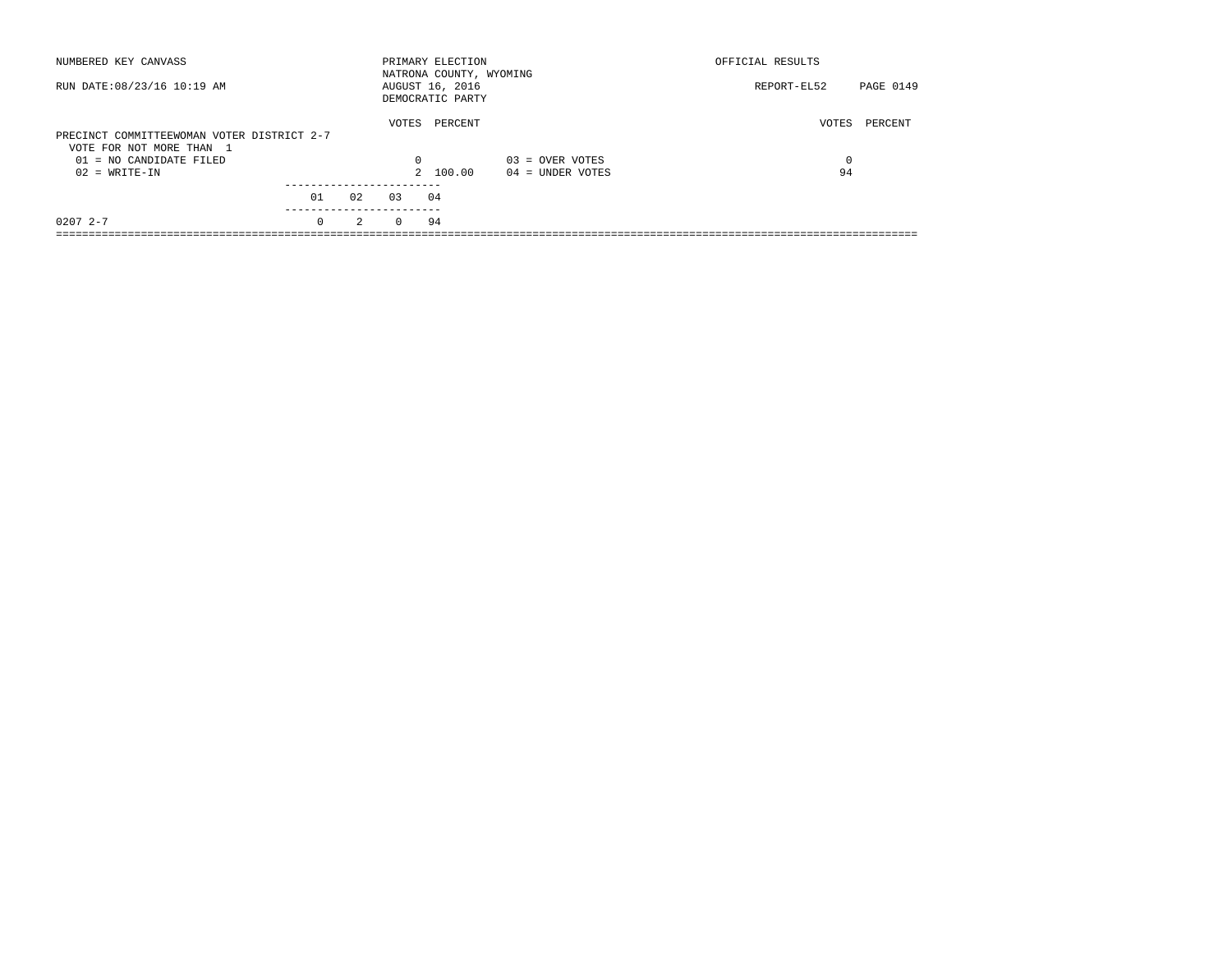NUMBERED KEY CANVASS

RUN DATE:08/23/16 10:19 AM

PRIMARY ELECTION
NATRONA COUNTY, WYOMING
AUGUST 16, 2016
DEMOCRATIC PARTY

OFFICIAL RESULTS

REPORT-EL52 PAGE 0149

PRECINCT COMMITTEEWOMAN VOTER DISTRICT 2-7
VOTE FOR NOT MORE THAN 1

| | VOTES | PERCENT | | VOTES | PERCENT |
|---|---|---|---|---|---|
| 01 = NO CANDIDATE FILED | 0 | | 03 = OVER VOTES | 0 | |
| 02 = WRITE-IN | 2 | 100.00 | 04 = UNDER VOTES | 94 | |

| | 01 | 02 | 03 | 04 |
|---|---|---|---|---|
| 0207 2-7 | 0 | 2 | 0 | 94 |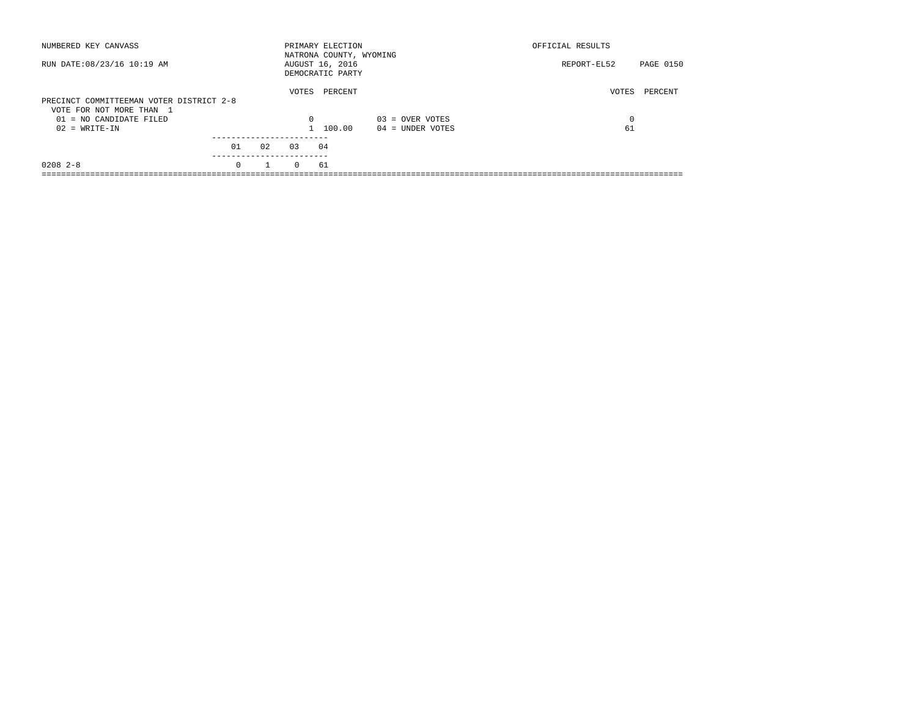NUMBERED KEY CANVASS

RUN DATE:08/23/16 10:19 AM

PRIMARY ELECTION
NATRONA COUNTY, WYOMING
AUGUST 16, 2016
DEMOCRATIC PARTY

OFFICIAL RESULTS

REPORT-EL52 PAGE 0150

## PRECINCT COMMITTEEMAN VOTER DISTRICT 2-8

VOTE FOR NOT MORE THAN 1

| | VOTES | PERCENT | | VOTES | PERCENT |
|---|---|---|---|---|---|
| 01 = NO CANDIDATE FILED | 0 | | 03 = OVER VOTES | 0 | |
| 02 = WRITE-IN | 1 | 100.00 | 04 = UNDER VOTES | 61 | |

| | 01 | 02 | 03 | 04 |
|---|---|---|---|---|
| 0208 2-8 | 0 | 1 | 0 | 61 |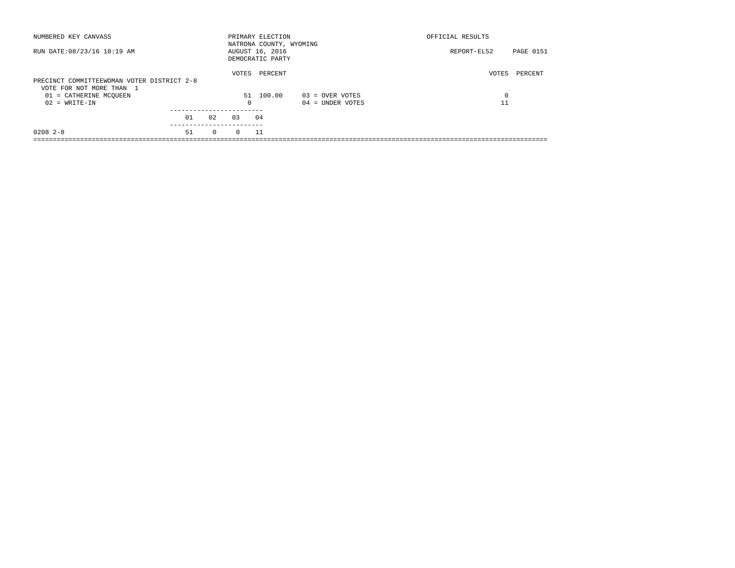NUMBERED KEY CANVASS

RUN DATE:08/23/16 10:19 AM

PRIMARY ELECTION
NATRONA COUNTY, WYOMING
AUGUST 16, 2016
DEMOCRATIC PARTY

OFFICIAL RESULTS

REPORT-EL52

## PRECINCT COMMITTEEWOMAN VOTER DISTRICT 2-8

VOTE FOR NOT MORE THAN 1

| | VOTES | PERCENT | | VOTES | PERCENT |
|---|---|---|---|---|---|
| 01 = CATHERINE MCQUEEN | 51 | 100.00 | 03 = OVER VOTES | 0 | |
| 02 = WRITE-IN | 0 | | 04 = UNDER VOTES | 11 | |

| | 01 | 02 | 03 | 04 |
|---|---|---|---|---|
| 0208 2-8 | 51 | 0 | 0 | 11 |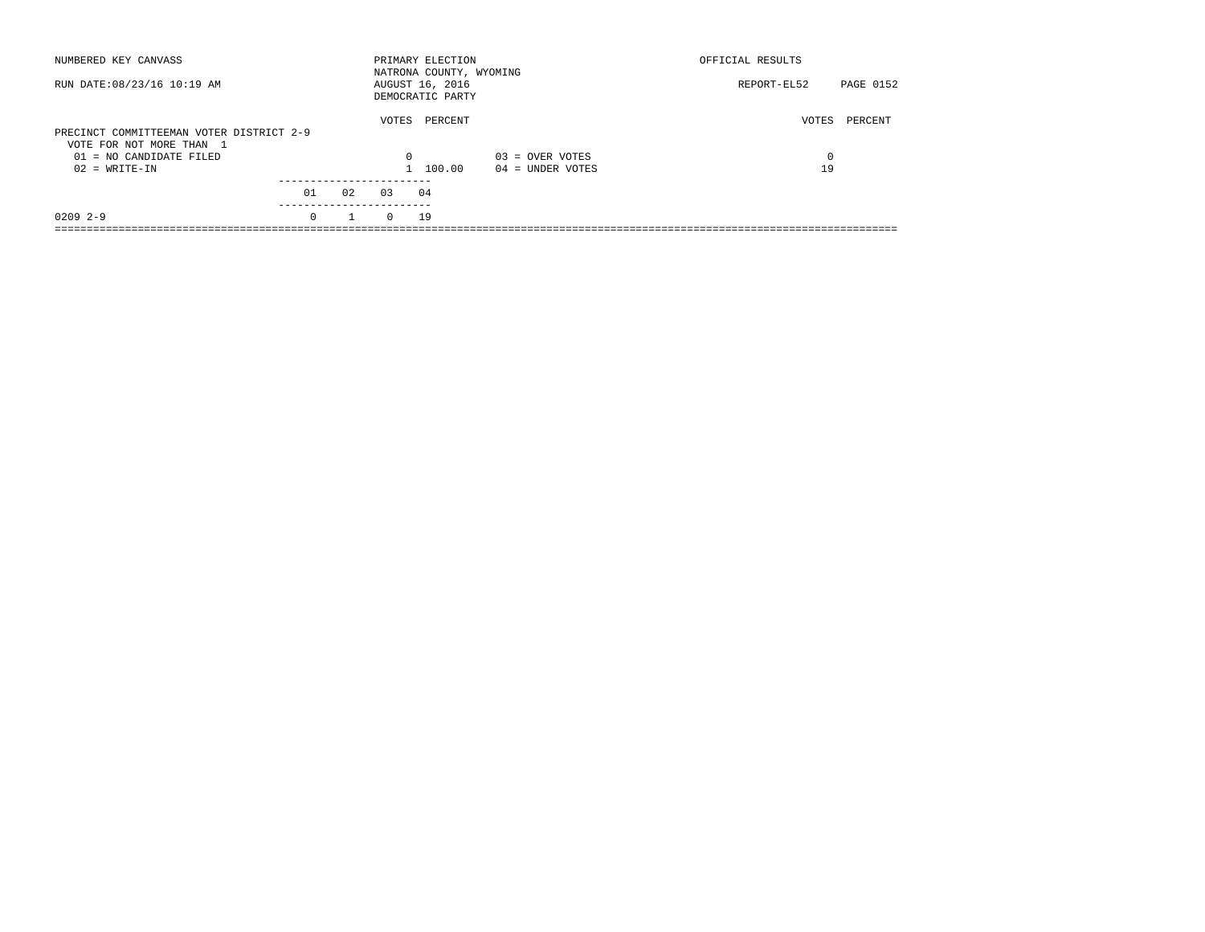NUMBERED KEY CANVASS

RUN DATE:08/23/16 10:19 AM

PRIMARY ELECTION
NATRONA COUNTY, WYOMING
AUGUST 16, 2016
DEMOCRATIC PARTY

OFFICIAL RESULTS

REPORT-EL52

## PRECINCT COMMITTEEMAN VOTER DISTRICT 2-9

VOTE FOR NOT MORE THAN 1

| | VOTES | PERCENT | | VOTES | PERCENT |
|---|---|---|---|---|---|
| 01 = NO CANDIDATE FILED | 0 | | 03 = OVER VOTES | 0 | |
| 02 = WRITE-IN | 1 | 100.00 | 04 = UNDER VOTES | 19 | |

| | 01 | 02 | 03 | 04 |
|---|---|---|---|---|
| 0209 2-9 | 0 | 1 | 0 | 19 |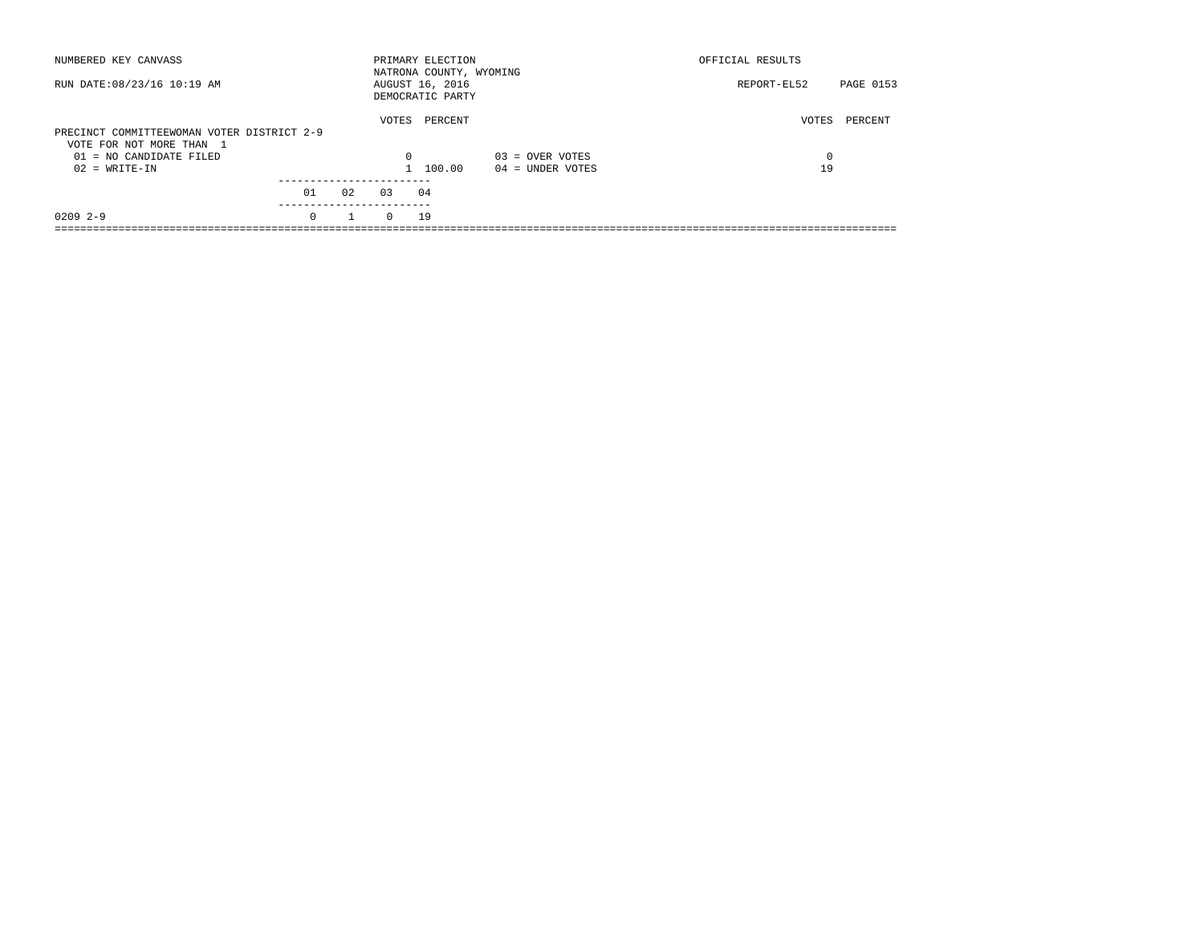NUMBERED KEY CANVASS

RUN DATE:08/23/16 10:19 AM

PRIMARY ELECTION
NATRONA COUNTY, WYOMING
AUGUST 16, 2016
DEMOCRATIC PARTY

OFFICIAL RESULTS

REPORT-EL52

## PRECINCT COMMITTEEWOMAN VOTER DISTRICT 2-9

VOTE FOR NOT MORE THAN 1

| | VOTES | PERCENT | | VOTES | PERCENT |
|---|---|---|---|---|---|
| 01 = NO CANDIDATE FILED | 0 | | 03 = OVER VOTES | 0 | |
| 02 = WRITE-IN | 1 | 100.00 | 04 = UNDER VOTES | 19 | |

| | 01 | 02 | 03 | 04 |
|---|---|---|---|---|
| 0209 2-9 | 0 | 1 | 0 | 19 |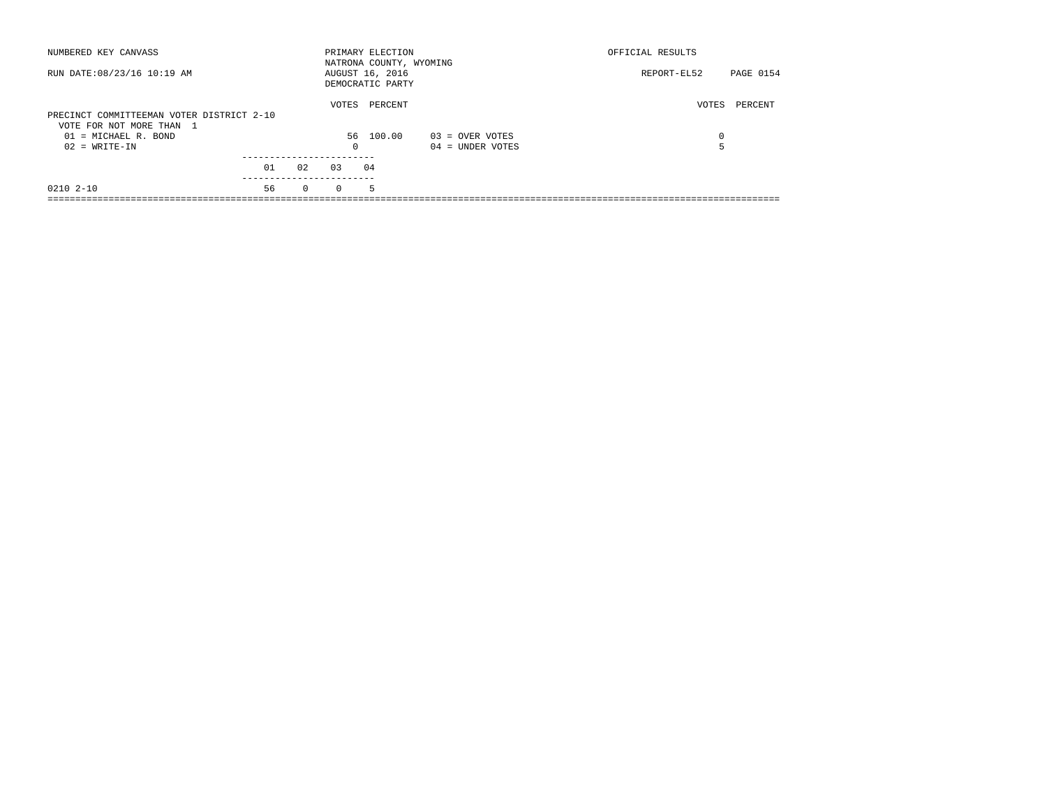NUMBERED KEY CANVASS

RUN DATE:08/23/16 10:19 AM

PRIMARY ELECTION
NATRONA COUNTY, WYOMING
AUGUST 16, 2016
DEMOCRATIC PARTY

OFFICIAL RESULTS

REPORT-EL52

**PRECINCT COMMITTEEMAN VOTER DISTRICT 2-10**

VOTE FOR NOT MORE THAN 1

| | VOTES | PERCENT | | VOTES | PERCENT |
|---|---|---|---|---|---|
| 01 = MICHAEL R. BOND | 56 | 100.00 | 03 = OVER VOTES | 0 | |
| 02 = WRITE-IN | 0 | | 04 = UNDER VOTES | 5 | |

| | 01 | 02 | 03 | 04 |
|---|---|---|---|---|
| 0210 2-10 | 56 | 0 | 0 | 5 |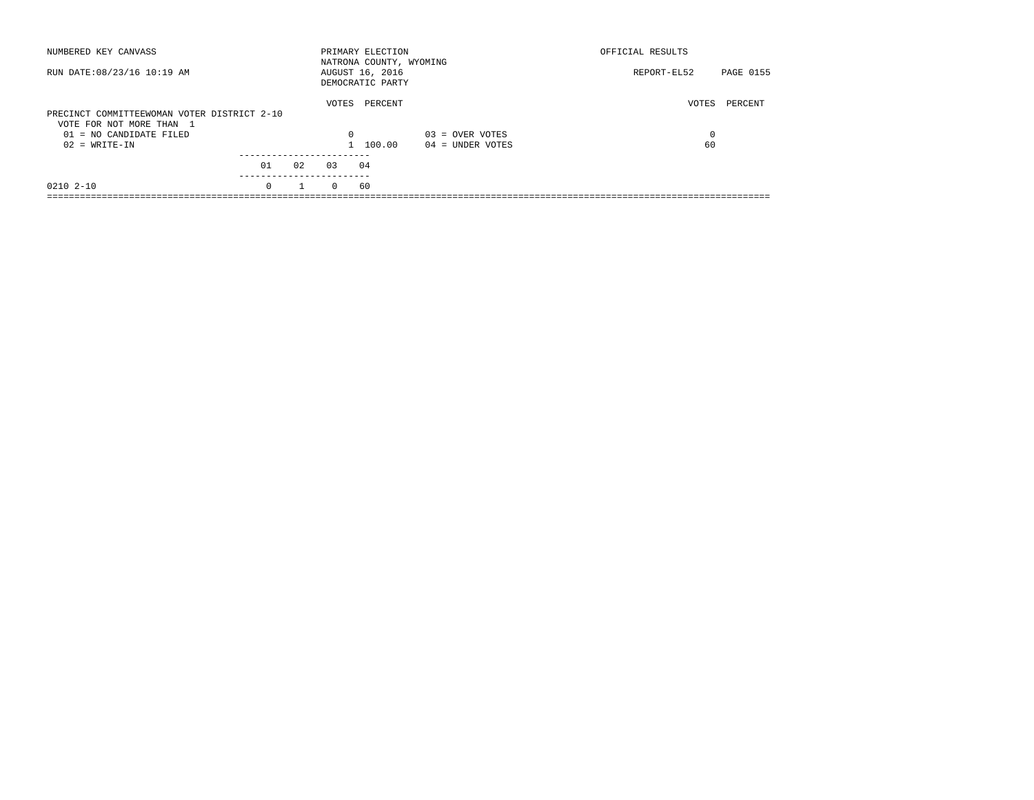NUMBERED KEY CANVASS — PRIMARY ELECTION — OFFICIAL RESULTS

NATRONA COUNTY, WYOMING

RUN DATE:08/23/16 10:19 AM — AUGUST 16, 2016 — REPORT-EL52 PAGE 0155

DEMOCRATIC PARTY

## PRECINCT COMMITTEEWOMAN VOTER DISTRICT 2-10

VOTE FOR NOT MORE THAN 1

| Candidate | VOTES | PERCENT |
|---|---|---|
| 01 = NO CANDIDATE FILED | 0 | |
| 02 = WRITE-IN | 1 | 100.00 |

| | VOTES | PERCENT |
|---|---|---|
| 03 = OVER VOTES | 0 | |
| 04 = UNDER VOTES | 60 | |

| Precinct | 01 | 02 | 03 | 04 |
|---|---|---|---|---|
| 0210 2-10 | 0 | 1 | 0 | 60 |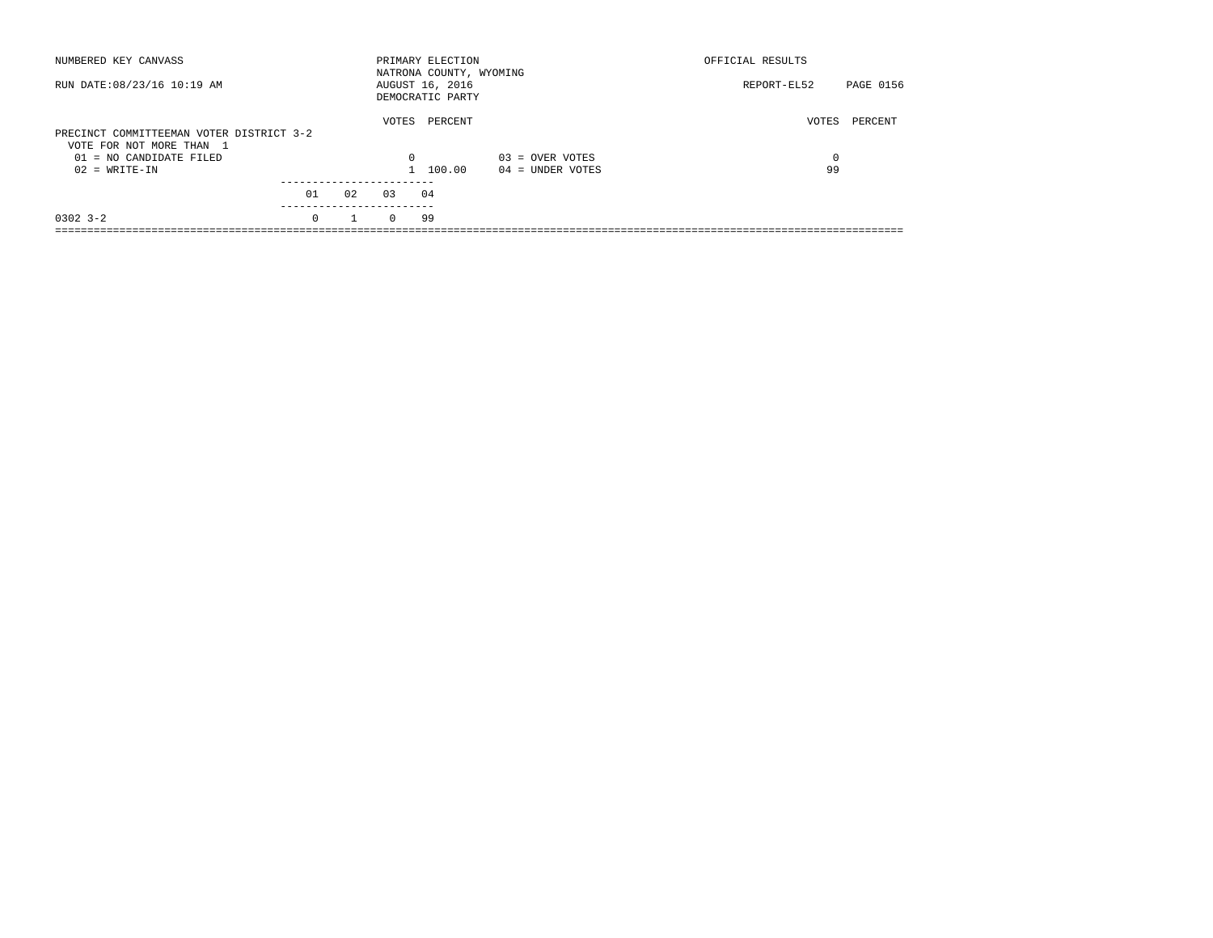NUMBERED KEY CANVASS

RUN DATE:08/23/16 10:19 AM

PRIMARY ELECTION
NATRONA COUNTY, WYOMING
AUGUST 16, 2016
DEMOCRATIC PARTY

OFFICIAL RESULTS

REPORT-EL52 PAGE 0156

## PRECINCT COMMITTEEMAN VOTER DISTRICT 3-2

VOTE FOR NOT MORE THAN 1

| | VOTES | PERCENT | | VOTES | PERCENT |
|---|---|---|---|---|---|
| 01 = NO CANDIDATE FILED | 0 | | 03 = OVER VOTES | 0 | |
| 02 = WRITE-IN | 1 | 100.00 | 04 = UNDER VOTES | 99 | |

| | 01 | 02 | 03 | 04 |
|---|---|---|---|---|
| 0302 3-2 | 0 | 1 | 0 | 99 |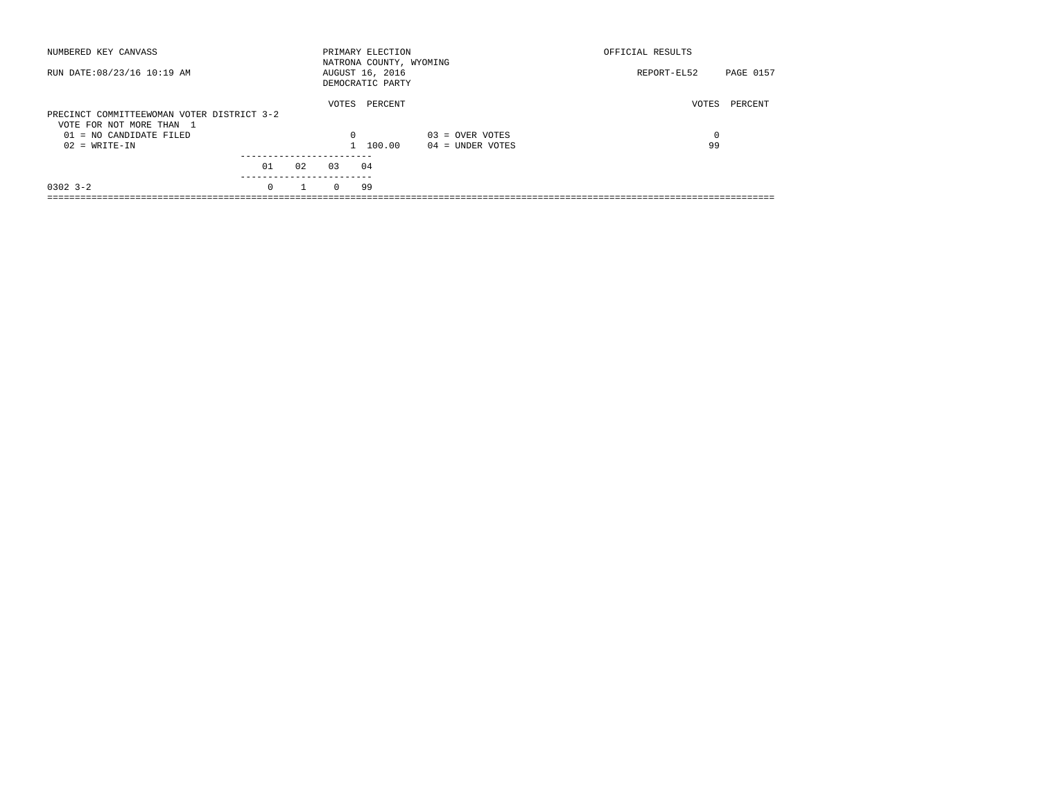NUMBERED KEY CANVASS

RUN DATE:08/23/16 10:19 AM

PRIMARY ELECTION
NATRONA COUNTY, WYOMING
AUGUST 16, 2016
DEMOCRATIC PARTY

OFFICIAL RESULTS

REPORT-EL52 PAGE 0157

## PRECINCT COMMITTEEWOMAN VOTER DISTRICT 3-2

VOTE FOR NOT MORE THAN 1

| | VOTES | PERCENT | | VOTES | PERCENT |
|---|---|---|---|---|---|
| 01 = NO CANDIDATE FILED | 0 | | 03 = OVER VOTES | 0 | |
| 02 = WRITE-IN | 1 | 100.00 | 04 = UNDER VOTES | 99 | |

| | 01 | 02 | 03 | 04 |
|---|---|---|---|---|
| 0302 3-2 | 0 | 1 | 0 | 99 |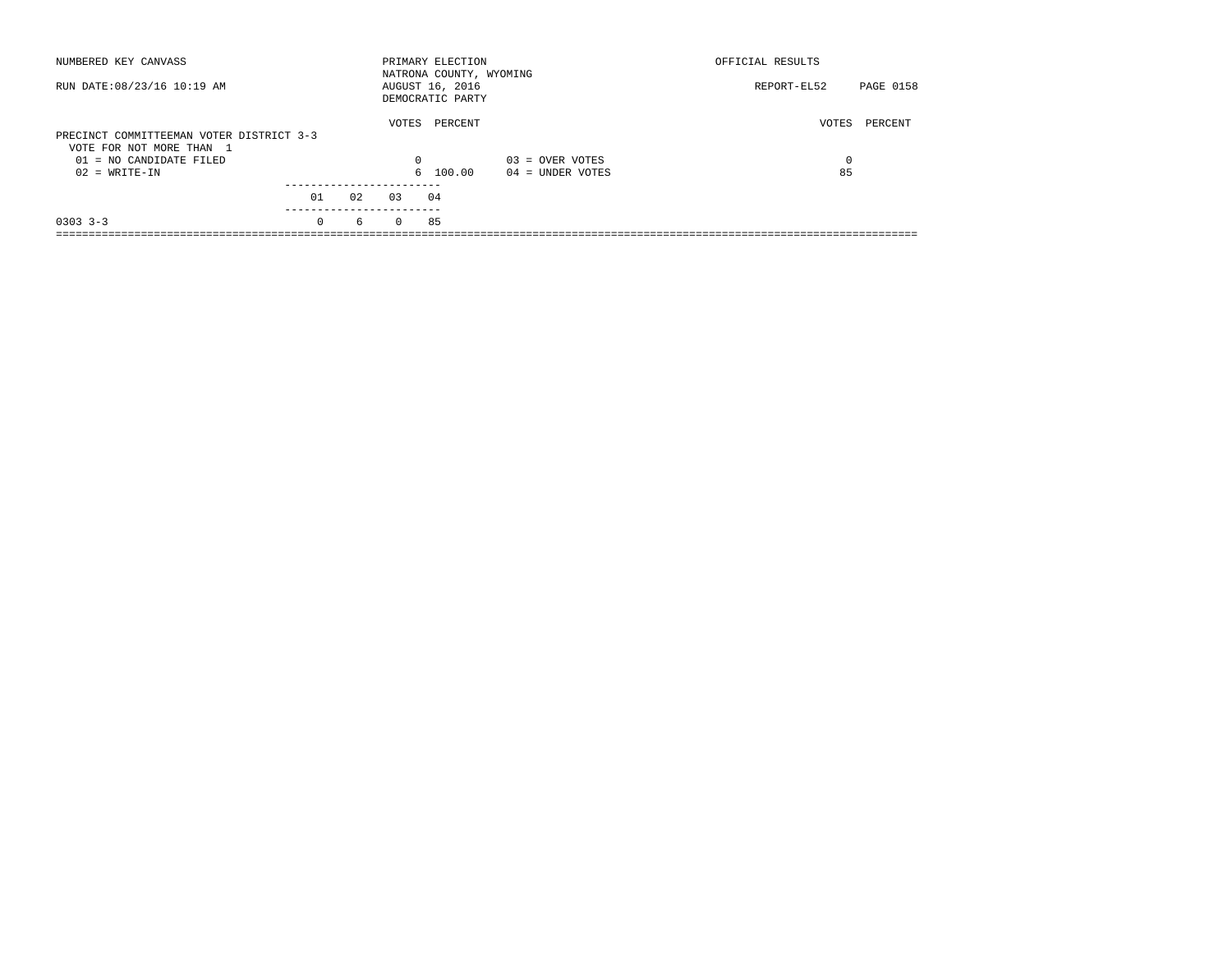NUMBERED KEY CANVASS

RUN DATE:08/23/16 10:19 AM

PRIMARY ELECTION
NATRONA COUNTY, WYOMING
AUGUST 16, 2016
DEMOCRATIC PARTY

OFFICIAL RESULTS

REPORT-EL52

## PRECINCT COMMITTEEMAN VOTER DISTRICT 3-3

VOTE FOR NOT MORE THAN 1

| | VOTES | PERCENT | | VOTES | PERCENT |
|---|---|---|---|---|---|
| 01 = NO CANDIDATE FILED | 0 | | 03 = OVER VOTES | 0 | |
| 02 = WRITE-IN | 6 | 100.00 | 04 = UNDER VOTES | 85 | |

| | 01 | 02 | 03 | 04 |
|---|---|---|---|---|
| 0303 3-3 | 0 | 6 | 0 | 85 |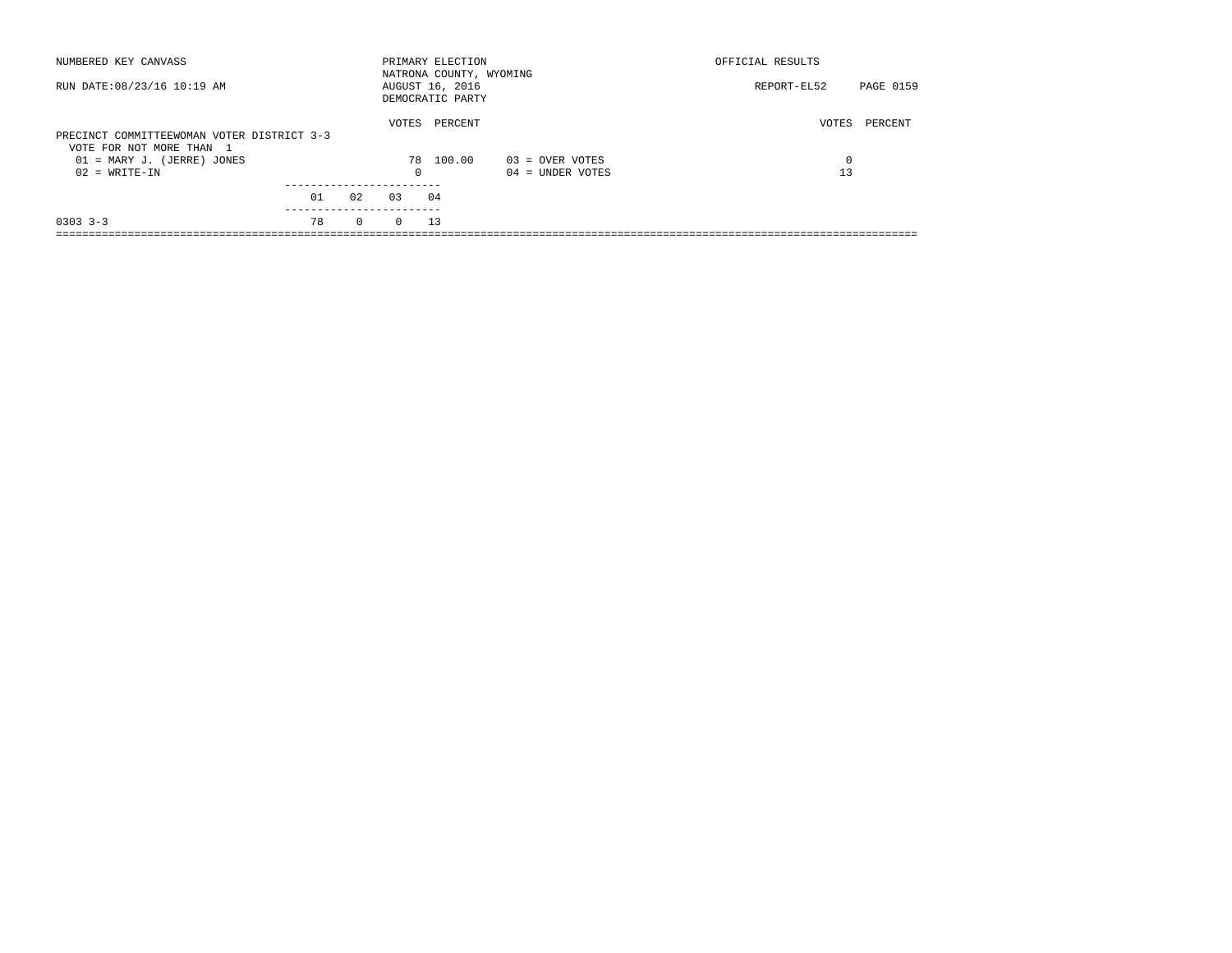NUMBERED KEY CANVASS — PRIMARY ELECTION — OFFICIAL RESULTS

NATRONA COUNTY, WYOMING

RUN DATE:08/23/16 10:19 AM — AUGUST 16, 2016 — REPORT-EL52 PAGE 0159

DEMOCRATIC PARTY

## PRECINCT COMMITTEEWOMAN VOTER DISTRICT 3-3

VOTE FOR NOT MORE THAN 1

| | VOTES | PERCENT |
|---|---|---|
| 01 = MARY J. (JERRE) JONES | 78 | 100.00 |
| 02 = WRITE-IN | 0 | |

| | VOTES | PERCENT |
|---|---|---|
| 03 = OVER VOTES | 0 | |
| 04 = UNDER VOTES | 13 | |

| | 01 | 02 | 03 | 04 |
|---|---|---|---|---|
| 0303 3-3 | 78 | 0 | 0 | 13 |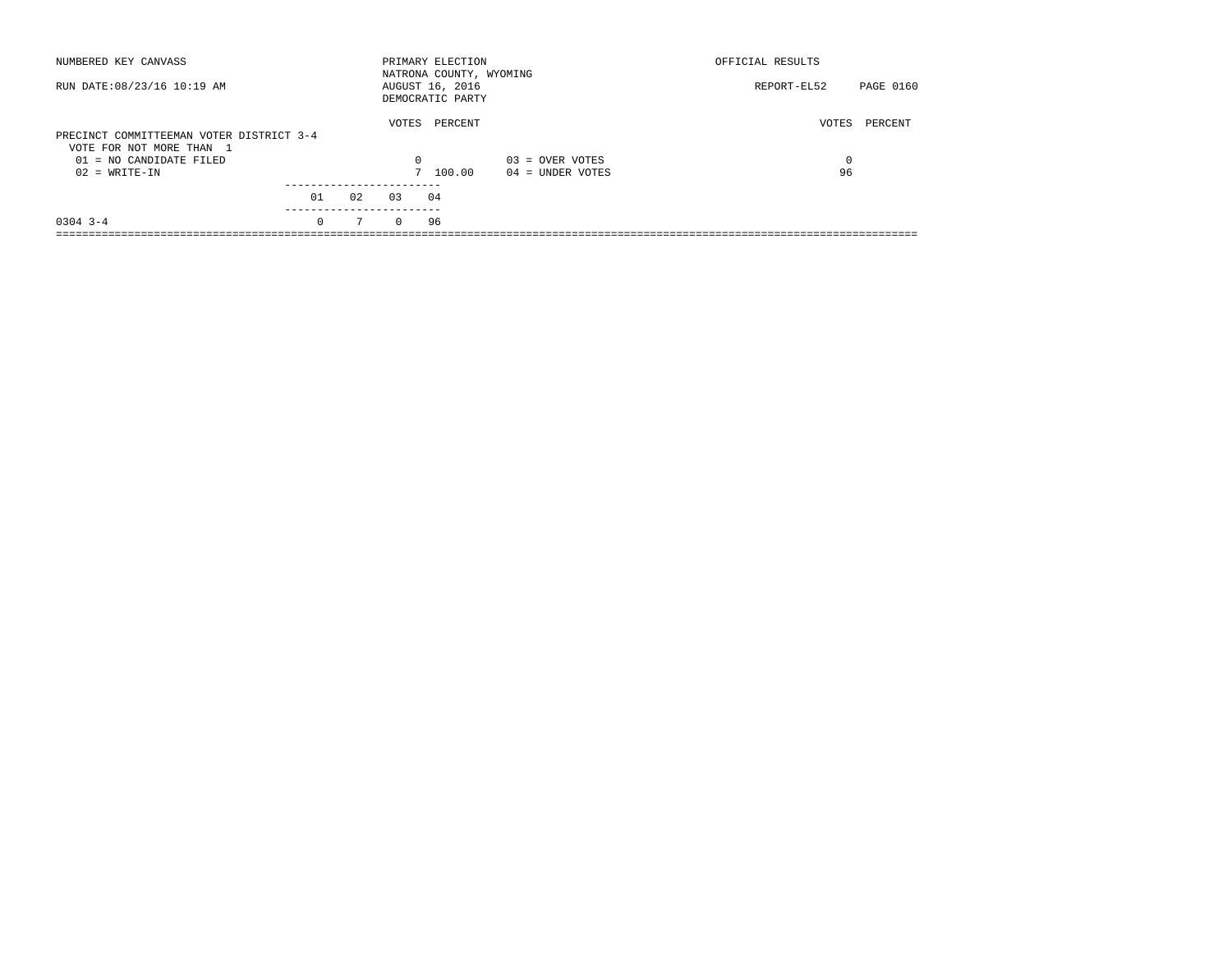NUMBERED KEY CANVASS — PRIMARY ELECTION — OFFICIAL RESULTS

NATRONA COUNTY, WYOMING

RUN DATE:08/23/16 10:19 AM — AUGUST 16, 2016 — REPORT-EL52

DEMOCRATIC PARTY

## PRECINCT COMMITTEEMAN VOTER DISTRICT 3-4

VOTE FOR NOT MORE THAN 1

| | VOTES | PERCENT | | VOTES | PERCENT |
|---|---|---|---|---|---|
| 01 = NO CANDIDATE FILED | 0 | | 03 = OVER VOTES | 0 | |
| 02 = WRITE-IN | 7 | 100.00 | 04 = UNDER VOTES | 96 | |

| | 01 | 02 | 03 | 04 |
|---|---|---|---|---|
| 0304 3-4 | 0 | 7 | 0 | 96 |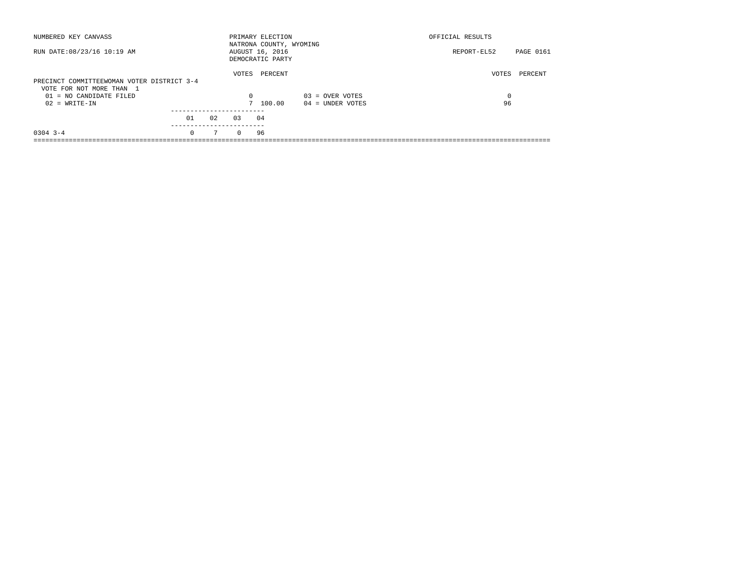NUMBERED KEY CANVASS

RUN DATE:08/23/16 10:19 AM

PRIMARY ELECTION
NATRONA COUNTY, WYOMING
AUGUST 16, 2016
DEMOCRATIC PARTY

OFFICIAL RESULTS

REPORT-EL52 PAGE 0161

## PRECINCT COMMITTEEWOMAN VOTER DISTRICT 3-4

VOTE FOR NOT MORE THAN 1

| | VOTES | PERCENT | | VOTES | PERCENT |
|---|---|---|---|---|---|
| 01 = NO CANDIDATE FILED | 0 | | 03 = OVER VOTES | 0 | |
| 02 = WRITE-IN | 7 | 100.00 | 04 = UNDER VOTES | 96 | |

| | 01 | 02 | 03 | 04 |
|---|---|---|---|---|
| 0304 3-4 | 0 | 7 | 0 | 96 |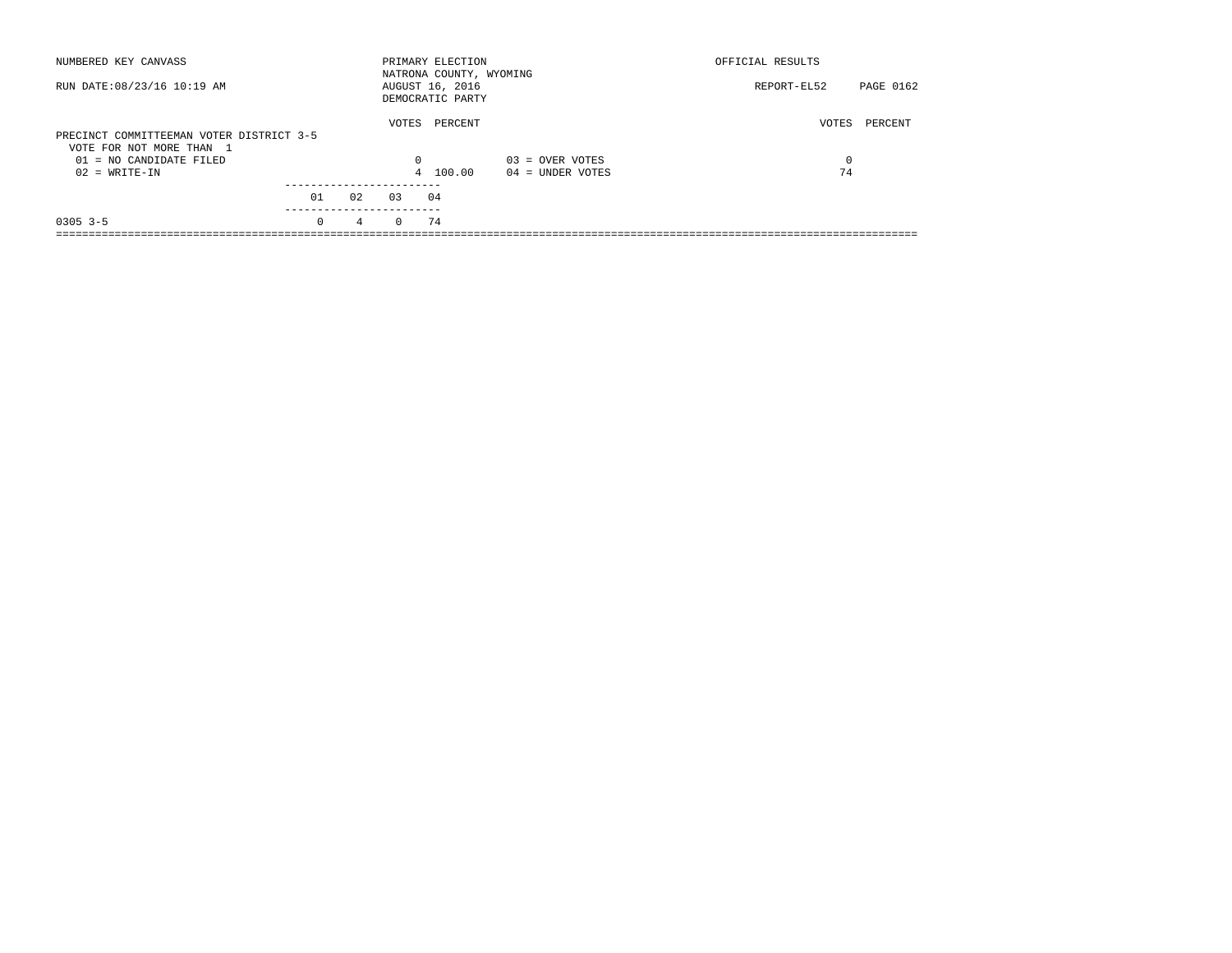NUMBERED KEY CANVASS — PRIMARY ELECTION — OFFICIAL RESULTS

NATRONA COUNTY, WYOMING

RUN DATE:08/23/16 10:19 AM — AUGUST 16, 2016 — REPORT-EL52

DEMOCRATIC PARTY

## PRECINCT COMMITTEEMAN VOTER DISTRICT 3-5

VOTE FOR NOT MORE THAN 1

| | VOTES | PERCENT | | VOTES | PERCENT |
|---|---|---|---|---|---|
| 01 = NO CANDIDATE FILED | 0 | | 03 = OVER VOTES | 0 | |
| 02 = WRITE-IN | 4 | 100.00 | 04 = UNDER VOTES | 74 | |

| | 01 | 02 | 03 | 04 |
|---|---|---|---|---|
| 0305 3-5 | 0 | 4 | 0 | 74 |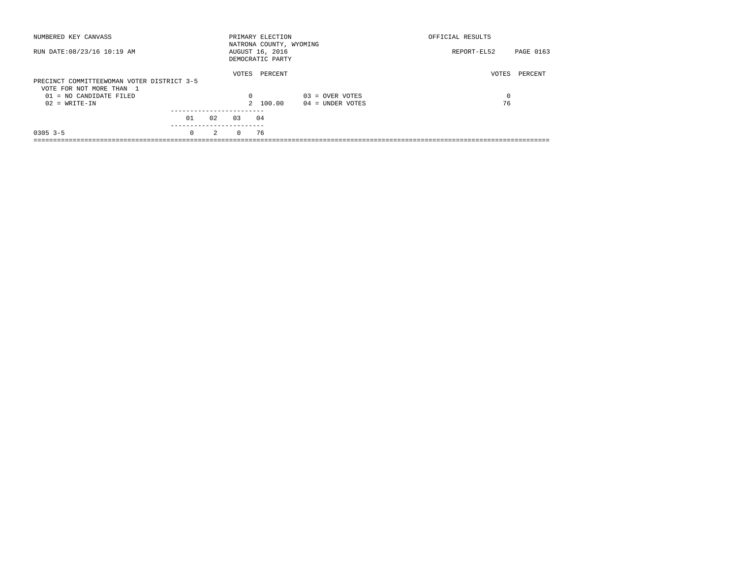NUMBERED KEY CANVASS

RUN DATE:08/23/16 10:19 AM

PRIMARY ELECTION
NATRONA COUNTY, WYOMING
AUGUST 16, 2016
DEMOCRATIC PARTY

OFFICIAL RESULTS

REPORT-EL52 PAGE 0163

## PRECINCT COMMITTEEWOMAN VOTER DISTRICT 3-5

VOTE FOR NOT MORE THAN 1

| | VOTES | PERCENT | | VOTES | PERCENT |
|---|---|---|---|---|---|
| 01 = NO CANDIDATE FILED | 0 | | 03 = OVER VOTES | 0 | |
| 02 = WRITE-IN | 2 | 100.00 | 04 = UNDER VOTES | 76 | |

| | 01 | 02 | 03 | 04 |
|---|---|---|---|---|
| 0305 3-5 | 0 | 2 | 0 | 76 |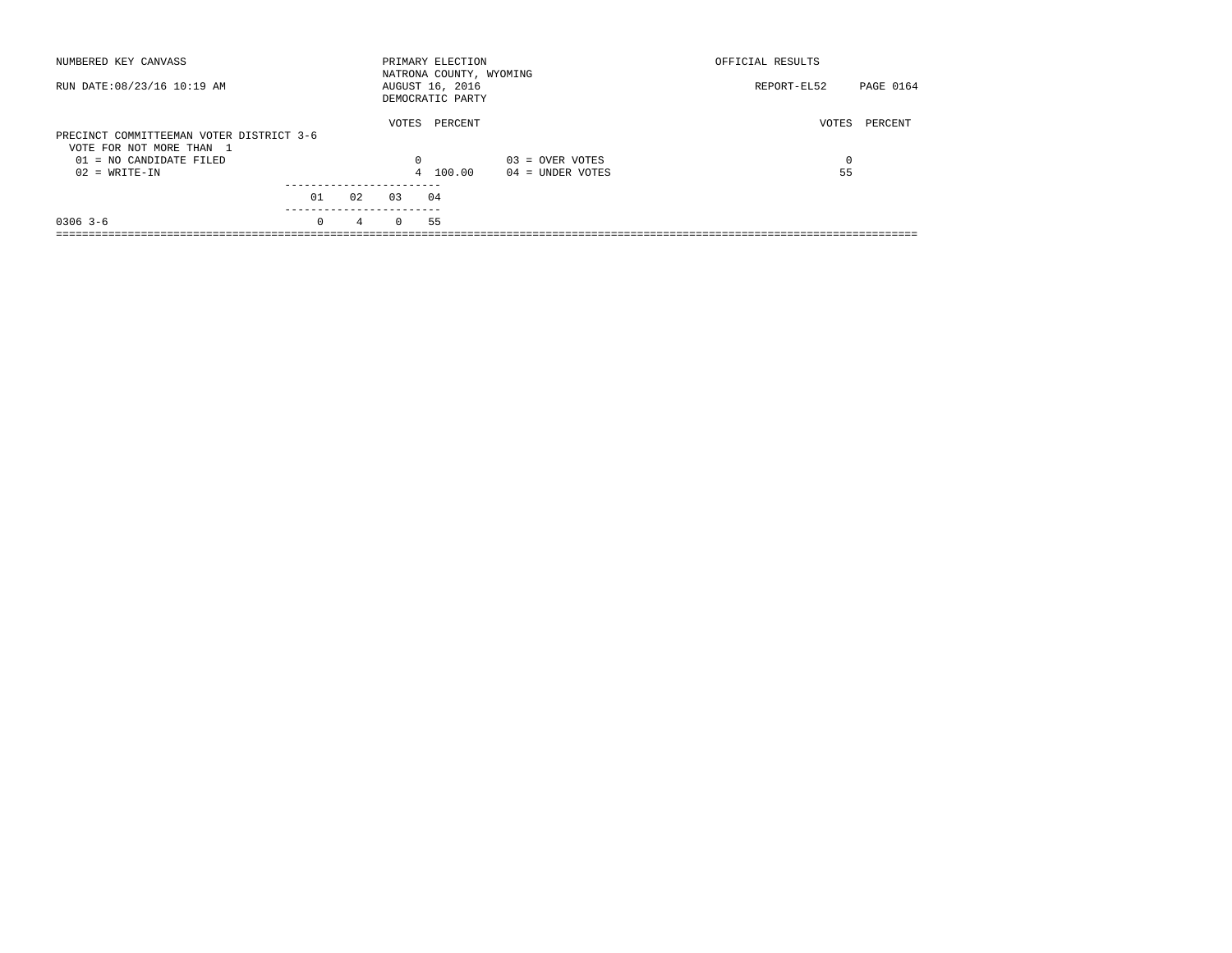NUMBERED KEY CANVASS — PRIMARY ELECTION — OFFICIAL RESULTS

NATRONA COUNTY, WYOMING

RUN DATE:08/23/16 10:19 AM — AUGUST 16, 2016 — REPORT-EL52

DEMOCRATIC PARTY

## PRECINCT COMMITTEEMAN VOTER DISTRICT 3-6

VOTE FOR NOT MORE THAN 1

| | VOTES | PERCENT |
|---|---|---|
| 01 = NO CANDIDATE FILED | 0 | |
| 02 = WRITE-IN | 4 | 100.00 |
| 03 = OVER VOTES | 0 | |
| 04 = UNDER VOTES | 55 | |

| | 01 | 02 | 03 | 04 |
|---|---|---|---|---|
| 0306 3-6 | 0 | 4 | 0 | 55 |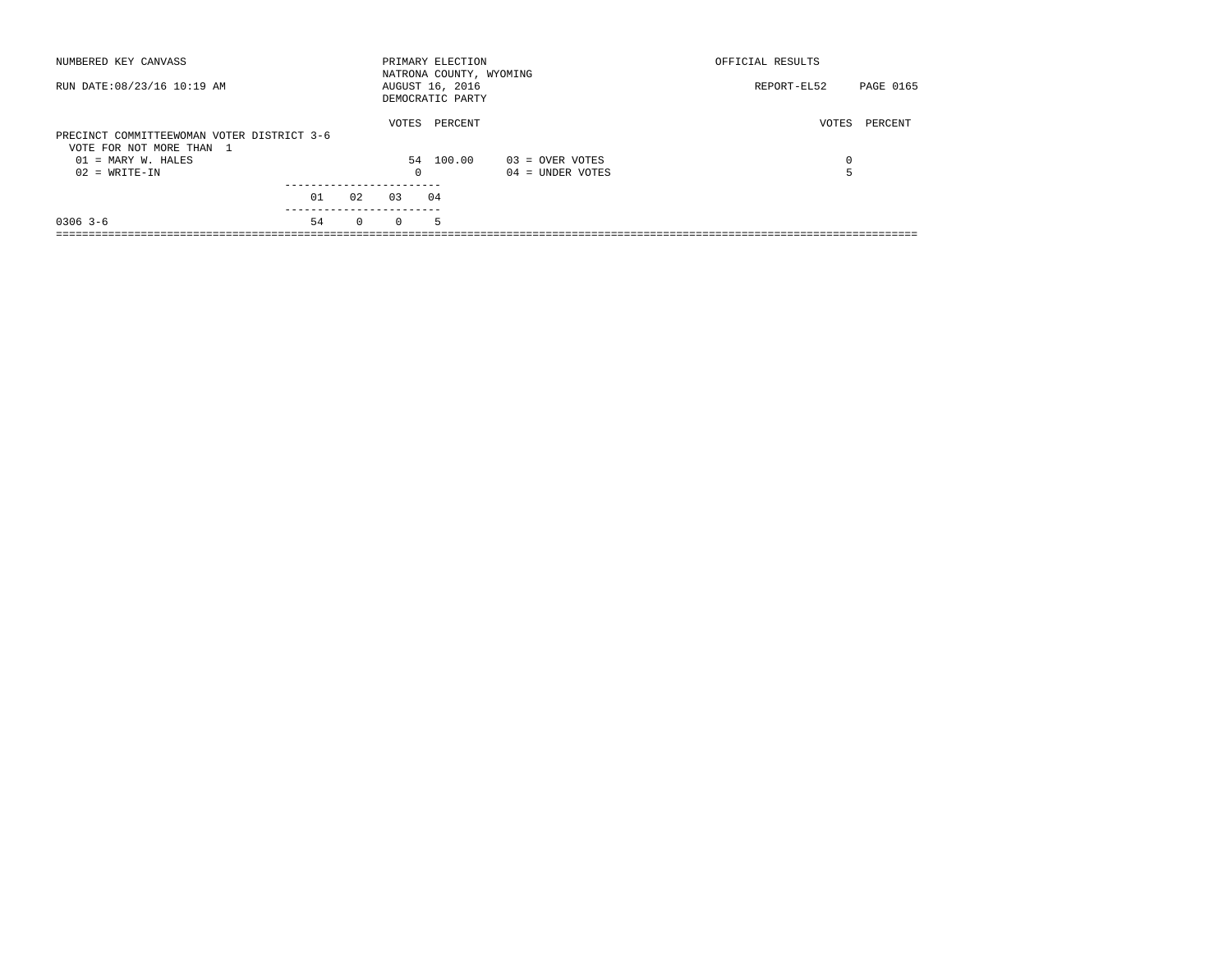NUMBERED KEY CANVASS

RUN DATE:08/23/16 10:19 AM

PRIMARY ELECTION
NATRONA COUNTY, WYOMING
AUGUST 16, 2016
DEMOCRATIC PARTY

OFFICIAL RESULTS

REPORT-EL52 PAGE 0165

PRECINCT COMMITTEEWOMAN VOTER DISTRICT 3-6
VOTE FOR NOT MORE THAN 1

| | VOTES | PERCENT | | VOTES | PERCENT |
|---|---|---|---|---|---|
| 01 = MARY W. HALES | 54 | 100.00 | 03 = OVER VOTES | 0 | |
| 02 = WRITE-IN | 0 | | 04 = UNDER VOTES | 5 | |

| | 01 | 02 | 03 | 04 |
|---|---|---|---|---|
| 0306 3-6 | 54 | 0 | 0 | 5 |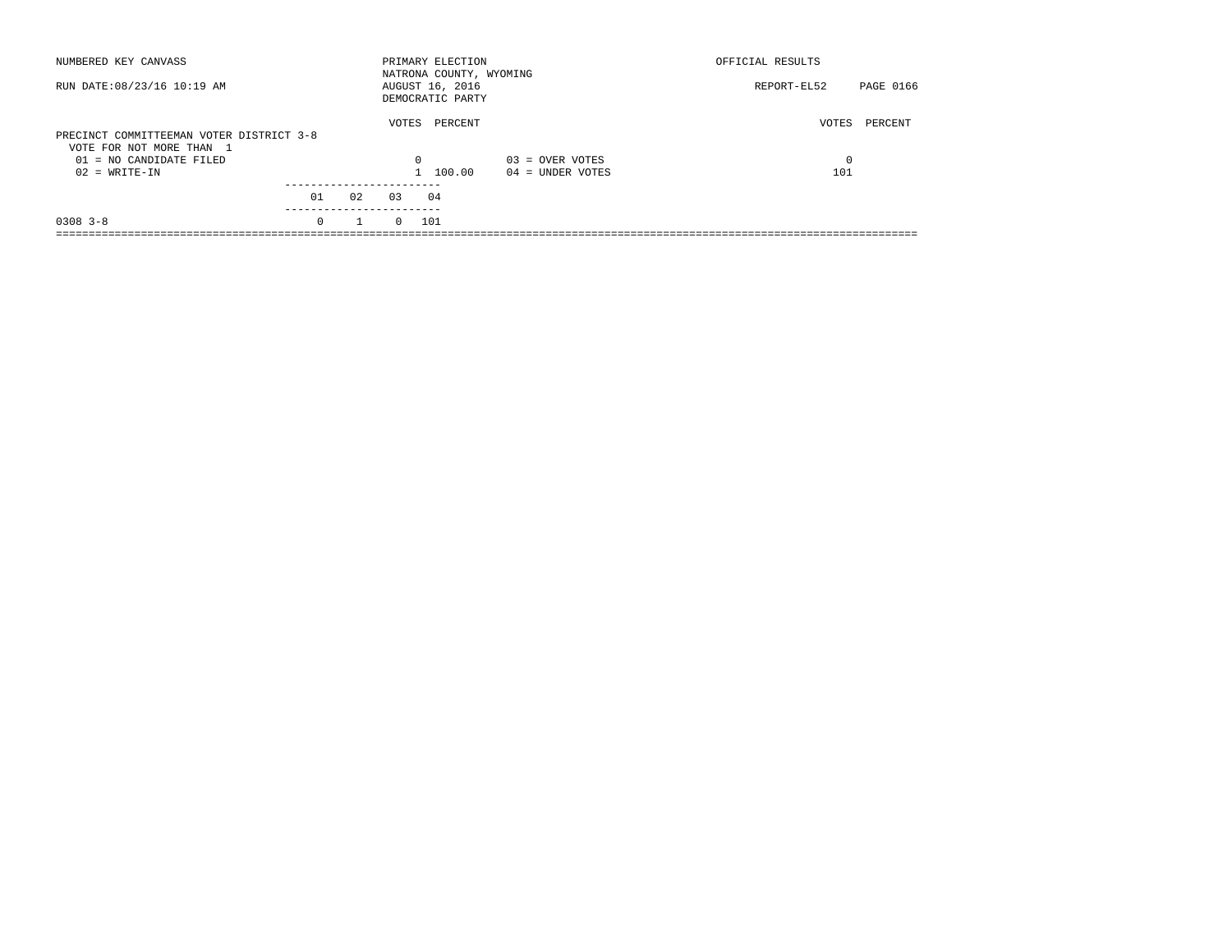NUMBERED KEY CANVASS

RUN DATE:08/23/16 10:19 AM

PRIMARY ELECTION
NATRONA COUNTY, WYOMING
AUGUST 16, 2016
DEMOCRATIC PARTY

OFFICIAL RESULTS

REPORT-EL52 PAGE 0166

PRECINCT COMMITTEEMAN VOTER DISTRICT 3-8
VOTE FOR NOT MORE THAN 1

| | VOTES | PERCENT | | VOTES | PERCENT |
|---|---|---|---|---|---|
| 01 = NO CANDIDATE FILED | 0 | | 03 = OVER VOTES | 0 | |
| 02 = WRITE-IN | 1 | 100.00 | 04 = UNDER VOTES | 101 | |

| | 01 | 02 | 03 | 04 |
|---|---|---|---|---|
| 0308 3-8 | 0 | 1 | 0 | 101 |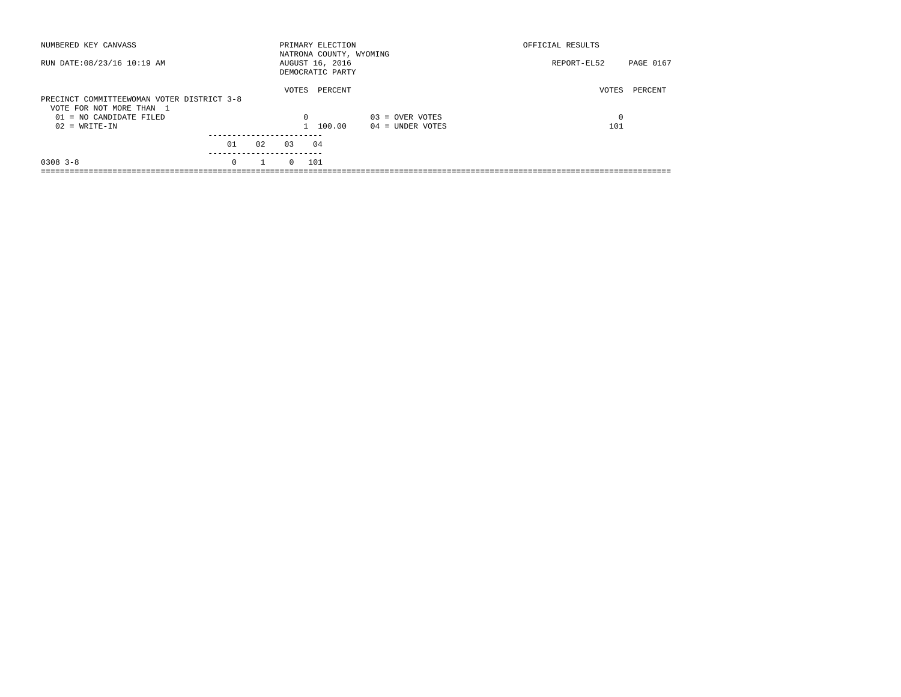NUMBERED KEY CANVASS

PRIMARY ELECTION
NATRONA COUNTY, WYOMING
AUGUST 16, 2016
DEMOCRATIC PARTY

OFFICIAL RESULTS

RUN DATE:08/23/16 10:19 AM

REPORT-EL52 PAGE 0167

## PRECINCT COMMITTEEWOMAN VOTER DISTRICT 3-8

VOTE FOR NOT MORE THAN 1

| | VOTES | PERCENT | | VOTES | PERCENT |
|---|---|---|---|---|---|
| 01 = NO CANDIDATE FILED | 0 | | 03 = OVER VOTES | 0 | |
| 02 = WRITE-IN | 1 | 100.00 | 04 = UNDER VOTES | 101 | |

| | 01 | 02 | 03 | 04 |
|---|---|---|---|---|
| 0308 3-8 | 0 | 1 | 0 | 101 |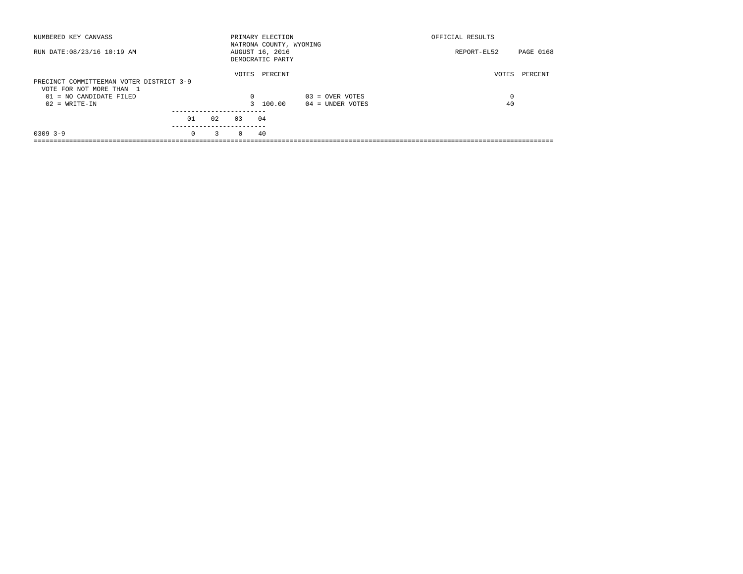NUMBERED KEY CANVASS — PRIMARY ELECTION — OFFICIAL RESULTS

NATRONA COUNTY, WYOMING

RUN DATE:08/23/16 10:19 AM — AUGUST 16, 2016 — REPORT-EL52

DEMOCRATIC PARTY

## PRECINCT COMMITTEEMAN VOTER DISTRICT 3-9

VOTE FOR NOT MORE THAN 1

| | VOTES | PERCENT | | VOTES | PERCENT |
|---|---|---|---|---|---|
| 01 = NO CANDIDATE FILED | 0 | | 03 = OVER VOTES | 0 | |
| 02 = WRITE-IN | 3 | 100.00 | 04 = UNDER VOTES | 40 | |

| | 01 | 02 | 03 | 04 |
|---|---|---|---|---|
| 0309 3-9 | 0 | 3 | 0 | 40 |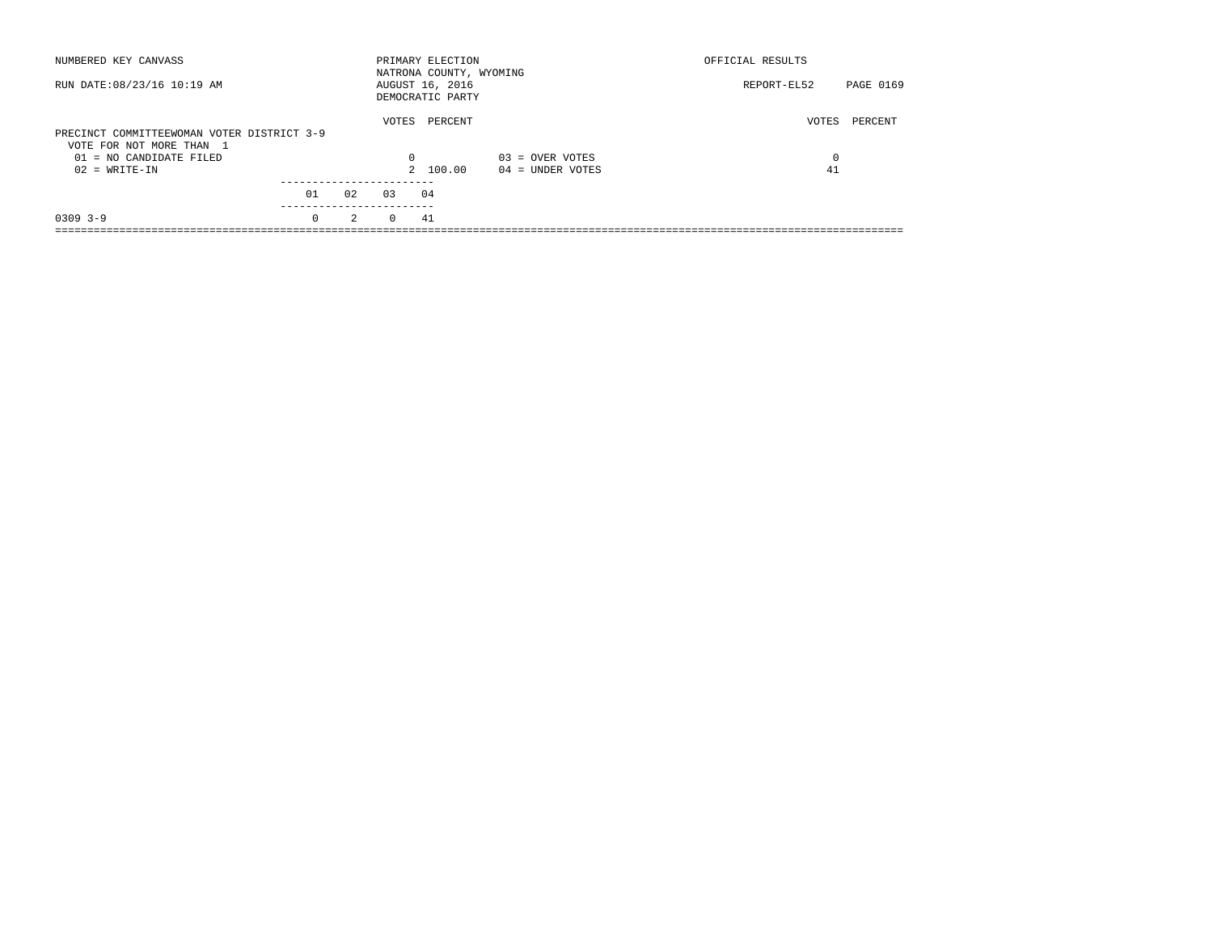NUMBERED KEY CANVASS

RUN DATE:08/23/16 10:19 AM

PRIMARY ELECTION
NATRONA COUNTY, WYOMING
AUGUST 16, 2016
DEMOCRATIC PARTY

OFFICIAL RESULTS

REPORT-EL52 PAGE 0169

PRECINCT COMMITTEEWOMAN VOTER DISTRICT 3-9
VOTE FOR NOT MORE THAN 1

| | VOTES | PERCENT | | VOTES | PERCENT |
|---|---|---|---|---|---|
| 01 = NO CANDIDATE FILED | 0 | | 03 = OVER VOTES | 0 | |
| 02 = WRITE-IN | 2 | 100.00 | 04 = UNDER VOTES | 41 | |

| | 01 | 02 | 03 | 04 |
|---|---|---|---|---|
| 0309 3-9 | 0 | 2 | 0 | 41 |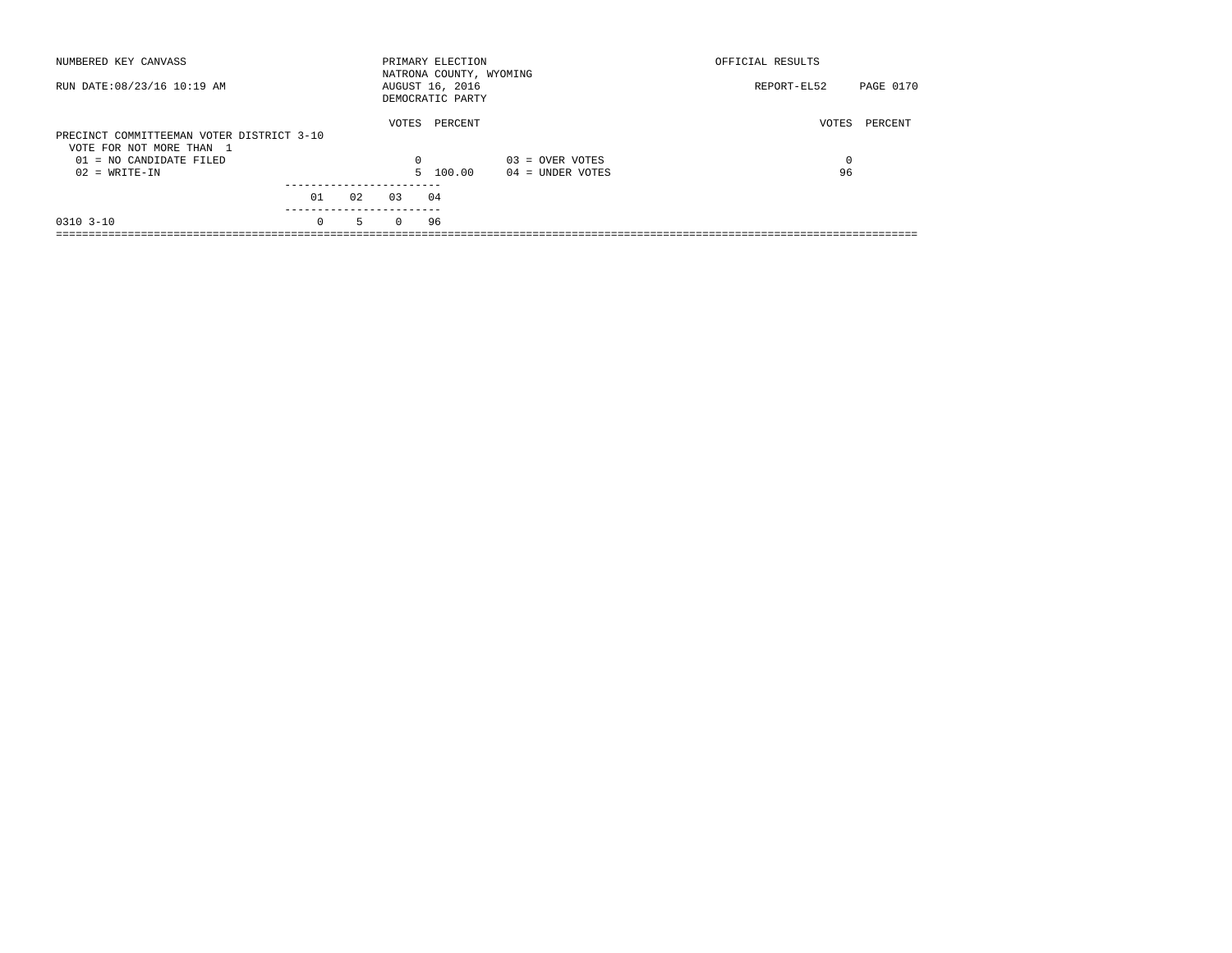NUMBERED KEY CANVASS — PRIMARY ELECTION — OFFICIAL RESULTS
NATRONA COUNTY, WYOMING
RUN DATE:08/23/16 10:19 AM — AUGUST 16, 2016 — REPORT-EL52
DEMOCRATIC PARTY

## PRECINCT COMMITTEEMAN VOTER DISTRICT 3-10

VOTE FOR NOT MORE THAN 1

| | VOTES | PERCENT |
|---|---|---|
| 01 = NO CANDIDATE FILED | 0 | |
| 02 = WRITE-IN | 5 | 100.00 |
| 03 = OVER VOTES | 0 | |
| 04 = UNDER VOTES | 96 | |

| | 01 | 02 | 03 | 04 |
|---|---|---|---|---|
| 0310 3-10 | 0 | 5 | 0 | 96 |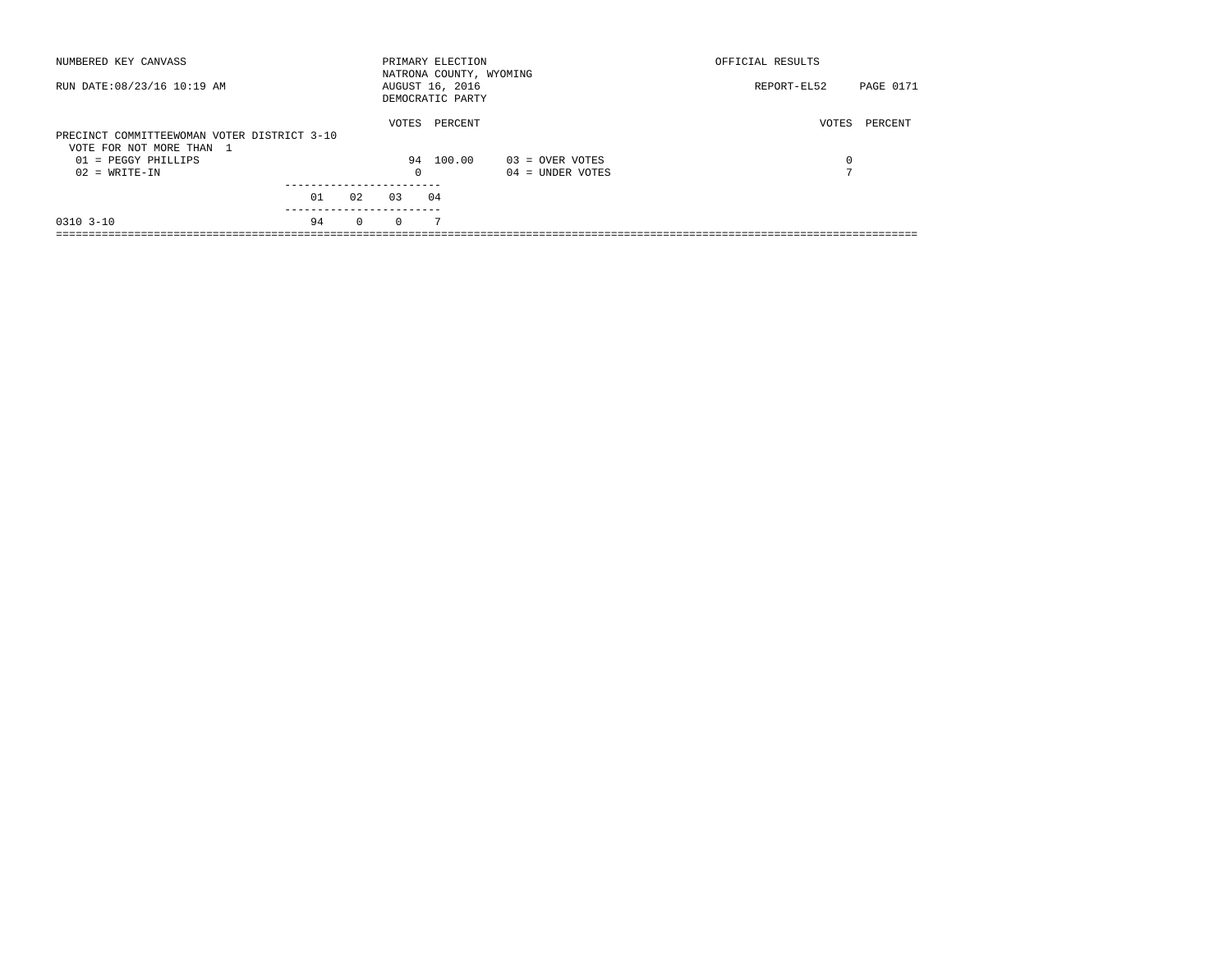NUMBERED KEY CANVASS

RUN DATE:08/23/16 10:19 AM

PRIMARY ELECTION
NATRONA COUNTY, WYOMING
AUGUST 16, 2016
DEMOCRATIC PARTY

OFFICIAL RESULTS

REPORT-EL52 PAGE 0171

## PRECINCT COMMITTEEWOMAN VOTER DISTRICT 3-10

VOTE FOR NOT MORE THAN 1

| | VOTES | PERCENT | | VOTES | PERCENT |
|---|---|---|---|---|---|
| 01 = PEGGY PHILLIPS | 94 | 100.00 | 03 = OVER VOTES | 0 | |
| 02 = WRITE-IN | 0 | | 04 = UNDER VOTES | 7 | |

| | 01 | 02 | 03 | 04 |
|---|---|---|---|---|
| 0310 3-10 | 94 | 0 | 0 | 7 |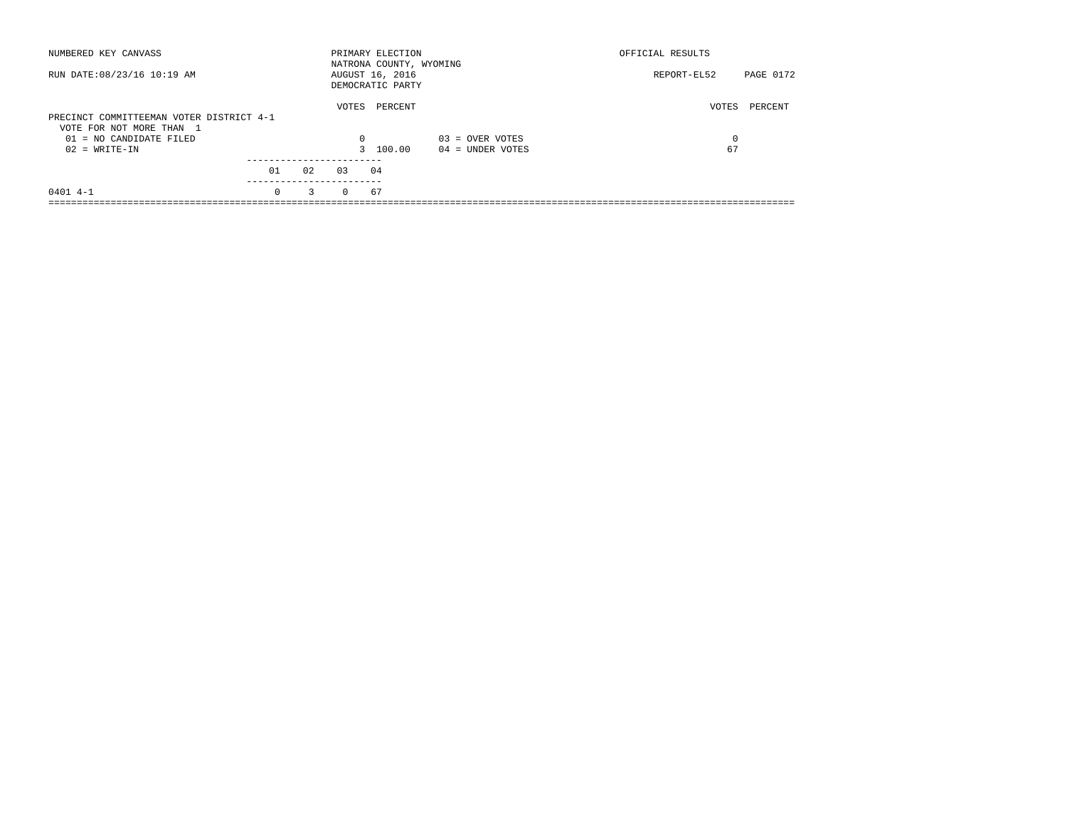NUMBERED KEY CANVASS

RUN DATE:08/23/16 10:19 AM

PRIMARY ELECTION
NATRONA COUNTY, WYOMING
AUGUST 16, 2016
DEMOCRATIC PARTY

OFFICIAL RESULTS

REPORT-EL52

## PRECINCT COMMITTEEMAN VOTER DISTRICT 4-1

VOTE FOR NOT MORE THAN 1

| | VOTES | PERCENT | | VOTES | PERCENT |
|---|---|---|---|---|---|
| 01 = NO CANDIDATE FILED | 0 | | 03 = OVER VOTES | 0 | |
| 02 = WRITE-IN | 3 | 100.00 | 04 = UNDER VOTES | 67 | |

| | 01 | 02 | 03 | 04 |
|---|---|---|---|---|
| 0401 4-1 | 0 | 3 | 0 | 67 |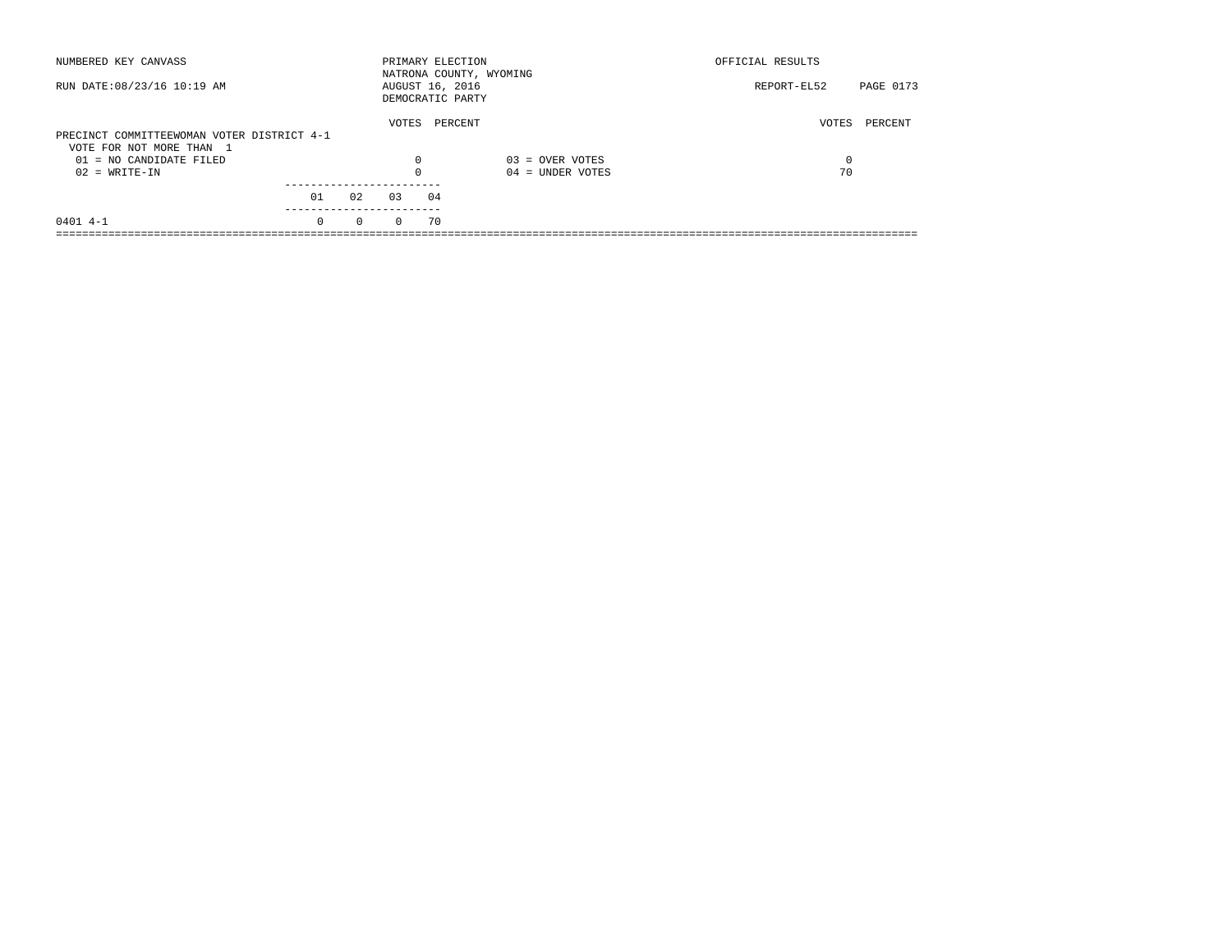NUMBERED KEY CANVASS — PRIMARY ELECTION — OFFICIAL RESULTS

NATRONA COUNTY, WYOMING

RUN DATE:08/23/16 10:19 AM — AUGUST 16, 2016 — REPORT-EL52 PAGE 0173

DEMOCRATIC PARTY

## PRECINCT COMMITTEEWOMAN VOTER DISTRICT 4-1

VOTE FOR NOT MORE THAN 1

| Candidate | VOTES | PERCENT |
|---|---|---|
| 01 = NO CANDIDATE FILED | 0 | |
| 02 = WRITE-IN | 0 | |
| 03 = OVER VOTES | 0 | |
| 04 = UNDER VOTES | 70 | |

| Precinct | 01 | 02 | 03 | 04 |
|---|---|---|---|---|
| 0401 4-1 | 0 | 0 | 0 | 70 |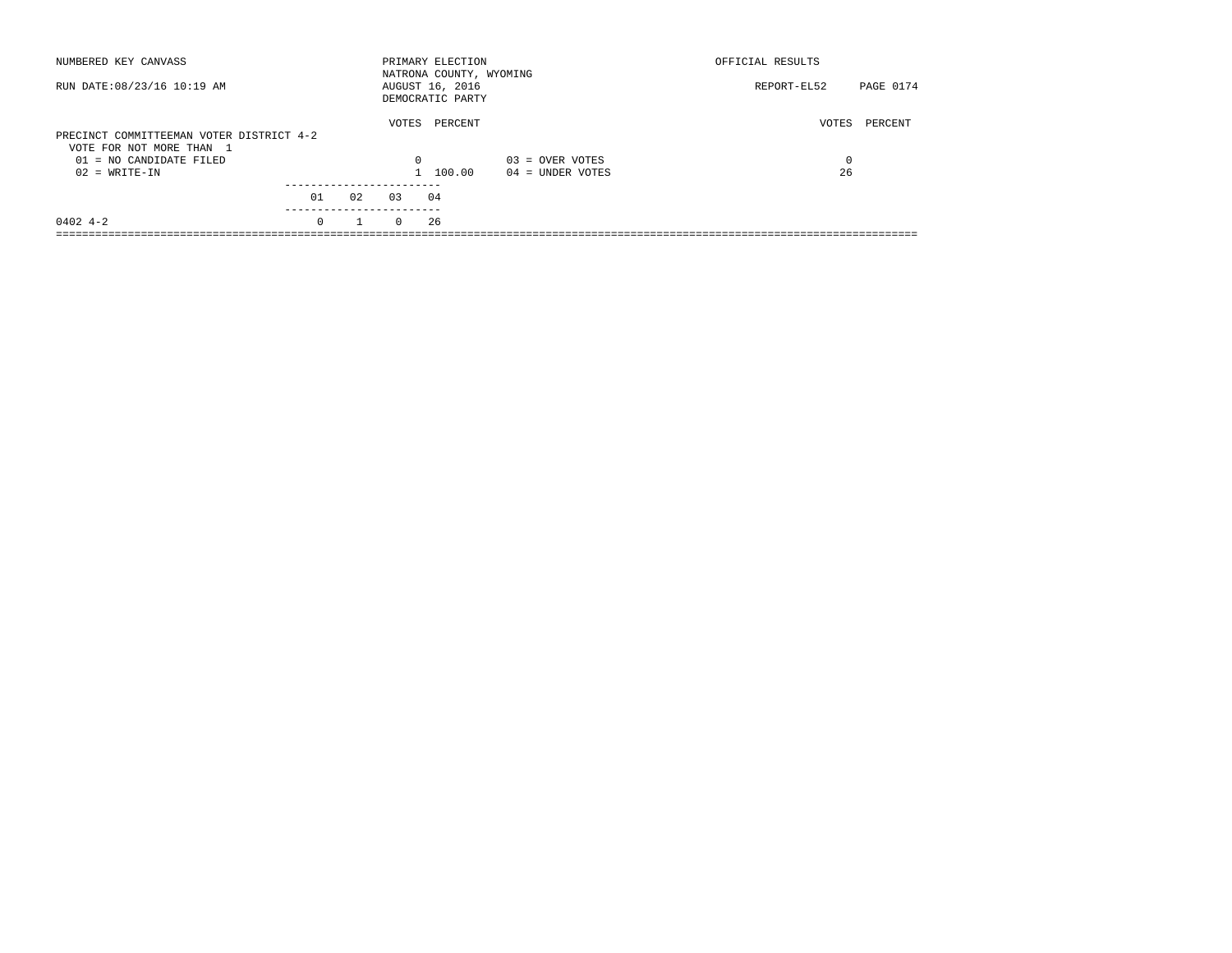NUMBERED KEY CANVASS

RUN DATE:08/23/16 10:19 AM

PRIMARY ELECTION
NATRONA COUNTY, WYOMING
AUGUST 16, 2016
DEMOCRATIC PARTY

OFFICIAL RESULTS

REPORT-EL52 PAGE 0174

PRECINCT COMMITTEEMAN VOTER DISTRICT 4-2
VOTE FOR NOT MORE THAN 1

| | VOTES | PERCENT | | VOTES | PERCENT |
|---|---|---|---|---|---|
| 01 = NO CANDIDATE FILED | 0 | | 03 = OVER VOTES | 0 | |
| 02 = WRITE-IN | 1 | 100.00 | 04 = UNDER VOTES | 26 | |

| | 01 | 02 | 03 | 04 |
|---|---|---|---|---|
| 0402 4-2 | 0 | 1 | 0 | 26 |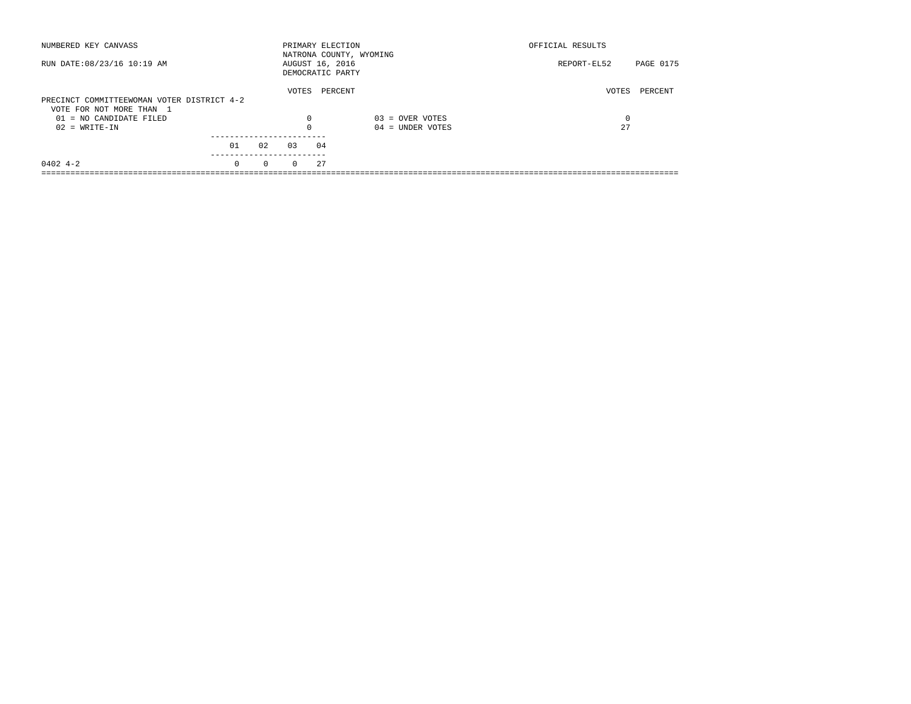NUMBERED KEY CANVASS

RUN DATE:08/23/16 10:19 AM

PRIMARY ELECTION
NATRONA COUNTY, WYOMING
AUGUST 16, 2016
DEMOCRATIC PARTY

OFFICIAL RESULTS

REPORT-EL52

## PRECINCT COMMITTEEWOMAN VOTER DISTRICT 4-2

VOTE FOR NOT MORE THAN 1

| | VOTES | PERCENT | | VOTES | PERCENT |
|---|---|---|---|---|---|
| 01 = NO CANDIDATE FILED | 0 | | 03 = OVER VOTES | 0 | |
| 02 = WRITE-IN | 0 | | 04 = UNDER VOTES | 27 | |

| | 01 | 02 | 03 | 04 |
|---|---|---|---|---|
| 0402 4-2 | 0 | 0 | 0 | 27 |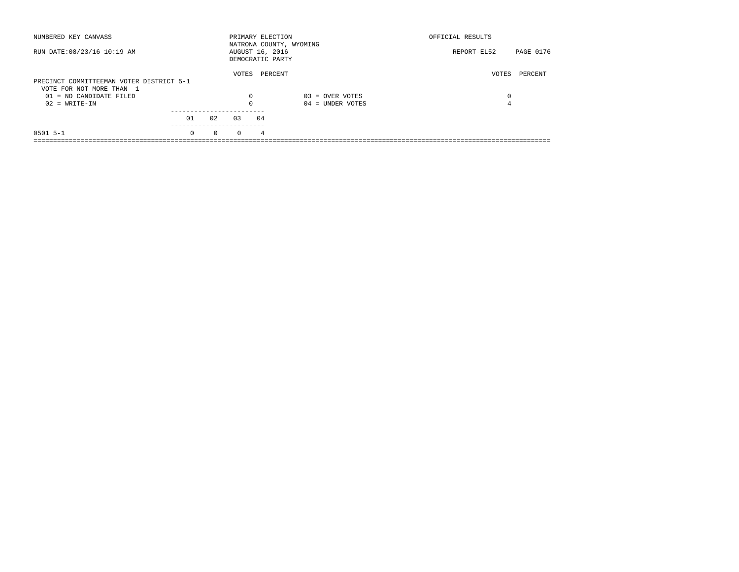NUMBERED KEY CANVASS

PRIMARY ELECTION
NATRONA COUNTY, WYOMING
AUGUST 16, 2016
DEMOCRATIC PARTY

OFFICIAL RESULTS

RUN DATE:08/23/16 10:19 AM

REPORT-EL52

## PRECINCT COMMITTEEMAN VOTER DISTRICT 5-1

VOTE FOR NOT MORE THAN 1

| | VOTES | PERCENT | | VOTES | PERCENT |
|---|---|---|---|---|---|
| 01 = NO CANDIDATE FILED | 0 | | 03 = OVER VOTES | 0 | |
| 02 = WRITE-IN | 0 | | 04 = UNDER VOTES | 4 | |

| | 01 | 02 | 03 | 04 |
|---|---|---|---|---|
| 0501 5-1 | 0 | 0 | 0 | 4 |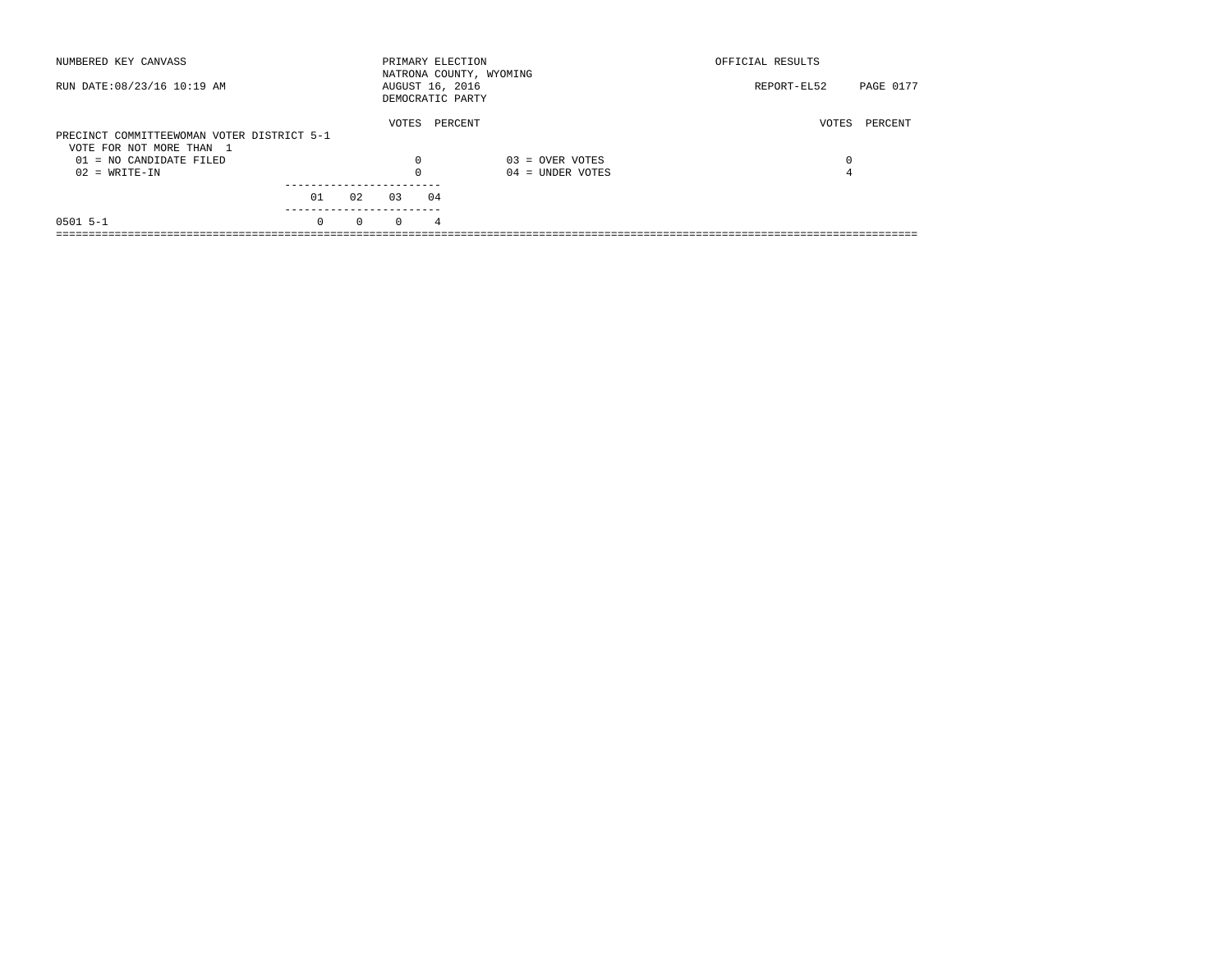NUMBERED KEY CANVASS

RUN DATE:08/23/16 10:19 AM

PRIMARY ELECTION
NATRONA COUNTY, WYOMING
AUGUST 16, 2016
DEMOCRATIC PARTY

OFFICIAL RESULTS

REPORT-EL52

PRECINCT COMMITTEEWOMAN VOTER DISTRICT 5-1
VOTE FOR NOT MORE THAN 1

| | VOTES | PERCENT | | VOTES | PERCENT |
|---|---|---|---|---|---|
| 01 = NO CANDIDATE FILED | 0 | | 03 = OVER VOTES | 0 | |
| 02 = WRITE-IN | 0 | | 04 = UNDER VOTES | 4 | |

| | 01 | 02 | 03 | 04 |
|---|---|---|---|---|
| 0501 5-1 | 0 | 0 | 0 | 4 |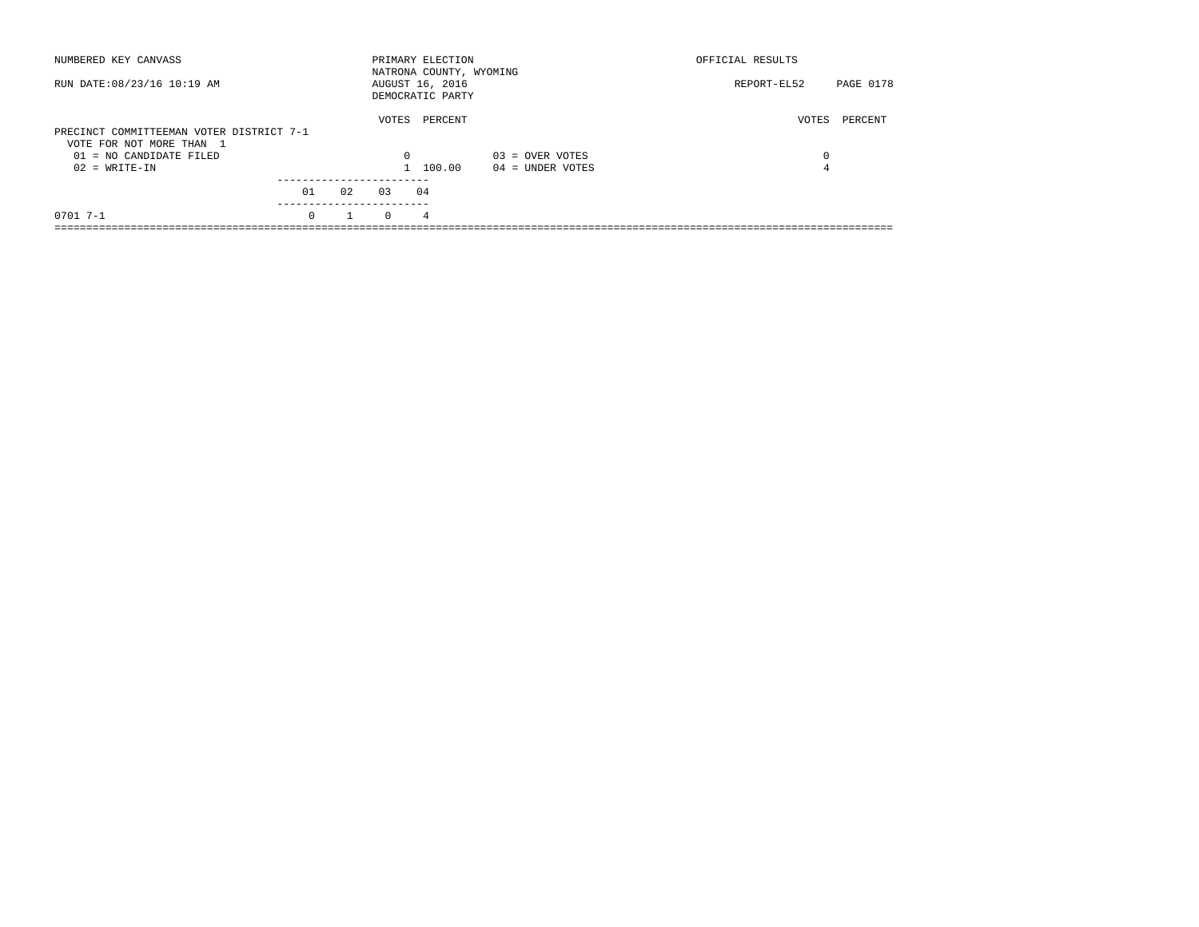NUMBERED KEY CANVASS

RUN DATE:08/23/16 10:19 AM

PRIMARY ELECTION
NATRONA COUNTY, WYOMING
AUGUST 16, 2016
DEMOCRATIC PARTY

OFFICIAL RESULTS

REPORT-EL52 PAGE 0178

PRECINCT COMMITTEEMAN VOTER DISTRICT 7-1
VOTE FOR NOT MORE THAN 1

| | VOTES | PERCENT | | VOTES | PERCENT |
|---|---|---|---|---|---|
| 01 = NO CANDIDATE FILED | 0 | | 03 = OVER VOTES | 0 | |
| 02 = WRITE-IN | 1 | 100.00 | 04 = UNDER VOTES | 4 | |

| | 01 | 02 | 03 | 04 |
|---|---|---|---|---|
| 0701 7-1 | 0 | 1 | 0 | 4 |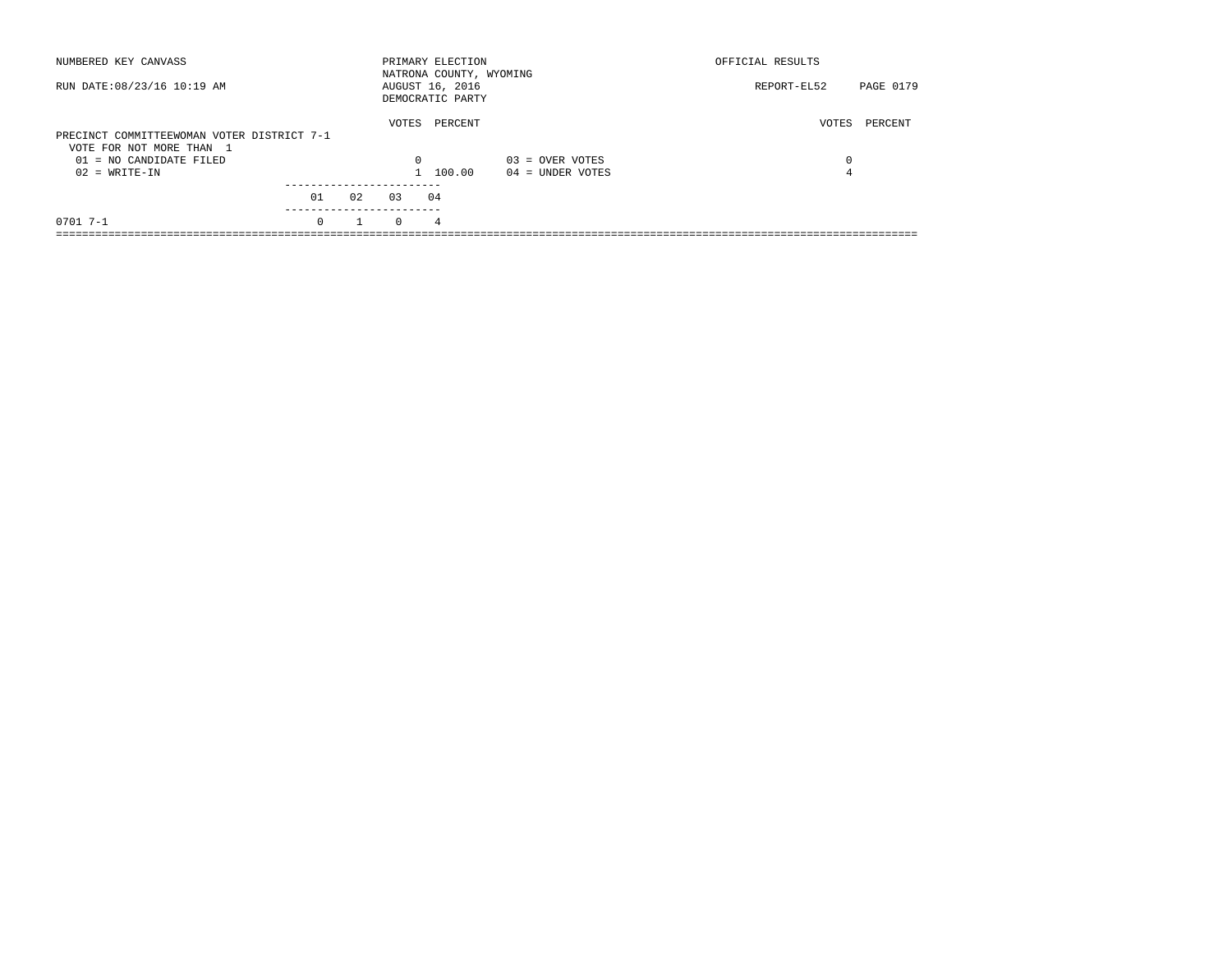NUMBERED KEY CANVASS

RUN DATE:08/23/16 10:19 AM

PRIMARY ELECTION
NATRONA COUNTY, WYOMING
AUGUST 16, 2016
DEMOCRATIC PARTY

OFFICIAL RESULTS

REPORT-EL52 PAGE 0179

PRECINCT COMMITTEEWOMAN VOTER DISTRICT 7-1
VOTE FOR NOT MORE THAN 1

| | VOTES | PERCENT | | VOTES | PERCENT |
|---|---|---|---|---|---|
| 01 = NO CANDIDATE FILED | 0 | | 03 = OVER VOTES | 0 | |
| 02 = WRITE-IN | 1 | 100.00 | 04 = UNDER VOTES | 4 | |

| | 01 | 02 | 03 | 04 |
|---|---|---|---|---|
| 0701 7-1 | 0 | 1 | 0 | 4 |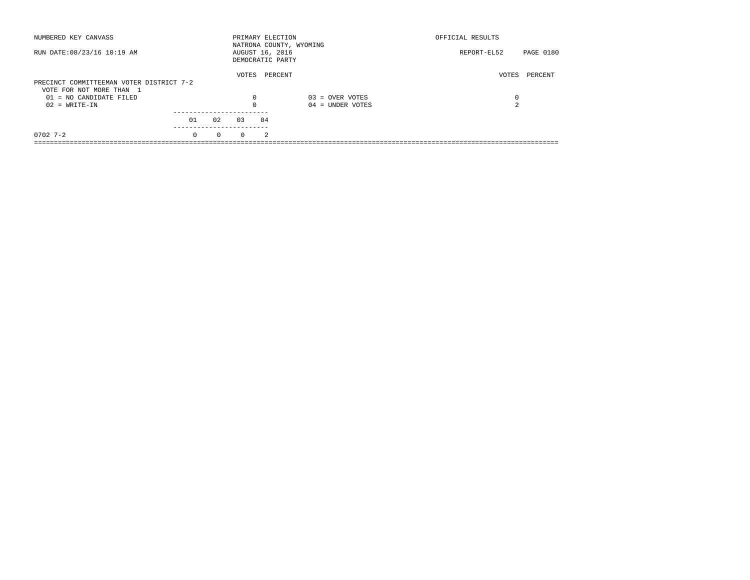NUMBERED KEY CANVASS

RUN DATE:08/23/16 10:19 AM

PRIMARY ELECTION
NATRONA COUNTY, WYOMING
AUGUST 16, 2016
DEMOCRATIC PARTY

OFFICIAL RESULTS

REPORT-EL52

## PRECINCT COMMITTEEMAN VOTER DISTRICT 7-2

VOTE FOR NOT MORE THAN 1

| | VOTES | PERCENT | | VOTES | PERCENT |
|---|---|---|---|---|---|
| 01 = NO CANDIDATE FILED | 0 | | 03 = OVER VOTES | 0 | |
| 02 = WRITE-IN | 0 | | 04 = UNDER VOTES | 2 | |

| | 01 | 02 | 03 | 04 |
|---|---|---|---|---|
| 0702 7-2 | 0 | 0 | 0 | 2 |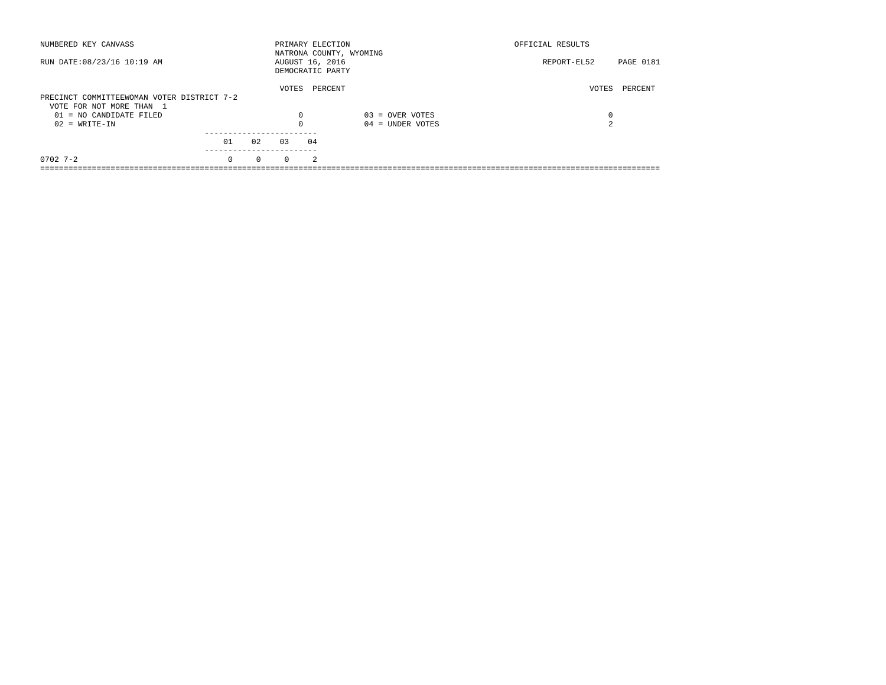NUMBERED KEY CANVASS

RUN DATE:08/23/16 10:19 AM

PRIMARY ELECTION
NATRONA COUNTY, WYOMING
AUGUST 16, 2016
DEMOCRATIC PARTY

OFFICIAL RESULTS

REPORT-EL52

## PRECINCT COMMITTEEWOMAN VOTER DISTRICT 7-2

VOTE FOR NOT MORE THAN 1

| | VOTES | PERCENT | | VOTES | PERCENT |
|---|---|---|---|---|---|
| 01 = NO CANDIDATE FILED | 0 | | 03 = OVER VOTES | 0 | |
| 02 = WRITE-IN | 0 | | 04 = UNDER VOTES | 2 | |

| | 01 | 02 | 03 | 04 |
|---|---|---|---|---|
| 0702 7-2 | 0 | 0 | 0 | 2 |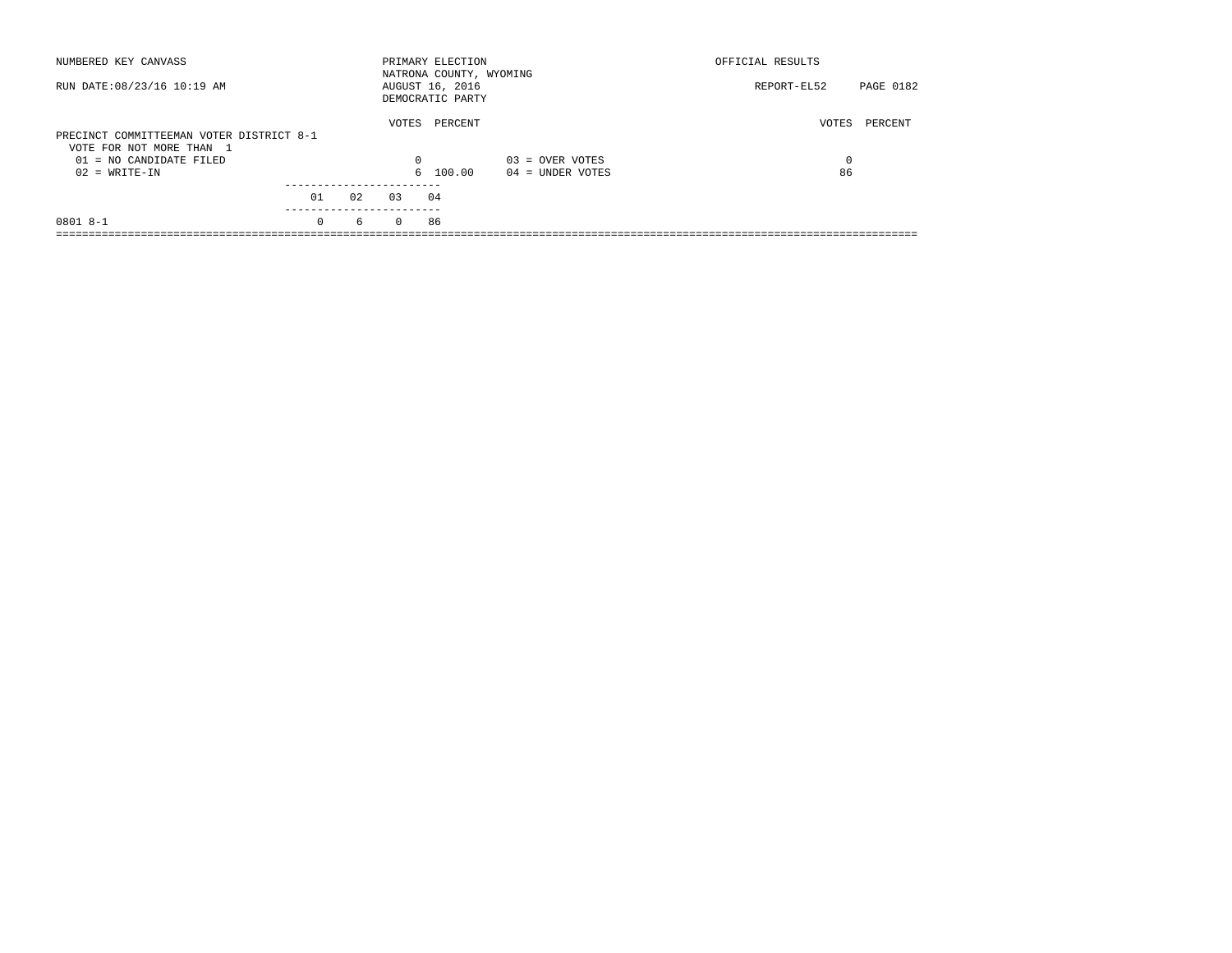NUMBERED KEY CANVASS — PRIMARY ELECTION — OFFICIAL RESULTS

NATRONA COUNTY, WYOMING

RUN DATE:08/23/16 10:19 AM — AUGUST 16, 2016 — REPORT-EL52

DEMOCRATIC PARTY

## PRECINCT COMMITTEEMAN VOTER DISTRICT 8-1

VOTE FOR NOT MORE THAN 1

| | VOTES | PERCENT |
|---|---|---|
| 01 = NO CANDIDATE FILED | 0 | |
| 02 = WRITE-IN | 6 | 100.00 |
| 03 = OVER VOTES | 0 | |
| 04 = UNDER VOTES | 86 | |

| | 01 | 02 | 03 | 04 |
|---|---|---|---|---|
| 0801 8-1 | 0 | 6 | 0 | 86 |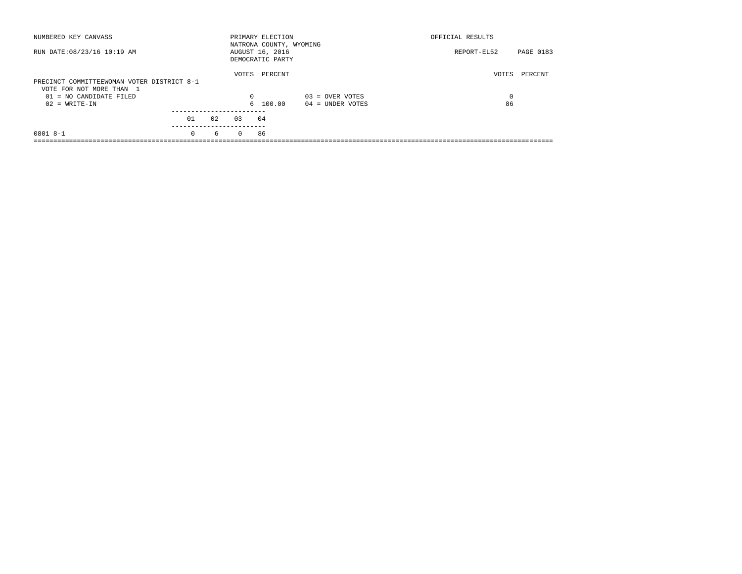NUMBERED KEY CANVASS

RUN DATE:08/23/16 10:19 AM

PRIMARY ELECTION
NATRONA COUNTY, WYOMING
AUGUST 16, 2016
DEMOCRATIC PARTY

OFFICIAL RESULTS

REPORT-EL52 PAGE 0183

## PRECINCT COMMITTEEWOMAN VOTER DISTRICT 8-1

VOTE FOR NOT MORE THAN 1

| | VOTES | PERCENT | | VOTES | PERCENT |
|---|---|---|---|---|---|
| 01 = NO CANDIDATE FILED | 0 | | 03 = OVER VOTES | 0 | |
| 02 = WRITE-IN | 6 | 100.00 | 04 = UNDER VOTES | 86 | |

| | 01 | 02 | 03 | 04 |
|---|---|---|---|---|
| 0801 8-1 | 0 | 6 | 0 | 86 |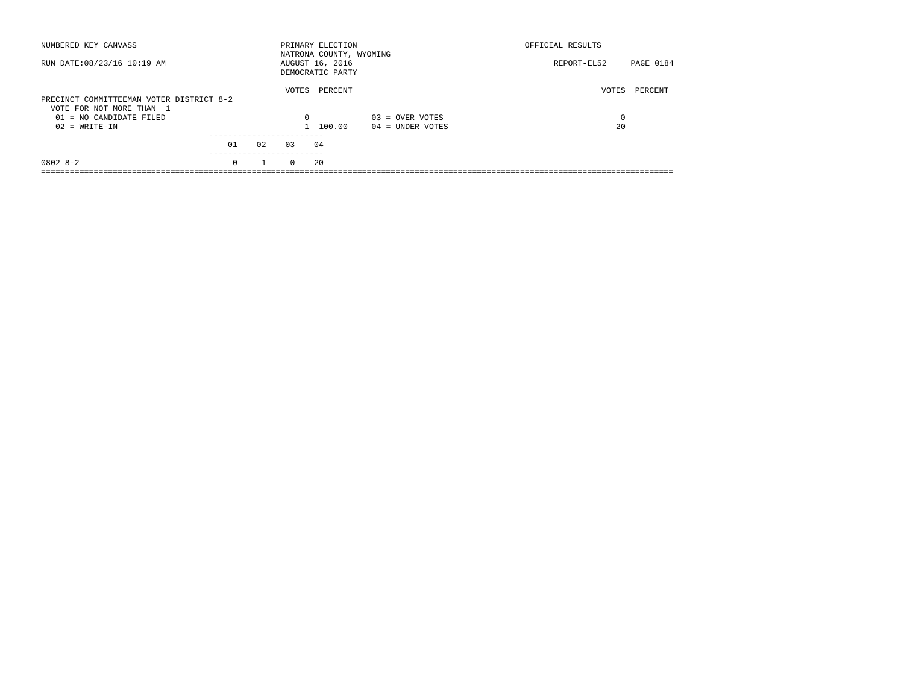NUMBERED KEY CANVASS

RUN DATE:08/23/16 10:19 AM

PRIMARY ELECTION
NATRONA COUNTY, WYOMING
AUGUST 16, 2016
DEMOCRATIC PARTY

OFFICIAL RESULTS

REPORT-EL52 PAGE 0184

PRECINCT COMMITTEEMAN VOTER DISTRICT 8-2
VOTE FOR NOT MORE THAN 1

| | VOTES | PERCENT | | VOTES | PERCENT |
|---|---|---|---|---|---|
| 01 = NO CANDIDATE FILED | 0 | | 03 = OVER VOTES | 0 | |
| 02 = WRITE-IN | 1 | 100.00 | 04 = UNDER VOTES | 20 | |

| | 01 | 02 | 03 | 04 |
|---|---|---|---|---|
| 0802 8-2 | 0 | 1 | 0 | 20 |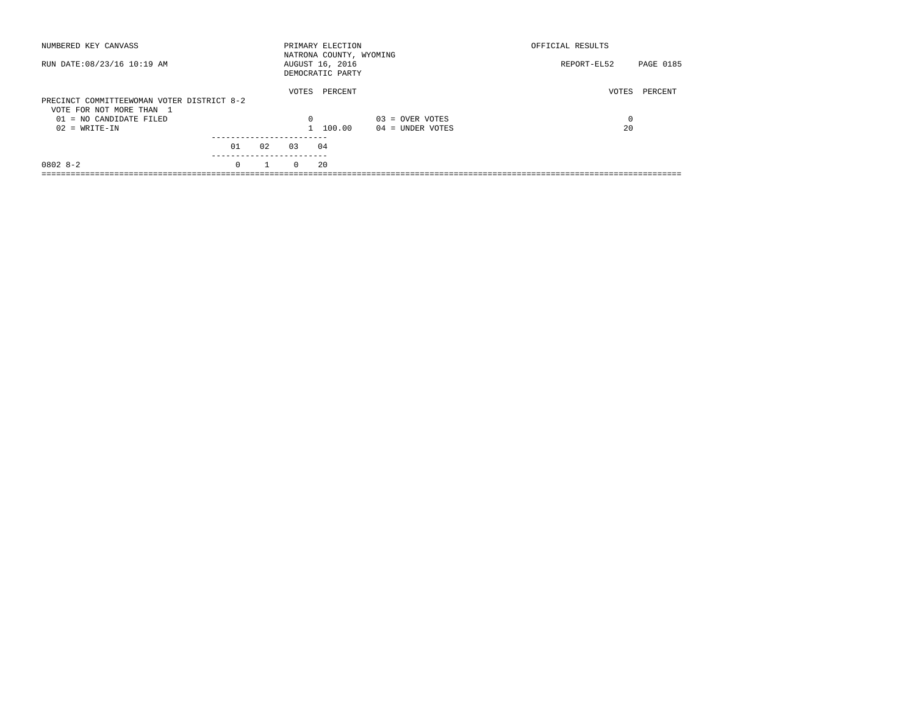NUMBERED KEY CANVASS

RUN DATE:08/23/16 10:19 AM

PRIMARY ELECTION
NATRONA COUNTY, WYOMING
AUGUST 16, 2016
DEMOCRATIC PARTY

OFFICIAL RESULTS

REPORT-EL52 PAGE 0185

PRECINCT COMMITTEEWOMAN VOTER DISTRICT 8-2
VOTE FOR NOT MORE THAN 1

| | VOTES | PERCENT | | VOTES | PERCENT |
|---|---|---|---|---|---|
| 01 = NO CANDIDATE FILED | 0 | | 03 = OVER VOTES | 0 | |
| 02 = WRITE-IN | 1 | 100.00 | 04 = UNDER VOTES | 20 | |

| | 01 | 02 | 03 | 04 |
|---|---|---|---|---|
| 0802 8-2 | 0 | 1 | 0 | 20 |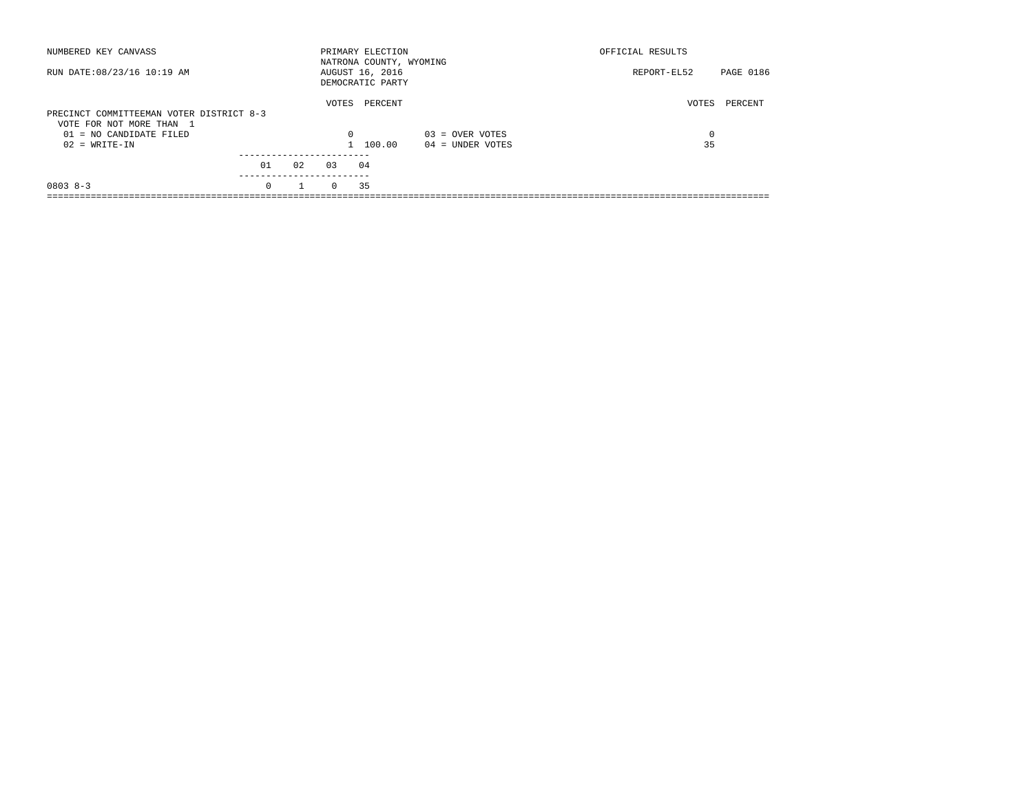NUMBERED KEY CANVASS

RUN DATE:08/23/16 10:19 AM

PRIMARY ELECTION
NATRONA COUNTY, WYOMING
AUGUST 16, 2016
DEMOCRATIC PARTY

OFFICIAL RESULTS

REPORT-EL52 PAGE 0186

**PRECINCT COMMITTEEMAN VOTER DISTRICT 8-3**
VOTE FOR NOT MORE THAN 1

| | VOTES | PERCENT | | VOTES | PERCENT |
|---|---|---|---|---|---|
| 01 = NO CANDIDATE FILED | 0 | | 03 = OVER VOTES | 0 | |
| 02 = WRITE-IN | 1 | 100.00 | 04 = UNDER VOTES | 35 | |

| | 01 | 02 | 03 | 04 |
|---|---|---|---|---|
| 0803 8-3 | 0 | 1 | 0 | 35 |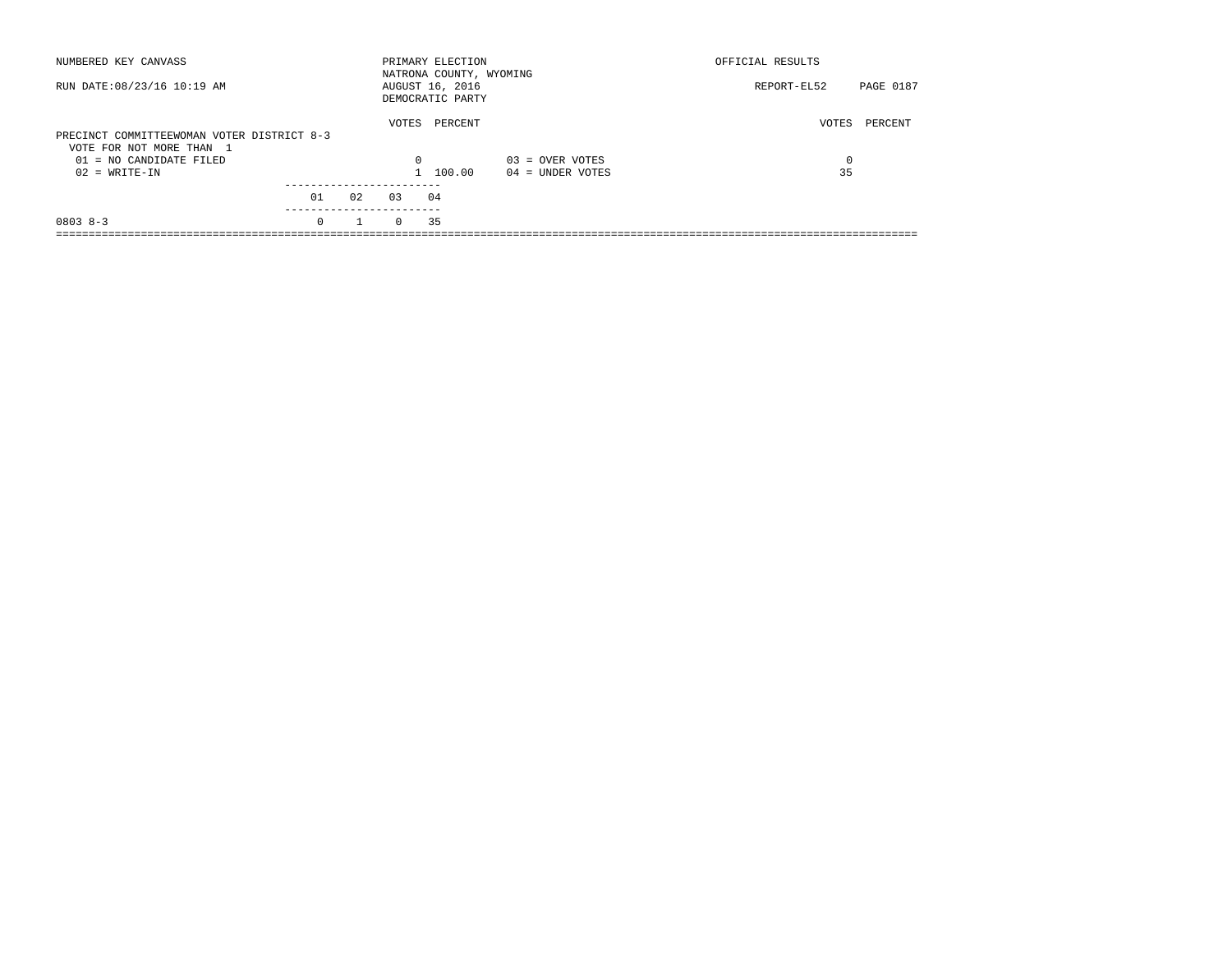NUMBERED KEY CANVASS

RUN DATE:08/23/16 10:19 AM

PRIMARY ELECTION
NATRONA COUNTY, WYOMING
AUGUST 16, 2016
DEMOCRATIC PARTY

OFFICIAL RESULTS

REPORT-EL52

## PRECINCT COMMITTEEWOMAN VOTER DISTRICT 8-3

VOTE FOR NOT MORE THAN 1

| | VOTES | PERCENT | | VOTES | PERCENT |
|---|---|---|---|---|---|
| 01 = NO CANDIDATE FILED | 0 | | 03 = OVER VOTES | 0 | |
| 02 = WRITE-IN | 1 | 100.00 | 04 = UNDER VOTES | 35 | |

| | 01 | 02 | 03 | 04 |
|---|---|---|---|---|
| 0803 8-3 | 0 | 1 | 0 | 35 |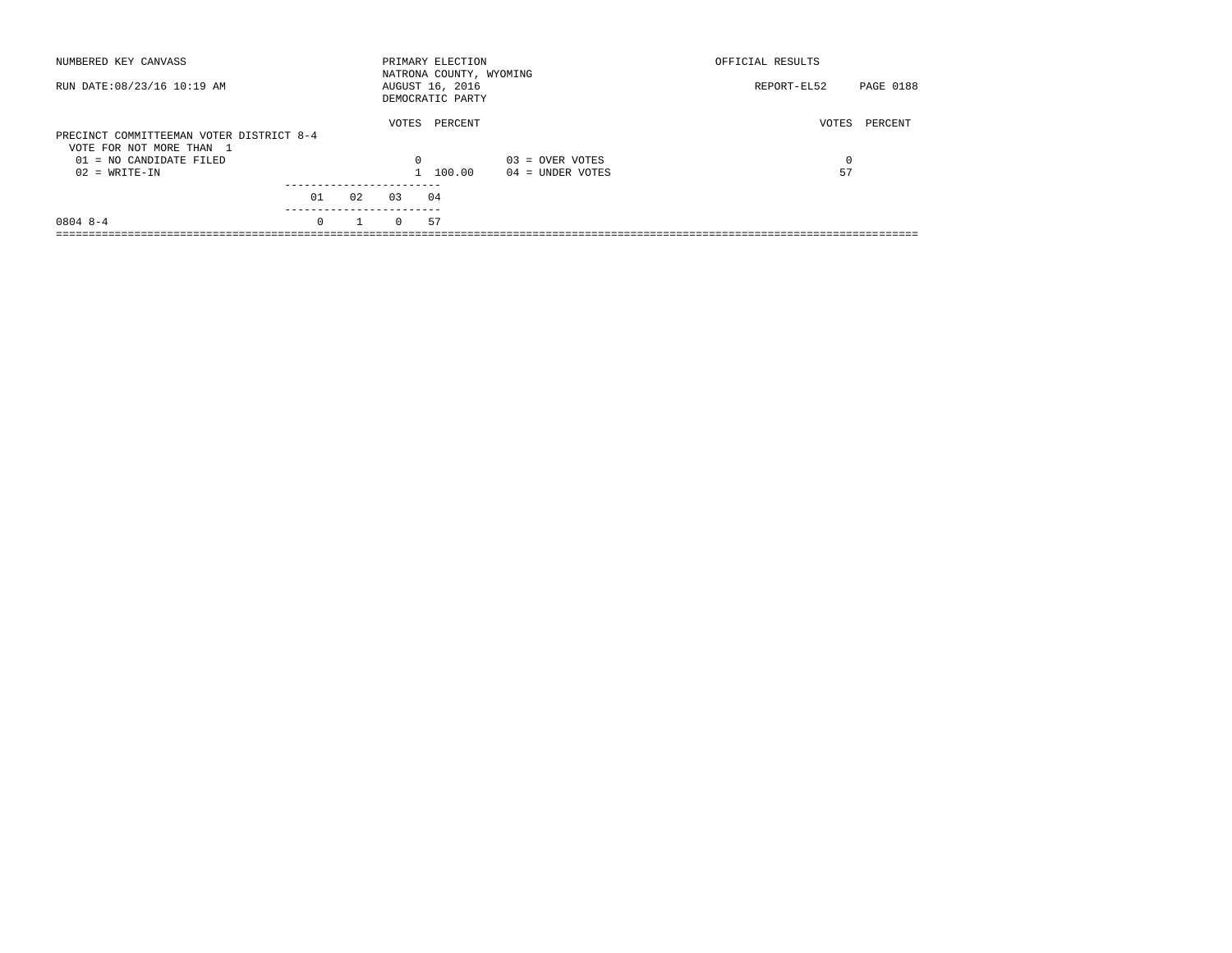NUMBERED KEY CANVASS

RUN DATE:08/23/16 10:19 AM

PRIMARY ELECTION
NATRONA COUNTY, WYOMING
AUGUST 16, 2016
DEMOCRATIC PARTY

OFFICIAL RESULTS

REPORT-EL52 PAGE 0188

## PRECINCT COMMITTEEMAN VOTER DISTRICT 8-4

VOTE FOR NOT MORE THAN 1

| | VOTES | PERCENT | | VOTES | PERCENT |
|---|---|---|---|---|---|
| 01 = NO CANDIDATE FILED | 0 | | 03 = OVER VOTES | 0 | |
| 02 = WRITE-IN | 1 | 100.00 | 04 = UNDER VOTES | 57 | |

| | 01 | 02 | 03 | 04 |
|---|---|---|---|---|
| 0804 8-4 | 0 | 1 | 0 | 57 |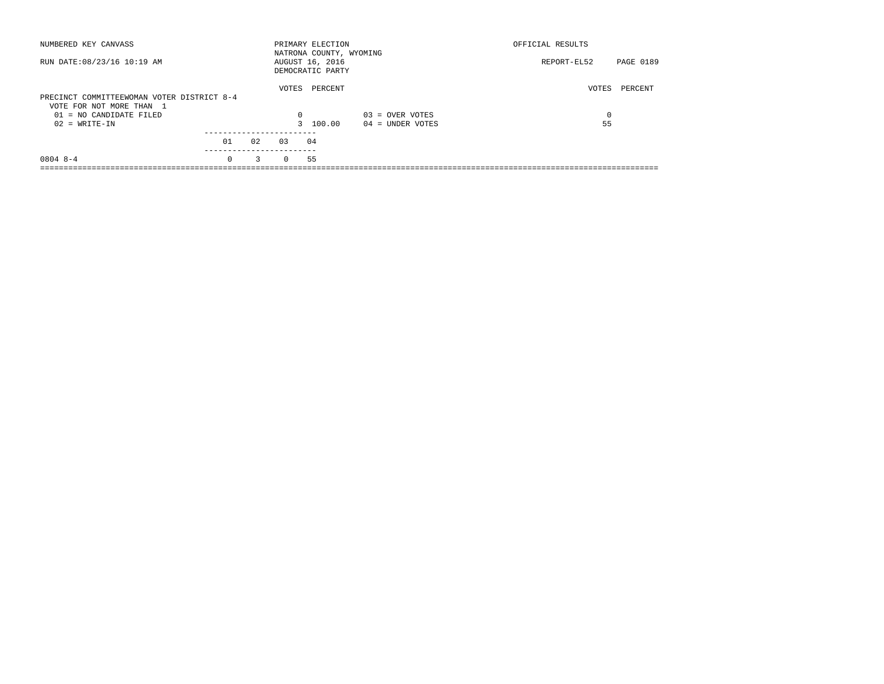NUMBERED KEY CANVASS

RUN DATE:08/23/16 10:19 AM

PRIMARY ELECTION
NATRONA COUNTY, WYOMING
AUGUST 16, 2016
DEMOCRATIC PARTY

OFFICIAL RESULTS

REPORT-EL52 PAGE 0189

PRECINCT COMMITTEEWOMAN VOTER DISTRICT 8-4
VOTE FOR NOT MORE THAN 1

| | VOTES | PERCENT | | VOTES | PERCENT |
|---|---|---|---|---|---|
| 01 = NO CANDIDATE FILED | 0 | | 03 = OVER VOTES | 0 | |
| 02 = WRITE-IN | 3 | 100.00 | 04 = UNDER VOTES | 55 | |

| | 01 | 02 | 03 | 04 |
|---|---|---|---|---|
| 0804 8-4 | 0 | 3 | 0 | 55 |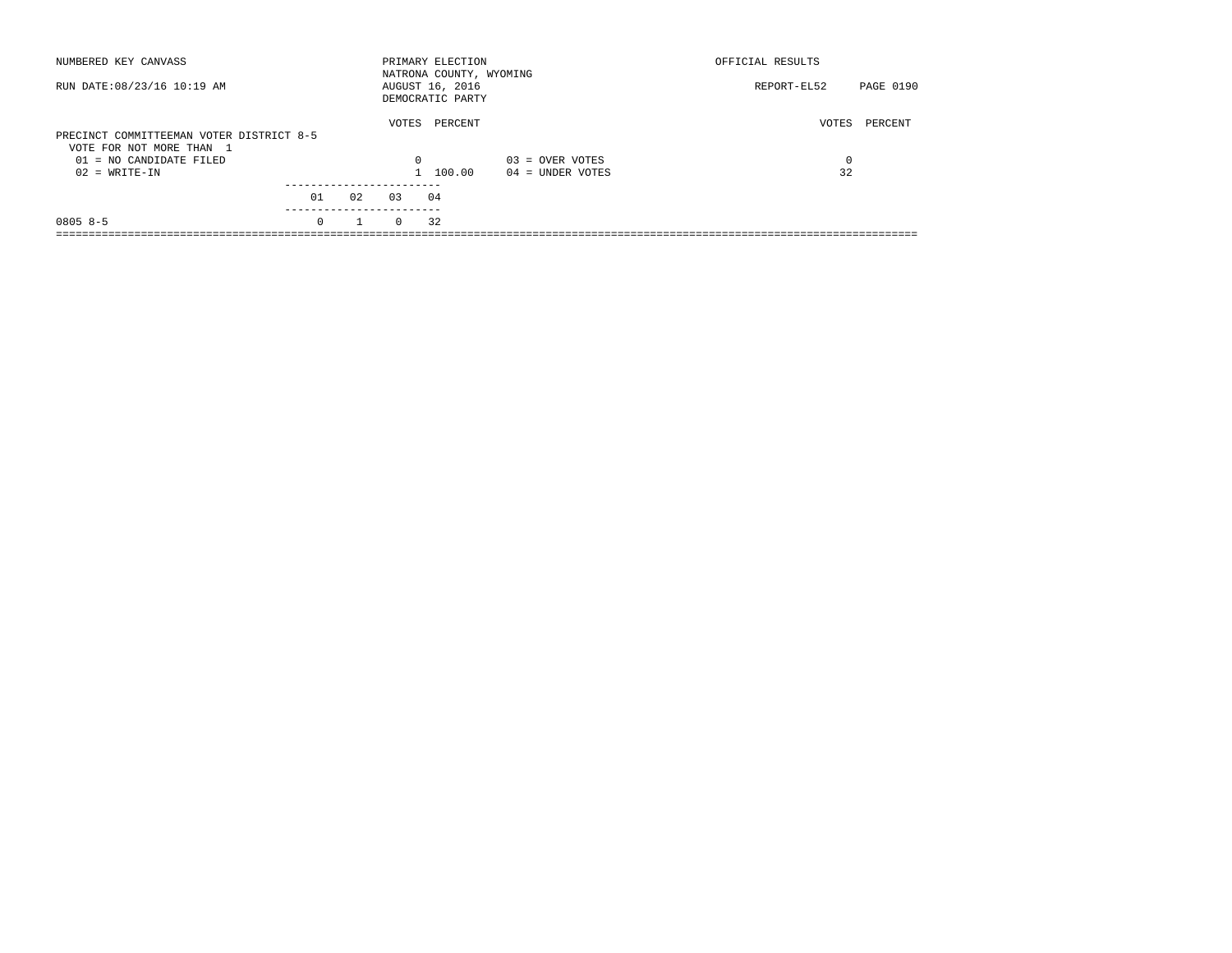NUMBERED KEY CANVASS

RUN DATE:08/23/16 10:19 AM

PRIMARY ELECTION
NATRONA COUNTY, WYOMING
AUGUST 16, 2016
DEMOCRATIC PARTY

OFFICIAL RESULTS

REPORT-EL52 PAGE 0190

PRECINCT COMMITTEEMAN VOTER DISTRICT 8-5
VOTE FOR NOT MORE THAN 1

| | VOTES | PERCENT | | VOTES | PERCENT |
|---|---|---|---|---|---|
| 01 = NO CANDIDATE FILED | 0 | | 03 = OVER VOTES | 0 | |
| 02 = WRITE-IN | 1 | 100.00 | 04 = UNDER VOTES | 32 | |

| | 01 | 02 | 03 | 04 |
|---|---|---|---|---|
| 0805 8-5 | 0 | 1 | 0 | 32 |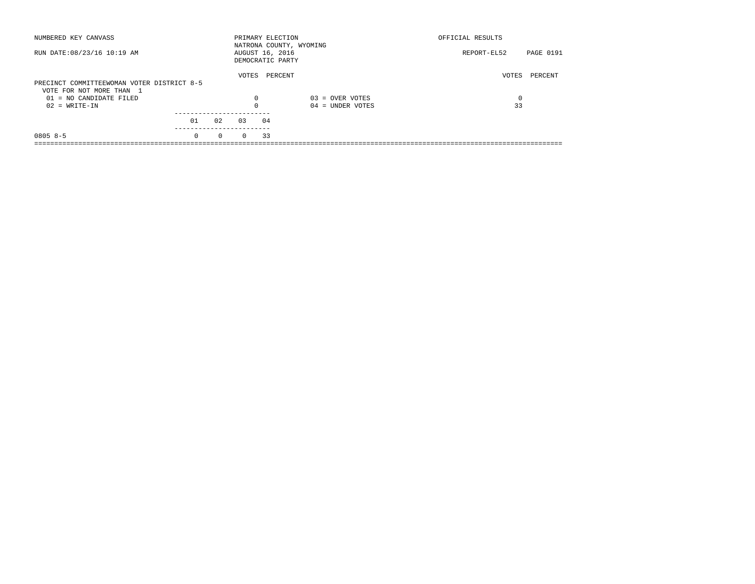NUMBERED KEY CANVASS

RUN DATE:08/23/16 10:19 AM

PRIMARY ELECTION
NATRONA COUNTY, WYOMING
AUGUST 16, 2016
DEMOCRATIC PARTY

OFFICIAL RESULTS

REPORT-EL52 PAGE 0191

PRECINCT COMMITTEEWOMAN VOTER DISTRICT 8-5
VOTE FOR NOT MORE THAN 1

| | VOTES | PERCENT | | VOTES | PERCENT |
|---|---|---|---|---|---|
| 01 = NO CANDIDATE FILED | 0 | | 03 = OVER VOTES | 0 | |
| 02 = WRITE-IN | 0 | | 04 = UNDER VOTES | 33 | |

| | 01 | 02 | 03 | 04 |
|---|---|---|---|---|
| 0805 8-5 | 0 | 0 | 0 | 33 |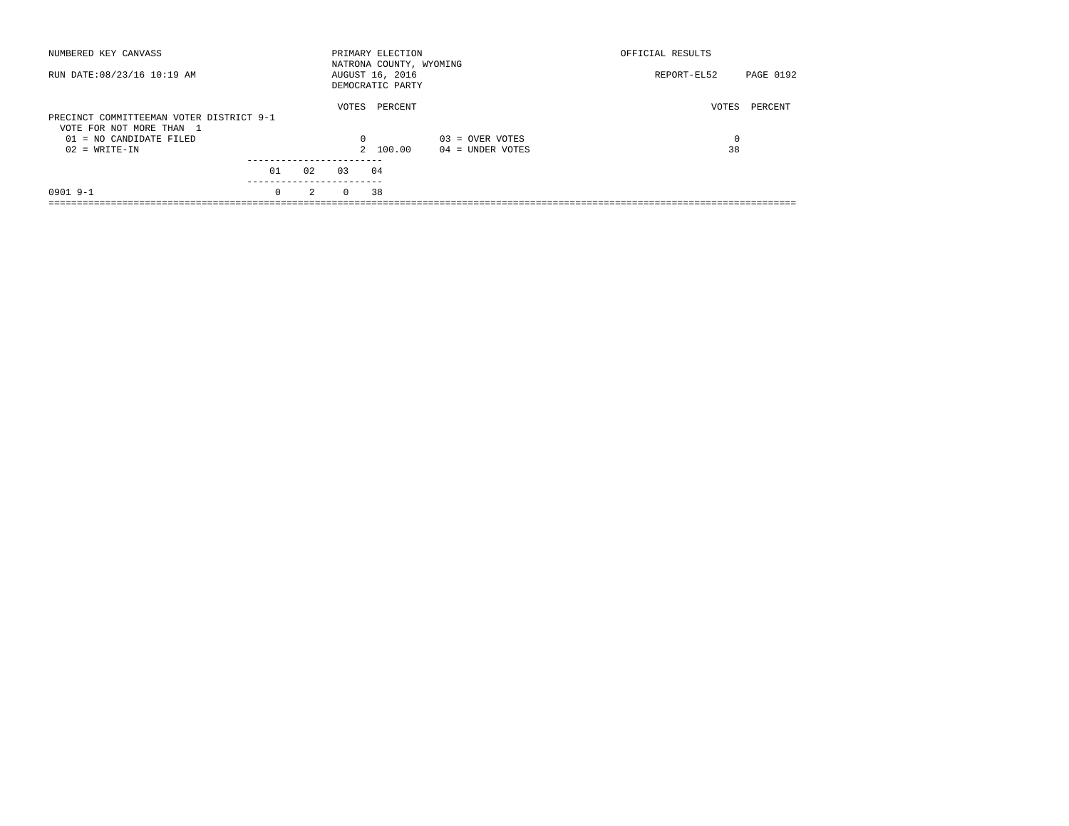NUMBERED KEY CANVASS — PRIMARY ELECTION — OFFICIAL RESULTS

NATRONA COUNTY, WYOMING

RUN DATE:08/23/16 10:19 AM — AUGUST 16, 2016 — REPORT-EL52

DEMOCRATIC PARTY

## PRECINCT COMMITTEEMAN VOTER DISTRICT 9-1

VOTE FOR NOT MORE THAN 1

| | VOTES | PERCENT | | VOTES | PERCENT |
|---|---|---|---|---|---|
| 01 = NO CANDIDATE FILED | 0 | | 03 = OVER VOTES | 0 | |
| 02 = WRITE-IN | 2 | 100.00 | 04 = UNDER VOTES | 38 | |

| | 01 | 02 | 03 | 04 |
|---|---|---|---|---|
| 0901 9-1 | 0 | 2 | 0 | 38 |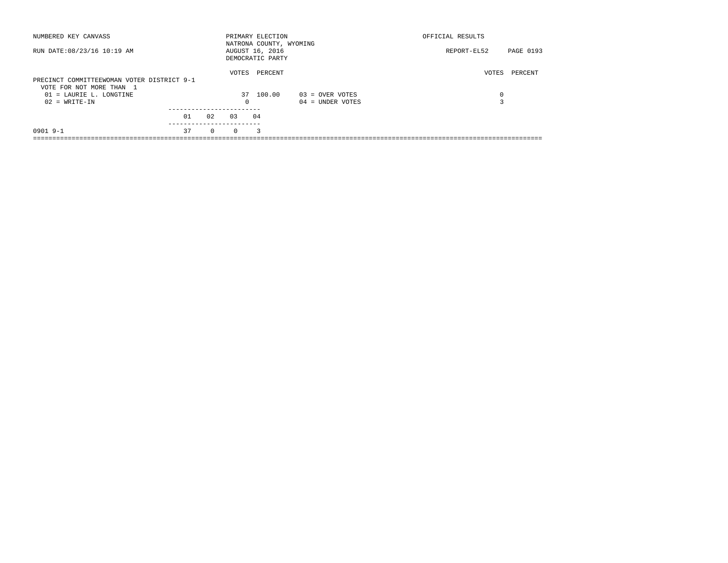NUMBERED KEY CANVASS

RUN DATE:08/23/16 10:19 AM

PRIMARY ELECTION
NATRONA COUNTY, WYOMING
AUGUST 16, 2016
DEMOCRATIC PARTY

OFFICIAL RESULTS

REPORT-EL52

PRECINCT COMMITTEEWOMAN VOTER DISTRICT 9-1
VOTE FOR NOT MORE THAN 1

| | VOTES | PERCENT | | VOTES | PERCENT |
|---|---|---|---|---|---|
| 01 = LAURIE L. LONGTINE | 37 | 100.00 | 03 = OVER VOTES | 0 | |
| 02 = WRITE-IN | 0 | | 04 = UNDER VOTES | 3 | |

| | 01 | 02 | 03 | 04 |
|---|---|---|---|---|
| 0901 9-1 | 37 | 0 | 0 | 3 |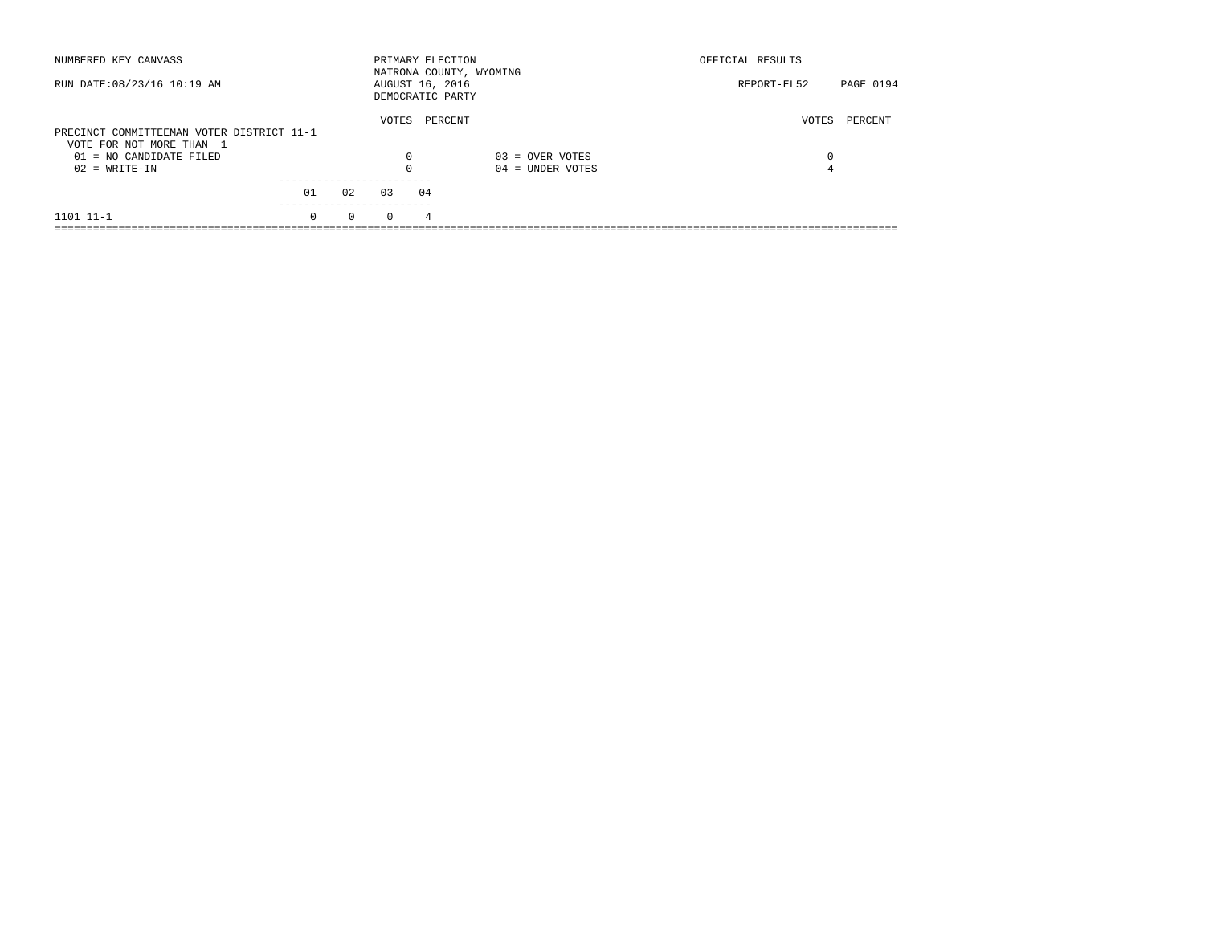NUMBERED KEY CANVASS

RUN DATE:08/23/16 10:19 AM

PRIMARY ELECTION
NATRONA COUNTY, WYOMING
AUGUST 16, 2016
DEMOCRATIC PARTY

OFFICIAL RESULTS

REPORT-EL52

PRECINCT COMMITTEEMAN VOTER DISTRICT 11-1
VOTE FOR NOT MORE THAN 1

| | VOTES | PERCENT | | VOTES | PERCENT |
|---|---|---|---|---|---|
| 01 = NO CANDIDATE FILED | 0 | | 03 = OVER VOTES | 0 | |
| 02 = WRITE-IN | 0 | | 04 = UNDER VOTES | 4 | |

| | 01 | 02 | 03 | 04 |
|---|---|---|---|---|
| 1101 11-1 | 0 | 0 | 0 | 4 |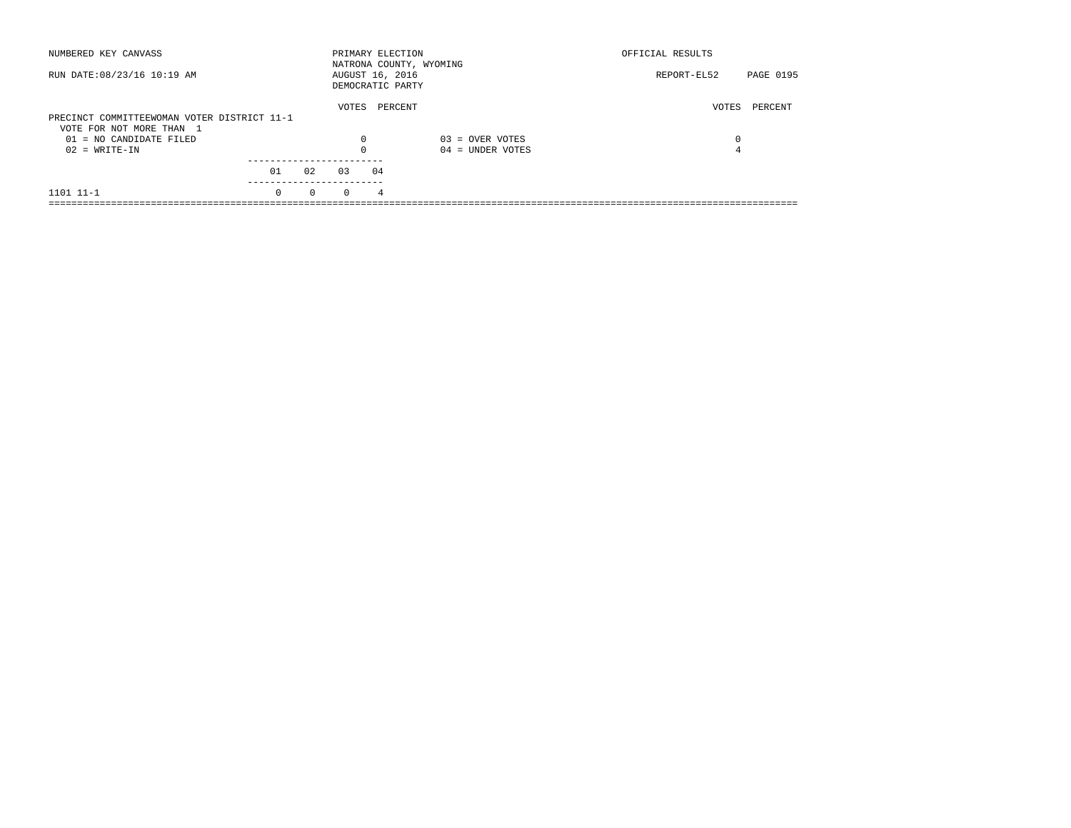NUMBERED KEY CANVASS

RUN DATE:08/23/16 10:19 AM

PRIMARY ELECTION
NATRONA COUNTY, WYOMING
AUGUST 16, 2016
DEMOCRATIC PARTY

OFFICIAL RESULTS

REPORT-EL52

PRECINCT COMMITTEEWOMAN VOTER DISTRICT 11-1
VOTE FOR NOT MORE THAN 1

| | VOTES | PERCENT | | VOTES | PERCENT |
|---|---|---|---|---|---|
| 01 = NO CANDIDATE FILED | 0 | | 03 = OVER VOTES | 0 | |
| 02 = WRITE-IN | 0 | | 04 = UNDER VOTES | 4 | |

| | 01 | 02 | 03 | 04 |
|---|---|---|---|---|
| 1101 11-1 | 0 | 0 | 0 | 4 |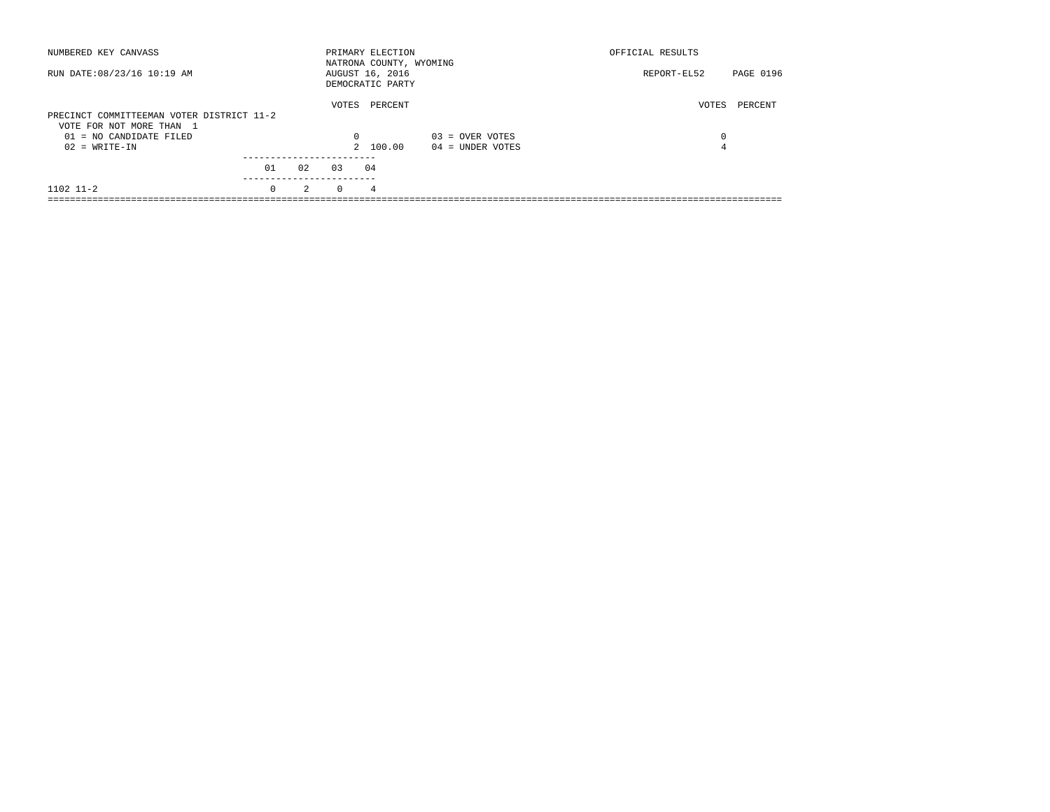NUMBERED KEY CANVASS

RUN DATE:08/23/16 10:19 AM

PRIMARY ELECTION
NATRONA COUNTY, WYOMING
AUGUST 16, 2016
DEMOCRATIC PARTY

OFFICIAL RESULTS

REPORT-EL52 PAGE 0196

PRECINCT COMMITTEEMAN VOTER DISTRICT 11-2
VOTE FOR NOT MORE THAN 1

| | VOTES | PERCENT | | VOTES | PERCENT |
|---|---|---|---|---|---|
| 01 = NO CANDIDATE FILED | 0 | | 03 = OVER VOTES | 0 | |
| 02 = WRITE-IN | 2 | 100.00 | 04 = UNDER VOTES | 4 | |

| | 01 | 02 | 03 | 04 |
|---|---|---|---|---|
| 1102 11-2 | 0 | 2 | 0 | 4 |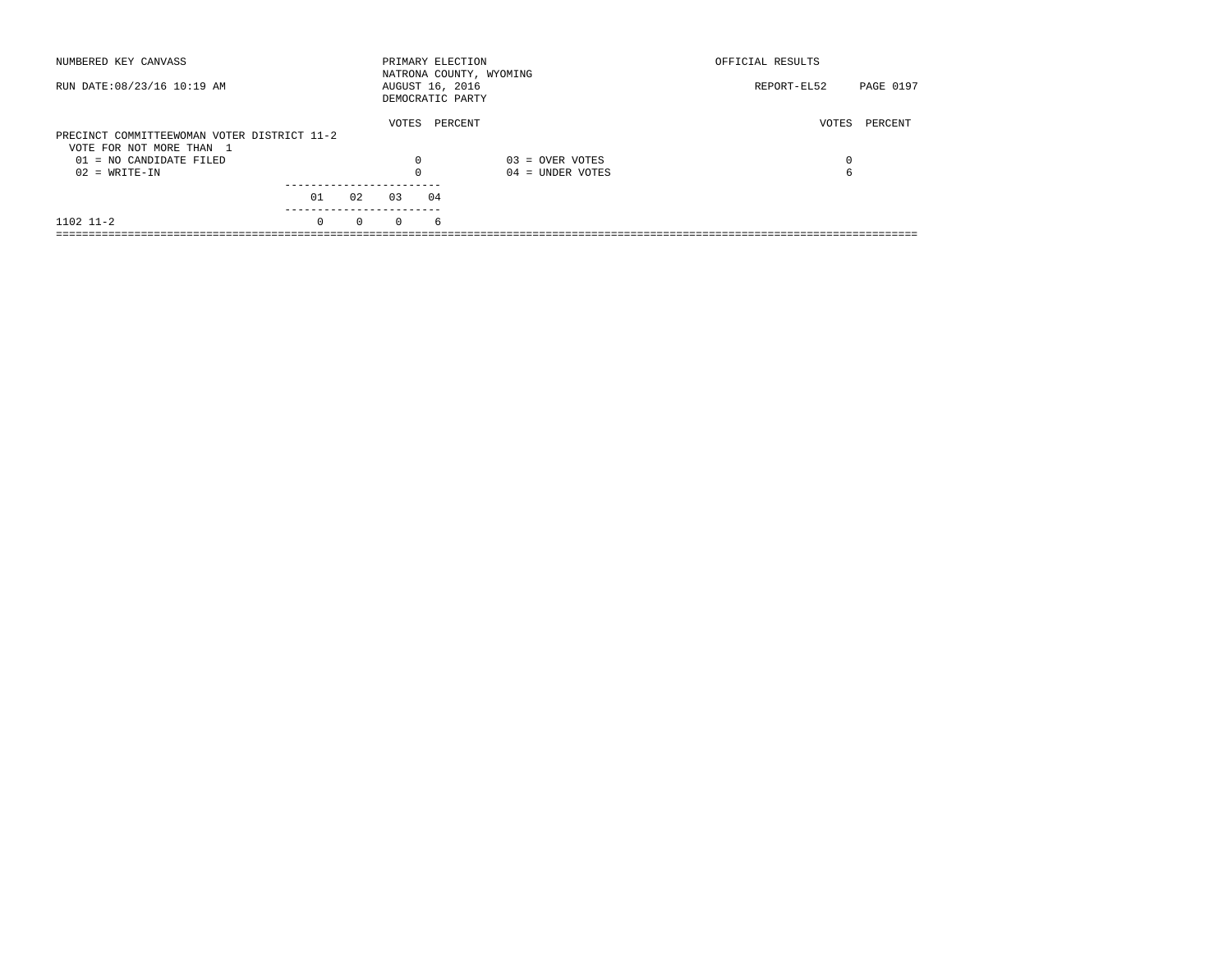NUMBERED KEY CANVASS

RUN DATE:08/23/16 10:19 AM

PRIMARY ELECTION
NATRONA COUNTY, WYOMING
AUGUST 16, 2016
DEMOCRATIC PARTY

OFFICIAL RESULTS

REPORT-EL52 PAGE 0197

PRECINCT COMMITTEEWOMAN VOTER DISTRICT 11-2
VOTE FOR NOT MORE THAN 1

| | VOTES | PERCENT | | VOTES | PERCENT |
|---|---|---|---|---|---|
| 01 = NO CANDIDATE FILED | 0 | | 03 = OVER VOTES | 0 | |
| 02 = WRITE-IN | 0 | | 04 = UNDER VOTES | 6 | |

| | 01 | 02 | 03 | 04 |
|---|---|---|---|---|
| 1102 11-2 | 0 | 0 | 0 | 6 |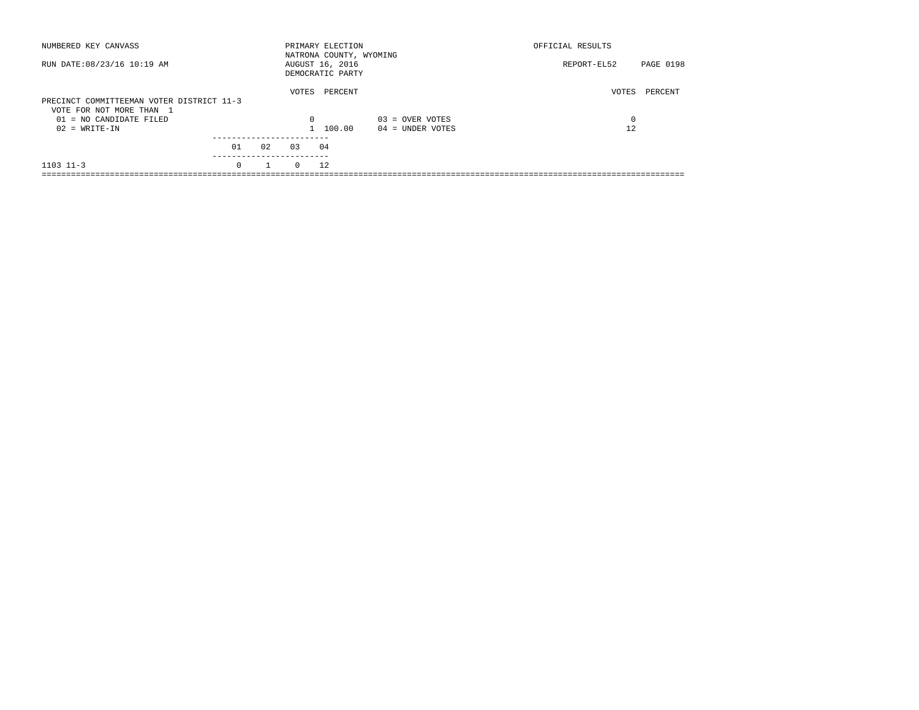NUMBERED KEY CANVASS

RUN DATE:08/23/16 10:19 AM

PRIMARY ELECTION
NATRONA COUNTY, WYOMING
AUGUST 16, 2016
DEMOCRATIC PARTY

OFFICIAL RESULTS

REPORT-EL52 PAGE 0198

PRECINCT COMMITTEEMAN VOTER DISTRICT 11-3
VOTE FOR NOT MORE THAN 1

| | VOTES | PERCENT | | VOTES | PERCENT |
|---|---|---|---|---|---|
| 01 = NO CANDIDATE FILED | 0 | | 03 = OVER VOTES | 0 | |
| 02 = WRITE-IN | 1 | 100.00 | 04 = UNDER VOTES | 12 | |

| | 01 | 02 | 03 | 04 |
|---|---|---|---|---|
| 1103 11-3 | 0 | 1 | 0 | 12 |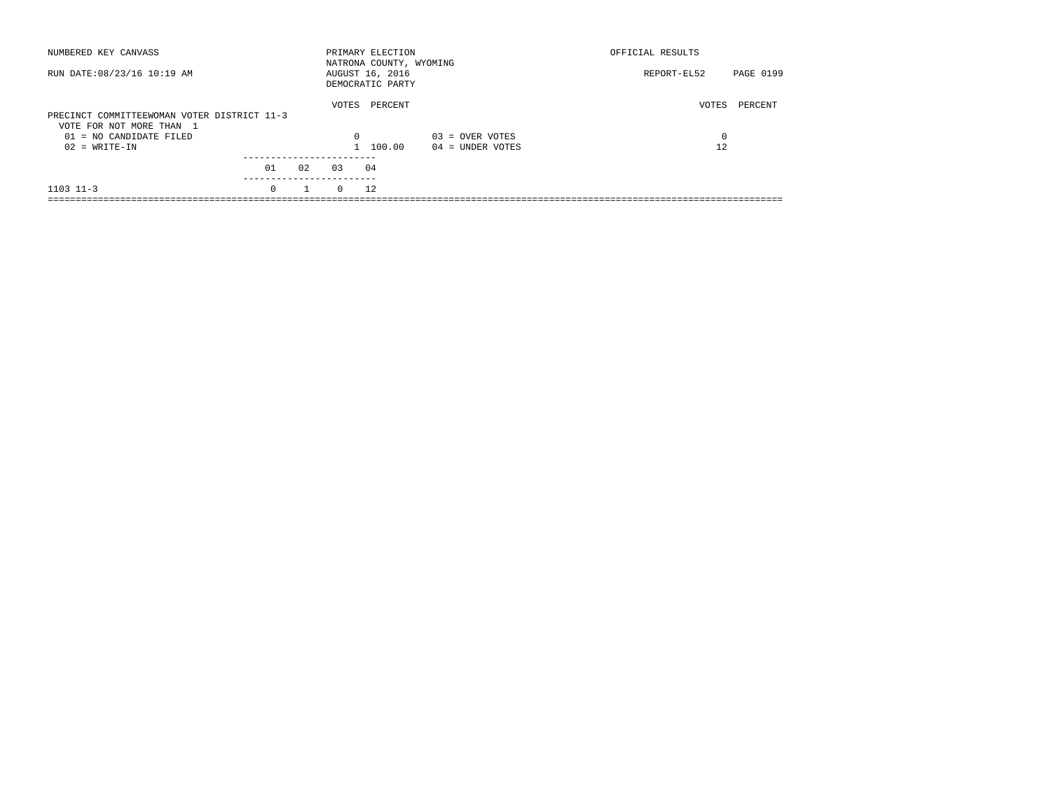NUMBERED KEY CANVASS

RUN DATE:08/23/16 10:19 AM

PRIMARY ELECTION
NATRONA COUNTY, WYOMING
AUGUST 16, 2016
DEMOCRATIC PARTY

OFFICIAL RESULTS

REPORT-EL52 PAGE 0199

PRECINCT COMMITTEEWOMAN VOTER DISTRICT 11-3
VOTE FOR NOT MORE THAN 1

| | VOTES | PERCENT | | VOTES | PERCENT |
|---|---|---|---|---|---|
| 01 = NO CANDIDATE FILED | 0 | | 03 = OVER VOTES | 0 | |
| 02 = WRITE-IN | 1 | 100.00 | 04 = UNDER VOTES | 12 | |

| | 01 | 02 | 03 | 04 |
|---|---|---|---|---|
| 1103 11-3 | 0 | 1 | 0 | 12 |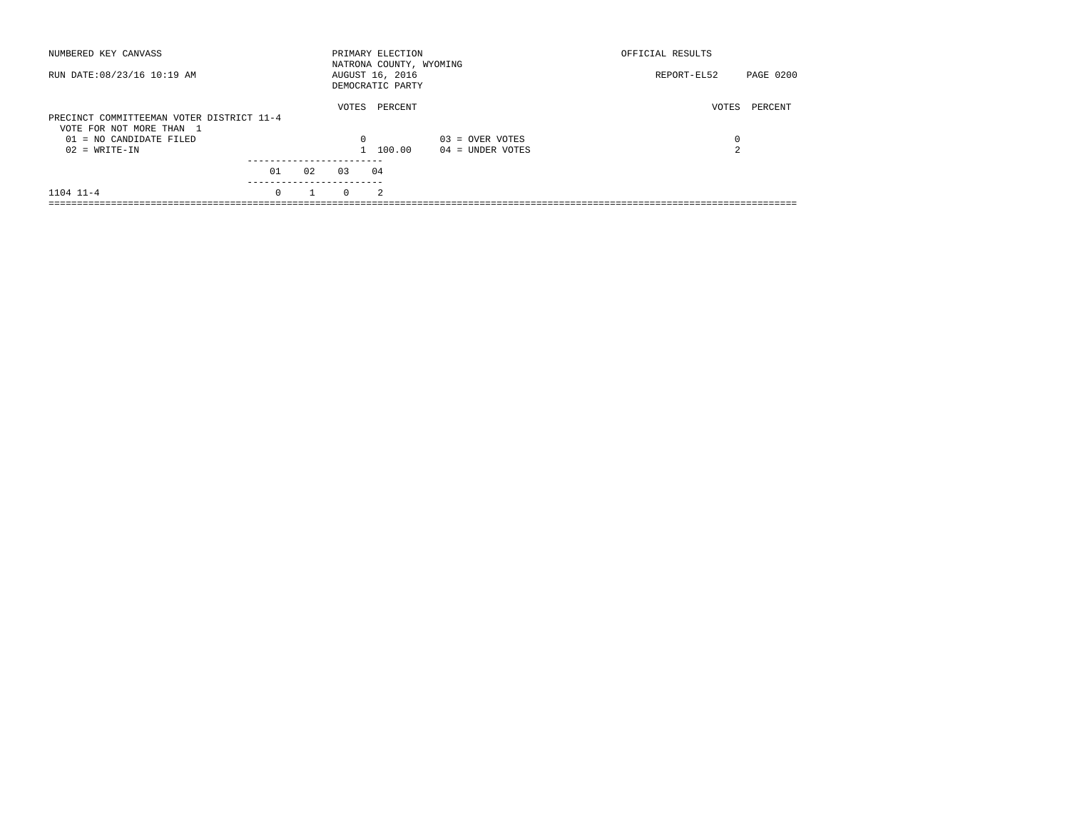NUMBERED KEY CANVASS

RUN DATE:08/23/16 10:19 AM

PRIMARY ELECTION
NATRONA COUNTY, WYOMING
AUGUST 16, 2016
DEMOCRATIC PARTY

OFFICIAL RESULTS

REPORT-EL52 PAGE 0200

## PRECINCT COMMITTEEMAN VOTER DISTRICT 11-4

VOTE FOR NOT MORE THAN 1

| | VOTES | PERCENT | | VOTES | PERCENT |
|---|---|---|---|---|---|
| 01 = NO CANDIDATE FILED | 0 | | 03 = OVER VOTES | 0 | |
| 02 = WRITE-IN | 1 | 100.00 | 04 = UNDER VOTES | 2 | |

| | 01 | 02 | 03 | 04 |
|---|---|---|---|---|
| 1104 11-4 | 0 | 1 | 0 | 2 |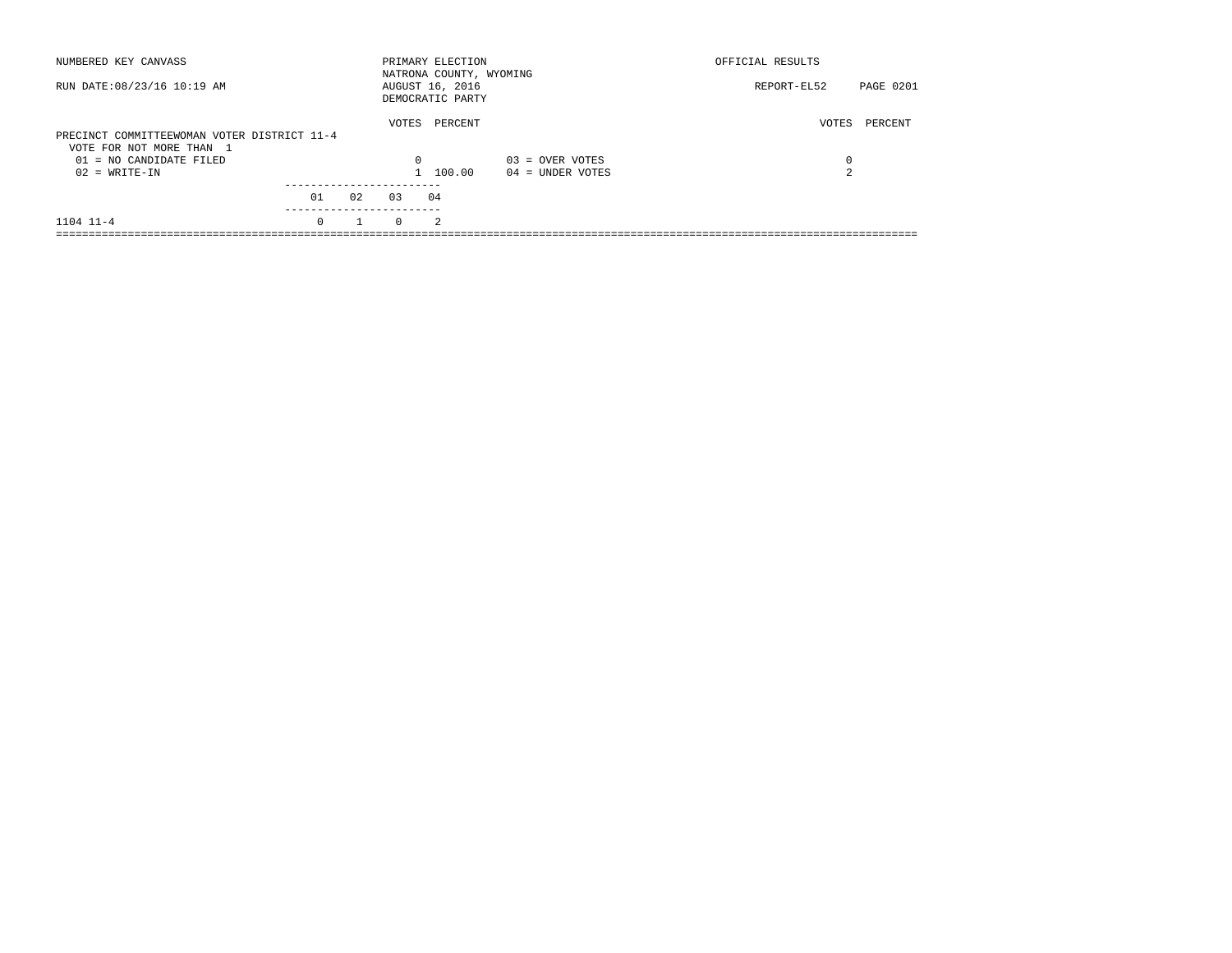NUMBERED KEY CANVASS

RUN DATE:08/23/16 10:19 AM

PRIMARY ELECTION
NATRONA COUNTY, WYOMING
AUGUST 16, 2016
DEMOCRATIC PARTY

OFFICIAL RESULTS

REPORT-EL52 PAGE 0201

PRECINCT COMMITTEEWOMAN VOTER DISTRICT 11-4
VOTE FOR NOT MORE THAN 1

| | VOTES | PERCENT | | VOTES | PERCENT |
|---|---|---|---|---|---|
| 01 = NO CANDIDATE FILED | 0 | | 03 = OVER VOTES | 0 | |
| 02 = WRITE-IN | 1 | 100.00 | 04 = UNDER VOTES | 2 | |

| | 01 | 02 | 03 | 04 |
|---|---|---|---|---|
| 1104 11-4 | 0 | 1 | 0 | 2 |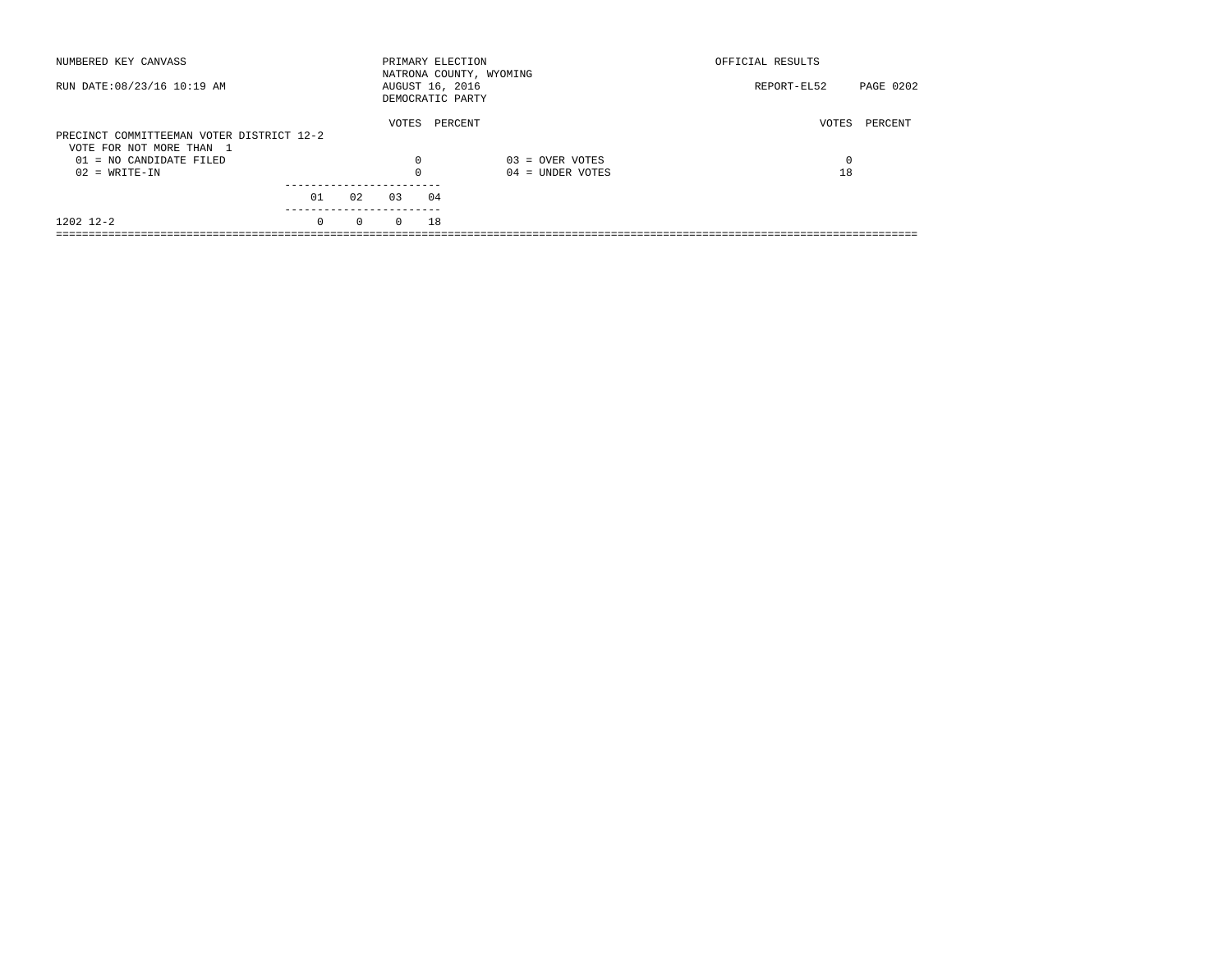NUMBERED KEY CANVASS

RUN DATE:08/23/16 10:19 AM

PRIMARY ELECTION
NATRONA COUNTY, WYOMING
AUGUST 16, 2016
DEMOCRATIC PARTY

OFFICIAL RESULTS

REPORT-EL52

PRECINCT COMMITTEEMAN VOTER DISTRICT 12-2
VOTE FOR NOT MORE THAN 1

| | VOTES | PERCENT | | VOTES | PERCENT |
|---|---|---|---|---|---|
| 01 = NO CANDIDATE FILED | 0 | | 03 = OVER VOTES | 0 | |
| 02 = WRITE-IN | 0 | | 04 = UNDER VOTES | 18 | |

| | 01 | 02 | 03 | 04 |
|---|---|---|---|---|
| 1202 12-2 | 0 | 0 | 0 | 18 |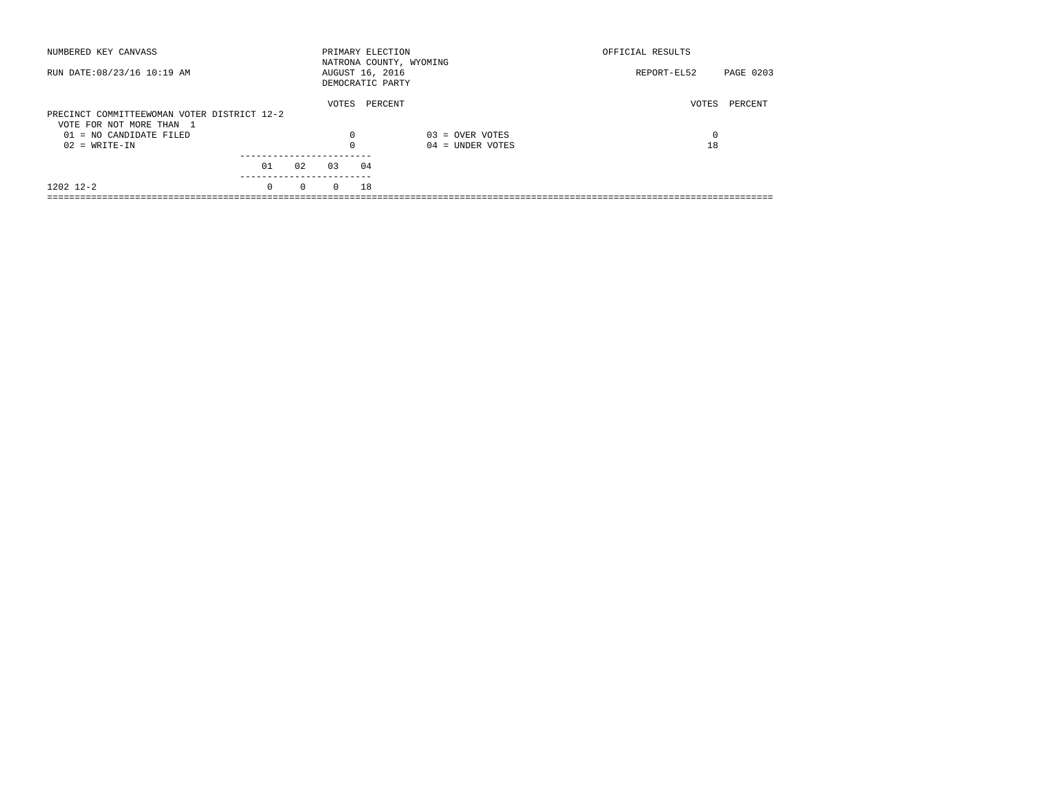NUMBERED KEY CANVASS

RUN DATE:08/23/16 10:19 AM

PRIMARY ELECTION
NATRONA COUNTY, WYOMING
AUGUST 16, 2016
DEMOCRATIC PARTY

OFFICIAL RESULTS

REPORT-EL52 PAGE 0203

PRECINCT COMMITTEEWOMAN VOTER DISTRICT 12-2
VOTE FOR NOT MORE THAN 1

| | VOTES | PERCENT | | VOTES | PERCENT |
|---|---|---|---|---|---|
| 01 = NO CANDIDATE FILED | 0 | | 03 = OVER VOTES | 0 | |
| 02 = WRITE-IN | 0 | | 04 = UNDER VOTES | 18 | |

| | 01 | 02 | 03 | 04 |
|---|---|---|---|---|
| 1202 12-2 | 0 | 0 | 0 | 18 |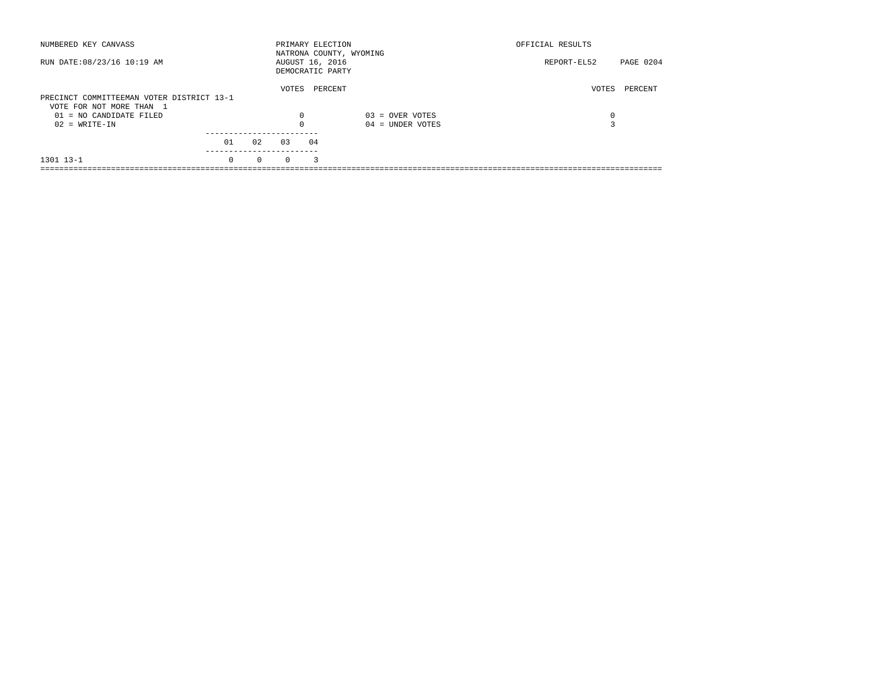NUMBERED KEY CANVASS

RUN DATE:08/23/16 10:19 AM

PRIMARY ELECTION
NATRONA COUNTY, WYOMING
AUGUST 16, 2016
DEMOCRATIC PARTY

OFFICIAL RESULTS

REPORT-EL52

## PRECINCT COMMITTEEMAN VOTER DISTRICT 13-1

VOTE FOR NOT MORE THAN 1

| | VOTES | PERCENT | | VOTES | PERCENT |
|---|---|---|---|---|---|
| 01 = NO CANDIDATE FILED | 0 | | 03 = OVER VOTES | 0 | |
| 02 = WRITE-IN | 0 | | 04 = UNDER VOTES | 3 | |

| | 01 | 02 | 03 | 04 |
|---|---|---|---|---|
| 1301 13-1 | 0 | 0 | 0 | 3 |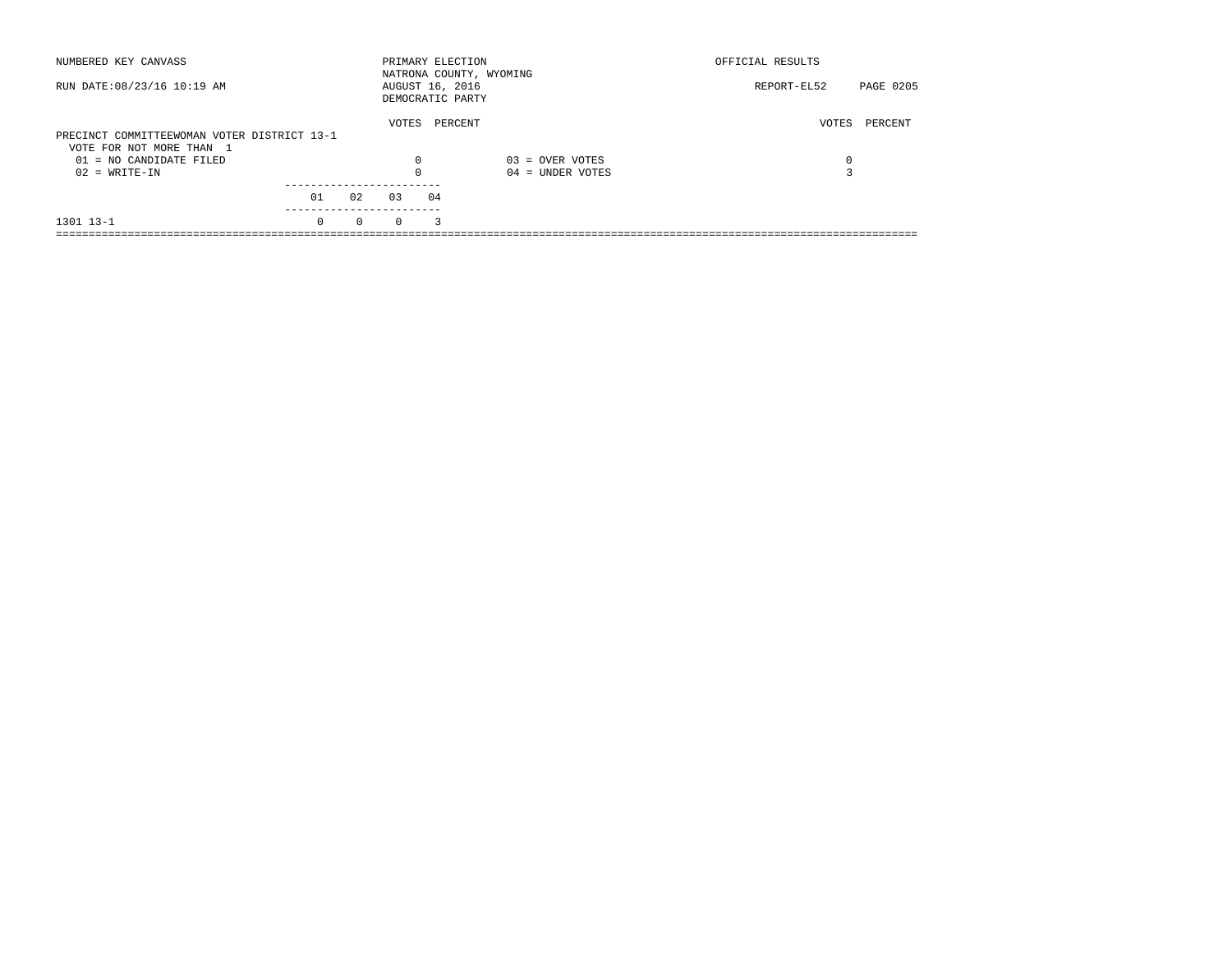NUMBERED KEY CANVASS

RUN DATE:08/23/16 10:19 AM

PRIMARY ELECTION
NATRONA COUNTY, WYOMING
AUGUST 16, 2016
DEMOCRATIC PARTY

OFFICIAL RESULTS

REPORT-EL52 PAGE 0205

PRECINCT COMMITTEEWOMAN VOTER DISTRICT 13-1
VOTE FOR NOT MORE THAN 1

| | VOTES | PERCENT | | VOTES | PERCENT |
|---|---|---|---|---|---|
| 01 = NO CANDIDATE FILED | 0 | | 03 = OVER VOTES | 0 | |
| 02 = WRITE-IN | 0 | | 04 = UNDER VOTES | 3 | |

| | 01 | 02 | 03 | 04 |
|---|---|---|---|---|
| 1301 13-1 | 0 | 0 | 0 | 3 |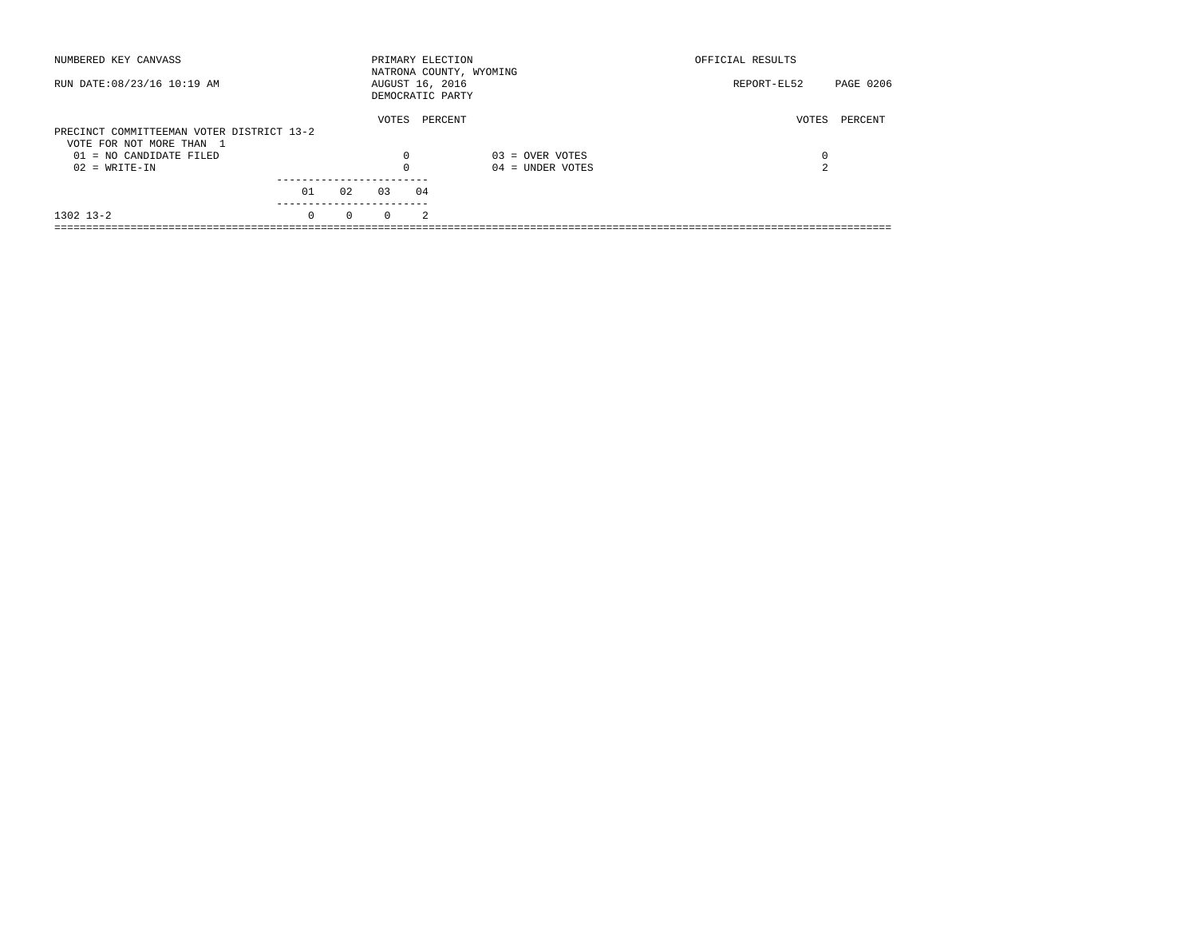NUMBERED KEY CANVASS

RUN DATE:08/23/16 10:19 AM

PRIMARY ELECTION
NATRONA COUNTY, WYOMING
AUGUST 16, 2016
DEMOCRATIC PARTY

OFFICIAL RESULTS

REPORT-EL52

**PRECINCT COMMITTEEMAN VOTER DISTRICT 13-2**

VOTE FOR NOT MORE THAN 1

| | VOTES | PERCENT | | VOTES | PERCENT |
|---|---|---|---|---|---|
| 01 = NO CANDIDATE FILED | 0 | | 03 = OVER VOTES | 0 | |
| 02 = WRITE-IN | 0 | | 04 = UNDER VOTES | 2 | |

| | 01 | 02 | 03 | 04 |
|---|---|---|---|---|
| 1302 13-2 | 0 | 0 | 0 | 2 |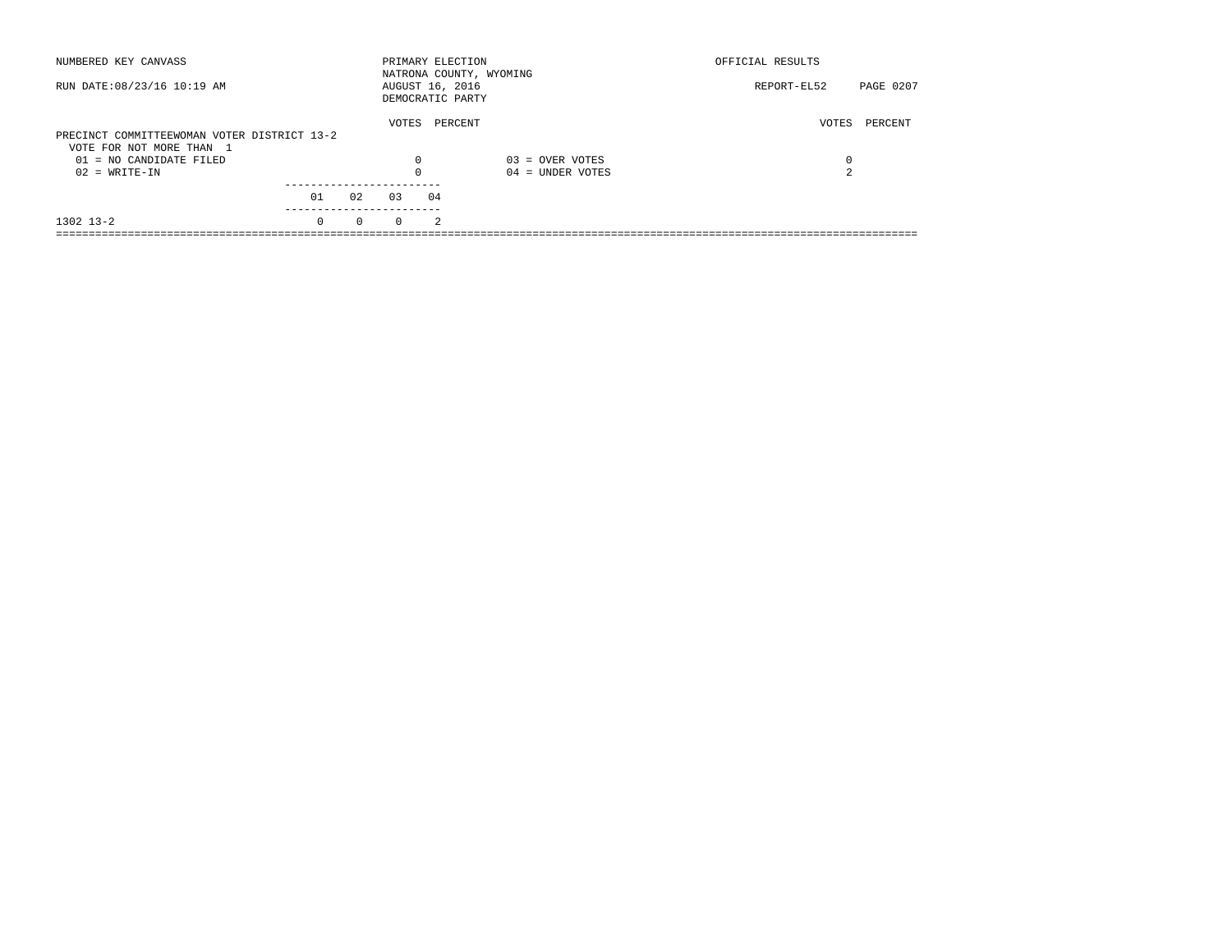NUMBERED KEY CANVASS

RUN DATE:08/23/16 10:19 AM

PRIMARY ELECTION
NATRONA COUNTY, WYOMING
AUGUST 16, 2016
DEMOCRATIC PARTY

OFFICIAL RESULTS

REPORT-EL52 PAGE 0207

PRECINCT COMMITTEEWOMAN VOTER DISTRICT 13-2
VOTE FOR NOT MORE THAN 1

| | VOTES | PERCENT | | VOTES | PERCENT |
|---|---|---|---|---|---|
| 01 = NO CANDIDATE FILED | 0 | | 03 = OVER VOTES | 0 | |
| 02 = WRITE-IN | 0 | | 04 = UNDER VOTES | 2 | |

| | 01 | 02 | 03 | 04 |
|---|---|---|---|---|
| 1302 13-2 | 0 | 0 | 0 | 2 |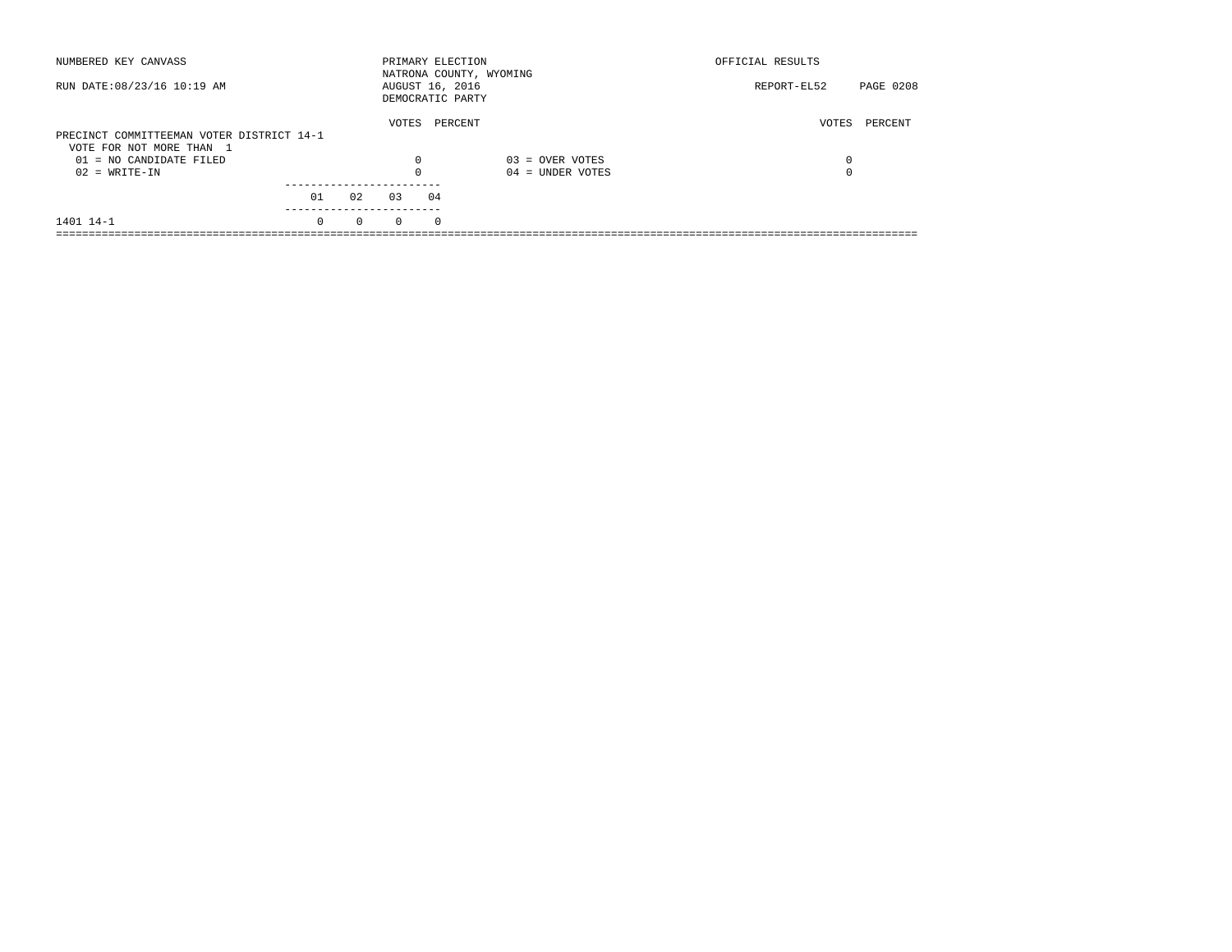NUMBERED KEY CANVASS

RUN DATE:08/23/16 10:19 AM

PRIMARY ELECTION
NATRONA COUNTY, WYOMING
AUGUST 16, 2016
DEMOCRATIC PARTY

OFFICIAL RESULTS

REPORT-EL52

PRECINCT COMMITTEEMAN VOTER DISTRICT 14-1
VOTE FOR NOT MORE THAN 1

| | VOTES | PERCENT | | VOTES | PERCENT |
|---|---|---|---|---|---|
| 01 = NO CANDIDATE FILED | 0 | | 03 = OVER VOTES | 0 | |
| 02 = WRITE-IN | 0 | | 04 = UNDER VOTES | 0 | |

| | 01 | 02 | 03 | 04 |
|---|---|---|---|---|
| 1401 14-1 | 0 | 0 | 0 | 0 |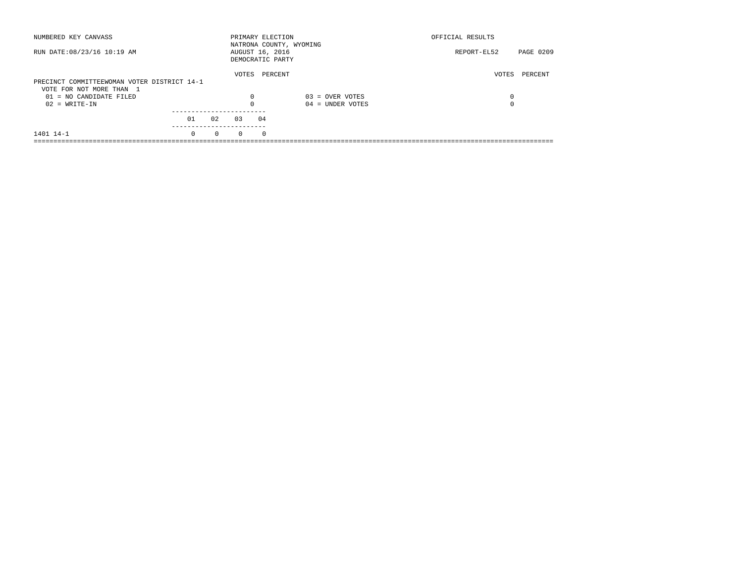NUMBERED KEY CANVASS

RUN DATE:08/23/16 10:19 AM

PRIMARY ELECTION
NATRONA COUNTY, WYOMING
AUGUST 16, 2016
DEMOCRATIC PARTY

OFFICIAL RESULTS

REPORT-EL52 PAGE 0209

PRECINCT COMMITTEEWOMAN VOTER DISTRICT 14-1
VOTE FOR NOT MORE THAN 1

| | VOTES | PERCENT | | VOTES | PERCENT |
|---|---|---|---|---|---|
| 01 = NO CANDIDATE FILED | 0 | | 03 = OVER VOTES | 0 | |
| 02 = WRITE-IN | 0 | | 04 = UNDER VOTES | 0 | |

| | 01 | 02 | 03 | 04 |
|---|---|---|---|---|
| 1401 14-1 | 0 | 0 | 0 | 0 |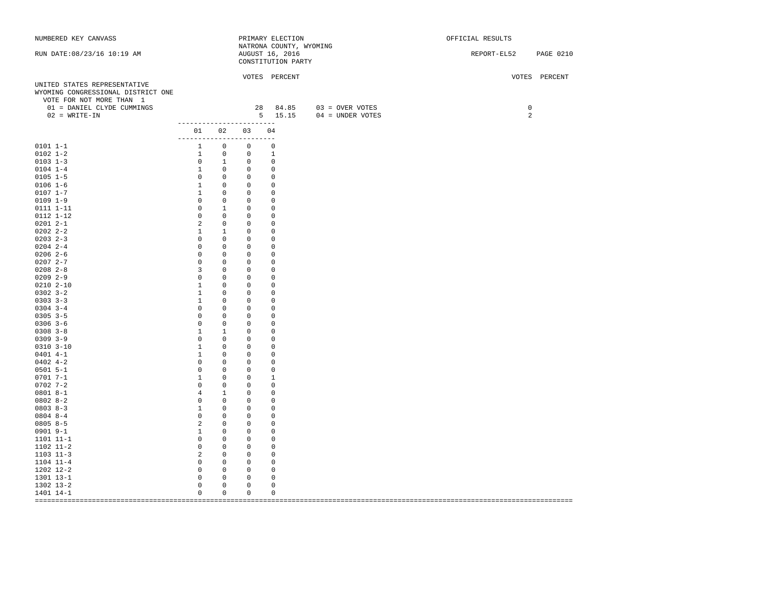NUMBERED KEY CANVASS

RUN DATE:08/23/16 10:19 AM

PRIMARY ELECTION
NATRONA COUNTY, WYOMING
AUGUST 16, 2016
CONSTITUTION PARTY

OFFICIAL RESULTS

REPORT-EL52

## UNITED STATES REPRESENTATIVE
### WYOMING CONGRESSIONAL DISTRICT ONE

VOTE FOR NOT MORE THAN 1

| | VOTES | PERCENT |
|---|---|---|
| 01 = DANIEL CLYDE CUMMINGS | 28 | 84.85 |
| 02 = WRITE-IN | 5 | 15.15 |

| | VOTES | PERCENT |
|---|---|---|
| 03 = OVER VOTES | 0 | |
| 04 = UNDER VOTES | 2 | |

| Precinct | 01 | 02 | 03 | 04 |
|---|---|---|---|---|
| 0101 1-1 | 1 | 0 | 0 | 0 |
| 0102 1-2 | 1 | 0 | 0 | 1 |
| 0103 1-3 | 0 | 1 | 0 | 0 |
| 0104 1-4 | 1 | 0 | 0 | 0 |
| 0105 1-5 | 0 | 0 | 0 | 0 |
| 0106 1-6 | 1 | 0 | 0 | 0 |
| 0107 1-7 | 1 | 0 | 0 | 0 |
| 0109 1-9 | 0 | 0 | 0 | 0 |
| 0111 1-11 | 0 | 1 | 0 | 0 |
| 0112 1-12 | 0 | 0 | 0 | 0 |
| 0201 2-1 | 2 | 0 | 0 | 0 |
| 0202 2-2 | 1 | 1 | 0 | 0 |
| 0203 2-3 | 0 | 0 | 0 | 0 |
| 0204 2-4 | 0 | 0 | 0 | 0 |
| 0206 2-6 | 0 | 0 | 0 | 0 |
| 0207 2-7 | 0 | 0 | 0 | 0 |
| 0208 2-8 | 3 | 0 | 0 | 0 |
| 0209 2-9 | 0 | 0 | 0 | 0 |
| 0210 2-10 | 1 | 0 | 0 | 0 |
| 0302 3-2 | 1 | 0 | 0 | 0 |
| 0303 3-3 | 1 | 0 | 0 | 0 |
| 0304 3-4 | 0 | 0 | 0 | 0 |
| 0305 3-5 | 0 | 0 | 0 | 0 |
| 0306 3-6 | 0 | 0 | 0 | 0 |
| 0308 3-8 | 1 | 1 | 0 | 0 |
| 0309 3-9 | 0 | 0 | 0 | 0 |
| 0310 3-10 | 1 | 0 | 0 | 0 |
| 0401 4-1 | 1 | 0 | 0 | 0 |
| 0402 4-2 | 0 | 0 | 0 | 0 |
| 0501 5-1 | 0 | 0 | 0 | 0 |
| 0701 7-1 | 1 | 0 | 0 | 1 |
| 0702 7-2 | 0 | 0 | 0 | 0 |
| 0801 8-1 | 4 | 1 | 0 | 0 |
| 0802 8-2 | 0 | 0 | 0 | 0 |
| 0803 8-3 | 1 | 0 | 0 | 0 |
| 0804 8-4 | 0 | 0 | 0 | 0 |
| 0805 8-5 | 2 | 0 | 0 | 0 |
| 0901 9-1 | 1 | 0 | 0 | 0 |
| 1101 11-1 | 0 | 0 | 0 | 0 |
| 1102 11-2 | 0 | 0 | 0 | 0 |
| 1103 11-3 | 2 | 0 | 0 | 0 |
| 1104 11-4 | 0 | 0 | 0 | 0 |
| 1202 12-2 | 0 | 0 | 0 | 0 |
| 1301 13-1 | 0 | 0 | 0 | 0 |
| 1302 13-2 | 0 | 0 | 0 | 0 |
| 1401 14-1 | 0 | 0 | 0 | 0 |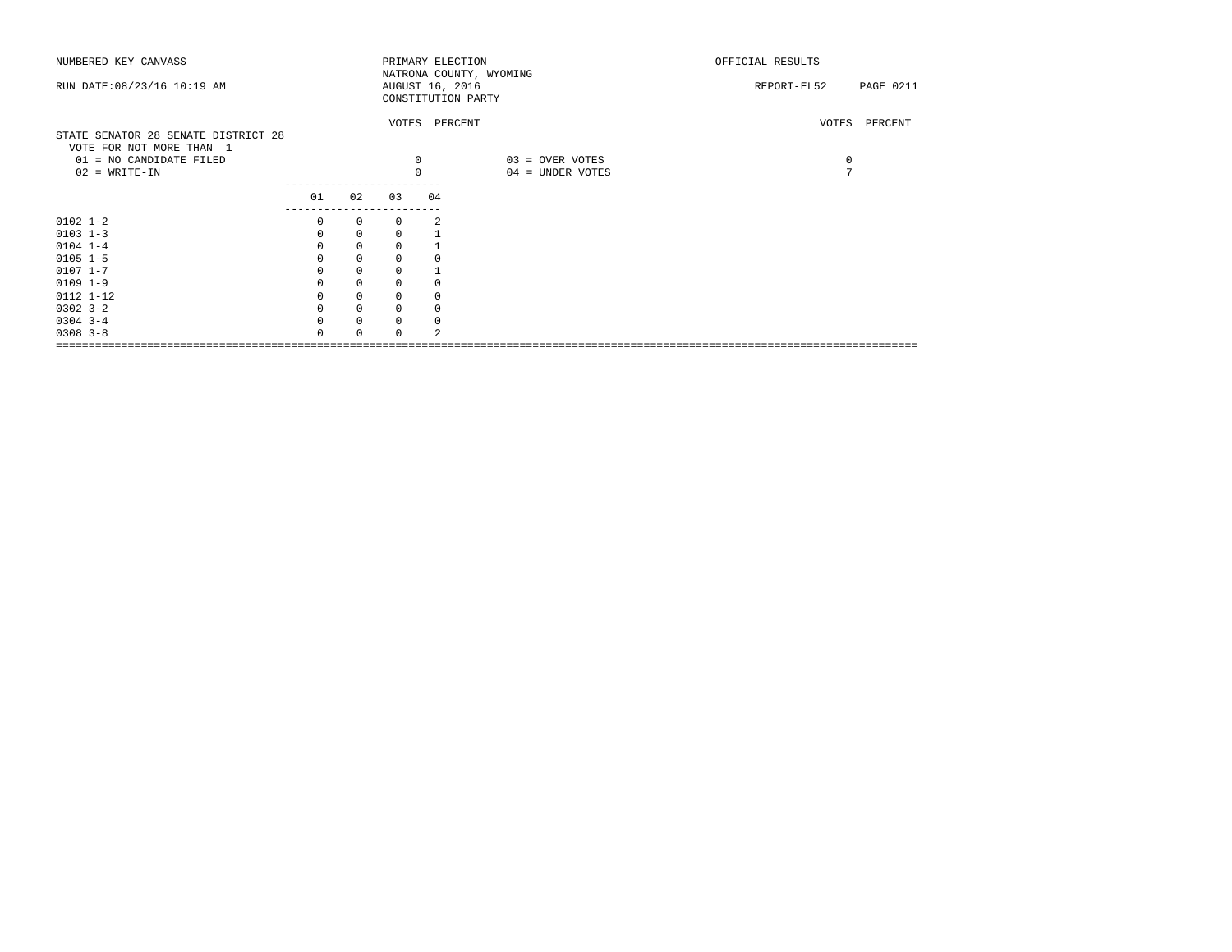NUMBERED KEY CANVASS — PRIMARY ELECTION — OFFICIAL RESULTS

NATRONA COUNTY, WYOMING

RUN DATE:08/23/16 10:19 AM — AUGUST 16, 2016 — REPORT-EL52

CONSTITUTION PARTY

## STATE SENATOR 28 SENATE DISTRICT 28

VOTE FOR NOT MORE THAN 1

| | VOTES | PERCENT | | VOTES | PERCENT |
|---|---|---|---|---|---|
| 01 = NO CANDIDATE FILED | 0 | | 03 = OVER VOTES | 0 | |
| 02 = WRITE-IN | 0 | | 04 = UNDER VOTES | 7 | |

| | 01 | 02 | 03 | 04 |
|---|---|---|---|---|
| 0102 1-2 | 0 | 0 | 0 | 2 |
| 0103 1-3 | 0 | 0 | 0 | 1 |
| 0104 1-4 | 0 | 0 | 0 | 1 |
| 0105 1-5 | 0 | 0 | 0 | 0 |
| 0107 1-7 | 0 | 0 | 0 | 1 |
| 0109 1-9 | 0 | 0 | 0 | 0 |
| 0112 1-12 | 0 | 0 | 0 | 0 |
| 0302 3-2 | 0 | 0 | 0 | 0 |
| 0304 3-4 | 0 | 0 | 0 | 0 |
| 0308 3-8 | 0 | 0 | 0 | 2 |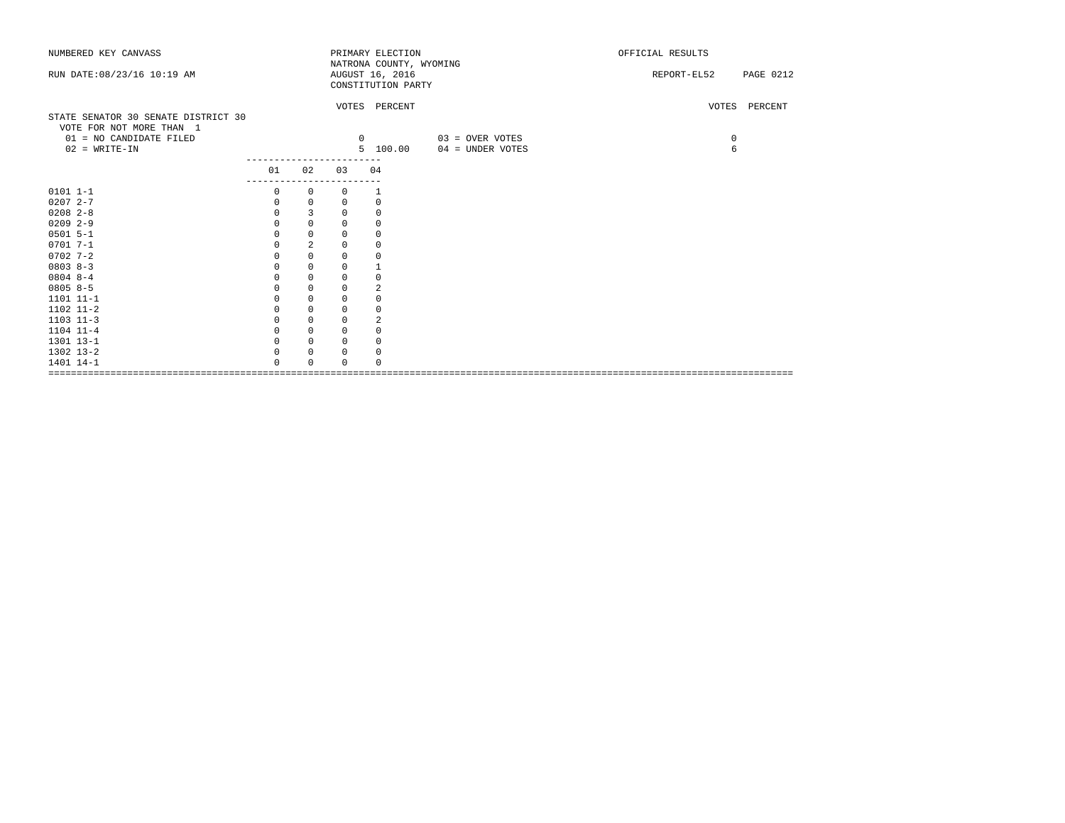NUMBERED KEY CANVASS

RUN DATE:08/23/16 10:19 AM

PRIMARY ELECTION
NATRONA COUNTY, WYOMING
AUGUST 16, 2016
CONSTITUTION PARTY

OFFICIAL RESULTS

REPORT-EL52

## STATE SENATOR 30 SENATE DISTRICT 30

VOTE FOR NOT MORE THAN 1

| | VOTES | PERCENT | | VOTES | PERCENT |
|---|---|---|---|---|---|
| 01 = NO CANDIDATE FILED | 0 | | 03 = OVER VOTES | 0 | |
| 02 = WRITE-IN | 5 | 100.00 | 04 = UNDER VOTES | 6 | |

| | 01 | 02 | 03 | 04 |
|---|---|---|---|---|
| 0101 1-1 | 0 | 0 | 0 | 1 |
| 0207 2-7 | 0 | 0 | 0 | 0 |
| 0208 2-8 | 0 | 3 | 0 | 0 |
| 0209 2-9 | 0 | 0 | 0 | 0 |
| 0501 5-1 | 0 | 0 | 0 | 0 |
| 0701 7-1 | 0 | 2 | 0 | 0 |
| 0702 7-2 | 0 | 0 | 0 | 0 |
| 0803 8-3 | 0 | 0 | 0 | 1 |
| 0804 8-4 | 0 | 0 | 0 | 0 |
| 0805 8-5 | 0 | 0 | 0 | 2 |
| 1101 11-1 | 0 | 0 | 0 | 0 |
| 1102 11-2 | 0 | 0 | 0 | 0 |
| 1103 11-3 | 0 | 0 | 0 | 2 |
| 1104 11-4 | 0 | 0 | 0 | 0 |
| 1301 13-1 | 0 | 0 | 0 | 0 |
| 1302 13-2 | 0 | 0 | 0 | 0 |
| 1401 14-1 | 0 | 0 | 0 | 0 |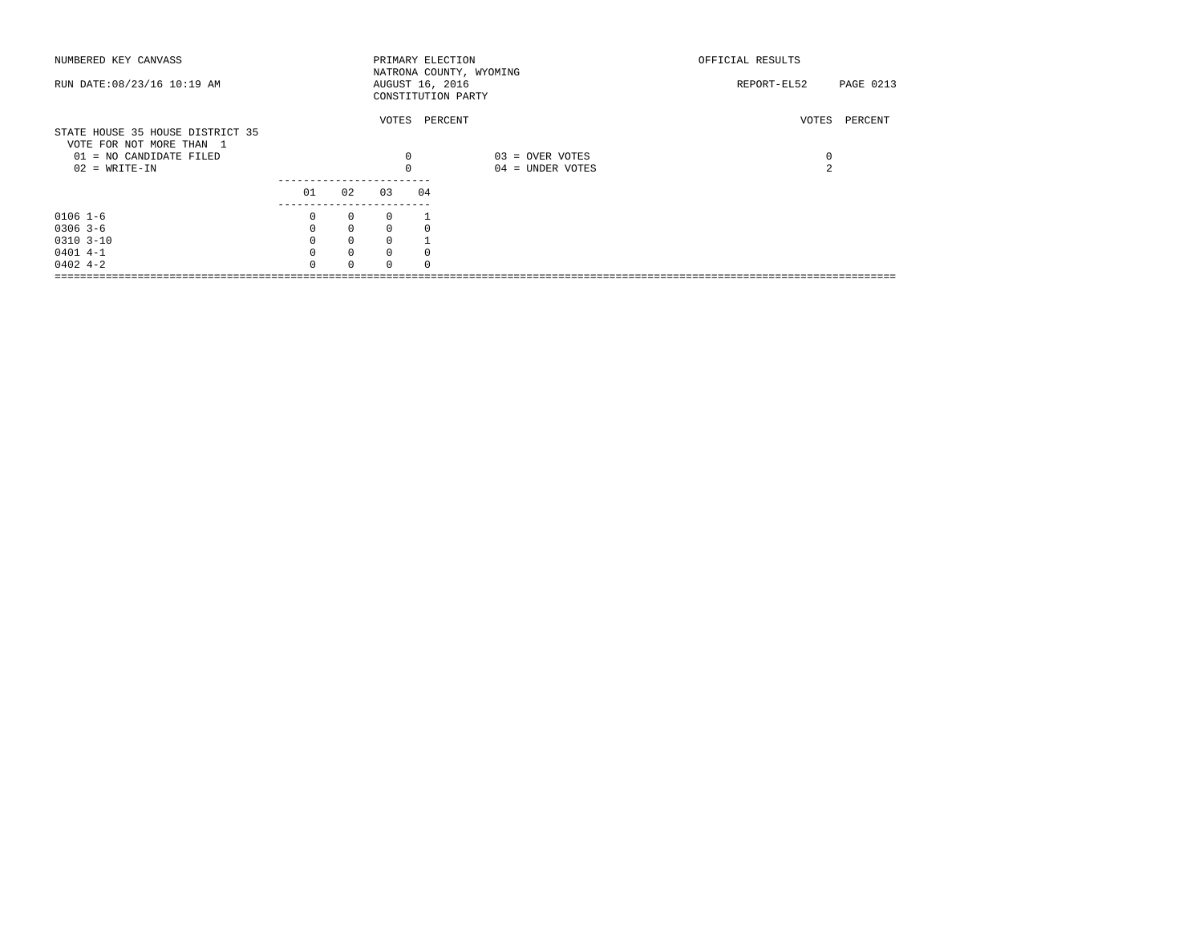NUMBERED KEY CANVASS — PRIMARY ELECTION — OFFICIAL RESULTS

NATRONA COUNTY, WYOMING

RUN DATE:08/23/16 10:19 AM — AUGUST 16, 2016 — REPORT-EL52

CONSTITUTION PARTY

## STATE HOUSE 35 HOUSE DISTRICT 35

VOTE FOR NOT MORE THAN 1

| | VOTES | PERCENT | | VOTES | PERCENT |
|---|---|---|---|---|---|
| 01 = NO CANDIDATE FILED | 0 | | 03 = OVER VOTES | 0 | |
| 02 = WRITE-IN | 0 | | 04 = UNDER VOTES | 2 | |

| | 01 | 02 | 03 | 04 |
|---|---|---|---|---|
| 0106 1-6 | 0 | 0 | 0 | 1 |
| 0306 3-6 | 0 | 0 | 0 | 0 |
| 0310 3-10 | 0 | 0 | 0 | 1 |
| 0401 4-1 | 0 | 0 | 0 | 0 |
| 0402 4-2 | 0 | 0 | 0 | 0 |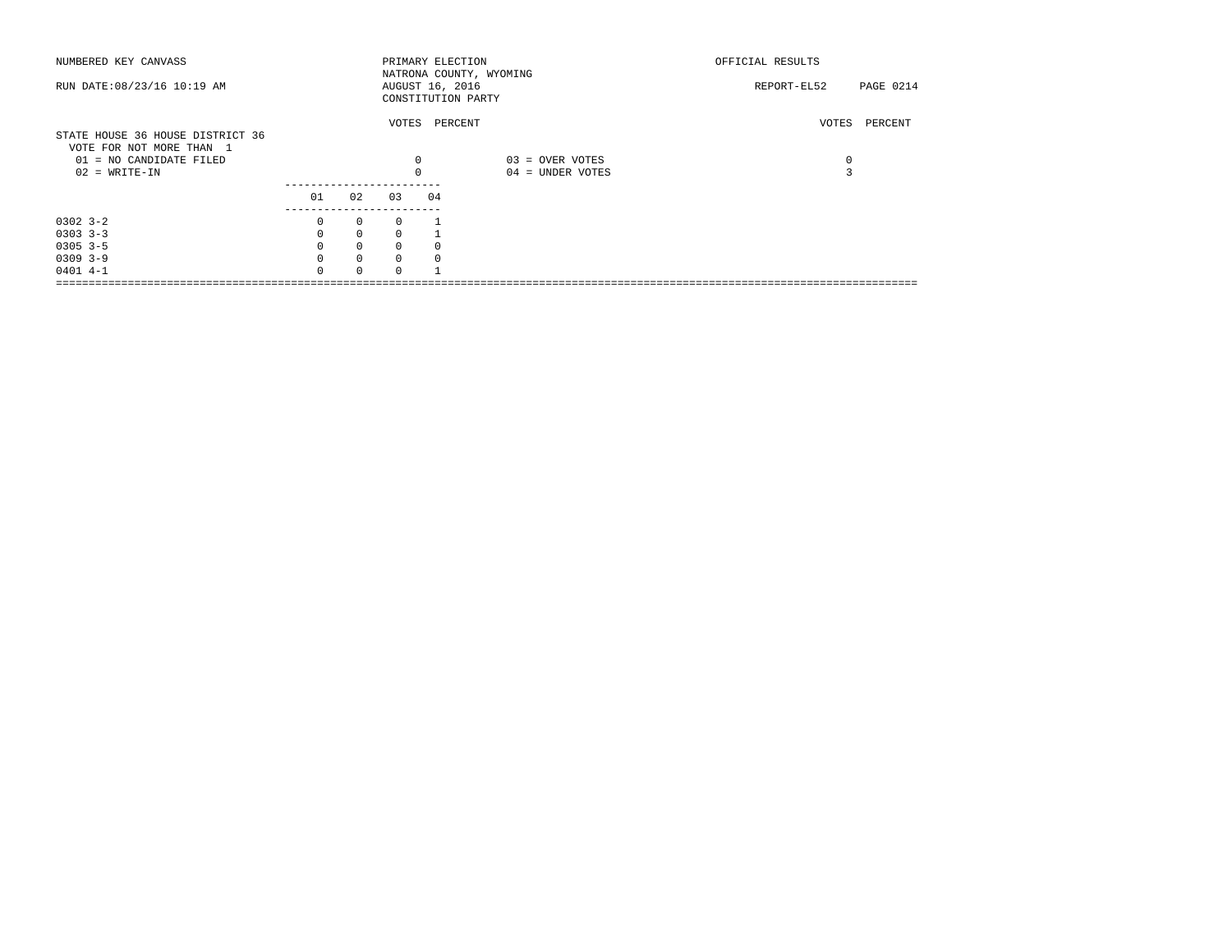NUMBERED KEY CANVASS

PRIMARY ELECTION
NATRONA COUNTY, WYOMING
AUGUST 16, 2016
CONSTITUTION PARTY

OFFICIAL RESULTS

RUN DATE:08/23/16 10:19 AM

REPORT-EL52

STATE HOUSE 36 HOUSE DISTRICT 36
VOTE FOR NOT MORE THAN 1

| | VOTES | PERCENT | | VOTES | PERCENT |
|---|---|---|---|---|---|
| 01 = NO CANDIDATE FILED | 0 | | 03 = OVER VOTES | 0 | |
| 02 = WRITE-IN | 0 | | 04 = UNDER VOTES | 3 | |

| | 01 | 02 | 03 | 04 |
|---|---|---|---|---|
| 0302 3-2 | 0 | 0 | 0 | 1 |
| 0303 3-3 | 0 | 0 | 0 | 1 |
| 0305 3-5 | 0 | 0 | 0 | 0 |
| 0309 3-9 | 0 | 0 | 0 | 0 |
| 0401 4-1 | 0 | 0 | 0 | 1 |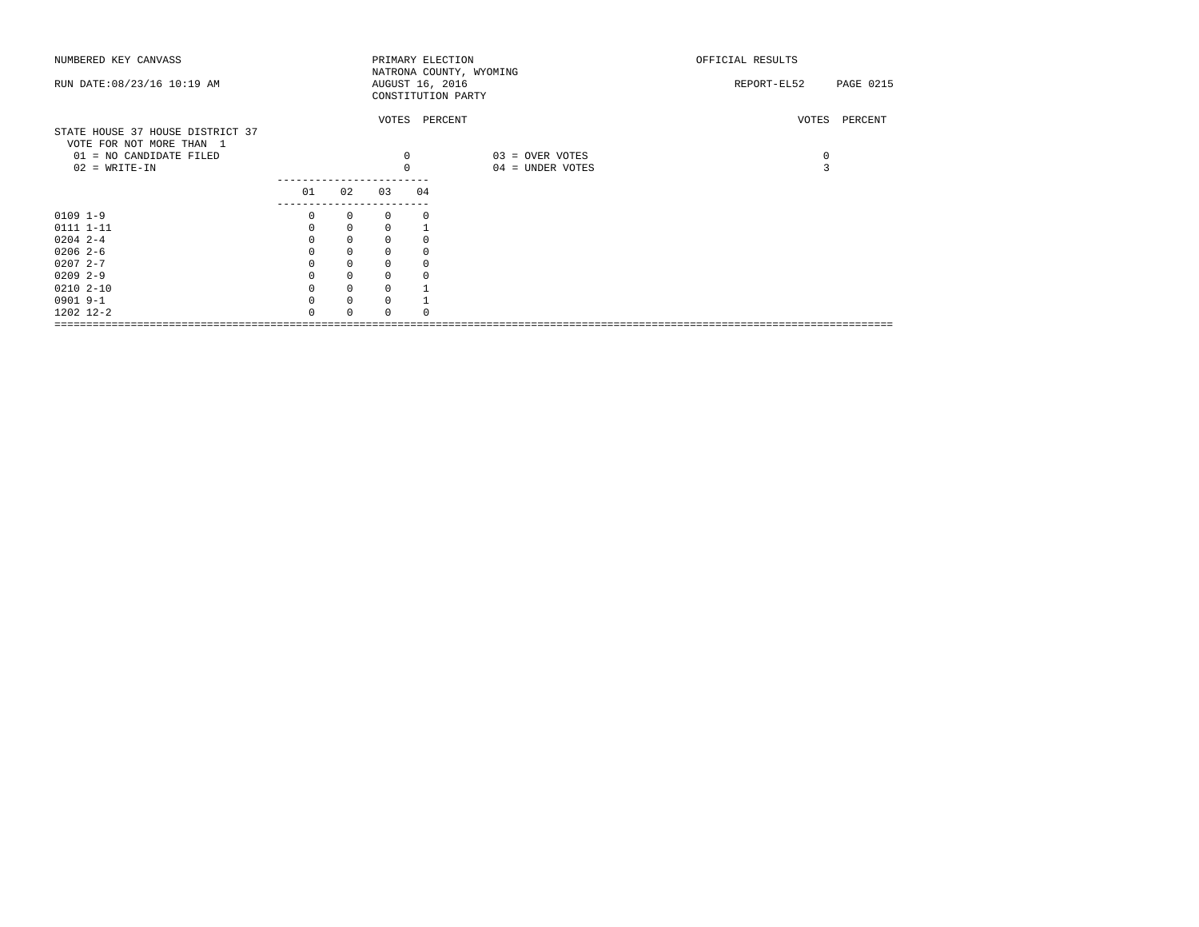NUMBERED KEY CANVASS

RUN DATE:08/23/16 10:19 AM

PRIMARY ELECTION
NATRONA COUNTY, WYOMING
AUGUST 16, 2016
CONSTITUTION PARTY

OFFICIAL RESULTS

REPORT-EL52

## STATE HOUSE 37 HOUSE DISTRICT 37

VOTE FOR NOT MORE THAN 1

| | VOTES | PERCENT | | VOTES | PERCENT |
|---|---|---|---|---|---|
| 01 = NO CANDIDATE FILED | 0 | | 03 = OVER VOTES | 0 | |
| 02 = WRITE-IN | 0 | | 04 = UNDER VOTES | 3 | |

| | 01 | 02 | 03 | 04 |
|---|---|---|---|---|
| 0109 1-9 | 0 | 0 | 0 | 0 |
| 0111 1-11 | 0 | 0 | 0 | 1 |
| 0204 2-4 | 0 | 0 | 0 | 0 |
| 0206 2-6 | 0 | 0 | 0 | 0 |
| 0207 2-7 | 0 | 0 | 0 | 0 |
| 0209 2-9 | 0 | 0 | 0 | 0 |
| 0210 2-10 | 0 | 0 | 0 | 1 |
| 0901 9-1 | 0 | 0 | 0 | 1 |
| 1202 12-2 | 0 | 0 | 0 | 0 |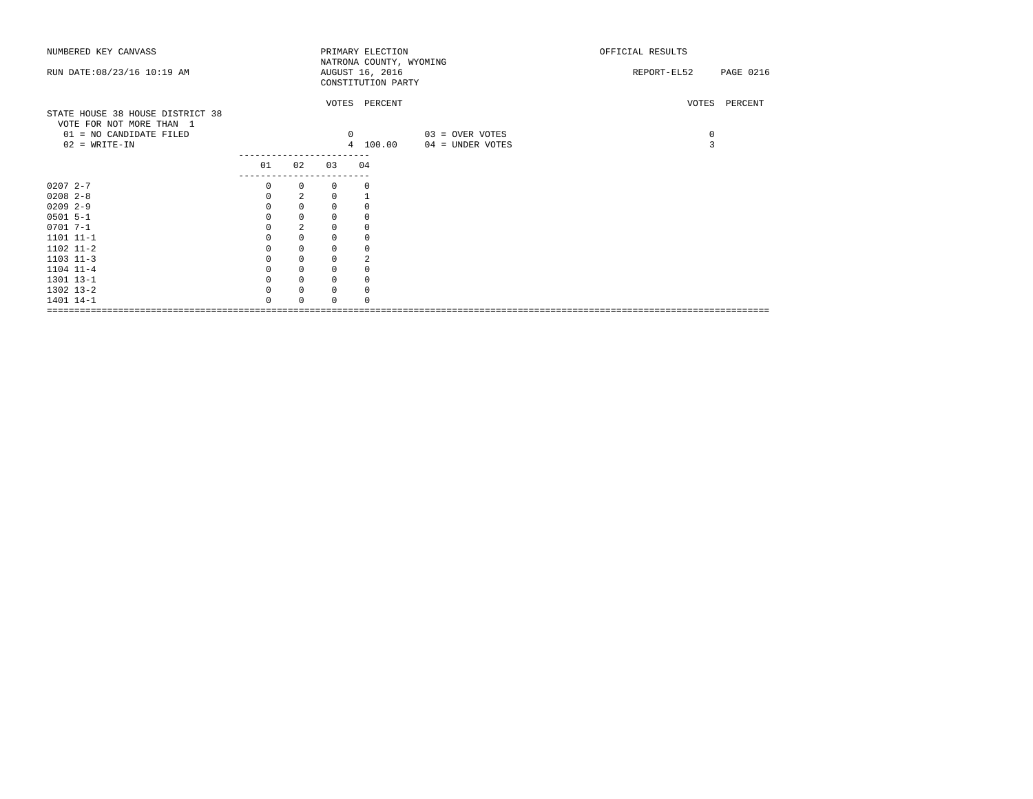NUMBERED KEY CANVASS

RUN DATE:08/23/16 10:19 AM

PRIMARY ELECTION
NATRONA COUNTY, WYOMING
AUGUST 16, 2016
CONSTITUTION PARTY

OFFICIAL RESULTS

REPORT-EL52

STATE HOUSE 38 HOUSE DISTRICT 38
VOTE FOR NOT MORE THAN 1

| | VOTES | PERCENT | | VOTES | PERCENT |
|---|---|---|---|---|---|
| 01 = NO CANDIDATE FILED | 0 | | 03 = OVER VOTES | 0 | |
| 02 = WRITE-IN | 4 | 100.00 | 04 = UNDER VOTES | 3 | |

| | 01 | 02 | 03 | 04 |
|---|---|---|---|---|
| 0207 2-7 | 0 | 0 | 0 | 0 |
| 0208 2-8 | 0 | 2 | 0 | 1 |
| 0209 2-9 | 0 | 0 | 0 | 0 |
| 0501 5-1 | 0 | 0 | 0 | 0 |
| 0701 7-1 | 0 | 2 | 0 | 0 |
| 1101 11-1 | 0 | 0 | 0 | 0 |
| 1102 11-2 | 0 | 0 | 0 | 0 |
| 1103 11-3 | 0 | 0 | 0 | 2 |
| 1104 11-4 | 0 | 0 | 0 | 0 |
| 1301 13-1 | 0 | 0 | 0 | 0 |
| 1302 13-2 | 0 | 0 | 0 | 0 |
| 1401 14-1 | 0 | 0 | 0 | 0 |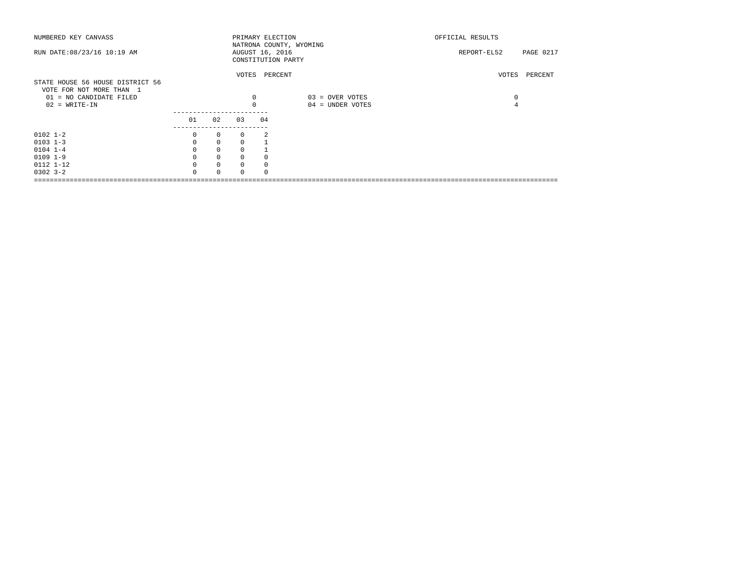NUMBERED KEY CANVASS — PRIMARY ELECTION — NATRONA COUNTY, WYOMING — AUGUST 16, 2016 — CONSTITUTION PARTY — OFFICIAL RESULTS

RUN DATE:08/23/16 10:19 AM — REPORT-EL52

## STATE HOUSE 56 HOUSE DISTRICT 56

VOTE FOR NOT MORE THAN 1

| | VOTES | PERCENT |
|---|---|---|
| 01 = NO CANDIDATE FILED | 0 | |
| 02 = WRITE-IN | 0 | |
| 03 = OVER VOTES | 0 | |
| 04 = UNDER VOTES | 4 | |

| | 01 | 02 | 03 | 04 |
|---|---|---|---|---|
| 0102 1-2 | 0 | 0 | 0 | 2 |
| 0103 1-3 | 0 | 0 | 0 | 1 |
| 0104 1-4 | 0 | 0 | 0 | 1 |
| 0109 1-9 | 0 | 0 | 0 | 0 |
| 0112 1-12 | 0 | 0 | 0 | 0 |
| 0302 3-2 | 0 | 0 | 0 | 0 |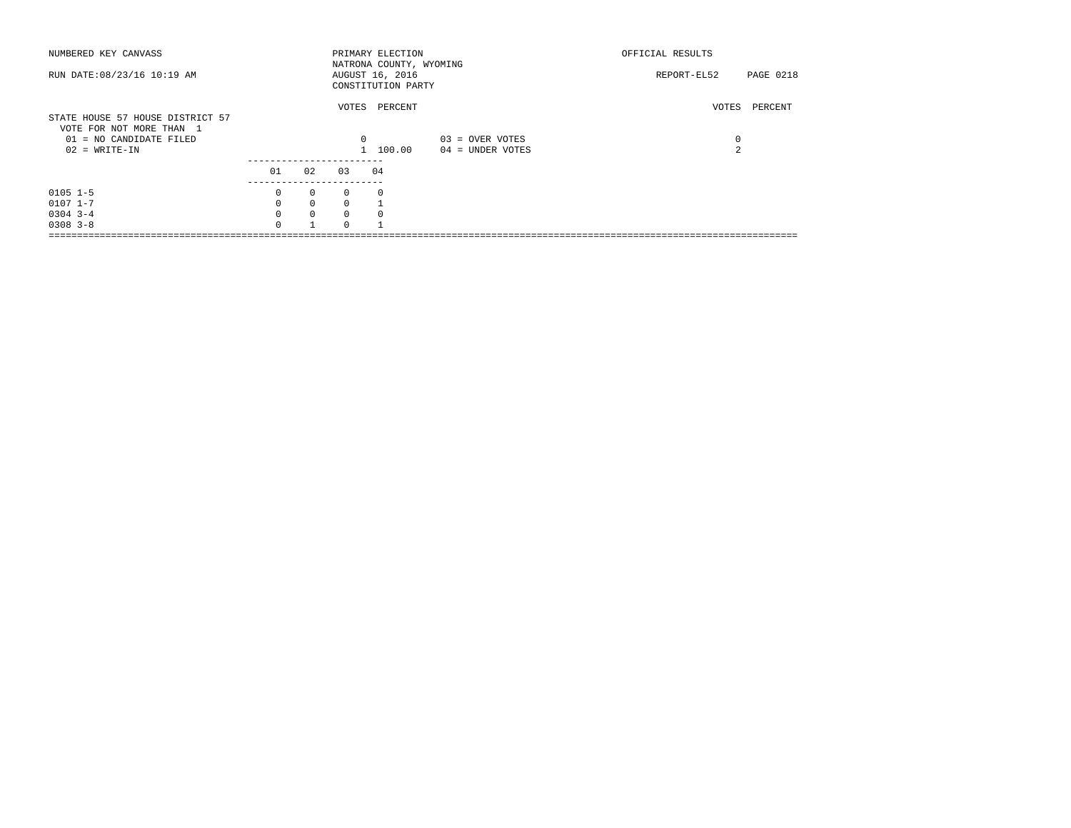NUMBERED KEY CANVASS

RUN DATE:08/23/16 10:19 AM

PRIMARY ELECTION
NATRONA COUNTY, WYOMING
AUGUST 16, 2016
CONSTITUTION PARTY

OFFICIAL RESULTS

REPORT-EL52 PAGE 0218

## STATE HOUSE 57 HOUSE DISTRICT 57

VOTE FOR NOT MORE THAN 1

| | VOTES | PERCENT | | VOTES | PERCENT |
|---|---|---|---|---|---|
| 01 = NO CANDIDATE FILED | 0 | | 03 = OVER VOTES | 0 | |
| 02 = WRITE-IN | 1 | 100.00 | 04 = UNDER VOTES | 2 | |

| | 01 | 02 | 03 | 04 |
|---|---|---|---|---|
| 0105 1-5 | 0 | 0 | 0 | 0 |
| 0107 1-7 | 0 | 0 | 0 | 1 |
| 0304 3-4 | 0 | 0 | 0 | 0 |
| 0308 3-8 | 0 | 1 | 0 | 1 |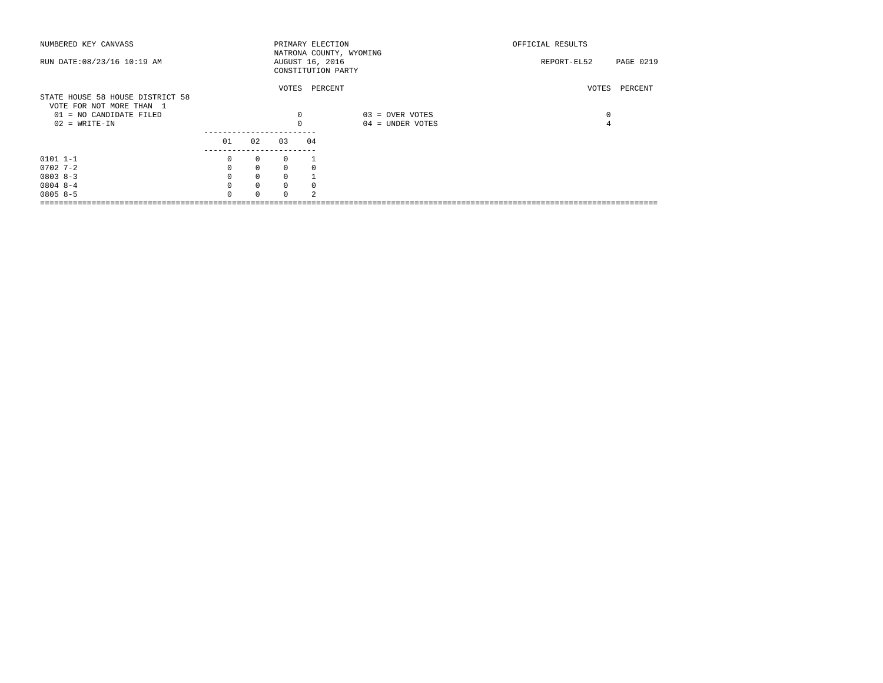NUMBERED KEY CANVASS

RUN DATE:08/23/16 10:19 AM

PRIMARY ELECTION
NATRONA COUNTY, WYOMING
AUGUST 16, 2016
CONSTITUTION PARTY

OFFICIAL RESULTS

REPORT-EL52 PAGE 0219

## STATE HOUSE 58 HOUSE DISTRICT 58

VOTE FOR NOT MORE THAN 1

| | VOTES | PERCENT | | VOTES | PERCENT |
|---|---|---|---|---|---|
| 01 = NO CANDIDATE FILED | 0 | | 03 = OVER VOTES | 0 | |
| 02 = WRITE-IN | 0 | | 04 = UNDER VOTES | 4 | |

| | 01 | 02 | 03 | 04 |
|---|---|---|---|---|
| 0101 1-1 | 0 | 0 | 0 | 1 |
| 0702 7-2 | 0 | 0 | 0 | 0 |
| 0803 8-3 | 0 | 0 | 0 | 1 |
| 0804 8-4 | 0 | 0 | 0 | 0 |
| 0805 8-5 | 0 | 0 | 0 | 2 |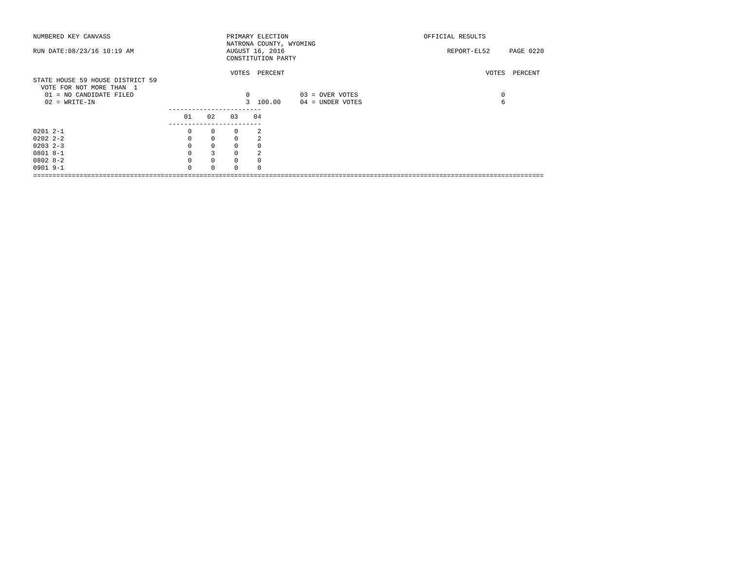NUMBERED KEY CANVASS

RUN DATE:08/23/16 10:19 AM

PRIMARY ELECTION
NATRONA COUNTY, WYOMING
AUGUST 16, 2016
CONSTITUTION PARTY

OFFICIAL RESULTS

REPORT-EL52 PAGE 0220

## STATE HOUSE 59 HOUSE DISTRICT 59

VOTE FOR NOT MORE THAN 1

| | VOTES | PERCENT | | VOTES | PERCENT |
|---|---|---|---|---|---|
| 01 = NO CANDIDATE FILED | 0 | | 03 = OVER VOTES | 0 | |
| 02 = WRITE-IN | 3 | 100.00 | 04 = UNDER VOTES | 6 | |

| | 01 | 02 | 03 | 04 |
|---|---|---|---|---|
| 0201 2-1 | 0 | 0 | 0 | 2 |
| 0202 2-2 | 0 | 0 | 0 | 2 |
| 0203 2-3 | 0 | 0 | 0 | 0 |
| 0801 8-1 | 0 | 3 | 0 | 2 |
| 0802 8-2 | 0 | 0 | 0 | 0 |
| 0901 9-1 | 0 | 0 | 0 | 0 |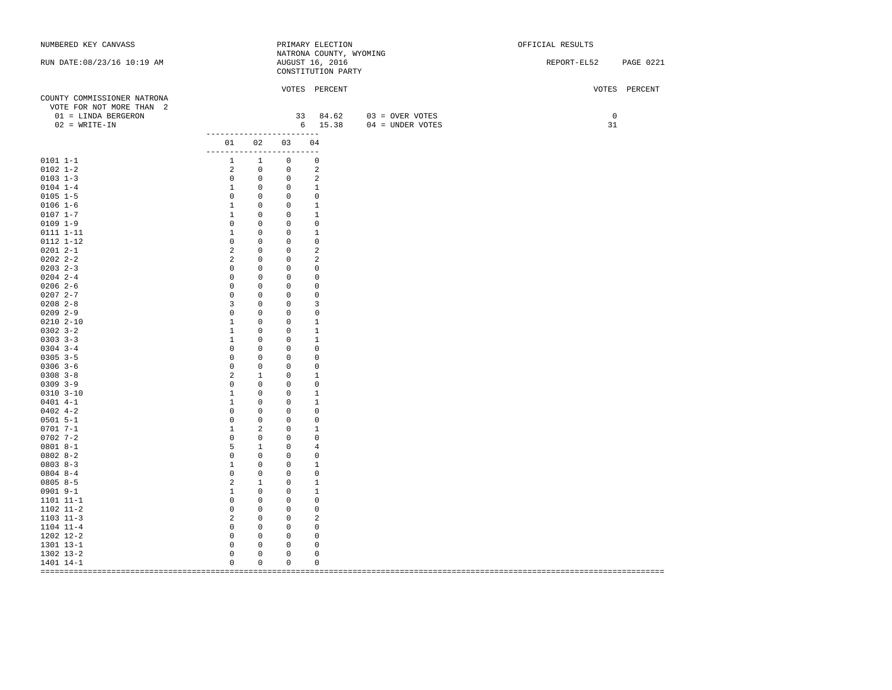NUMBERED KEY CANVASS

RUN DATE:08/23/16 10:19 AM

PRIMARY ELECTION
NATRONA COUNTY, WYOMING
AUGUST 16, 2016
CONSTITUTION PARTY

OFFICIAL RESULTS

REPORT-EL52

## COUNTY COMMISSIONER NATRONA

VOTE FOR NOT MORE THAN 2

| | VOTES | PERCENT | | VOTES | PERCENT |
|---|---|---|---|---|---|
| 01 = LINDA BERGERON | 33 | 84.62 | 03 = OVER VOTES | 0 | |
| 02 = WRITE-IN | 6 | 15.38 | 04 = UNDER VOTES | 31 | |

| | 01 | 02 | 03 | 04 |
|---|---|---|---|---|
| 0101 1-1 | 1 | 1 | 0 | 0 |
| 0102 1-2 | 2 | 0 | 0 | 2 |
| 0103 1-3 | 0 | 0 | 0 | 2 |
| 0104 1-4 | 1 | 0 | 0 | 1 |
| 0105 1-5 | 0 | 0 | 0 | 0 |
| 0106 1-6 | 1 | 0 | 0 | 1 |
| 0107 1-7 | 1 | 0 | 0 | 1 |
| 0109 1-9 | 0 | 0 | 0 | 0 |
| 0111 1-11 | 1 | 0 | 0 | 1 |
| 0112 1-12 | 0 | 0 | 0 | 0 |
| 0201 2-1 | 2 | 0 | 0 | 2 |
| 0202 2-2 | 2 | 0 | 0 | 2 |
| 0203 2-3 | 0 | 0 | 0 | 0 |
| 0204 2-4 | 0 | 0 | 0 | 0 |
| 0206 2-6 | 0 | 0 | 0 | 0 |
| 0207 2-7 | 0 | 0 | 0 | 0 |
| 0208 2-8 | 3 | 0 | 0 | 3 |
| 0209 2-9 | 0 | 0 | 0 | 0 |
| 0210 2-10 | 1 | 0 | 0 | 1 |
| 0302 3-2 | 1 | 0 | 0 | 1 |
| 0303 3-3 | 1 | 0 | 0 | 1 |
| 0304 3-4 | 0 | 0 | 0 | 0 |
| 0305 3-5 | 0 | 0 | 0 | 0 |
| 0306 3-6 | 0 | 0 | 0 | 0 |
| 0308 3-8 | 2 | 1 | 0 | 1 |
| 0309 3-9 | 0 | 0 | 0 | 0 |
| 0310 3-10 | 1 | 0 | 0 | 1 |
| 0401 4-1 | 1 | 0 | 0 | 1 |
| 0402 4-2 | 0 | 0 | 0 | 0 |
| 0501 5-1 | 0 | 0 | 0 | 0 |
| 0701 7-1 | 1 | 2 | 0 | 1 |
| 0702 7-2 | 0 | 0 | 0 | 0 |
| 0801 8-1 | 5 | 1 | 0 | 4 |
| 0802 8-2 | 0 | 0 | 0 | 0 |
| 0803 8-3 | 1 | 0 | 0 | 1 |
| 0804 8-4 | 0 | 0 | 0 | 0 |
| 0805 8-5 | 2 | 1 | 0 | 1 |
| 0901 9-1 | 1 | 0 | 0 | 1 |
| 1101 11-1 | 0 | 0 | 0 | 0 |
| 1102 11-2 | 0 | 0 | 0 | 0 |
| 1103 11-3 | 2 | 0 | 0 | 2 |
| 1104 11-4 | 0 | 0 | 0 | 0 |
| 1202 12-2 | 0 | 0 | 0 | 0 |
| 1301 13-1 | 0 | 0 | 0 | 0 |
| 1302 13-2 | 0 | 0 | 0 | 0 |
| 1401 14-1 | 0 | 0 | 0 | 0 |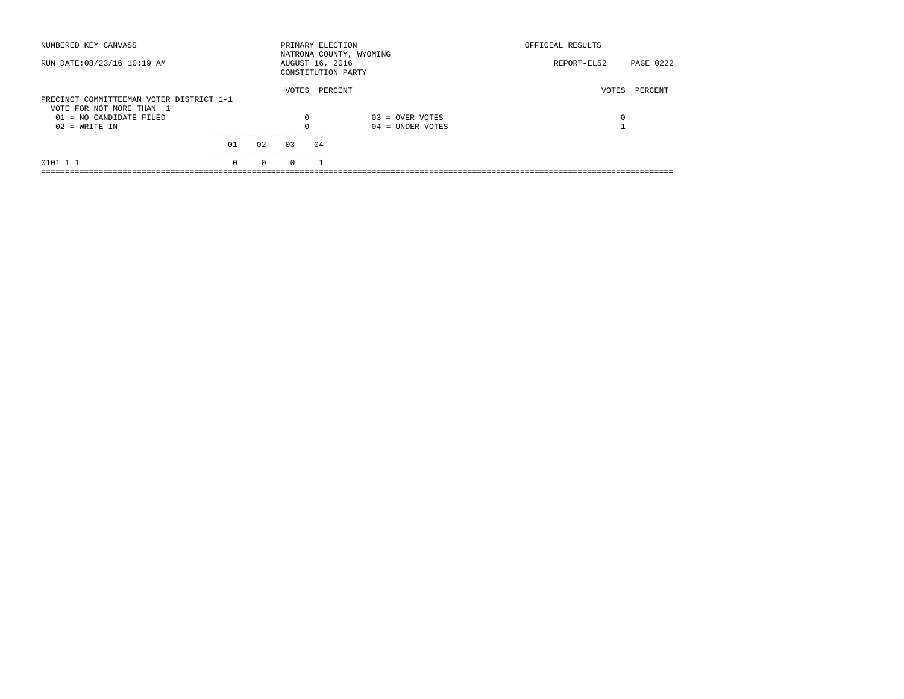NUMBERED KEY CANVASS

RUN DATE:08/23/16 10:19 AM

PRIMARY ELECTION
NATRONA COUNTY, WYOMING
AUGUST 16, 2016
CONSTITUTION PARTY

OFFICIAL RESULTS

REPORT-EL52 PAGE 0222

PRECINCT COMMITTEEMAN VOTER DISTRICT 1-1
VOTE FOR NOT MORE THAN 1

| | VOTES | PERCENT | | VOTES | PERCENT |
|---|---|---|---|---|---|
| 01 = NO CANDIDATE FILED | 0 | | 03 = OVER VOTES | 0 | |
| 02 = WRITE-IN | 0 | | 04 = UNDER VOTES | 1 | |

| | 01 | 02 | 03 | 04 |
|---|---|---|---|---|
| 0101 1-1 | 0 | 0 | 0 | 1 |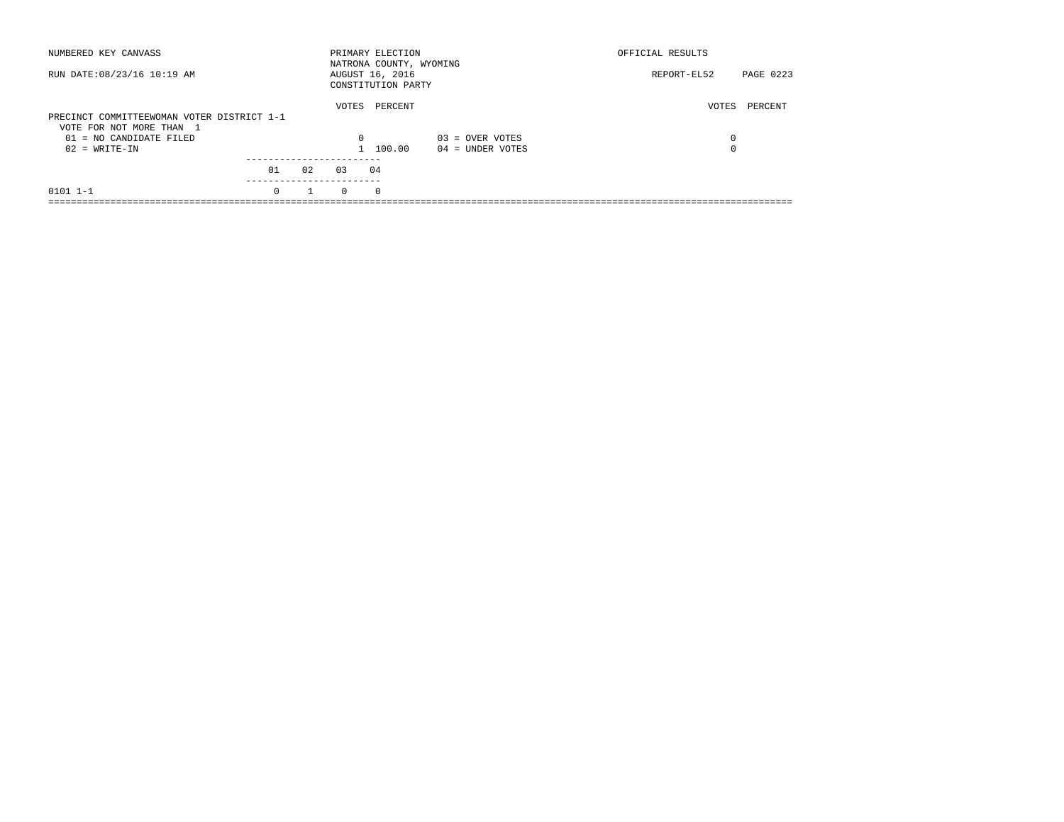NUMBERED KEY CANVASS

RUN DATE:08/23/16 10:19 AM

PRIMARY ELECTION
NATRONA COUNTY, WYOMING
AUGUST 16, 2016
CONSTITUTION PARTY

OFFICIAL RESULTS

REPORT-EL52 PAGE 0223

## PRECINCT COMMITTEEWOMAN VOTER DISTRICT 1-1

VOTE FOR NOT MORE THAN 1

| | VOTES | PERCENT | | VOTES | PERCENT |
|---|---|---|---|---|---|
| 01 = NO CANDIDATE FILED | 0 | | 03 = OVER VOTES | 0 | |
| 02 = WRITE-IN | 1 | 100.00 | 04 = UNDER VOTES | 0 | |

| | 01 | 02 | 03 | 04 |
|---|---|---|---|---|
| 0101 1-1 | 0 | 1 | 0 | 0 |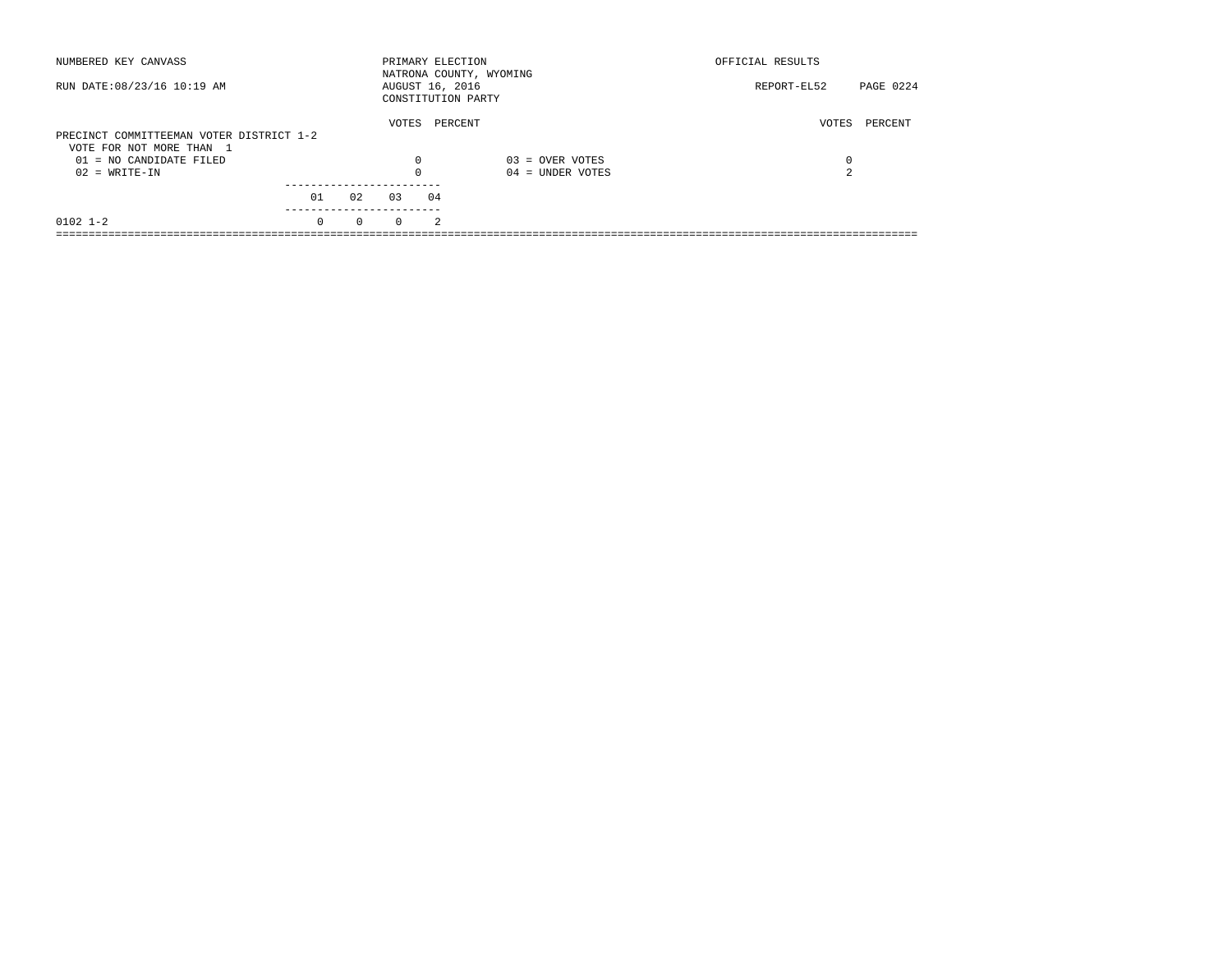NUMBERED KEY CANVASS — PRIMARY ELECTION — NATRONA COUNTY, WYOMING — AUGUST 16, 2016 — CONSTITUTION PARTY — OFFICIAL RESULTS

RUN DATE:08/23/16 10:19 AM — REPORT-EL52

## PRECINCT COMMITTEEMAN VOTER DISTRICT 1-2

VOTE FOR NOT MORE THAN 1

| | VOTES | PERCENT | | VOTES | PERCENT |
|---|---|---|---|---|---|
| 01 = NO CANDIDATE FILED | 0 | | 03 = OVER VOTES | 0 | |
| 02 = WRITE-IN | 0 | | 04 = UNDER VOTES | 2 | |

| | 01 | 02 | 03 | 04 |
|---|---|---|---|---|
| 0102 1-2 | 0 | 0 | 0 | 2 |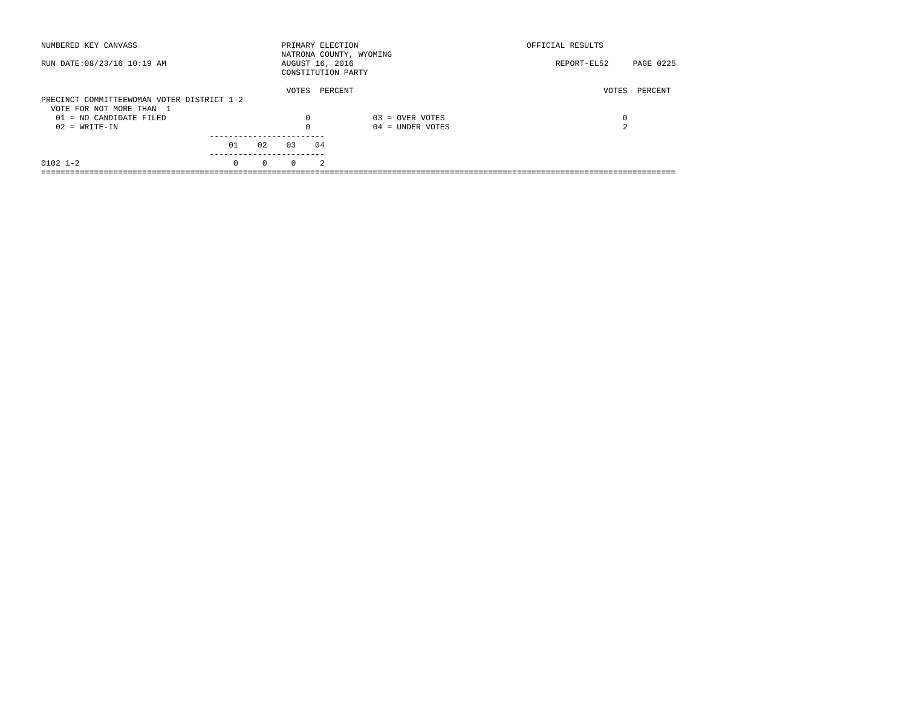NUMBERED KEY CANVASS

PRIMARY ELECTION
NATRONA COUNTY, WYOMING
AUGUST 16, 2016
CONSTITUTION PARTY

OFFICIAL RESULTS

RUN DATE:08/23/16 10:19 AM

REPORT-EL52

PRECINCT COMMITTEEWOMAN VOTER DISTRICT 1-2
VOTE FOR NOT MORE THAN 1

| | VOTES | PERCENT | | VOTES | PERCENT |
|---|---|---|---|---|---|
| 01 = NO CANDIDATE FILED | 0 | | 03 = OVER VOTES | 0 | |
| 02 = WRITE-IN | 0 | | 04 = UNDER VOTES | 2 | |

| | 01 | 02 | 03 | 04 |
|---|---|---|---|---|
| 0102 1-2 | 0 | 0 | 0 | 2 |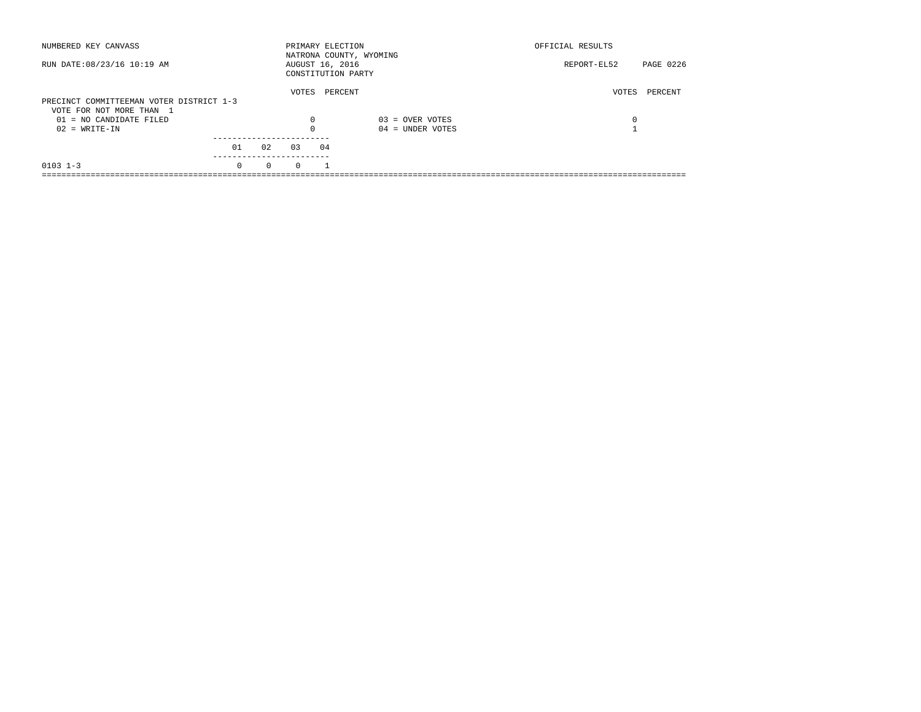NUMBERED KEY CANVASS

PRIMARY ELECTION
NATRONA COUNTY, WYOMING
AUGUST 16, 2016
CONSTITUTION PARTY

OFFICIAL RESULTS

RUN DATE:08/23/16 10:19 AM

REPORT-EL52

## PRECINCT COMMITTEEMAN VOTER DISTRICT 1-3

VOTE FOR NOT MORE THAN 1

| | VOTES | PERCENT | | VOTES | PERCENT |
|---|---|---|---|---|---|
| 01 = NO CANDIDATE FILED | 0 | | 03 = OVER VOTES | 0 | |
| 02 = WRITE-IN | 0 | | 04 = UNDER VOTES | 1 | |

| | 01 | 02 | 03 | 04 |
|---|---|---|---|---|
| 0103 1-3 | 0 | 0 | 0 | 1 |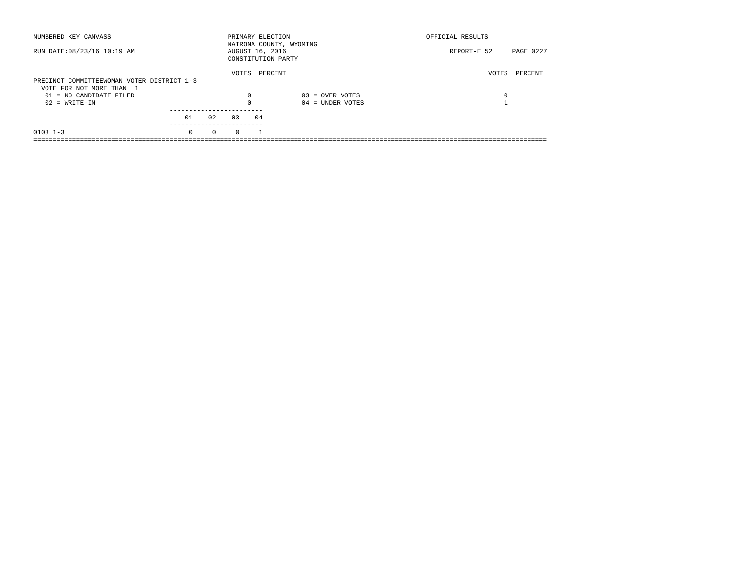NUMBERED KEY CANVASS

RUN DATE:08/23/16 10:19 AM

PRIMARY ELECTION
NATRONA COUNTY, WYOMING
AUGUST 16, 2016
CONSTITUTION PARTY

OFFICIAL RESULTS

REPORT-EL52

PRECINCT COMMITTEEWOMAN VOTER DISTRICT 1-3
VOTE FOR NOT MORE THAN 1

| | VOTES | PERCENT | | VOTES | PERCENT |
|---|---|---|---|---|---|
| 01 = NO CANDIDATE FILED | 0 | | 03 = OVER VOTES | 0 | |
| 02 = WRITE-IN | 0 | | 04 = UNDER VOTES | 1 | |

| | 01 | 02 | 03 | 04 |
|---|---|---|---|---|
| 0103 1-3 | 0 | 0 | 0 | 1 |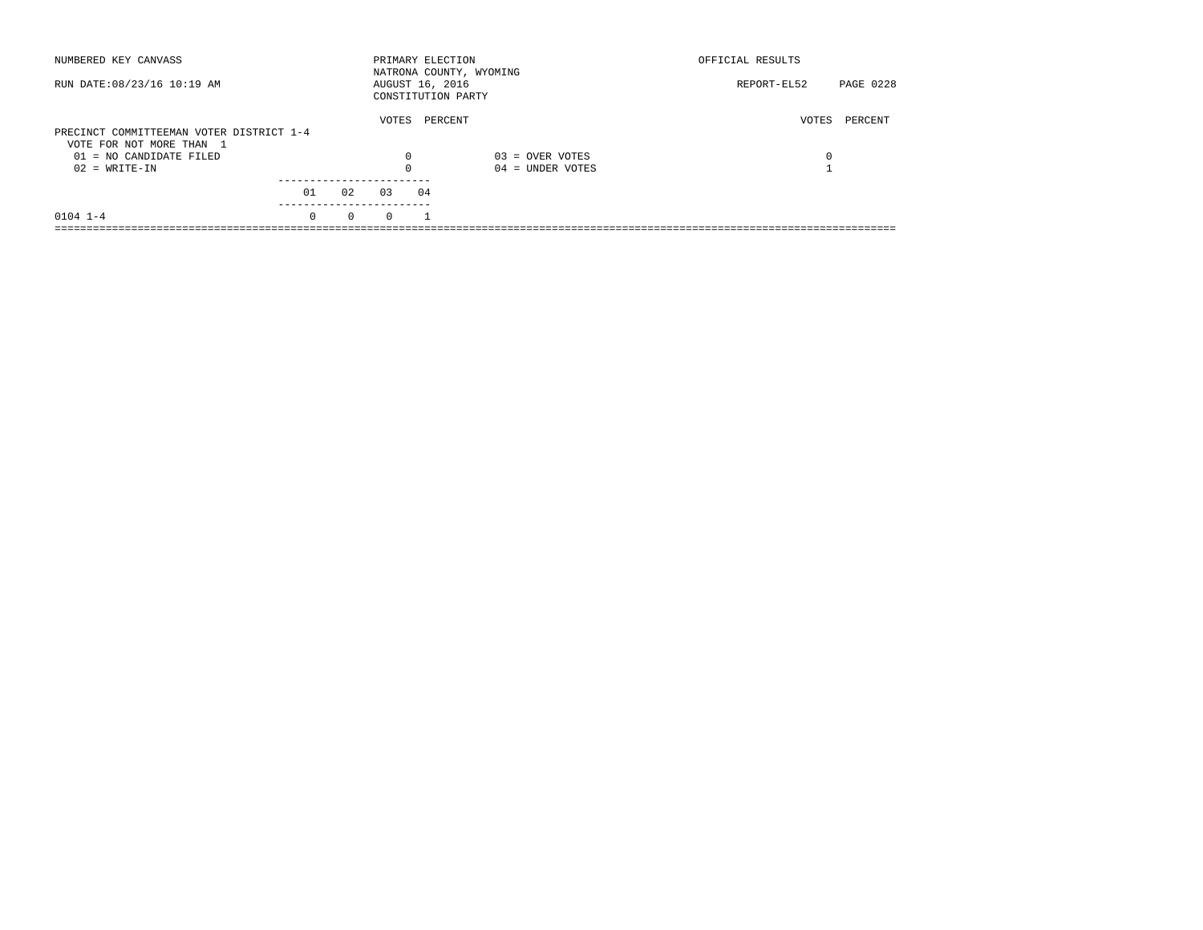NUMBERED KEY CANVASS

RUN DATE:08/23/16 10:19 AM

PRIMARY ELECTION
NATRONA COUNTY, WYOMING
AUGUST 16, 2016
CONSTITUTION PARTY

OFFICIAL RESULTS

REPORT-EL52

## PRECINCT COMMITTEEMAN VOTER DISTRICT 1-4

VOTE FOR NOT MORE THAN 1

| | VOTES | PERCENT | | VOTES | PERCENT |
|---|---|---|---|---|---|
| 01 = NO CANDIDATE FILED | 0 | | 03 = OVER VOTES | 0 | |
| 02 = WRITE-IN | 0 | | 04 = UNDER VOTES | 1 | |

| | 01 | 02 | 03 | 04 |
|---|---|---|---|---|
| 0104 1-4 | 0 | 0 | 0 | 1 |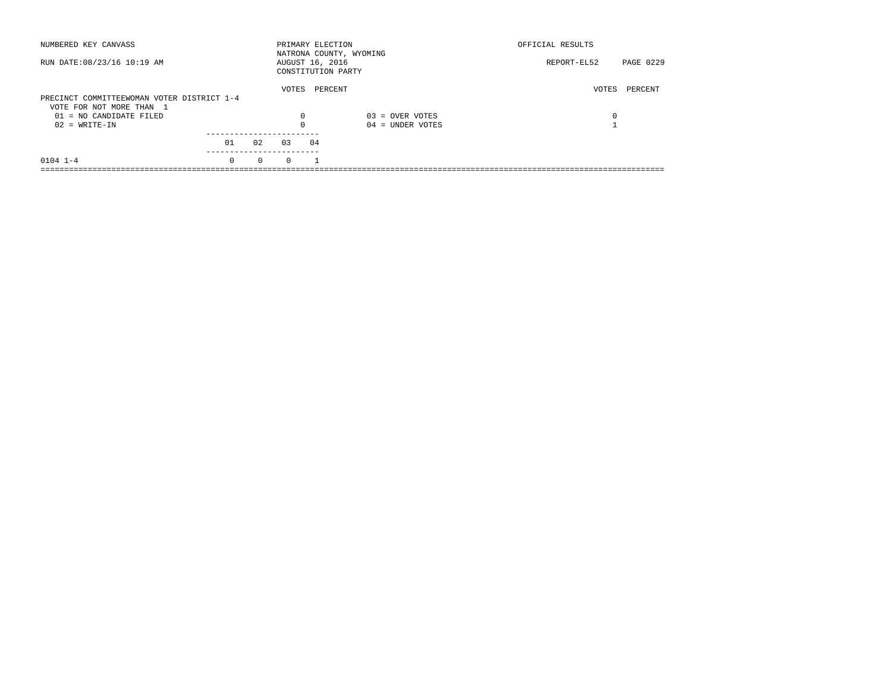NUMBERED KEY CANVASS

RUN DATE:08/23/16 10:19 AM

PRIMARY ELECTION
NATRONA COUNTY, WYOMING
AUGUST 16, 2016
CONSTITUTION PARTY

OFFICIAL RESULTS

REPORT-EL52 PAGE 0229

**PRECINCT COMMITTEEWOMAN VOTER DISTRICT 1-4**
VOTE FOR NOT MORE THAN 1

| | VOTES | PERCENT | | VOTES | PERCENT |
|---|---|---|---|---|---|
| 01 = NO CANDIDATE FILED | 0 | | 03 = OVER VOTES | 0 | |
| 02 = WRITE-IN | 0 | | 04 = UNDER VOTES | 1 | |

| | 01 | 02 | 03 | 04 |
|---|---|---|---|---|
| 0104 1-4 | 0 | 0 | 0 | 1 |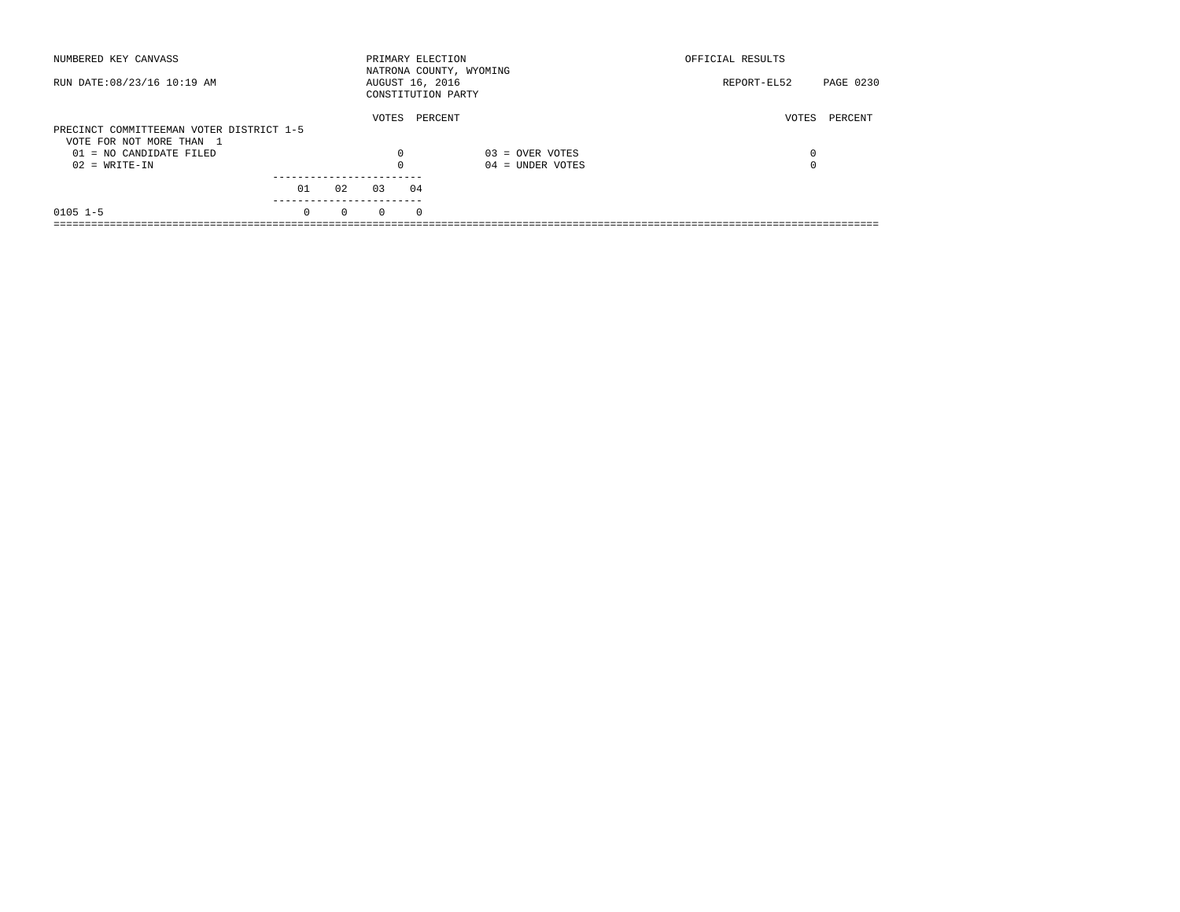NUMBERED KEY CANVASS

RUN DATE:08/23/16 10:19 AM

PRIMARY ELECTION
NATRONA COUNTY, WYOMING
AUGUST 16, 2016
CONSTITUTION PARTY

OFFICIAL RESULTS

REPORT-EL52 PAGE 0230

PRECINCT COMMITTEEMAN VOTER DISTRICT 1-5
VOTE FOR NOT MORE THAN 1

| | VOTES | PERCENT | | VOTES | PERCENT |
|---|---|---|---|---|---|
| 01 = NO CANDIDATE FILED | 0 | | 03 = OVER VOTES | 0 | |
| 02 = WRITE-IN | 0 | | 04 = UNDER VOTES | 0 | |

| | 01 | 02 | 03 | 04 |
|---|---|---|---|---|
| 0105 1-5 | 0 | 0 | 0 | 0 |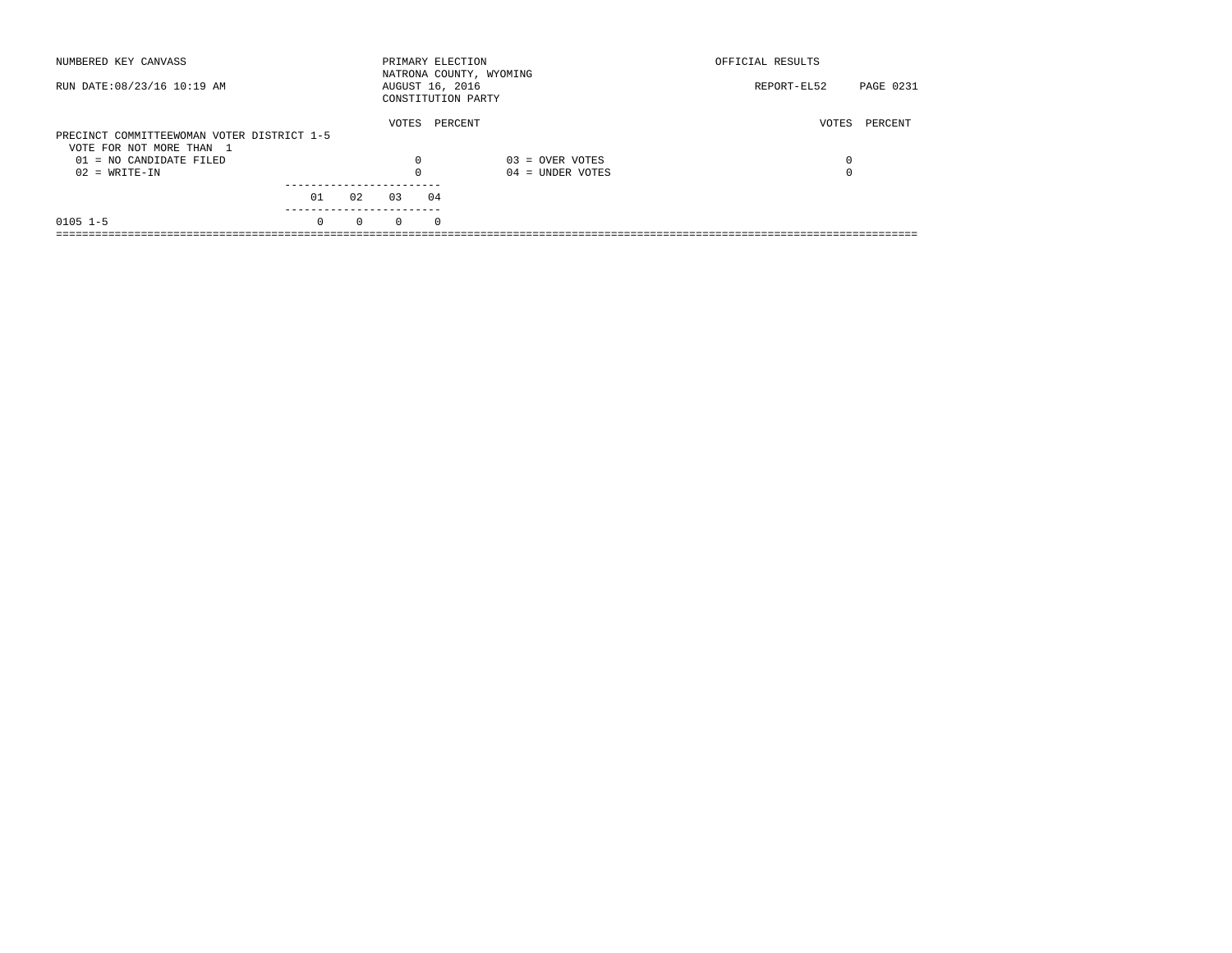NUMBERED KEY CANVASS

RUN DATE:08/23/16 10:19 AM

PRIMARY ELECTION
NATRONA COUNTY, WYOMING
AUGUST 16, 2016
CONSTITUTION PARTY

OFFICIAL RESULTS

REPORT-EL52 PAGE 0231

PRECINCT COMMITTEEWOMAN VOTER DISTRICT 1-5
VOTE FOR NOT MORE THAN 1

| | VOTES | PERCENT | | VOTES | PERCENT |
|---|---|---|---|---|---|
| 01 = NO CANDIDATE FILED | 0 | | 03 = OVER VOTES | 0 | |
| 02 = WRITE-IN | 0 | | 04 = UNDER VOTES | 0 | |

| | 01 | 02 | 03 | 04 |
|---|---|---|---|---|
| 0105 1-5 | 0 | 0 | 0 | 0 |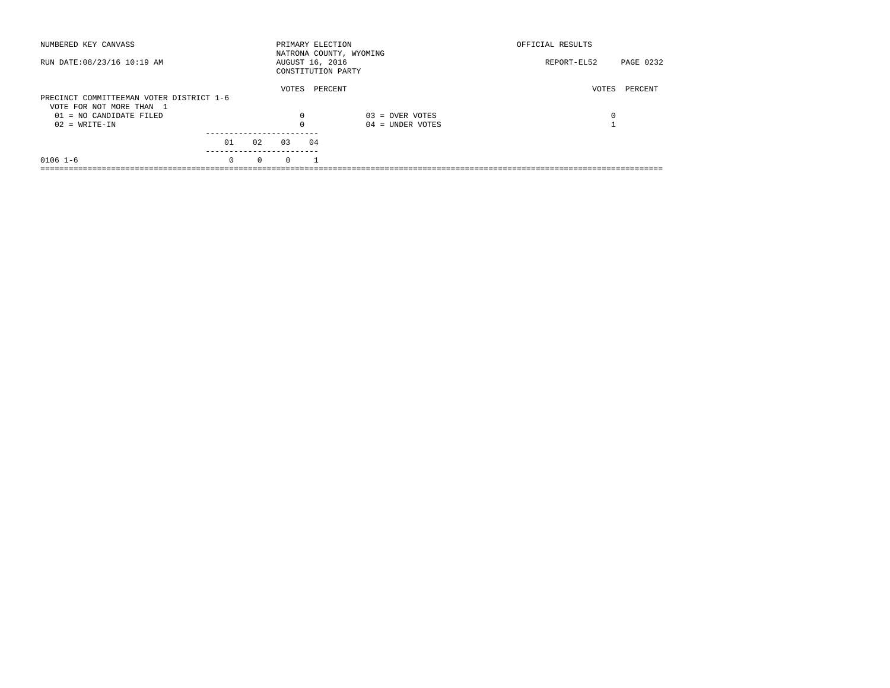NUMBERED KEY CANVASS — PRIMARY ELECTION — OFFICIAL RESULTS

NATRONA COUNTY, WYOMING

RUN DATE:08/23/16 10:19 AM — AUGUST 16, 2016 — REPORT-EL52

CONSTITUTION PARTY

## PRECINCT COMMITTEEMAN VOTER DISTRICT 1-6

VOTE FOR NOT MORE THAN 1

| | VOTES | PERCENT | | VOTES | PERCENT |
|---|---|---|---|---|---|
| 01 = NO CANDIDATE FILED | 0 | | 03 = OVER VOTES | 0 | |
| 02 = WRITE-IN | 0 | | 04 = UNDER VOTES | 1 | |

| | 01 | 02 | 03 | 04 |
|---|---|---|---|---|
| 0106 1-6 | 0 | 0 | 0 | 1 |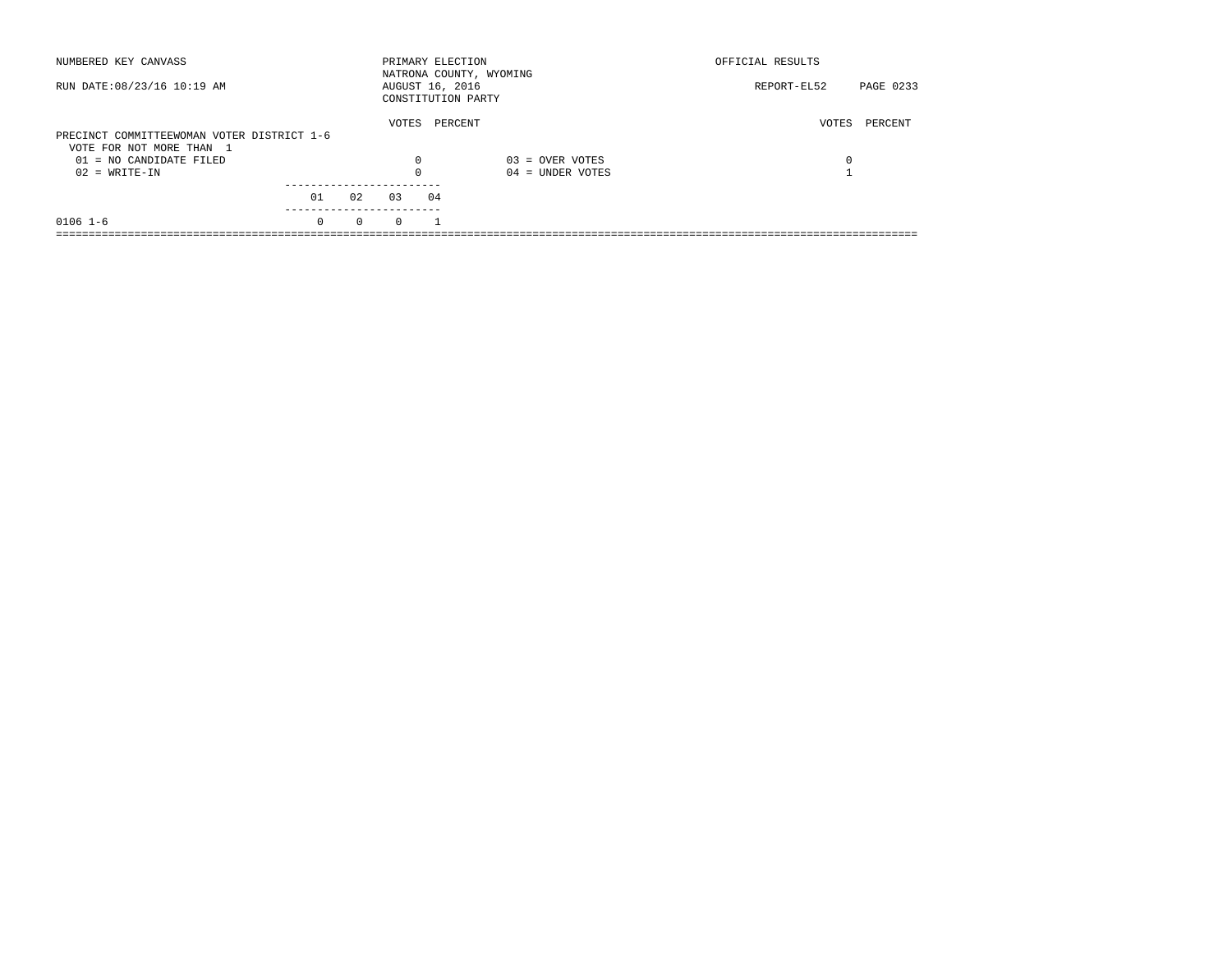NUMBERED KEY CANVASS — PRIMARY ELECTION — NATRONA COUNTY, WYOMING — AUGUST 16, 2016 — CONSTITUTION PARTY — OFFICIAL RESULTS

RUN DATE:08/23/16 10:19 AM — REPORT-EL52

## PRECINCT COMMITTEEWOMAN VOTER DISTRICT 1-6

VOTE FOR NOT MORE THAN 1

| | VOTES | PERCENT | | VOTES | PERCENT |
|---|---|---|---|---|---|
| 01 = NO CANDIDATE FILED | 0 | | 03 = OVER VOTES | 0 | |
| 02 = WRITE-IN | 0 | | 04 = UNDER VOTES | 1 | |

| | 01 | 02 | 03 | 04 |
|---|---|---|---|---|
| 0106 1-6 | 0 | 0 | 0 | 1 |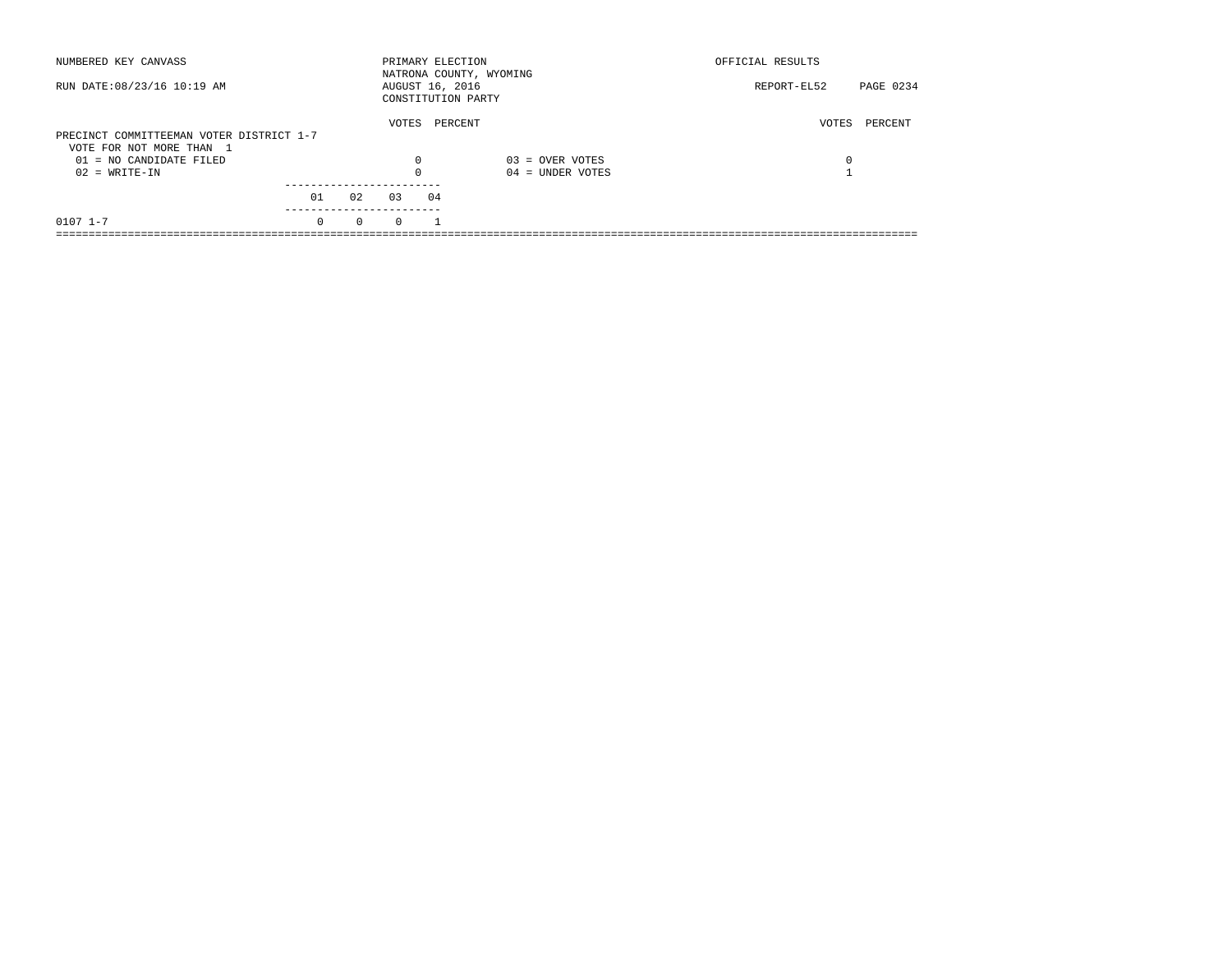NUMBERED KEY CANVASS

PRIMARY ELECTION
NATRONA COUNTY, WYOMING
AUGUST 16, 2016
CONSTITUTION PARTY

OFFICIAL RESULTS

RUN DATE:08/23/16 10:19 AM

REPORT-EL52 PAGE 0234

PRECINCT COMMITTEEMAN VOTER DISTRICT 1-7
VOTE FOR NOT MORE THAN 1

| | VOTES | PERCENT | | VOTES | PERCENT |
|---|---|---|---|---|---|
| 01 = NO CANDIDATE FILED | 0 | | 03 = OVER VOTES | 0 | |
| 02 = WRITE-IN | 0 | | 04 = UNDER VOTES | 1 | |

| | 01 | 02 | 03 | 04 |
|---|---|---|---|---|
| 0107 1-7 | 0 | 0 | 0 | 1 |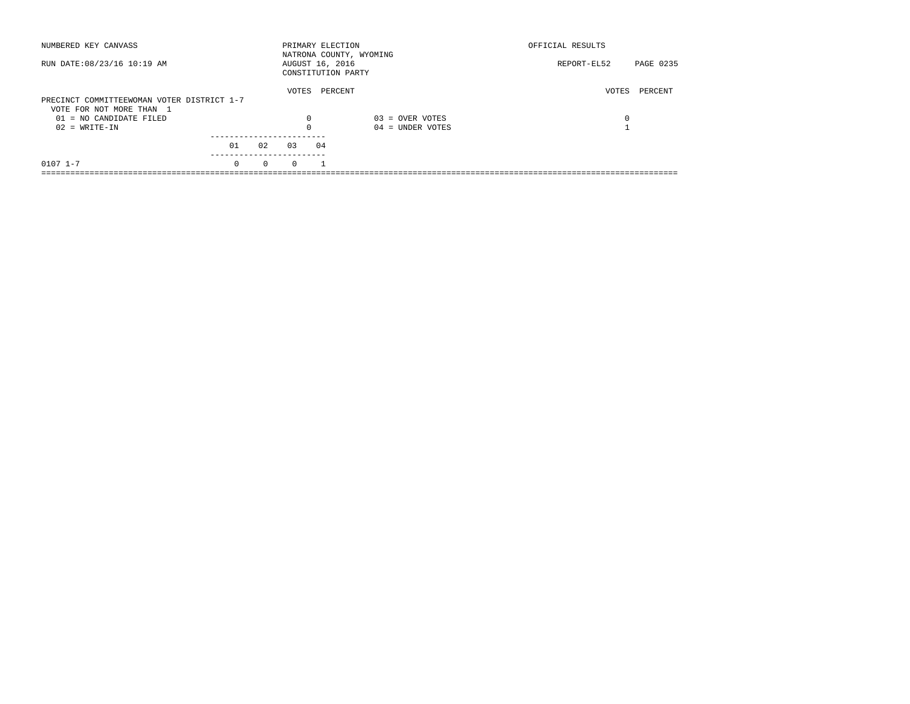NUMBERED KEY CANVASS

RUN DATE:08/23/16 10:19 AM

PRIMARY ELECTION
NATRONA COUNTY, WYOMING
AUGUST 16, 2016
CONSTITUTION PARTY

OFFICIAL RESULTS

REPORT-EL52 PAGE 0235

PRECINCT COMMITTEEWOMAN VOTER DISTRICT 1-7
VOTE FOR NOT MORE THAN 1

| | VOTES | PERCENT | | VOTES | PERCENT |
|---|---|---|---|---|---|
| 01 = NO CANDIDATE FILED | 0 | | 03 = OVER VOTES | 0 | |
| 02 = WRITE-IN | 0 | | 04 = UNDER VOTES | 1 | |

| | 01 | 02 | 03 | 04 |
|---|---|---|---|---|
| 0107 1-7 | 0 | 0 | 0 | 1 |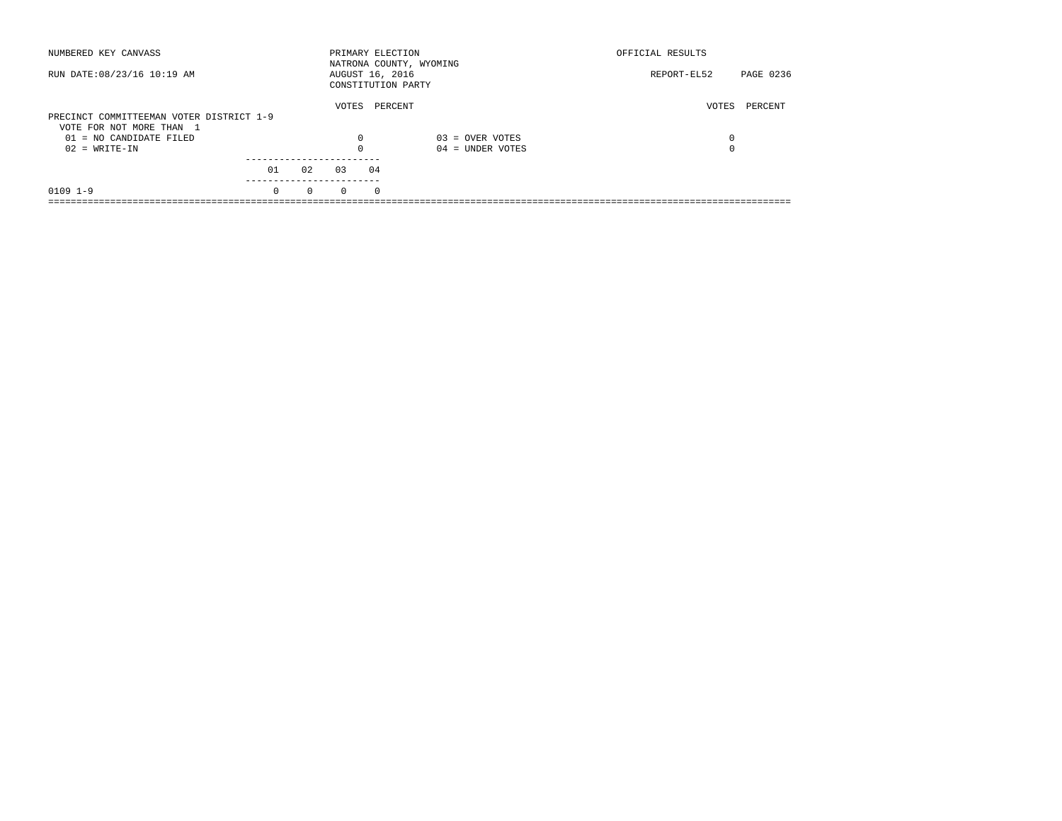NUMBERED KEY CANVASS

PRIMARY ELECTION
NATRONA COUNTY, WYOMING
AUGUST 16, 2016
CONSTITUTION PARTY

OFFICIAL RESULTS

RUN DATE:08/23/16 10:19 AM

REPORT-EL52

## PRECINCT COMMITTEEMAN VOTER DISTRICT 1-9

VOTE FOR NOT MORE THAN 1

| | VOTES | PERCENT | | VOTES | PERCENT |
|---|---|---|---|---|---|
| 01 = NO CANDIDATE FILED | 0 | | 03 = OVER VOTES | 0 | |
| 02 = WRITE-IN | 0 | | 04 = UNDER VOTES | 0 | |

| | 01 | 02 | 03 | 04 |
|---|---|---|---|---|
| 0109 1-9 | 0 | 0 | 0 | 0 |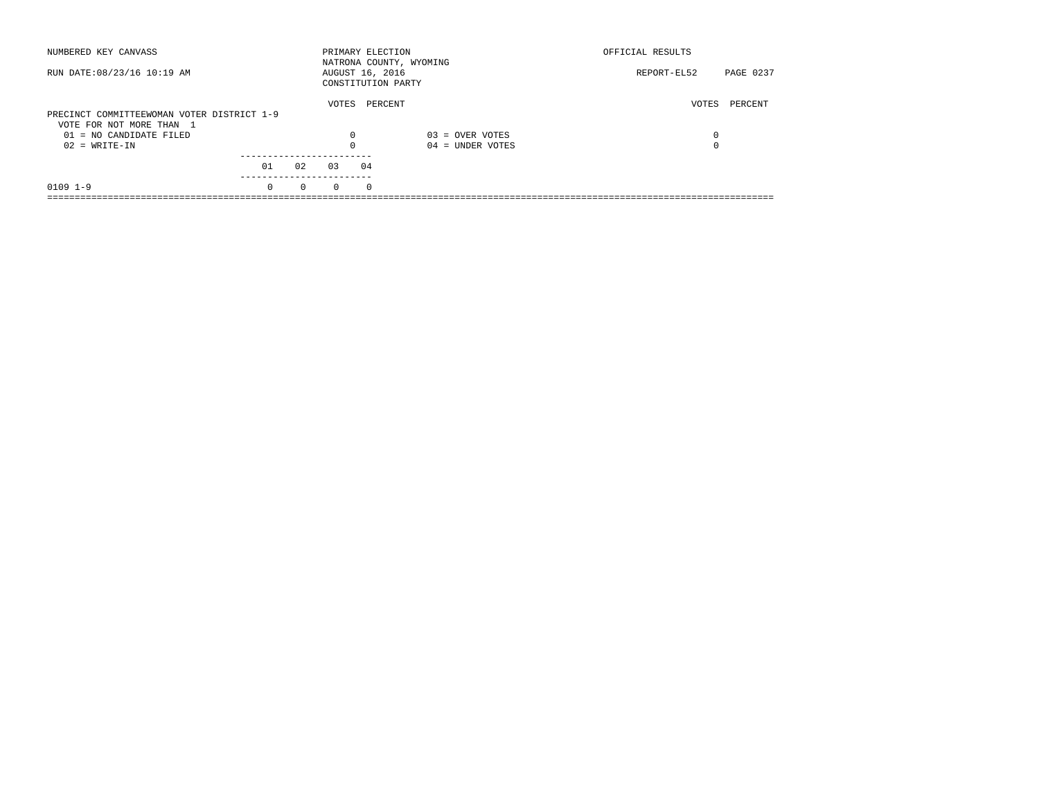NUMBERED KEY CANVASS — PRIMARY ELECTION — OFFICIAL RESULTS

NATRONA COUNTY, WYOMING

RUN DATE:08/23/16 10:19 AM — AUGUST 16, 2016 — REPORT-EL52

CONSTITUTION PARTY

## PRECINCT COMMITTEEWOMAN VOTER DISTRICT 1-9

VOTE FOR NOT MORE THAN 1

| | VOTES | PERCENT | | VOTES | PERCENT |
|---|---|---|---|---|---|
| 01 = NO CANDIDATE FILED | 0 | | 03 = OVER VOTES | 0 | |
| 02 = WRITE-IN | 0 | | 04 = UNDER VOTES | 0 | |

| | 01 | 02 | 03 | 04 |
|---|---|---|---|---|
| 0109 1-9 | 0 | 0 | 0 | 0 |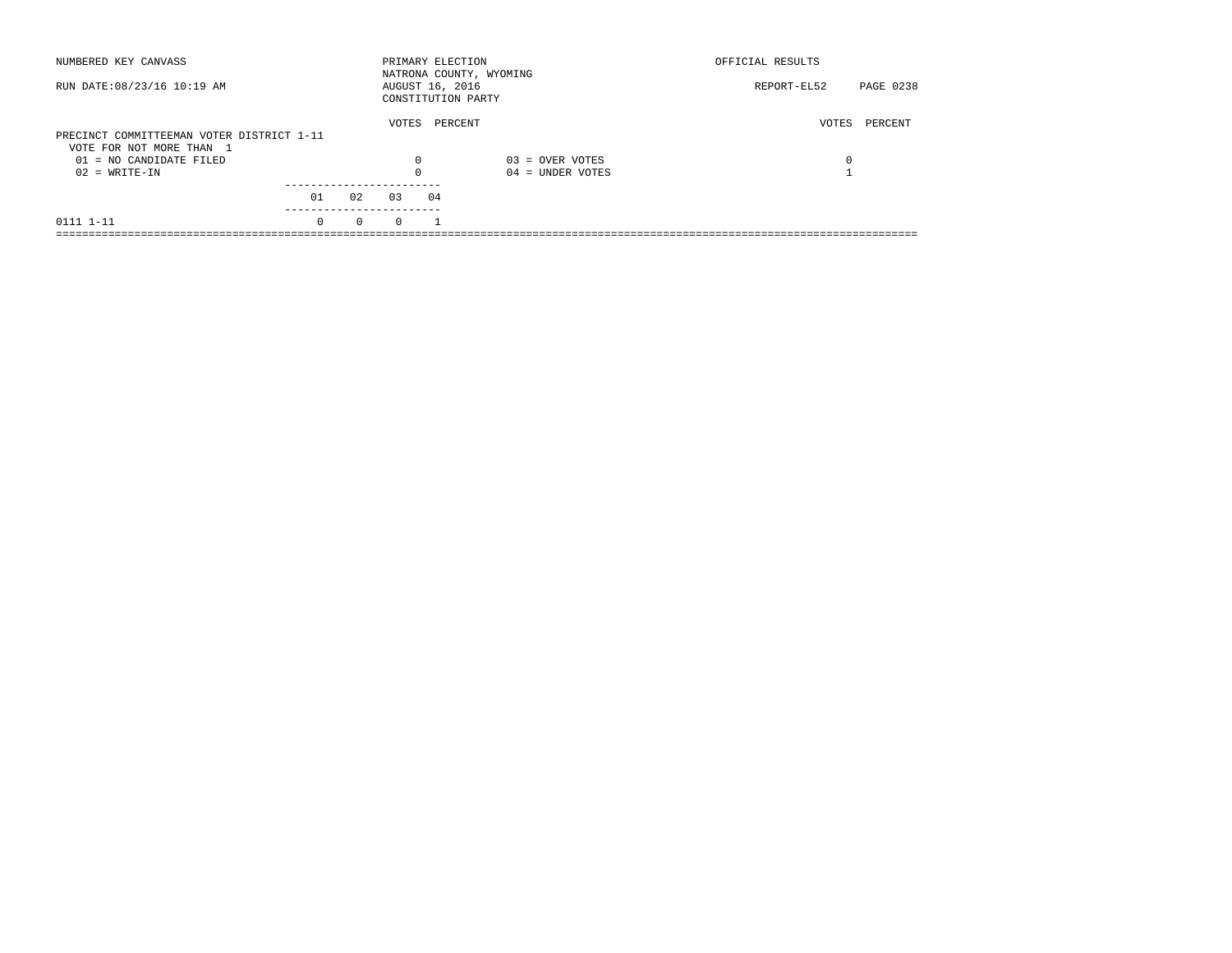NUMBERED KEY CANVASS

RUN DATE:08/23/16 10:19 AM

PRIMARY ELECTION
NATRONA COUNTY, WYOMING
AUGUST 16, 2016
CONSTITUTION PARTY

OFFICIAL RESULTS

REPORT-EL52 PAGE 0238

PRECINCT COMMITTEEMAN VOTER DISTRICT 1-11
VOTE FOR NOT MORE THAN 1

| | VOTES | PERCENT | | VOTES | PERCENT |
|---|---|---|---|---|---|
| 01 = NO CANDIDATE FILED | 0 | | 03 = OVER VOTES | 0 | |
| 02 = WRITE-IN | 0 | | 04 = UNDER VOTES | 1 | |

| | 01 | 02 | 03 | 04 |
|---|---|---|---|---|
| 0111 1-11 | 0 | 0 | 0 | 1 |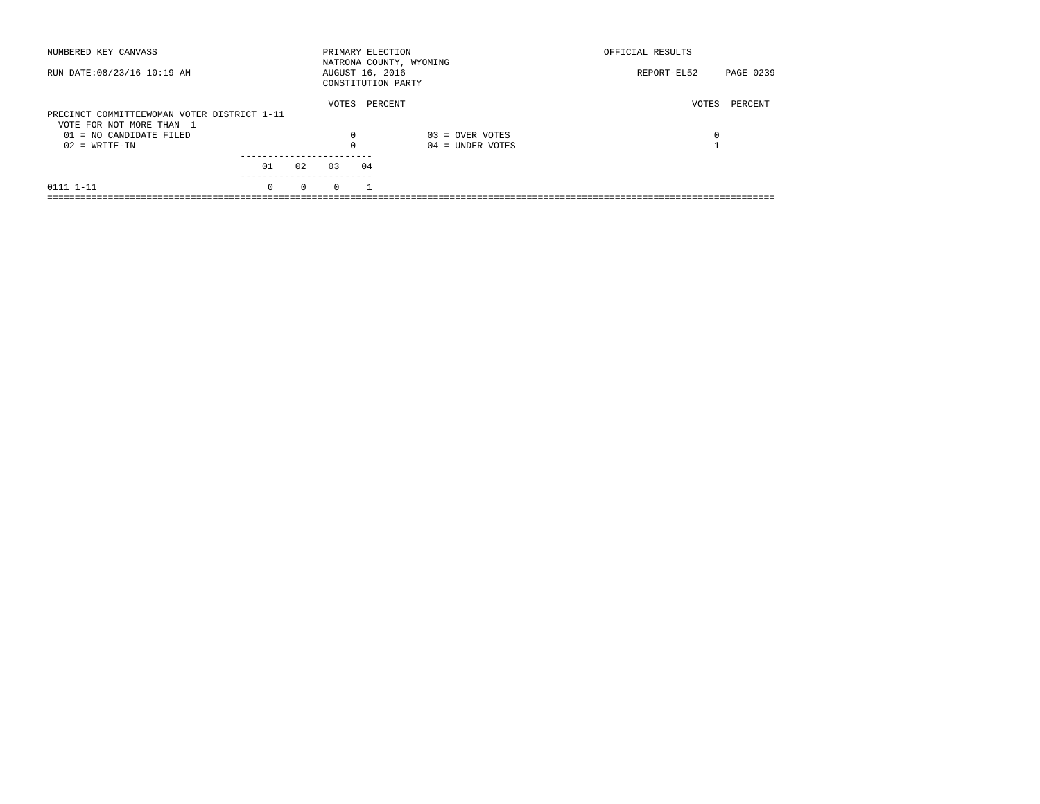NUMBERED KEY CANVASS

RUN DATE:08/23/16 10:19 AM

PRIMARY ELECTION
NATRONA COUNTY, WYOMING
AUGUST 16, 2016
CONSTITUTION PARTY

OFFICIAL RESULTS

REPORT-EL52

## PRECINCT COMMITTEEWOMAN VOTER DISTRICT 1-11

VOTE FOR NOT MORE THAN 1

| | VOTES | PERCENT | | VOTES | PERCENT |
|---|---|---|---|---|---|
| 01 = NO CANDIDATE FILED | 0 | | 03 = OVER VOTES | 0 | |
| 02 = WRITE-IN | 0 | | 04 = UNDER VOTES | 1 | |

| | 01 | 02 | 03 | 04 |
|---|---|---|---|---|
| 0111 1-11 | 0 | 0 | 0 | 1 |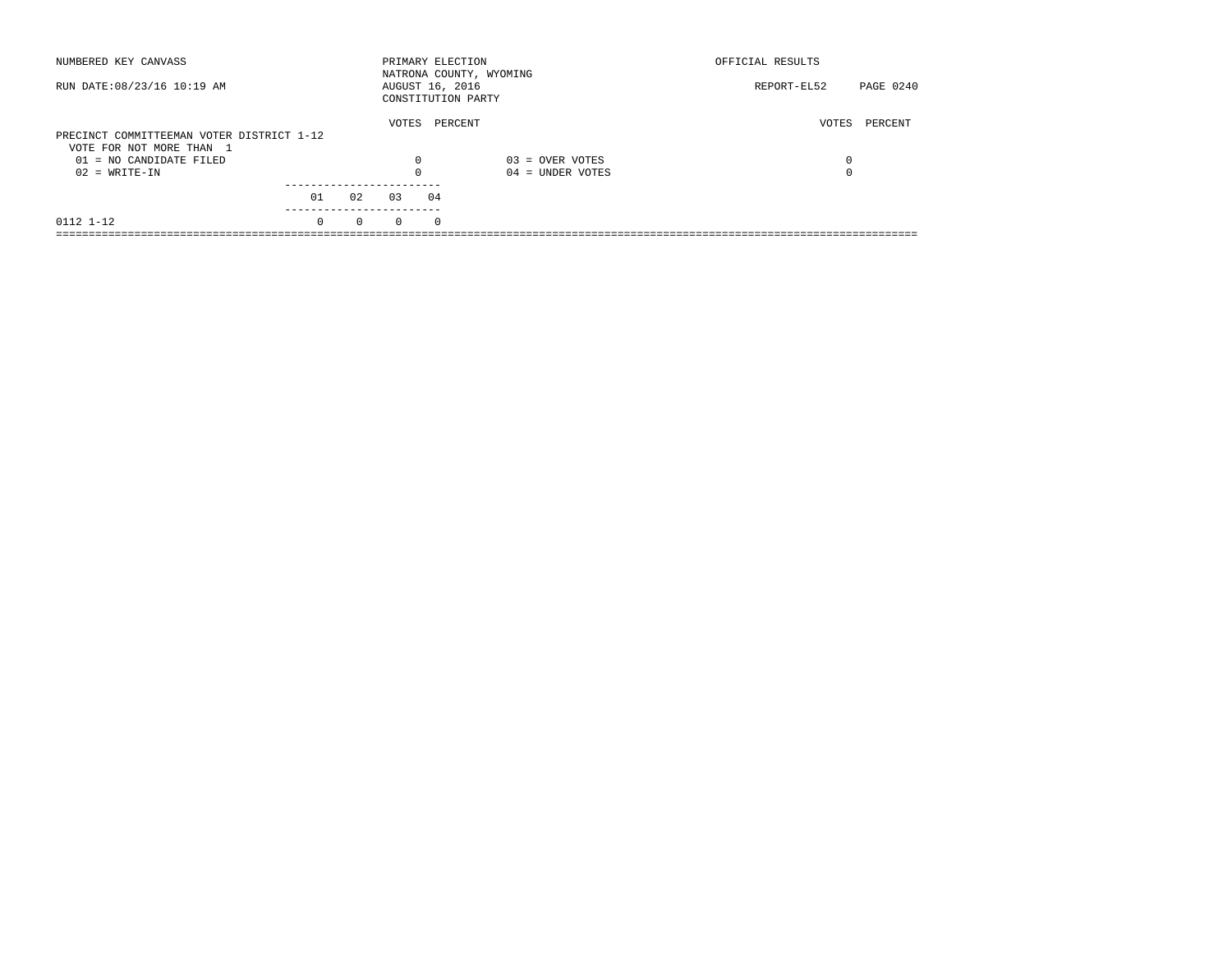NUMBERED KEY CANVASS — PRIMARY ELECTION — OFFICIAL RESULTS

NATRONA COUNTY, WYOMING

RUN DATE:08/23/16 10:19 AM — AUGUST 16, 2016 — REPORT-EL52 PAGE 0240

CONSTITUTION PARTY

## PRECINCT COMMITTEEMAN VOTER DISTRICT 1-12

VOTE FOR NOT MORE THAN 1

| | VOTES | PERCENT | | VOTES | PERCENT |
|---|---|---|---|---|---|
| 01 = NO CANDIDATE FILED | 0 | | 03 = OVER VOTES | 0 | |
| 02 = WRITE-IN | 0 | | 04 = UNDER VOTES | 0 | |

| | 01 | 02 | 03 | 04 |
|---|---|---|---|---|
| 0112 1-12 | 0 | 0 | 0 | 0 |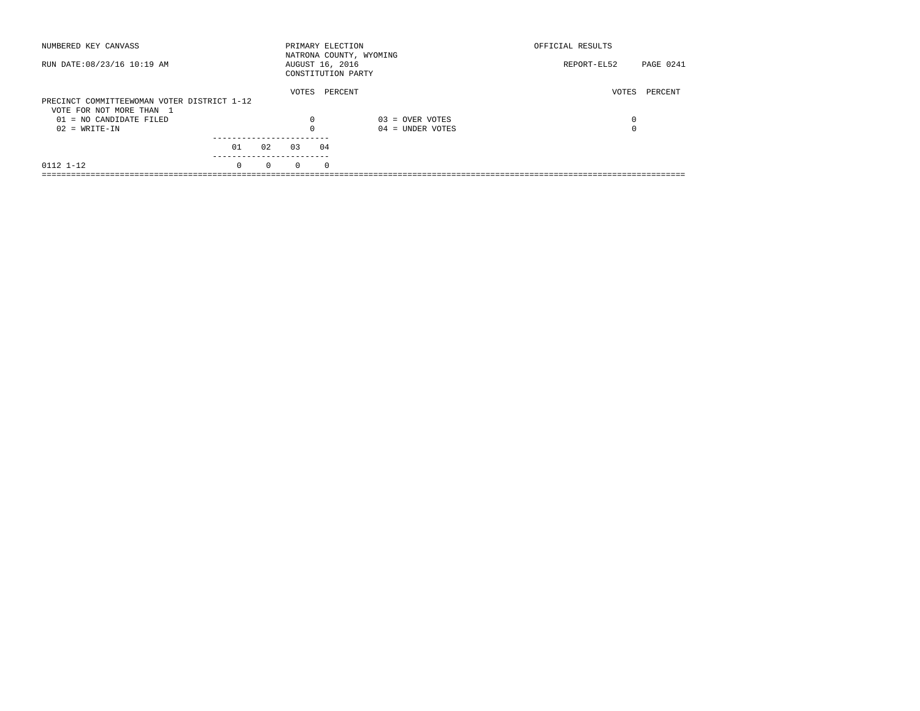NUMBERED KEY CANVASS

RUN DATE:08/23/16 10:19 AM

PRIMARY ELECTION
NATRONA COUNTY, WYOMING
AUGUST 16, 2016
CONSTITUTION PARTY

OFFICIAL RESULTS

REPORT-EL52 PAGE 0241

PRECINCT COMMITTEEWOMAN VOTER DISTRICT 1-12
VOTE FOR NOT MORE THAN 1

| | VOTES | PERCENT | | VOTES | PERCENT |
|---|---|---|---|---|---|
| 01 = NO CANDIDATE FILED | 0 | | 03 = OVER VOTES | 0 | |
| 02 = WRITE-IN | 0 | | 04 = UNDER VOTES | 0 | |

| | 01 | 02 | 03 | 04 |
|---|---|---|---|---|
| 0112 1-12 | 0 | 0 | 0 | 0 |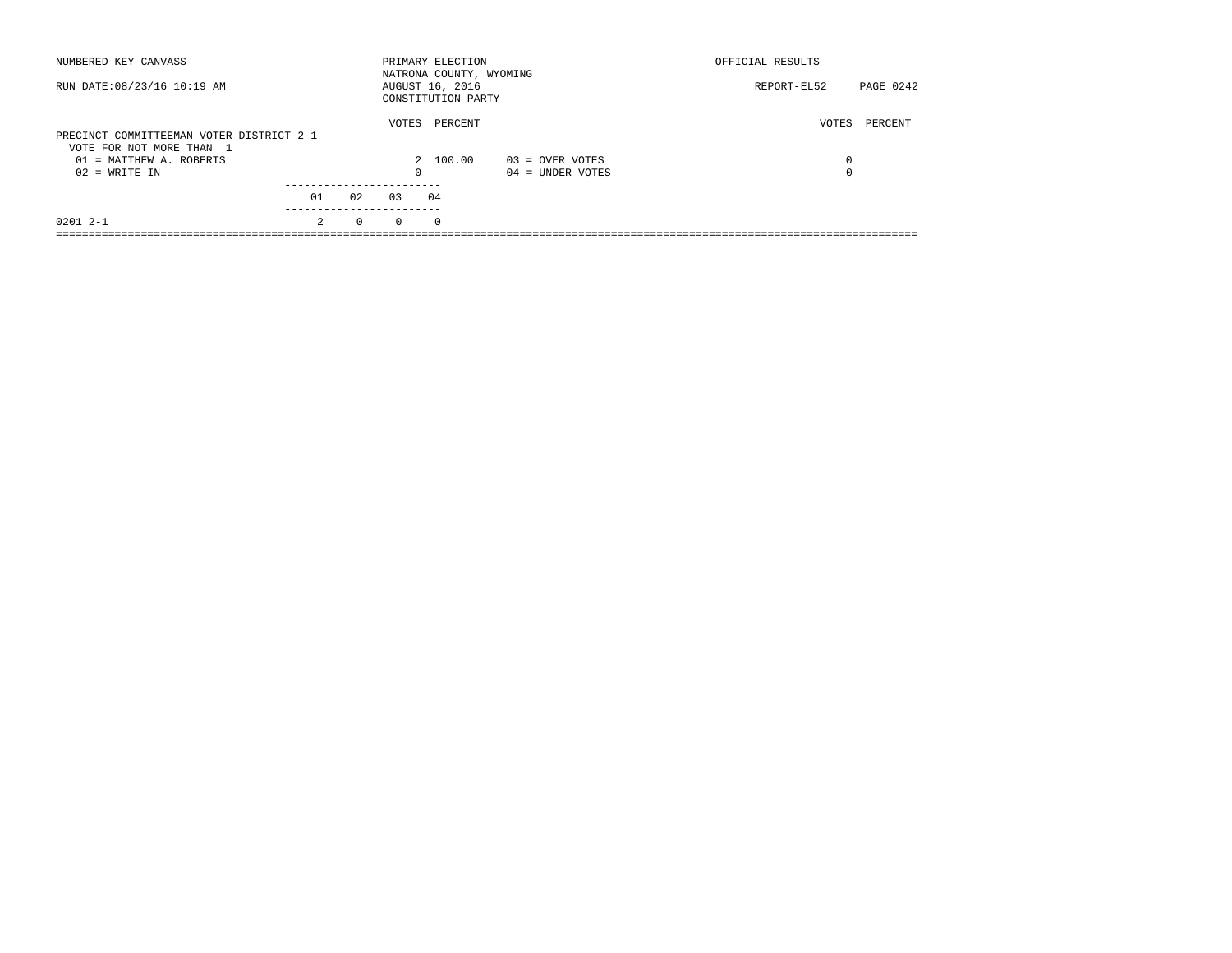NUMBERED KEY CANVASS

RUN DATE:08/23/16 10:19 AM

PRIMARY ELECTION
NATRONA COUNTY, WYOMING
AUGUST 16, 2016
CONSTITUTION PARTY

OFFICIAL RESULTS

REPORT-EL52

## PRECINCT COMMITTEEMAN VOTER DISTRICT 2-1

VOTE FOR NOT MORE THAN 1

| | VOTES | PERCENT | | VOTES | PERCENT |
|---|---|---|---|---|---|
| 01 = MATTHEW A. ROBERTS | 2 | 100.00 | 03 = OVER VOTES | 0 | |
| 02 = WRITE-IN | 0 | | 04 = UNDER VOTES | 0 | |

| | 01 | 02 | 03 | 04 |
|---|---|---|---|---|
| 0201 2-1 | 2 | 0 | 0 | 0 |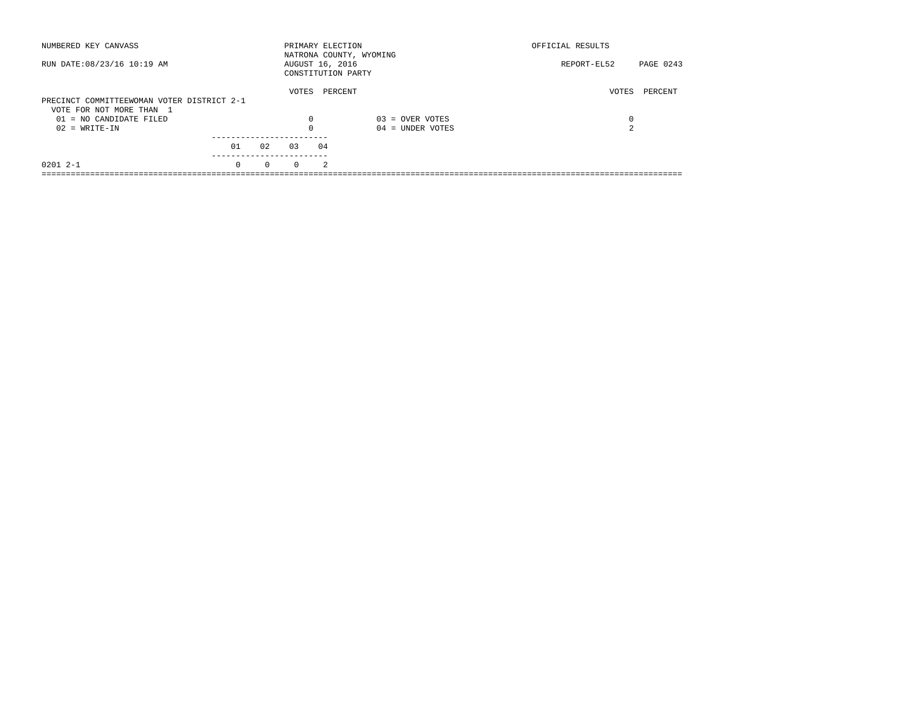NUMBERED KEY CANVASS — PRIMARY ELECTION — NATRONA COUNTY, WYOMING — OFFICIAL RESULTS

RUN DATE:08/23/16 10:19 AM — AUGUST 16, 2016 — REPORT-EL52

CONSTITUTION PARTY

## PRECINCT COMMITTEEWOMAN VOTER DISTRICT 2-1

VOTE FOR NOT MORE THAN 1

| | VOTES | PERCENT | | VOTES | PERCENT |
|---|---|---|---|---|---|
| 01 = NO CANDIDATE FILED | 0 | | 03 = OVER VOTES | 0 | |
| 02 = WRITE-IN | 0 | | 04 = UNDER VOTES | 2 | |

| | 01 | 02 | 03 | 04 |
|---|---|---|---|---|
| 0201 2-1 | 0 | 0 | 0 | 2 |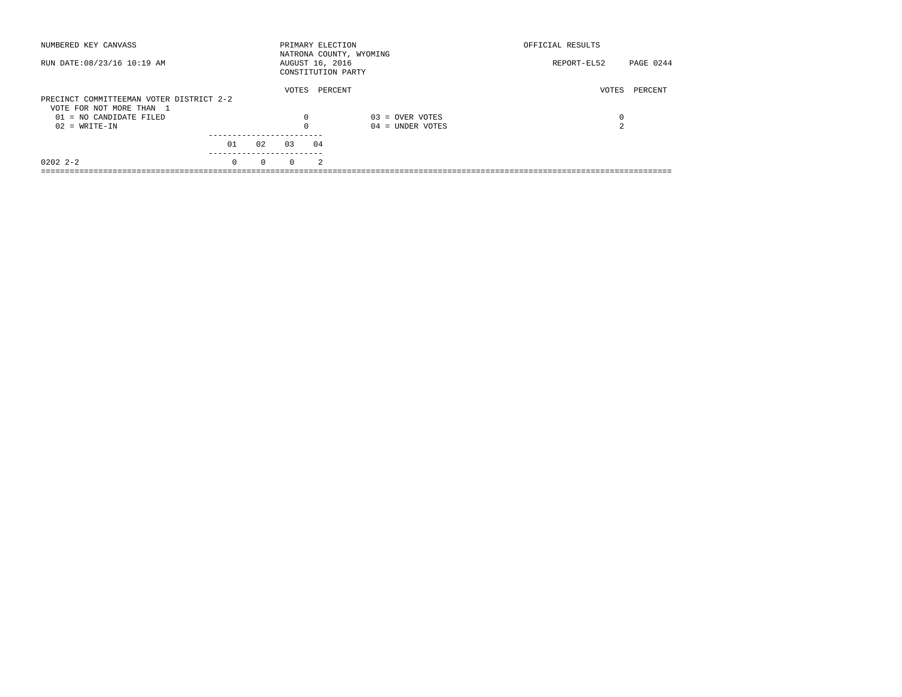NUMBERED KEY CANVASS

RUN DATE:08/23/16 10:19 AM

PRIMARY ELECTION
NATRONA COUNTY, WYOMING
AUGUST 16, 2016
CONSTITUTION PARTY

OFFICIAL RESULTS

REPORT-EL52 PAGE 0244

**PRECINCT COMMITTEEMAN VOTER DISTRICT 2-2**
VOTE FOR NOT MORE THAN 1

| | VOTES | PERCENT | | VOTES | PERCENT |
|---|---|---|---|---|---|
| 01 = NO CANDIDATE FILED | 0 | | 03 = OVER VOTES | 0 | |
| 02 = WRITE-IN | 0 | | 04 = UNDER VOTES | 2 | |

| | 01 | 02 | 03 | 04 |
|---|---|---|---|---|
| 0202 2-2 | 0 | 0 | 0 | 2 |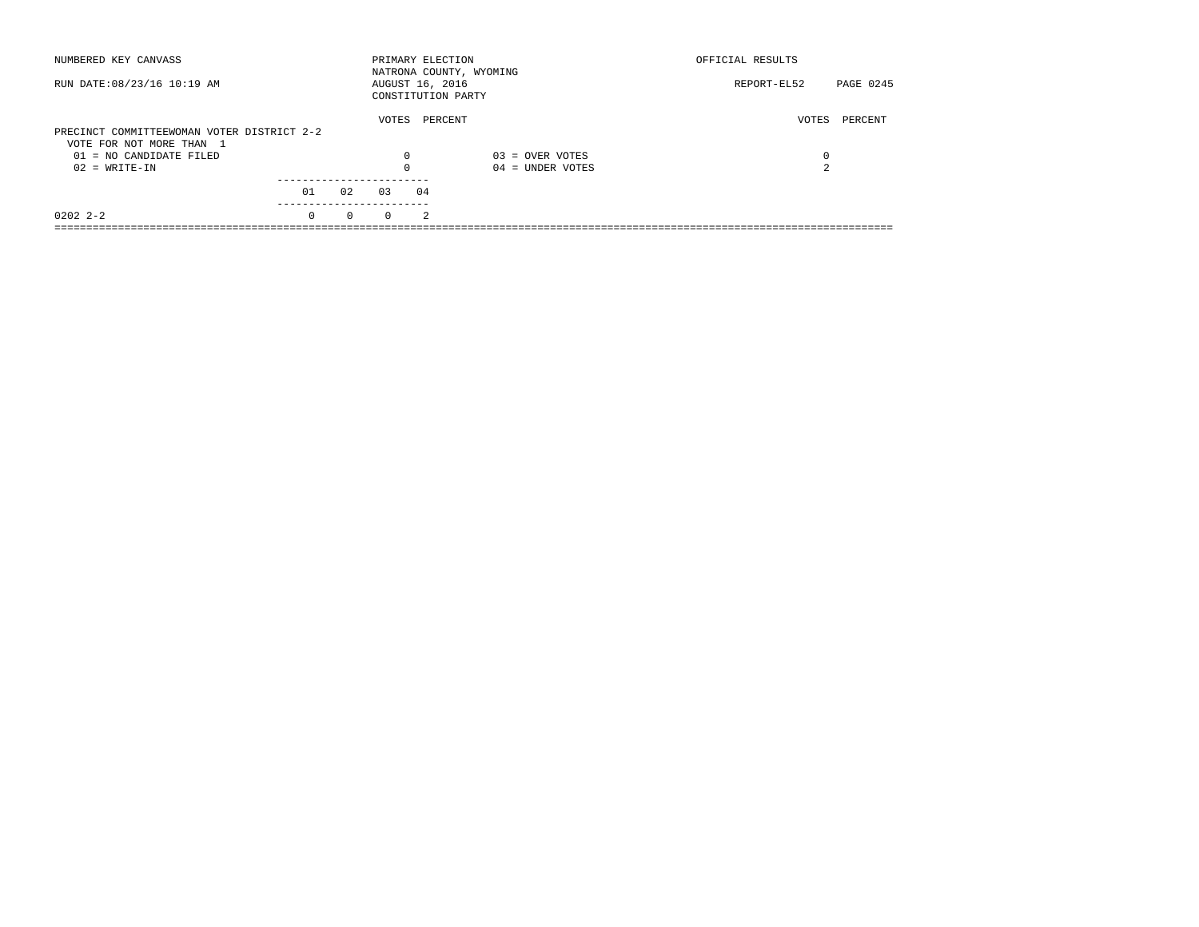NUMBERED KEY CANVASS

RUN DATE:08/23/16 10:19 AM

PRIMARY ELECTION
NATRONA COUNTY, WYOMING
AUGUST 16, 2016
CONSTITUTION PARTY

OFFICIAL RESULTS

REPORT-EL52 PAGE 0245

PRECINCT COMMITTEEWOMAN VOTER DISTRICT 2-2
VOTE FOR NOT MORE THAN 1

| | VOTES | PERCENT | | VOTES | PERCENT |
|---|---|---|---|---|---|
| 01 = NO CANDIDATE FILED | 0 | | 03 = OVER VOTES | 0 | |
| 02 = WRITE-IN | 0 | | 04 = UNDER VOTES | 2 | |

| | 01 | 02 | 03 | 04 |
|---|---|---|---|---|
| 0202 2-2 | 0 | 0 | 0 | 2 |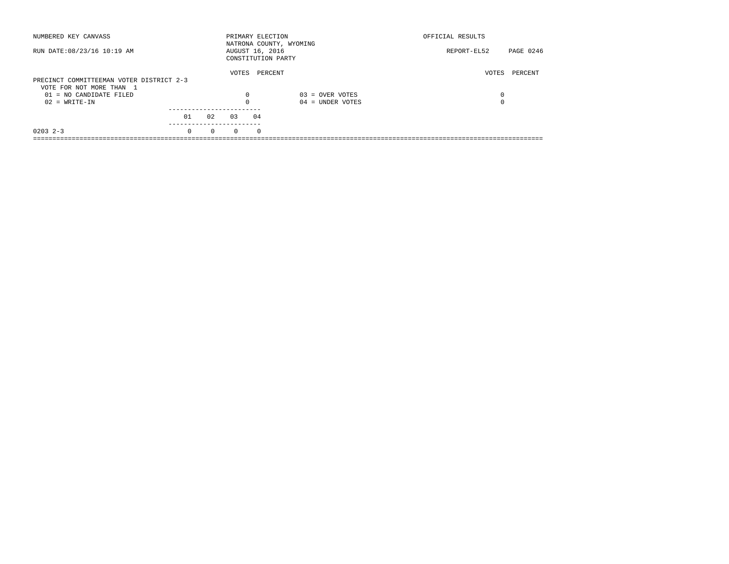NUMBERED KEY CANVASS

RUN DATE:08/23/16 10:19 AM

PRIMARY ELECTION
NATRONA COUNTY, WYOMING
AUGUST 16, 2016
CONSTITUTION PARTY

OFFICIAL RESULTS

REPORT-EL52

## PRECINCT COMMITTEEMAN VOTER DISTRICT 2-3

VOTE FOR NOT MORE THAN 1

| | VOTES | PERCENT | | VOTES | PERCENT |
|---|---|---|---|---|---|
| 01 = NO CANDIDATE FILED | 0 | | 03 = OVER VOTES | 0 | |
| 02 = WRITE-IN | 0 | | 04 = UNDER VOTES | 0 | |

| | 01 | 02 | 03 | 04 |
|---|---|---|---|---|
| 0203 2-3 | 0 | 0 | 0 | 0 |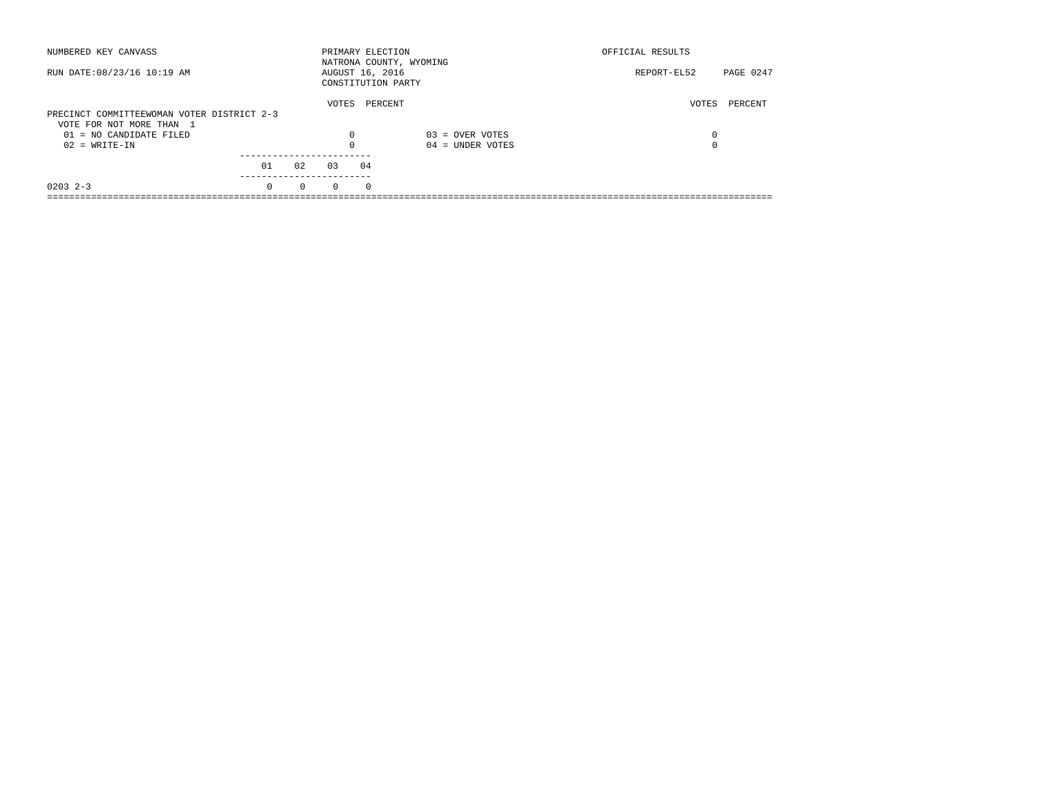NUMBERED KEY CANVASS

RUN DATE:08/23/16 10:19 AM

PRIMARY ELECTION
NATRONA COUNTY, WYOMING
AUGUST 16, 2016
CONSTITUTION PARTY

OFFICIAL RESULTS

REPORT-EL52 PAGE 0247

## PRECINCT COMMITTEEWOMAN VOTER DISTRICT 2-3

VOTE FOR NOT MORE THAN 1

| | VOTES | PERCENT | | VOTES | PERCENT |
|---|---|---|---|---|---|
| 01 = NO CANDIDATE FILED | 0 | | 03 = OVER VOTES | 0 | |
| 02 = WRITE-IN | 0 | | 04 = UNDER VOTES | 0 | |

| | 01 | 02 | 03 | 04 |
|---|---|---|---|---|
| 0203 2-3 | 0 | 0 | 0 | 0 |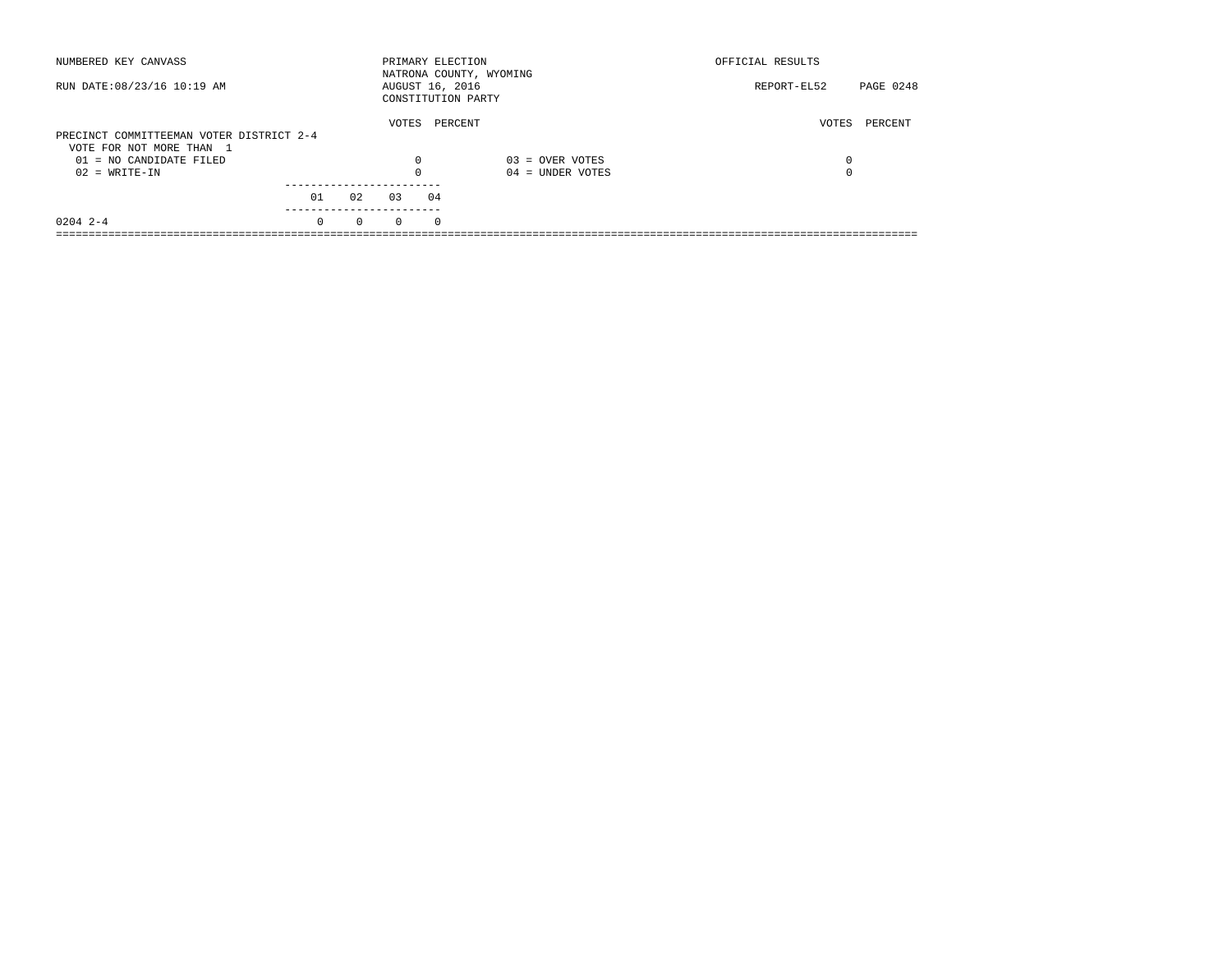NUMBERED KEY CANVASS

RUN DATE:08/23/16 10:19 AM

PRIMARY ELECTION
NATRONA COUNTY, WYOMING
AUGUST 16, 2016
CONSTITUTION PARTY

OFFICIAL RESULTS

REPORT-EL52 PAGE 0248

PRECINCT COMMITTEEMAN VOTER DISTRICT 2-4
VOTE FOR NOT MORE THAN 1

| | VOTES | PERCENT | | VOTES | PERCENT |
|---|---|---|---|---|---|
| 01 = NO CANDIDATE FILED | 0 | | 03 = OVER VOTES | 0 | |
| 02 = WRITE-IN | 0 | | 04 = UNDER VOTES | 0 | |

| | 01 | 02 | 03 | 04 |
|---|---|---|---|---|
| 0204 2-4 | 0 | 0 | 0 | 0 |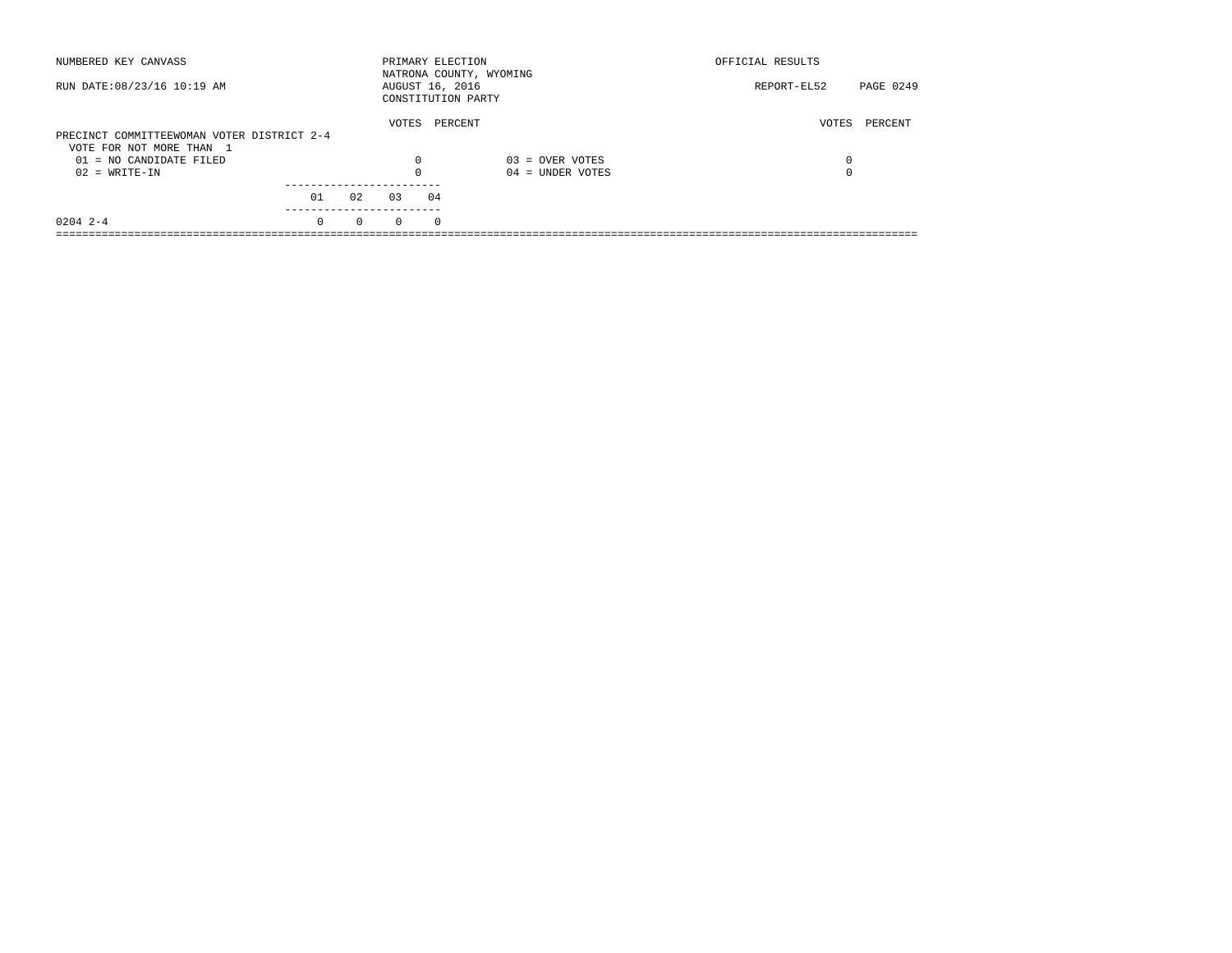NUMBERED KEY CANVASS — PRIMARY ELECTION — OFFICIAL RESULTS

NATRONA COUNTY, WYOMING

RUN DATE:08/23/16 10:19 AM — AUGUST 16, 2016 — REPORT-EL52

CONSTITUTION PARTY

## PRECINCT COMMITTEEWOMAN VOTER DISTRICT 2-4

VOTE FOR NOT MORE THAN 1

| | VOTES | PERCENT | | VOTES | PERCENT |
|---|---|---|---|---|---|
| 01 = NO CANDIDATE FILED | 0 | | 03 = OVER VOTES | 0 | |
| 02 = WRITE-IN | 0 | | 04 = UNDER VOTES | 0 | |

| | 01 | 02 | 03 | 04 |
|---|---|---|---|---|
| 0204 2-4 | 0 | 0 | 0 | 0 |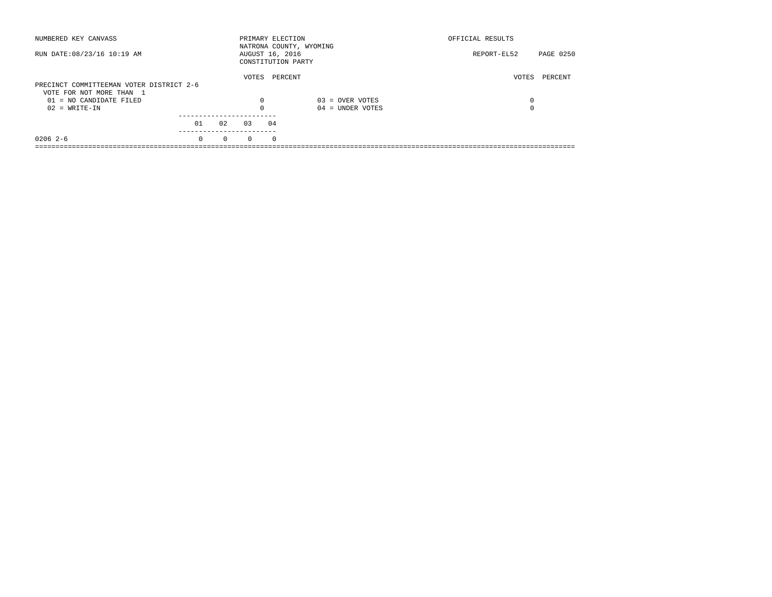NUMBERED KEY CANVASS

RUN DATE:08/23/16 10:19 AM

PRIMARY ELECTION
NATRONA COUNTY, WYOMING
AUGUST 16, 2016
CONSTITUTION PARTY

OFFICIAL RESULTS

REPORT-EL52

## PRECINCT COMMITTEEMAN VOTER DISTRICT 2-6

VOTE FOR NOT MORE THAN 1

| | VOTES | PERCENT | | VOTES | PERCENT |
|---|---|---|---|---|---|
| 01 = NO CANDIDATE FILED | 0 | | 03 = OVER VOTES | 0 | |
| 02 = WRITE-IN | 0 | | 04 = UNDER VOTES | 0 | |

| | 01 | 02 | 03 | 04 |
|---|---|---|---|---|
| 0206 2-6 | 0 | 0 | 0 | 0 |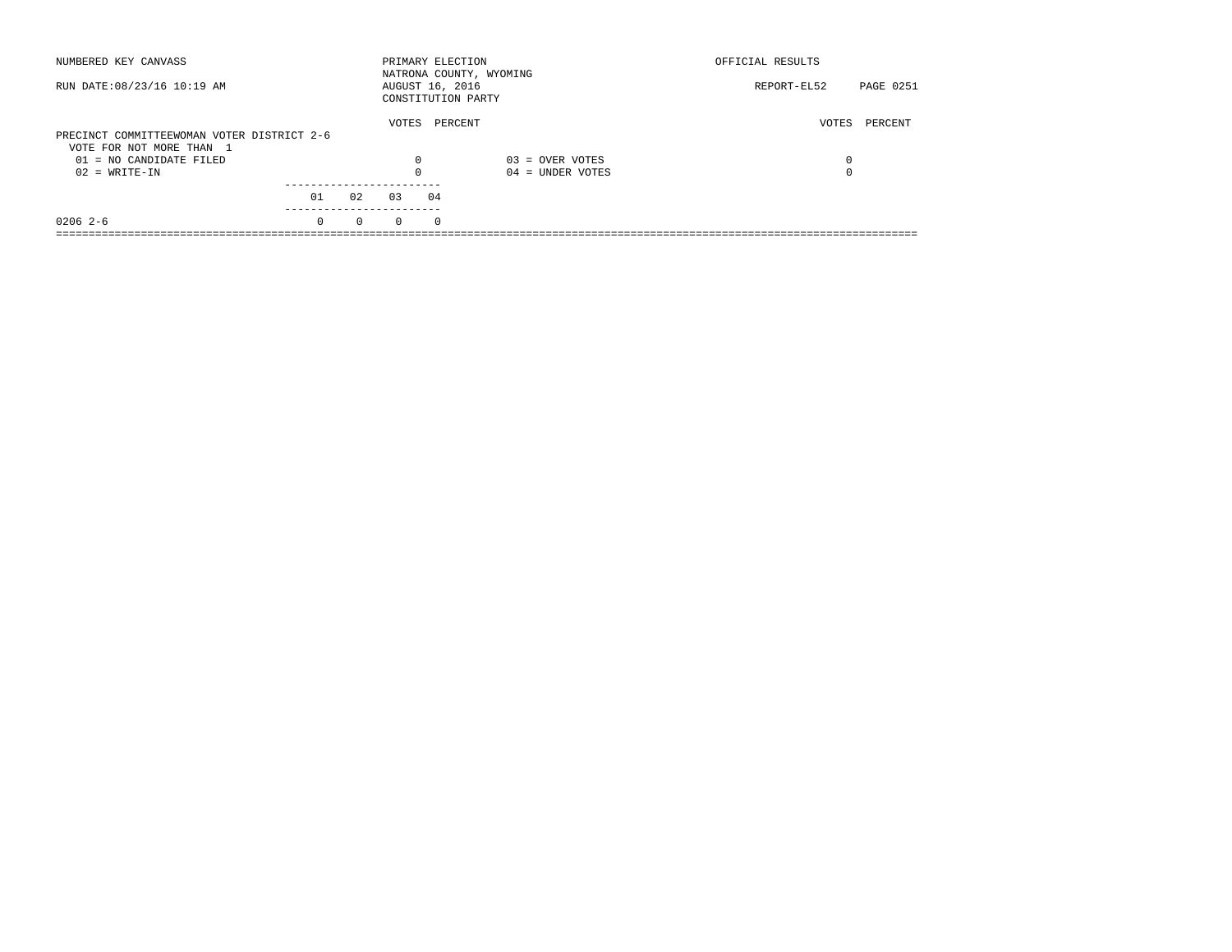NUMBERED KEY CANVASS

RUN DATE:08/23/16 10:19 AM

PRIMARY ELECTION
NATRONA COUNTY, WYOMING
AUGUST 16, 2016
CONSTITUTION PARTY

OFFICIAL RESULTS

REPORT-EL52 PAGE 0251

PRECINCT COMMITTEEWOMAN VOTER DISTRICT 2-6
VOTE FOR NOT MORE THAN 1

| | VOTES | PERCENT | | VOTES | PERCENT |
|---|---|---|---|---|---|
| 01 = NO CANDIDATE FILED | 0 | | 03 = OVER VOTES | 0 | |
| 02 = WRITE-IN | 0 | | 04 = UNDER VOTES | 0 | |

| | 01 | 02 | 03 | 04 |
|---|---|---|---|---|
| 0206 2-6 | 0 | 0 | 0 | 0 |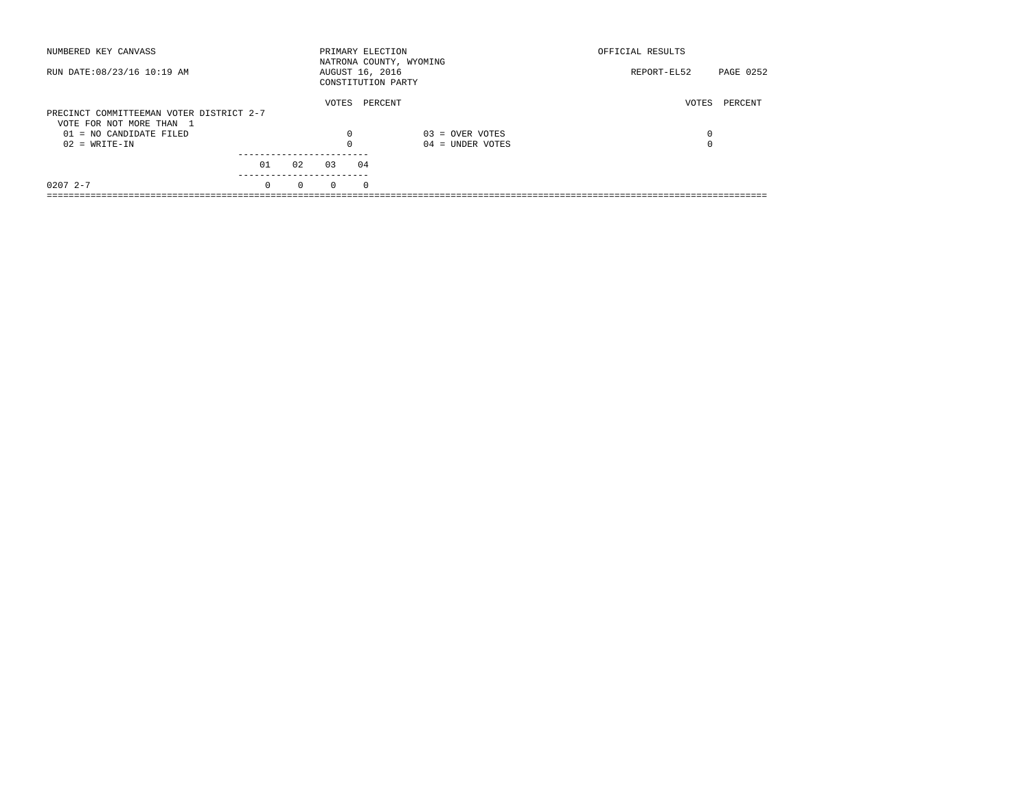NUMBERED KEY CANVASS

RUN DATE:08/23/16 10:19 AM

PRIMARY ELECTION
NATRONA COUNTY, WYOMING
AUGUST 16, 2016
CONSTITUTION PARTY

OFFICIAL RESULTS

REPORT-EL52 PAGE 0252

PRECINCT COMMITTEEMAN VOTER DISTRICT 2-7
VOTE FOR NOT MORE THAN 1

| | VOTES | PERCENT | | VOTES | PERCENT |
|---|---|---|---|---|---|
| 01 = NO CANDIDATE FILED | 0 | | 03 = OVER VOTES | 0 | |
| 02 = WRITE-IN | 0 | | 04 = UNDER VOTES | 0 | |

| | 01 | 02 | 03 | 04 |
|---|---|---|---|---|
| 0207 2-7 | 0 | 0 | 0 | 0 |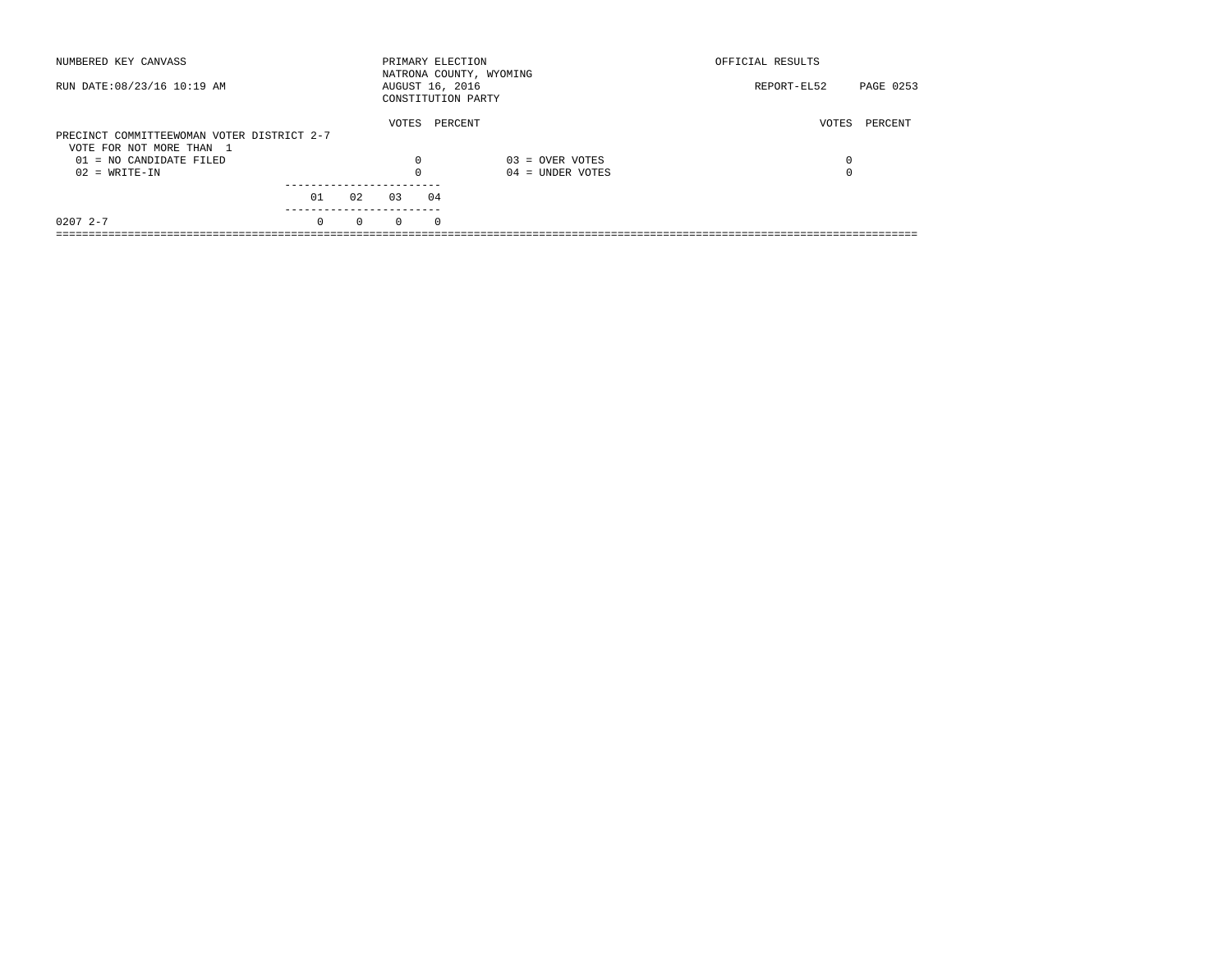NUMBERED KEY CANVASS

RUN DATE:08/23/16 10:19 AM

PRIMARY ELECTION
NATRONA COUNTY, WYOMING
AUGUST 16, 2016
CONSTITUTION PARTY

OFFICIAL RESULTS

REPORT-EL52

PRECINCT COMMITTEEWOMAN VOTER DISTRICT 2-7
VOTE FOR NOT MORE THAN 1

| | VOTES | PERCENT | | VOTES | PERCENT |
|---|---|---|---|---|---|
| 01 = NO CANDIDATE FILED | 0 | | 03 = OVER VOTES | 0 | |
| 02 = WRITE-IN | 0 | | 04 = UNDER VOTES | 0 | |

| | 01 | 02 | 03 | 04 |
|---|---|---|---|---|
| 0207 2-7 | 0 | 0 | 0 | 0 |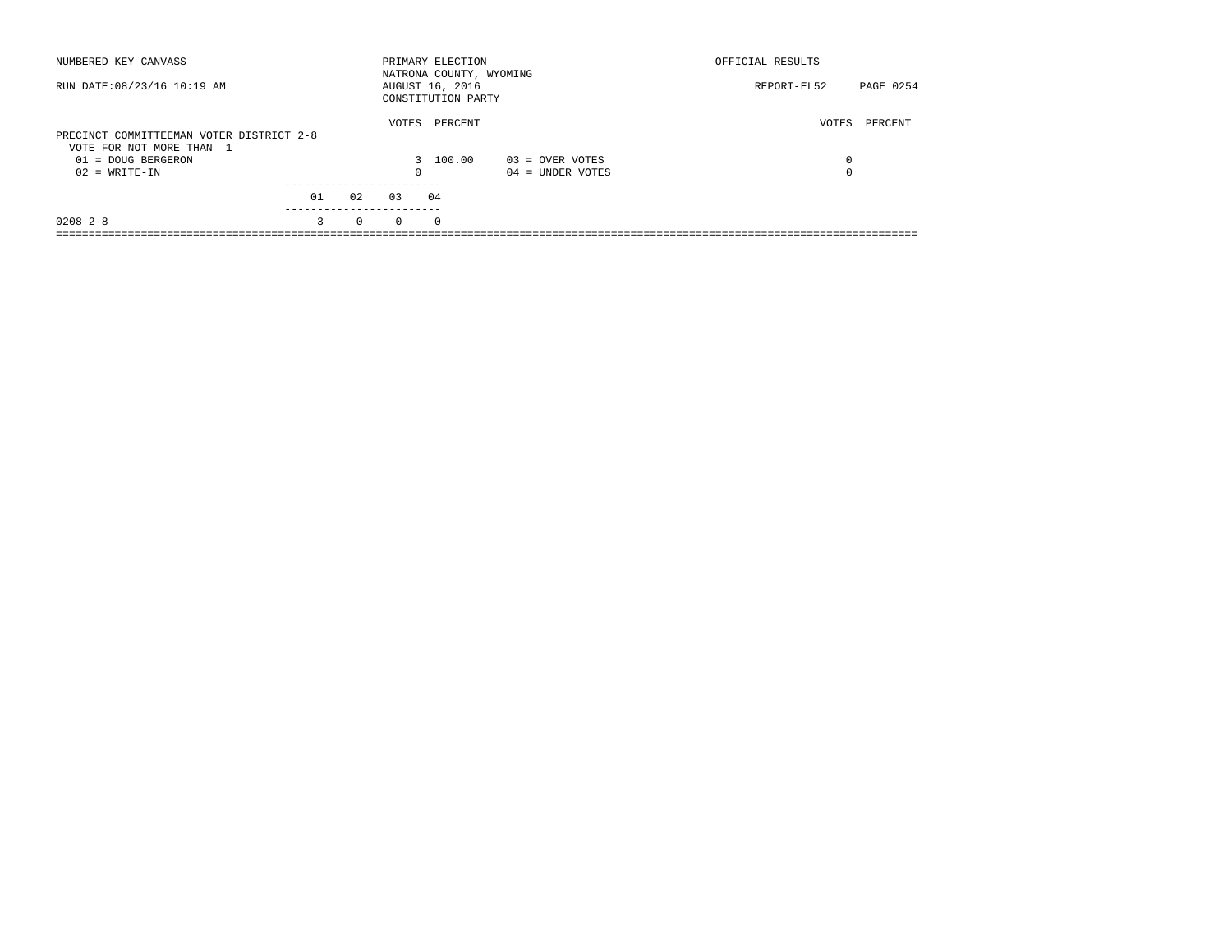NUMBERED KEY CANVASS — PRIMARY ELECTION — NATRONA COUNTY, WYOMING — AUGUST 16, 2016 — CONSTITUTION PARTY — OFFICIAL RESULTS

RUN DATE:08/23/16 10:19 AM — REPORT-EL52

## PRECINCT COMMITTEEMAN VOTER DISTRICT 2-8

VOTE FOR NOT MORE THAN 1

| | VOTES | PERCENT |
|---|---|---|
| 01 = DOUG BERGERON | 3 | 100.00 |
| 02 = WRITE-IN | 0 | |

| | VOTES | PERCENT |
|---|---|---|
| 03 = OVER VOTES | 0 | |
| 04 = UNDER VOTES | 0 | |

| | 01 | 02 | 03 | 04 |
|---|---|---|---|---|
| 0208 2-8 | 3 | 0 | 0 | 0 |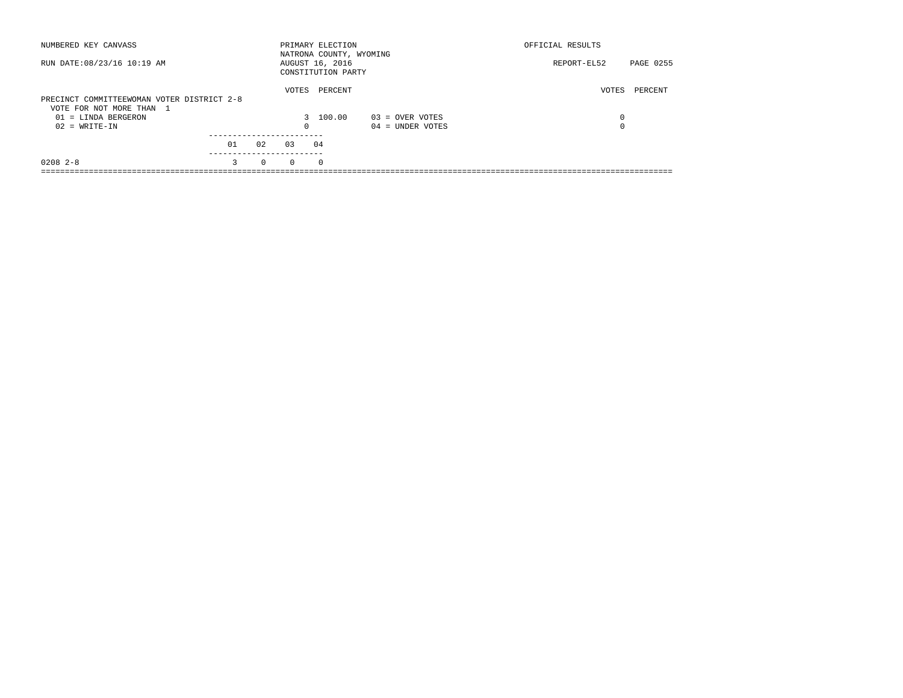NUMBERED KEY CANVASS

RUN DATE:08/23/16 10:19 AM

PRIMARY ELECTION
NATRONA COUNTY, WYOMING
AUGUST 16, 2016
CONSTITUTION PARTY

OFFICIAL RESULTS

REPORT-EL52

PRECINCT COMMITTEEWOMAN VOTER DISTRICT 2-8
VOTE FOR NOT MORE THAN 1

| | VOTES | PERCENT | | VOTES | PERCENT |
|---|---|---|---|---|---|
| 01 = LINDA BERGERON | 3 | 100.00 | 03 = OVER VOTES | 0 | |
| 02 = WRITE-IN | 0 | | 04 = UNDER VOTES | 0 | |

| | 01 | 02 | 03 | 04 |
|---|---|---|---|---|
| 0208 2-8 | 3 | 0 | 0 | 0 |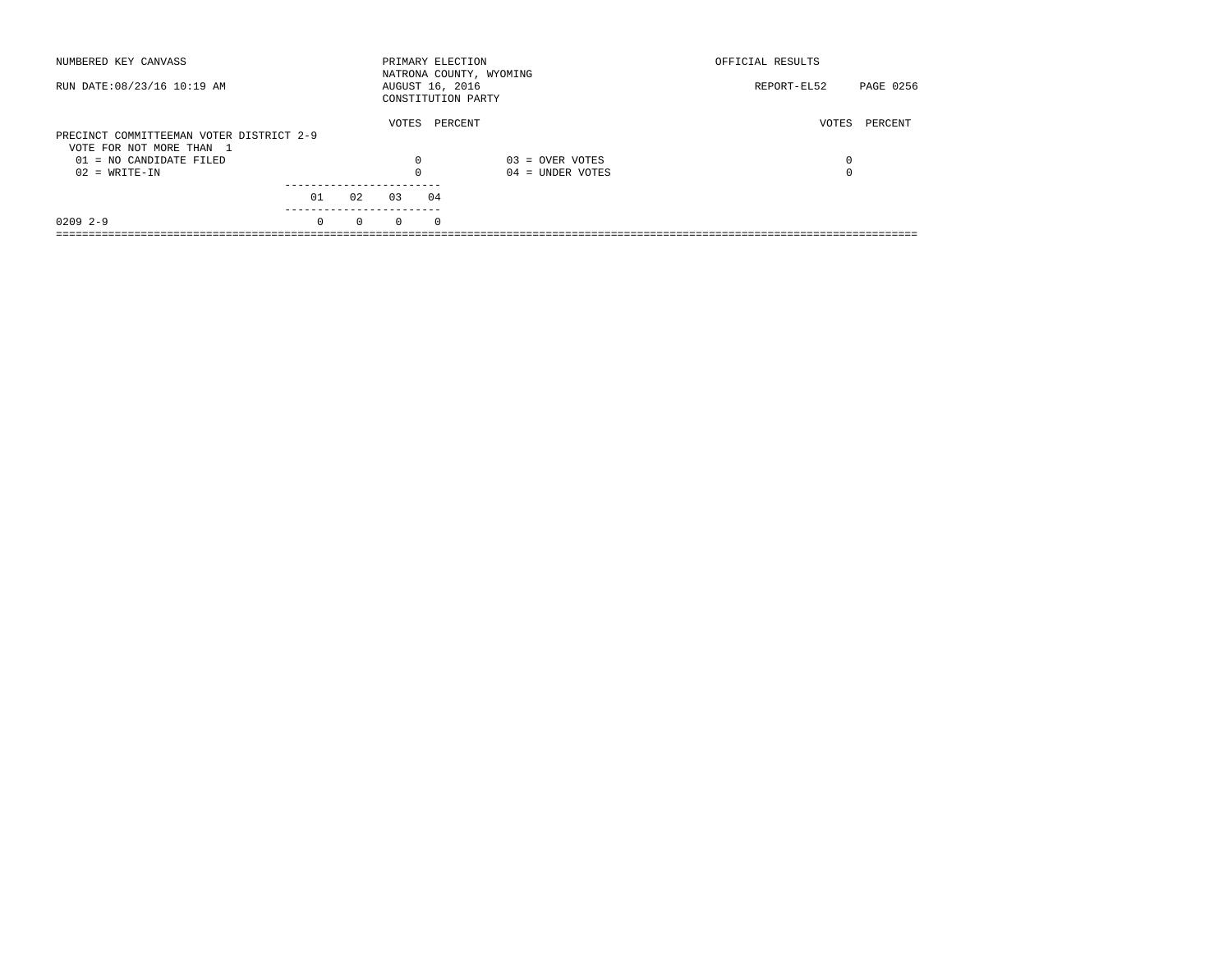NUMBERED KEY CANVASS

PRIMARY ELECTION
NATRONA COUNTY, WYOMING
AUGUST 16, 2016
CONSTITUTION PARTY

OFFICIAL RESULTS

RUN DATE:08/23/16 10:19 AM

REPORT-EL52 PAGE 0256

PRECINCT COMMITTEEMAN VOTER DISTRICT 2-9
VOTE FOR NOT MORE THAN 1

| | VOTES | PERCENT | | VOTES | PERCENT |
|---|---|---|---|---|---|
| 01 = NO CANDIDATE FILED | 0 | | 03 = OVER VOTES | 0 | |
| 02 = WRITE-IN | 0 | | 04 = UNDER VOTES | 0 | |

| | 01 | 02 | 03 | 04 |
|---|---|---|---|---|
| 0209 2-9 | 0 | 0 | 0 | 0 |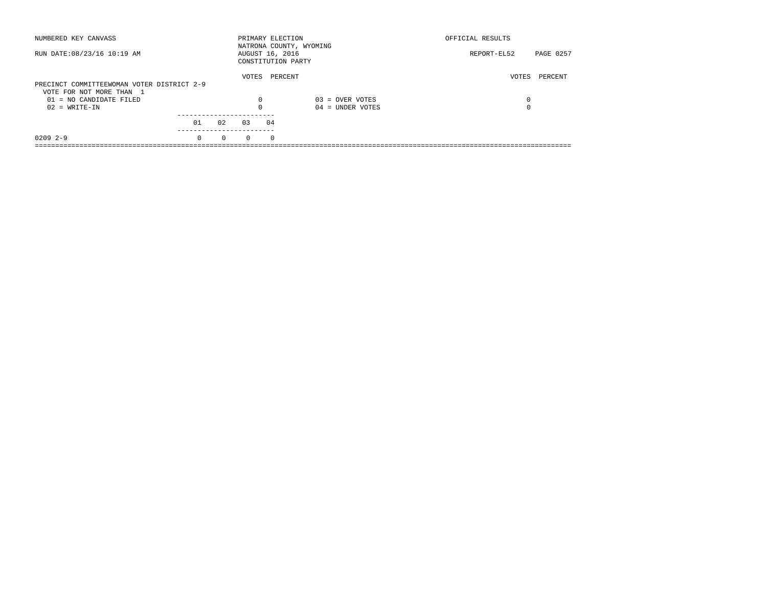NUMBERED KEY CANVASS

RUN DATE:08/23/16 10:19 AM

PRIMARY ELECTION
NATRONA COUNTY, WYOMING
AUGUST 16, 2016
CONSTITUTION PARTY

OFFICIAL RESULTS

REPORT-EL52 PAGE 0257

PRECINCT COMMITTEEWOMAN VOTER DISTRICT 2-9
VOTE FOR NOT MORE THAN 1

| | VOTES | PERCENT | | VOTES | PERCENT |
|---|---|---|---|---|---|
| 01 = NO CANDIDATE FILED | 0 | | 03 = OVER VOTES | 0 | |
| 02 = WRITE-IN | 0 | | 04 = UNDER VOTES | 0 | |

| | 01 | 02 | 03 | 04 |
|---|---|---|---|---|
| 0209 2-9 | 0 | 0 | 0 | 0 |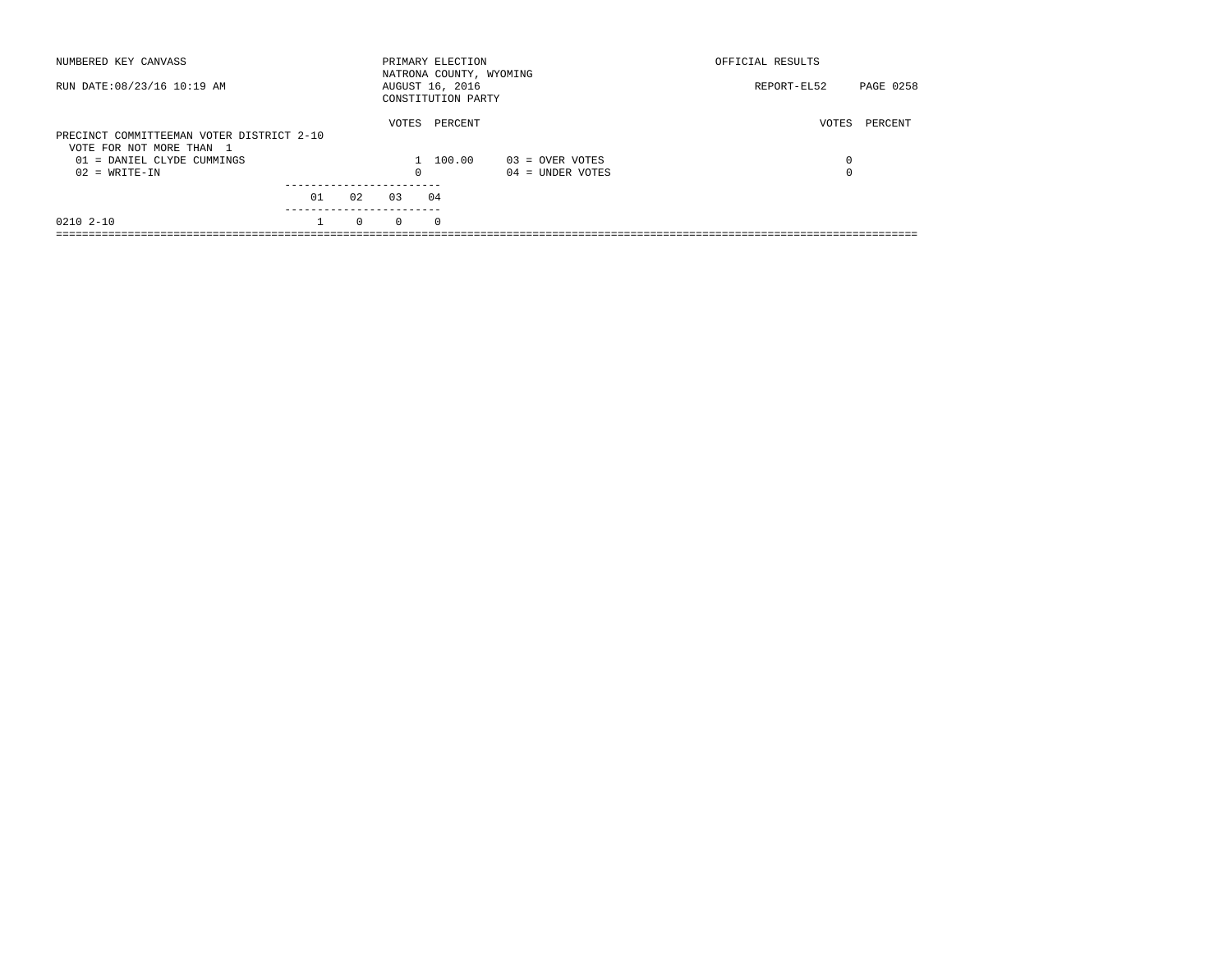NUMBERED KEY CANVASS

RUN DATE:08/23/16 10:19 AM

PRIMARY ELECTION
NATRONA COUNTY, WYOMING
AUGUST 16, 2016
CONSTITUTION PARTY

OFFICIAL RESULTS

REPORT-EL52 PAGE 0258

**PRECINCT COMMITTEEMAN VOTER DISTRICT 2-10**
VOTE FOR NOT MORE THAN 1

| | VOTES | PERCENT | | VOTES | PERCENT |
|---|---|---|---|---|---|
| 01 = DANIEL CLYDE CUMMINGS | 1 | 100.00 | 03 = OVER VOTES | 0 | |
| 02 = WRITE-IN | 0 | | 04 = UNDER VOTES | 0 | |

| | 01 | 02 | 03 | 04 |
|---|---|---|---|---|
| 0210 2-10 | 1 | 0 | 0 | 0 |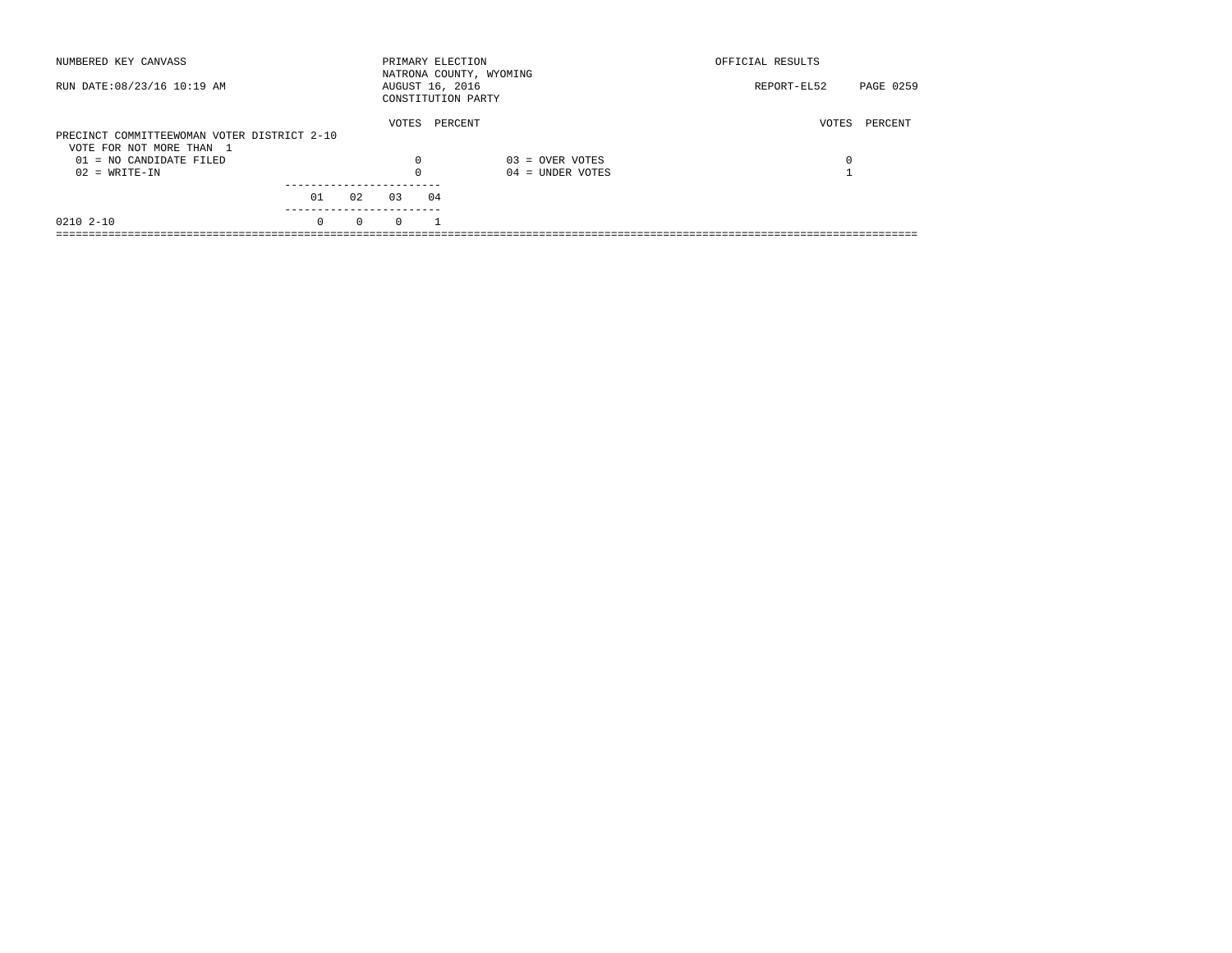NUMBERED KEY CANVASS

RUN DATE:08/23/16 10:19 AM

PRIMARY ELECTION
NATRONA COUNTY, WYOMING
AUGUST 16, 2016
CONSTITUTION PARTY

OFFICIAL RESULTS

REPORT-EL52 PAGE 0259

PRECINCT COMMITTEEWOMAN VOTER DISTRICT 2-10
VOTE FOR NOT MORE THAN 1

| | VOTES | PERCENT | | VOTES | PERCENT |
|---|---|---|---|---|---|
| 01 = NO CANDIDATE FILED | 0 | | 03 = OVER VOTES | 0 | |
| 02 = WRITE-IN | 0 | | 04 = UNDER VOTES | 1 | |

| | 01 | 02 | 03 | 04 |
|---|---|---|---|---|
| 0210 2-10 | 0 | 0 | 0 | 1 |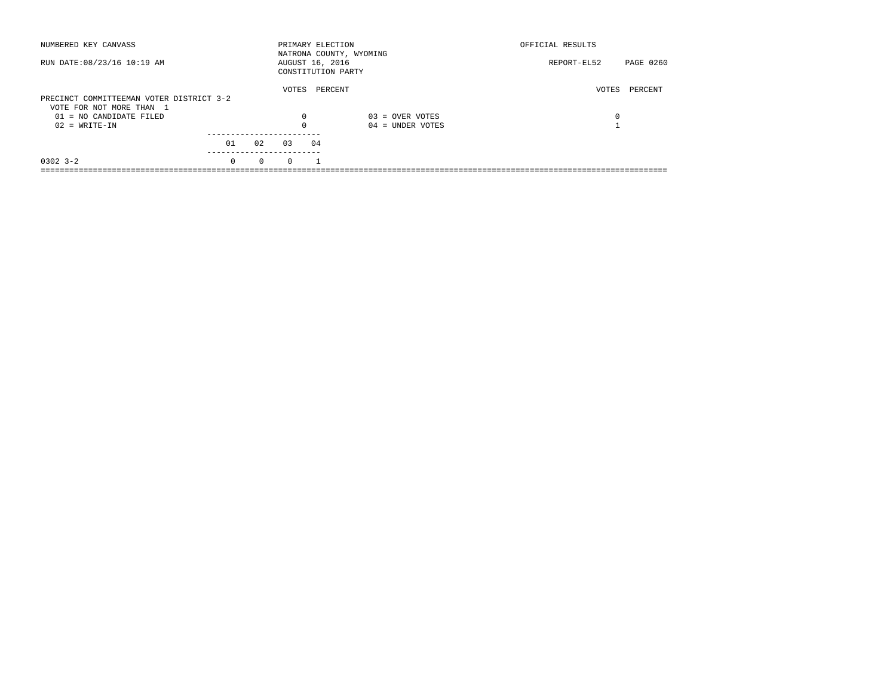NUMBERED KEY CANVASS

PRIMARY ELECTION
NATRONA COUNTY, WYOMING
AUGUST 16, 2016
CONSTITUTION PARTY

OFFICIAL RESULTS

RUN DATE:08/23/16 10:19 AM

REPORT-EL52 PAGE 0260

PRECINCT COMMITTEEMAN VOTER DISTRICT 3-2
VOTE FOR NOT MORE THAN 1

| | VOTES | PERCENT | | VOTES | PERCENT |
|---|---|---|---|---|---|
| 01 = NO CANDIDATE FILED | 0 | | 03 = OVER VOTES | 0 | |
| 02 = WRITE-IN | 0 | | 04 = UNDER VOTES | 1 | |

| | 01 | 02 | 03 | 04 |
|---|---|---|---|---|
| 0302 3-2 | 0 | 0 | 0 | 1 |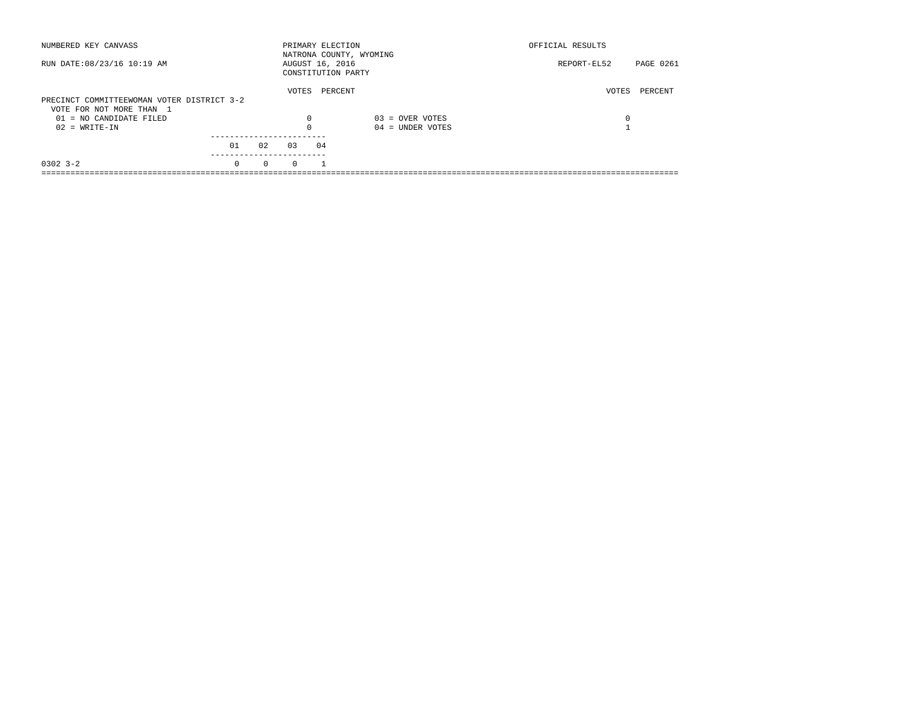NUMBERED KEY CANVASS

RUN DATE:08/23/16 10:19 AM

PRIMARY ELECTION
NATRONA COUNTY, WYOMING
AUGUST 16, 2016
CONSTITUTION PARTY

OFFICIAL RESULTS

REPORT-EL52

## PRECINCT COMMITTEEWOMAN VOTER DISTRICT 3-2

VOTE FOR NOT MORE THAN 1

| | VOTES | PERCENT | | VOTES | PERCENT |
|---|---|---|---|---|---|
| 01 = NO CANDIDATE FILED | 0 | | 03 = OVER VOTES | 0 | |
| 02 = WRITE-IN | 0 | | 04 = UNDER VOTES | 1 | |

| | 01 | 02 | 03 | 04 |
|---|---|---|---|---|
| 0302 3-2 | 0 | 0 | 0 | 1 |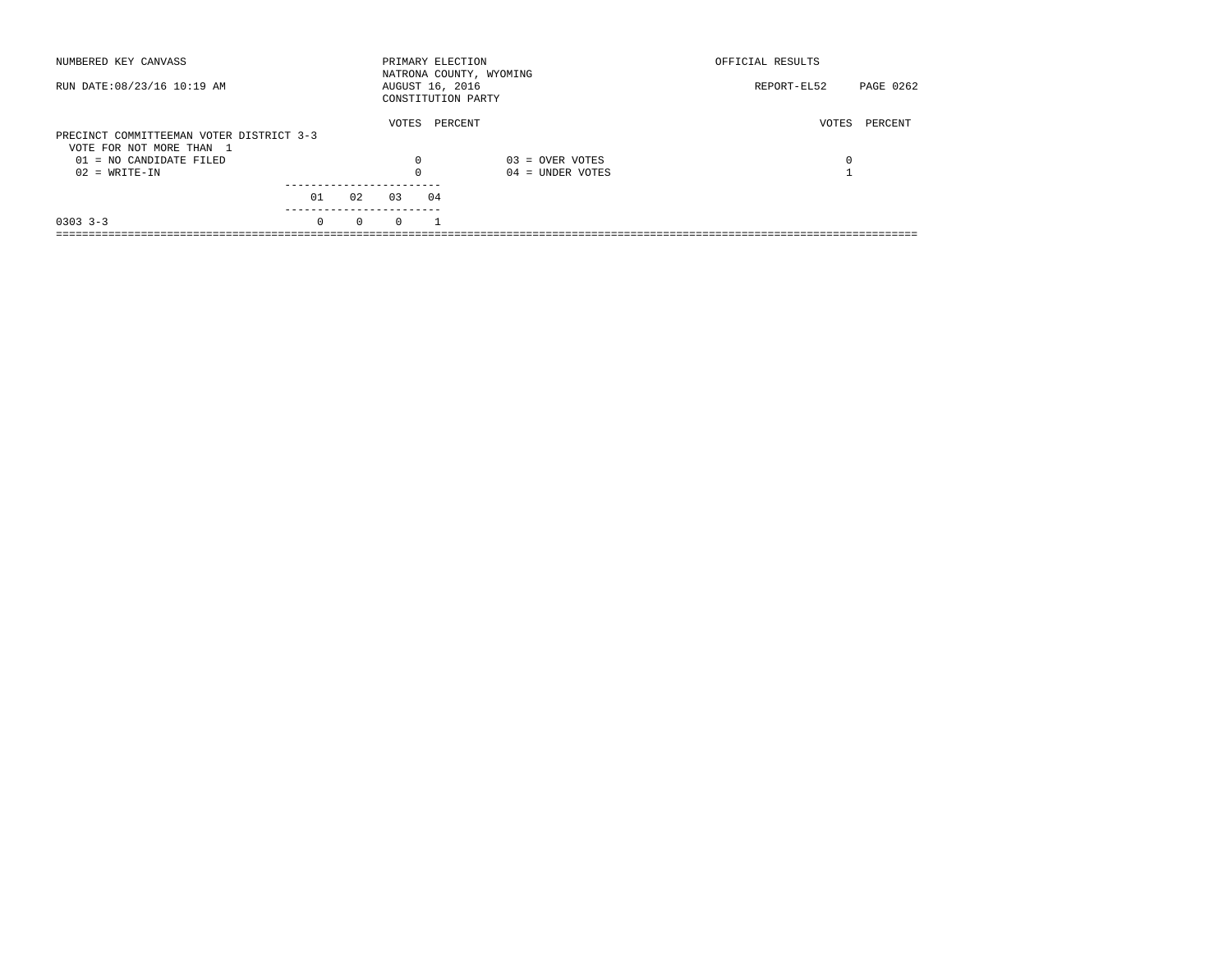NUMBERED KEY CANVASS

RUN DATE:08/23/16 10:19 AM

PRIMARY ELECTION
NATRONA COUNTY, WYOMING
AUGUST 16, 2016
CONSTITUTION PARTY

OFFICIAL RESULTS

REPORT-EL52 PAGE 0262

## PRECINCT COMMITTEEMAN VOTER DISTRICT 3-3

VOTE FOR NOT MORE THAN 1

| | VOTES | PERCENT | | VOTES | PERCENT |
|---|---|---|---|---|---|
| 01 = NO CANDIDATE FILED | 0 | | 03 = OVER VOTES | 0 | |
| 02 = WRITE-IN | 0 | | 04 = UNDER VOTES | 1 | |

| | 01 | 02 | 03 | 04 |
|---|---|---|---|---|
| 0303 3-3 | 0 | 0 | 0 | 1 |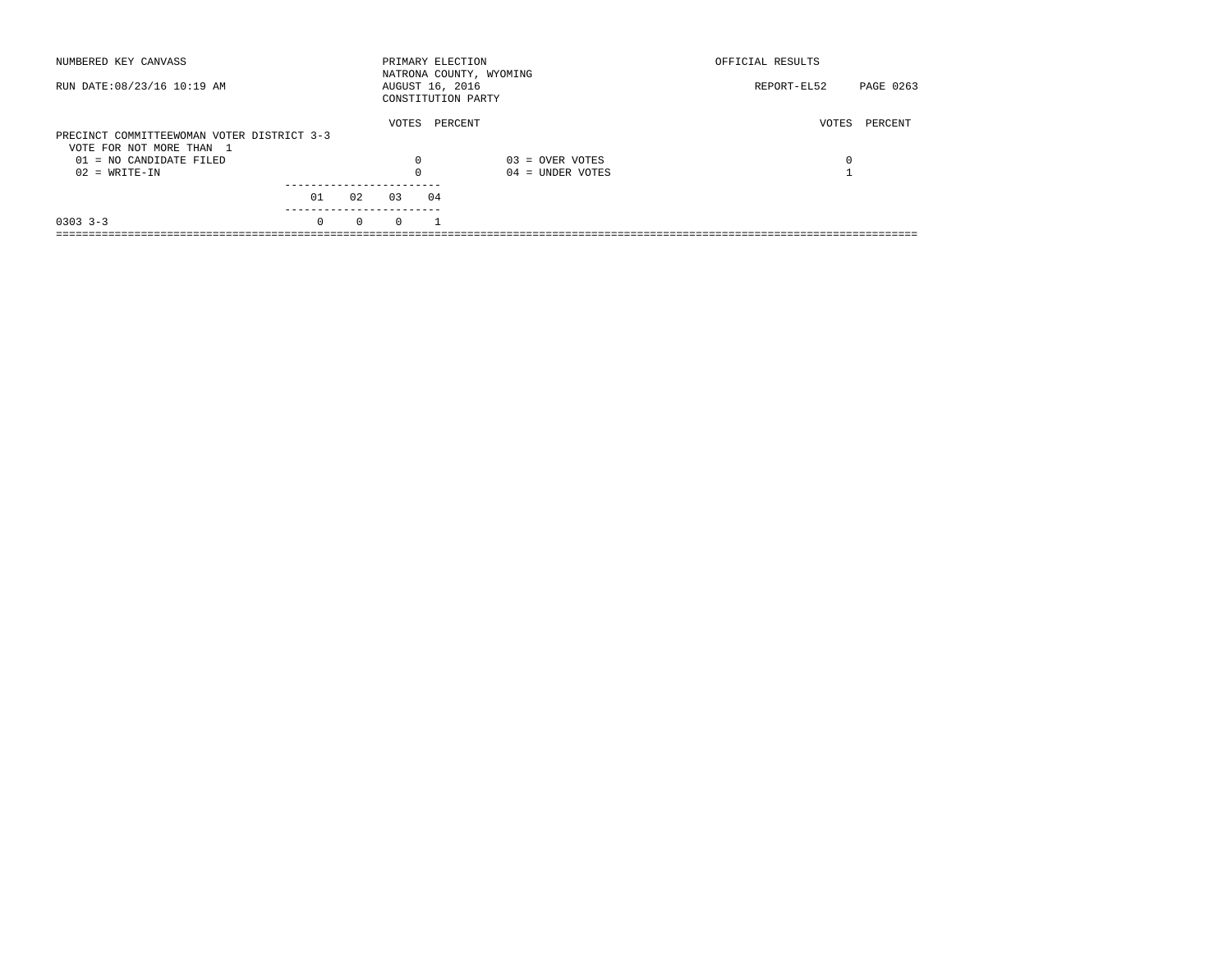NUMBERED KEY CANVASS

RUN DATE:08/23/16 10:19 AM

PRIMARY ELECTION
NATRONA COUNTY, WYOMING
AUGUST 16, 2016
CONSTITUTION PARTY

OFFICIAL RESULTS

REPORT-EL52

**PRECINCT COMMITTEEWOMAN VOTER DISTRICT 3-3**
VOTE FOR NOT MORE THAN 1

| | VOTES | PERCENT | | VOTES | PERCENT |
|---|---|---|---|---|---|
| 01 = NO CANDIDATE FILED | 0 | | 03 = OVER VOTES | 0 | |
| 02 = WRITE-IN | 0 | | 04 = UNDER VOTES | 1 | |

| | 01 | 02 | 03 | 04 |
|---|---|---|---|---|
| 0303 3-3 | 0 | 0 | 0 | 1 |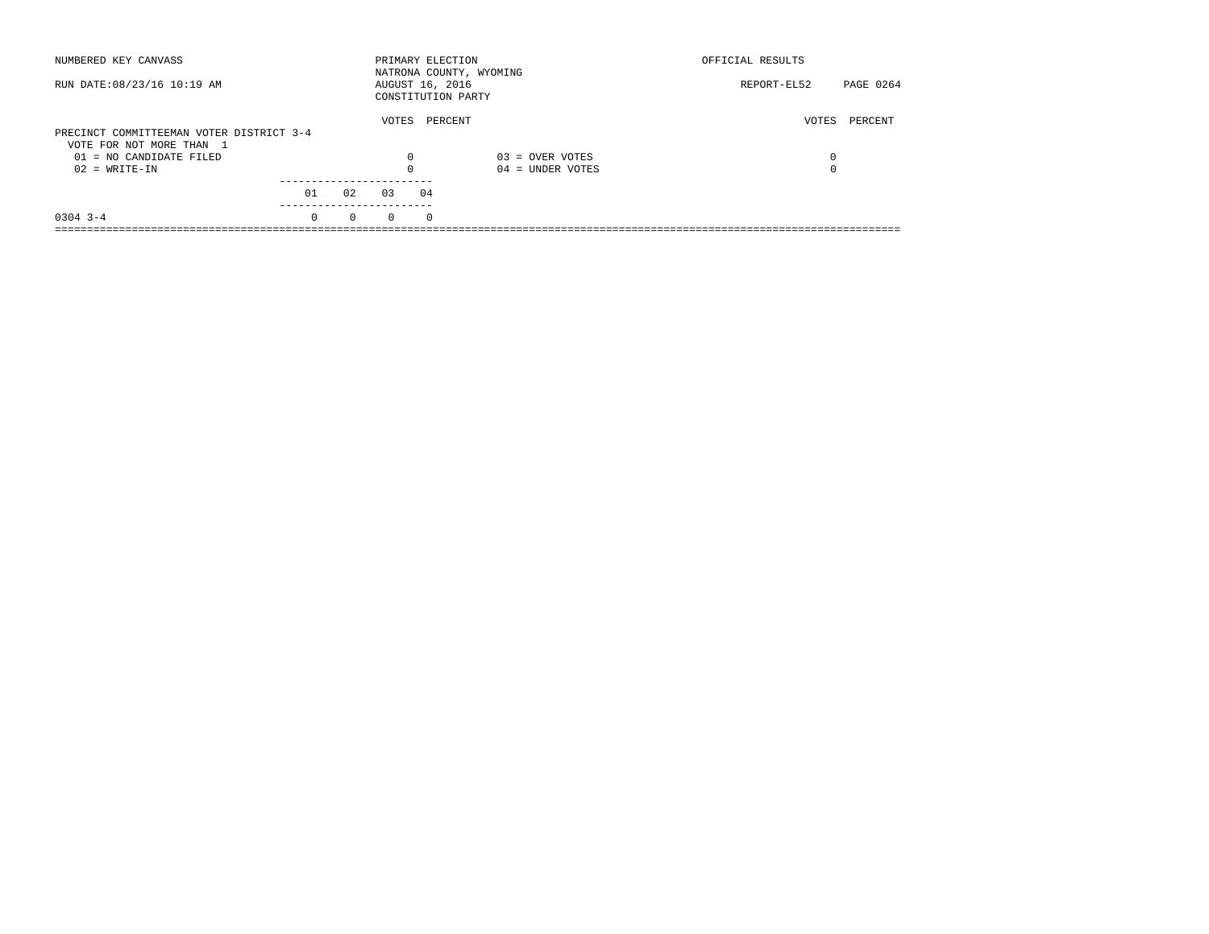NUMBERED KEY CANVASS

RUN DATE:08/23/16 10:19 AM

PRIMARY ELECTION
NATRONA COUNTY, WYOMING
AUGUST 16, 2016
CONSTITUTION PARTY

OFFICIAL RESULTS

REPORT-EL52

## PRECINCT COMMITTEEMAN VOTER DISTRICT 3-4

VOTE FOR NOT MORE THAN 1

| | VOTES | PERCENT | | VOTES | PERCENT |
|---|---|---|---|---|---|
| 01 = NO CANDIDATE FILED | 0 | | 03 = OVER VOTES | 0 | |
| 02 = WRITE-IN | 0 | | 04 = UNDER VOTES | 0 | |

| | 01 | 02 | 03 | 04 |
|---|---|---|---|---|
| 0304 3-4 | 0 | 0 | 0 | 0 |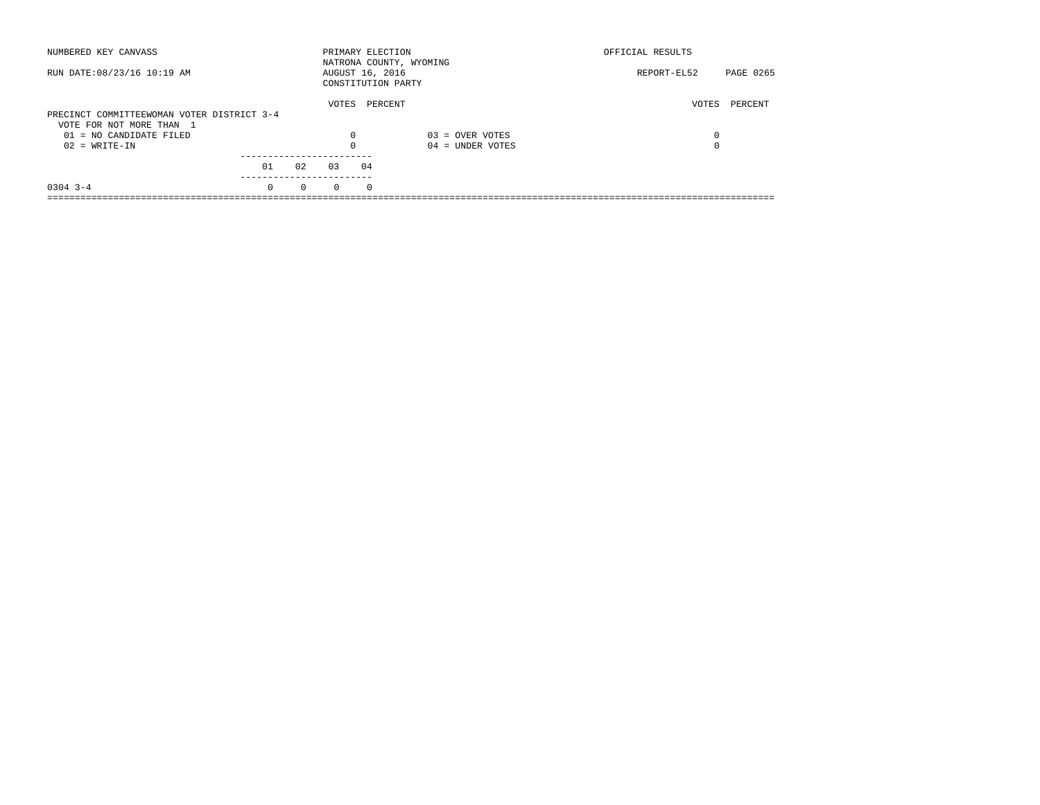NUMBERED KEY CANVASS

RUN DATE:08/23/16 10:19 AM

PRIMARY ELECTION
NATRONA COUNTY, WYOMING
AUGUST 16, 2016
CONSTITUTION PARTY

OFFICIAL RESULTS

REPORT-EL52 PAGE 0265

## PRECINCT COMMITTEEWOMAN VOTER DISTRICT 3-4

VOTE FOR NOT MORE THAN 1

| | VOTES | PERCENT | | VOTES | PERCENT |
|---|---|---|---|---|---|
| 01 = NO CANDIDATE FILED | 0 | | 03 = OVER VOTES | 0 | |
| 02 = WRITE-IN | 0 | | 04 = UNDER VOTES | 0 | |

| | 01 | 02 | 03 | 04 |
|---|---|---|---|---|
| 0304 3-4 | 0 | 0 | 0 | 0 |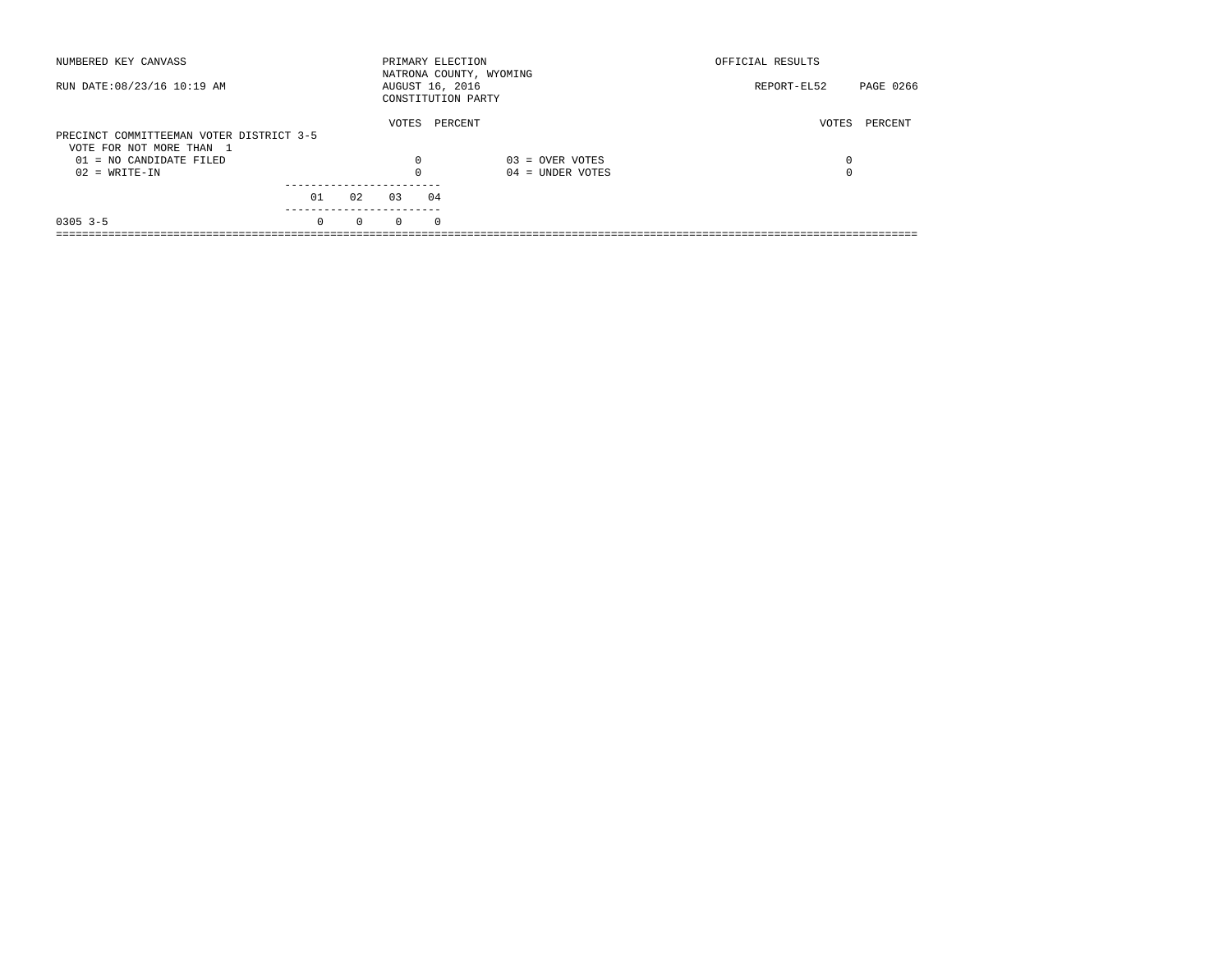NUMBERED KEY CANVASS

RUN DATE:08/23/16 10:19 AM

PRIMARY ELECTION
NATRONA COUNTY, WYOMING
AUGUST 16, 2016
CONSTITUTION PARTY

OFFICIAL RESULTS

REPORT-EL52

**PRECINCT COMMITTEEMAN VOTER DISTRICT 3-5**
VOTE FOR NOT MORE THAN 1

| | VOTES | PERCENT | | VOTES | PERCENT |
|---|---|---|---|---|---|
| 01 = NO CANDIDATE FILED | 0 | | 03 = OVER VOTES | 0 | |
| 02 = WRITE-IN | 0 | | 04 = UNDER VOTES | 0 | |

| | 01 | 02 | 03 | 04 |
|---|---|---|---|---|
| 0305 3-5 | 0 | 0 | 0 | 0 |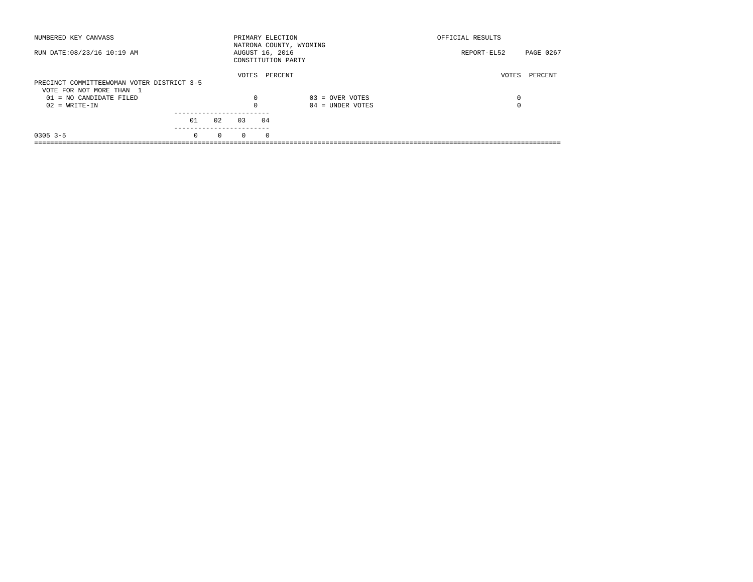NUMBERED KEY CANVASS

PRIMARY ELECTION
NATRONA COUNTY, WYOMING
AUGUST 16, 2016
CONSTITUTION PARTY

OFFICIAL RESULTS

RUN DATE:08/23/16 10:19 AM

REPORT-EL52 PAGE 0267

## PRECINCT COMMITTEEWOMAN VOTER DISTRICT 3-5

VOTE FOR NOT MORE THAN 1

| | VOTES | PERCENT | | VOTES | PERCENT |
|---|---|---|---|---|---|
| 01 = NO CANDIDATE FILED | 0 | | 03 = OVER VOTES | 0 | |
| 02 = WRITE-IN | 0 | | 04 = UNDER VOTES | 0 | |

| | 01 | 02 | 03 | 04 |
|---|---|---|---|---|
| 0305 3-5 | 0 | 0 | 0 | 0 |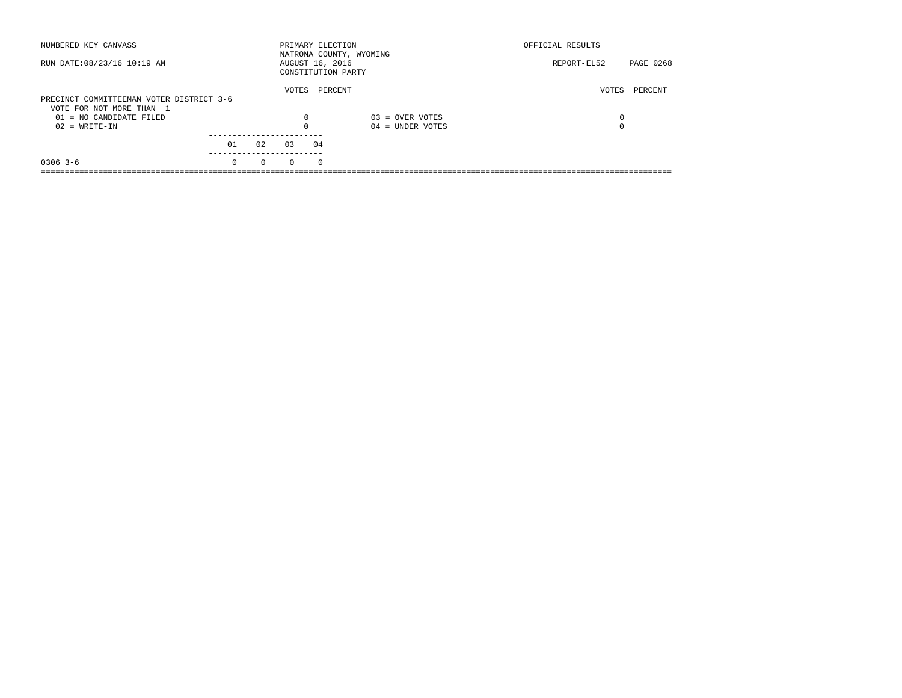NUMBERED KEY CANVASS — PRIMARY ELECTION — OFFICIAL RESULTS

NATRONA COUNTY, WYOMING

RUN DATE:08/23/16 10:19 AM — AUGUST 16, 2016 — REPORT-EL52

CONSTITUTION PARTY

## PRECINCT COMMITTEEMAN VOTER DISTRICT 3-6

VOTE FOR NOT MORE THAN 1

| | VOTES | PERCENT | | VOTES | PERCENT |
|---|---|---|---|---|---|
| 01 = NO CANDIDATE FILED | 0 | | 03 = OVER VOTES | 0 | |
| 02 = WRITE-IN | 0 | | 04 = UNDER VOTES | 0 | |

| | 01 | 02 | 03 | 04 |
|---|---|---|---|---|
| 0306 3-6 | 0 | 0 | 0 | 0 |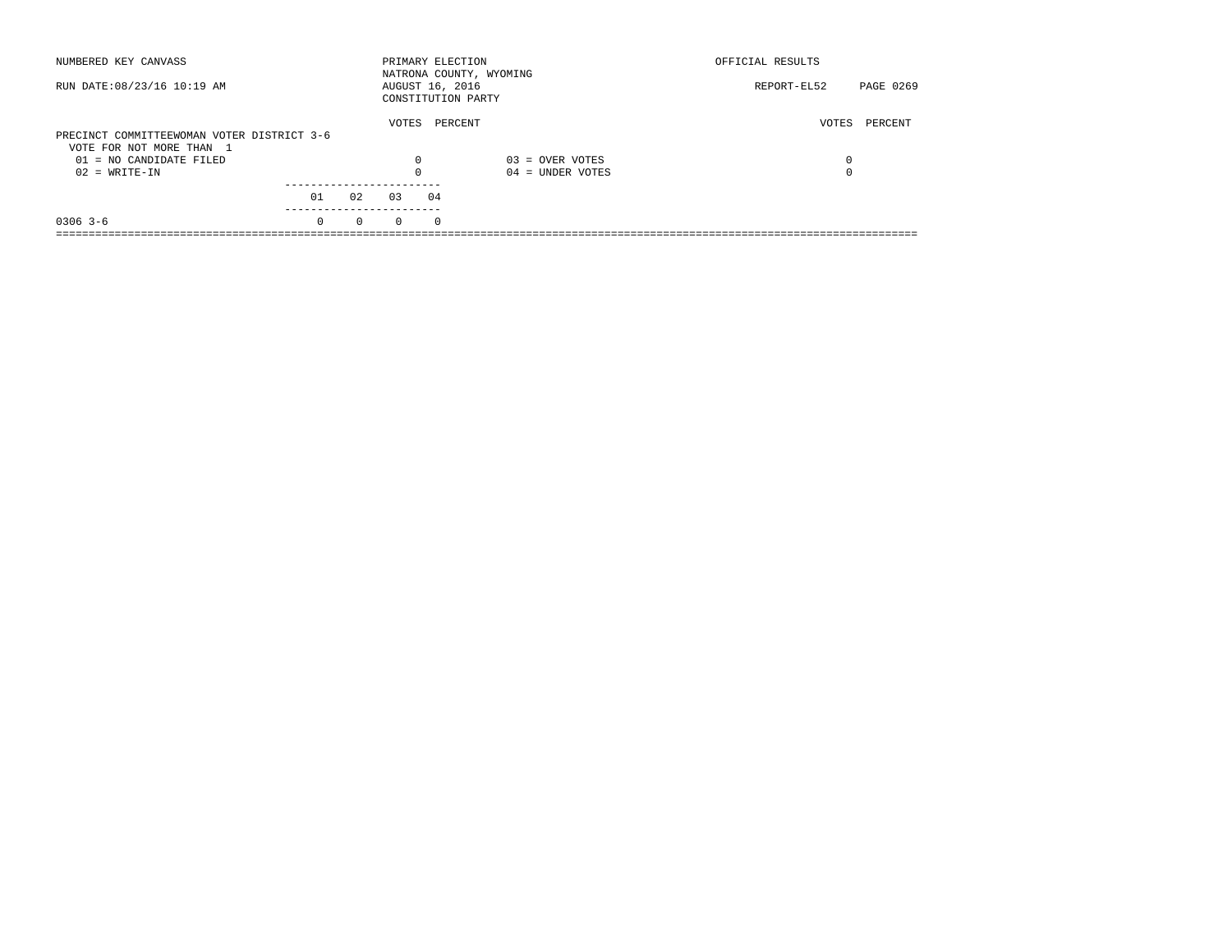NUMBERED KEY CANVASS

RUN DATE:08/23/16 10:19 AM

PRIMARY ELECTION
NATRONA COUNTY, WYOMING
AUGUST 16, 2016
CONSTITUTION PARTY

OFFICIAL RESULTS

REPORT-EL52 PAGE 0269

PRECINCT COMMITTEEWOMAN VOTER DISTRICT 3-6
VOTE FOR NOT MORE THAN 1

| | VOTES | PERCENT | | VOTES | PERCENT |
|---|---|---|---|---|---|
| 01 = NO CANDIDATE FILED | 0 | | 03 = OVER VOTES | 0 | |
| 02 = WRITE-IN | 0 | | 04 = UNDER VOTES | 0 | |

| | 01 | 02 | 03 | 04 |
|---|---|---|---|---|
| 0306 3-6 | 0 | 0 | 0 | 0 |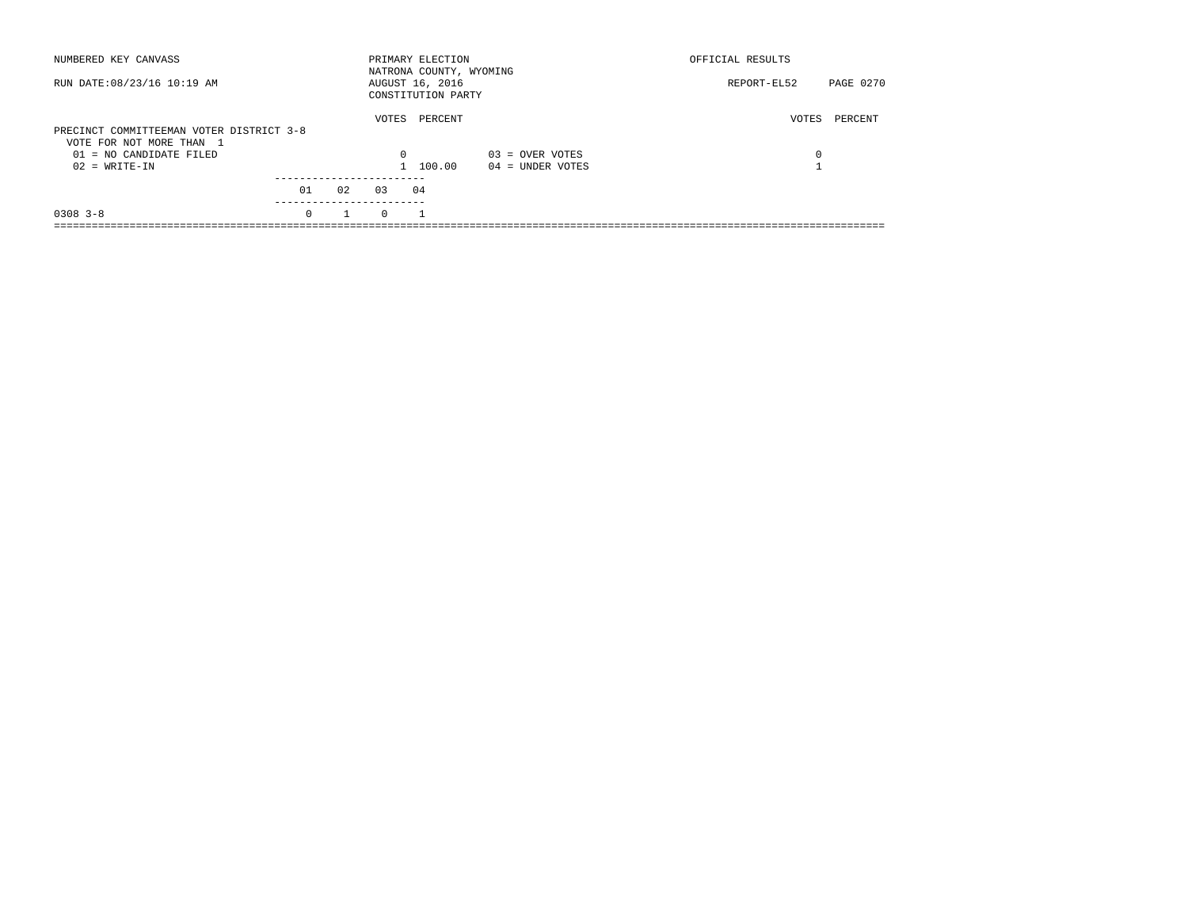NUMBERED KEY CANVASS — PRIMARY ELECTION — NATRONA COUNTY, WYOMING — OFFICIAL RESULTS

RUN DATE:08/23/16 10:19 AM — AUGUST 16, 2016 — CONSTITUTION PARTY — REPORT-EL52

## PRECINCT COMMITTEEMAN VOTER DISTRICT 3-8

VOTE FOR NOT MORE THAN 1

| | VOTES | PERCENT |
|---|---|---|
| 01 = NO CANDIDATE FILED | 0 | |
| 02 = WRITE-IN | 1 | 100.00 |

| | VOTES | PERCENT |
|---|---|---|
| 03 = OVER VOTES | 0 | |
| 04 = UNDER VOTES | 1 | |

| | 01 | 02 | 03 | 04 |
|---|---|---|---|---|
| 0308 3-8 | 0 | 1 | 0 | 1 |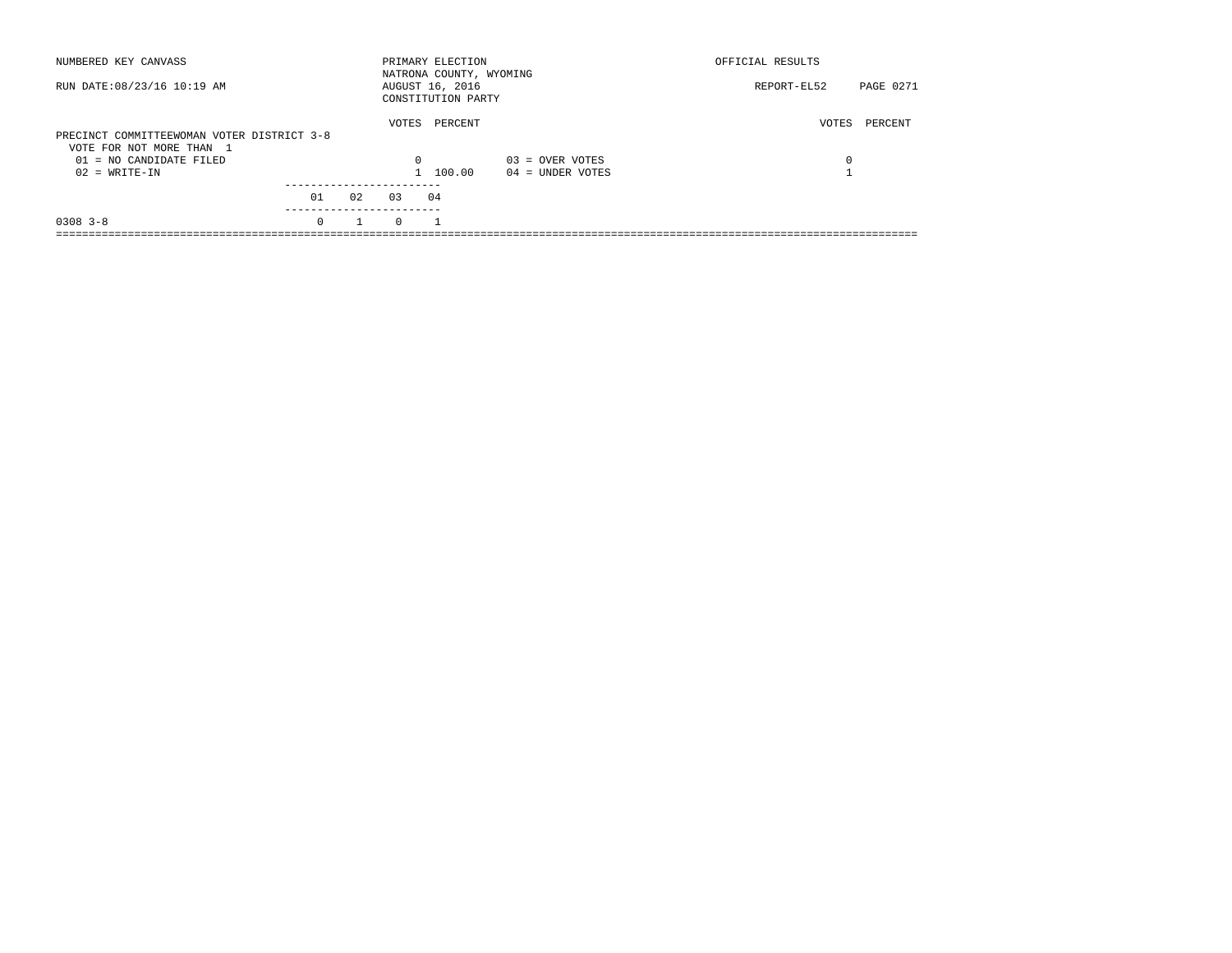NUMBERED KEY CANVASS

PRIMARY ELECTION
NATRONA COUNTY, WYOMING
AUGUST 16, 2016
CONSTITUTION PARTY

OFFICIAL RESULTS

RUN DATE:08/23/16 10:19 AM

REPORT-EL52

**PRECINCT COMMITTEEWOMAN VOTER DISTRICT 3-8**
VOTE FOR NOT MORE THAN 1

| | VOTES | PERCENT | | VOTES | PERCENT |
|---|---|---|---|---|---|
| 01 = NO CANDIDATE FILED | 0 | | 03 = OVER VOTES | 0 | |
| 02 = WRITE-IN | 1 | 100.00 | 04 = UNDER VOTES | 1 | |

| | 01 | 02 | 03 | 04 |
|---|---|---|---|---|
| 0308 3-8 | 0 | 1 | 0 | 1 |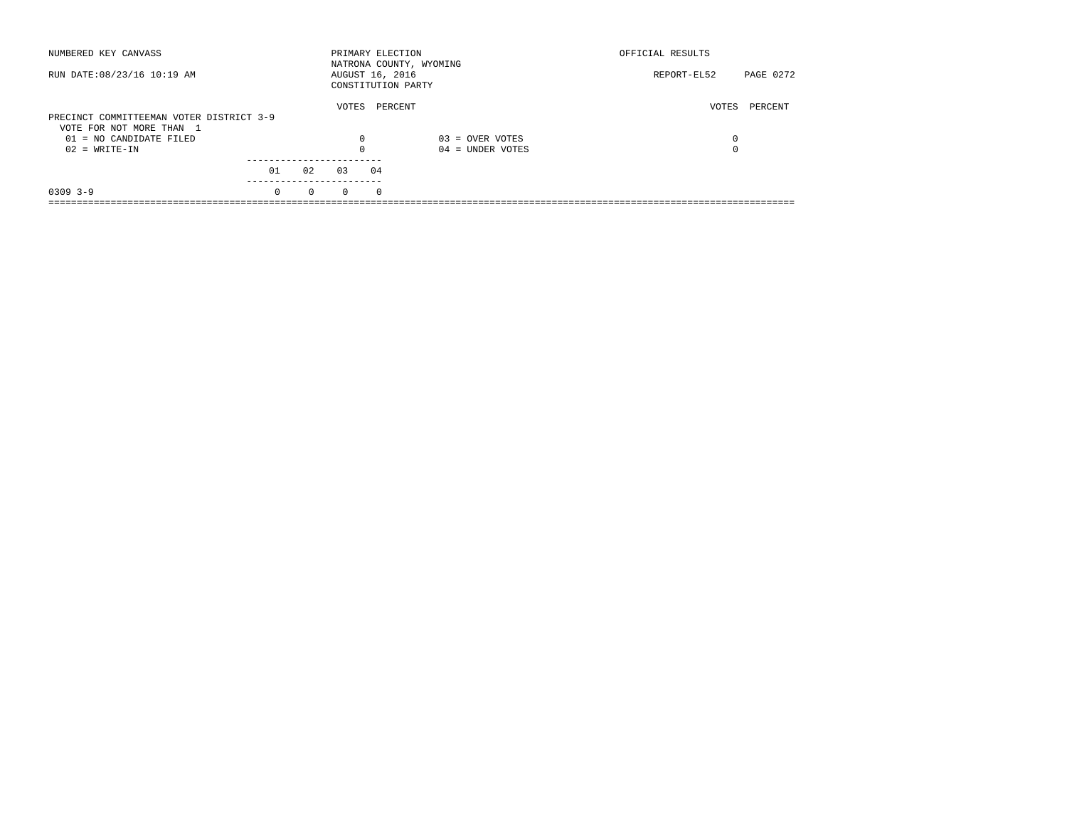NUMBERED KEY CANVASS

RUN DATE:08/23/16 10:19 AM

PRIMARY ELECTION
NATRONA COUNTY, WYOMING
AUGUST 16, 2016
CONSTITUTION PARTY

OFFICIAL RESULTS

REPORT-EL52

## PRECINCT COMMITTEEMAN VOTER DISTRICT 3-9

VOTE FOR NOT MORE THAN 1

| | VOTES | PERCENT | | VOTES | PERCENT |
|---|---|---|---|---|---|
| 01 = NO CANDIDATE FILED | 0 | | 03 = OVER VOTES | 0 | |
| 02 = WRITE-IN | 0 | | 04 = UNDER VOTES | 0 | |

| | 01 | 02 | 03 | 04 |
|---|---|---|---|---|
| 0309 3-9 | 0 | 0 | 0 | 0 |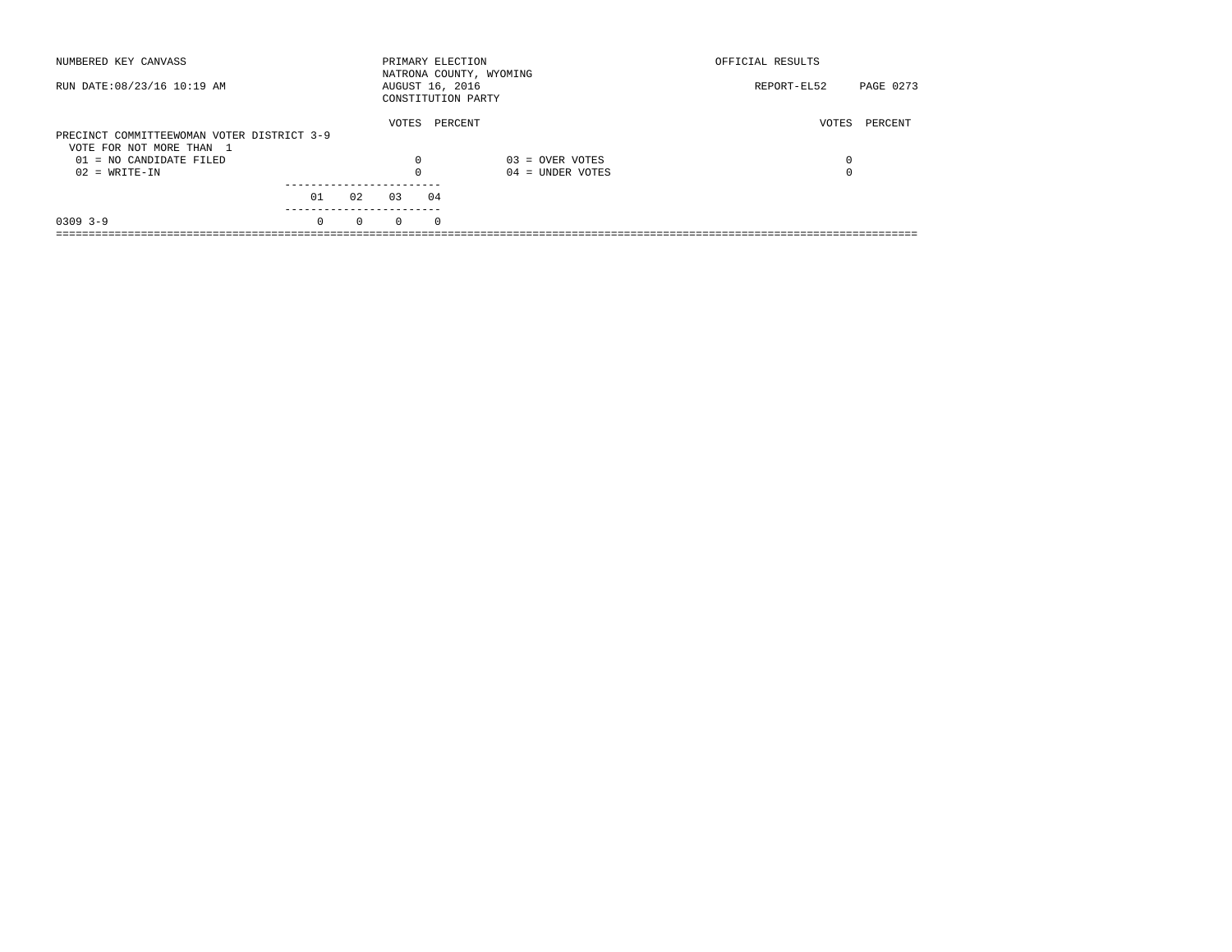NUMBERED KEY CANVASS — PRIMARY ELECTION — NATRONA COUNTY, WYOMING — AUGUST 16, 2016 — CONSTITUTION PARTY — OFFICIAL RESULTS

RUN DATE:08/23/16 10:19 AM — REPORT-EL52

## PRECINCT COMMITTEEWOMAN VOTER DISTRICT 3-9

VOTE FOR NOT MORE THAN 1

| | VOTES | PERCENT |
|---|---|---|
| 01 = NO CANDIDATE FILED | 0 | |
| 02 = WRITE-IN | 0 | |
| 03 = OVER VOTES | 0 | |
| 04 = UNDER VOTES | 0 | |

| | 01 | 02 | 03 | 04 |
|---|---|---|---|---|
| 0309 3-9 | 0 | 0 | 0 | 0 |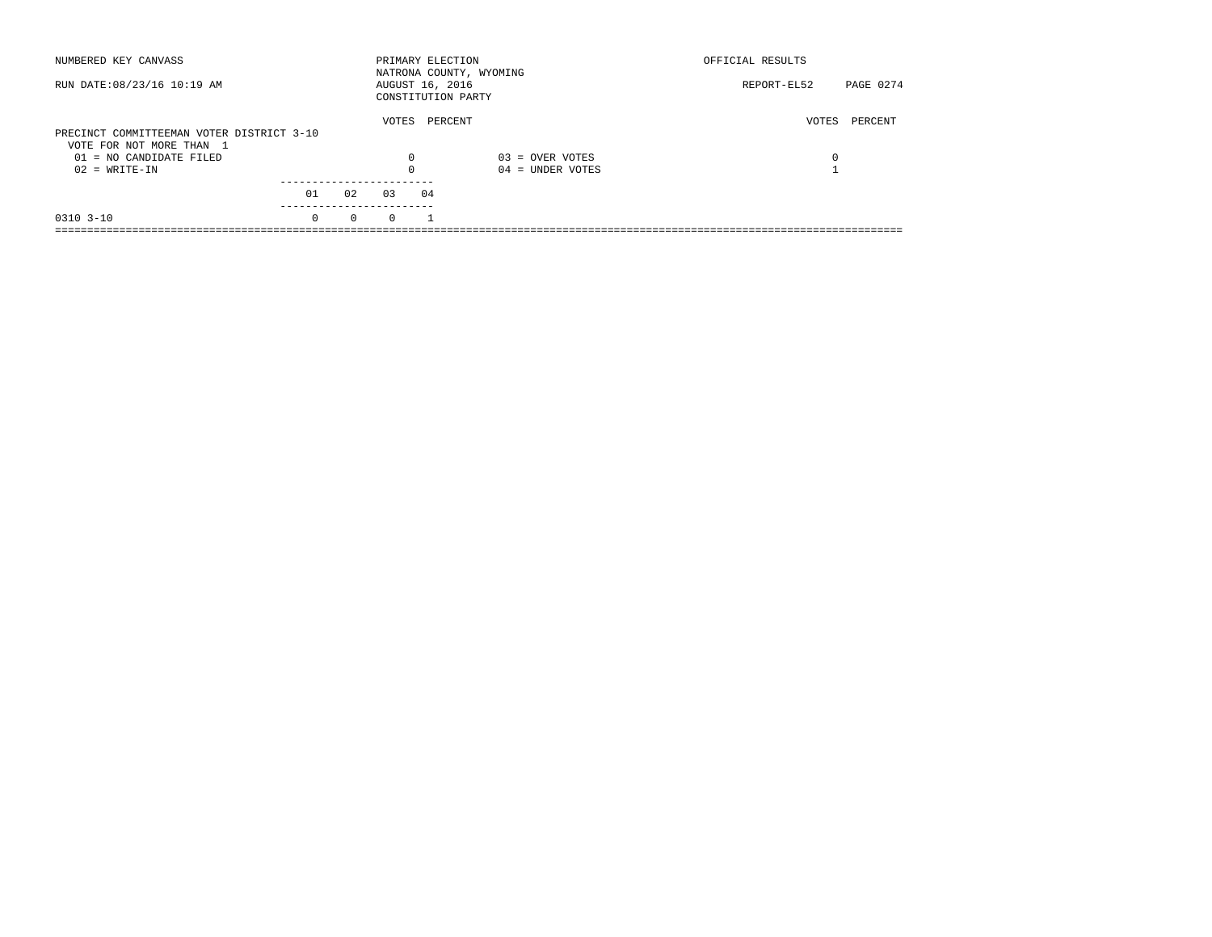NUMBERED KEY CANVASS

RUN DATE:08/23/16 10:19 AM

PRIMARY ELECTION
NATRONA COUNTY, WYOMING
AUGUST 16, 2016
CONSTITUTION PARTY

OFFICIAL RESULTS

REPORT-EL52 PAGE 0274

PRECINCT COMMITTEEMAN VOTER DISTRICT 3-10
VOTE FOR NOT MORE THAN 1

| | VOTES | PERCENT | | VOTES | PERCENT |
|---|---|---|---|---|---|
| 01 = NO CANDIDATE FILED | 0 | | 03 = OVER VOTES | 0 | |
| 02 = WRITE-IN | 0 | | 04 = UNDER VOTES | 1 | |

| | 01 | 02 | 03 | 04 |
|---|---|---|---|---|
| 0310 3-10 | 0 | 0 | 0 | 1 |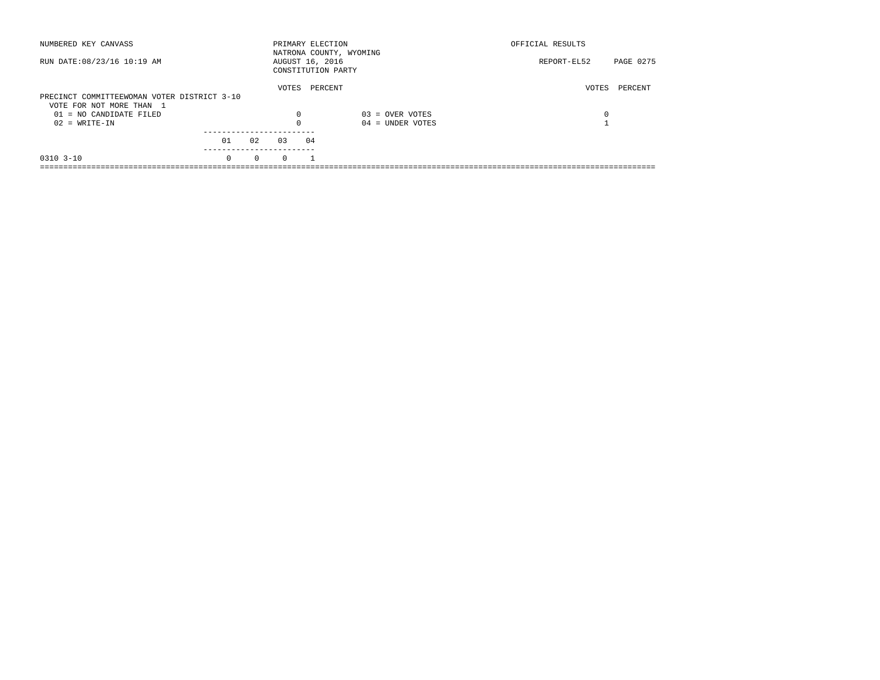NUMBERED KEY CANVASS — PRIMARY ELECTION — OFFICIAL RESULTS

NATRONA COUNTY, WYOMING

RUN DATE:08/23/16 10:19 AM — AUGUST 16, 2016 — REPORT-EL52

CONSTITUTION PARTY

## PRECINCT COMMITTEEWOMAN VOTER DISTRICT 3-10

VOTE FOR NOT MORE THAN 1

| | VOTES | PERCENT | | VOTES | PERCENT |
|---|---|---|---|---|---|
| 01 = NO CANDIDATE FILED | 0 | | 03 = OVER VOTES | 0 | |
| 02 = WRITE-IN | 0 | | 04 = UNDER VOTES | 1 | |

| | 01 | 02 | 03 | 04 |
|---|---|---|---|---|
| 0310 3-10 | 0 | 0 | 0 | 1 |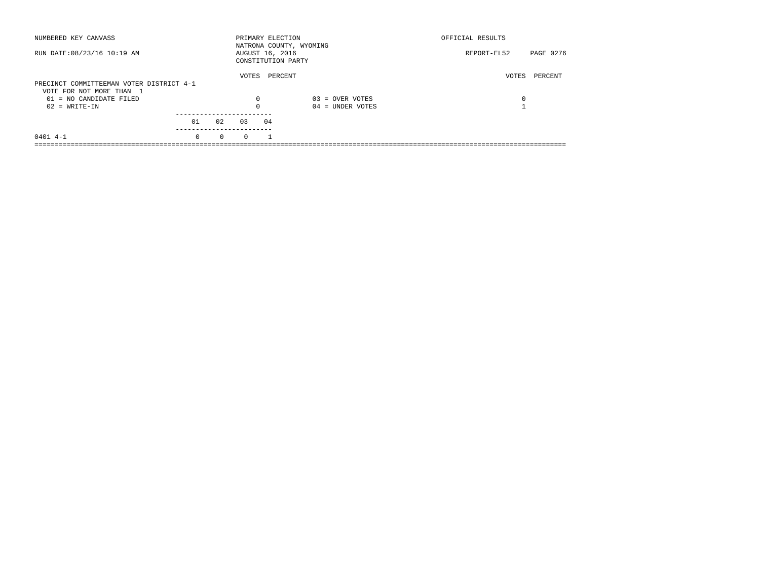NUMBERED KEY CANVASS

RUN DATE:08/23/16 10:19 AM

PRIMARY ELECTION
NATRONA COUNTY, WYOMING
AUGUST 16, 2016
CONSTITUTION PARTY

OFFICIAL RESULTS

REPORT-EL52 PAGE 0276

## PRECINCT COMMITTEEMAN VOTER DISTRICT 4-1

VOTE FOR NOT MORE THAN 1

| | VOTES | PERCENT | | VOTES | PERCENT |
|---|---|---|---|---|---|
| 01 = NO CANDIDATE FILED | 0 | | 03 = OVER VOTES | 0 | |
| 02 = WRITE-IN | 0 | | 04 = UNDER VOTES | 1 | |

| | 01 | 02 | 03 | 04 |
|---|---|---|---|---|
| 0401 4-1 | 0 | 0 | 0 | 1 |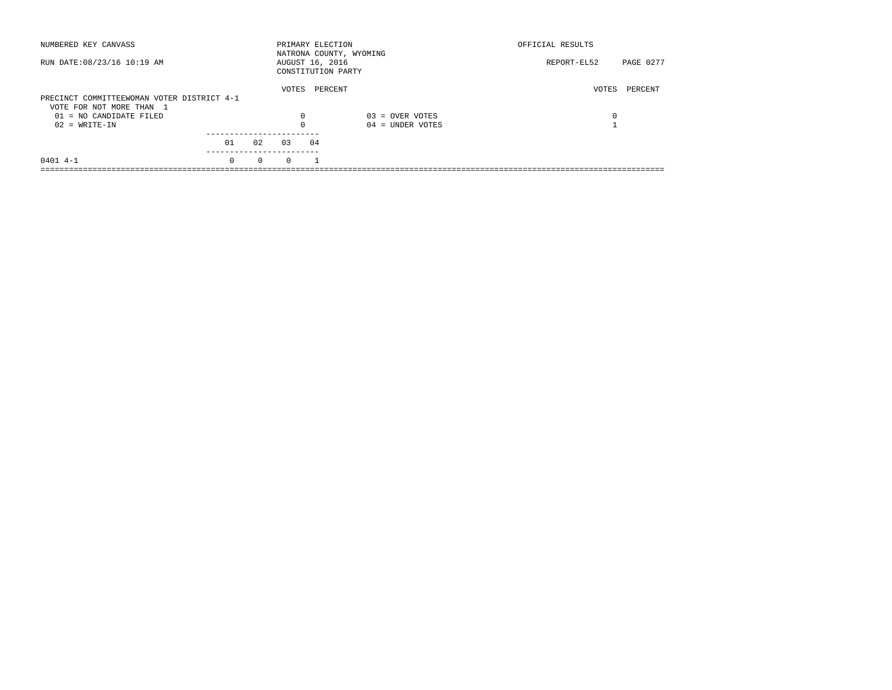NUMBERED KEY CANVASS

RUN DATE:08/23/16 10:19 AM

PRIMARY ELECTION
NATRONA COUNTY, WYOMING
AUGUST 16, 2016
CONSTITUTION PARTY

OFFICIAL RESULTS

REPORT-EL52

## PRECINCT COMMITTEEWOMAN VOTER DISTRICT 4-1

VOTE FOR NOT MORE THAN 1

| | VOTES | PERCENT | | VOTES | PERCENT |
|---|---|---|---|---|---|
| 01 = NO CANDIDATE FILED | 0 | | 03 = OVER VOTES | 0 | |
| 02 = WRITE-IN | 0 | | 04 = UNDER VOTES | 1 | |

| | 01 | 02 | 03 | 04 |
|---|---|---|---|---|
| 0401 4-1 | 0 | 0 | 0 | 1 |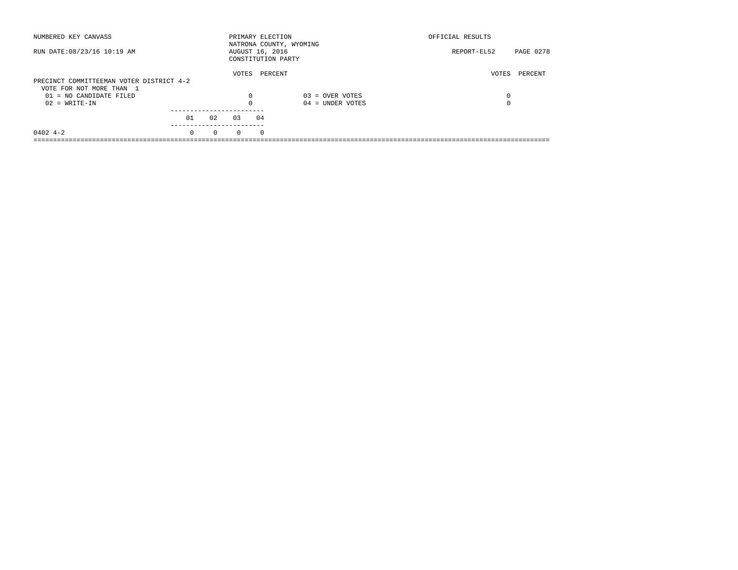NUMBERED KEY CANVASS — PRIMARY ELECTION — OFFICIAL RESULTS

NATRONA COUNTY, WYOMING

RUN DATE:08/23/16 10:19 AM — AUGUST 16, 2016 — REPORT-EL52

CONSTITUTION PARTY

## PRECINCT COMMITTEEMAN VOTER DISTRICT 4-2

VOTE FOR NOT MORE THAN 1

| Key | Candidate | VOTES | PERCENT |
|---|---|---|---|
| 01 | NO CANDIDATE FILED | 0 | |
| 02 | WRITE-IN | 0 | |
| 03 | OVER VOTES | 0 | |
| 04 | UNDER VOTES | 0 | |

| Precinct | 01 | 02 | 03 | 04 |
|---|---|---|---|---|
| 0402 4-2 | 0 | 0 | 0 | 0 |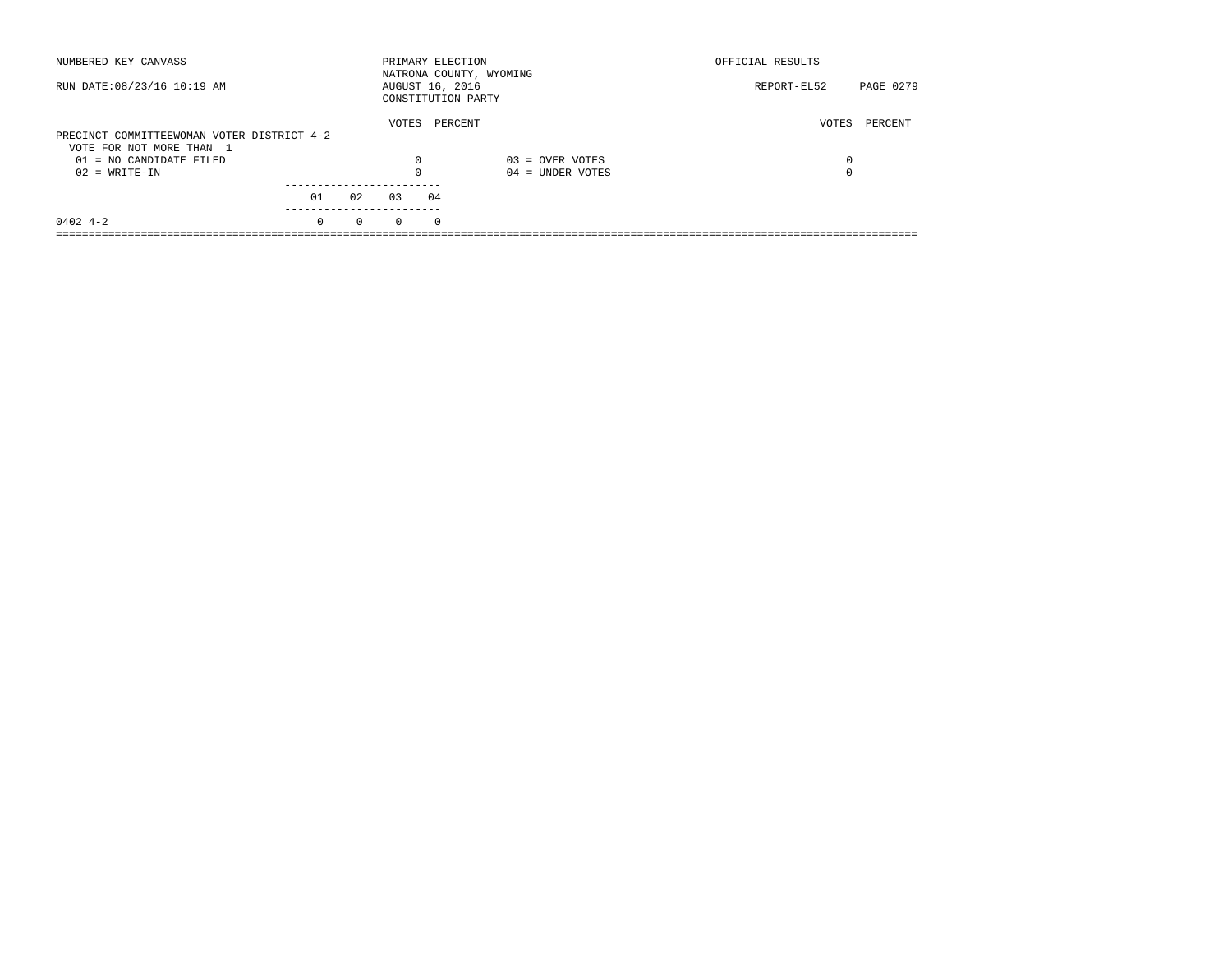NUMBERED KEY CANVASS

RUN DATE:08/23/16 10:19 AM

PRIMARY ELECTION
NATRONA COUNTY, WYOMING
AUGUST 16, 2016
CONSTITUTION PARTY

OFFICIAL RESULTS

REPORT-EL52 PAGE 0279

**PRECINCT COMMITTEEWOMAN VOTER DISTRICT 4-2**
VOTE FOR NOT MORE THAN 1

| | VOTES | PERCENT | | VOTES | PERCENT |
|---|---|---|---|---|---|
| 01 = NO CANDIDATE FILED | 0 | | 03 = OVER VOTES | 0 | |
| 02 = WRITE-IN | 0 | | 04 = UNDER VOTES | 0 | |

| | 01 | 02 | 03 | 04 |
|---|---|---|---|---|
| 0402 4-2 | 0 | 0 | 0 | 0 |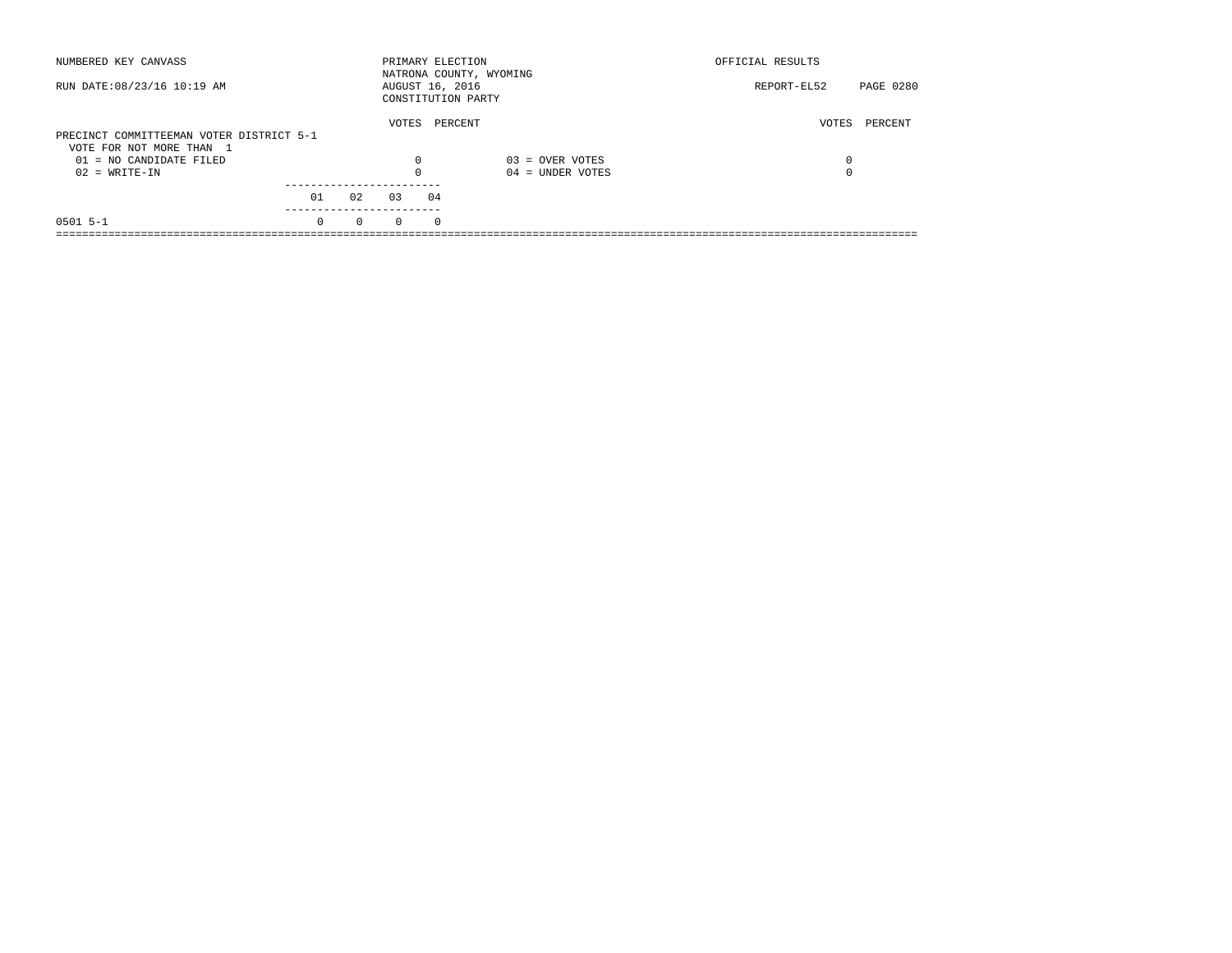NUMBERED KEY CANVASS

RUN DATE:08/23/16 10:19 AM

PRIMARY ELECTION
NATRONA COUNTY, WYOMING
AUGUST 16, 2016
CONSTITUTION PARTY

OFFICIAL RESULTS

REPORT-EL52 PAGE 0280

**PRECINCT COMMITTEEMAN VOTER DISTRICT 5-1**
VOTE FOR NOT MORE THAN 1

| | VOTES | PERCENT | | VOTES | PERCENT |
|---|---|---|---|---|---|
| 01 = NO CANDIDATE FILED | 0 | | 03 = OVER VOTES | 0 | |
| 02 = WRITE-IN | 0 | | 04 = UNDER VOTES | 0 | |

| | 01 | 02 | 03 | 04 |
|---|---|---|---|---|
| 0501 5-1 | 0 | 0 | 0 | 0 |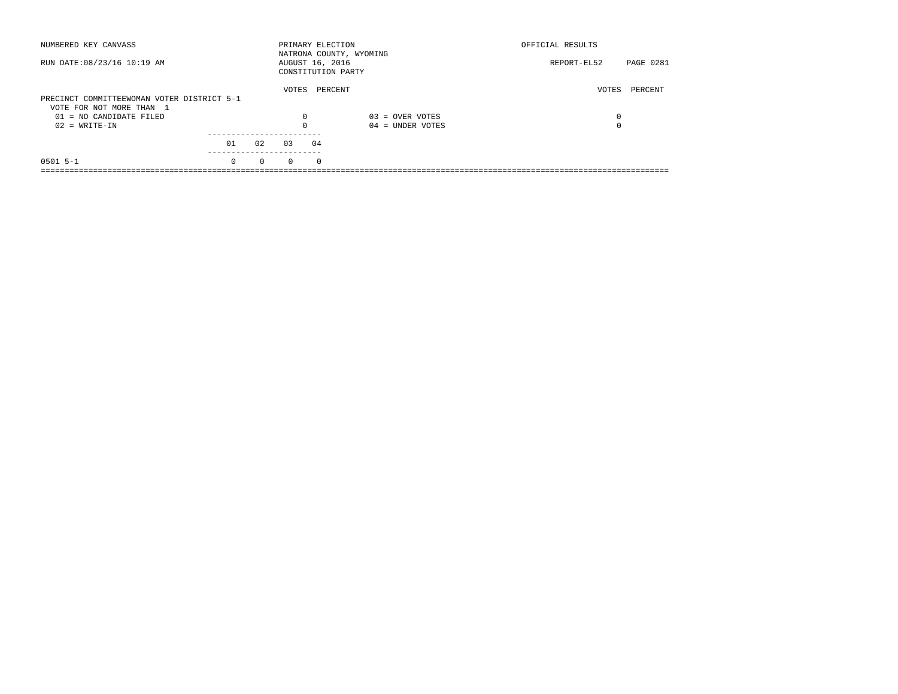NUMBERED KEY CANVASS

RUN DATE:08/23/16 10:19 AM

PRIMARY ELECTION
NATRONA COUNTY, WYOMING
AUGUST 16, 2016
CONSTITUTION PARTY

OFFICIAL RESULTS

REPORT-EL52

PRECINCT COMMITTEEWOMAN VOTER DISTRICT 5-1
VOTE FOR NOT MORE THAN 1

| | VOTES | PERCENT | | VOTES | PERCENT |
|---|---|---|---|---|---|
| 01 = NO CANDIDATE FILED | 0 | | 03 = OVER VOTES | 0 | |
| 02 = WRITE-IN | 0 | | 04 = UNDER VOTES | 0 | |

| | 01 | 02 | 03 | 04 |
|---|---|---|---|---|
| 0501 5-1 | 0 | 0 | 0 | 0 |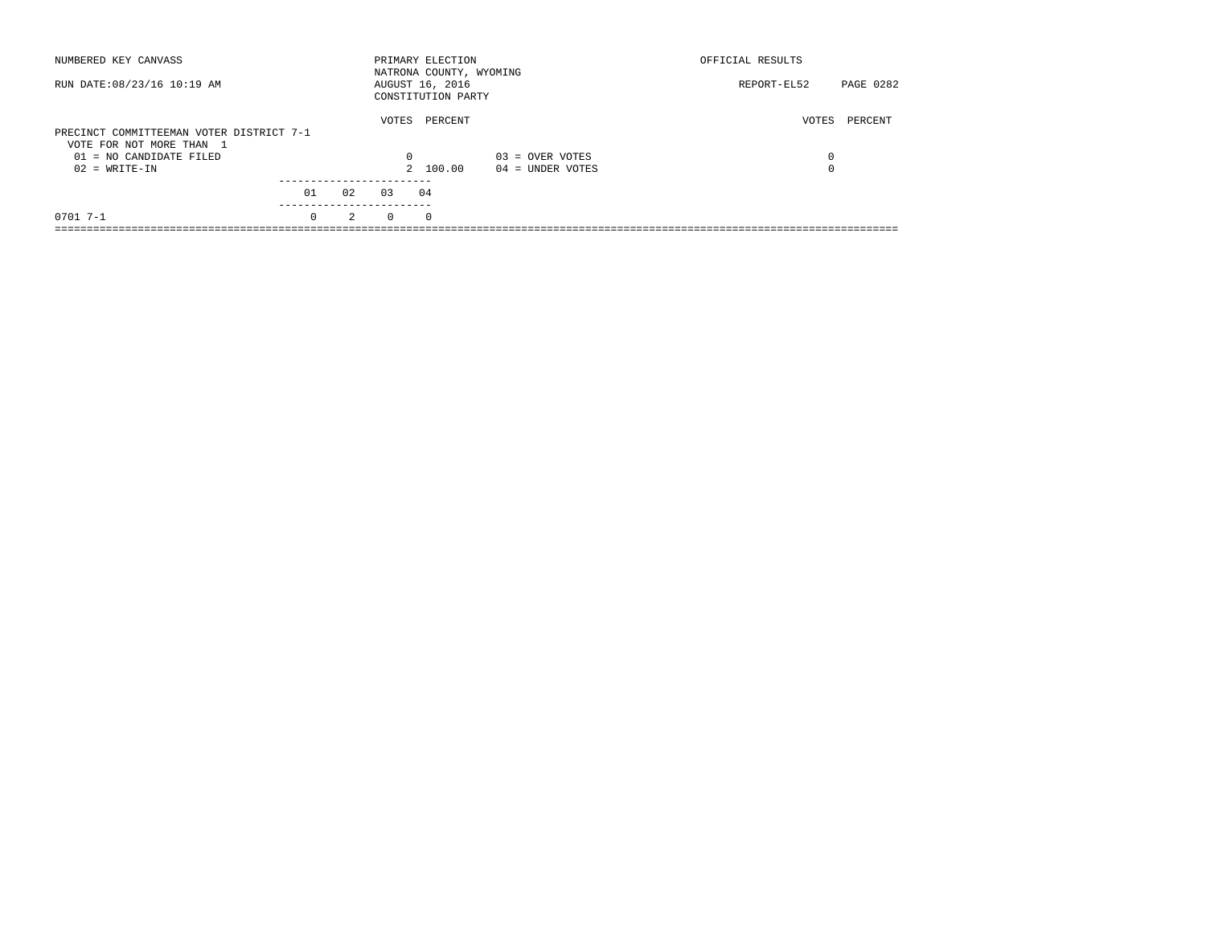NUMBERED KEY CANVASS

RUN DATE:08/23/16 10:19 AM

PRIMARY ELECTION
NATRONA COUNTY, WYOMING
AUGUST 16, 2016
CONSTITUTION PARTY

OFFICIAL RESULTS

REPORT-EL52 PAGE 0282

PRECINCT COMMITTEEMAN VOTER DISTRICT 7-1
VOTE FOR NOT MORE THAN 1

| | VOTES | PERCENT | | VOTES | PERCENT |
|---|---|---|---|---|---|
| 01 = NO CANDIDATE FILED | 0 | | 03 = OVER VOTES | 0 | |
| 02 = WRITE-IN | 2 | 100.00 | 04 = UNDER VOTES | 0 | |

| | 01 | 02 | 03 | 04 |
|---|---|---|---|---|
| 0701 7-1 | 0 | 2 | 0 | 0 |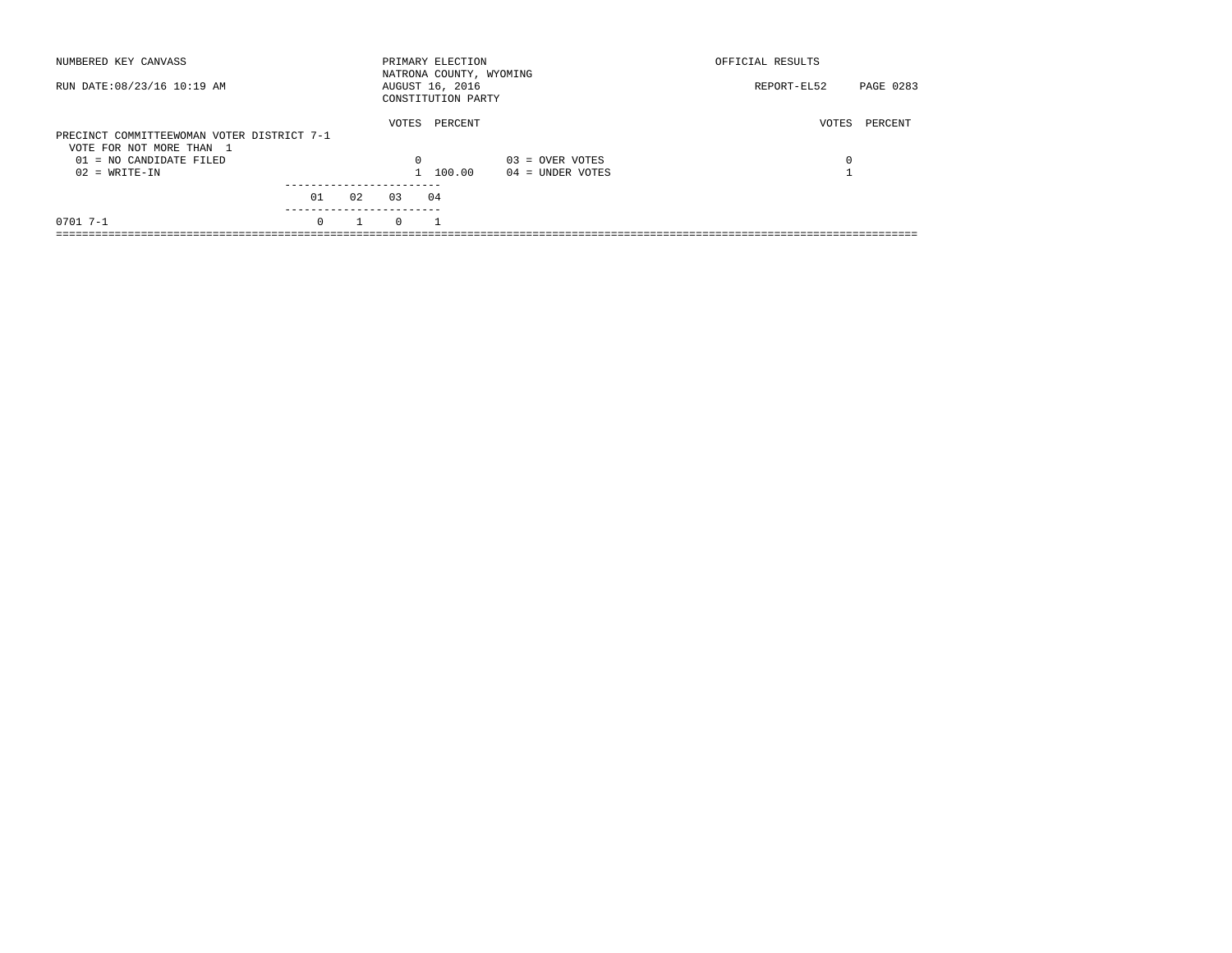NUMBERED KEY CANVASS

RUN DATE:08/23/16 10:19 AM

PRIMARY ELECTION
NATRONA COUNTY, WYOMING
AUGUST 16, 2016
CONSTITUTION PARTY

OFFICIAL RESULTS

REPORT-EL52 PAGE 0283

## PRECINCT COMMITTEEWOMAN VOTER DISTRICT 7-1

VOTE FOR NOT MORE THAN 1

| | VOTES | PERCENT | | VOTES | PERCENT |
|---|---|---|---|---|---|
| 01 = NO CANDIDATE FILED | 0 | | 03 = OVER VOTES | 0 | |
| 02 = WRITE-IN | 1 | 100.00 | 04 = UNDER VOTES | 1 | |

| | 01 | 02 | 03 | 04 |
|---|---|---|---|---|
| 0701 7-1 | 0 | 1 | 0 | 1 |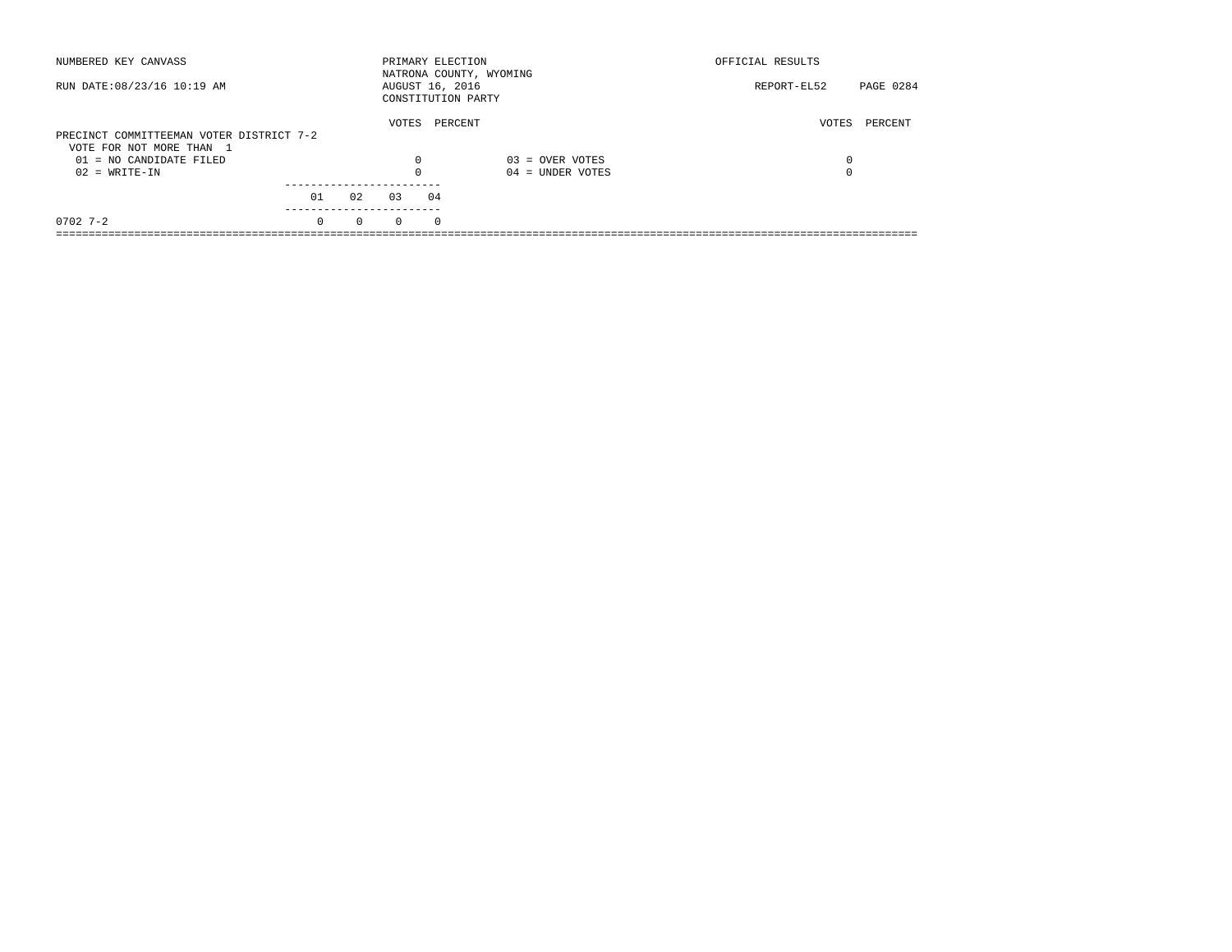NUMBERED KEY CANVASS

RUN DATE:08/23/16 10:19 AM

PRIMARY ELECTION
NATRONA COUNTY, WYOMING
AUGUST 16, 2016
CONSTITUTION PARTY

OFFICIAL RESULTS

REPORT-EL52 PAGE 0284

## PRECINCT COMMITTEEMAN VOTER DISTRICT 7-2

VOTE FOR NOT MORE THAN 1

| | VOTES | PERCENT | | VOTES | PERCENT |
|---|---|---|---|---|---|
| 01 = NO CANDIDATE FILED | 0 | | 03 = OVER VOTES | 0 | |
| 02 = WRITE-IN | 0 | | 04 = UNDER VOTES | 0 | |

| | 01 | 02 | 03 | 04 |
|---|---|---|---|---|
| 0702 7-2 | 0 | 0 | 0 | 0 |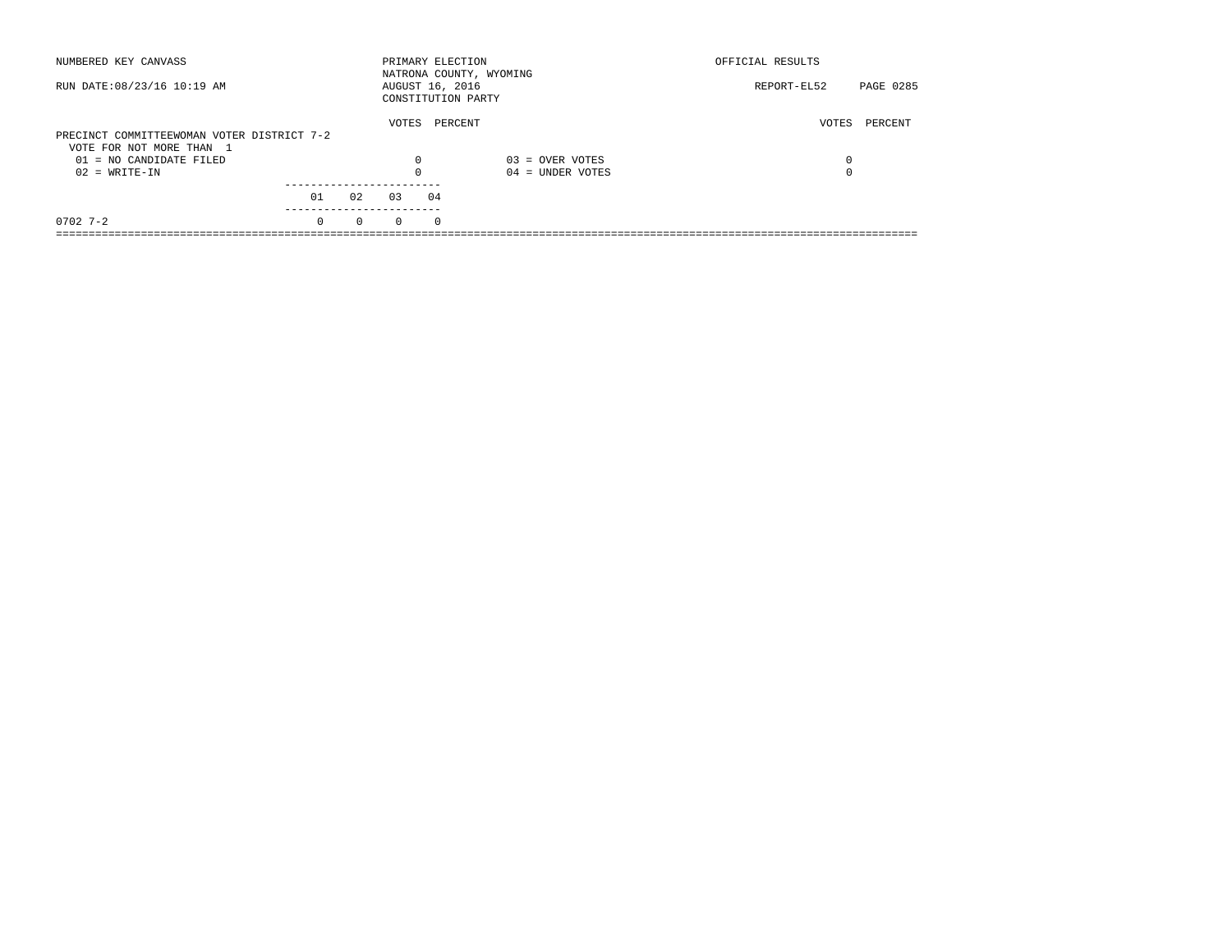NUMBERED KEY CANVASS

RUN DATE:08/23/16 10:19 AM

PRIMARY ELECTION
NATRONA COUNTY, WYOMING
AUGUST 16, 2016
CONSTITUTION PARTY

OFFICIAL RESULTS

REPORT-EL52

PRECINCT COMMITTEEWOMAN VOTER DISTRICT 7-2
VOTE FOR NOT MORE THAN 1

| | VOTES | PERCENT | | VOTES | PERCENT |
|---|---|---|---|---|---|
| 01 = NO CANDIDATE FILED | 0 | | 03 = OVER VOTES | 0 | |
| 02 = WRITE-IN | 0 | | 04 = UNDER VOTES | 0 | |

| | 01 | 02 | 03 | 04 |
|---|---|---|---|---|
| 0702 7-2 | 0 | 0 | 0 | 0 |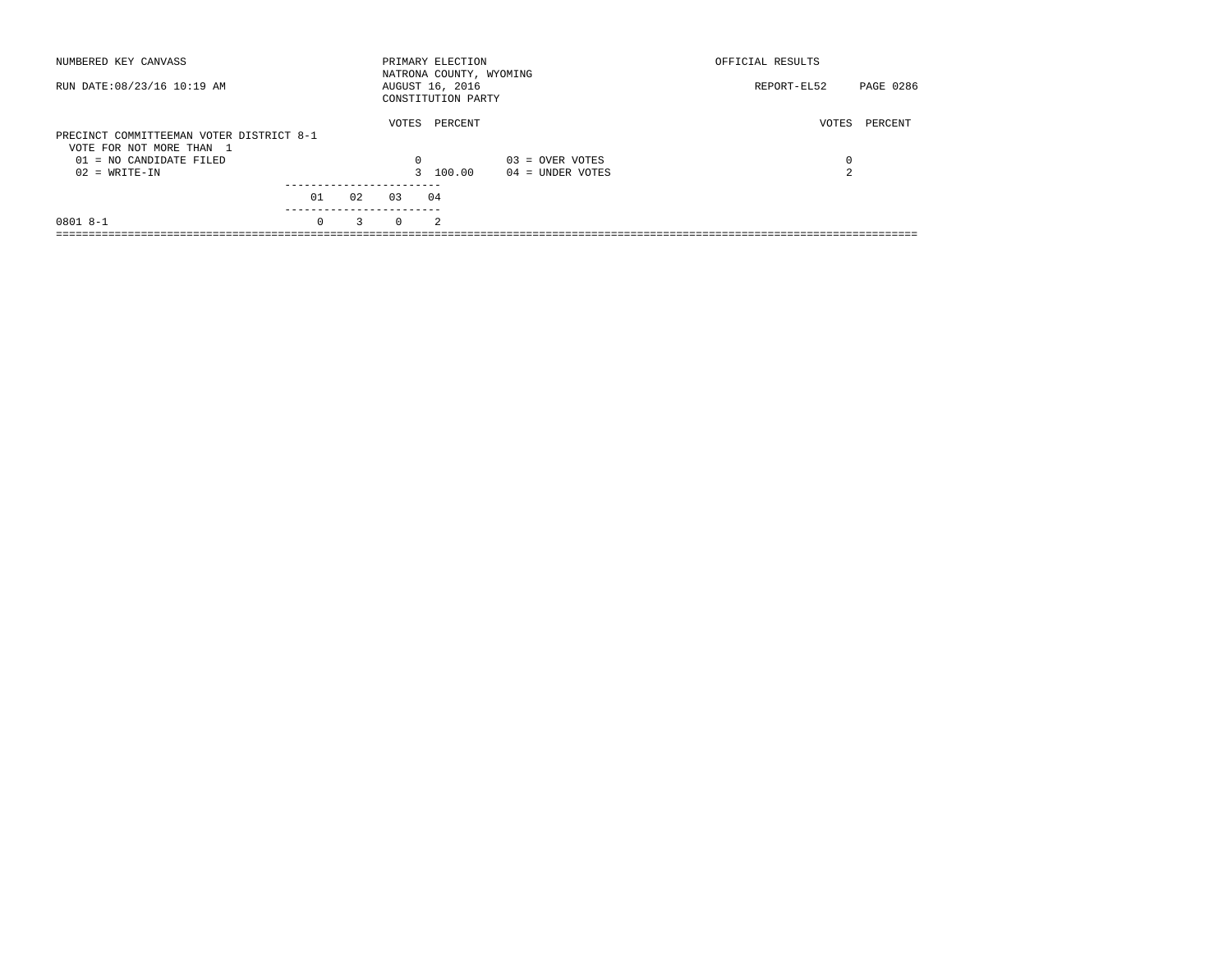NUMBERED KEY CANVASS — PRIMARY ELECTION — NATRONA COUNTY, WYOMING — OFFICIAL RESULTS

RUN DATE:08/23/16 10:19 AM — AUGUST 16, 2016 — CONSTITUTION PARTY — REPORT-EL52

## PRECINCT COMMITTEEMAN VOTER DISTRICT 8-1

VOTE FOR NOT MORE THAN 1

| | VOTES | PERCENT |
|---|---|---|
| 01 = NO CANDIDATE FILED | 0 | |
| 02 = WRITE-IN | 3 | 100.00 |
| 03 = OVER VOTES | 0 | |
| 04 = UNDER VOTES | 2 | |

| | 01 | 02 | 03 | 04 |
|---|---|---|---|---|
| 0801 8-1 | 0 | 3 | 0 | 2 |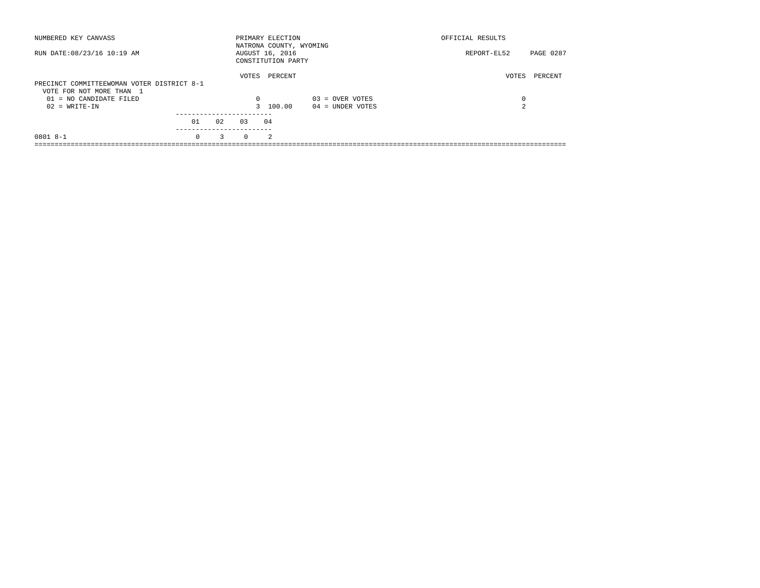NUMBERED KEY CANVASS

RUN DATE:08/23/16 10:19 AM

PRIMARY ELECTION
NATRONA COUNTY, WYOMING
AUGUST 16, 2016
CONSTITUTION PARTY

OFFICIAL RESULTS

REPORT-EL52

PRECINCT COMMITTEEWOMAN VOTER DISTRICT 8-1
VOTE FOR NOT MORE THAN 1

| | VOTES | PERCENT | | VOTES | PERCENT |
|---|---|---|---|---|---|
| 01 = NO CANDIDATE FILED | 0 | | 03 = OVER VOTES | 0 | |
| 02 = WRITE-IN | 3 | 100.00 | 04 = UNDER VOTES | 2 | |

| | 01 | 02 | 03 | 04 |
|---|---|---|---|---|
| 0801 8-1 | 0 | 3 | 0 | 2 |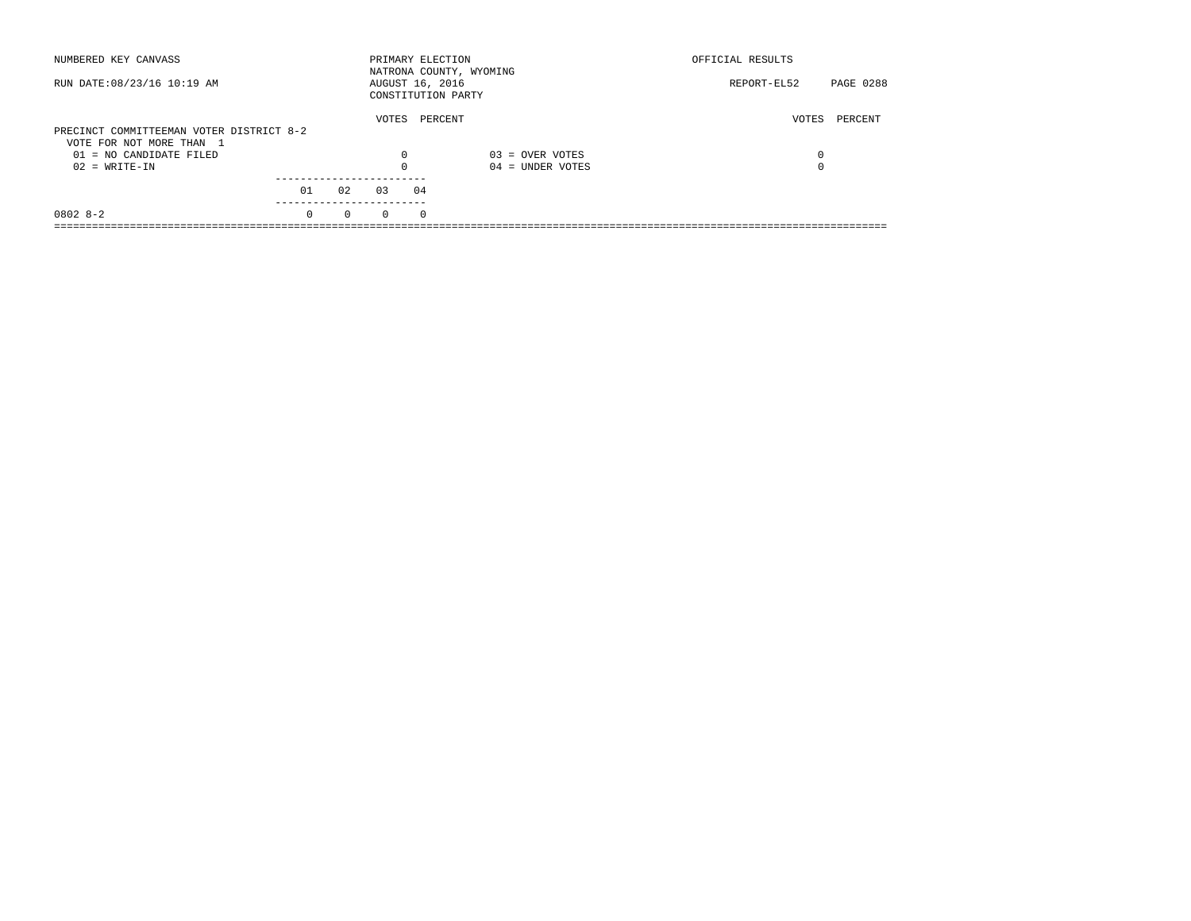NUMBERED KEY CANVASS — PRIMARY ELECTION — NATRONA COUNTY, WYOMING — OFFICIAL RESULTS

RUN DATE:08/23/16 10:19 AM — AUGUST 16, 2016 — REPORT-EL52

CONSTITUTION PARTY

## PRECINCT COMMITTEEMAN VOTER DISTRICT 8-2

VOTE FOR NOT MORE THAN 1

| | VOTES | PERCENT | | VOTES | PERCENT |
|---|---|---|---|---|---|
| 01 = NO CANDIDATE FILED | 0 | | 03 = OVER VOTES | 0 | |
| 02 = WRITE-IN | 0 | | 04 = UNDER VOTES | 0 | |

| | 01 | 02 | 03 | 04 |
|---|---|---|---|---|
| 0802 8-2 | 0 | 0 | 0 | 0 |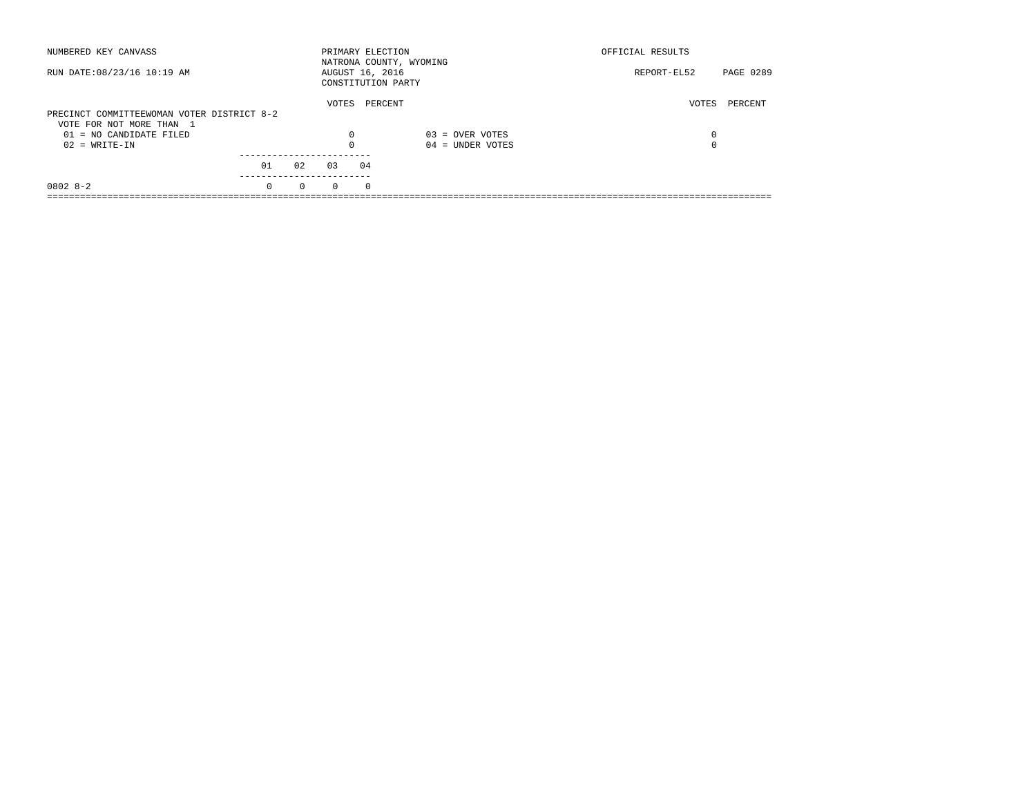NUMBERED KEY CANVASS

RUN DATE:08/23/16 10:19 AM

PRIMARY ELECTION
NATRONA COUNTY, WYOMING
AUGUST 16, 2016
CONSTITUTION PARTY

OFFICIAL RESULTS

REPORT-EL52 PAGE 0289

PRECINCT COMMITTEEWOMAN VOTER DISTRICT 8-2
VOTE FOR NOT MORE THAN 1

| | VOTES | PERCENT | | VOTES | PERCENT |
|---|---|---|---|---|---|
| 01 = NO CANDIDATE FILED | 0 | | 03 = OVER VOTES | 0 | |
| 02 = WRITE-IN | 0 | | 04 = UNDER VOTES | 0 | |

| | 01 | 02 | 03 | 04 |
|---|---|---|---|---|
| 0802 8-2 | 0 | 0 | 0 | 0 |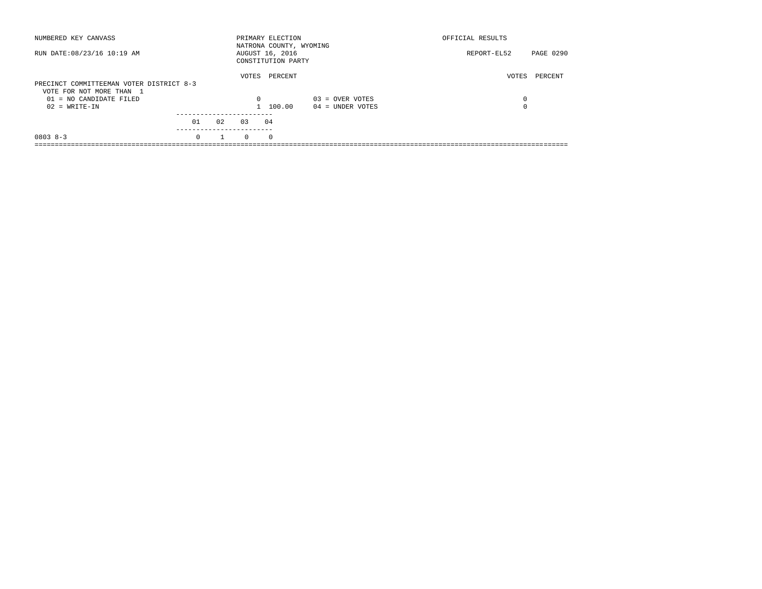NUMBERED KEY CANVASS

RUN DATE:08/23/16 10:19 AM

PRIMARY ELECTION
NATRONA COUNTY, WYOMING
AUGUST 16, 2016
CONSTITUTION PARTY

OFFICIAL RESULTS

REPORT-EL52

## PRECINCT COMMITTEEMAN VOTER DISTRICT 8-3

VOTE FOR NOT MORE THAN 1

| | VOTES | PERCENT | | VOTES | PERCENT |
|---|---|---|---|---|---|
| 01 = NO CANDIDATE FILED | 0 | | 03 = OVER VOTES | 0 | |
| 02 = WRITE-IN | 1 | 100.00 | 04 = UNDER VOTES | 0 | |

| | 01 | 02 | 03 | 04 |
|---|---|---|---|---|
| 0803 8-3 | 0 | 1 | 0 | 0 |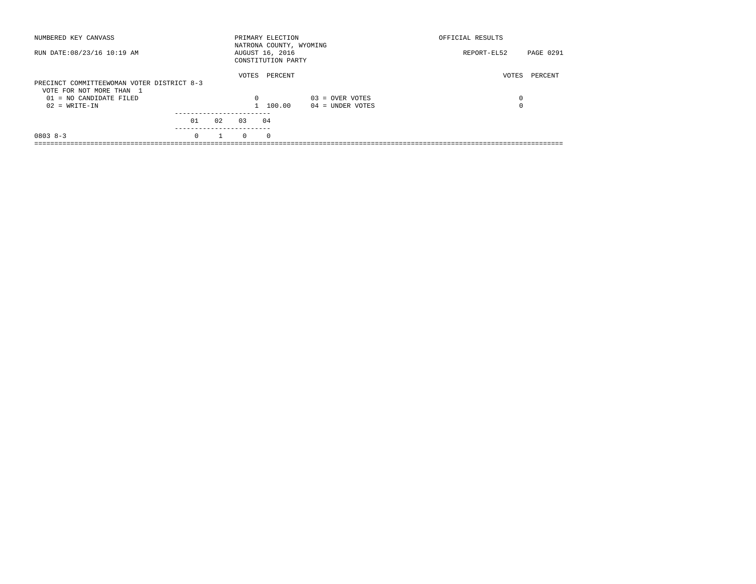NUMBERED KEY CANVASS

RUN DATE:08/23/16 10:19 AM

PRIMARY ELECTION
NATRONA COUNTY, WYOMING
AUGUST 16, 2016
CONSTITUTION PARTY

OFFICIAL RESULTS

REPORT-EL52 PAGE 0291

PRECINCT COMMITTEEWOMAN VOTER DISTRICT 8-3
VOTE FOR NOT MORE THAN 1

| | VOTES | PERCENT | | VOTES | PERCENT |
|---|---|---|---|---|---|
| 01 = NO CANDIDATE FILED | 0 | | 03 = OVER VOTES | 0 | |
| 02 = WRITE-IN | 1 | 100.00 | 04 = UNDER VOTES | 0 | |

| | 01 | 02 | 03 | 04 |
|---|---|---|---|---|
| 0803 8-3 | 0 | 1 | 0 | 0 |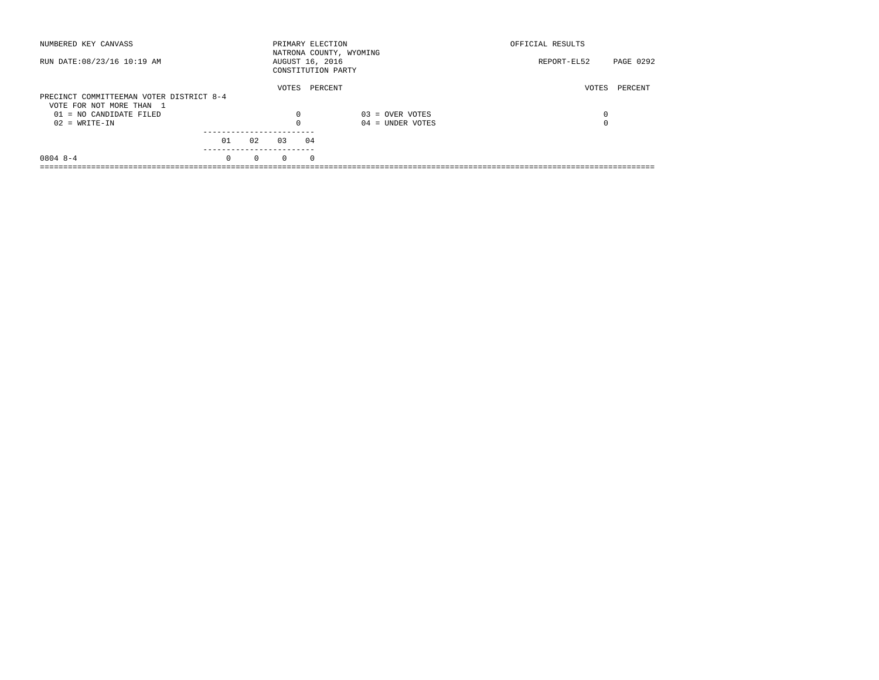NUMBERED KEY CANVASS

RUN DATE:08/23/16 10:19 AM

PRIMARY ELECTION
NATRONA COUNTY, WYOMING
AUGUST 16, 2016
CONSTITUTION PARTY

OFFICIAL RESULTS

REPORT-EL52 PAGE 0292

**PRECINCT COMMITTEEMAN VOTER DISTRICT 8-4**
VOTE FOR NOT MORE THAN 1

| | VOTES | PERCENT | | VOTES | PERCENT |
|---|---|---|---|---|---|
| 01 = NO CANDIDATE FILED | 0 | | 03 = OVER VOTES | 0 | |
| 02 = WRITE-IN | 0 | | 04 = UNDER VOTES | 0 | |

| | 01 | 02 | 03 | 04 |
|---|---|---|---|---|
| 0804 8-4 | 0 | 0 | 0 | 0 |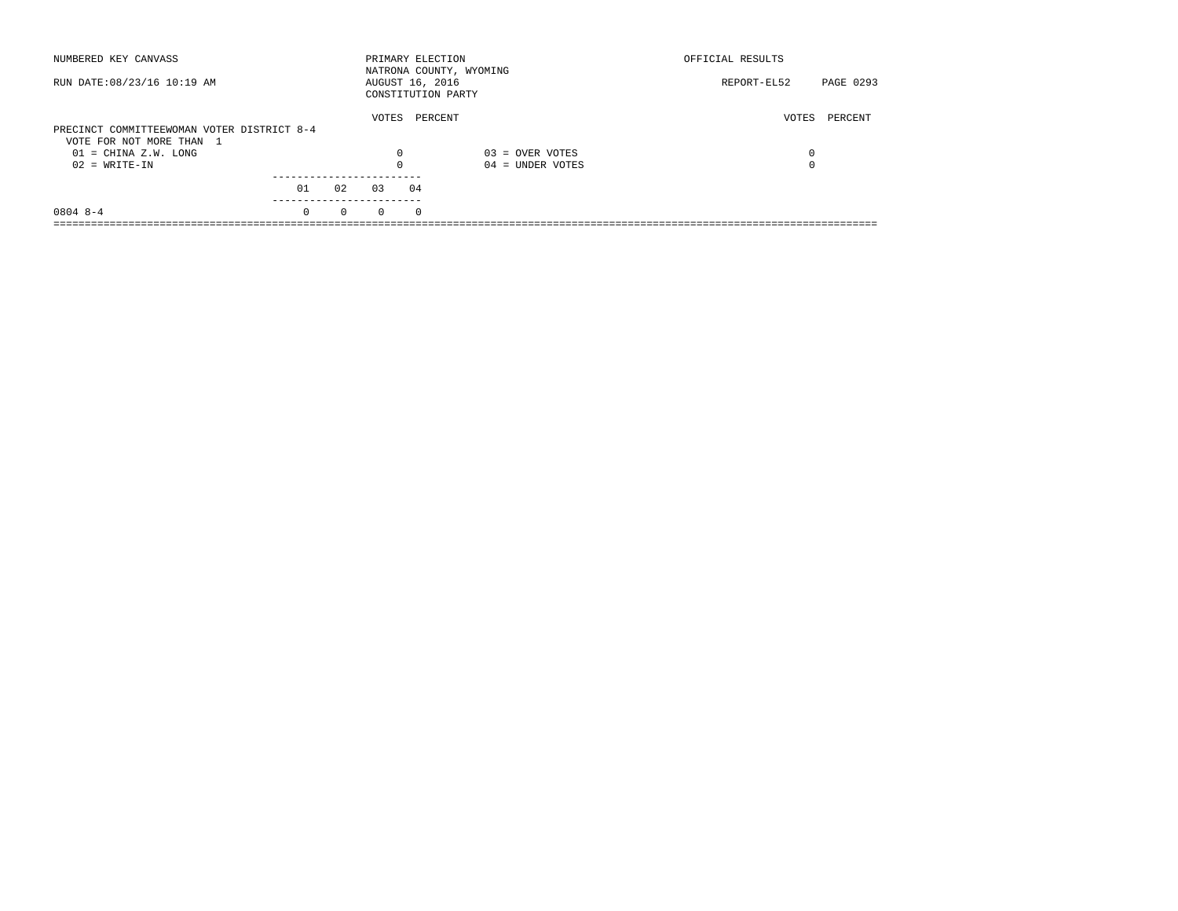NUMBERED KEY CANVASS

PRIMARY ELECTION
NATRONA COUNTY, WYOMING
AUGUST 16, 2016
CONSTITUTION PARTY

OFFICIAL RESULTS

RUN DATE:08/23/16 10:19 AM

REPORT-EL52 PAGE 0293

PRECINCT COMMITTEEWOMAN VOTER DISTRICT 8-4
VOTE FOR NOT MORE THAN 1

| | VOTES | PERCENT | | VOTES | PERCENT |
|---|---|---|---|---|---|
| 01 = CHINA Z.W. LONG | 0 | | 03 = OVER VOTES | 0 | |
| 02 = WRITE-IN | 0 | | 04 = UNDER VOTES | 0 | |

| | 01 | 02 | 03 | 04 |
|---|---|---|---|---|
| 0804 8-4 | 0 | 0 | 0 | 0 |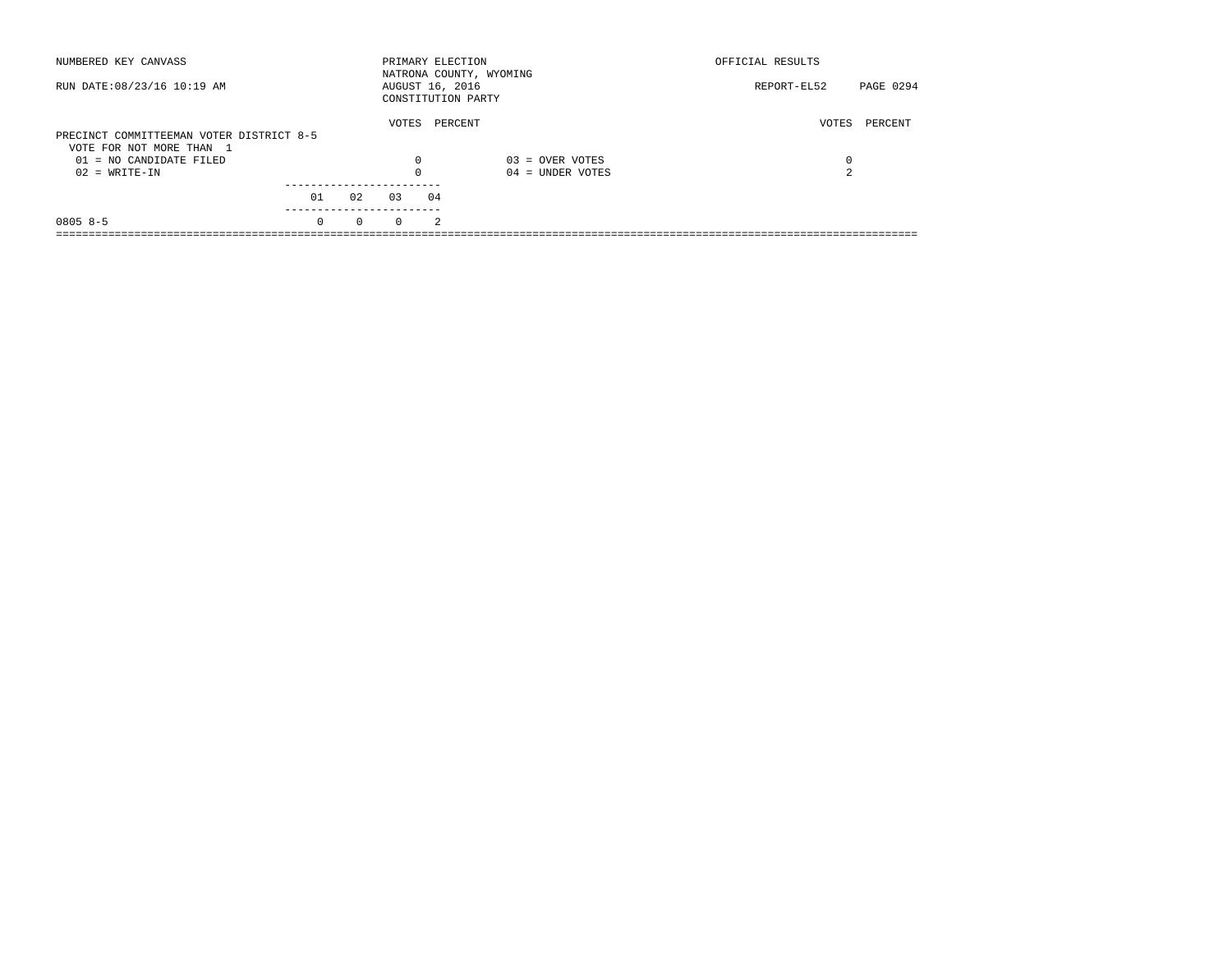NUMBERED KEY CANVASS

RUN DATE:08/23/16 10:19 AM

PRIMARY ELECTION
NATRONA COUNTY, WYOMING
AUGUST 16, 2016
CONSTITUTION PARTY

OFFICIAL RESULTS

REPORT-EL52 PAGE 0294

PRECINCT COMMITTEEMAN VOTER DISTRICT 8-5
VOTE FOR NOT MORE THAN 1

| | VOTES | PERCENT | | VOTES | PERCENT |
|---|---|---|---|---|---|
| 01 = NO CANDIDATE FILED | 0 | | 03 = OVER VOTES | 0 | |
| 02 = WRITE-IN | 0 | | 04 = UNDER VOTES | 2 | |

| | 01 | 02 | 03 | 04 |
|---|---|---|---|---|
| 0805 8-5 | 0 | 0 | 0 | 2 |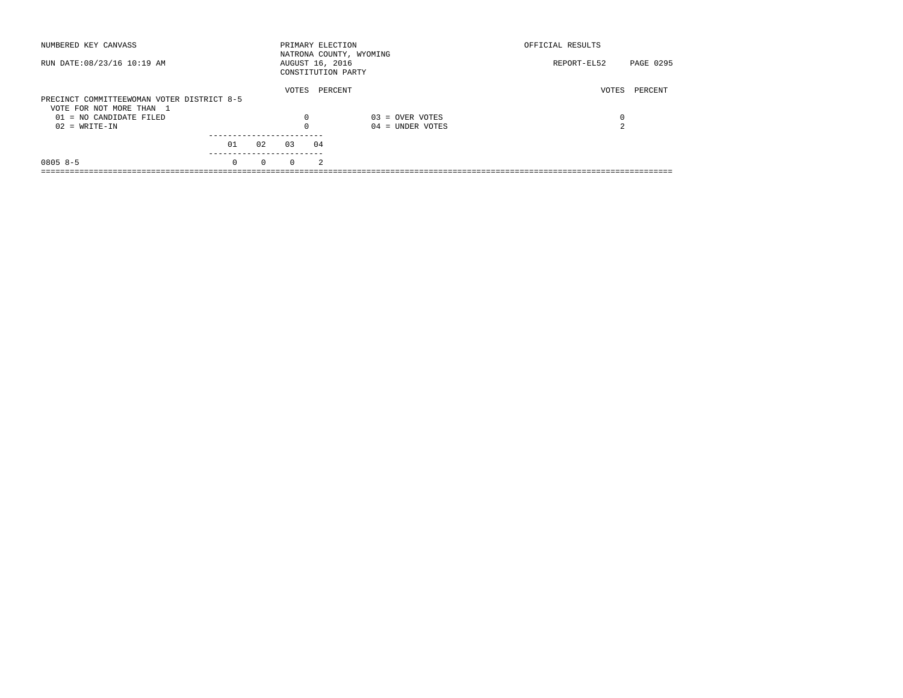NUMBERED KEY CANVASS — PRIMARY ELECTION — OFFICIAL RESULTS

NATRONA COUNTY, WYOMING

RUN DATE:08/23/16 10:19 AM — AUGUST 16, 2016 — REPORT-EL52

CONSTITUTION PARTY

## PRECINCT COMMITTEEWOMAN VOTER DISTRICT 8-5

VOTE FOR NOT MORE THAN 1

| | VOTES | PERCENT |
|---|---|---|
| 01 = NO CANDIDATE FILED | 0 | |
| 02 = WRITE-IN | 0 | |
| 03 = OVER VOTES | 0 | |
| 04 = UNDER VOTES | 2 | |

| | 01 | 02 | 03 | 04 |
|---|---|---|---|---|
| 0805 8-5 | 0 | 0 | 0 | 2 |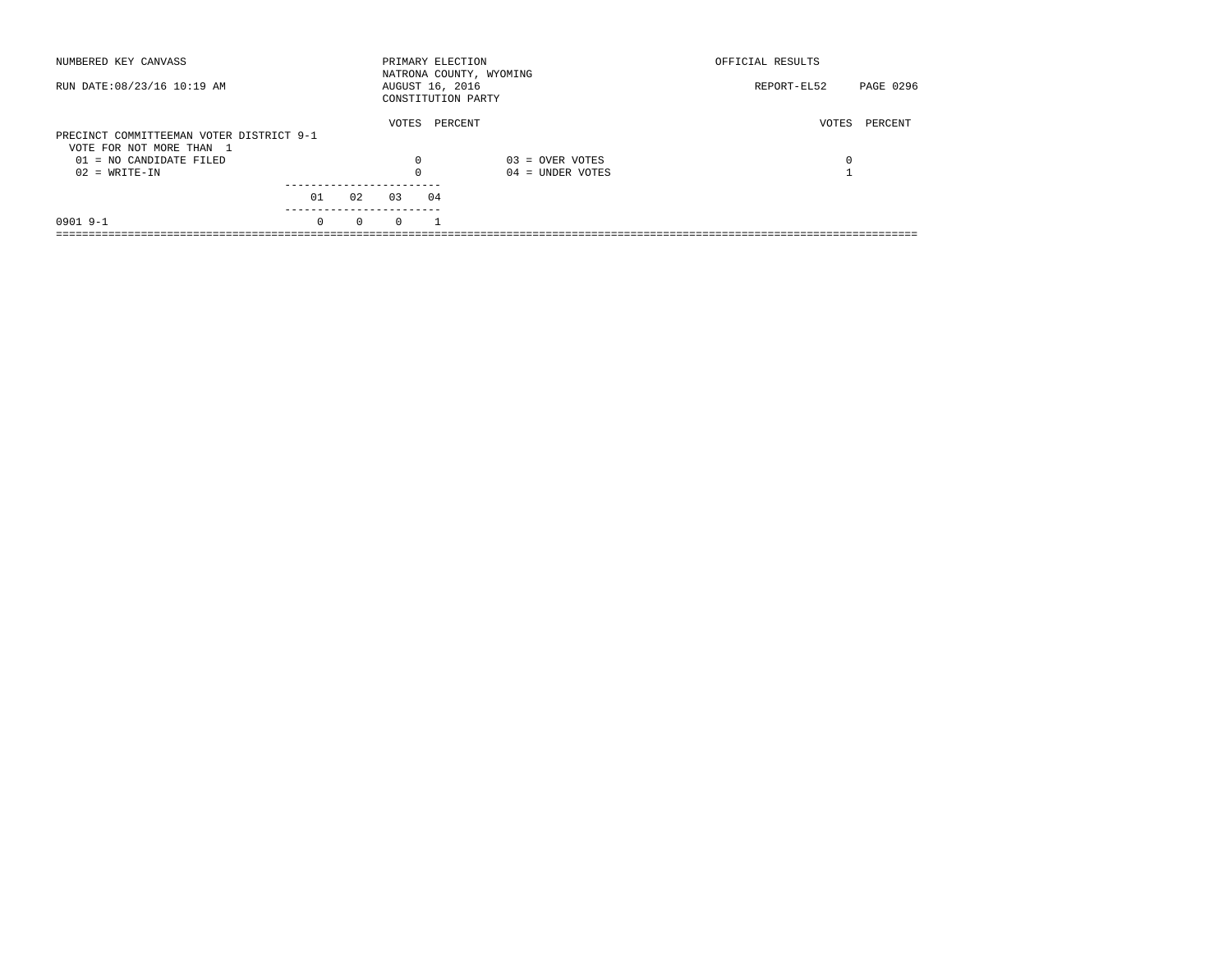NUMBERED KEY CANVASS

RUN DATE:08/23/16 10:19 AM

PRIMARY ELECTION
NATRONA COUNTY, WYOMING
AUGUST 16, 2016
CONSTITUTION PARTY

OFFICIAL RESULTS

REPORT-EL52 PAGE 0296

**PRECINCT COMMITTEEMAN VOTER DISTRICT 9-1**
VOTE FOR NOT MORE THAN 1

| | VOTES | PERCENT | | VOTES | PERCENT |
|---|---|---|---|---|---|
| 01 = NO CANDIDATE FILED | 0 | | 03 = OVER VOTES | 0 | |
| 02 = WRITE-IN | 0 | | 04 = UNDER VOTES | 1 | |

| | 01 | 02 | 03 | 04 |
|---|---|---|---|---|
| 0901 9-1 | 0 | 0 | 0 | 1 |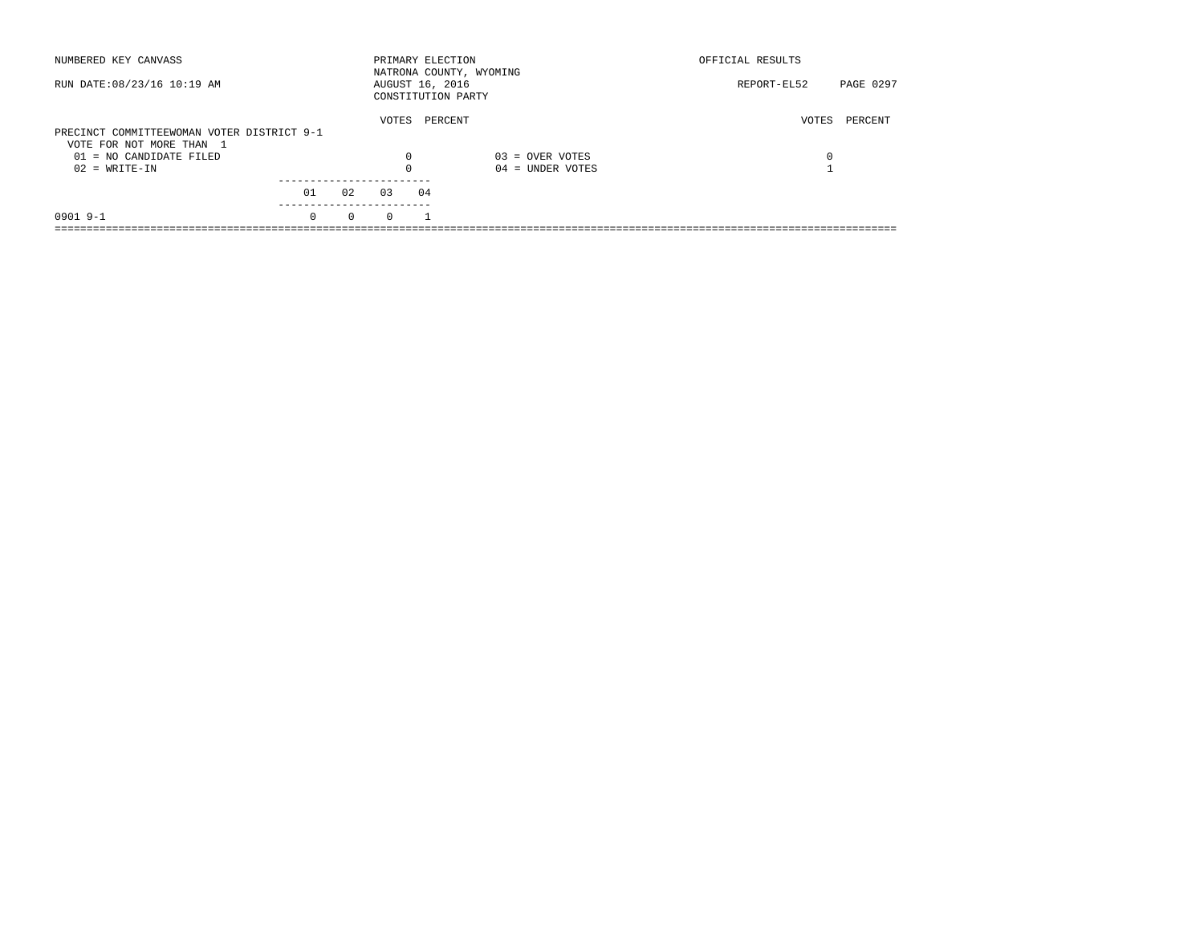NUMBERED KEY CANVASS

RUN DATE:08/23/16 10:19 AM

PRIMARY ELECTION
NATRONA COUNTY, WYOMING
AUGUST 16, 2016
CONSTITUTION PARTY

OFFICIAL RESULTS

REPORT-EL52 PAGE 0297

## PRECINCT COMMITTEEWOMAN VOTER DISTRICT 9-1

VOTE FOR NOT MORE THAN 1

| | VOTES | PERCENT | | VOTES | PERCENT |
|---|---|---|---|---|---|
| 01 = NO CANDIDATE FILED | 0 | | 03 = OVER VOTES | 0 | |
| 02 = WRITE-IN | 0 | | 04 = UNDER VOTES | 1 | |

| | 01 | 02 | 03 | 04 |
|---|---|---|---|---|
| 0901 9-1 | 0 | 0 | 0 | 1 |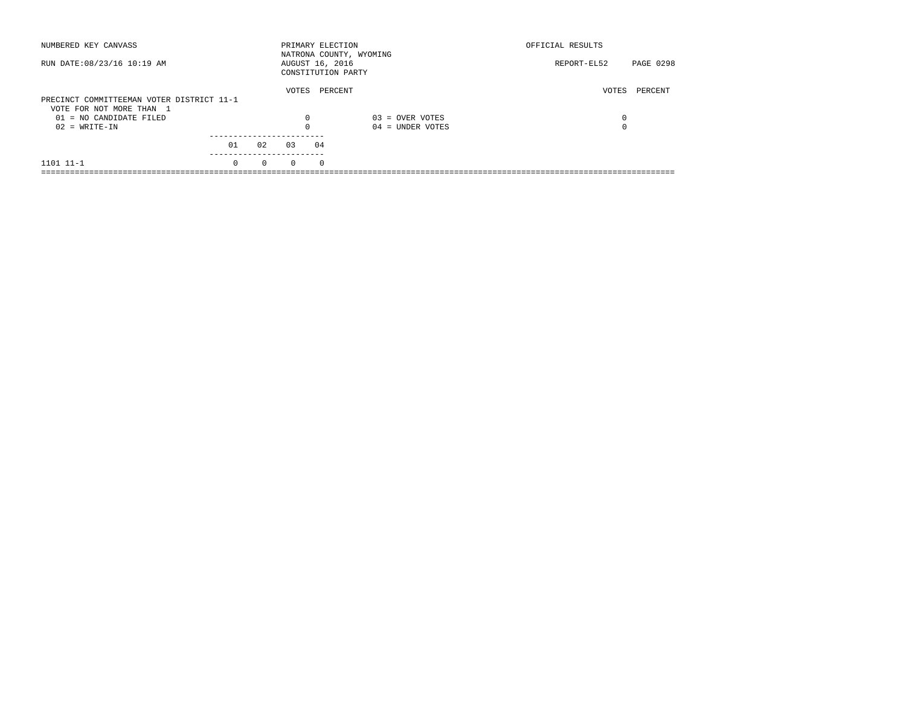NUMBERED KEY CANVASS

RUN DATE:08/23/16 10:19 AM

PRIMARY ELECTION
NATRONA COUNTY, WYOMING
AUGUST 16, 2016
CONSTITUTION PARTY

OFFICIAL RESULTS

REPORT-EL52

## PRECINCT COMMITTEEMAN VOTER DISTRICT 11-1

VOTE FOR NOT MORE THAN 1

| | VOTES | PERCENT | | VOTES | PERCENT |
|---|---|---|---|---|---|
| 01 = NO CANDIDATE FILED | 0 | | 03 = OVER VOTES | 0 | |
| 02 = WRITE-IN | 0 | | 04 = UNDER VOTES | 0 | |

| | 01 | 02 | 03 | 04 |
|---|---|---|---|---|
| 1101 11-1 | 0 | 0 | 0 | 0 |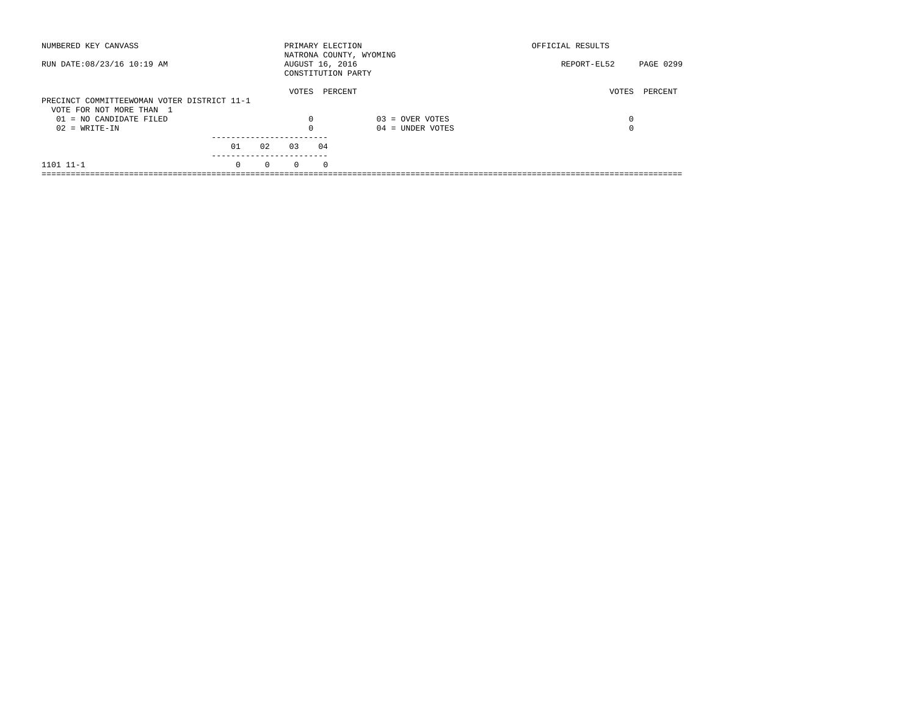NUMBERED KEY CANVASS

RUN DATE:08/23/16 10:19 AM

PRIMARY ELECTION
NATRONA COUNTY, WYOMING
AUGUST 16, 2016
CONSTITUTION PARTY

OFFICIAL RESULTS

REPORT-EL52

## PRECINCT COMMITTEEWOMAN VOTER DISTRICT 11-1

VOTE FOR NOT MORE THAN 1

| | VOTES | PERCENT | | VOTES | PERCENT |
|---|---|---|---|---|---|
| 01 = NO CANDIDATE FILED | 0 | | 03 = OVER VOTES | 0 | |
| 02 = WRITE-IN | 0 | | 04 = UNDER VOTES | 0 | |

| | 01 | 02 | 03 | 04 |
|---|---|---|---|---|
| 1101 11-1 | 0 | 0 | 0 | 0 |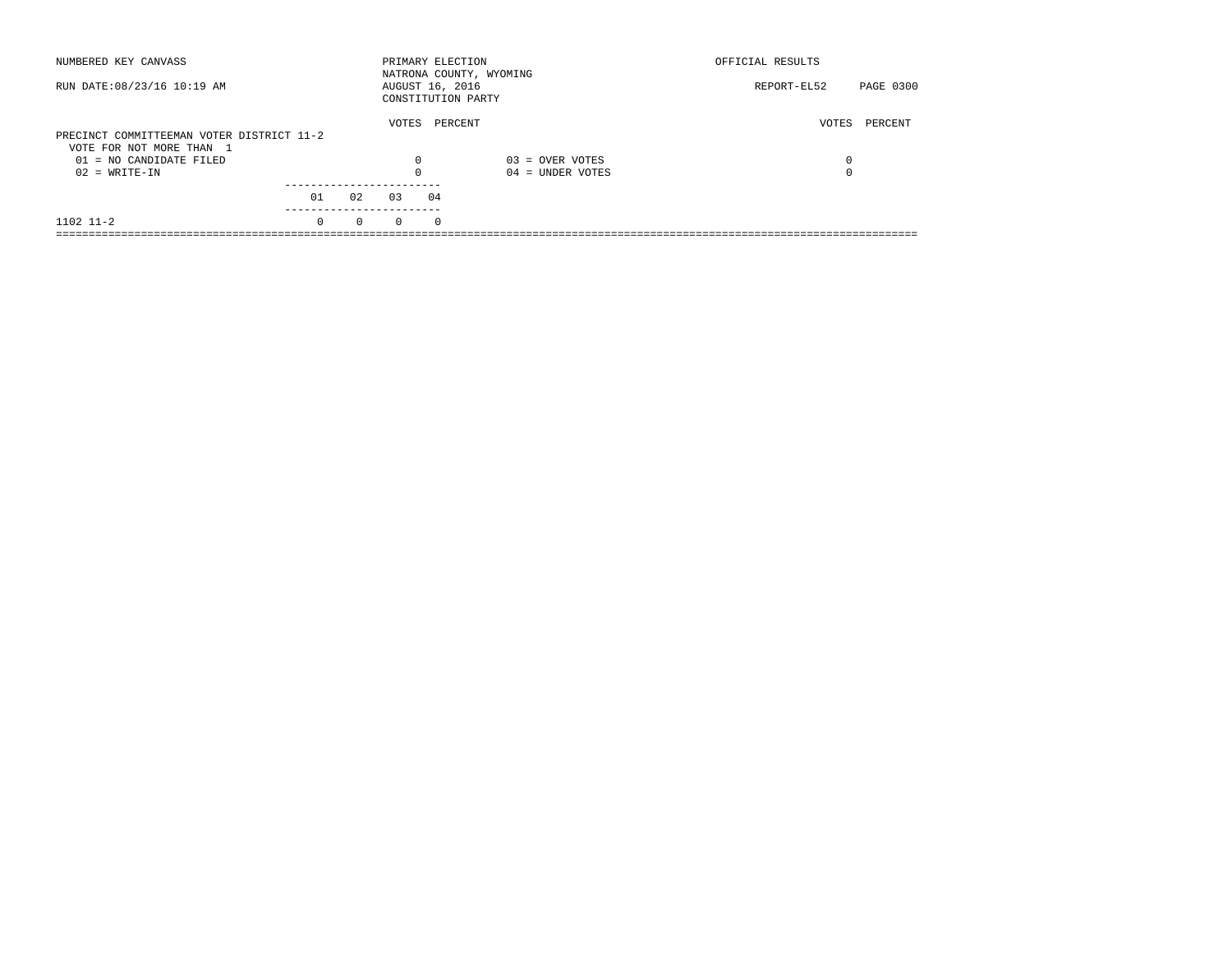NUMBERED KEY CANVASS

RUN DATE:08/23/16 10:19 AM

PRIMARY ELECTION
NATRONA COUNTY, WYOMING
AUGUST 16, 2016
CONSTITUTION PARTY

OFFICIAL RESULTS

REPORT-EL52 PAGE 0300

PRECINCT COMMITTEEMAN VOTER DISTRICT 11-2
VOTE FOR NOT MORE THAN 1

| | VOTES | PERCENT | | VOTES | PERCENT |
|---|---|---|---|---|---|
| 01 = NO CANDIDATE FILED | 0 | | 03 = OVER VOTES | 0 | |
| 02 = WRITE-IN | 0 | | 04 = UNDER VOTES | 0 | |

| | 01 | 02 | 03 | 04 |
|---|---|---|---|---|
| 1102 11-2 | 0 | 0 | 0 | 0 |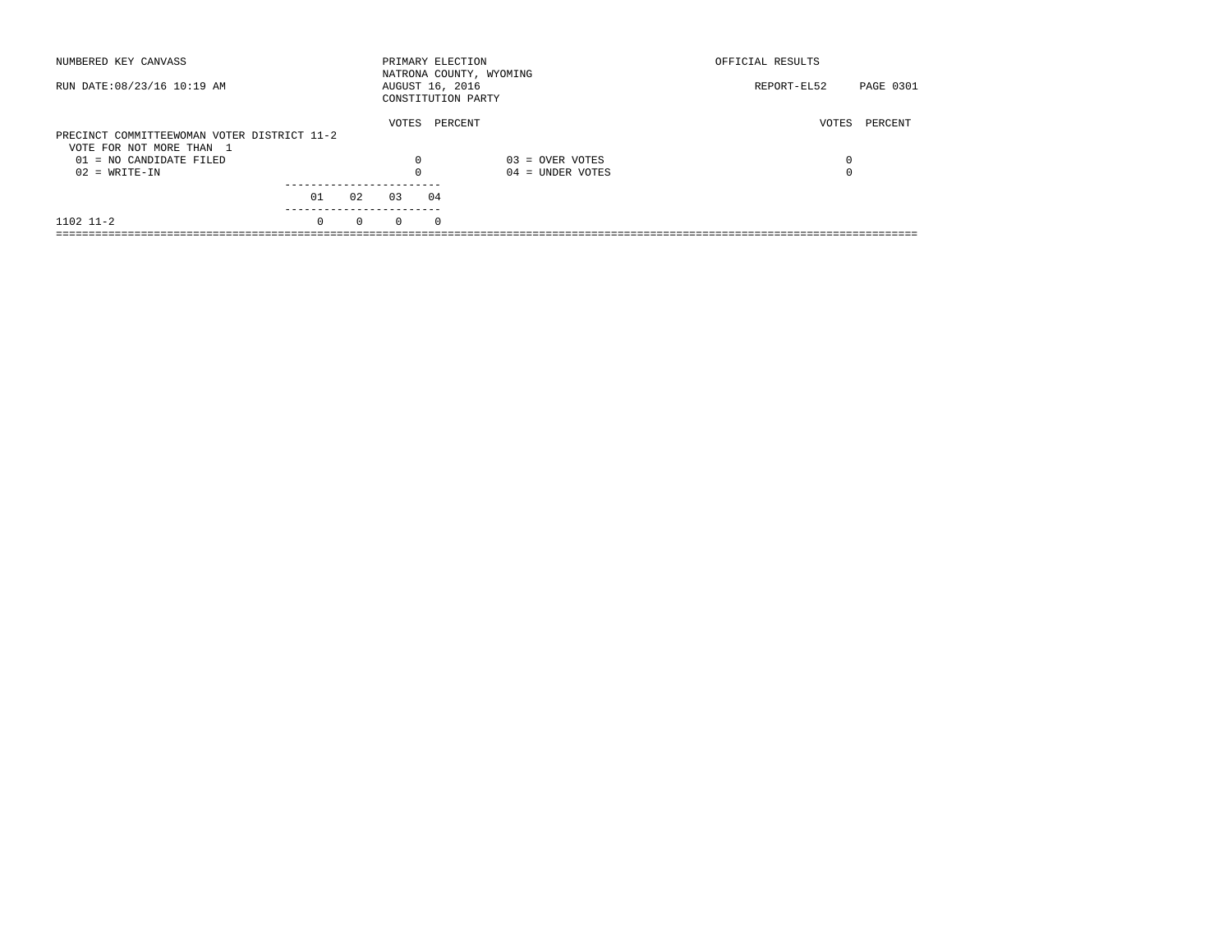NUMBERED KEY CANVASS

RUN DATE:08/23/16 10:19 AM

PRIMARY ELECTION
NATRONA COUNTY, WYOMING
AUGUST 16, 2016
CONSTITUTION PARTY

OFFICIAL RESULTS

REPORT-EL52

PRECINCT COMMITTEEWOMAN VOTER DISTRICT 11-2
VOTE FOR NOT MORE THAN 1

| | VOTES | PERCENT | | VOTES | PERCENT |
|---|---|---|---|---|---|
| 01 = NO CANDIDATE FILED | 0 | | 03 = OVER VOTES | 0 | |
| 02 = WRITE-IN | 0 | | 04 = UNDER VOTES | 0 | |

| | 01 | 02 | 03 | 04 |
|---|---|---|---|---|
| 1102 11-2 | 0 | 0 | 0 | 0 |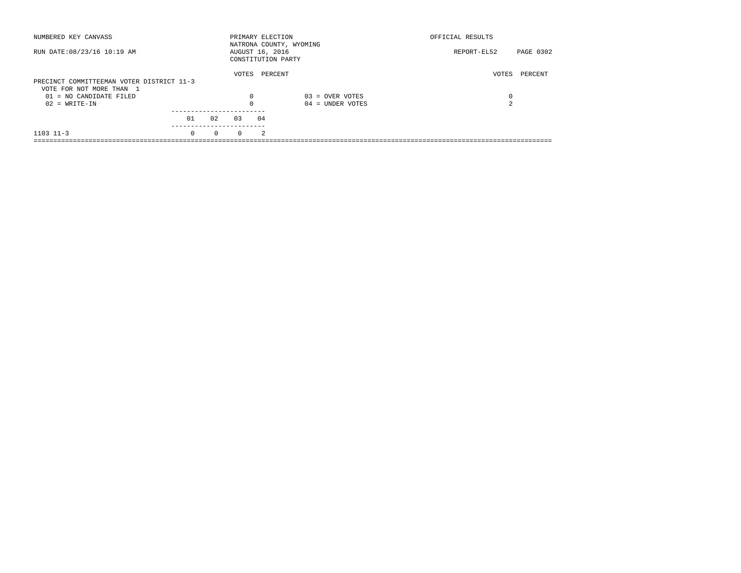NUMBERED KEY CANVASS

RUN DATE:08/23/16 10:19 AM

PRIMARY ELECTION
NATRONA COUNTY, WYOMING
AUGUST 16, 2016
CONSTITUTION PARTY

OFFICIAL RESULTS

REPORT-EL52

## PRECINCT COMMITTEEMAN VOTER DISTRICT 11-3

VOTE FOR NOT MORE THAN 1

| | VOTES | PERCENT | | VOTES | PERCENT |
|---|---|---|---|---|---|
| 01 = NO CANDIDATE FILED | 0 | | 03 = OVER VOTES | 0 | |
| 02 = WRITE-IN | 0 | | 04 = UNDER VOTES | 2 | |

| | 01 | 02 | 03 | 04 |
|---|---|---|---|---|
| 1103 11-3 | 0 | 0 | 0 | 2 |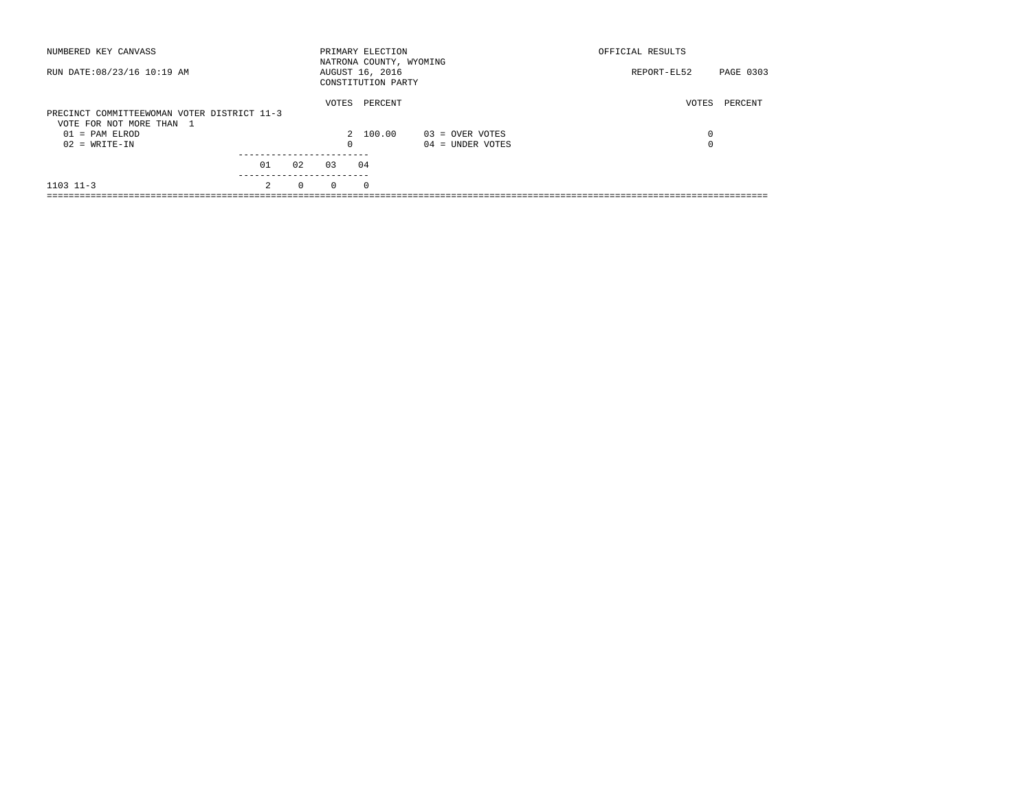NUMBERED KEY CANVASS — PRIMARY ELECTION — OFFICIAL RESULTS

NATRONA COUNTY, WYOMING

RUN DATE:08/23/16 10:19 AM — AUGUST 16, 2016 — REPORT-EL52 PAGE 0303

CONSTITUTION PARTY

## PRECINCT COMMITTEEWOMAN VOTER DISTRICT 11-3

VOTE FOR NOT MORE THAN 1

| | VOTES | PERCENT | | VOTES | PERCENT |
|---|---|---|---|---|---|
| 01 = PAM ELROD | 2 | 100.00 | 03 = OVER VOTES | 0 | |
| 02 = WRITE-IN | 0 | | 04 = UNDER VOTES | 0 | |

| | 01 | 02 | 03 | 04 |
|---|---|---|---|---|
| 1103 11-3 | 2 | 0 | 0 | 0 |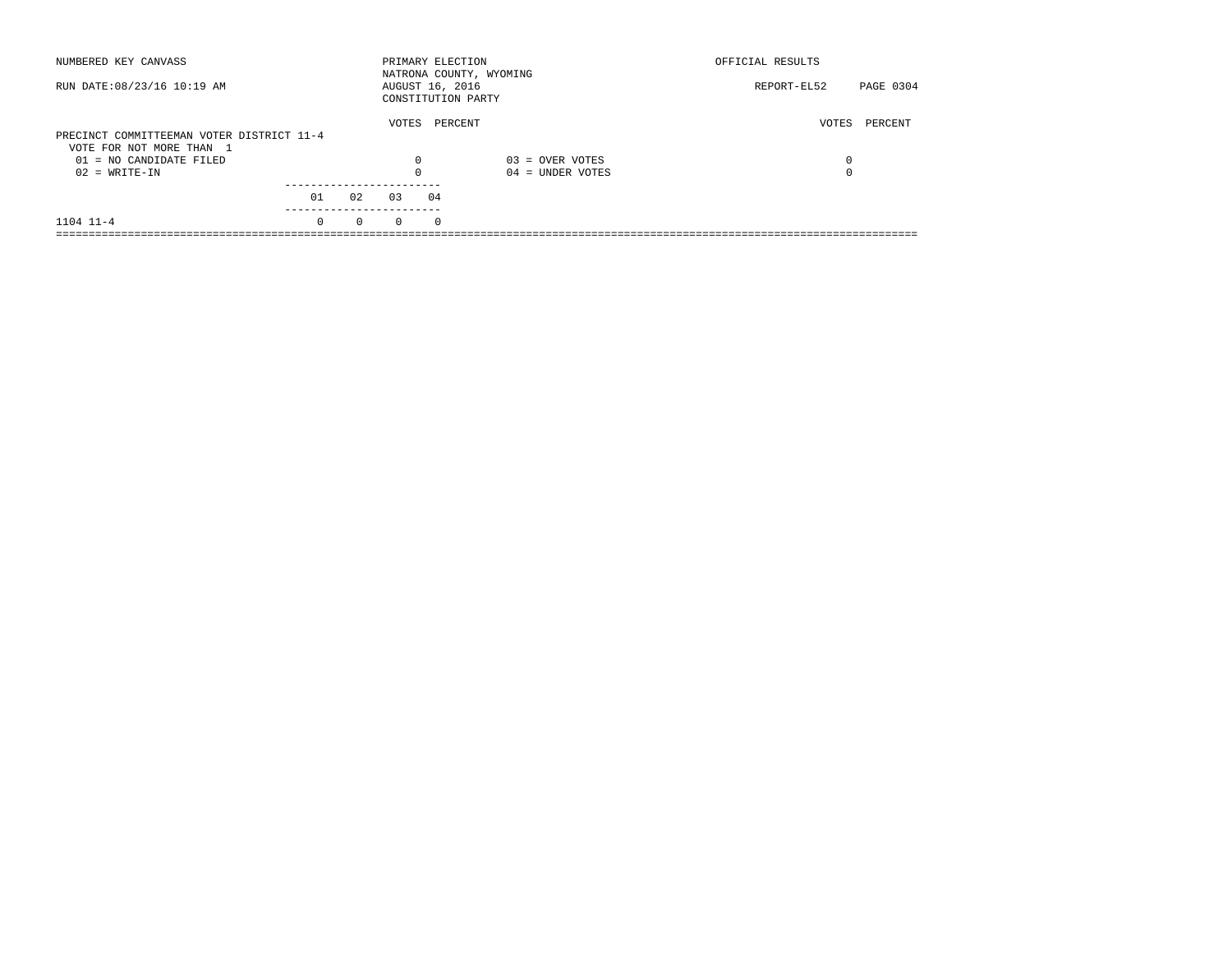NUMBERED KEY CANVASS

RUN DATE:08/23/16 10:19 AM

PRIMARY ELECTION
NATRONA COUNTY, WYOMING
AUGUST 16, 2016
CONSTITUTION PARTY

OFFICIAL RESULTS

REPORT-EL52 PAGE 0304

## PRECINCT COMMITTEEMAN VOTER DISTRICT 11-4

VOTE FOR NOT MORE THAN 1

| | VOTES | PERCENT | | VOTES | PERCENT |
|---|---|---|---|---|---|
| 01 = NO CANDIDATE FILED | 0 | | 03 = OVER VOTES | 0 | |
| 02 = WRITE-IN | 0 | | 04 = UNDER VOTES | 0 | |

| | 01 | 02 | 03 | 04 |
|---|---|---|---|---|
| 1104 11-4 | 0 | 0 | 0 | 0 |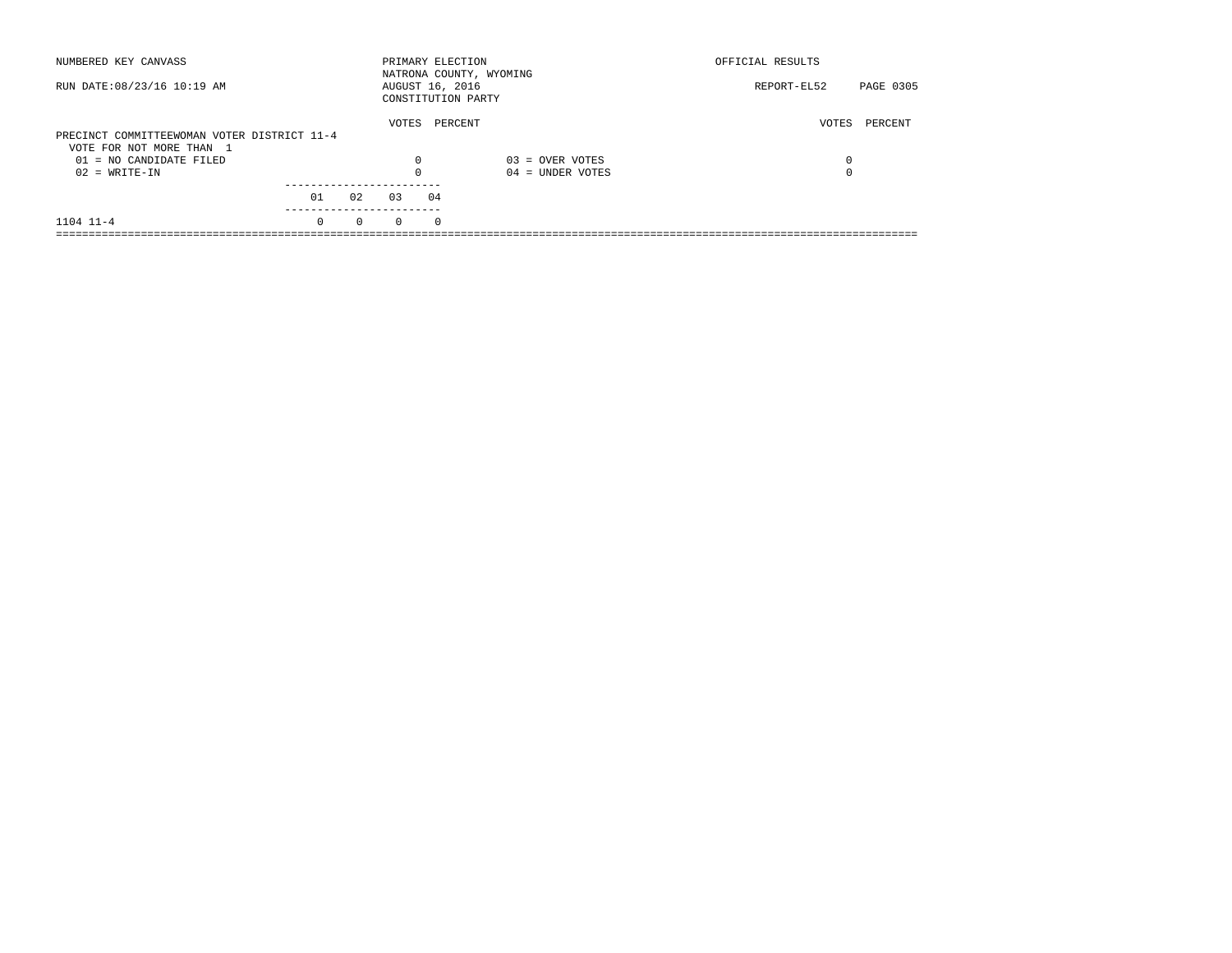NUMBERED KEY CANVASS

RUN DATE:08/23/16 10:19 AM

PRIMARY ELECTION
NATRONA COUNTY, WYOMING
AUGUST 16, 2016
CONSTITUTION PARTY

OFFICIAL RESULTS

REPORT-EL52 PAGE 0305

PRECINCT COMMITTEEWOMAN VOTER DISTRICT 11-4
VOTE FOR NOT MORE THAN 1

| | VOTES | PERCENT | | VOTES | PERCENT |
|---|---|---|---|---|---|
| 01 = NO CANDIDATE FILED | 0 | | 03 = OVER VOTES | 0 | |
| 02 = WRITE-IN | 0 | | 04 = UNDER VOTES | 0 | |

| | 01 | 02 | 03 | 04 |
|---|---|---|---|---|
| 1104 11-4 | 0 | 0 | 0 | 0 |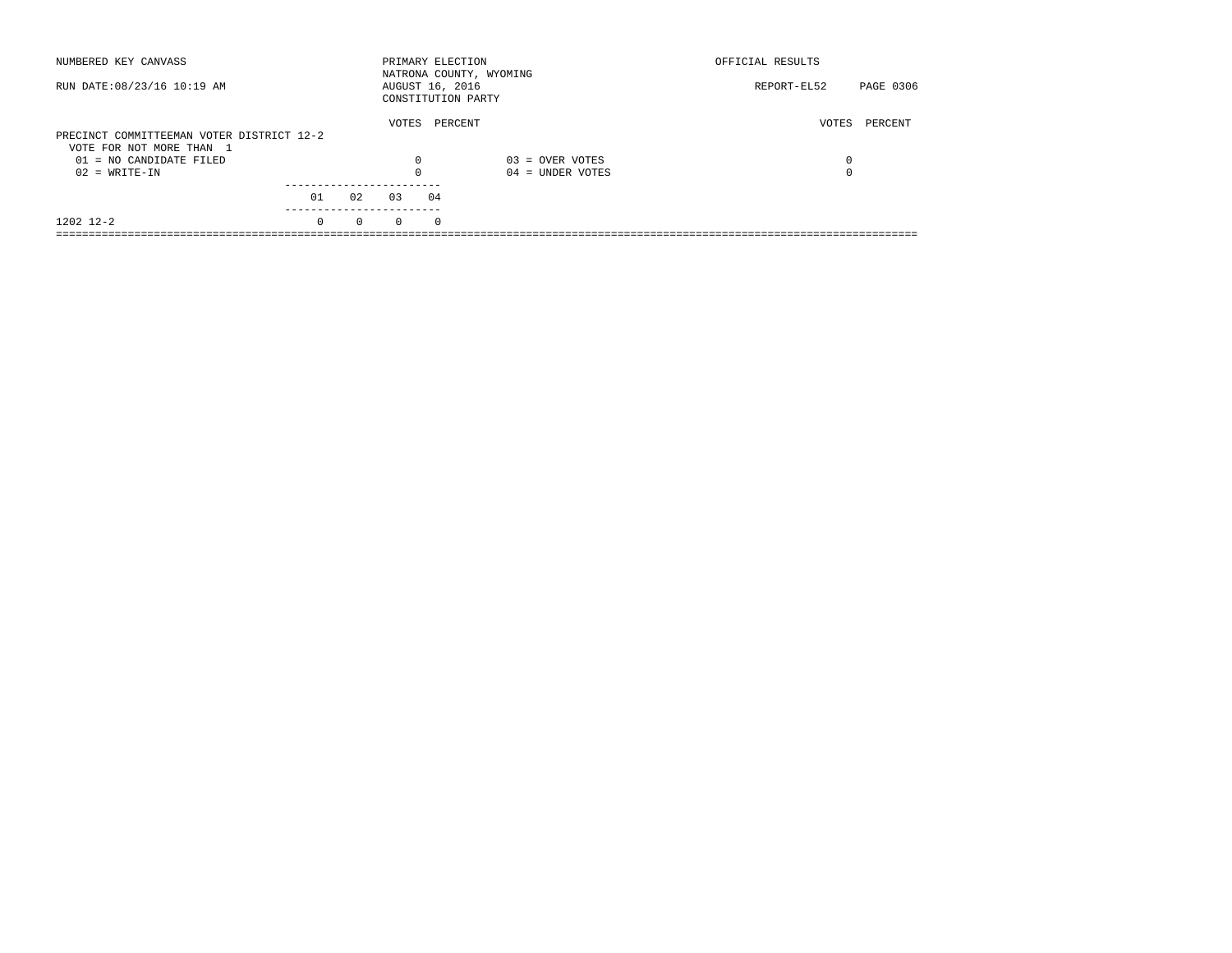NUMBERED KEY CANVASS

RUN DATE:08/23/16 10:19 AM

PRIMARY ELECTION
NATRONA COUNTY, WYOMING
AUGUST 16, 2016
CONSTITUTION PARTY

OFFICIAL RESULTS

REPORT-EL52

**PRECINCT COMMITTEEMAN VOTER DISTRICT 12-2**
VOTE FOR NOT MORE THAN 1

| | VOTES | PERCENT | | VOTES | PERCENT |
|---|---|---|---|---|---|
| 01 = NO CANDIDATE FILED | 0 | | 03 = OVER VOTES | 0 | |
| 02 = WRITE-IN | 0 | | 04 = UNDER VOTES | 0 | |

| | 01 | 02 | 03 | 04 |
|---|---|---|---|---|
| 1202 12-2 | 0 | 0 | 0 | 0 |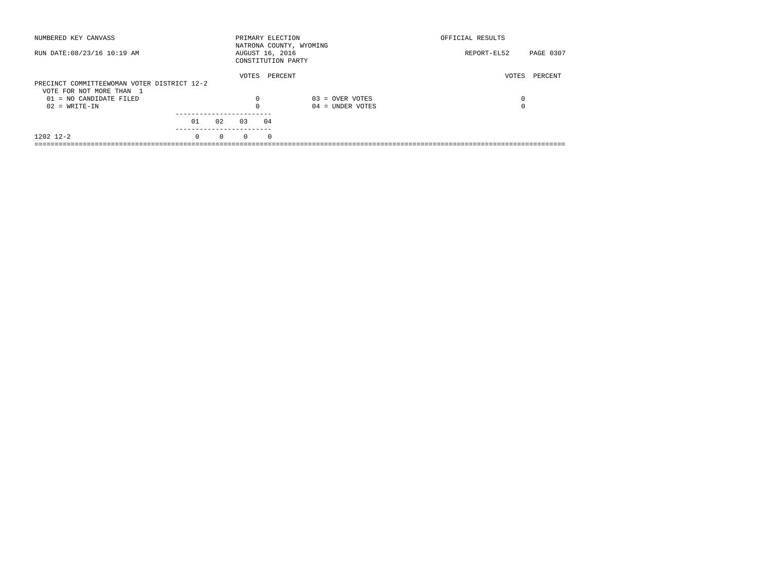NUMBERED KEY CANVASS

RUN DATE:08/23/16 10:19 AM

PRIMARY ELECTION
NATRONA COUNTY, WYOMING
AUGUST 16, 2016
CONSTITUTION PARTY

OFFICIAL RESULTS

REPORT-EL52

## PRECINCT COMMITTEEWOMAN VOTER DISTRICT 12-2

VOTE FOR NOT MORE THAN 1

| | VOTES | PERCENT | | VOTES | PERCENT |
|---|---|---|---|---|---|
| 01 = NO CANDIDATE FILED | 0 | | 03 = OVER VOTES | 0 | |
| 02 = WRITE-IN | 0 | | 04 = UNDER VOTES | 0 | |

| | 01 | 02 | 03 | 04 |
|---|---|---|---|---|
| 1202 12-2 | 0 | 0 | 0 | 0 |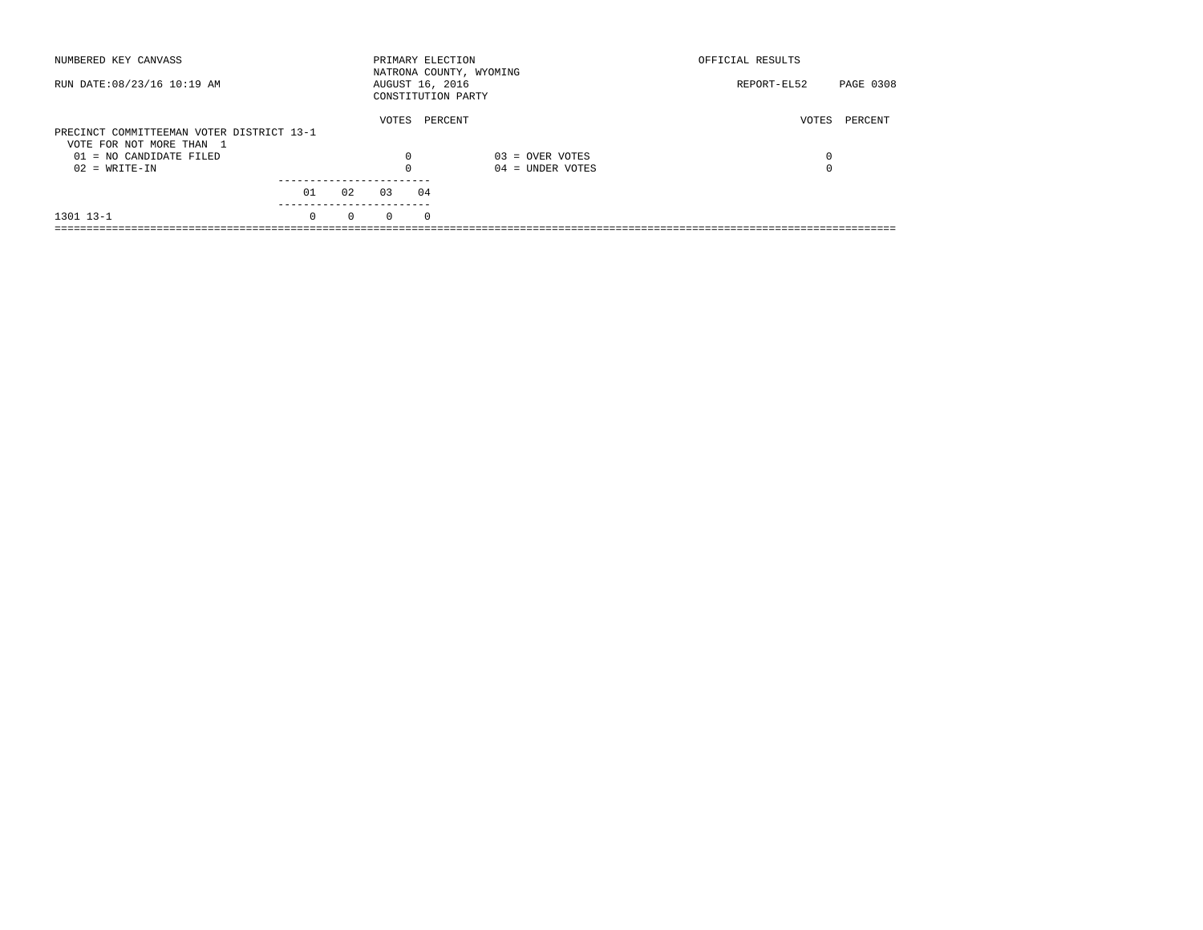NUMBERED KEY CANVASS

RUN DATE:08/23/16 10:19 AM

PRIMARY ELECTION
NATRONA COUNTY, WYOMING
AUGUST 16, 2016
CONSTITUTION PARTY

OFFICIAL RESULTS

REPORT-EL52

## PRECINCT COMMITTEEMAN VOTER DISTRICT 13-1

VOTE FOR NOT MORE THAN 1

| | VOTES | PERCENT | | VOTES | PERCENT |
|---|---|---|---|---|---|
| 01 = NO CANDIDATE FILED | 0 | | 03 = OVER VOTES | 0 | |
| 02 = WRITE-IN | 0 | | 04 = UNDER VOTES | 0 | |

| | 01 | 02 | 03 | 04 |
|---|---|---|---|---|
| 1301 13-1 | 0 | 0 | 0 | 0 |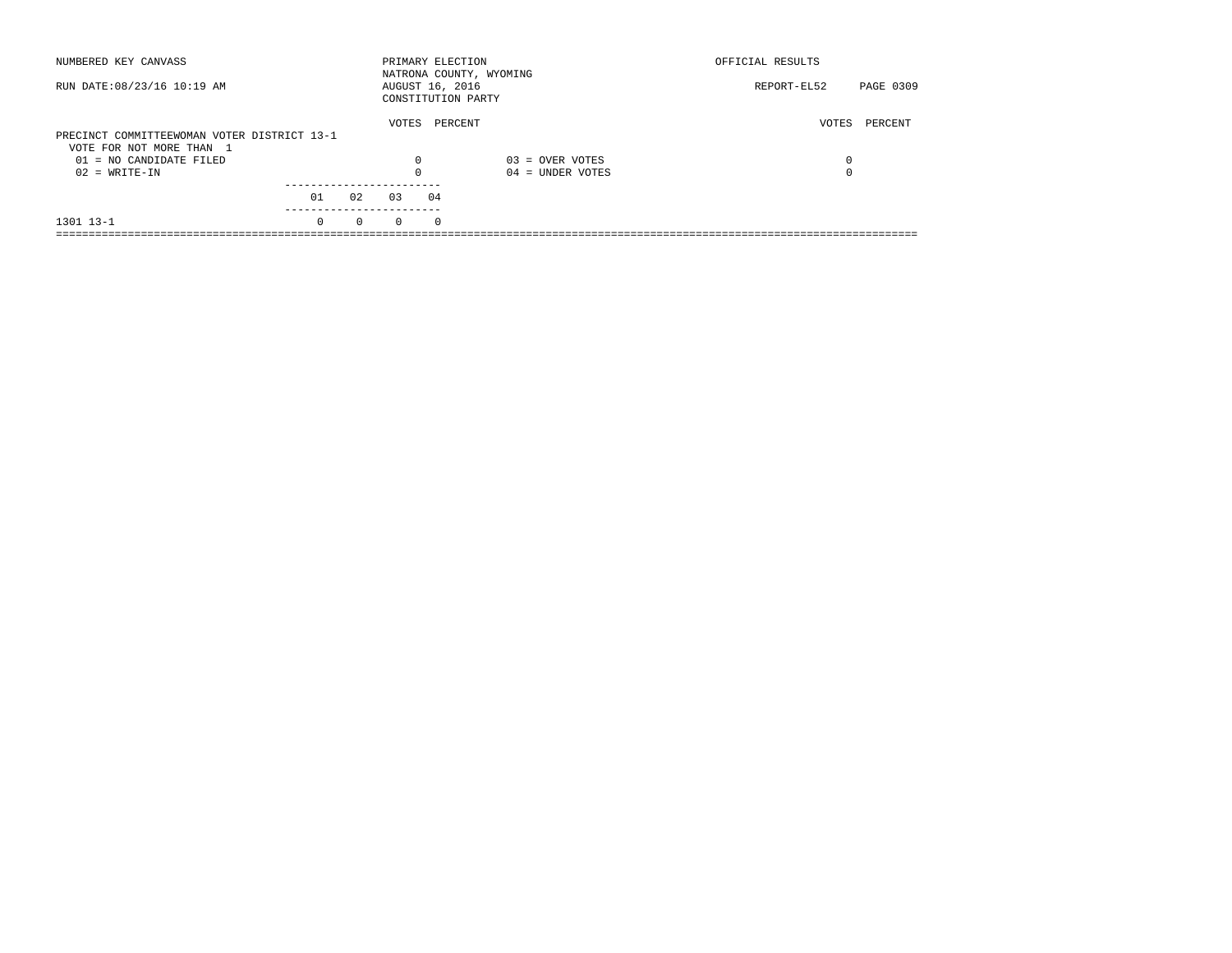NUMBERED KEY CANVASS

RUN DATE:08/23/16 10:19 AM

PRIMARY ELECTION
NATRONA COUNTY, WYOMING
AUGUST 16, 2016
CONSTITUTION PARTY

OFFICIAL RESULTS

REPORT-EL52 PAGE 0309

**PRECINCT COMMITTEEWOMAN VOTER DISTRICT 13-1**
VOTE FOR NOT MORE THAN 1

| | VOTES | PERCENT | | VOTES | PERCENT |
|---|---|---|---|---|---|
| 01 = NO CANDIDATE FILED | 0 | | 03 = OVER VOTES | 0 | |
| 02 = WRITE-IN | 0 | | 04 = UNDER VOTES | 0 | |

| | 01 | 02 | 03 | 04 |
|---|---|---|---|---|
| 1301 13-1 | 0 | 0 | 0 | 0 |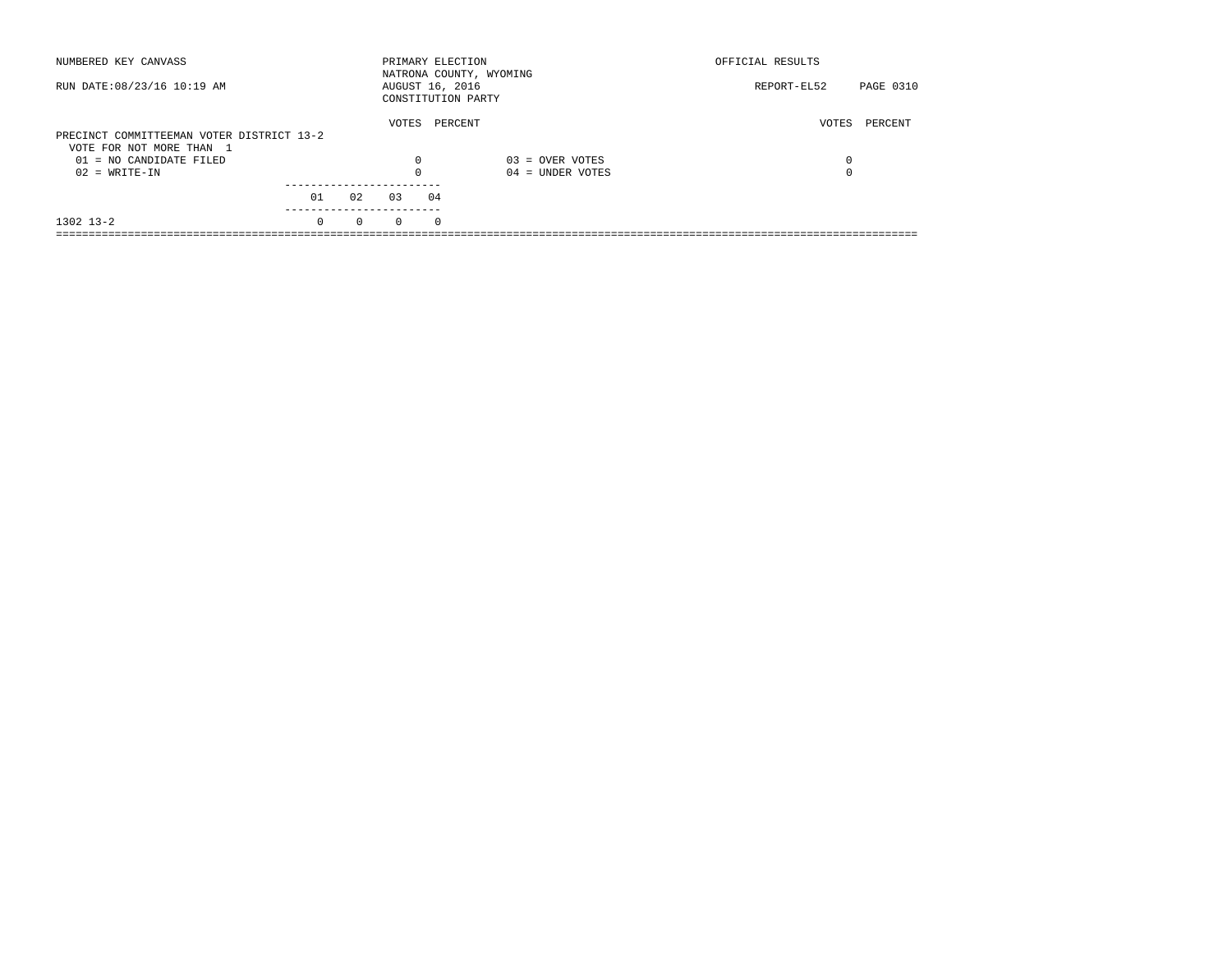NUMBERED KEY CANVASS — PRIMARY ELECTION — NATRONA COUNTY, WYOMING — OFFICIAL RESULTS

RUN DATE:08/23/16 10:19 AM — AUGUST 16, 2016 — CONSTITUTION PARTY — REPORT-EL52

## PRECINCT COMMITTEEMAN VOTER DISTRICT 13-2

VOTE FOR NOT MORE THAN 1

| | VOTES | PERCENT | | VOTES | PERCENT |
|---|---|---|---|---|---|
| 01 = NO CANDIDATE FILED | 0 | | 03 = OVER VOTES | 0 | |
| 02 = WRITE-IN | 0 | | 04 = UNDER VOTES | 0 | |

| | 01 | 02 | 03 | 04 |
|---|---|---|---|---|
| 1302 13-2 | 0 | 0 | 0 | 0 |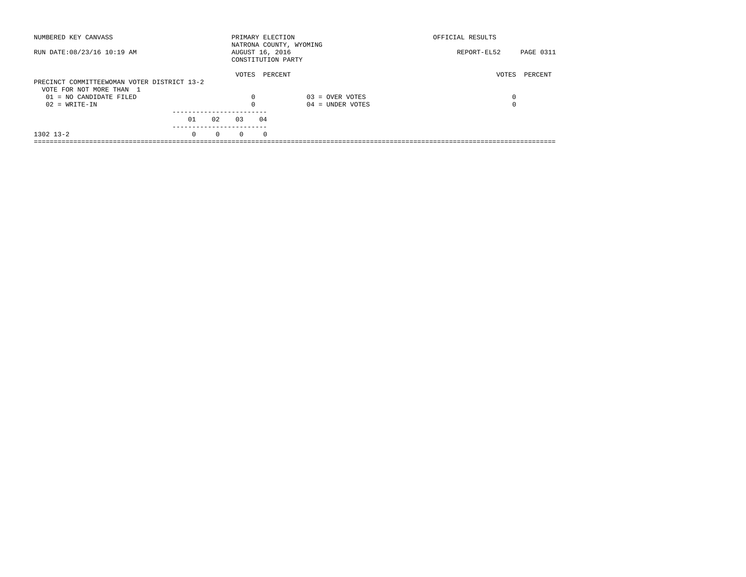NUMBERED KEY CANVASS

RUN DATE:08/23/16 10:19 AM

PRIMARY ELECTION
NATRONA COUNTY, WYOMING
AUGUST 16, 2016
CONSTITUTION PARTY

OFFICIAL RESULTS

REPORT-EL52

PRECINCT COMMITTEEWOMAN VOTER DISTRICT 13-2
VOTE FOR NOT MORE THAN 1

| | VOTES | PERCENT | | VOTES | PERCENT |
|---|---|---|---|---|---|
| 01 = NO CANDIDATE FILED | 0 | | 03 = OVER VOTES | 0 | |
| 02 = WRITE-IN | 0 | | 04 = UNDER VOTES | 0 | |

| | 01 | 02 | 03 | 04 |
|---|---|---|---|---|
| 1302 13-2 | 0 | 0 | 0 | 0 |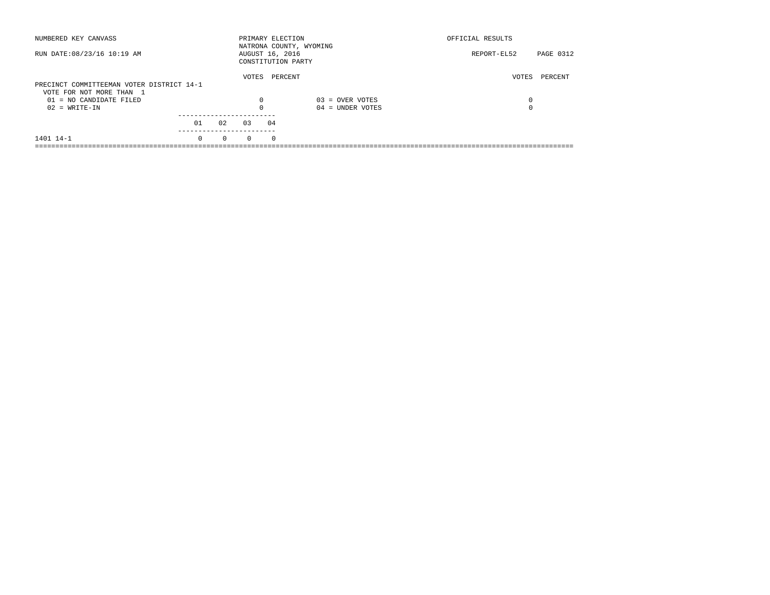NUMBERED KEY CANVASS

RUN DATE:08/23/16 10:19 AM

PRIMARY ELECTION
NATRONA COUNTY, WYOMING
AUGUST 16, 2016
CONSTITUTION PARTY

OFFICIAL RESULTS

REPORT-EL52

**PRECINCT COMMITTEEMAN VOTER DISTRICT 14-1**
VOTE FOR NOT MORE THAN 1

| | VOTES | PERCENT | | VOTES | PERCENT |
|---|---|---|---|---|---|
| 01 = NO CANDIDATE FILED | 0 | | 03 = OVER VOTES | 0 | |
| 02 = WRITE-IN | 0 | | 04 = UNDER VOTES | 0 | |

| | 01 | 02 | 03 | 04 |
|---|---|---|---|---|
| 1401 14-1 | 0 | 0 | 0 | 0 |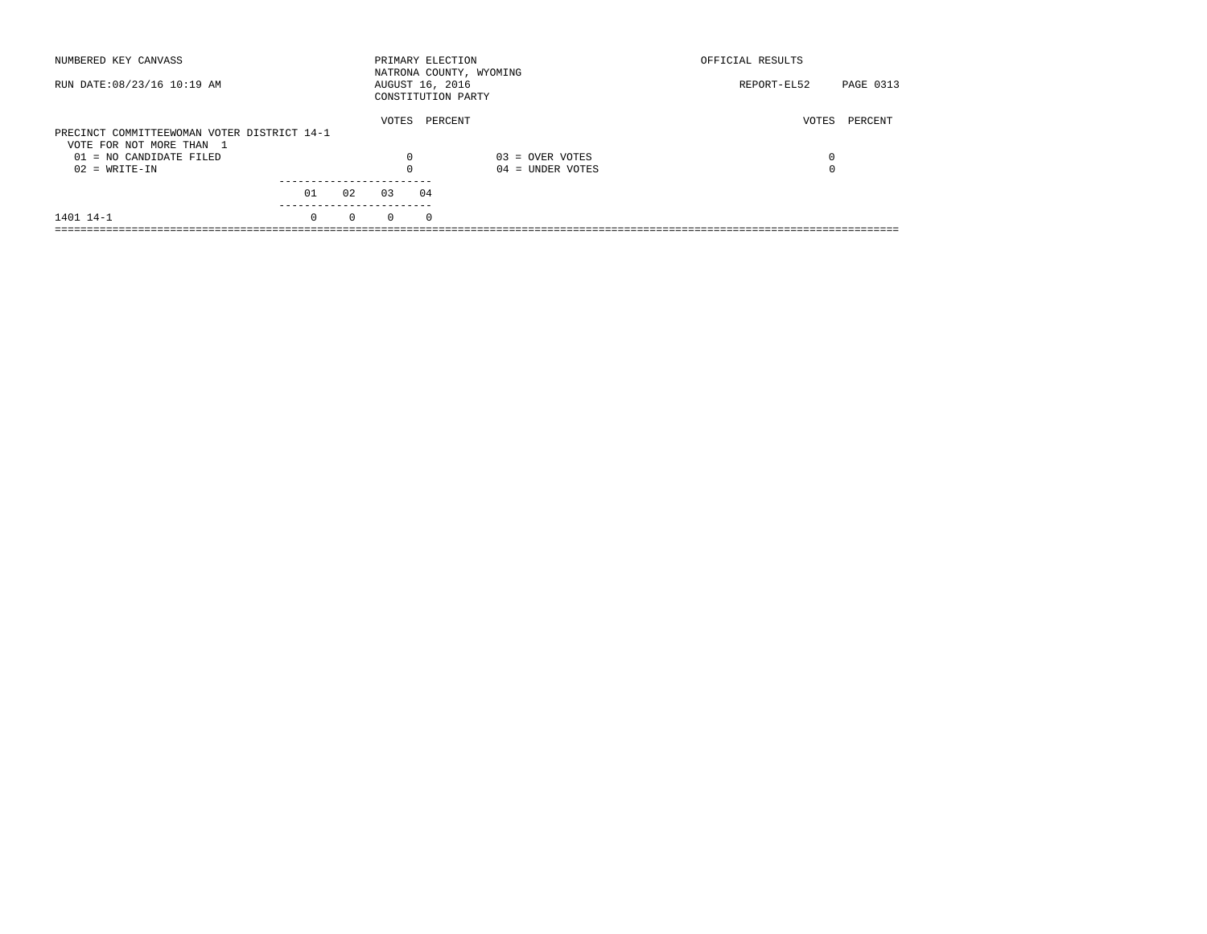NUMBERED KEY CANVASS

RUN DATE:08/23/16 10:19 AM

PRIMARY ELECTION
NATRONA COUNTY, WYOMING
AUGUST 16, 2016
CONSTITUTION PARTY

OFFICIAL RESULTS

REPORT-EL52

## PRECINCT COMMITTEEWOMAN VOTER DISTRICT 14-1

VOTE FOR NOT MORE THAN 1

| | VOTES | PERCENT | | VOTES | PERCENT |
|---|---|---|---|---|---|
| 01 = NO CANDIDATE FILED | 0 | | 03 = OVER VOTES | 0 | |
| 02 = WRITE-IN | 0 | | 04 = UNDER VOTES | 0 | |

| | 01 | 02 | 03 | 04 |
|---|---|---|---|---|
| 1401 14-1 | 0 | 0 | 0 | 0 |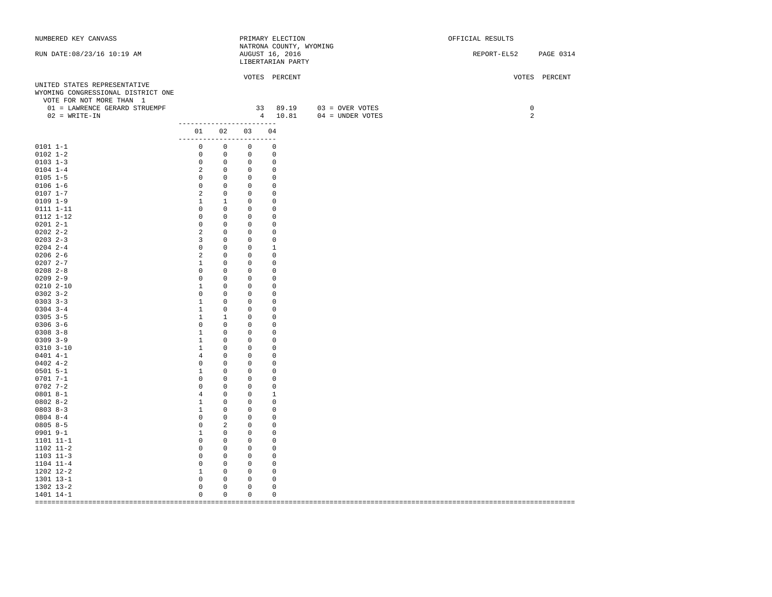NUMBERED KEY CANVASS

RUN DATE:08/23/16 10:19 AM

PRIMARY ELECTION
NATRONA COUNTY, WYOMING
AUGUST 16, 2016
LIBERTARIAN PARTY

OFFICIAL RESULTS

REPORT-EL52

UNITED STATES REPRESENTATIVE
WYOMING CONGRESSIONAL DISTRICT ONE
VOTE FOR NOT MORE THAN 1

| | VOTES | PERCENT | | VOTES | PERCENT |
|---|---|---|---|---|---|
| 01 = LAWRENCE GERARD STRUEMPF | 33 | 89.19 | 03 = OVER VOTES | 0 | |
| 02 = WRITE-IN | 4 | 10.81 | 04 = UNDER VOTES | 2 | |

| Precinct | 01 | 02 | 03 | 04 |
|---|---|---|---|---|
| 0101 1-1 | 0 | 0 | 0 | 0 |
| 0102 1-2 | 0 | 0 | 0 | 0 |
| 0103 1-3 | 0 | 0 | 0 | 0 |
| 0104 1-4 | 2 | 0 | 0 | 0 |
| 0105 1-5 | 0 | 0 | 0 | 0 |
| 0106 1-6 | 0 | 0 | 0 | 0 |
| 0107 1-7 | 2 | 0 | 0 | 0 |
| 0109 1-9 | 1 | 1 | 0 | 0 |
| 0111 1-11 | 0 | 0 | 0 | 0 |
| 0112 1-12 | 0 | 0 | 0 | 0 |
| 0201 2-1 | 0 | 0 | 0 | 0 |
| 0202 2-2 | 2 | 0 | 0 | 0 |
| 0203 2-3 | 3 | 0 | 0 | 0 |
| 0204 2-4 | 0 | 0 | 0 | 1 |
| 0206 2-6 | 2 | 0 | 0 | 0 |
| 0207 2-7 | 1 | 0 | 0 | 0 |
| 0208 2-8 | 0 | 0 | 0 | 0 |
| 0209 2-9 | 0 | 0 | 0 | 0 |
| 0210 2-10 | 1 | 0 | 0 | 0 |
| 0302 3-2 | 0 | 0 | 0 | 0 |
| 0303 3-3 | 1 | 0 | 0 | 0 |
| 0304 3-4 | 1 | 0 | 0 | 0 |
| 0305 3-5 | 1 | 1 | 0 | 0 |
| 0306 3-6 | 0 | 0 | 0 | 0 |
| 0308 3-8 | 1 | 0 | 0 | 0 |
| 0309 3-9 | 1 | 0 | 0 | 0 |
| 0310 3-10 | 1 | 0 | 0 | 0 |
| 0401 4-1 | 4 | 0 | 0 | 0 |
| 0402 4-2 | 0 | 0 | 0 | 0 |
| 0501 5-1 | 1 | 0 | 0 | 0 |
| 0701 7-1 | 0 | 0 | 0 | 0 |
| 0702 7-2 | 0 | 0 | 0 | 0 |
| 0801 8-1 | 4 | 0 | 0 | 1 |
| 0802 8-2 | 1 | 0 | 0 | 0 |
| 0803 8-3 | 1 | 0 | 0 | 0 |
| 0804 8-4 | 0 | 0 | 0 | 0 |
| 0805 8-5 | 0 | 2 | 0 | 0 |
| 0901 9-1 | 1 | 0 | 0 | 0 |
| 1101 11-1 | 0 | 0 | 0 | 0 |
| 1102 11-2 | 0 | 0 | 0 | 0 |
| 1103 11-3 | 0 | 0 | 0 | 0 |
| 1104 11-4 | 0 | 0 | 0 | 0 |
| 1202 12-2 | 1 | 0 | 0 | 0 |
| 1301 13-1 | 0 | 0 | 0 | 0 |
| 1302 13-2 | 0 | 0 | 0 | 0 |
| 1401 14-1 | 0 | 0 | 0 | 0 |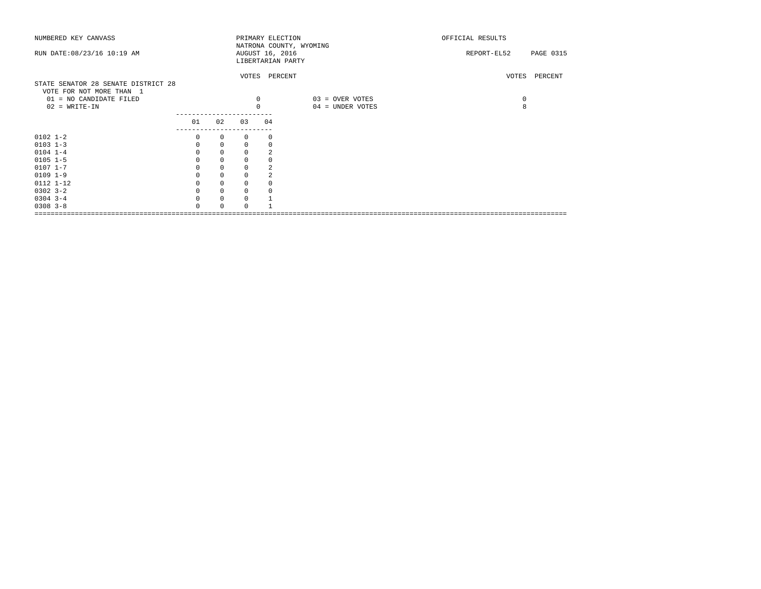NUMBERED KEY CANVASS — PRIMARY ELECTION — NATRONA COUNTY, WYOMING — AUGUST 16, 2016 — LIBERTARIAN PARTY — OFFICIAL RESULTS

RUN DATE:08/23/16 10:19 AM — REPORT-EL52

## STATE SENATOR 28 SENATE DISTRICT 28

VOTE FOR NOT MORE THAN 1

| | VOTES | PERCENT | | VOTES | PERCENT |
|---|---|---|---|---|---|
| 01 = NO CANDIDATE FILED | 0 | | 03 = OVER VOTES | 0 | |
| 02 = WRITE-IN | 0 | | 04 = UNDER VOTES | 8 | |

| | 01 | 02 | 03 | 04 |
|---|---|---|---|---|
| 0102 1-2 | 0 | 0 | 0 | 0 |
| 0103 1-3 | 0 | 0 | 0 | 0 |
| 0104 1-4 | 0 | 0 | 0 | 2 |
| 0105 1-5 | 0 | 0 | 0 | 0 |
| 0107 1-7 | 0 | 0 | 0 | 2 |
| 0109 1-9 | 0 | 0 | 0 | 2 |
| 0112 1-12 | 0 | 0 | 0 | 0 |
| 0302 3-2 | 0 | 0 | 0 | 0 |
| 0304 3-4 | 0 | 0 | 0 | 1 |
| 0308 3-8 | 0 | 0 | 0 | 1 |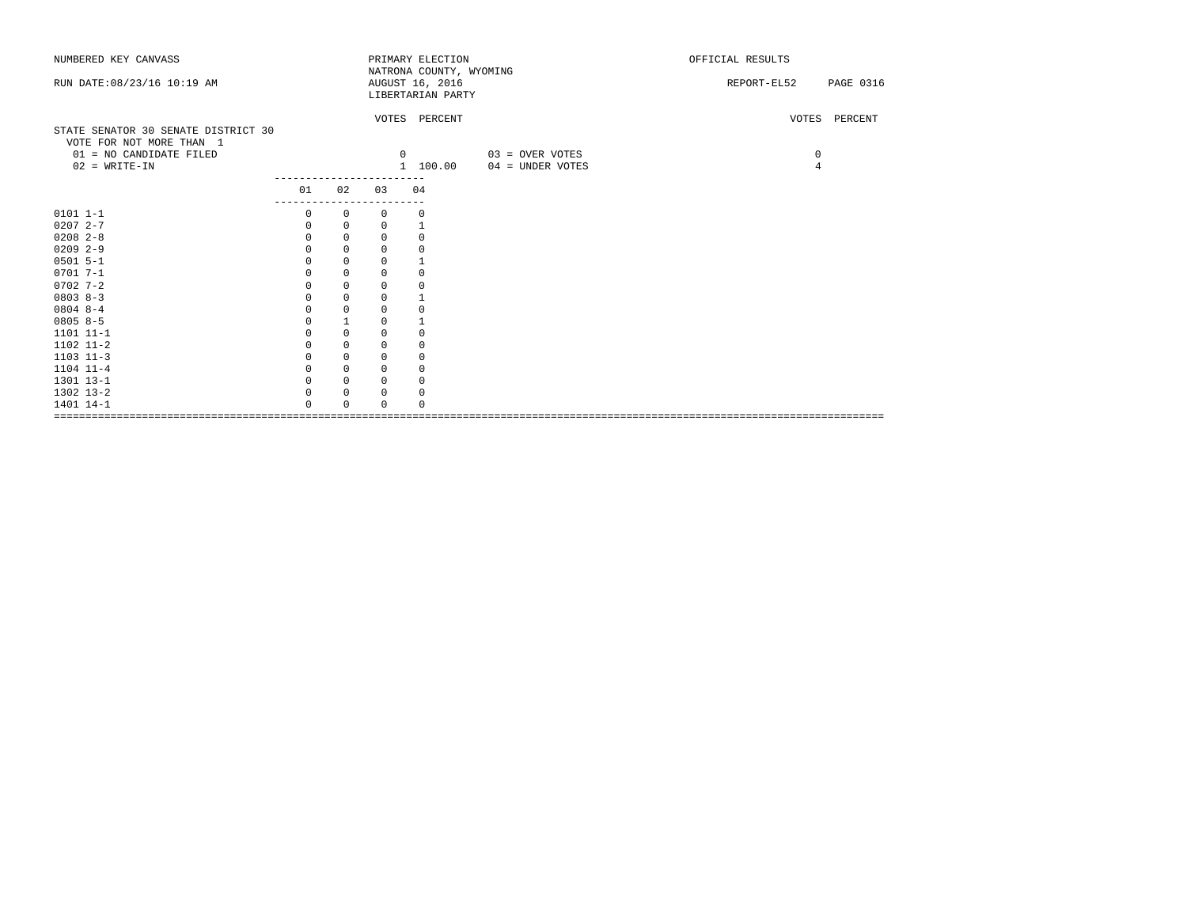NUMBERED KEY CANVASS

RUN DATE:08/23/16 10:19 AM

PRIMARY ELECTION
NATRONA COUNTY, WYOMING
AUGUST 16, 2016
LIBERTARIAN PARTY

OFFICIAL RESULTS

REPORT-EL52 PAGE 0316

STATE SENATOR 30 SENATE DISTRICT 30
VOTE FOR NOT MORE THAN 1

| | VOTES | PERCENT | | VOTES | PERCENT |
|---|---|---|---|---|---|
| 01 = NO CANDIDATE FILED | 0 | | 03 = OVER VOTES | 0 | |
| 02 = WRITE-IN | 1 | 100.00 | 04 = UNDER VOTES | 4 | |

| | 01 | 02 | 03 | 04 |
|---|---|---|---|---|
| 0101 1-1 | 0 | 0 | 0 | 0 |
| 0207 2-7 | 0 | 0 | 0 | 1 |
| 0208 2-8 | 0 | 0 | 0 | 0 |
| 0209 2-9 | 0 | 0 | 0 | 0 |
| 0501 5-1 | 0 | 0 | 0 | 1 |
| 0701 7-1 | 0 | 0 | 0 | 0 |
| 0702 7-2 | 0 | 0 | 0 | 0 |
| 0803 8-3 | 0 | 0 | 0 | 1 |
| 0804 8-4 | 0 | 0 | 0 | 0 |
| 0805 8-5 | 0 | 1 | 0 | 1 |
| 1101 11-1 | 0 | 0 | 0 | 0 |
| 1102 11-2 | 0 | 0 | 0 | 0 |
| 1103 11-3 | 0 | 0 | 0 | 0 |
| 1104 11-4 | 0 | 0 | 0 | 0 |
| 1301 13-1 | 0 | 0 | 0 | 0 |
| 1302 13-2 | 0 | 0 | 0 | 0 |
| 1401 14-1 | 0 | 0 | 0 | 0 |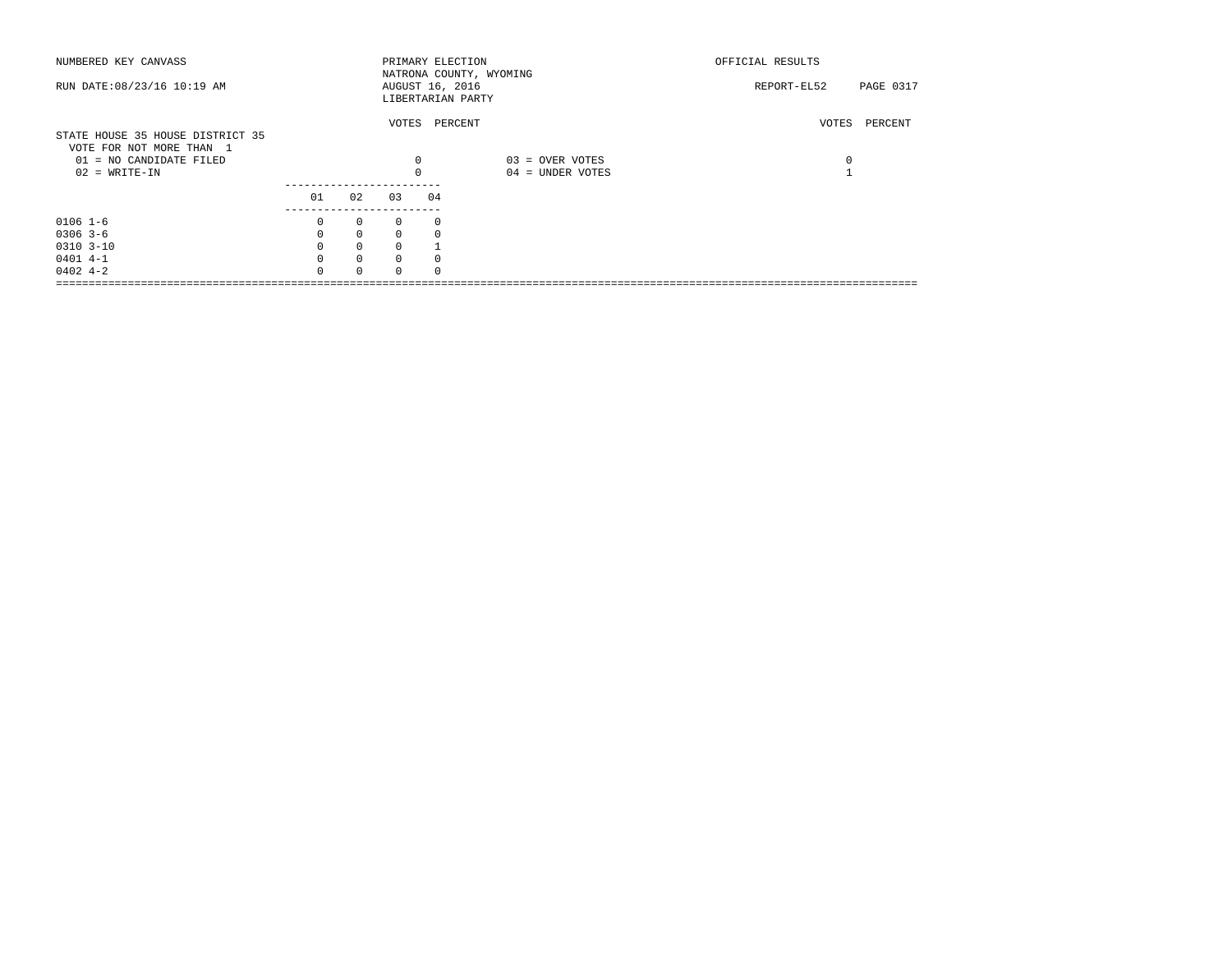NUMBERED KEY CANVASS

RUN DATE:08/23/16 10:19 AM

PRIMARY ELECTION
NATRONA COUNTY, WYOMING
AUGUST 16, 2016
LIBERTARIAN PARTY

OFFICIAL RESULTS

REPORT-EL52

STATE HOUSE 35 HOUSE DISTRICT 35
VOTE FOR NOT MORE THAN 1

| | VOTES | PERCENT | | VOTES | PERCENT |
|---|---|---|---|---|---|
| 01 = NO CANDIDATE FILED | 0 | | 03 = OVER VOTES | 0 | |
| 02 = WRITE-IN | 0 | | 04 = UNDER VOTES | 1 | |

| | 01 | 02 | 03 | 04 |
|---|---|---|---|---|
| 0106 1-6 | 0 | 0 | 0 | 0 |
| 0306 3-6 | 0 | 0 | 0 | 0 |
| 0310 3-10 | 0 | 0 | 0 | 1 |
| 0401 4-1 | 0 | 0 | 0 | 0 |
| 0402 4-2 | 0 | 0 | 0 | 0 |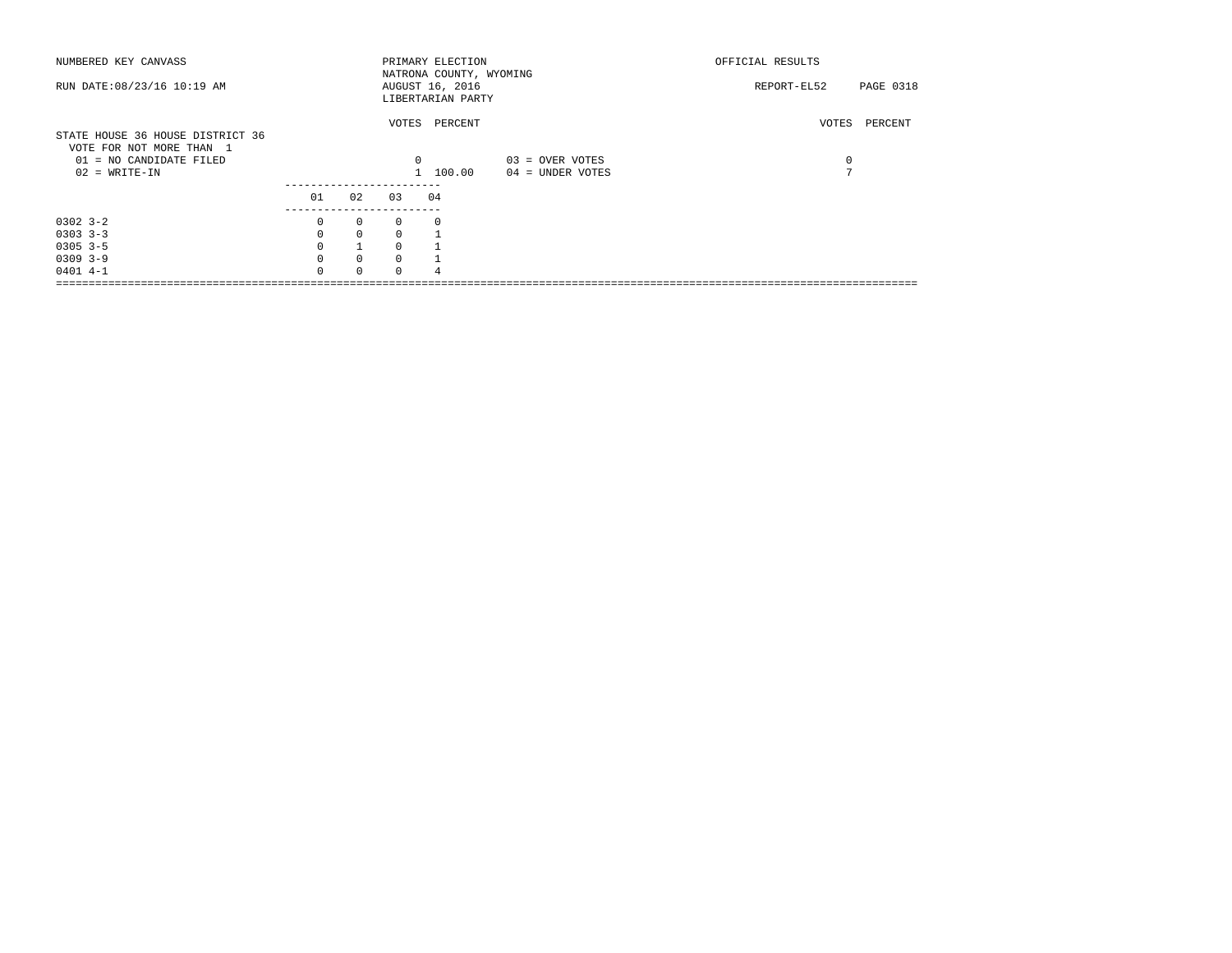NUMBERED KEY CANVASS

RUN DATE:08/23/16 10:19 AM

PRIMARY ELECTION
NATRONA COUNTY, WYOMING
AUGUST 16, 2016
LIBERTARIAN PARTY

OFFICIAL RESULTS

REPORT-EL52

## STATE HOUSE 36 HOUSE DISTRICT 36

VOTE FOR NOT MORE THAN 1

| | VOTES | PERCENT | | VOTES | PERCENT |
|---|---|---|---|---|---|
| 01 = NO CANDIDATE FILED | 0 | | 03 = OVER VOTES | 0 | |
| 02 = WRITE-IN | 1 | 100.00 | 04 = UNDER VOTES | 7 | |

| | 01 | 02 | 03 | 04 |
|---|---|---|---|---|
| 0302 3-2 | 0 | 0 | 0 | 0 |
| 0303 3-3 | 0 | 0 | 0 | 1 |
| 0305 3-5 | 0 | 1 | 0 | 1 |
| 0309 3-9 | 0 | 0 | 0 | 1 |
| 0401 4-1 | 0 | 0 | 0 | 4 |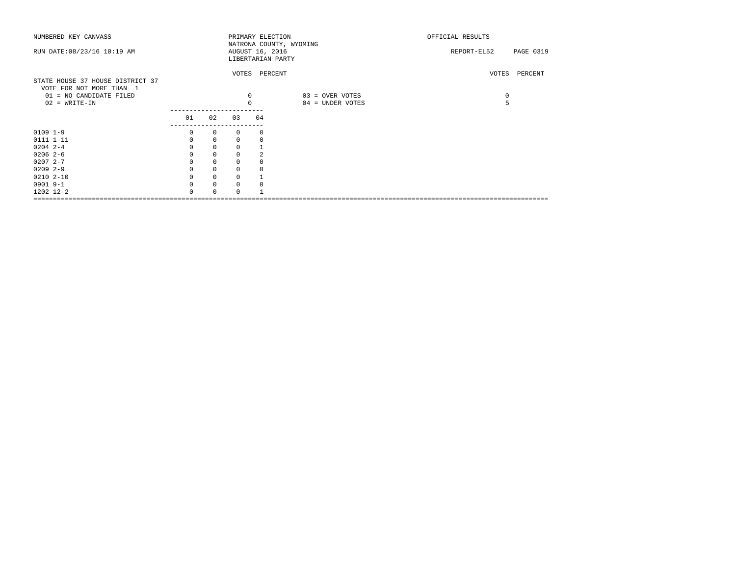NUMBERED KEY CANVASS

RUN DATE:08/23/16 10:19 AM

PRIMARY ELECTION
NATRONA COUNTY, WYOMING
AUGUST 16, 2016
LIBERTARIAN PARTY

OFFICIAL RESULTS

REPORT-EL52

## STATE HOUSE 37 HOUSE DISTRICT 37

VOTE FOR NOT MORE THAN 1

| | VOTES | PERCENT | | VOTES | PERCENT |
|---|---|---|---|---|---|
| 01 = NO CANDIDATE FILED | 0 | | 03 = OVER VOTES | 0 | |
| 02 = WRITE-IN | 0 | | 04 = UNDER VOTES | 5 | |

| | 01 | 02 | 03 | 04 |
|---|---|---|---|---|
| 0109 1-9 | 0 | 0 | 0 | 0 |
| 0111 1-11 | 0 | 0 | 0 | 0 |
| 0204 2-4 | 0 | 0 | 0 | 1 |
| 0206 2-6 | 0 | 0 | 0 | 2 |
| 0207 2-7 | 0 | 0 | 0 | 0 |
| 0209 2-9 | 0 | 0 | 0 | 0 |
| 0210 2-10 | 0 | 0 | 0 | 1 |
| 0901 9-1 | 0 | 0 | 0 | 0 |
| 1202 12-2 | 0 | 0 | 0 | 1 |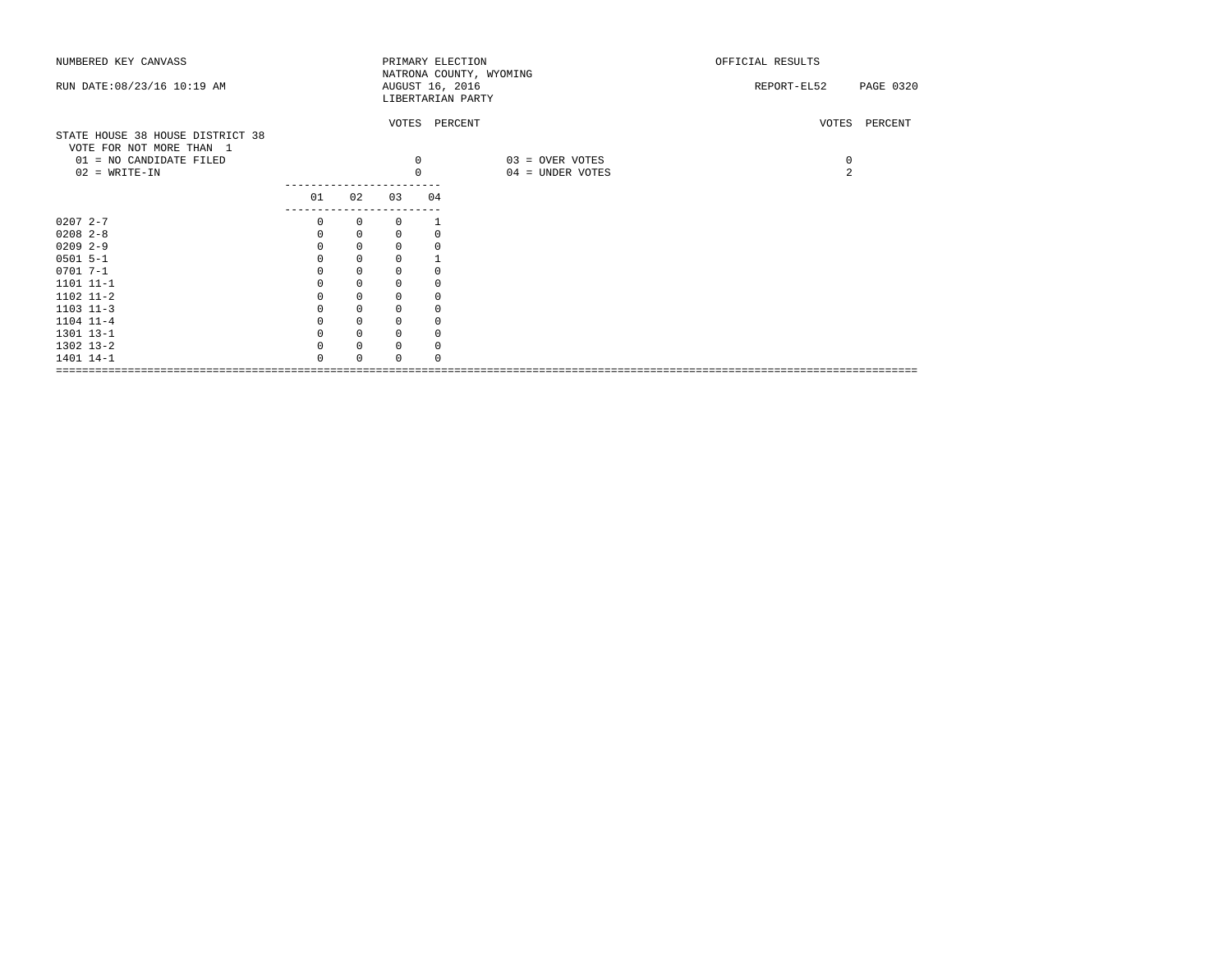NUMBERED KEY CANVASS — PRIMARY ELECTION — OFFICIAL RESULTS

NATRONA COUNTY, WYOMING

RUN DATE:08/23/16 10:19 AM — AUGUST 16, 2016 — REPORT-EL52 PAGE 0320

LIBERTARIAN PARTY

## STATE HOUSE 38 HOUSE DISTRICT 38

VOTE FOR NOT MORE THAN 1

| | VOTES | PERCENT | | VOTES | PERCENT |
|---|---|---|---|---|---|
| 01 = NO CANDIDATE FILED | 0 | | 03 = OVER VOTES | 0 | |
| 02 = WRITE-IN | 0 | | 04 = UNDER VOTES | 2 | |

| | 01 | 02 | 03 | 04 |
|---|---|---|---|---|
| 0207 2-7 | 0 | 0 | 0 | 1 |
| 0208 2-8 | 0 | 0 | 0 | 0 |
| 0209 2-9 | 0 | 0 | 0 | 0 |
| 0501 5-1 | 0 | 0 | 0 | 1 |
| 0701 7-1 | 0 | 0 | 0 | 0 |
| 1101 11-1 | 0 | 0 | 0 | 0 |
| 1102 11-2 | 0 | 0 | 0 | 0 |
| 1103 11-3 | 0 | 0 | 0 | 0 |
| 1104 11-4 | 0 | 0 | 0 | 0 |
| 1301 13-1 | 0 | 0 | 0 | 0 |
| 1302 13-2 | 0 | 0 | 0 | 0 |
| 1401 14-1 | 0 | 0 | 0 | 0 |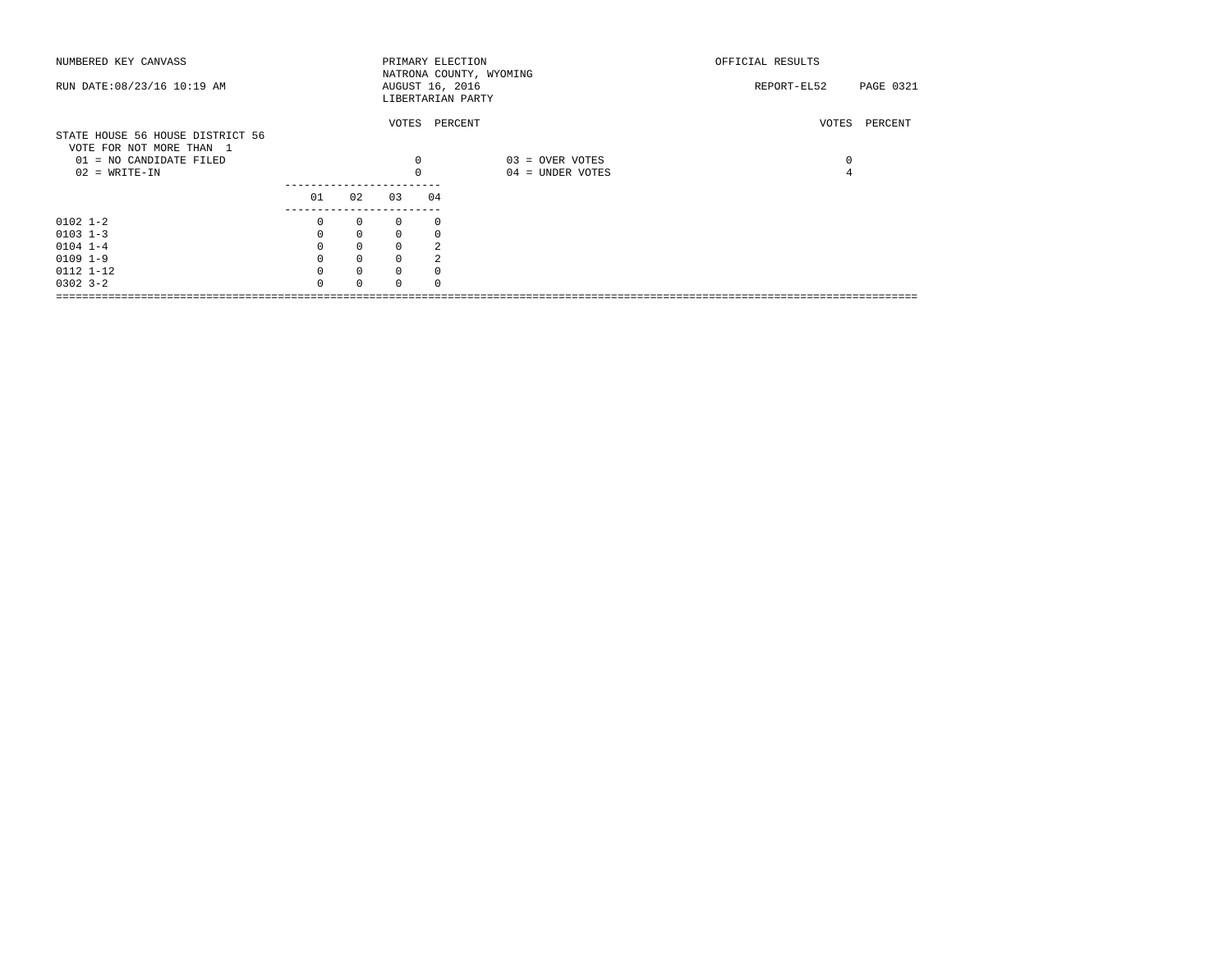NUMBERED KEY CANVASS — PRIMARY ELECTION — NATRONA COUNTY, WYOMING — OFFICIAL RESULTS

RUN DATE:08/23/16 10:19 AM — AUGUST 16, 2016 — LIBERTARIAN PARTY — REPORT-EL52

## STATE HOUSE 56 HOUSE DISTRICT 56

VOTE FOR NOT MORE THAN 1

| | VOTES | PERCENT | | VOTES | PERCENT |
|---|---|---|---|---|---|
| 01 = NO CANDIDATE FILED | 0 | | 03 = OVER VOTES | 0 | |
| 02 = WRITE-IN | 0 | | 04 = UNDER VOTES | 4 | |

| | 01 | 02 | 03 | 04 |
|---|---|---|---|---|
| 0102 1-2 | 0 | 0 | 0 | 0 |
| 0103 1-3 | 0 | 0 | 0 | 0 |
| 0104 1-4 | 0 | 0 | 0 | 2 |
| 0109 1-9 | 0 | 0 | 0 | 2 |
| 0112 1-12 | 0 | 0 | 0 | 0 |
| 0302 3-2 | 0 | 0 | 0 | 0 |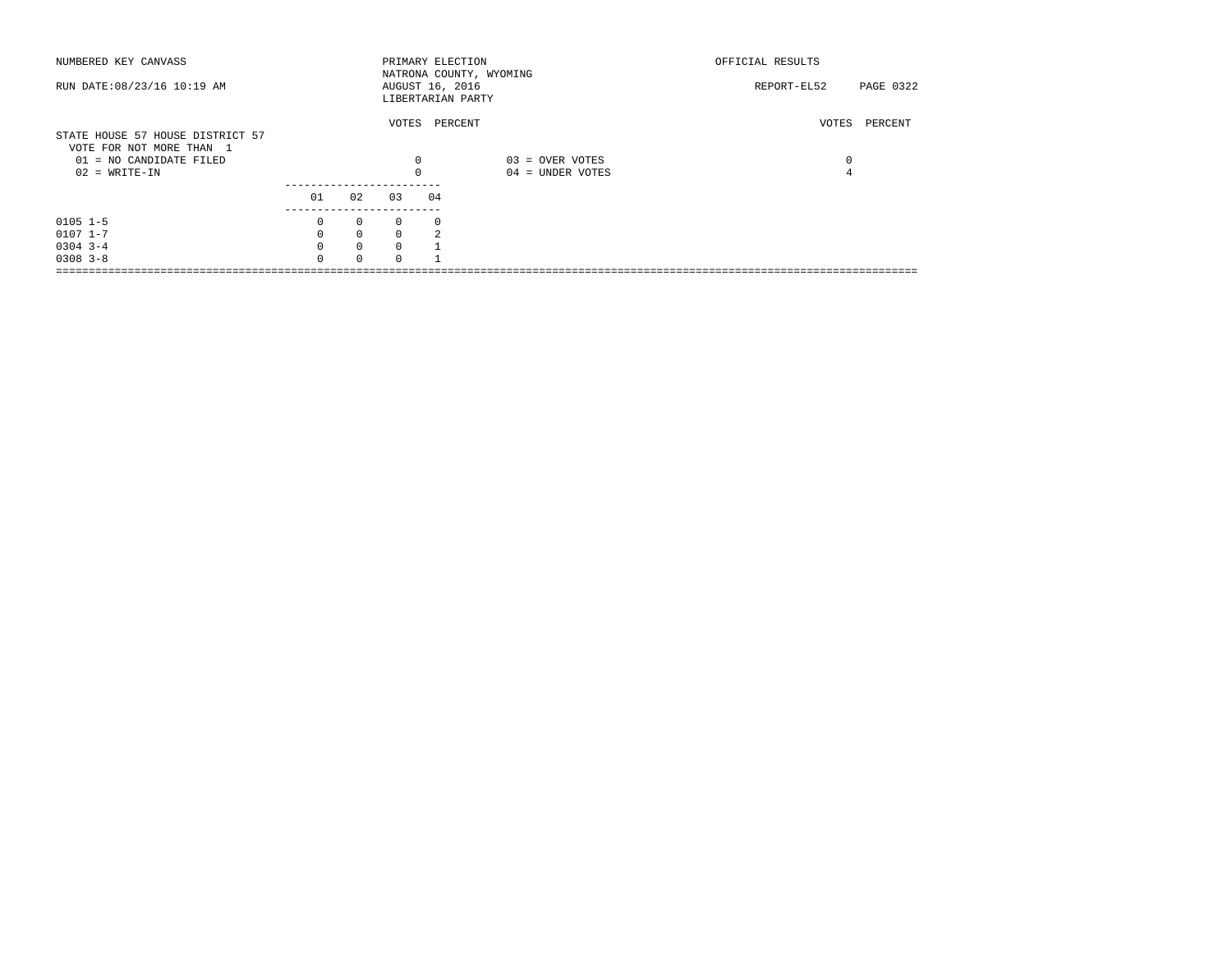NUMBERED KEY CANVASS

RUN DATE:08/23/16 10:19 AM

PRIMARY ELECTION
NATRONA COUNTY, WYOMING
AUGUST 16, 2016
LIBERTARIAN PARTY

OFFICIAL RESULTS

REPORT-EL52

## STATE HOUSE 57 HOUSE DISTRICT 57

VOTE FOR NOT MORE THAN 1

| | VOTES | PERCENT | | VOTES | PERCENT |
|---|---|---|---|---|---|
| 01 = NO CANDIDATE FILED | 0 | | 03 = OVER VOTES | 0 | |
| 02 = WRITE-IN | 0 | | 04 = UNDER VOTES | 4 | |

| | 01 | 02 | 03 | 04 |
|---|---|---|---|---|
| 0105 1-5 | 0 | 0 | 0 | 0 |
| 0107 1-7 | 0 | 0 | 0 | 2 |
| 0304 3-4 | 0 | 0 | 0 | 1 |
| 0308 3-8 | 0 | 0 | 0 | 1 |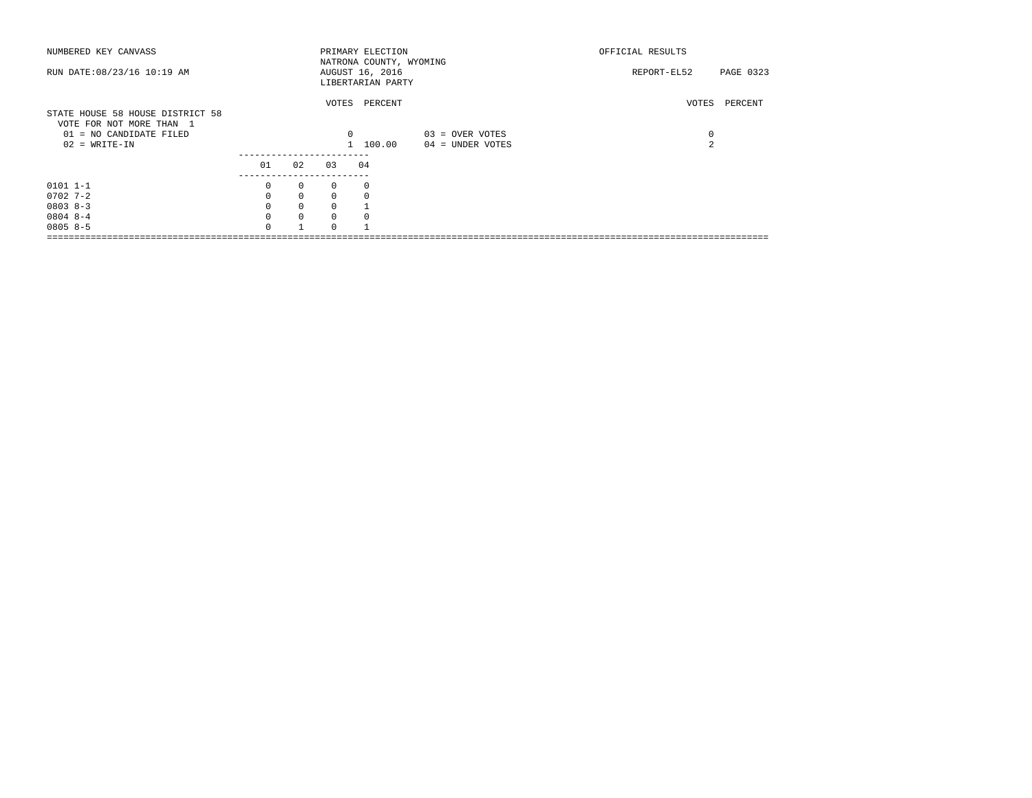NUMBERED KEY CANVASS | PRIMARY ELECTION | OFFICIAL RESULTS

NATRONA COUNTY, WYOMING

RUN DATE:08/23/16 10:19 AM | AUGUST 16, 2016 | REPORT-EL52 PAGE 0323

LIBERTARIAN PARTY

## STATE HOUSE 58 HOUSE DISTRICT 58

VOTE FOR NOT MORE THAN 1

| | VOTES | PERCENT | | VOTES | PERCENT |
|---|---|---|---|---|---|
| 01 = NO CANDIDATE FILED | 0 | | 03 = OVER VOTES | 0 | |
| 02 = WRITE-IN | 1 | 100.00 | 04 = UNDER VOTES | 2 | |

| | 01 | 02 | 03 | 04 |
|---|---|---|---|---|
| 0101 1-1 | 0 | 0 | 0 | 0 |
| 0702 7-2 | 0 | 0 | 0 | 0 |
| 0803 8-3 | 0 | 0 | 0 | 1 |
| 0804 8-4 | 0 | 0 | 0 | 0 |
| 0805 8-5 | 0 | 1 | 0 | 1 |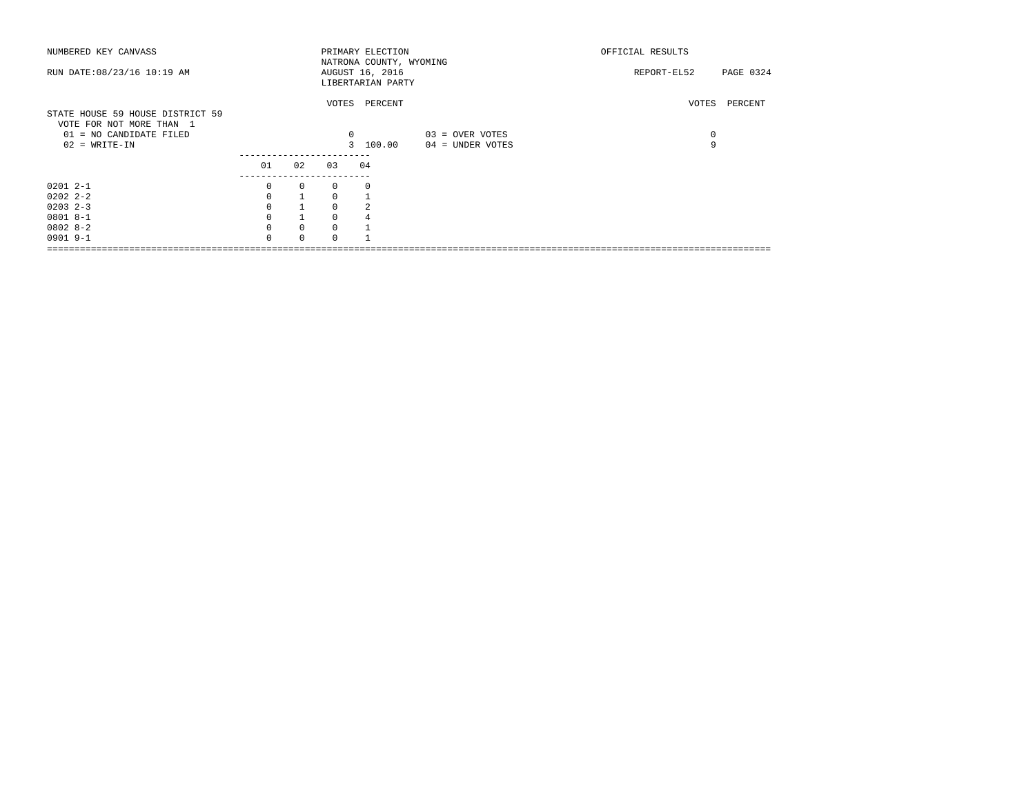NUMBERED KEY CANVASS

RUN DATE:08/23/16 10:19 AM

PRIMARY ELECTION
NATRONA COUNTY, WYOMING
AUGUST 16, 2016
LIBERTARIAN PARTY

OFFICIAL RESULTS

REPORT-EL52 PAGE 0324

## STATE HOUSE 59 HOUSE DISTRICT 59

VOTE FOR NOT MORE THAN 1

| | VOTES | PERCENT | | VOTES | PERCENT |
|---|---|---|---|---|---|
| 01 = NO CANDIDATE FILED | 0 | | 03 = OVER VOTES | 0 | |
| 02 = WRITE-IN | 3 | 100.00 | 04 = UNDER VOTES | 9 | |

| | 01 | 02 | 03 | 04 |
|---|---|---|---|---|
| 0201 2-1 | 0 | 0 | 0 | 0 |
| 0202 2-2 | 0 | 1 | 0 | 1 |
| 0203 2-3 | 0 | 1 | 0 | 2 |
| 0801 8-1 | 0 | 1 | 0 | 4 |
| 0802 8-2 | 0 | 0 | 0 | 1 |
| 0901 9-1 | 0 | 0 | 0 | 1 |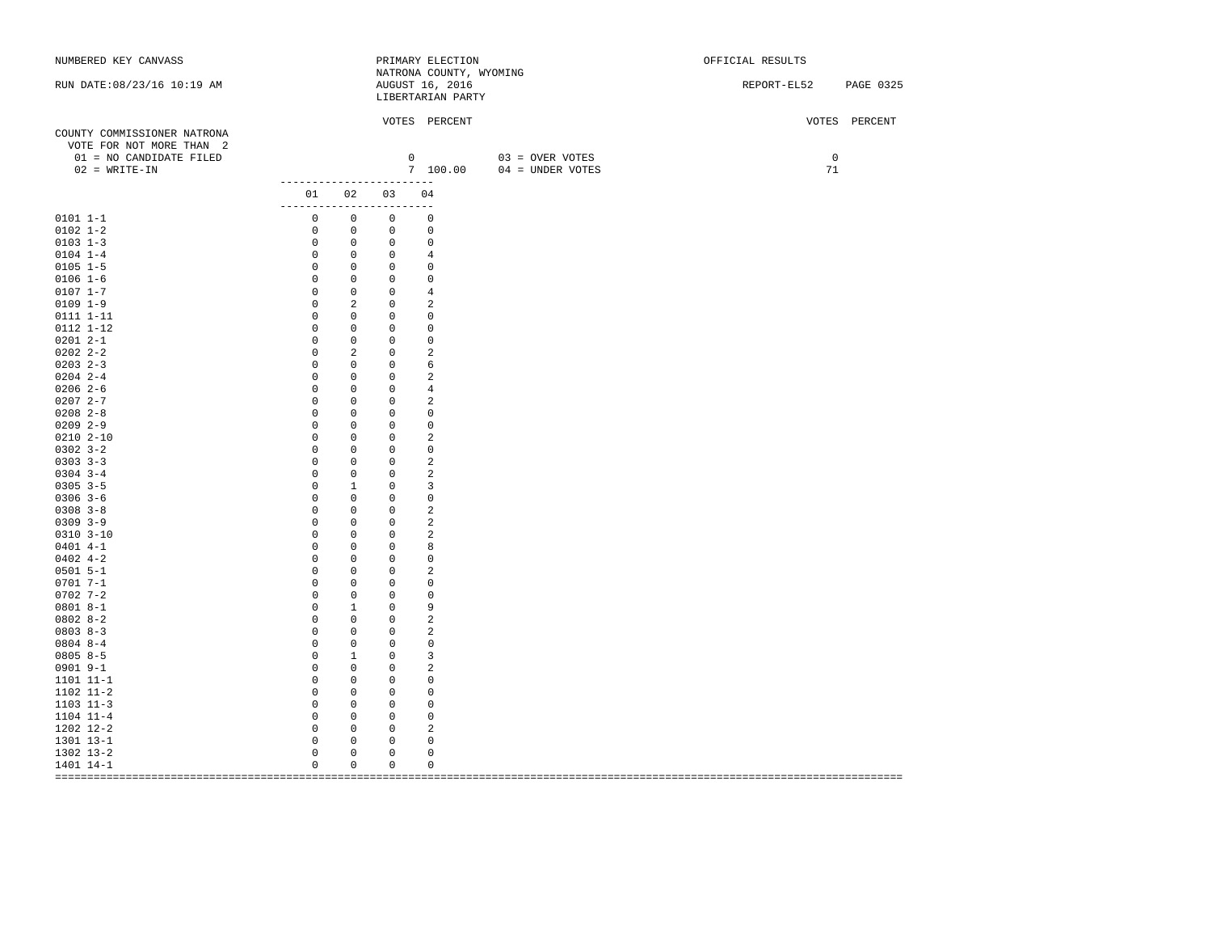NUMBERED KEY CANVASS

RUN DATE:08/23/16 10:19 AM

PRIMARY ELECTION
NATRONA COUNTY, WYOMING
AUGUST 16, 2016
LIBERTARIAN PARTY

OFFICIAL RESULTS

REPORT-EL52

## COUNTY COMMISSIONER NATRONA

VOTE FOR NOT MORE THAN 2

| | VOTES | PERCENT | | VOTES | PERCENT |
|---|---|---|---|---|---|
| 01 = NO CANDIDATE FILED | 0 | | 03 = OVER VOTES | 0 | |
| 02 = WRITE-IN | 7 | 100.00 | 04 = UNDER VOTES | 71 | |

| | 01 | 02 | 03 | 04 |
|---|---|---|---|---|
| 0101 1-1 | 0 | 0 | 0 | 0 |
| 0102 1-2 | 0 | 0 | 0 | 0 |
| 0103 1-3 | 0 | 0 | 0 | 0 |
| 0104 1-4 | 0 | 0 | 0 | 4 |
| 0105 1-5 | 0 | 0 | 0 | 0 |
| 0106 1-6 | 0 | 0 | 0 | 0 |
| 0107 1-7 | 0 | 0 | 0 | 4 |
| 0109 1-9 | 0 | 2 | 0 | 2 |
| 0111 1-11 | 0 | 0 | 0 | 0 |
| 0112 1-12 | 0 | 0 | 0 | 0 |
| 0201 2-1 | 0 | 0 | 0 | 0 |
| 0202 2-2 | 0 | 2 | 0 | 2 |
| 0203 2-3 | 0 | 0 | 0 | 6 |
| 0204 2-4 | 0 | 0 | 0 | 2 |
| 0206 2-6 | 0 | 0 | 0 | 4 |
| 0207 2-7 | 0 | 0 | 0 | 2 |
| 0208 2-8 | 0 | 0 | 0 | 0 |
| 0209 2-9 | 0 | 0 | 0 | 0 |
| 0210 2-10 | 0 | 0 | 0 | 2 |
| 0302 3-2 | 0 | 0 | 0 | 0 |
| 0303 3-3 | 0 | 0 | 0 | 2 |
| 0304 3-4 | 0 | 0 | 0 | 2 |
| 0305 3-5 | 0 | 1 | 0 | 3 |
| 0306 3-6 | 0 | 0 | 0 | 0 |
| 0308 3-8 | 0 | 0 | 0 | 2 |
| 0309 3-9 | 0 | 0 | 0 | 2 |
| 0310 3-10 | 0 | 0 | 0 | 2 |
| 0401 4-1 | 0 | 0 | 0 | 8 |
| 0402 4-2 | 0 | 0 | 0 | 0 |
| 0501 5-1 | 0 | 0 | 0 | 2 |
| 0701 7-1 | 0 | 0 | 0 | 0 |
| 0702 7-2 | 0 | 0 | 0 | 0 |
| 0801 8-1 | 0 | 1 | 0 | 9 |
| 0802 8-2 | 0 | 0 | 0 | 2 |
| 0803 8-3 | 0 | 0 | 0 | 2 |
| 0804 8-4 | 0 | 0 | 0 | 0 |
| 0805 8-5 | 0 | 1 | 0 | 3 |
| 0901 9-1 | 0 | 0 | 0 | 2 |
| 1101 11-1 | 0 | 0 | 0 | 0 |
| 1102 11-2 | 0 | 0 | 0 | 0 |
| 1103 11-3 | 0 | 0 | 0 | 0 |
| 1104 11-4 | 0 | 0 | 0 | 0 |
| 1202 12-2 | 0 | 0 | 0 | 2 |
| 1301 13-1 | 0 | 0 | 0 | 0 |
| 1302 13-2 | 0 | 0 | 0 | 0 |
| 1401 14-1 | 0 | 0 | 0 | 0 |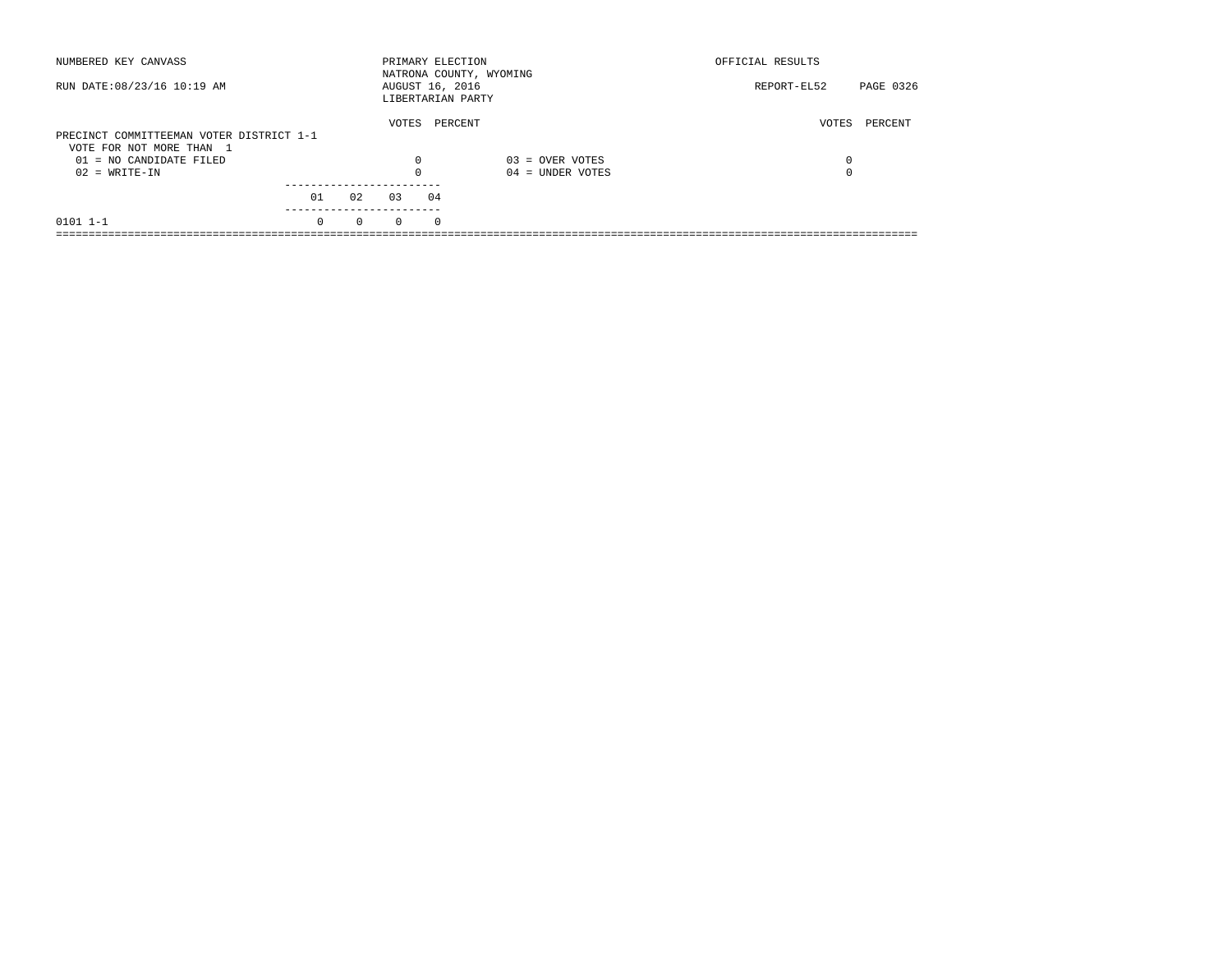NUMBERED KEY CANVASS

RUN DATE:08/23/16 10:19 AM

PRIMARY ELECTION
NATRONA COUNTY, WYOMING
AUGUST 16, 2016
LIBERTARIAN PARTY

OFFICIAL RESULTS

REPORT-EL52 PAGE 0326

PRECINCT COMMITTEEMAN VOTER DISTRICT 1-1
VOTE FOR NOT MORE THAN 1

| | VOTES | PERCENT | | VOTES | PERCENT |
|---|---|---|---|---|---|
| 01 = NO CANDIDATE FILED | 0 | | 03 = OVER VOTES | 0 | |
| 02 = WRITE-IN | 0 | | 04 = UNDER VOTES | 0 | |

| | 01 | 02 | 03 | 04 |
|---|---|---|---|---|
| 0101 1-1 | 0 | 0 | 0 | 0 |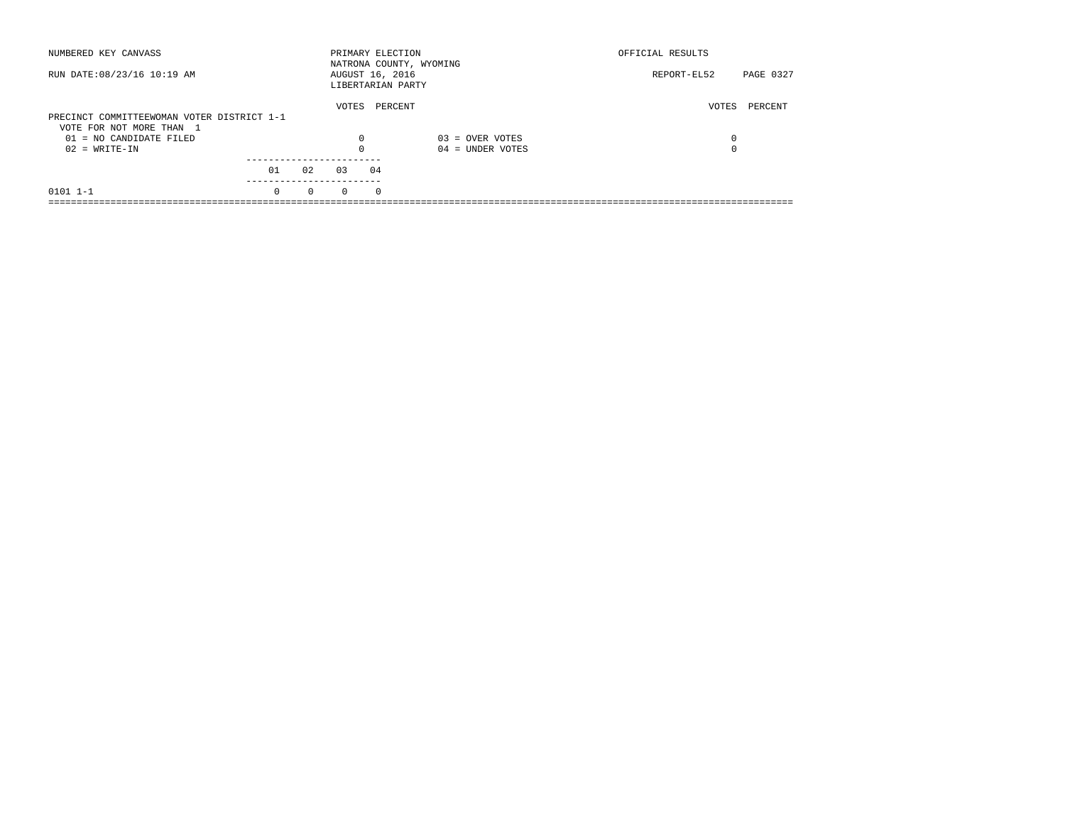NUMBERED KEY CANVASS

RUN DATE:08/23/16 10:19 AM

PRIMARY ELECTION
NATRONA COUNTY, WYOMING
AUGUST 16, 2016
LIBERTARIAN PARTY

OFFICIAL RESULTS

REPORT-EL52

## PRECINCT COMMITTEEWOMAN VOTER DISTRICT 1-1

VOTE FOR NOT MORE THAN 1

| | VOTES | PERCENT | | VOTES | PERCENT |
|---|---|---|---|---|---|
| 01 = NO CANDIDATE FILED | 0 | | 03 = OVER VOTES | 0 | |
| 02 = WRITE-IN | 0 | | 04 = UNDER VOTES | 0 | |

| | 01 | 02 | 03 | 04 |
|---|---|---|---|---|
| 0101 1-1 | 0 | 0 | 0 | 0 |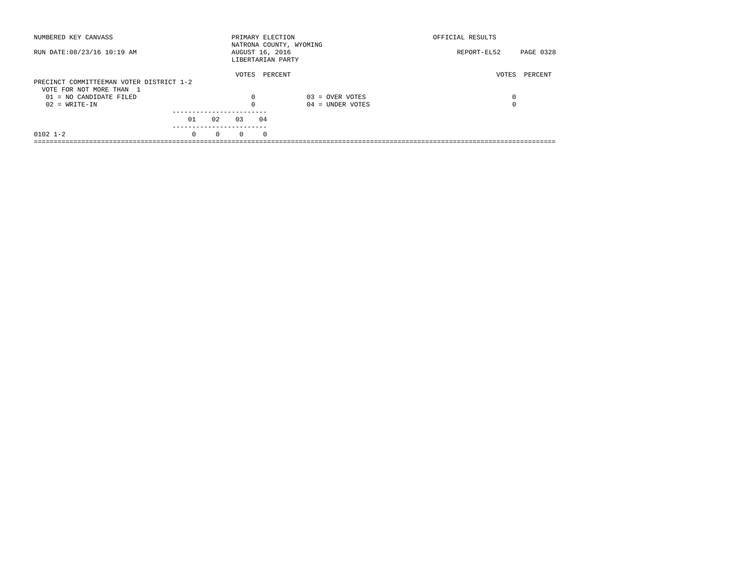NUMBERED KEY CANVASS

RUN DATE:08/23/16 10:19 AM

PRIMARY ELECTION
NATRONA COUNTY, WYOMING
AUGUST 16, 2016
LIBERTARIAN PARTY

OFFICIAL RESULTS

REPORT-EL52

## PRECINCT COMMITTEEMAN VOTER DISTRICT 1-2

VOTE FOR NOT MORE THAN 1

| | VOTES | PERCENT | | VOTES | PERCENT |
|---|---|---|---|---|---|
| 01 = NO CANDIDATE FILED | 0 | | 03 = OVER VOTES | 0 | |
| 02 = WRITE-IN | 0 | | 04 = UNDER VOTES | 0 | |

| | 01 | 02 | 03 | 04 |
|---|---|---|---|---|
| 0102 1-2 | 0 | 0 | 0 | 0 |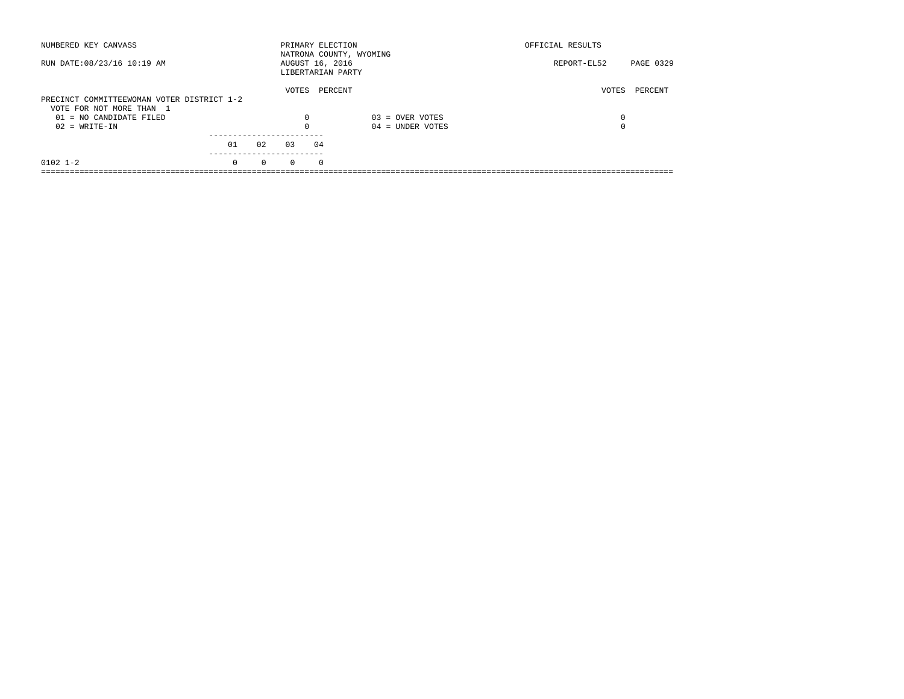NUMBERED KEY CANVASS

RUN DATE:08/23/16 10:19 AM

PRIMARY ELECTION
NATRONA COUNTY, WYOMING
AUGUST 16, 2016
LIBERTARIAN PARTY

OFFICIAL RESULTS

REPORT-EL52

**PRECINCT COMMITTEEWOMAN VOTER DISTRICT 1-2**
VOTE FOR NOT MORE THAN 1

| | VOTES | PERCENT | | VOTES | PERCENT |
|---|---|---|---|---|---|
| 01 = NO CANDIDATE FILED | 0 | | 03 = OVER VOTES | 0 | |
| 02 = WRITE-IN | 0 | | 04 = UNDER VOTES | 0 | |

| | 01 | 02 | 03 | 04 |
|---|---|---|---|---|
| 0102 1-2 | 0 | 0 | 0 | 0 |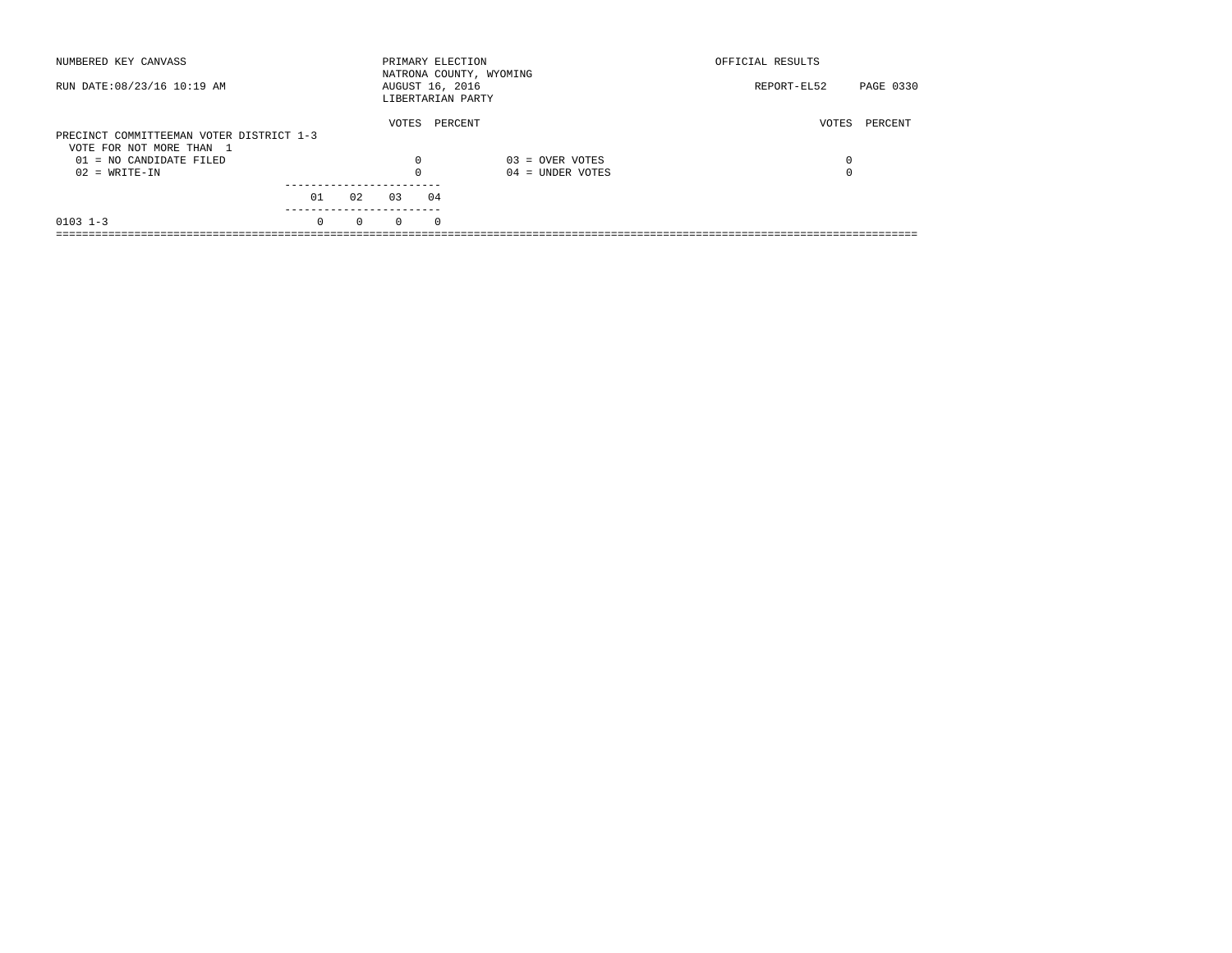NUMBERED KEY CANVASS — PRIMARY ELECTION — OFFICIAL RESULTS

NATRONA COUNTY, WYOMING

RUN DATE:08/23/16 10:19 AM — AUGUST 16, 2016 — REPORT-EL52 PAGE 0330

LIBERTARIAN PARTY

PRECINCT COMMITTEEMAN VOTER DISTRICT 1-3
VOTE FOR NOT MORE THAN 1

| | VOTES | PERCENT | | VOTES | PERCENT |
|---|---|---|---|---|---|
| 01 = NO CANDIDATE FILED | 0 | | 03 = OVER VOTES | 0 | |
| 02 = WRITE-IN | 0 | | 04 = UNDER VOTES | 0 | |

| | 01 | 02 | 03 | 04 |
|---|---|---|---|---|
| 0103 1-3 | 0 | 0 | 0 | 0 |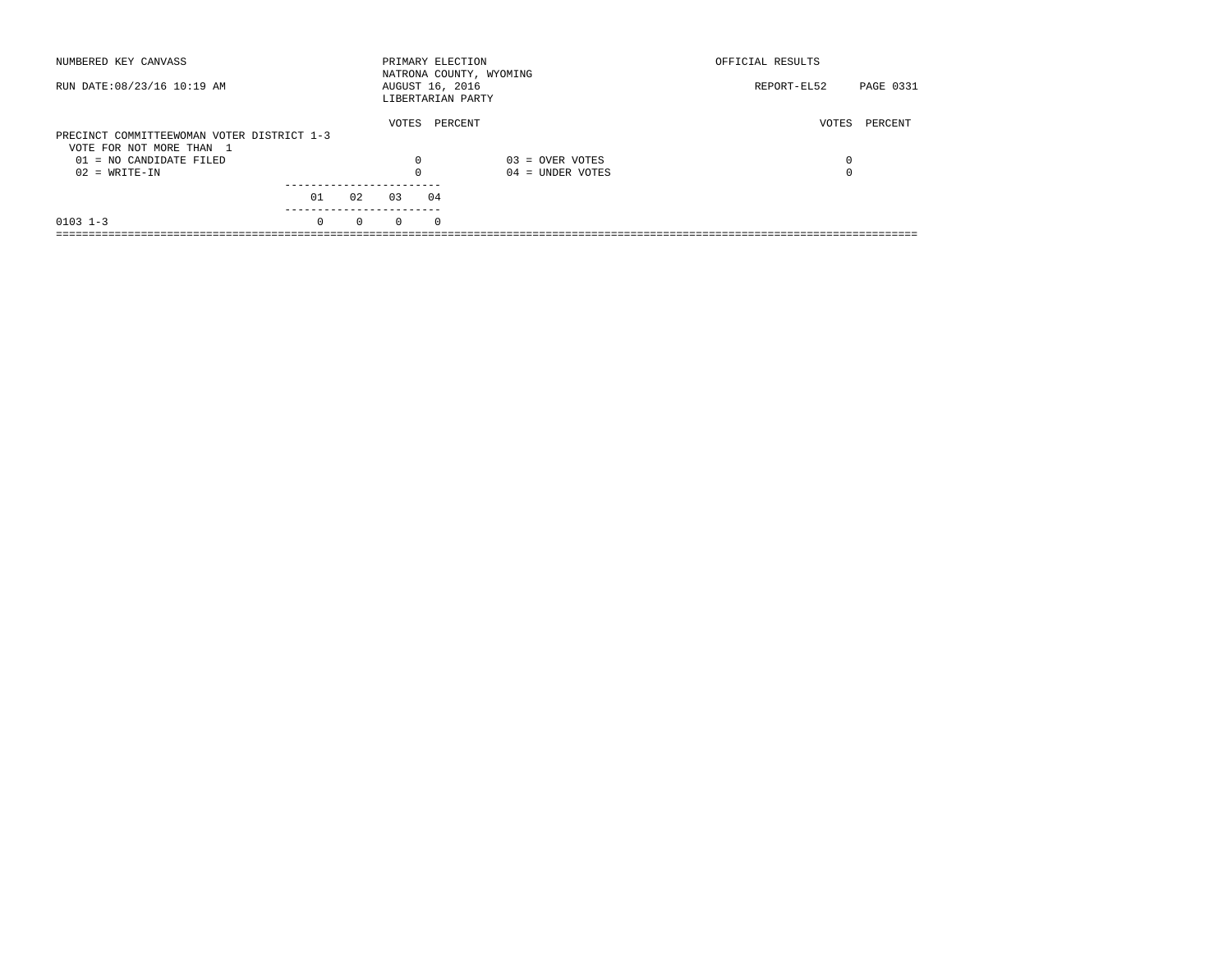NUMBERED KEY CANVASS

RUN DATE:08/23/16 10:19 AM

PRIMARY ELECTION
NATRONA COUNTY, WYOMING
AUGUST 16, 2016
LIBERTARIAN PARTY

OFFICIAL RESULTS

REPORT-EL52 PAGE 0331

PRECINCT COMMITTEEWOMAN VOTER DISTRICT 1-3
VOTE FOR NOT MORE THAN 1

| | VOTES | PERCENT | | VOTES | PERCENT |
|---|---|---|---|---|---|
| 01 = NO CANDIDATE FILED | 0 | | 03 = OVER VOTES | 0 | |
| 02 = WRITE-IN | 0 | | 04 = UNDER VOTES | 0 | |

| | 01 | 02 | 03 | 04 |
|---|---|---|---|---|
| 0103 1-3 | 0 | 0 | 0 | 0 |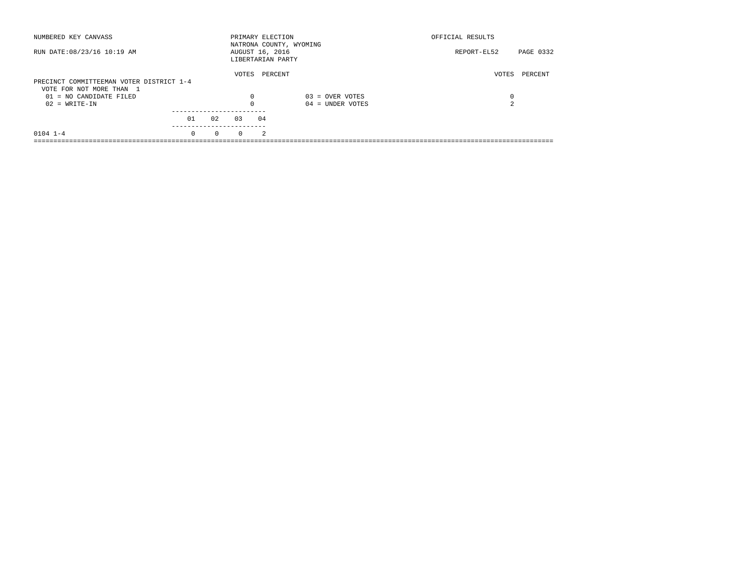NUMBERED KEY CANVASS — PRIMARY ELECTION — NATRONA COUNTY, WYOMING — OFFICIAL RESULTS

RUN DATE:08/23/16 10:19 AM — AUGUST 16, 2016 — REPORT-EL52

LIBERTARIAN PARTY

## PRECINCT COMMITTEEMAN VOTER DISTRICT 1-4

VOTE FOR NOT MORE THAN 1

| | VOTES | PERCENT | | VOTES | PERCENT |
|---|---|---|---|---|---|
| 01 = NO CANDIDATE FILED | 0 | | 03 = OVER VOTES | 0 | |
| 02 = WRITE-IN | 0 | | 04 = UNDER VOTES | 2 | |

| | 01 | 02 | 03 | 04 |
|---|---|---|---|---|
| 0104 1-4 | 0 | 0 | 0 | 2 |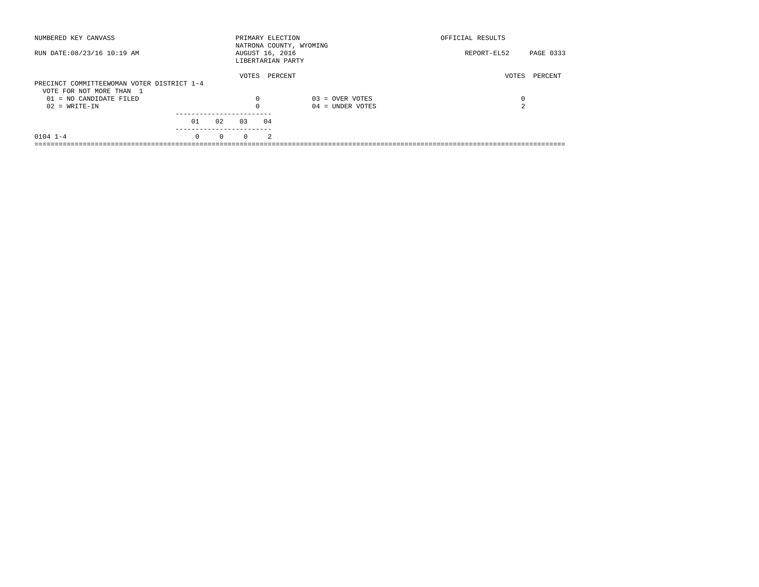NUMBERED KEY CANVASS — PRIMARY ELECTION — NATRONA COUNTY, WYOMING — OFFICIAL RESULTS

RUN DATE:08/23/16 10:19 AM — AUGUST 16, 2016 — LIBERTARIAN PARTY — REPORT-EL52

## PRECINCT COMMITTEEWOMAN VOTER DISTRICT 1-4

VOTE FOR NOT MORE THAN 1

| Code | Candidate | VOTES | PERCENT |
|---|---|---|---|
| 01 | NO CANDIDATE FILED | 0 | |
| 02 | WRITE-IN | 0 | |
| 03 | OVER VOTES | 0 | |
| 04 | UNDER VOTES | 2 | |

| Precinct | 01 | 02 | 03 | 04 |
|---|---|---|---|---|
| 0104 1-4 | 0 | 0 | 0 | 2 |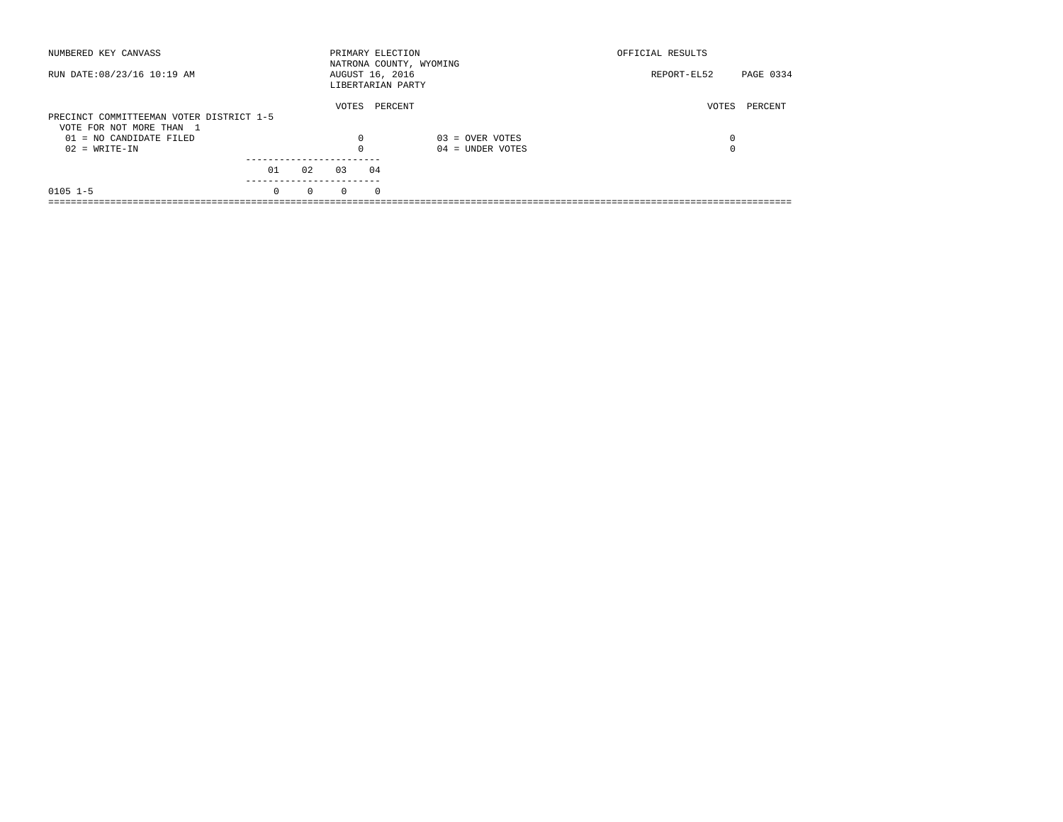NUMBERED KEY CANVASS

RUN DATE:08/23/16 10:19 AM

PRIMARY ELECTION
NATRONA COUNTY, WYOMING
AUGUST 16, 2016
LIBERTARIAN PARTY

OFFICIAL RESULTS

REPORT-EL52

**PRECINCT COMMITTEEMAN VOTER DISTRICT 1-5**
VOTE FOR NOT MORE THAN 1

| | VOTES | PERCENT | | VOTES | PERCENT |
|---|---|---|---|---|---|
| 01 = NO CANDIDATE FILED | 0 | | 03 = OVER VOTES | 0 | |
| 02 = WRITE-IN | 0 | | 04 = UNDER VOTES | 0 | |

| | 01 | 02 | 03 | 04 |
|---|---|---|---|---|
| 0105 1-5 | 0 | 0 | 0 | 0 |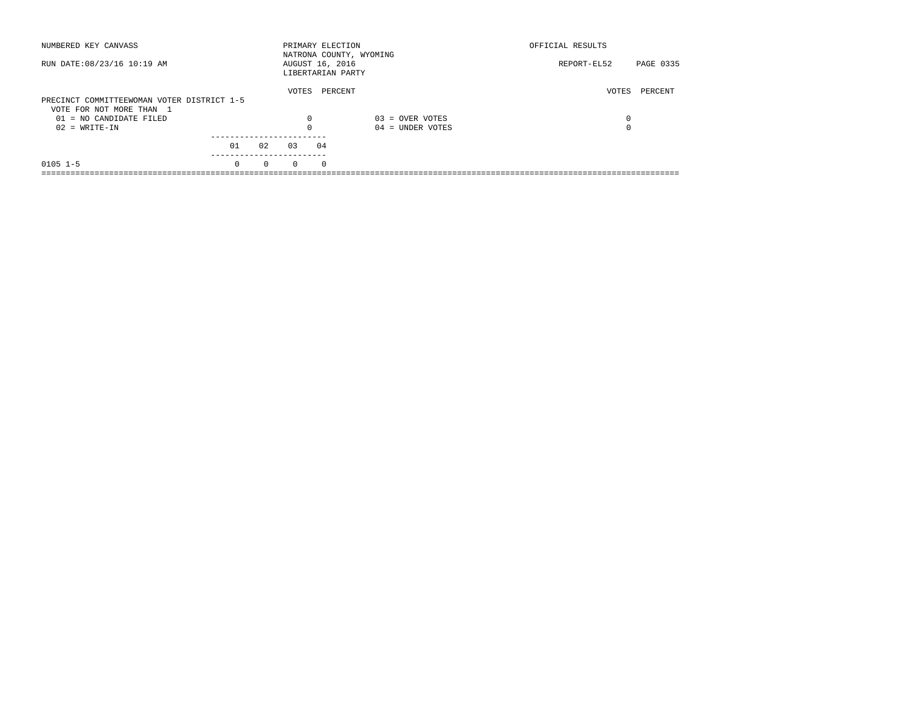NUMBERED KEY CANVASS

PRIMARY ELECTION
NATRONA COUNTY, WYOMING
AUGUST 16, 2016
LIBERTARIAN PARTY

OFFICIAL RESULTS

RUN DATE:08/23/16 10:19 AM

REPORT-EL52

## PRECINCT COMMITTEEWOMAN VOTER DISTRICT 1-5

VOTE FOR NOT MORE THAN 1

| | VOTES | PERCENT | | VOTES | PERCENT |
|---|---|---|---|---|---|
| 01 = NO CANDIDATE FILED | 0 | | 03 = OVER VOTES | 0 | |
| 02 = WRITE-IN | 0 | | 04 = UNDER VOTES | 0 | |

| | 01 | 02 | 03 | 04 |
|---|---|---|---|---|
| 0105 1-5 | 0 | 0 | 0 | 0 |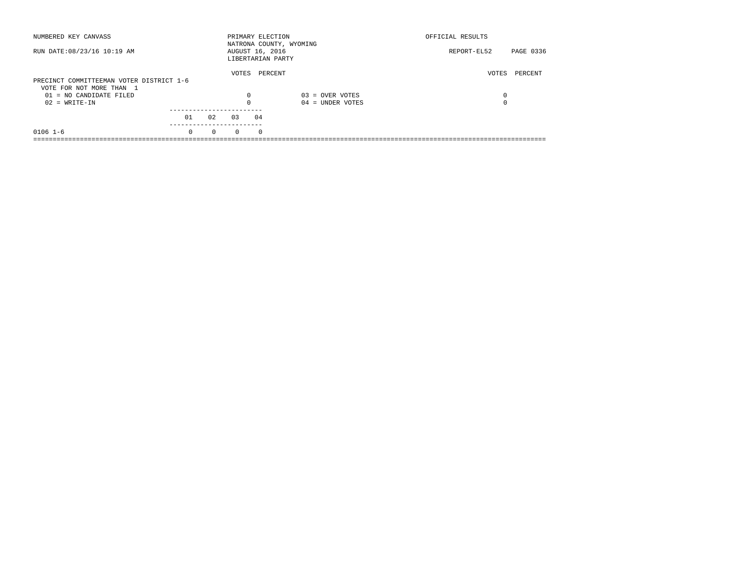NUMBERED KEY CANVASS

PRIMARY ELECTION
NATRONA COUNTY, WYOMING
AUGUST 16, 2016
LIBERTARIAN PARTY

OFFICIAL RESULTS

RUN DATE:08/23/16 10:19 AM

REPORT-EL52

## PRECINCT COMMITTEEMAN VOTER DISTRICT 1-6

VOTE FOR NOT MORE THAN 1

| | VOTES | PERCENT | | VOTES | PERCENT |
|---|---|---|---|---|---|
| 01 = NO CANDIDATE FILED | 0 | | 03 = OVER VOTES | 0 | |
| 02 = WRITE-IN | 0 | | 04 = UNDER VOTES | 0 | |

| | 01 | 02 | 03 | 04 |
|---|---|---|---|---|
| 0106 1-6 | 0 | 0 | 0 | 0 |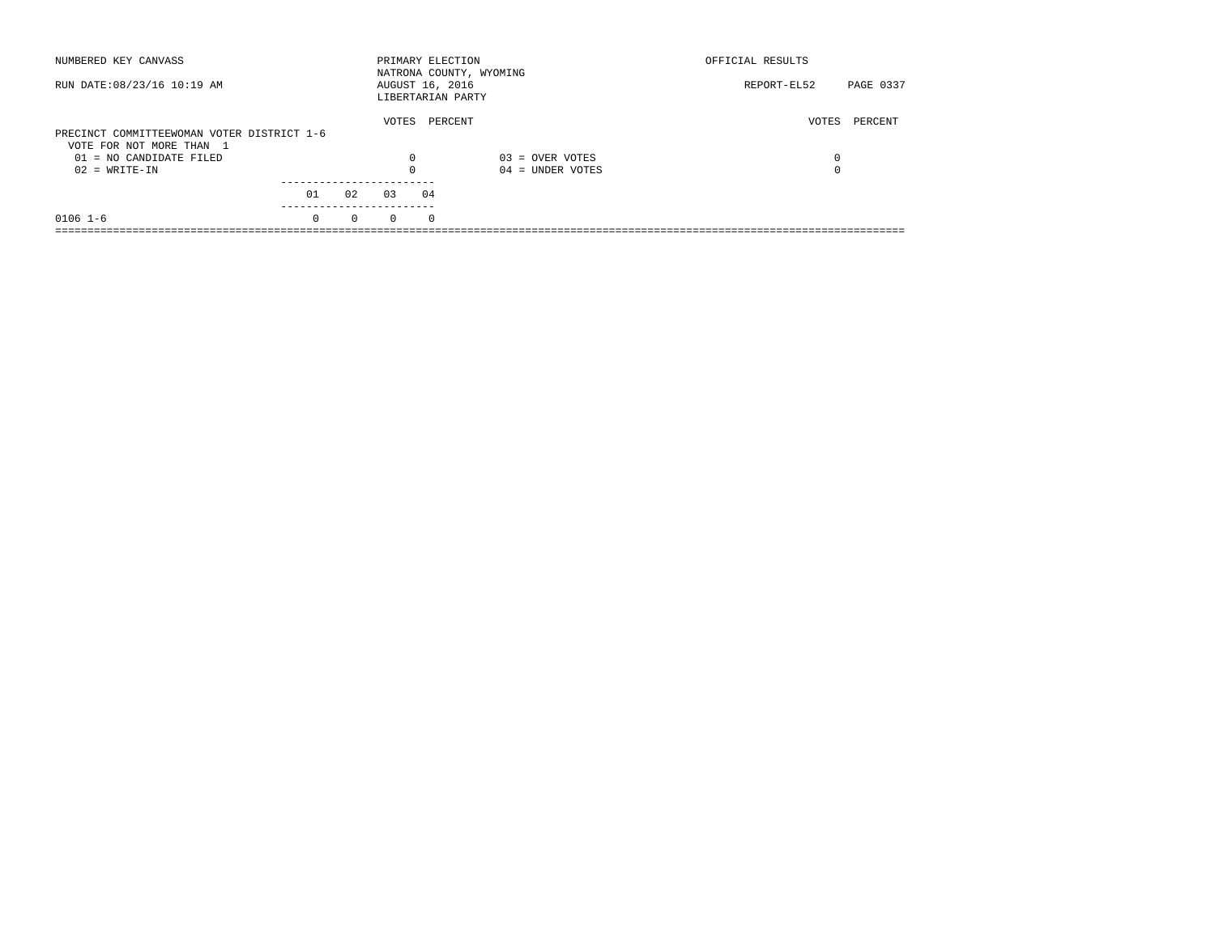NUMBERED KEY CANVASS

RUN DATE:08/23/16 10:19 AM

PRIMARY ELECTION
NATRONA COUNTY, WYOMING
AUGUST 16, 2016
LIBERTARIAN PARTY

OFFICIAL RESULTS

REPORT-EL52

## PRECINCT COMMITTEEWOMAN VOTER DISTRICT 1-6

VOTE FOR NOT MORE THAN 1

| | VOTES | PERCENT | | VOTES | PERCENT |
|---|---|---|---|---|---|
| 01 = NO CANDIDATE FILED | 0 | | 03 = OVER VOTES | 0 | |
| 02 = WRITE-IN | 0 | | 04 = UNDER VOTES | 0 | |

| | 01 | 02 | 03 | 04 |
|---|---|---|---|---|
| 0106 1-6 | 0 | 0 | 0 | 0 |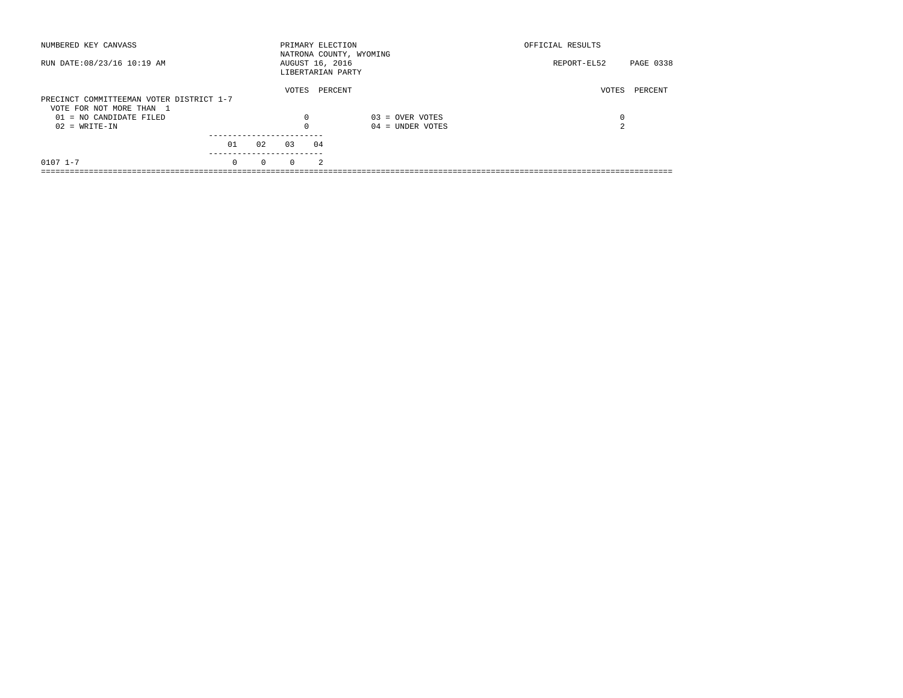NUMBERED KEY CANVASS

PRIMARY ELECTION
NATRONA COUNTY, WYOMING
AUGUST 16, 2016
LIBERTARIAN PARTY

OFFICIAL RESULTS

RUN DATE:08/23/16 10:19 AM

REPORT-EL52

## PRECINCT COMMITTEEMAN VOTER DISTRICT 1-7

VOTE FOR NOT MORE THAN 1

| | VOTES | PERCENT | | VOTES | PERCENT |
|---|---|---|---|---|---|
| 01 = NO CANDIDATE FILED | 0 | | 03 = OVER VOTES | 0 | |
| 02 = WRITE-IN | 0 | | 04 = UNDER VOTES | 2 | |

| | 01 | 02 | 03 | 04 |
|---|---|---|---|---|
| 0107 1-7 | 0 | 0 | 0 | 2 |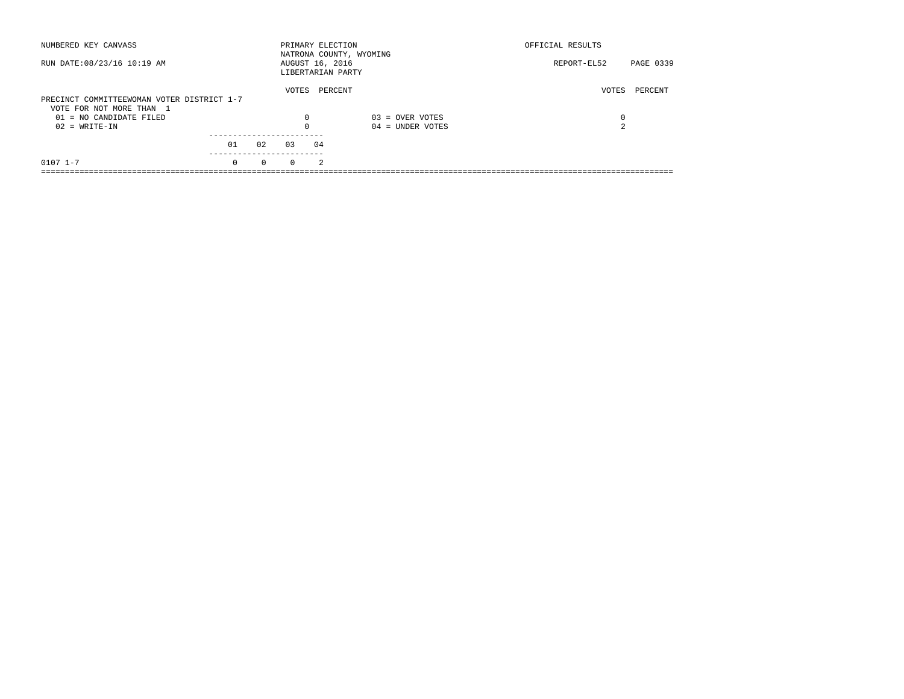NUMBERED KEY CANVASS

RUN DATE:08/23/16 10:19 AM

PRIMARY ELECTION
NATRONA COUNTY, WYOMING
AUGUST 16, 2016
LIBERTARIAN PARTY

OFFICIAL RESULTS

REPORT-EL52

PRECINCT COMMITTEEWOMAN VOTER DISTRICT 1-7
VOTE FOR NOT MORE THAN 1

| | VOTES | PERCENT | | VOTES | PERCENT |
|---|---|---|---|---|---|
| 01 = NO CANDIDATE FILED | 0 | | 03 = OVER VOTES | 0 | |
| 02 = WRITE-IN | 0 | | 04 = UNDER VOTES | 2 | |

| | 01 | 02 | 03 | 04 |
|---|---|---|---|---|
| 0107 1-7 | 0 | 0 | 0 | 2 |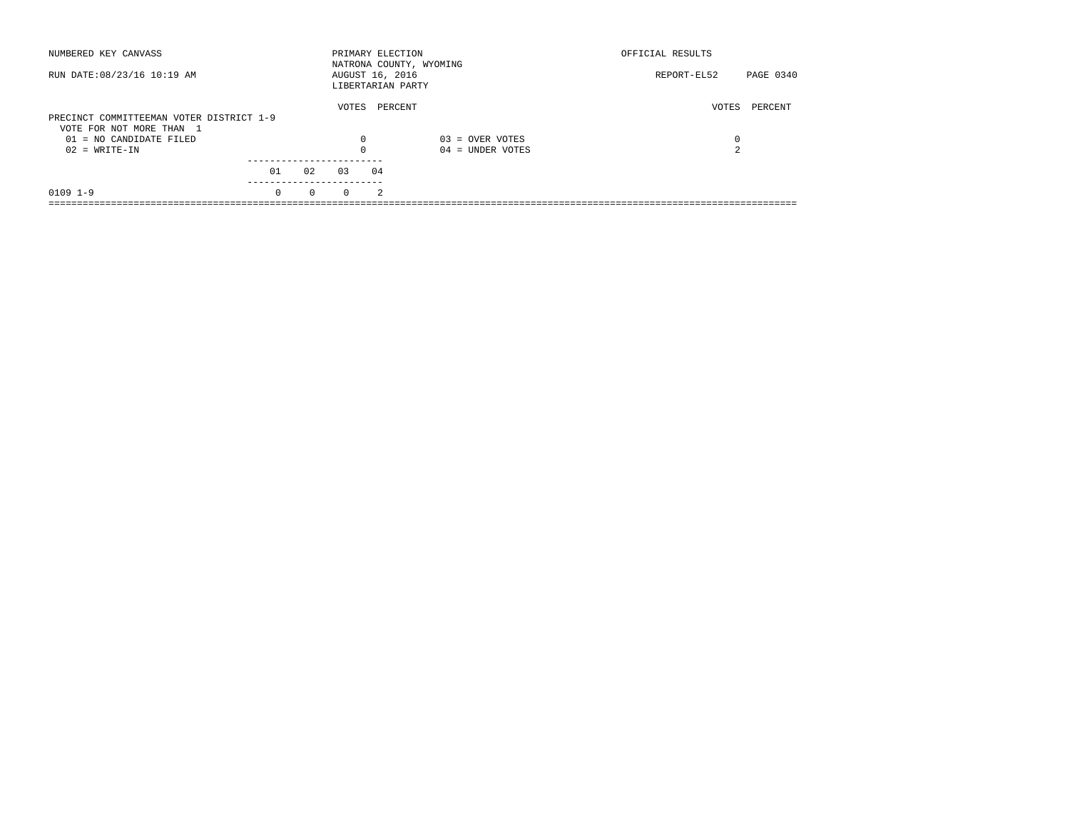NUMBERED KEY CANVASS

RUN DATE:08/23/16 10:19 AM

PRIMARY ELECTION
NATRONA COUNTY, WYOMING
AUGUST 16, 2016
LIBERTARIAN PARTY

OFFICIAL RESULTS

REPORT-EL52

PRECINCT COMMITTEEMAN VOTER DISTRICT 1-9
VOTE FOR NOT MORE THAN 1

| | VOTES | PERCENT | | VOTES | PERCENT |
|---|---|---|---|---|---|
| 01 = NO CANDIDATE FILED | 0 | | 03 = OVER VOTES | 0 | |
| 02 = WRITE-IN | 0 | | 04 = UNDER VOTES | 2 | |

| | 01 | 02 | 03 | 04 |
|---|---|---|---|---|
| 0109 1-9 | 0 | 0 | 0 | 2 |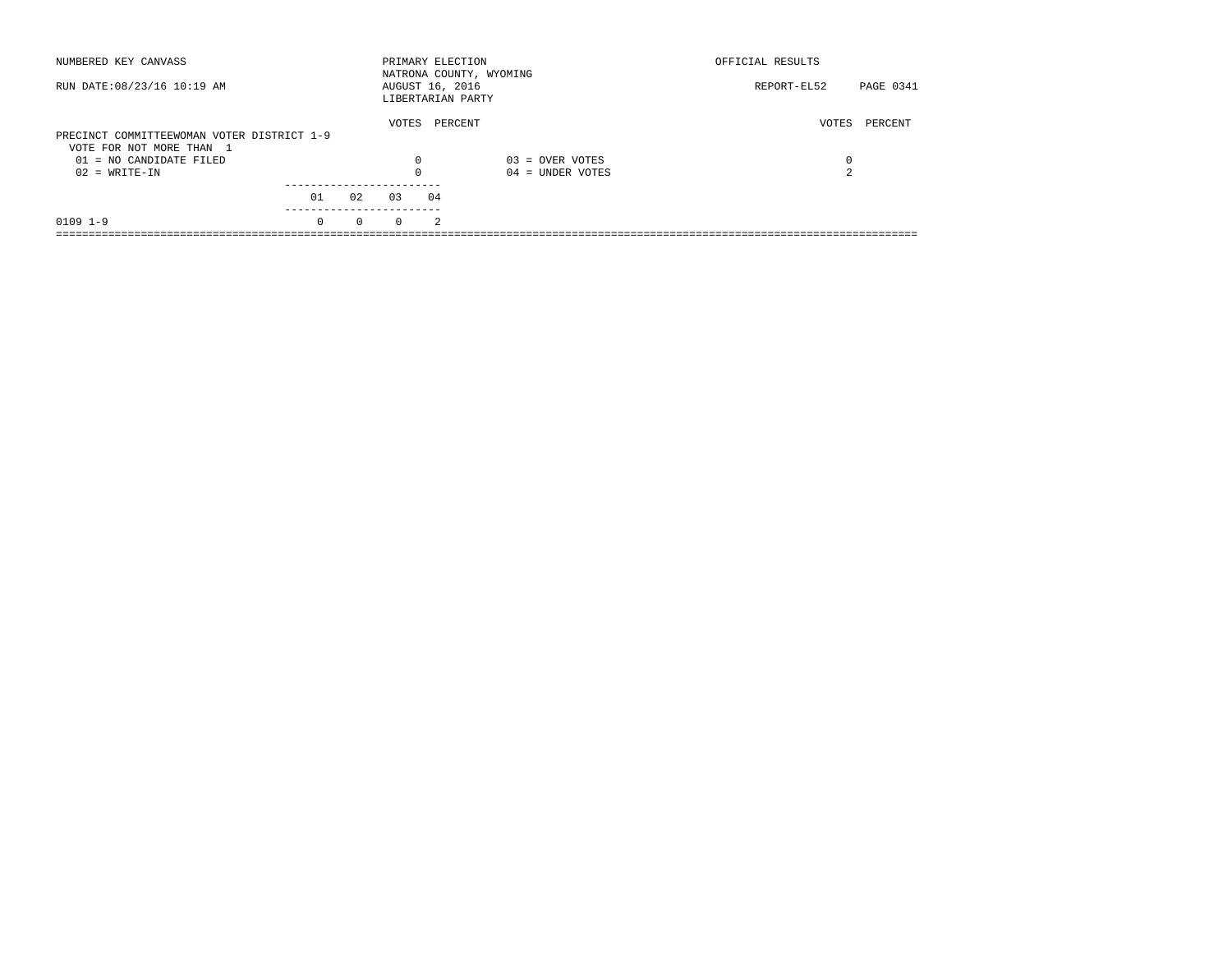NUMBERED KEY CANVASS

RUN DATE:08/23/16 10:19 AM

PRIMARY ELECTION
NATRONA COUNTY, WYOMING
AUGUST 16, 2016
LIBERTARIAN PARTY

OFFICIAL RESULTS

REPORT-EL52 PAGE 0341

PRECINCT COMMITTEEWOMAN VOTER DISTRICT 1-9
VOTE FOR NOT MORE THAN 1

| | VOTES | PERCENT | | VOTES | PERCENT |
|---|---|---|---|---|---|
| 01 = NO CANDIDATE FILED | 0 | | 03 = OVER VOTES | 0 | |
| 02 = WRITE-IN | 0 | | 04 = UNDER VOTES | 2 | |

| | 01 | 02 | 03 | 04 |
|---|---|---|---|---|
| 0109 1-9 | 0 | 0 | 0 | 2 |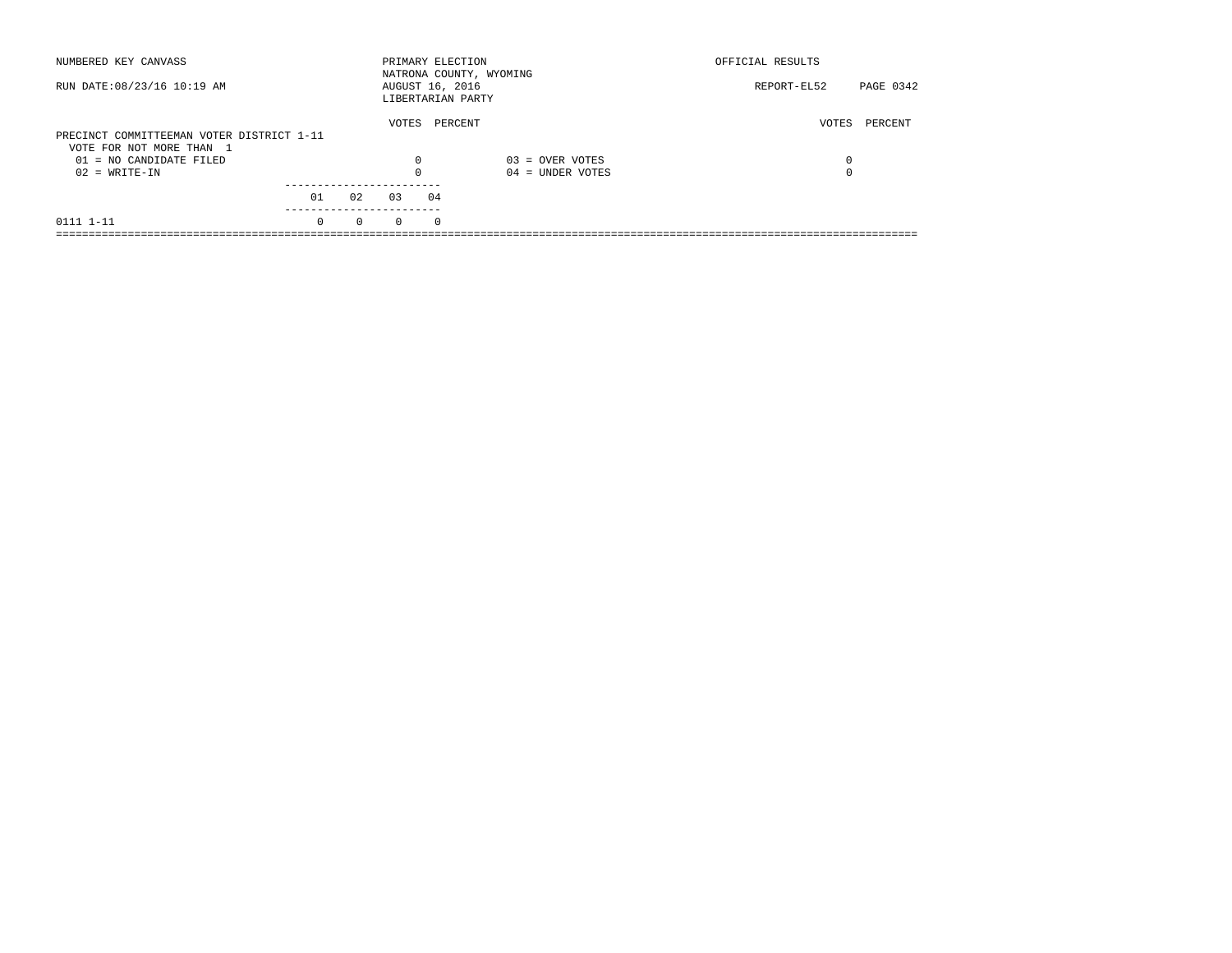NUMBERED KEY CANVASS

RUN DATE:08/23/16 10:19 AM

PRIMARY ELECTION
NATRONA COUNTY, WYOMING
AUGUST 16, 2016
LIBERTARIAN PARTY

OFFICIAL RESULTS

REPORT-EL52

PRECINCT COMMITTEEMAN VOTER DISTRICT 1-11
VOTE FOR NOT MORE THAN 1

| | VOTES | PERCENT | | VOTES | PERCENT |
|---|---|---|---|---|---|
| 01 = NO CANDIDATE FILED | 0 | | 03 = OVER VOTES | 0 | |
| 02 = WRITE-IN | 0 | | 04 = UNDER VOTES | 0 | |

| | 01 | 02 | 03 | 04 |
|---|---|---|---|---|
| 0111 1-11 | 0 | 0 | 0 | 0 |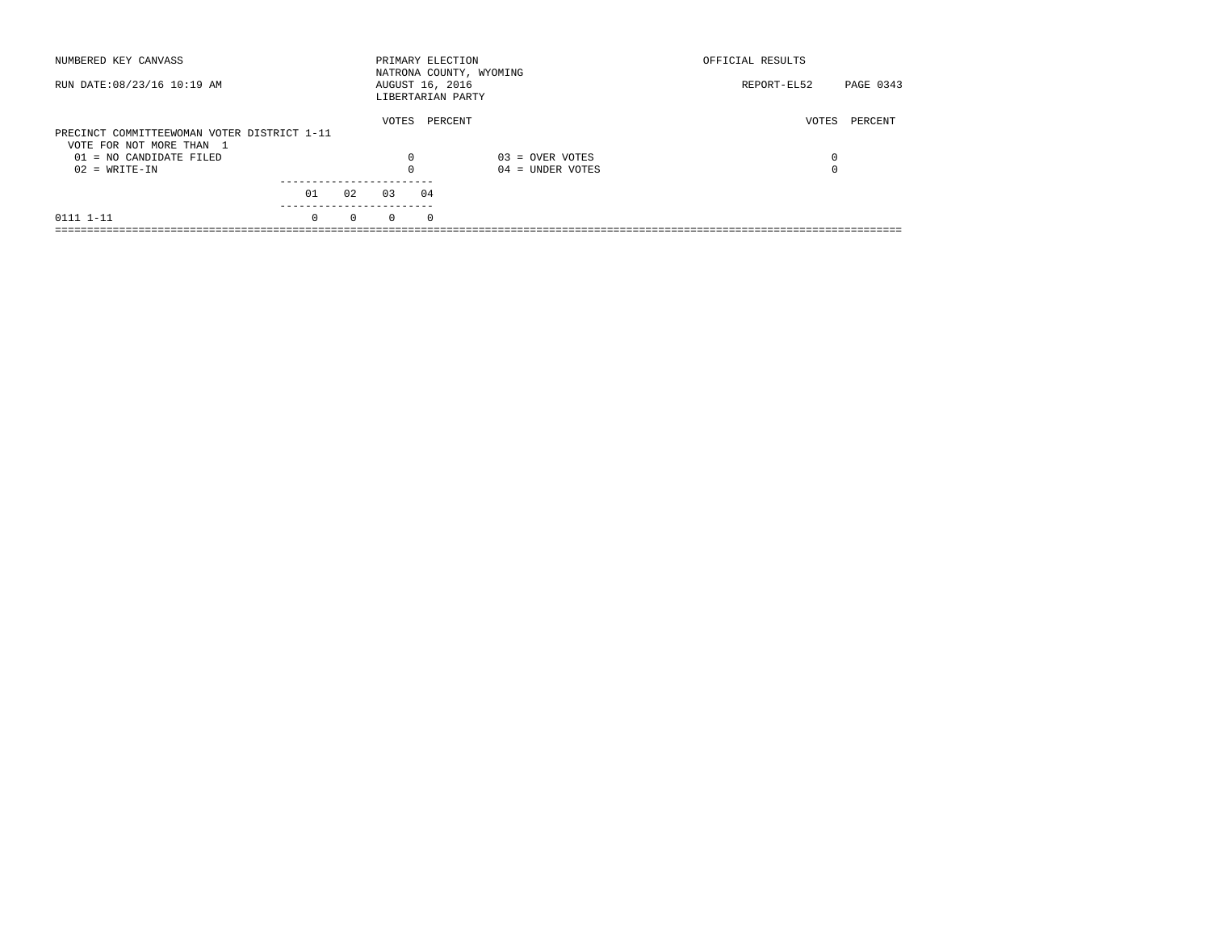NUMBERED KEY CANVASS

RUN DATE:08/23/16 10:19 AM

PRIMARY ELECTION
NATRONA COUNTY, WYOMING
AUGUST 16, 2016
LIBERTARIAN PARTY

OFFICIAL RESULTS

REPORT-EL52

PRECINCT COMMITTEEWOMAN VOTER DISTRICT 1-11
VOTE FOR NOT MORE THAN 1

| | VOTES | PERCENT | | VOTES | PERCENT |
|---|---|---|---|---|---|
| 01 = NO CANDIDATE FILED | 0 | | 03 = OVER VOTES | 0 | |
| 02 = WRITE-IN | 0 | | 04 = UNDER VOTES | 0 | |

| | 01 | 02 | 03 | 04 |
|---|---|---|---|---|
| 0111 1-11 | 0 | 0 | 0 | 0 |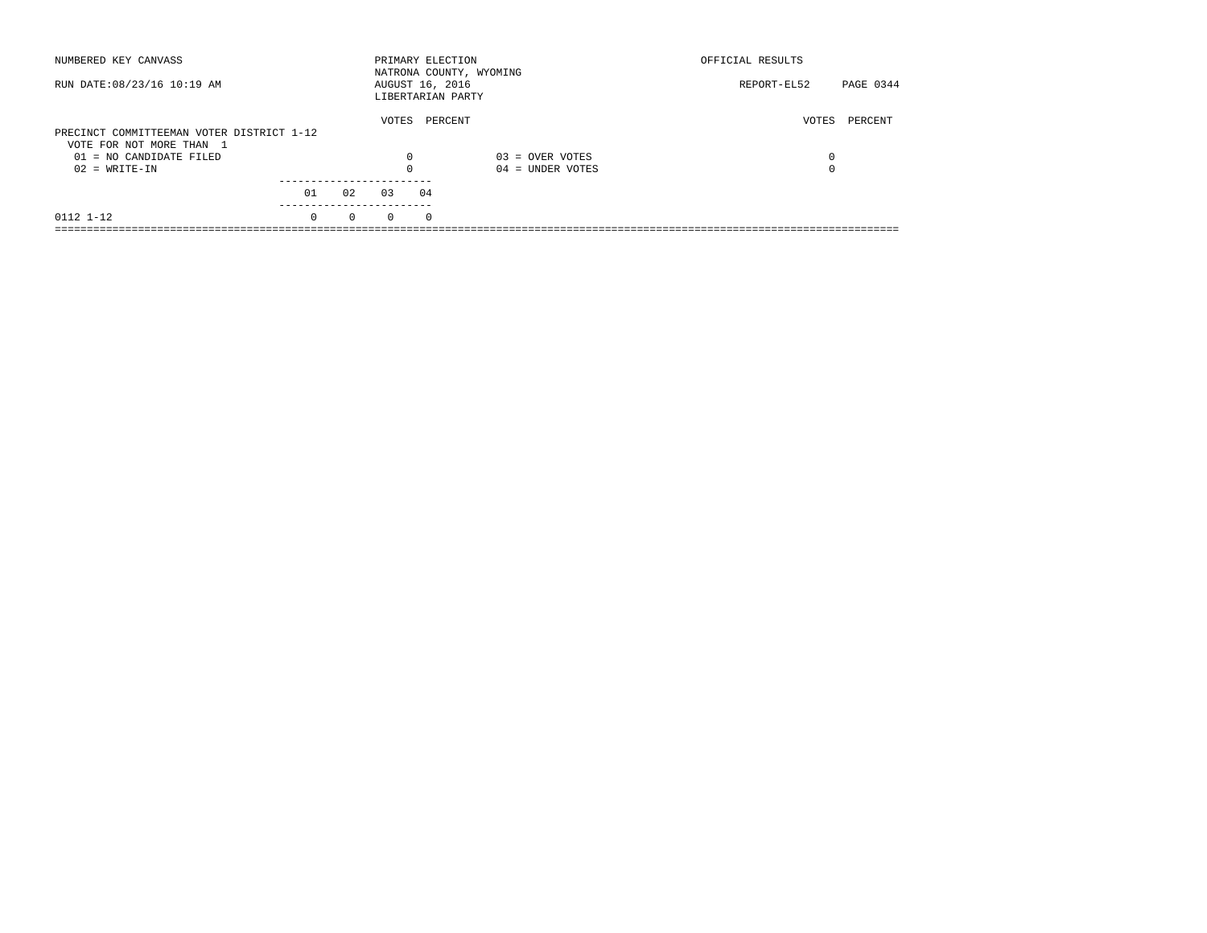NUMBERED KEY CANVASS

PRIMARY ELECTION
NATRONA COUNTY, WYOMING
AUGUST 16, 2016
LIBERTARIAN PARTY

OFFICIAL RESULTS

RUN DATE:08/23/16 10:19 AM

REPORT-EL52

## PRECINCT COMMITTEEMAN VOTER DISTRICT 1-12

VOTE FOR NOT MORE THAN 1

| | VOTES | PERCENT | | VOTES | PERCENT |
|---|---|---|---|---|---|
| 01 = NO CANDIDATE FILED | 0 | | 03 = OVER VOTES | 0 | |
| 02 = WRITE-IN | 0 | | 04 = UNDER VOTES | 0 | |

| | 01 | 02 | 03 | 04 |
|---|---|---|---|---|
| 0112 1-12 | 0 | 0 | 0 | 0 |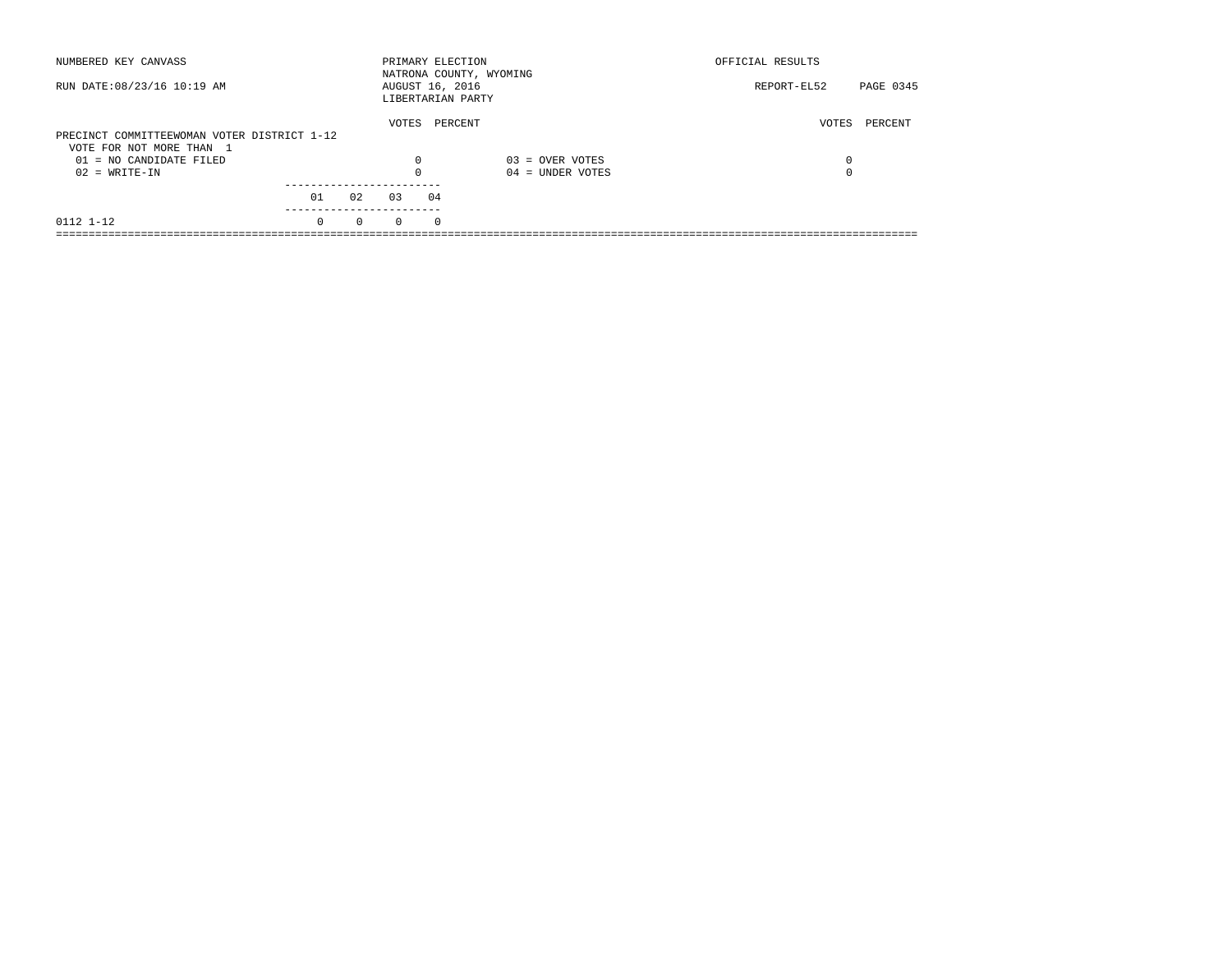NUMBERED KEY CANVASS

RUN DATE:08/23/16 10:19 AM

PRIMARY ELECTION
NATRONA COUNTY, WYOMING
AUGUST 16, 2016
LIBERTARIAN PARTY

OFFICIAL RESULTS

REPORT-EL52

**PRECINCT COMMITTEEWOMAN VOTER DISTRICT 1-12**

VOTE FOR NOT MORE THAN 1

| | VOTES | PERCENT | | VOTES | PERCENT |
|---|---|---|---|---|---|
| 01 = NO CANDIDATE FILED | 0 | | 03 = OVER VOTES | 0 | |
| 02 = WRITE-IN | 0 | | 04 = UNDER VOTES | 0 | |

| | 01 | 02 | 03 | 04 |
|---|---|---|---|---|
| 0112 1-12 | 0 | 0 | 0 | 0 |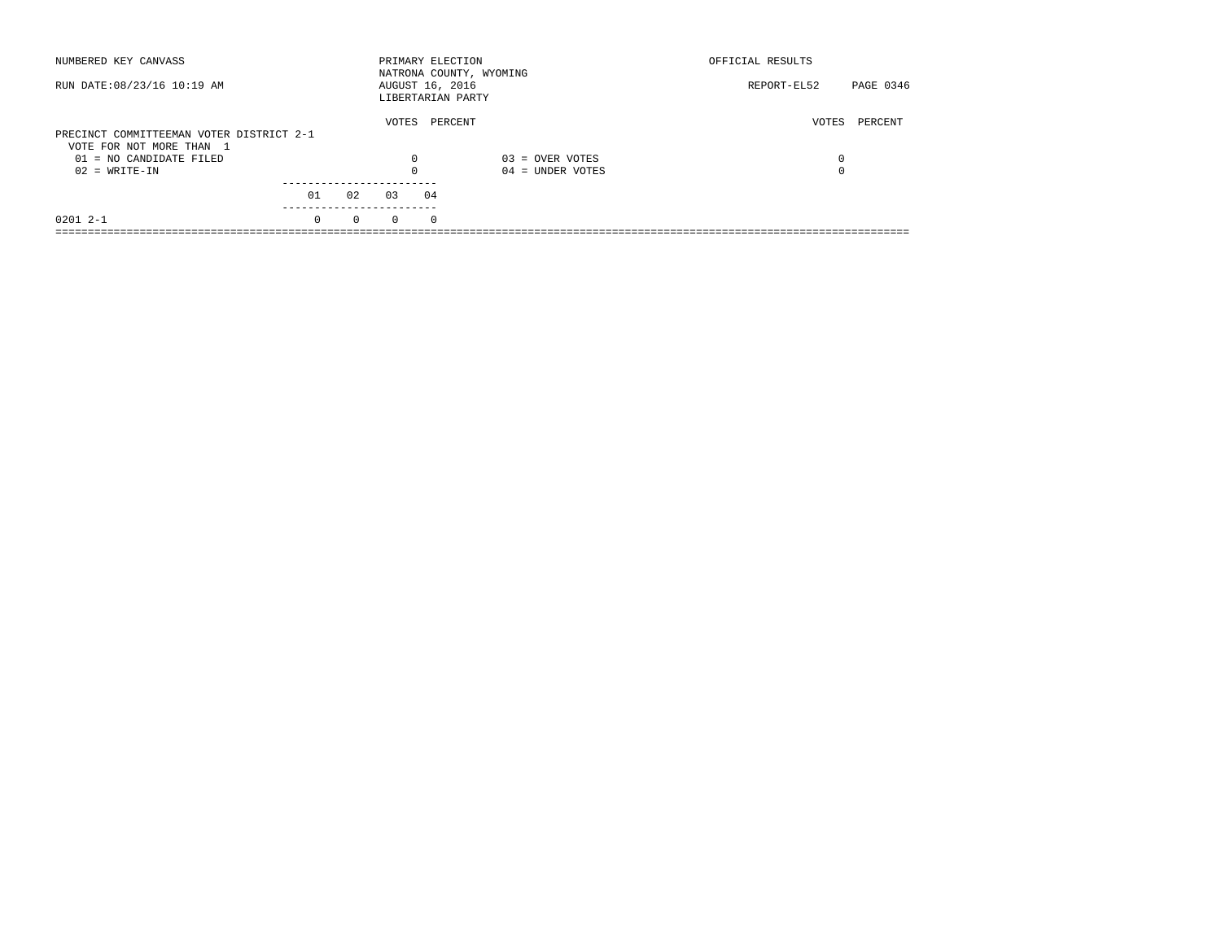NUMBERED KEY CANVASS

PRIMARY ELECTION
NATRONA COUNTY, WYOMING
AUGUST 16, 2016
LIBERTARIAN PARTY

OFFICIAL RESULTS

RUN DATE:08/23/16 10:19 AM

REPORT-EL52

## PRECINCT COMMITTEEMAN VOTER DISTRICT 2-1

VOTE FOR NOT MORE THAN 1

| | VOTES | PERCENT | | VOTES | PERCENT |
|---|---|---|---|---|---|
| 01 = NO CANDIDATE FILED | 0 | | 03 = OVER VOTES | 0 | |
| 02 = WRITE-IN | 0 | | 04 = UNDER VOTES | 0 | |

| | 01 | 02 | 03 | 04 |
|---|---|---|---|---|
| 0201 2-1 | 0 | 0 | 0 | 0 |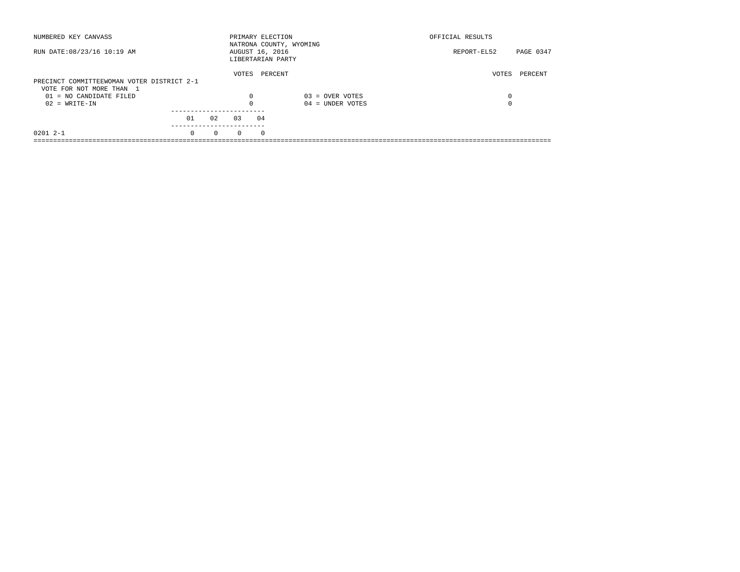NUMBERED KEY CANVASS

RUN DATE:08/23/16 10:19 AM

PRIMARY ELECTION
NATRONA COUNTY, WYOMING
AUGUST 16, 2016
LIBERTARIAN PARTY

OFFICIAL RESULTS

REPORT-EL52

PRECINCT COMMITTEEWOMAN VOTER DISTRICT 2-1
VOTE FOR NOT MORE THAN 1

| | VOTES | PERCENT | | VOTES | PERCENT |
|---|---|---|---|---|---|
| 01 = NO CANDIDATE FILED | 0 | | 03 = OVER VOTES | 0 | |
| 02 = WRITE-IN | 0 | | 04 = UNDER VOTES | 0 | |

| | 01 | 02 | 03 | 04 |
|---|---|---|---|---|
| 0201 2-1 | 0 | 0 | 0 | 0 |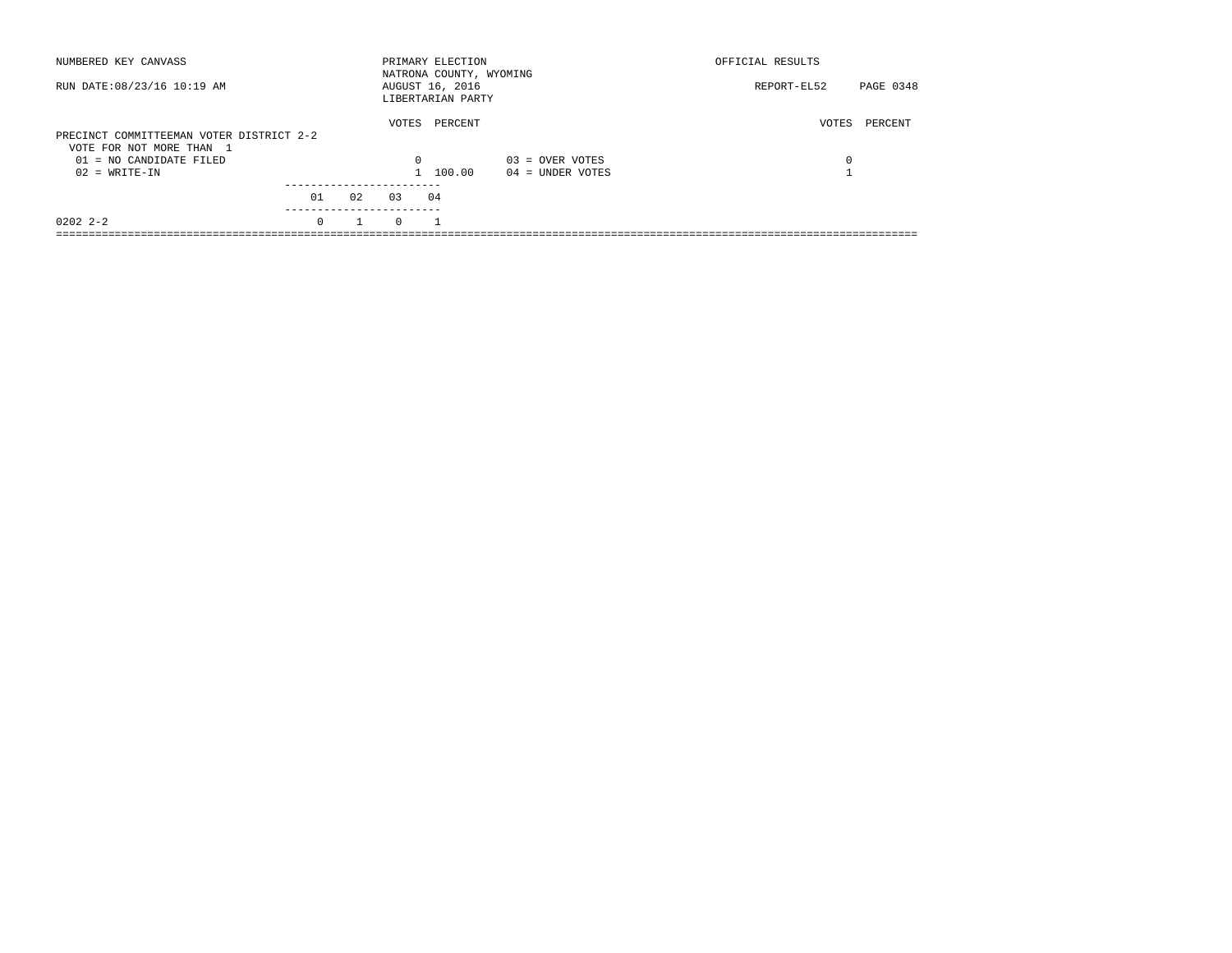NUMBERED KEY CANVASS

PRIMARY ELECTION
NATRONA COUNTY, WYOMING
AUGUST 16, 2016
LIBERTARIAN PARTY

OFFICIAL RESULTS

RUN DATE:08/23/16 10:19 AM

REPORT-EL52

**PRECINCT COMMITTEEMAN VOTER DISTRICT 2-2**
VOTE FOR NOT MORE THAN 1

| | VOTES | PERCENT | | VOTES | PERCENT |
|---|---|---|---|---|---|
| 01 = NO CANDIDATE FILED | 0 | | 03 = OVER VOTES | 0 | |
| 02 = WRITE-IN | 1 | 100.00 | 04 = UNDER VOTES | 1 | |

| | 01 | 02 | 03 | 04 |
|---|---|---|---|---|
| 0202 2-2 | 0 | 1 | 0 | 1 |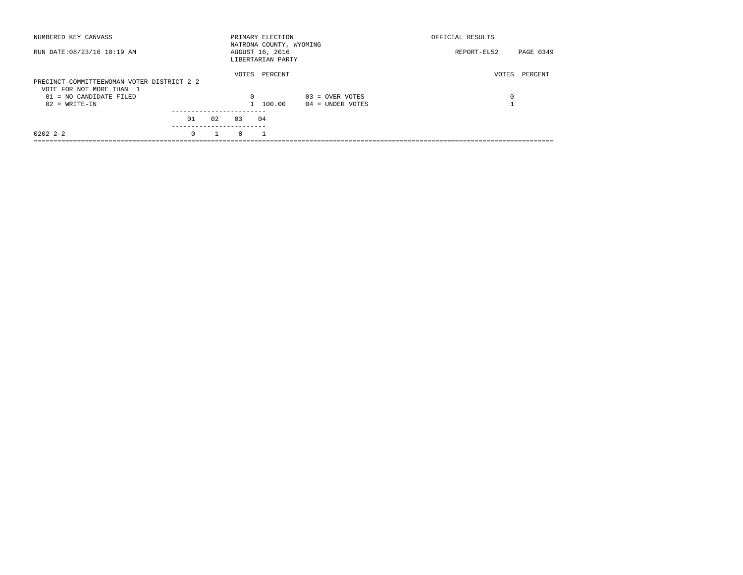NUMBERED KEY CANVASS

PRIMARY ELECTION
NATRONA COUNTY, WYOMING
AUGUST 16, 2016
LIBERTARIAN PARTY

OFFICIAL RESULTS

RUN DATE:08/23/16 10:19 AM

REPORT-EL52 PAGE 0349

## PRECINCT COMMITTEEWOMAN VOTER DISTRICT 2-2

VOTE FOR NOT MORE THAN 1

| | VOTES | PERCENT | | VOTES | PERCENT |
|---|---|---|---|---|---|
| 01 = NO CANDIDATE FILED | 0 | | 03 = OVER VOTES | 0 | |
| 02 = WRITE-IN | 1 | 100.00 | 04 = UNDER VOTES | 1 | |

| | 01 | 02 | 03 | 04 |
|---|---|---|---|---|
| 0202 2-2 | 0 | 1 | 0 | 1 |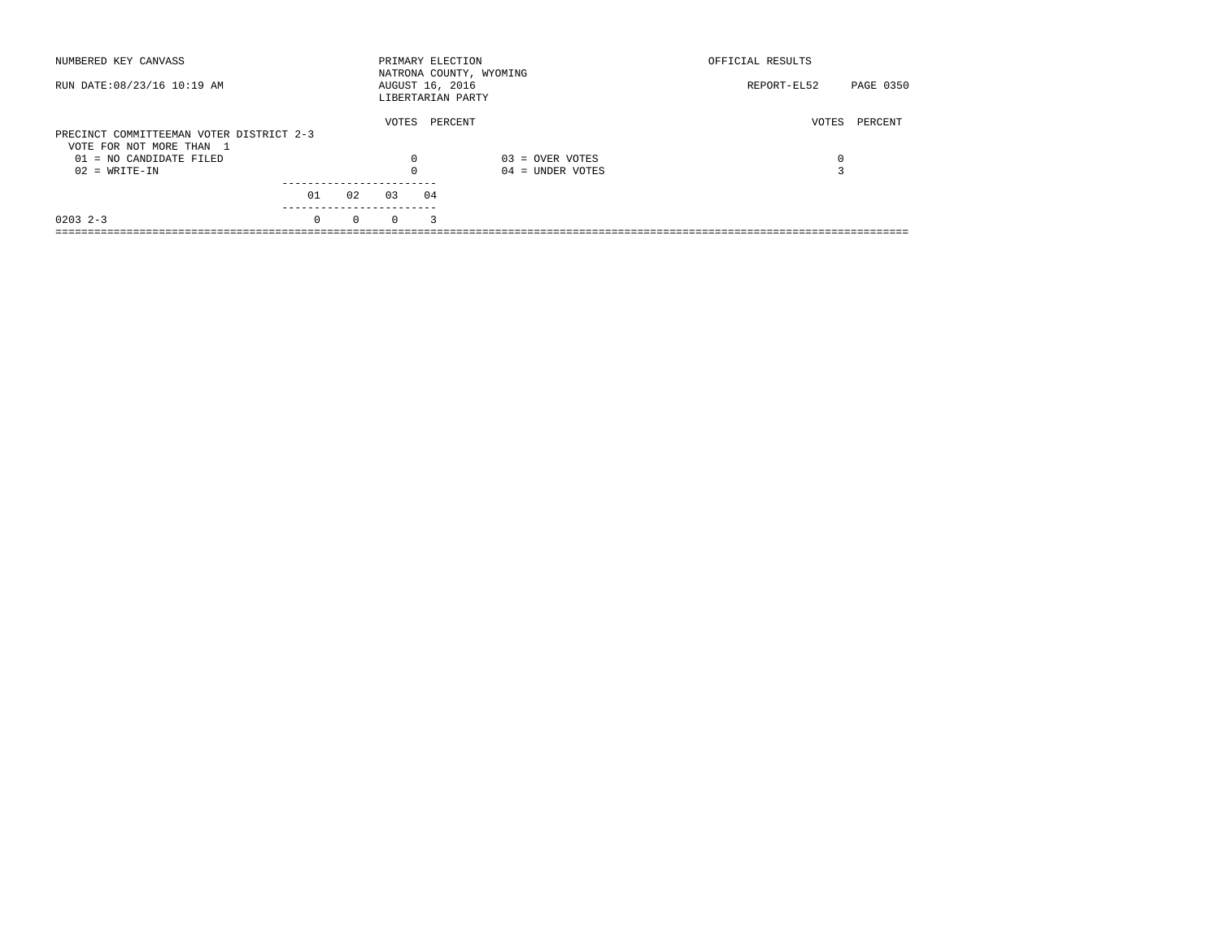NUMBERED KEY CANVASS — PRIMARY ELECTION — OFFICIAL RESULTS

NATRONA COUNTY, WYOMING

RUN DATE:08/23/16 10:19 AM — AUGUST 16, 2016 — REPORT-EL52

LIBERTARIAN PARTY

## PRECINCT COMMITTEEMAN VOTER DISTRICT 2-3

VOTE FOR NOT MORE THAN 1

| | VOTES | PERCENT |
|---|---|---|
| 01 = NO CANDIDATE FILED | 0 | |
| 02 = WRITE-IN | 0 | |
| 03 = OVER VOTES | 0 | |
| 04 = UNDER VOTES | 3 | |

| | 01 | 02 | 03 | 04 |
|---|---|---|---|---|
| 0203 2-3 | 0 | 0 | 0 | 3 |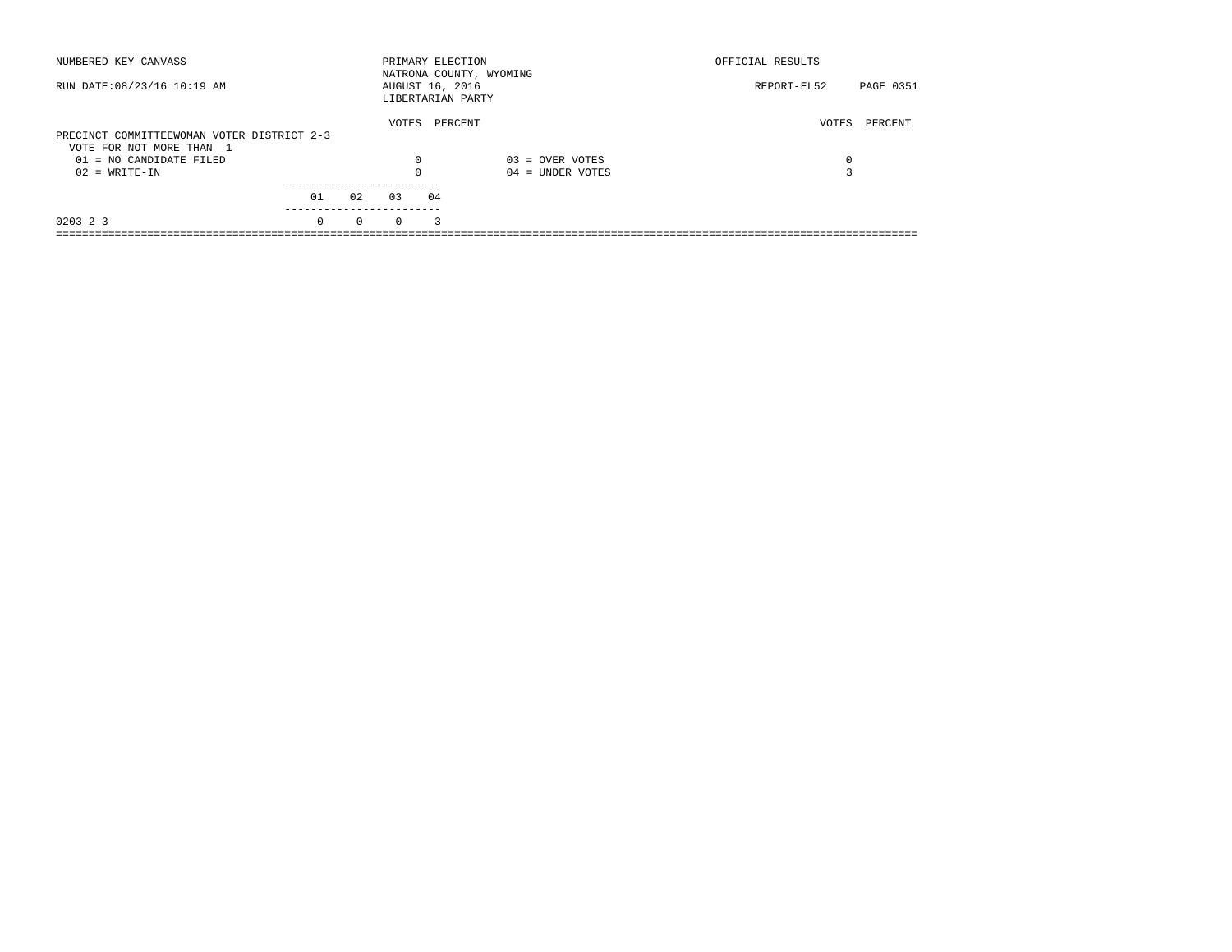NUMBERED KEY CANVASS

RUN DATE:08/23/16 10:19 AM

PRIMARY ELECTION
NATRONA COUNTY, WYOMING
AUGUST 16, 2016
LIBERTARIAN PARTY

OFFICIAL RESULTS

REPORT-EL52

PRECINCT COMMITTEEWOMAN VOTER DISTRICT 2-3
VOTE FOR NOT MORE THAN 1

| | VOTES | PERCENT | | VOTES | PERCENT |
|---|---|---|---|---|---|
| 01 = NO CANDIDATE FILED | 0 | | 03 = OVER VOTES | 0 | |
| 02 = WRITE-IN | 0 | | 04 = UNDER VOTES | 3 | |

| | 01 | 02 | 03 | 04 |
|---|---|---|---|---|
| 0203 2-3 | 0 | 0 | 0 | 3 |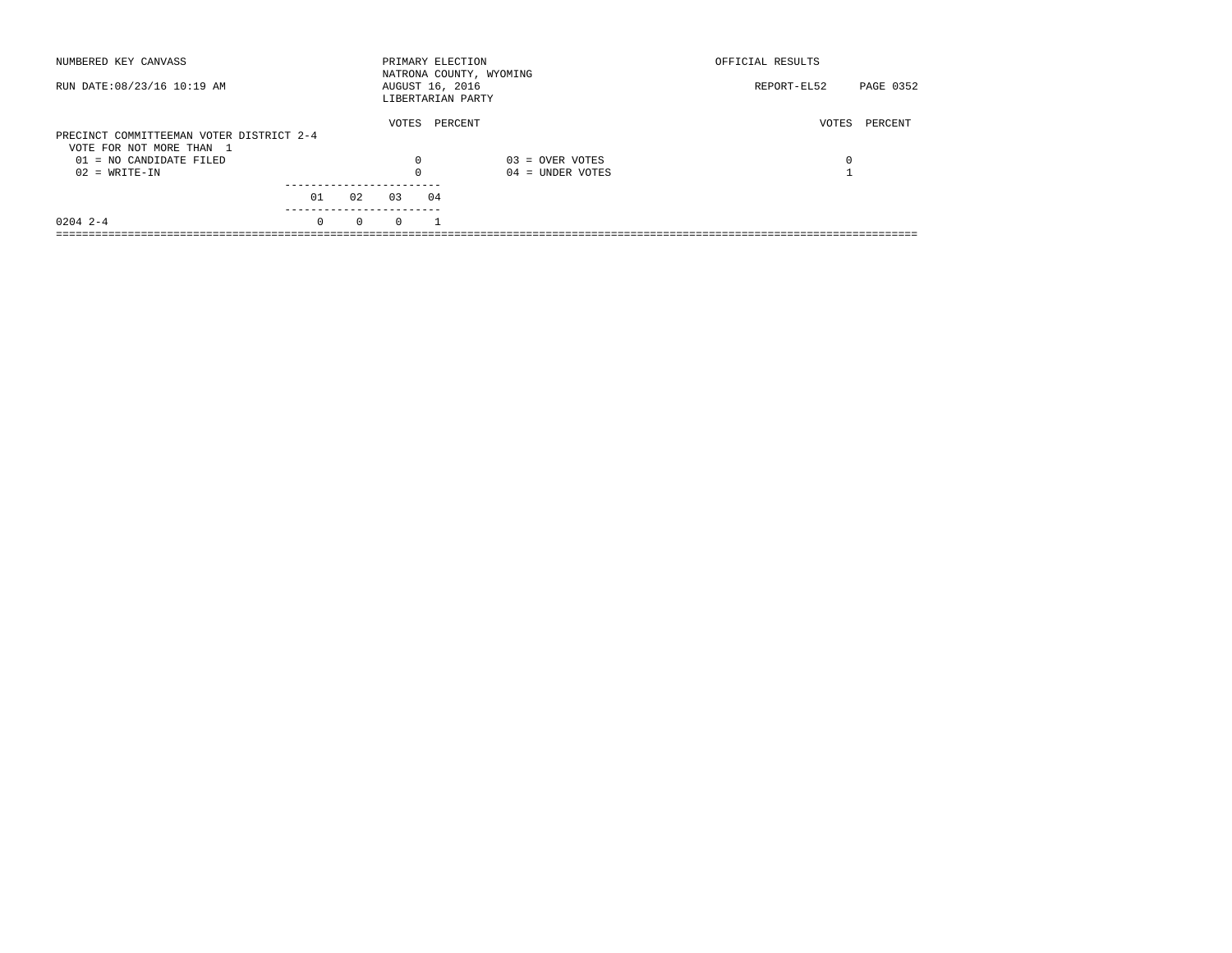NUMBERED KEY CANVASS

PRIMARY ELECTION
NATRONA COUNTY, WYOMING
AUGUST 16, 2016
LIBERTARIAN PARTY

OFFICIAL RESULTS

RUN DATE:08/23/16 10:19 AM

REPORT-EL52 PAGE 0352

## PRECINCT COMMITTEEMAN VOTER DISTRICT 2-4

VOTE FOR NOT MORE THAN 1

| | VOTES | PERCENT | | VOTES | PERCENT |
|---|---|---|---|---|---|
| 01 = NO CANDIDATE FILED | 0 | | 03 = OVER VOTES | 0 | |
| 02 = WRITE-IN | 0 | | 04 = UNDER VOTES | 1 | |

| | 01 | 02 | 03 | 04 |
|---|---|---|---|---|
| 0204 2-4 | 0 | 0 | 0 | 1 |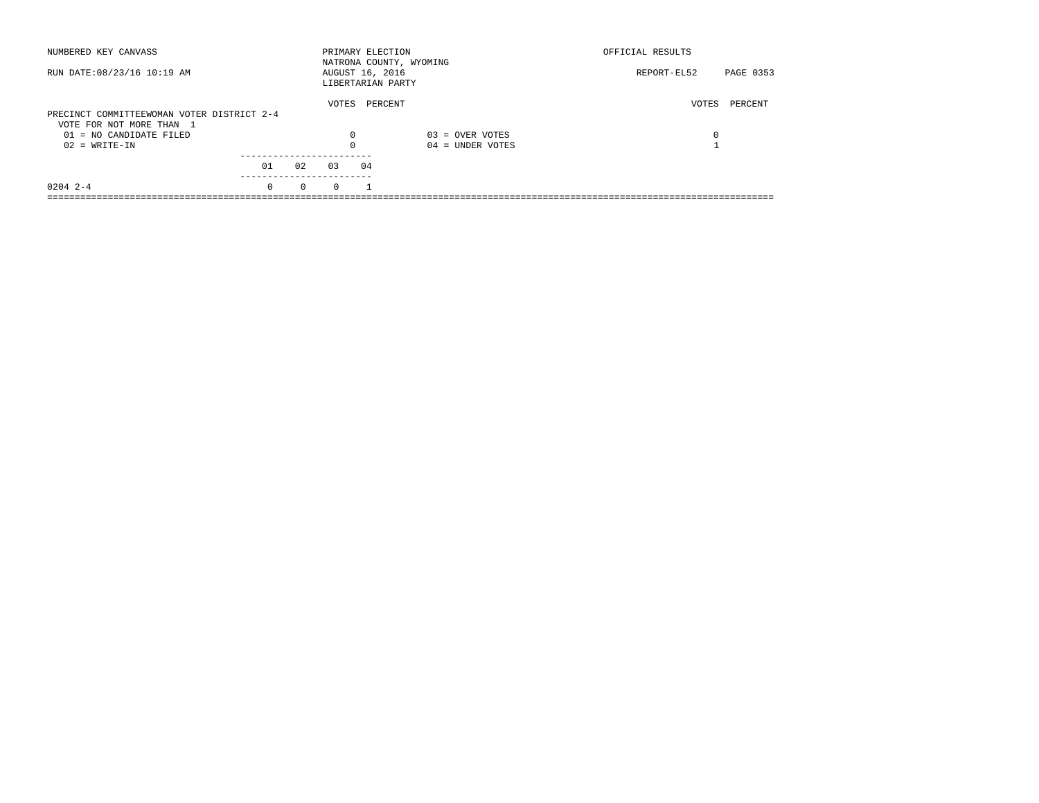NUMBERED KEY CANVASS

PRIMARY ELECTION
NATRONA COUNTY, WYOMING
AUGUST 16, 2016
LIBERTARIAN PARTY

OFFICIAL RESULTS

RUN DATE:08/23/16 10:19 AM

REPORT-EL52

## PRECINCT COMMITTEEWOMAN VOTER DISTRICT 2-4

VOTE FOR NOT MORE THAN 1

| | VOTES | PERCENT | | VOTES | PERCENT |
|---|---|---|---|---|---|
| 01 = NO CANDIDATE FILED | 0 | | 03 = OVER VOTES | 0 | |
| 02 = WRITE-IN | 0 | | 04 = UNDER VOTES | 1 | |

| | 01 | 02 | 03 | 04 |
|---|---|---|---|---|
| 0204 2-4 | 0 | 0 | 0 | 1 |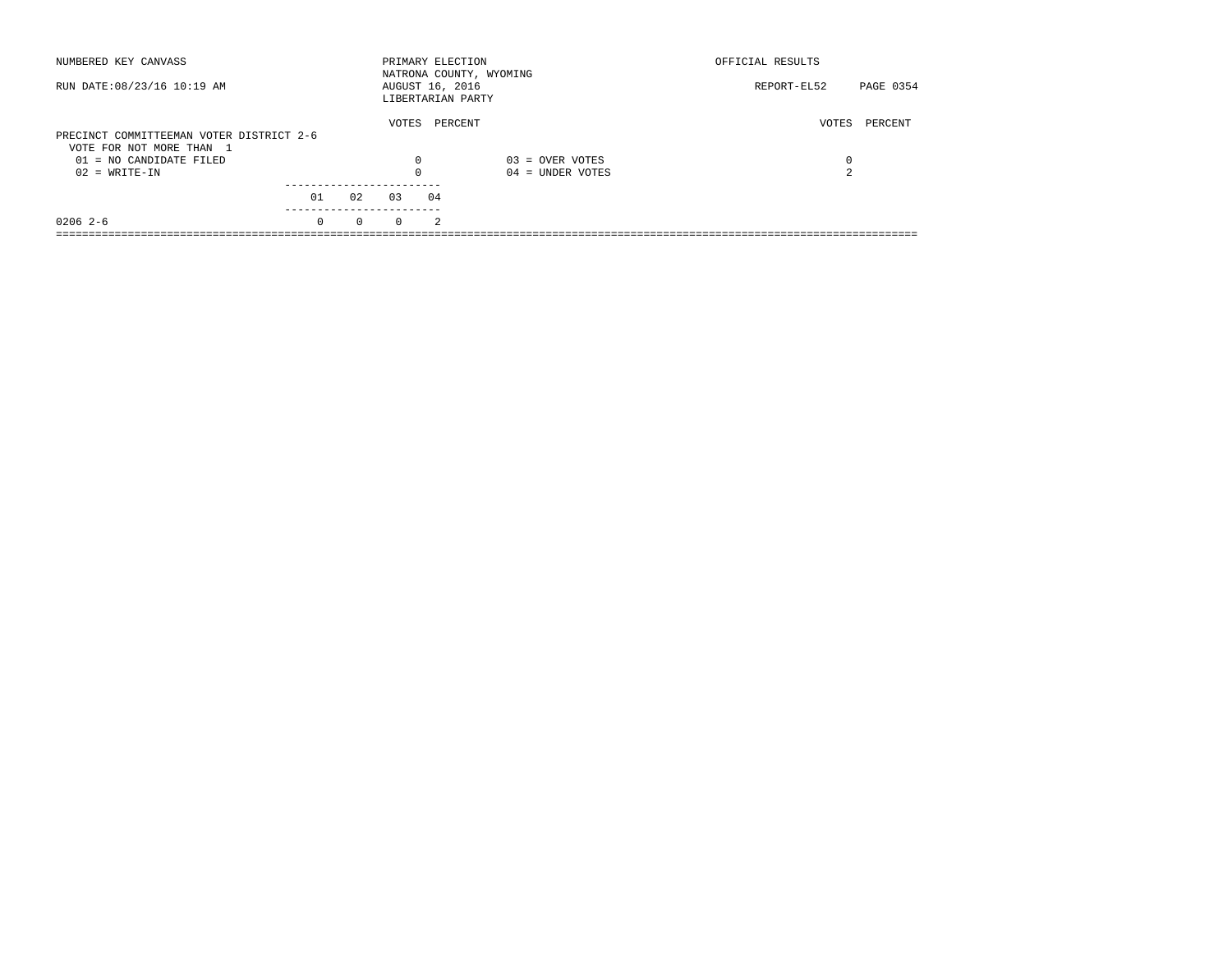NUMBERED KEY CANVASS

RUN DATE:08/23/16 10:19 AM

PRIMARY ELECTION
NATRONA COUNTY, WYOMING
AUGUST 16, 2016
LIBERTARIAN PARTY

OFFICIAL RESULTS

REPORT-EL52 PAGE 0354

PRECINCT COMMITTEEMAN VOTER DISTRICT 2-6
VOTE FOR NOT MORE THAN 1

| | VOTES | PERCENT | | VOTES | PERCENT |
|---|---|---|---|---|---|
| 01 = NO CANDIDATE FILED | 0 | | 03 = OVER VOTES | 0 | |
| 02 = WRITE-IN | 0 | | 04 = UNDER VOTES | 2 | |

| | 01 | 02 | 03 | 04 |
|---|---|---|---|---|
| 0206 2-6 | 0 | 0 | 0 | 2 |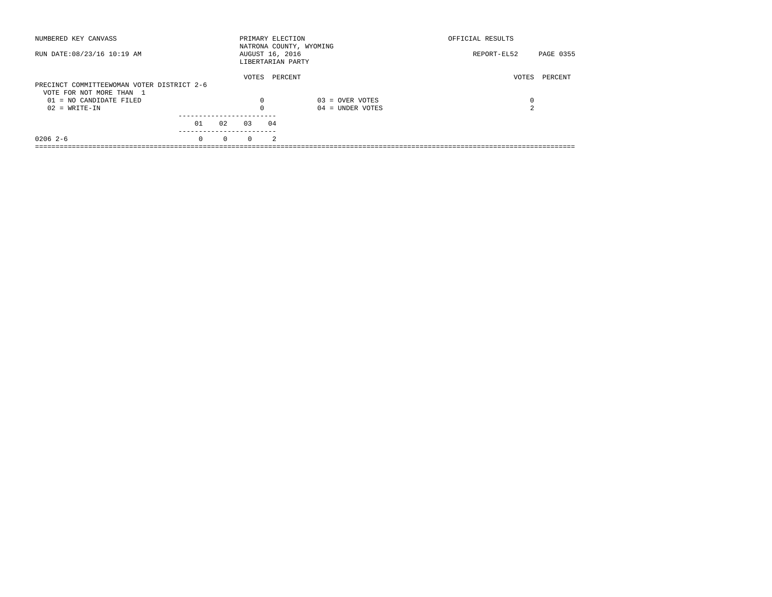NUMBERED KEY CANVASS

PRIMARY ELECTION
NATRONA COUNTY, WYOMING
AUGUST 16, 2016
LIBERTARIAN PARTY

OFFICIAL RESULTS

RUN DATE:08/23/16 10:19 AM

REPORT-EL52

## PRECINCT COMMITTEEWOMAN VOTER DISTRICT 2-6

VOTE FOR NOT MORE THAN 1

| | VOTES | PERCENT | | VOTES | PERCENT |
|---|---|---|---|---|---|
| 01 = NO CANDIDATE FILED | 0 | | 03 = OVER VOTES | 0 | |
| 02 = WRITE-IN | 0 | | 04 = UNDER VOTES | 2 | |

| | 01 | 02 | 03 | 04 |
|---|---|---|---|---|
| 0206 2-6 | 0 | 0 | 0 | 2 |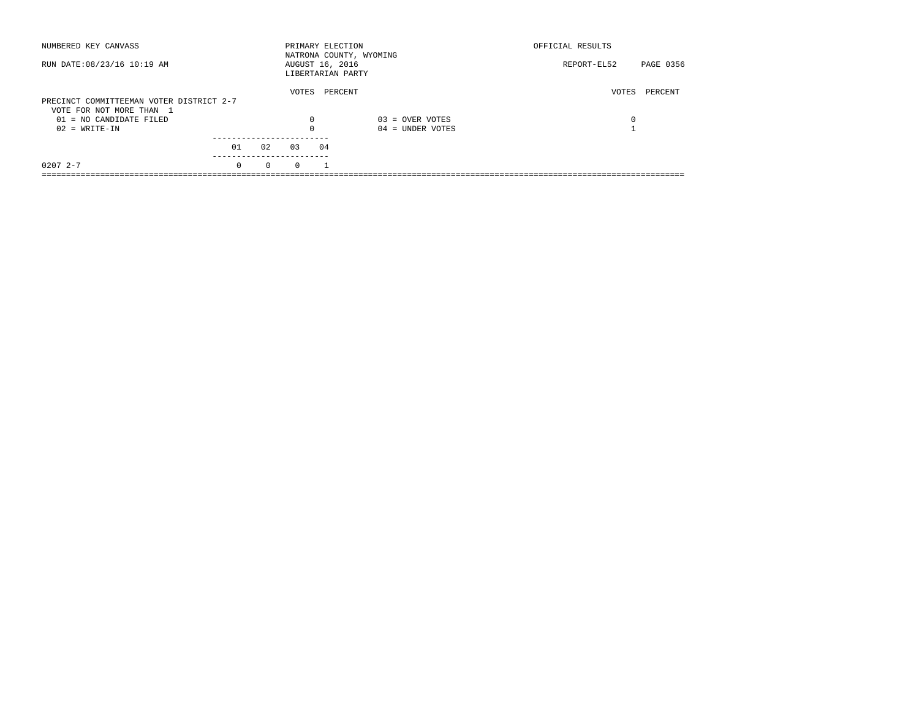NUMBERED KEY CANVASS

PRIMARY ELECTION
NATRONA COUNTY, WYOMING
AUGUST 16, 2016
LIBERTARIAN PARTY

OFFICIAL RESULTS

RUN DATE:08/23/16 10:19 AM

REPORT-EL52

## PRECINCT COMMITTEEMAN VOTER DISTRICT 2-7

VOTE FOR NOT MORE THAN 1

| | VOTES | PERCENT | | VOTES | PERCENT |
|---|---|---|---|---|---|
| 01 = NO CANDIDATE FILED | 0 | | 03 = OVER VOTES | 0 | |
| 02 = WRITE-IN | 0 | | 04 = UNDER VOTES | 1 | |

| | 01 | 02 | 03 | 04 |
|---|---|---|---|---|
| 0207 2-7 | 0 | 0 | 0 | 1 |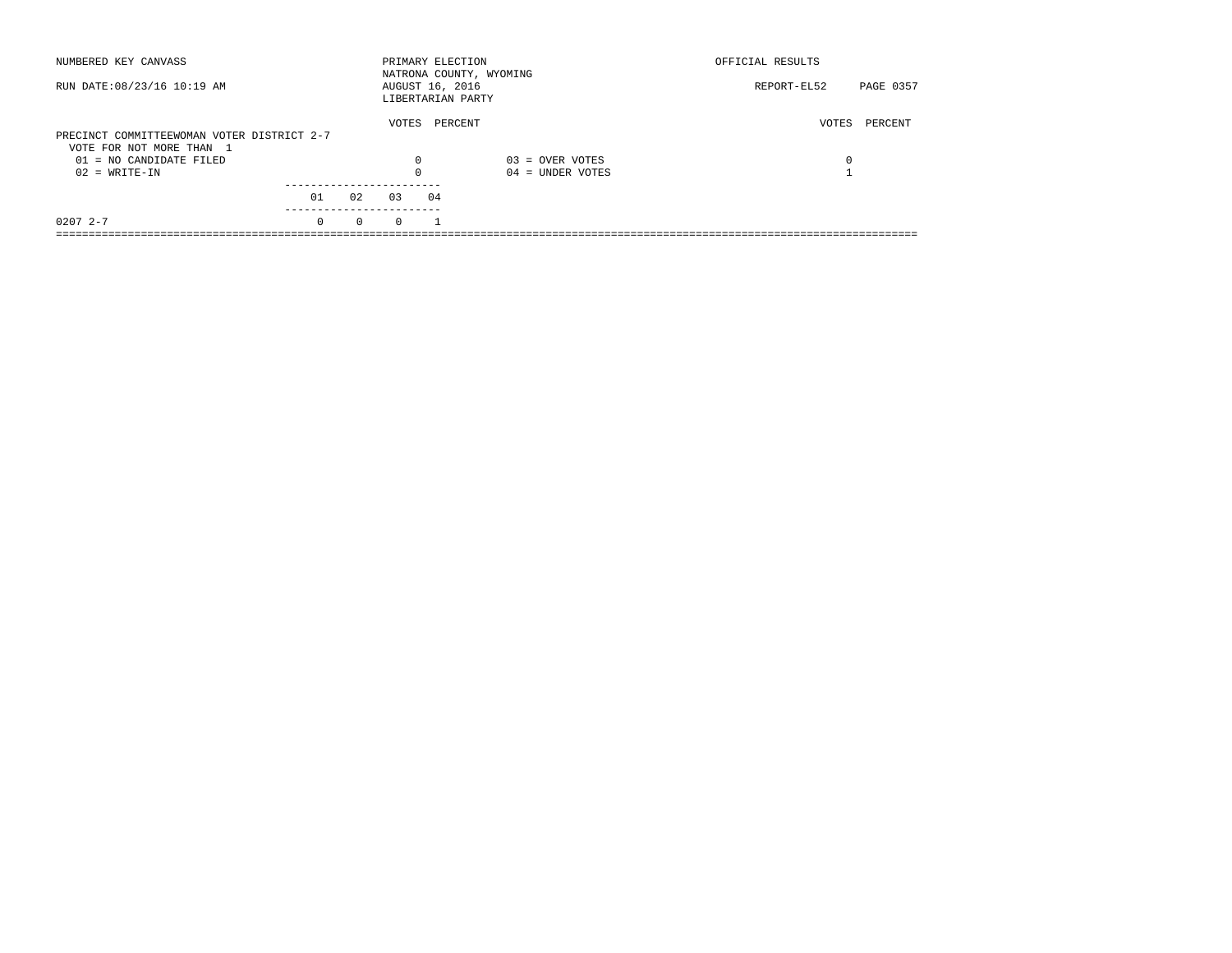NUMBERED KEY CANVASS

RUN DATE:08/23/16 10:19 AM

PRIMARY ELECTION
NATRONA COUNTY, WYOMING
AUGUST 16, 2016
LIBERTARIAN PARTY

OFFICIAL RESULTS

REPORT-EL52 PAGE 0357

PRECINCT COMMITTEEWOMAN VOTER DISTRICT 2-7
VOTE FOR NOT MORE THAN 1

| | VOTES | PERCENT | | VOTES | PERCENT |
|---|---|---|---|---|---|
| 01 = NO CANDIDATE FILED | 0 | | 03 = OVER VOTES | 0 | |
| 02 = WRITE-IN | 0 | | 04 = UNDER VOTES | 1 | |

| | 01 | 02 | 03 | 04 |
|---|---|---|---|---|
| 0207 2-7 | 0 | 0 | 0 | 1 |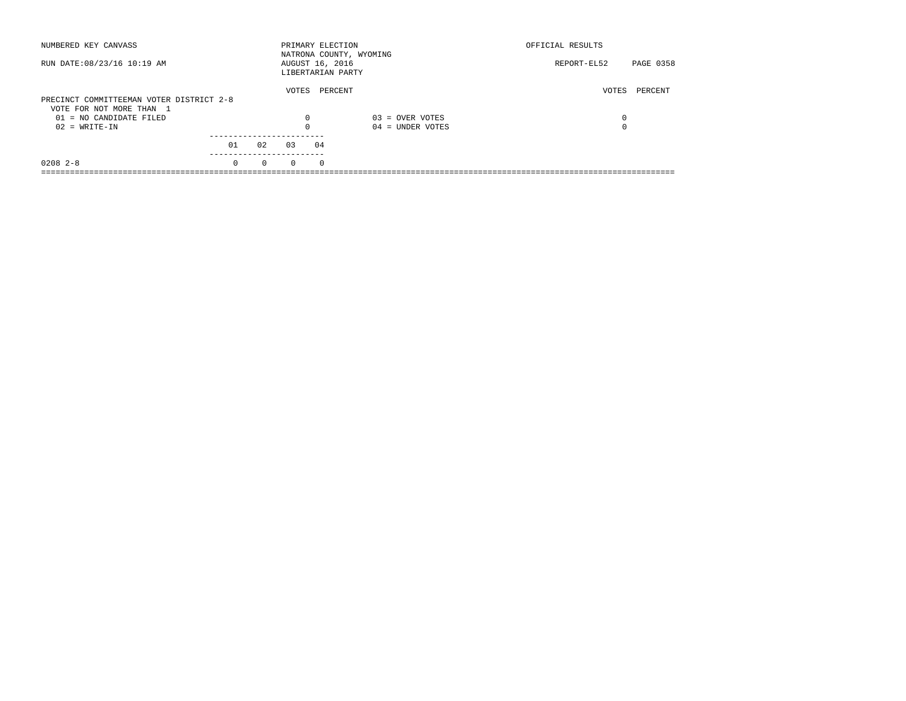NUMBERED KEY CANVASS — PRIMARY ELECTION — NATRONA COUNTY, WYOMING — AUGUST 16, 2016 — LIBERTARIAN PARTY — OFFICIAL RESULTS

RUN DATE:08/23/16 10:19 AM — REPORT-EL52

**PRECINCT COMMITTEEMAN VOTER DISTRICT 2-8**

VOTE FOR NOT MORE THAN 1

| | VOTES | PERCENT | | VOTES | PERCENT |
|---|---|---|---|---|---|
| 01 = NO CANDIDATE FILED | 0 | | 03 = OVER VOTES | 0 | |
| 02 = WRITE-IN | 0 | | 04 = UNDER VOTES | 0 | |

| | 01 | 02 | 03 | 04 |
|---|---|---|---|---|
| 0208 2-8 | 0 | 0 | 0 | 0 |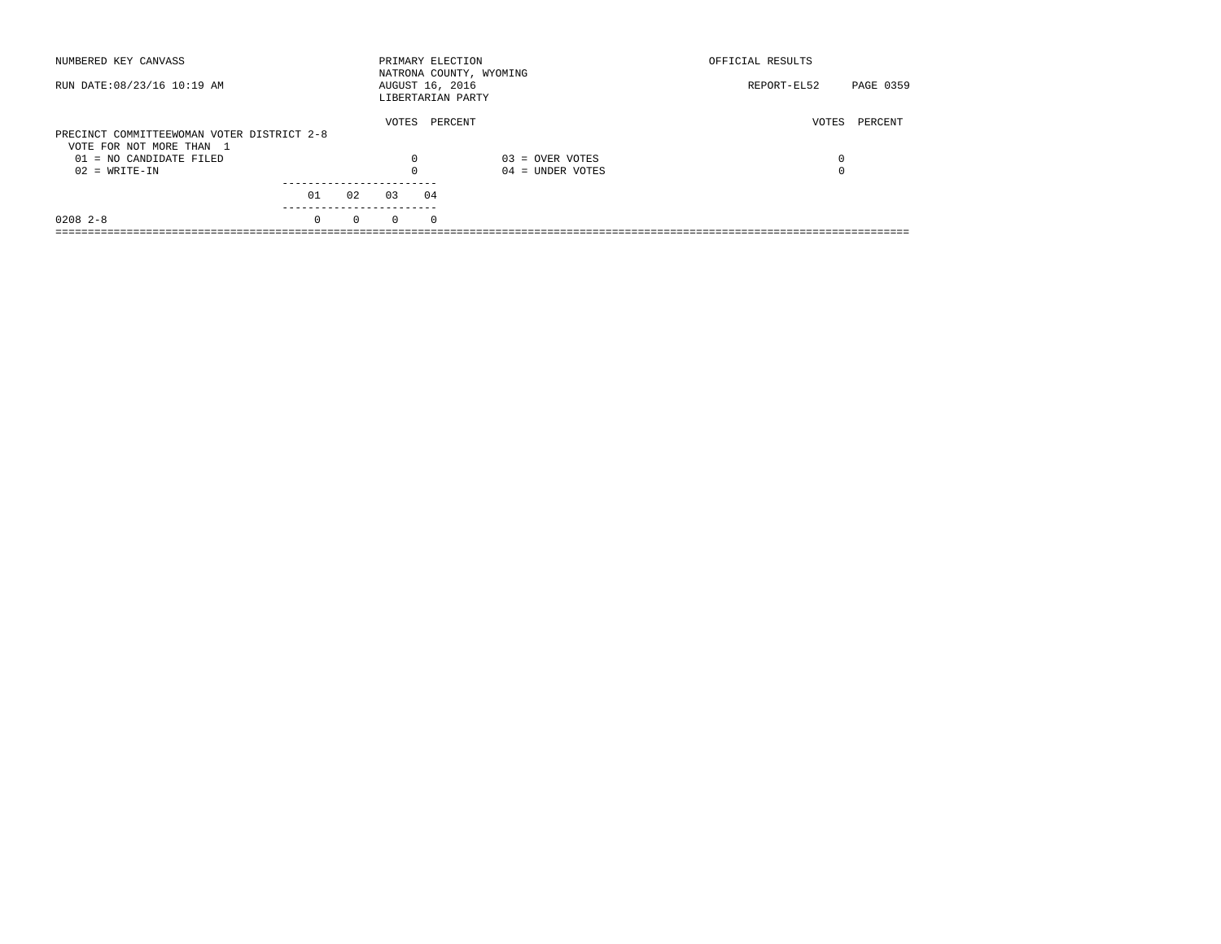NUMBERED KEY CANVASS — PRIMARY ELECTION — NATRONA COUNTY, WYOMING — AUGUST 16, 2016 — LIBERTARIAN PARTY — OFFICIAL RESULTS

RUN DATE:08/23/16 10:19 AM — REPORT-EL52

## PRECINCT COMMITTEEWOMAN VOTER DISTRICT 2-8

VOTE FOR NOT MORE THAN 1

| | VOTES | PERCENT | | VOTES | PERCENT |
|---|---|---|---|---|---|
| 01 = NO CANDIDATE FILED | 0 | | 03 = OVER VOTES | 0 | |
| 02 = WRITE-IN | 0 | | 04 = UNDER VOTES | 0 | |

| | 01 | 02 | 03 | 04 |
|---|---|---|---|---|
| 0208 2-8 | 0 | 0 | 0 | 0 |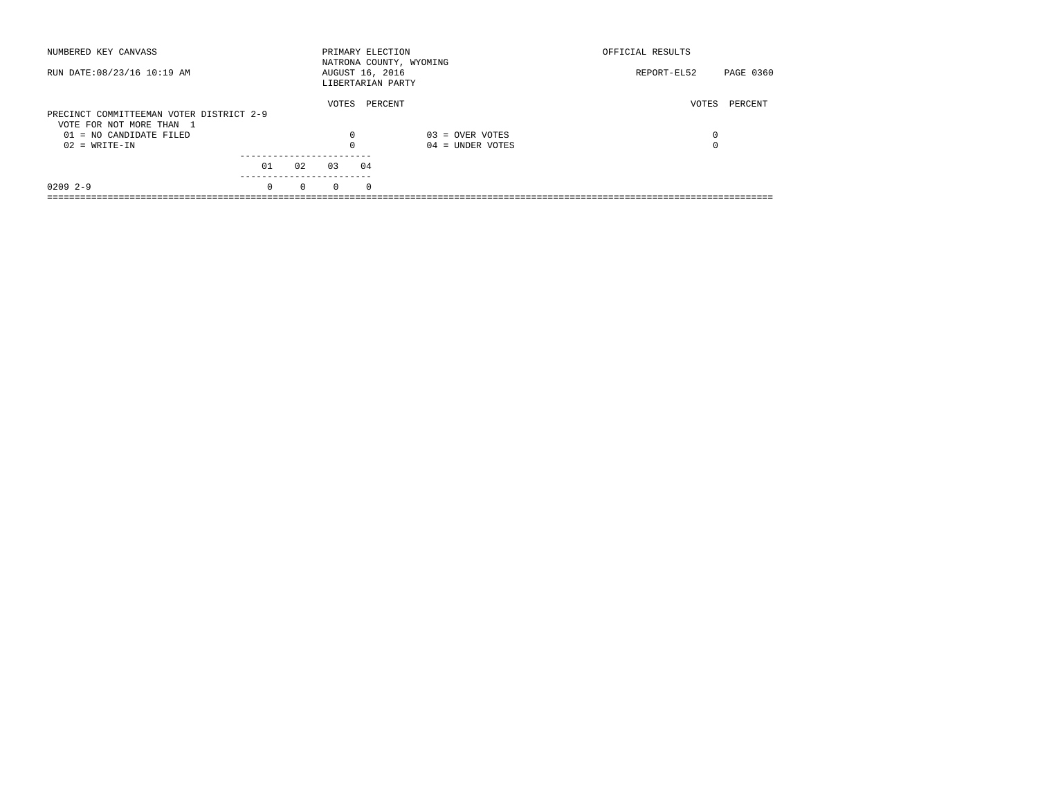NUMBERED KEY CANVASS

PRIMARY ELECTION
NATRONA COUNTY, WYOMING
AUGUST 16, 2016
LIBERTARIAN PARTY

OFFICIAL RESULTS

RUN DATE:08/23/16 10:19 AM

REPORT-EL52

## PRECINCT COMMITTEEMAN VOTER DISTRICT 2-9

VOTE FOR NOT MORE THAN 1

| | VOTES | PERCENT | | VOTES | PERCENT |
|---|---|---|---|---|---|
| 01 = NO CANDIDATE FILED | 0 | | 03 = OVER VOTES | 0 | |
| 02 = WRITE-IN | 0 | | 04 = UNDER VOTES | 0 | |

| | 01 | 02 | 03 | 04 |
|---|---|---|---|---|
| 0209 2-9 | 0 | 0 | 0 | 0 |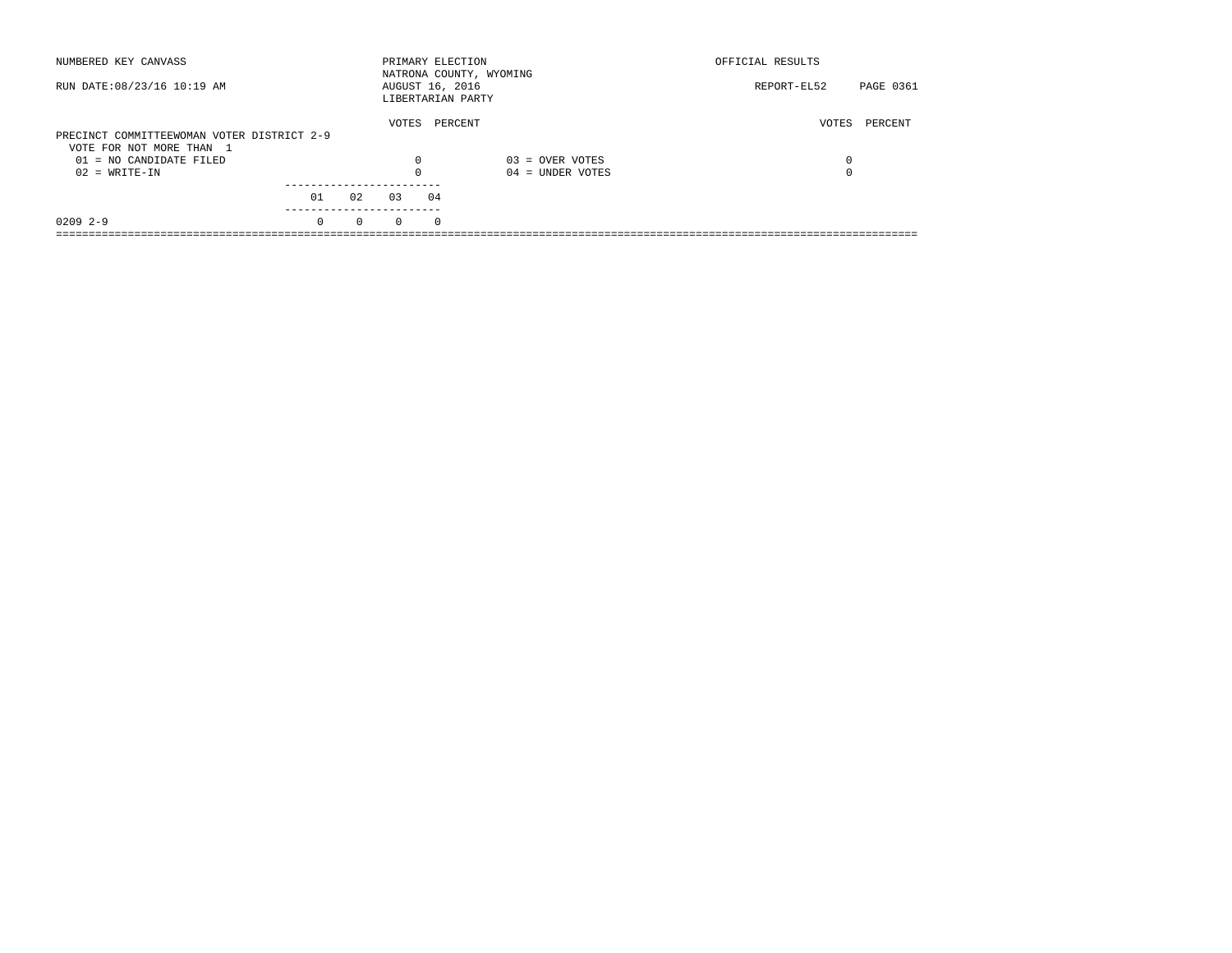NUMBERED KEY CANVASS

RUN DATE:08/23/16 10:19 AM

PRIMARY ELECTION
NATRONA COUNTY, WYOMING
AUGUST 16, 2016
LIBERTARIAN PARTY

OFFICIAL RESULTS

REPORT-EL52

PRECINCT COMMITTEEWOMAN VOTER DISTRICT 2-9
VOTE FOR NOT MORE THAN 1

| | VOTES | PERCENT | | VOTES | PERCENT |
|---|---|---|---|---|---|
| 01 = NO CANDIDATE FILED | 0 | | 03 = OVER VOTES | 0 | |
| 02 = WRITE-IN | 0 | | 04 = UNDER VOTES | 0 | |

| | 01 | 02 | 03 | 04 |
|---|---|---|---|---|
| 0209 2-9 | 0 | 0 | 0 | 0 |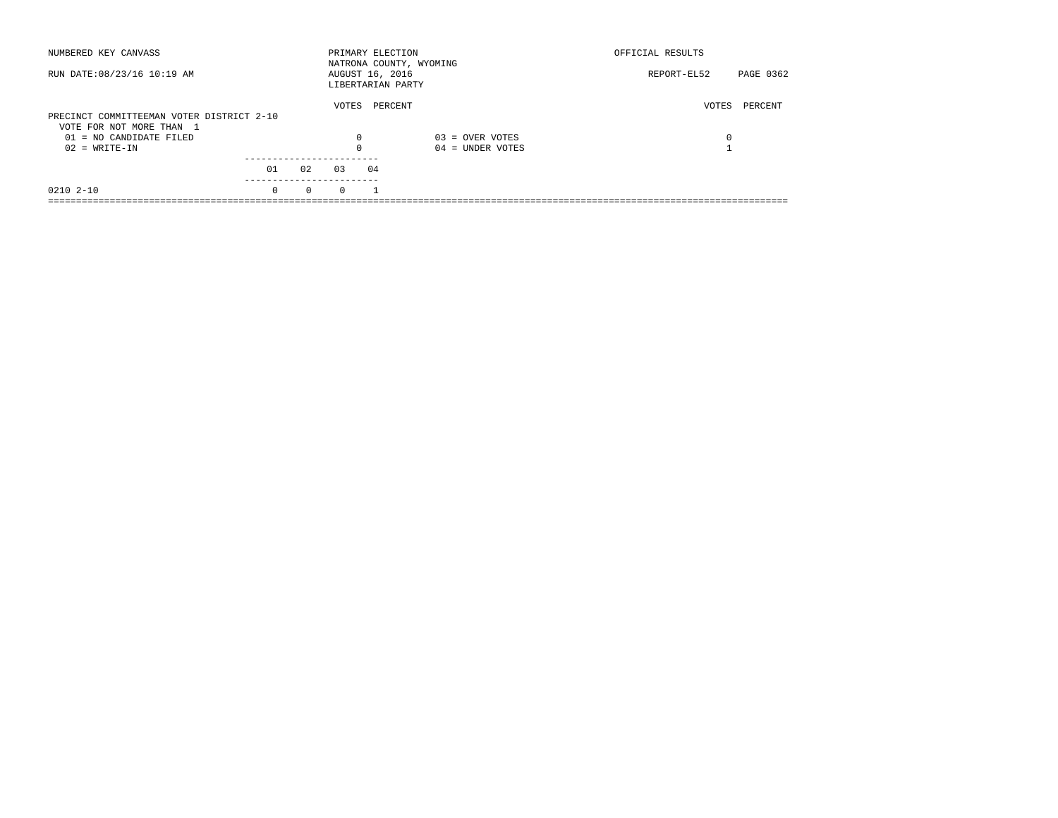NUMBERED KEY CANVASS

RUN DATE:08/23/16 10:19 AM

PRIMARY ELECTION
NATRONA COUNTY, WYOMING
AUGUST 16, 2016
LIBERTARIAN PARTY

OFFICIAL RESULTS

REPORT-EL52

PRECINCT COMMITTEEMAN VOTER DISTRICT 2-10
VOTE FOR NOT MORE THAN 1

| | VOTES | PERCENT | | VOTES | PERCENT |
|---|---|---|---|---|---|
| 01 = NO CANDIDATE FILED | 0 | | 03 = OVER VOTES | 0 | |
| 02 = WRITE-IN | 0 | | 04 = UNDER VOTES | 1 | |

| | 01 | 02 | 03 | 04 |
|---|---|---|---|---|
| 0210 2-10 | 0 | 0 | 0 | 1 |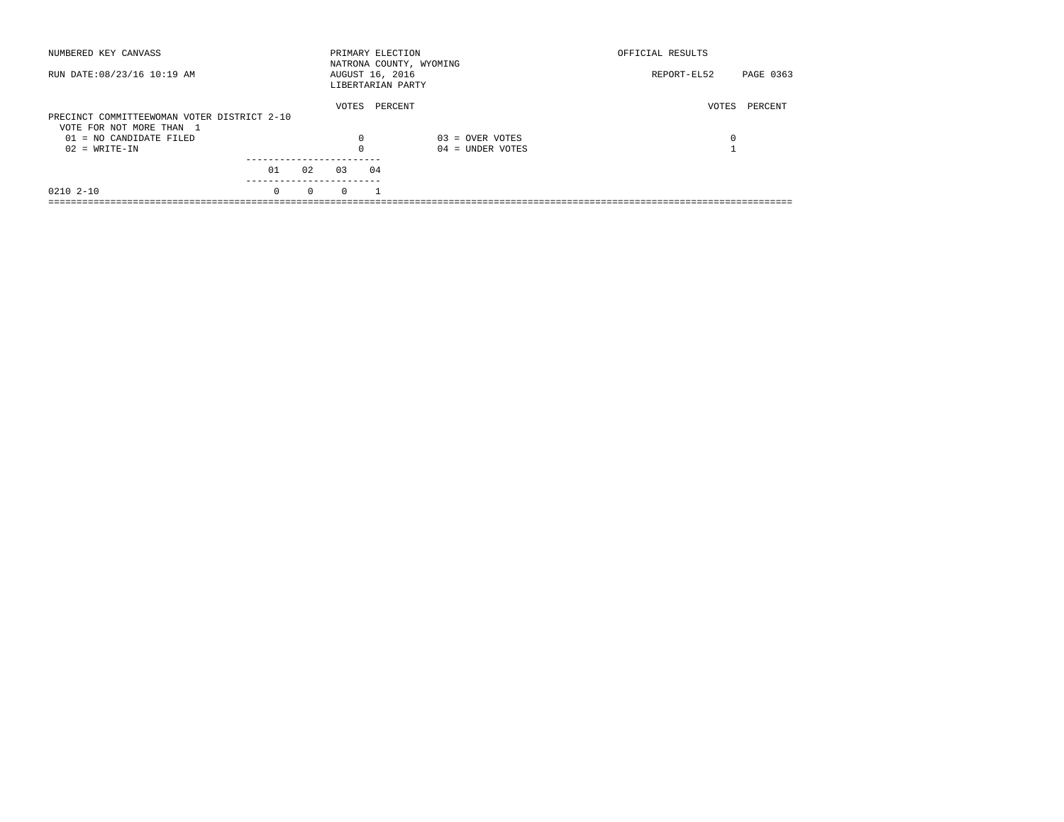NUMBERED KEY CANVASS — PRIMARY ELECTION — NATRONA COUNTY, WYOMING — OFFICIAL RESULTS

RUN DATE:08/23/16 10:19 AM — AUGUST 16, 2016 — LIBERTARIAN PARTY — REPORT-EL52

## PRECINCT COMMITTEEWOMAN VOTER DISTRICT 2-10

VOTE FOR NOT MORE THAN 1

| Code | Choice | VOTES | PERCENT |
|---|---|---|---|
| 01 | NO CANDIDATE FILED | 0 | |
| 02 | WRITE-IN | 0 | |
| 03 | OVER VOTES | 0 | |
| 04 | UNDER VOTES | 1 | |

| Precinct | 01 | 02 | 03 | 04 |
|---|---|---|---|---|
| 0210 2-10 | 0 | 0 | 0 | 1 |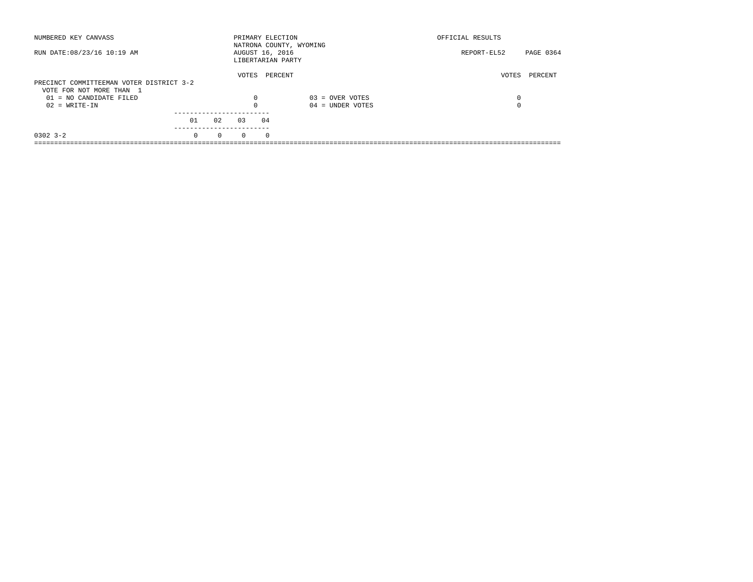NUMBERED KEY CANVASS

PRIMARY ELECTION
NATRONA COUNTY, WYOMING
AUGUST 16, 2016
LIBERTARIAN PARTY

OFFICIAL RESULTS

RUN DATE:08/23/16 10:19 AM

REPORT-EL52

## PRECINCT COMMITTEEMAN VOTER DISTRICT 3-2

VOTE FOR NOT MORE THAN 1

| | VOTES | PERCENT | | VOTES | PERCENT |
|---|---|---|---|---|---|
| 01 = NO CANDIDATE FILED | 0 | | 03 = OVER VOTES | 0 | |
| 02 = WRITE-IN | 0 | | 04 = UNDER VOTES | 0 | |

| | 01 | 02 | 03 | 04 |
|---|---|---|---|---|
| 0302 3-2 | 0 | 0 | 0 | 0 |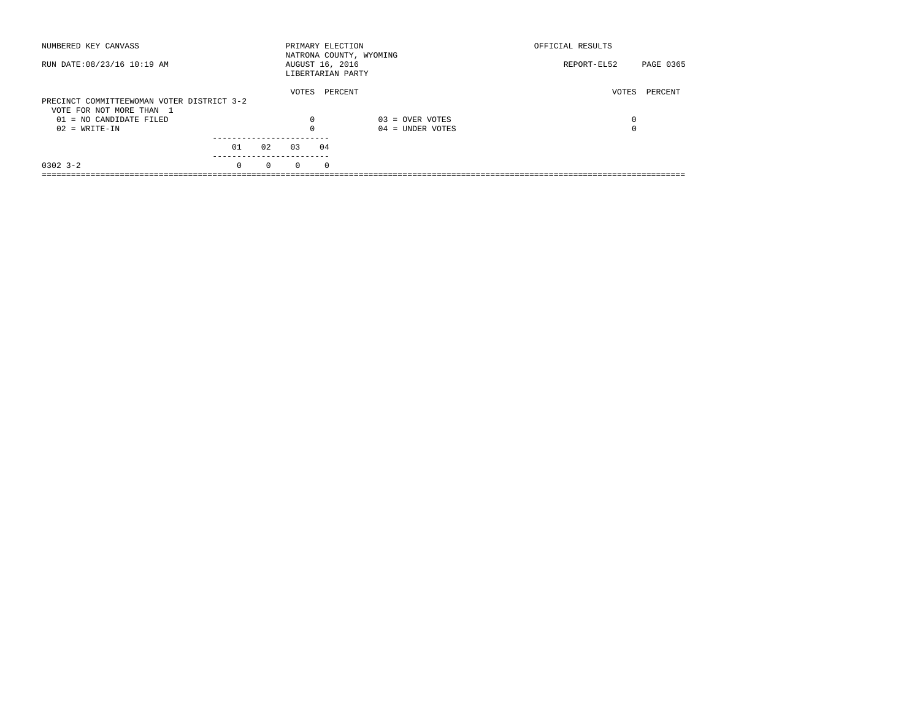NUMBERED KEY CANVASS

RUN DATE:08/23/16 10:19 AM

PRIMARY ELECTION
NATRONA COUNTY, WYOMING
AUGUST 16, 2016
LIBERTARIAN PARTY

OFFICIAL RESULTS

REPORT-EL52 PAGE 0365

PRECINCT COMMITTEEWOMAN VOTER DISTRICT 3-2
VOTE FOR NOT MORE THAN 1

| | VOTES | PERCENT | | VOTES | PERCENT |
|---|---|---|---|---|---|
| 01 = NO CANDIDATE FILED | 0 | | 03 = OVER VOTES | 0 | |
| 02 = WRITE-IN | 0 | | 04 = UNDER VOTES | 0 | |

| | 01 | 02 | 03 | 04 |
|---|---|---|---|---|
| 0302 3-2 | 0 | 0 | 0 | 0 |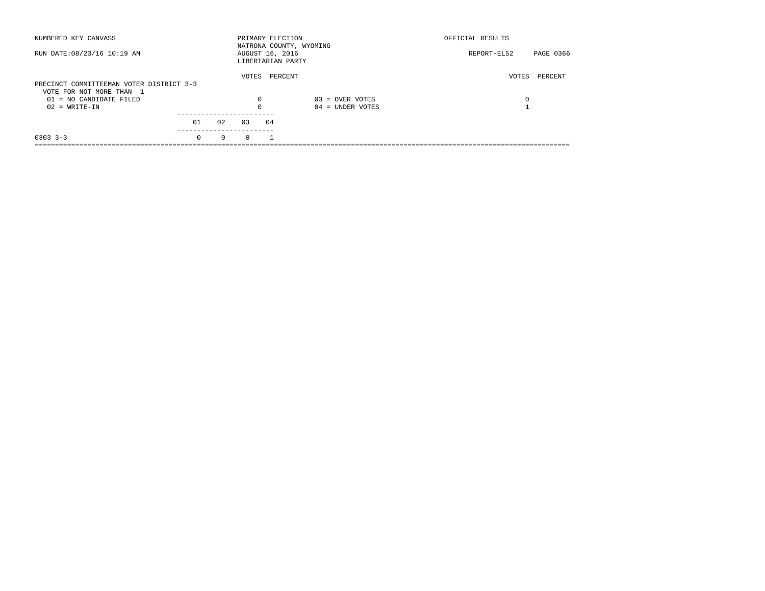NUMBERED KEY CANVASS

RUN DATE:08/23/16 10:19 AM

PRIMARY ELECTION
NATRONA COUNTY, WYOMING
AUGUST 16, 2016
LIBERTARIAN PARTY

OFFICIAL RESULTS

REPORT-EL52 PAGE 0366

## PRECINCT COMMITTEEMAN VOTER DISTRICT 3-3

VOTE FOR NOT MORE THAN 1

| | VOTES | PERCENT | | VOTES | PERCENT |
|---|---|---|---|---|---|
| 01 = NO CANDIDATE FILED | 0 | | 03 = OVER VOTES | 0 | |
| 02 = WRITE-IN | 0 | | 04 = UNDER VOTES | 1 | |

| | 01 | 02 | 03 | 04 |
|---|---|---|---|---|
| 0303 3-3 | 0 | 0 | 0 | 1 |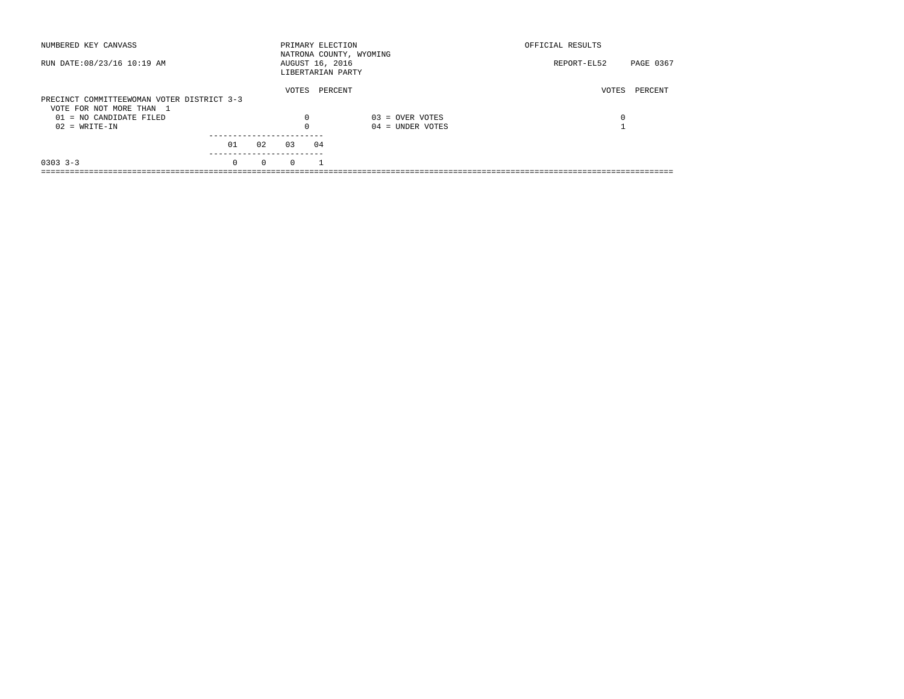NUMBERED KEY CANVASS

RUN DATE:08/23/16 10:19 AM

PRIMARY ELECTION
NATRONA COUNTY, WYOMING
AUGUST 16, 2016
LIBERTARIAN PARTY

OFFICIAL RESULTS

REPORT-EL52 PAGE 0367

PRECINCT COMMITTEEWOMAN VOTER DISTRICT 3-3
VOTE FOR NOT MORE THAN 1

| | VOTES | PERCENT | | VOTES | PERCENT |
|---|---|---|---|---|---|
| 01 = NO CANDIDATE FILED | 0 | | 03 = OVER VOTES | 0 | |
| 02 = WRITE-IN | 0 | | 04 = UNDER VOTES | 1 | |

| | 01 | 02 | 03 | 04 |
|---|---|---|---|---|
| 0303 3-3 | 0 | 0 | 0 | 1 |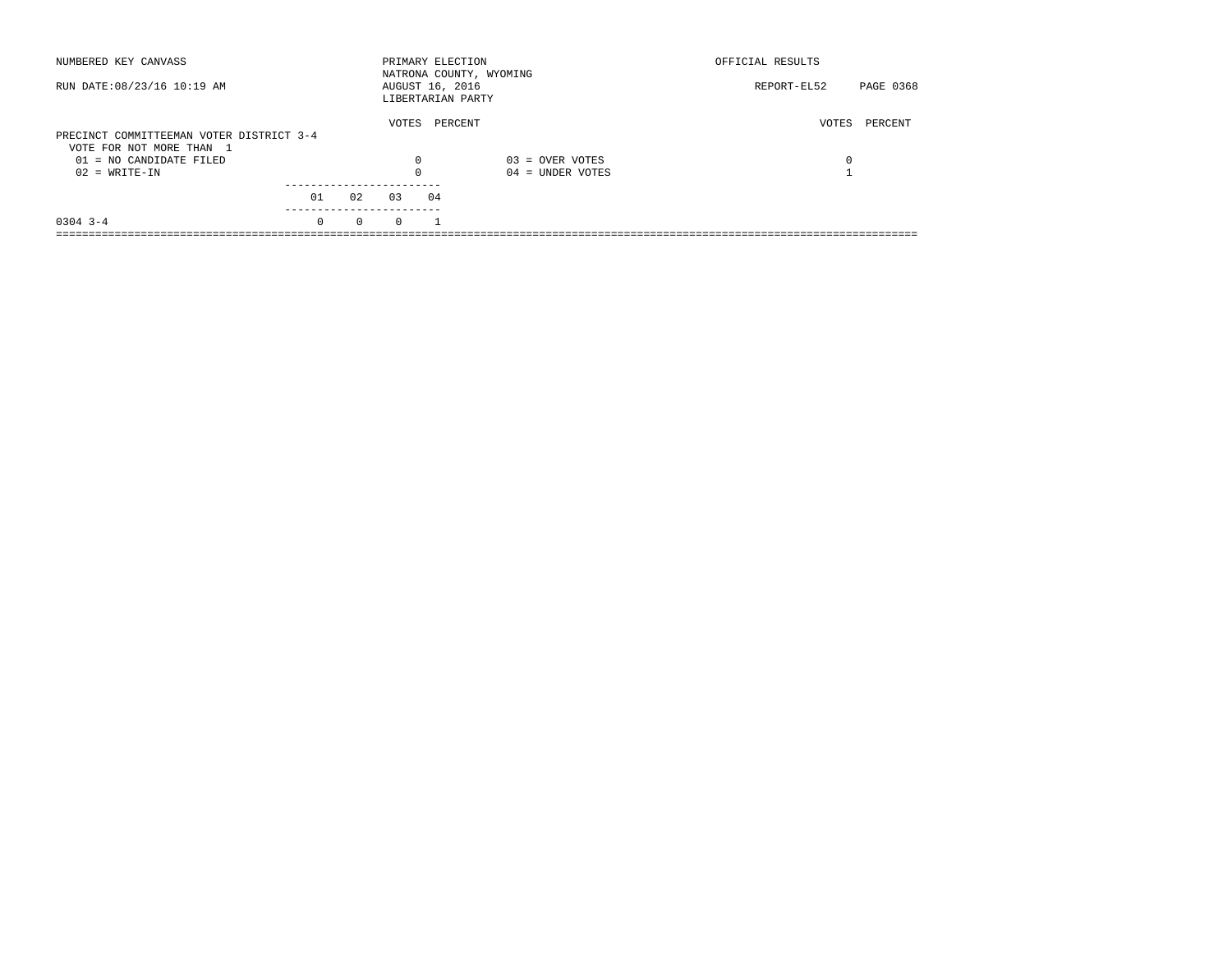NUMBERED KEY CANVASS — PRIMARY ELECTION — OFFICIAL RESULTS

NATRONA COUNTY, WYOMING

RUN DATE:08/23/16 10:19 AM — AUGUST 16, 2016 — REPORT-EL52

LIBERTARIAN PARTY

## PRECINCT COMMITTEEMAN VOTER DISTRICT 3-4

VOTE FOR NOT MORE THAN 1

| | VOTES | PERCENT | | VOTES | PERCENT |
|---|---|---|---|---|---|
| 01 = NO CANDIDATE FILED | 0 | | 03 = OVER VOTES | 0 | |
| 02 = WRITE-IN | 0 | | 04 = UNDER VOTES | 1 | |

| | 01 | 02 | 03 | 04 |
|---|---|---|---|---|
| 0304 3-4 | 0 | 0 | 0 | 1 |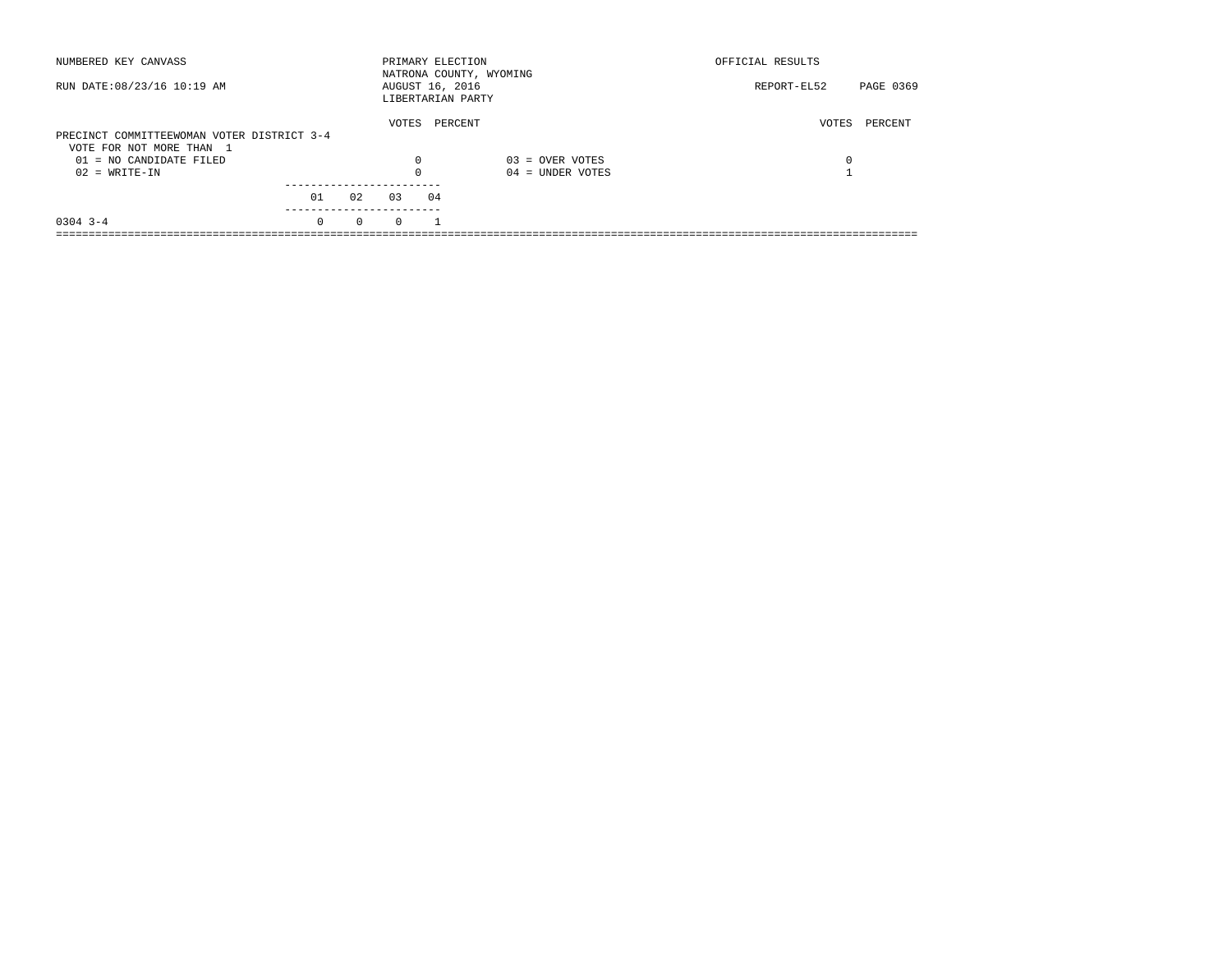NUMBERED KEY CANVASS

RUN DATE:08/23/16 10:19 AM

PRIMARY ELECTION
NATRONA COUNTY, WYOMING
AUGUST 16, 2016
LIBERTARIAN PARTY

OFFICIAL RESULTS

REPORT-EL52

PRECINCT COMMITTEEWOMAN VOTER DISTRICT 3-4
VOTE FOR NOT MORE THAN 1

| | VOTES | PERCENT | | VOTES | PERCENT |
|---|---|---|---|---|---|
| 01 = NO CANDIDATE FILED | 0 | | 03 = OVER VOTES | 0 | |
| 02 = WRITE-IN | 0 | | 04 = UNDER VOTES | 1 | |

| | 01 | 02 | 03 | 04 |
|---|---|---|---|---|
| 0304 3-4 | 0 | 0 | 0 | 1 |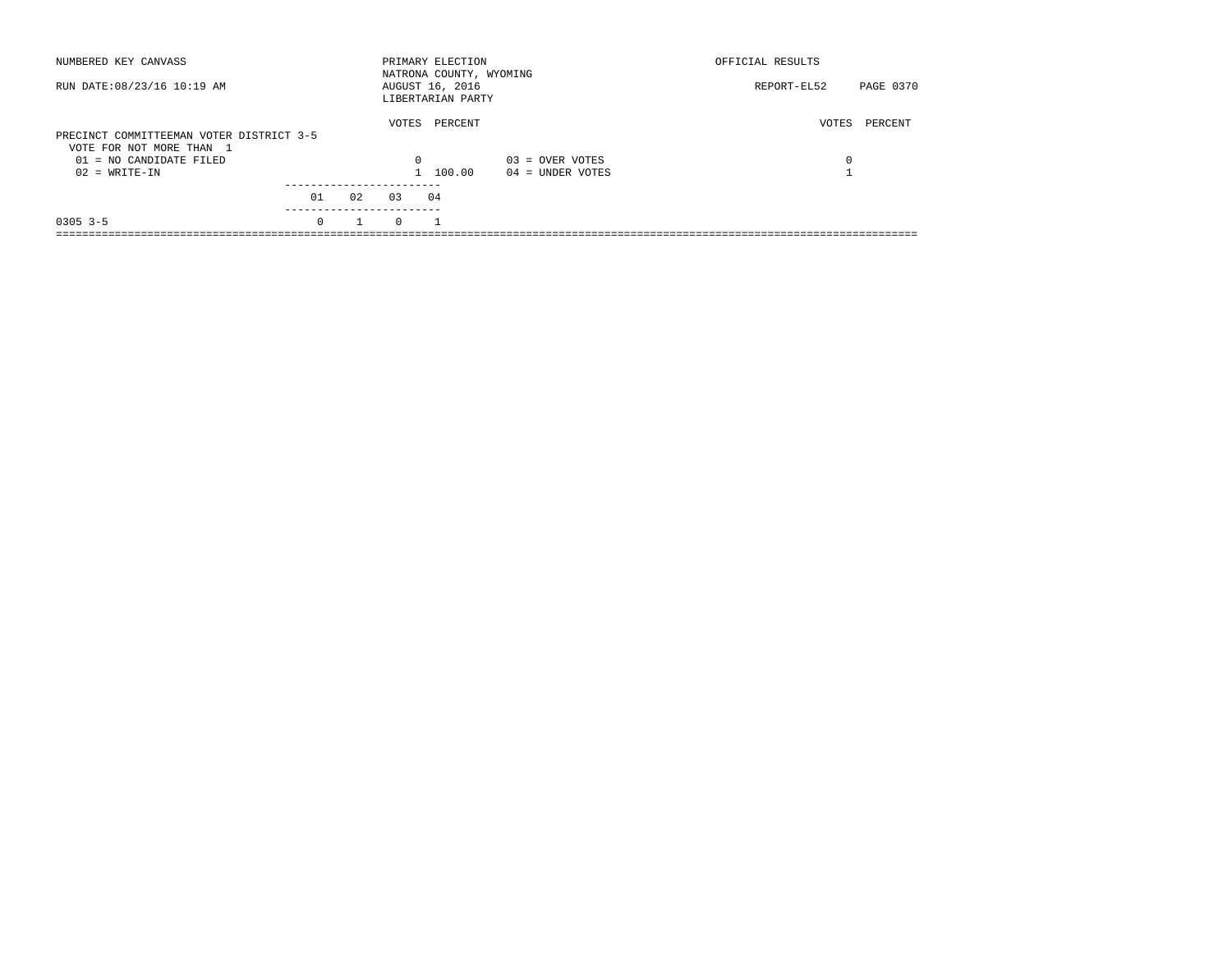NUMBERED KEY CANVASS — PRIMARY ELECTION — NATRONA COUNTY, WYOMING — OFFICIAL RESULTS

RUN DATE:08/23/16 10:19 AM — AUGUST 16, 2016 — REPORT-EL52

LIBERTARIAN PARTY

## PRECINCT COMMITTEEMAN VOTER DISTRICT 3-5

VOTE FOR NOT MORE THAN 1

| | VOTES | PERCENT | | VOTES | PERCENT |
|---|---|---|---|---|---|
| 01 = NO CANDIDATE FILED | 0 | | 03 = OVER VOTES | 0 | |
| 02 = WRITE-IN | 1 | 100.00 | 04 = UNDER VOTES | 1 | |

| | 01 | 02 | 03 | 04 |
|---|---|---|---|---|
| 0305 3-5 | 0 | 1 | 0 | 1 |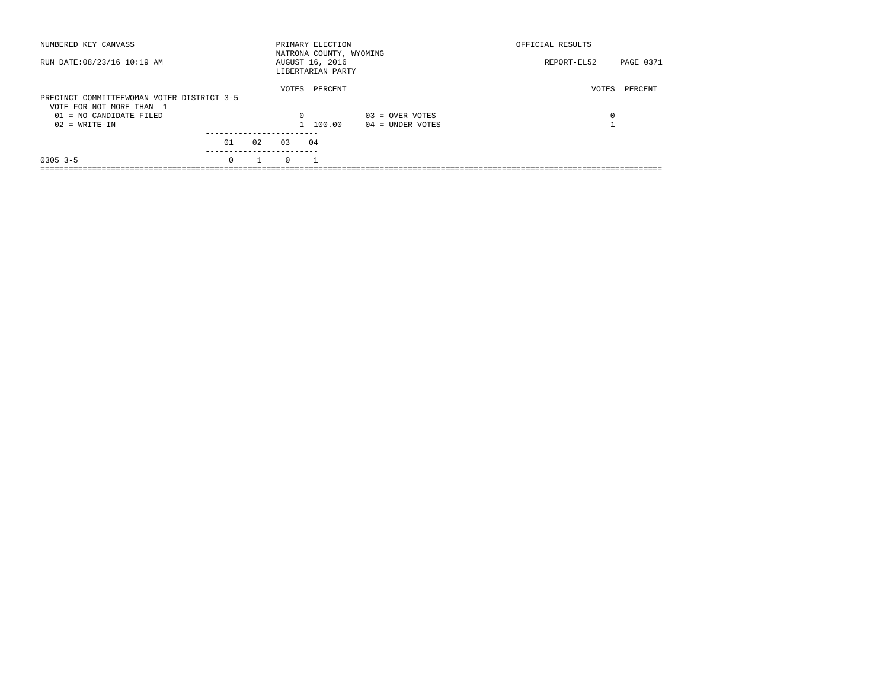NUMBERED KEY CANVASS — PRIMARY ELECTION — OFFICIAL RESULTS

NATRONA COUNTY, WYOMING

RUN DATE:08/23/16 10:19 AM — AUGUST 16, 2016 — REPORT-EL52

LIBERTARIAN PARTY

## PRECINCT COMMITTEEWOMAN VOTER DISTRICT 3-5

VOTE FOR NOT MORE THAN 1

| | VOTES | PERCENT | | VOTES | PERCENT |
|---|---|---|---|---|---|
| 01 = NO CANDIDATE FILED | 0 | | 03 = OVER VOTES | 0 | |
| 02 = WRITE-IN | 1 | 100.00 | 04 = UNDER VOTES | 1 | |

| | 01 | 02 | 03 | 04 |
|---|---|---|---|---|
| 0305 3-5 | 0 | 1 | 0 | 1 |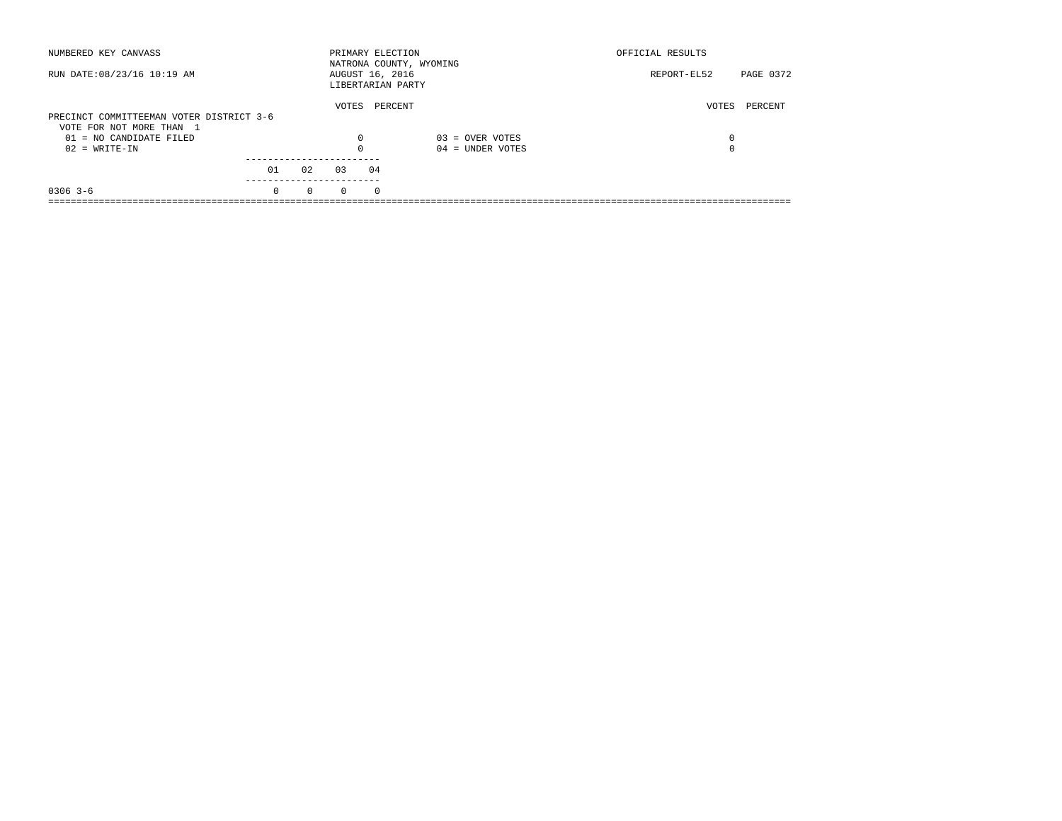NUMBERED KEY CANVASS — PRIMARY ELECTION — OFFICIAL RESULTS

NATRONA COUNTY, WYOMING

RUN DATE:08/23/16 10:19 AM — AUGUST 16, 2016 — REPORT-EL52

LIBERTARIAN PARTY

## PRECINCT COMMITTEEMAN VOTER DISTRICT 3-6

VOTE FOR NOT MORE THAN 1

| | VOTES | PERCENT | | VOTES | PERCENT |
|---|---|---|---|---|---|
| 01 = NO CANDIDATE FILED | 0 | | 03 = OVER VOTES | 0 | |
| 02 = WRITE-IN | 0 | | 04 = UNDER VOTES | 0 | |

| | 01 | 02 | 03 | 04 |
|---|---|---|---|---|
| 0306 3-6 | 0 | 0 | 0 | 0 |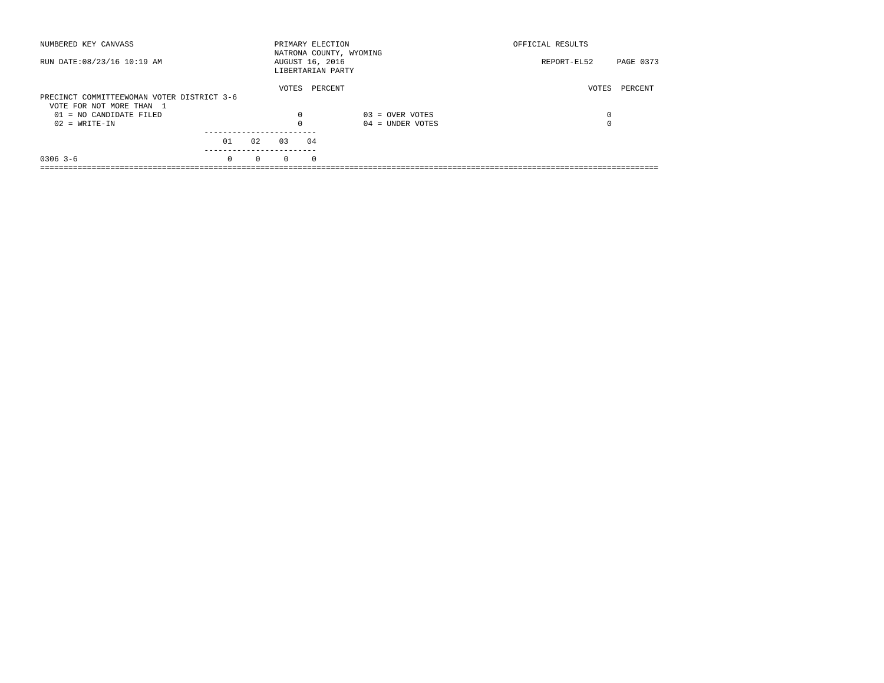NUMBERED KEY CANVASS — PRIMARY ELECTION — OFFICIAL RESULTS

NATRONA COUNTY, WYOMING

RUN DATE:08/23/16 10:19 AM — AUGUST 16, 2016 — REPORT-EL52

LIBERTARIAN PARTY

## PRECINCT COMMITTEEWOMAN VOTER DISTRICT 3-6

VOTE FOR NOT MORE THAN 1

| | VOTES | PERCENT | | VOTES | PERCENT |
|---|---|---|---|---|---|
| 01 = NO CANDIDATE FILED | 0 | | 03 = OVER VOTES | 0 | |
| 02 = WRITE-IN | 0 | | 04 = UNDER VOTES | 0 | |

| | 01 | 02 | 03 | 04 |
|---|---|---|---|---|
| 0306 3-6 | 0 | 0 | 0 | 0 |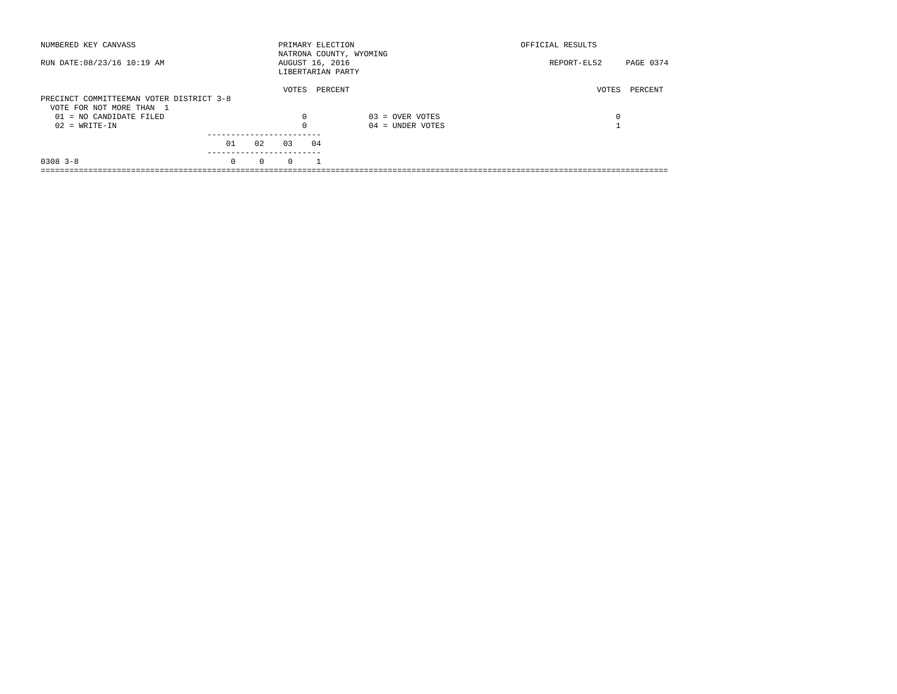NUMBERED KEY CANVASS

RUN DATE:08/23/16 10:19 AM

PRIMARY ELECTION
NATRONA COUNTY, WYOMING
AUGUST 16, 2016
LIBERTARIAN PARTY

OFFICIAL RESULTS

REPORT-EL52

PRECINCT COMMITTEEMAN VOTER DISTRICT 3-8
VOTE FOR NOT MORE THAN 1

| | VOTES | PERCENT | | VOTES | PERCENT |
|---|---|---|---|---|---|
| 01 = NO CANDIDATE FILED | 0 | | 03 = OVER VOTES | 0 | |
| 02 = WRITE-IN | 0 | | 04 = UNDER VOTES | 1 | |

| | 01 | 02 | 03 | 04 |
|---|---|---|---|---|
| 0308 3-8 | 0 | 0 | 0 | 1 |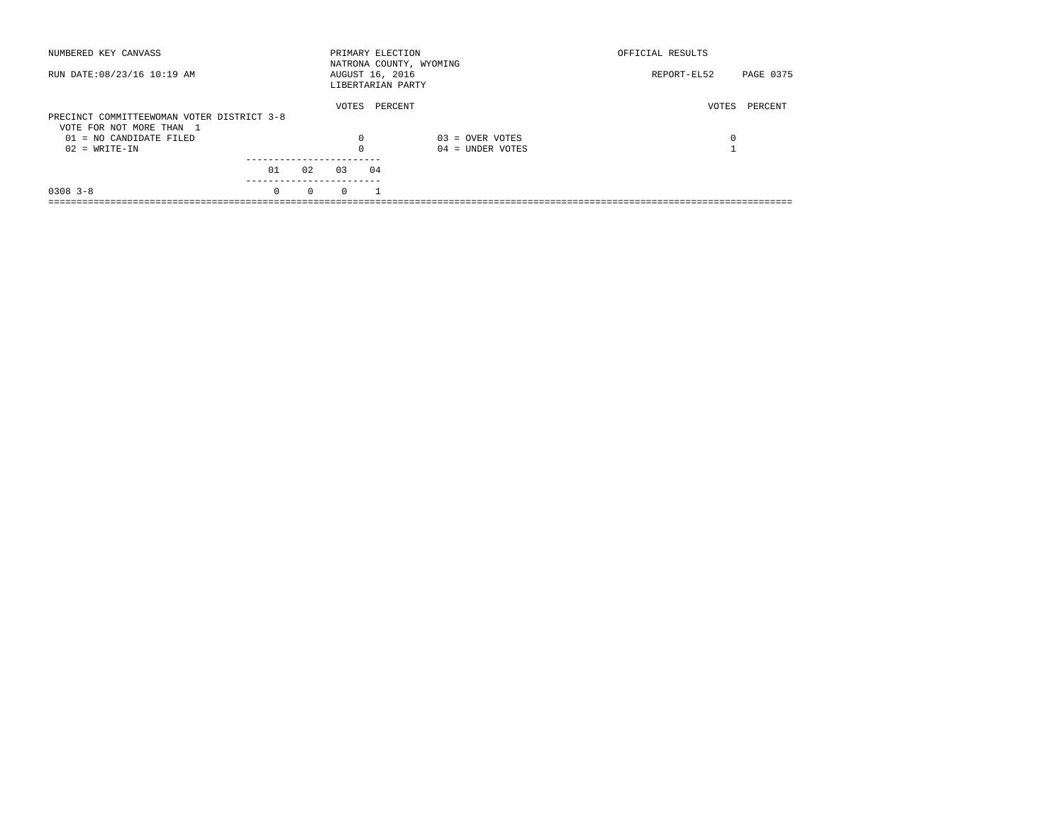NUMBERED KEY CANVASS

RUN DATE:08/23/16 10:19 AM

PRIMARY ELECTION
NATRONA COUNTY, WYOMING
AUGUST 16, 2016
LIBERTARIAN PARTY

OFFICIAL RESULTS

REPORT-EL52

PRECINCT COMMITTEEWOMAN VOTER DISTRICT 3-8
VOTE FOR NOT MORE THAN 1

| | VOTES | PERCENT | | VOTES | PERCENT |
|---|---|---|---|---|---|
| 01 = NO CANDIDATE FILED | 0 | | 03 = OVER VOTES | 0 | |
| 02 = WRITE-IN | 0 | | 04 = UNDER VOTES | 1 | |

| | 01 | 02 | 03 | 04 |
|---|---|---|---|---|
| 0308 3-8 | 0 | 0 | 0 | 1 |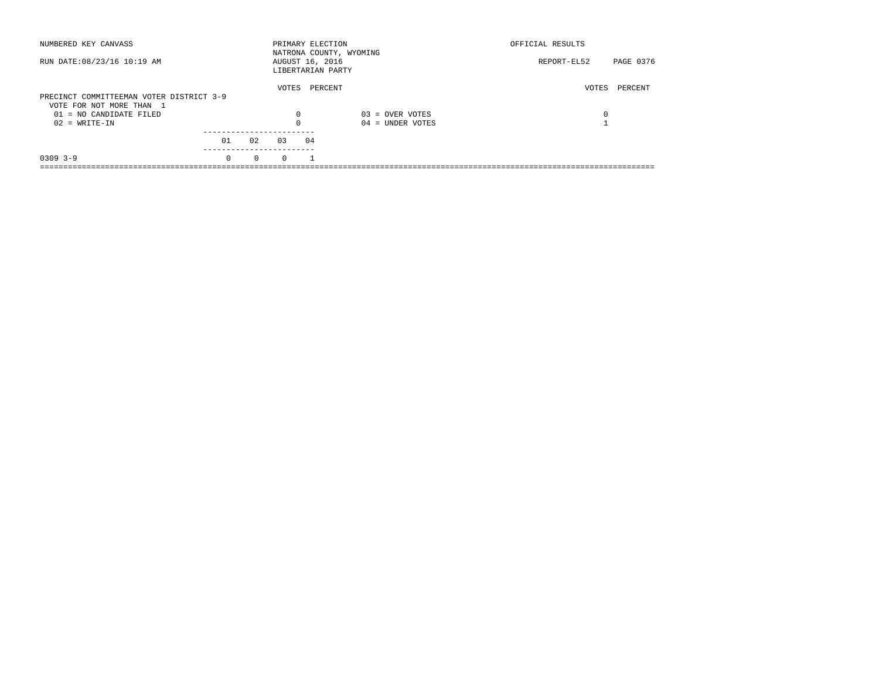NUMBERED KEY CANVASS

RUN DATE:08/23/16 10:19 AM

PRIMARY ELECTION
NATRONA COUNTY, WYOMING
AUGUST 16, 2016
LIBERTARIAN PARTY

OFFICIAL RESULTS

REPORT-EL52

PRECINCT COMMITTEEMAN VOTER DISTRICT 3-9
VOTE FOR NOT MORE THAN 1

| | VOTES | PERCENT | | VOTES | PERCENT |
|---|---|---|---|---|---|
| 01 = NO CANDIDATE FILED | 0 | | 03 = OVER VOTES | 0 | |
| 02 = WRITE-IN | 0 | | 04 = UNDER VOTES | 1 | |

| | 01 | 02 | 03 | 04 |
|---|---|---|---|---|
| 0309 3-9 | 0 | 0 | 0 | 1 |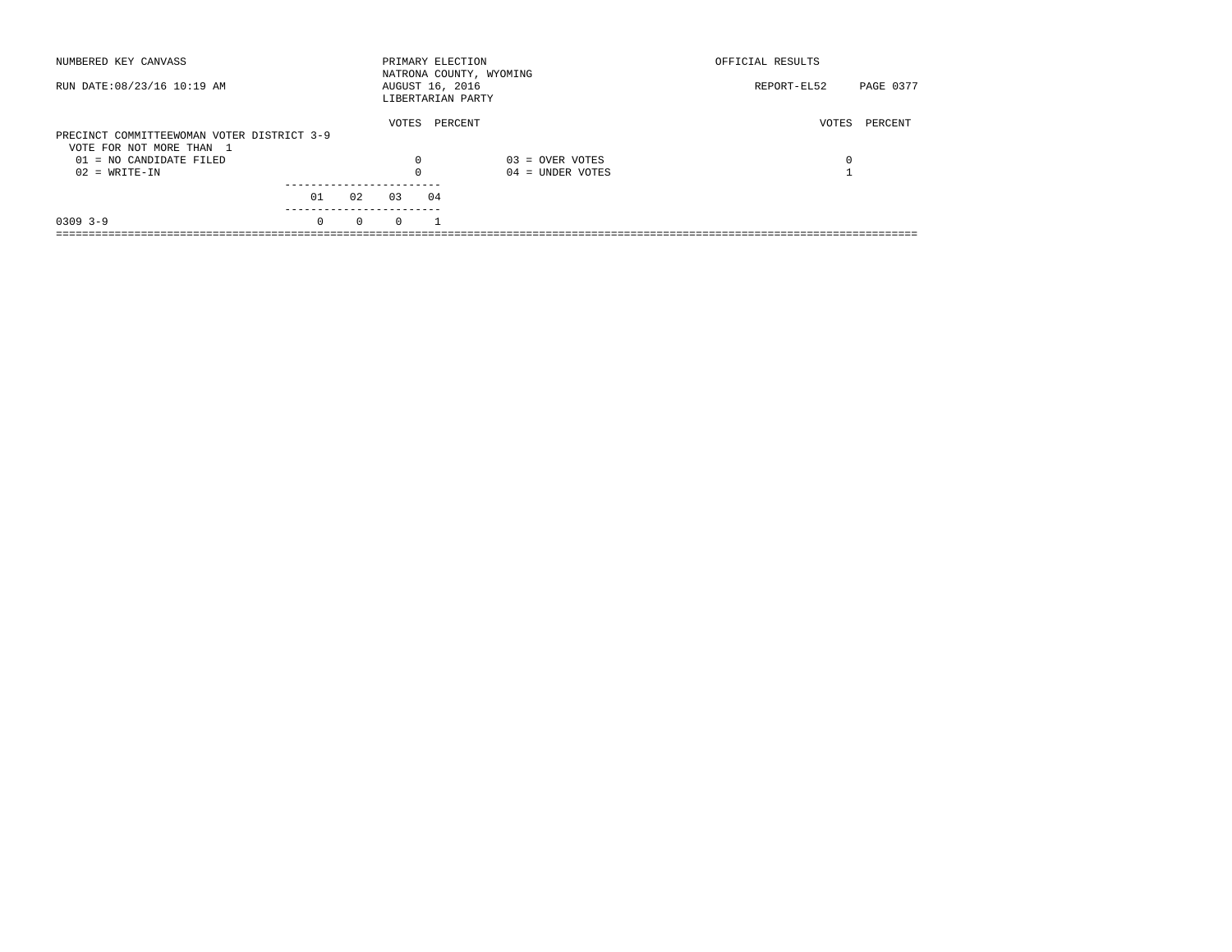NUMBERED KEY CANVASS — PRIMARY ELECTION — NATRONA COUNTY, WYOMING — AUGUST 16, 2016 — LIBERTARIAN PARTY — OFFICIAL RESULTS

RUN DATE:08/23/16 10:19 AM — REPORT-EL52

## PRECINCT COMMITTEEWOMAN VOTER DISTRICT 3-9

VOTE FOR NOT MORE THAN 1

| | VOTES | PERCENT | | VOTES | PERCENT |
|---|---|---|---|---|---|
| 01 = NO CANDIDATE FILED | 0 | | 03 = OVER VOTES | 0 | |
| 02 = WRITE-IN | 0 | | 04 = UNDER VOTES | 1 | |

| | 01 | 02 | 03 | 04 |
|---|---|---|---|---|
| 0309 3-9 | 0 | 0 | 0 | 1 |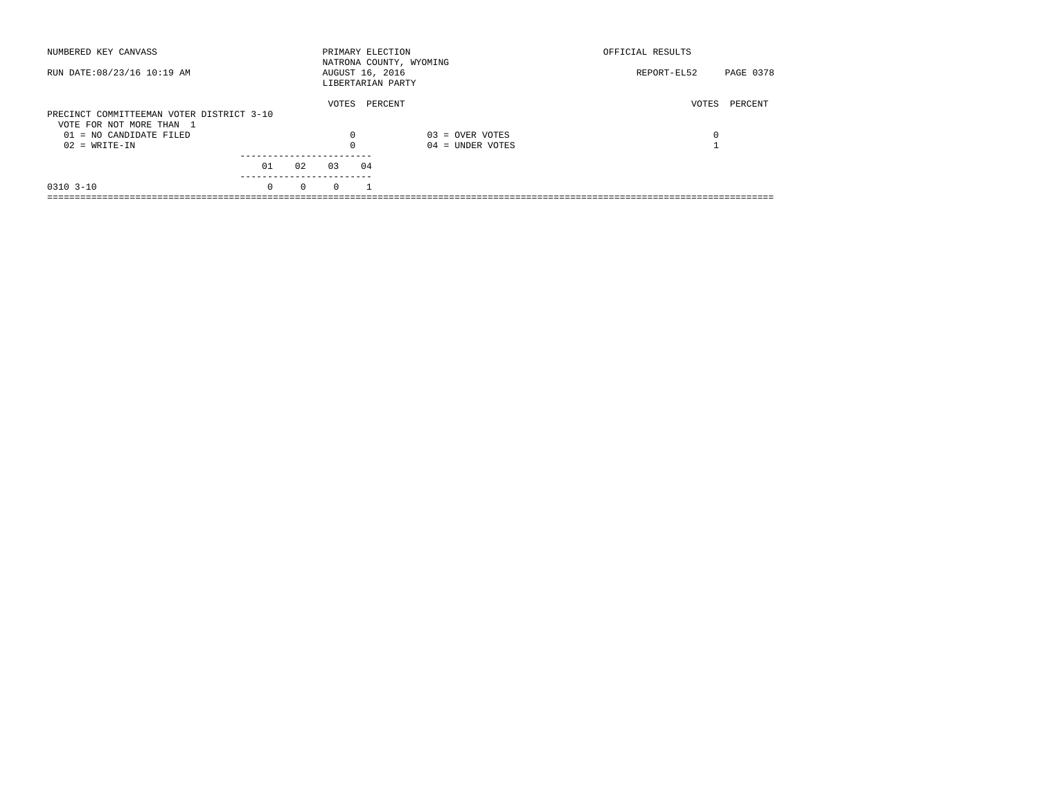NUMBERED KEY CANVASS

RUN DATE:08/23/16 10:19 AM

PRIMARY ELECTION
NATRONA COUNTY, WYOMING
AUGUST 16, 2016
LIBERTARIAN PARTY

OFFICIAL RESULTS

REPORT-EL52 PAGE 0378

PRECINCT COMMITTEEMAN VOTER DISTRICT 3-10
VOTE FOR NOT MORE THAN 1

| | VOTES | PERCENT | | VOTES | PERCENT |
|---|---|---|---|---|---|
| 01 = NO CANDIDATE FILED | 0 | | 03 = OVER VOTES | 0 | |
| 02 = WRITE-IN | 0 | | 04 = UNDER VOTES | 1 | |

| | 01 | 02 | 03 | 04 |
|---|---|---|---|---|
| 0310 3-10 | 0 | 0 | 0 | 1 |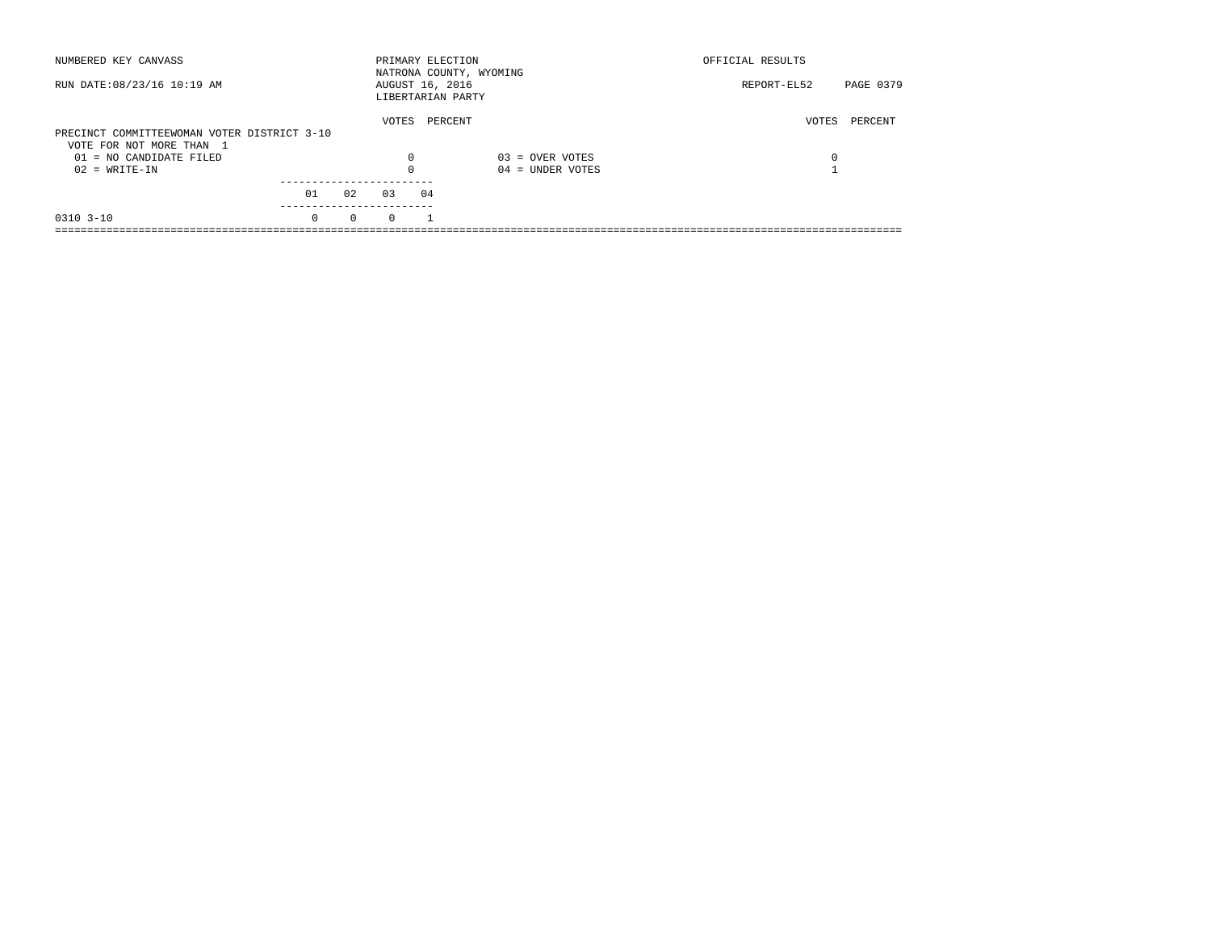NUMBERED KEY CANVASS — PRIMARY ELECTION — NATRONA COUNTY, WYOMING — OFFICIAL RESULTS

RUN DATE:08/23/16 10:19 AM — AUGUST 16, 2016 — REPORT-EL52

LIBERTARIAN PARTY

## PRECINCT COMMITTEEWOMAN VOTER DISTRICT 3-10

VOTE FOR NOT MORE THAN 1

| | VOTES | PERCENT | | VOTES | PERCENT |
|---|---|---|---|---|---|
| 01 = NO CANDIDATE FILED | 0 | | 03 = OVER VOTES | 0 | |
| 02 = WRITE-IN | 0 | | 04 = UNDER VOTES | 1 | |

| | 01 | 02 | 03 | 04 |
|---|---|---|---|---|
| 0310 3-10 | 0 | 0 | 0 | 1 |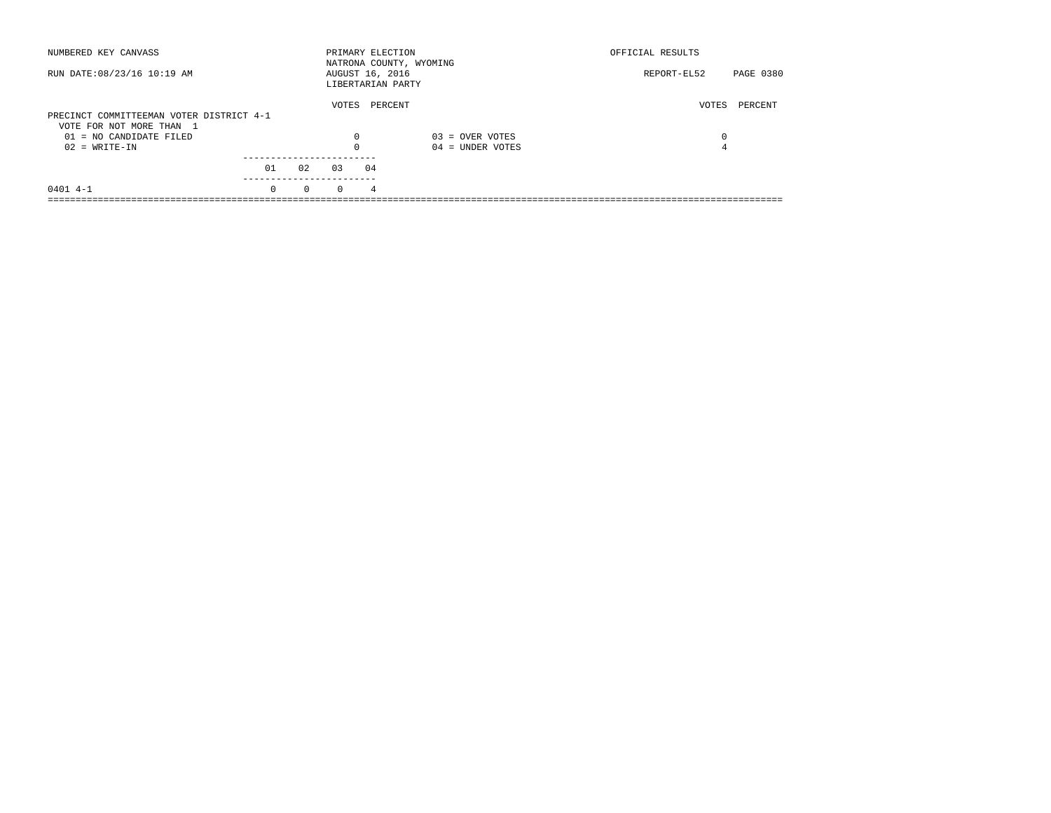NUMBERED KEY CANVASS

RUN DATE:08/23/16 10:19 AM

PRIMARY ELECTION
NATRONA COUNTY, WYOMING
AUGUST 16, 2016
LIBERTARIAN PARTY

OFFICIAL RESULTS

REPORT-EL52 PAGE 0380

## PRECINCT COMMITTEEMAN VOTER DISTRICT 4-1

VOTE FOR NOT MORE THAN 1

| | VOTES | PERCENT | | VOTES | PERCENT |
|---|---|---|---|---|---|
| 01 = NO CANDIDATE FILED | 0 | | 03 = OVER VOTES | 0 | |
| 02 = WRITE-IN | 0 | | 04 = UNDER VOTES | 4 | |

| | 01 | 02 | 03 | 04 |
|---|---|---|---|---|
| 0401 4-1 | 0 | 0 | 0 | 4 |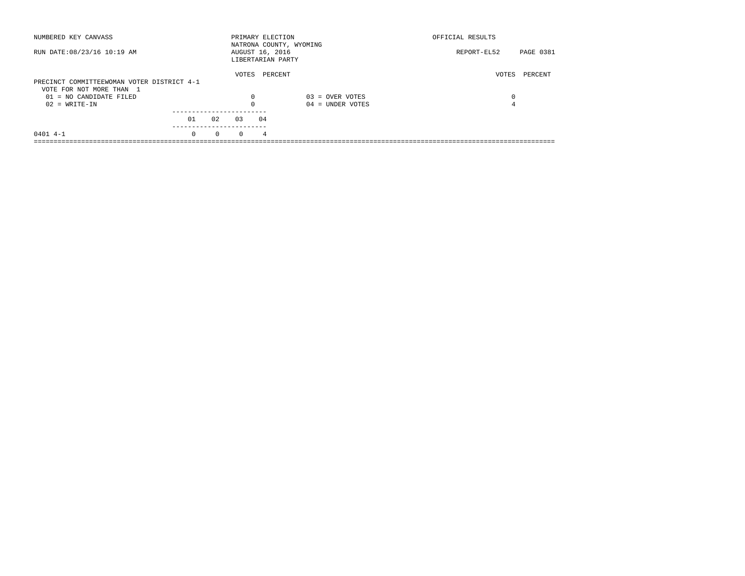NUMBERED KEY CANVASS

RUN DATE:08/23/16 10:19 AM

PRIMARY ELECTION
NATRONA COUNTY, WYOMING
AUGUST 16, 2016
LIBERTARIAN PARTY

OFFICIAL RESULTS

REPORT-EL52 PAGE 0381

## PRECINCT COMMITTEEWOMAN VOTER DISTRICT 4-1

VOTE FOR NOT MORE THAN 1

| | VOTES | PERCENT | | VOTES | PERCENT |
|---|---|---|---|---|---|
| 01 = NO CANDIDATE FILED | 0 | | 03 = OVER VOTES | 0 | |
| 02 = WRITE-IN | 0 | | 04 = UNDER VOTES | 4 | |

| | 01 | 02 | 03 | 04 |
|---|---|---|---|---|
| 0401 4-1 | 0 | 0 | 0 | 4 |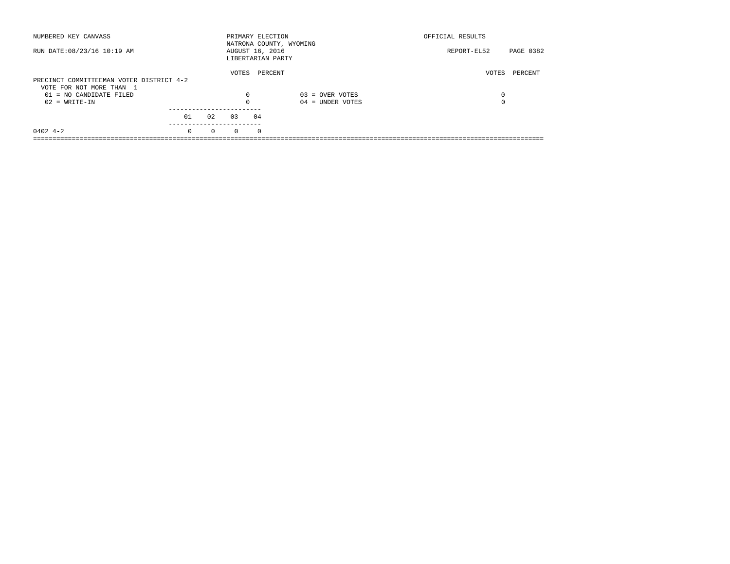NUMBERED KEY CANVASS — PRIMARY ELECTION — OFFICIAL RESULTS

NATRONA COUNTY, WYOMING

RUN DATE:08/23/16 10:19 AM — AUGUST 16, 2016 — REPORT-EL52

LIBERTARIAN PARTY

## PRECINCT COMMITTEEMAN VOTER DISTRICT 4-2

VOTE FOR NOT MORE THAN 1

| | VOTES | PERCENT | | VOTES | PERCENT |
|---|---|---|---|---|---|
| 01 = NO CANDIDATE FILED | 0 | | 03 = OVER VOTES | 0 | |
| 02 = WRITE-IN | 0 | | 04 = UNDER VOTES | 0 | |

| | 01 | 02 | 03 | 04 |
|---|---|---|---|---|
| 0402 4-2 | 0 | 0 | 0 | 0 |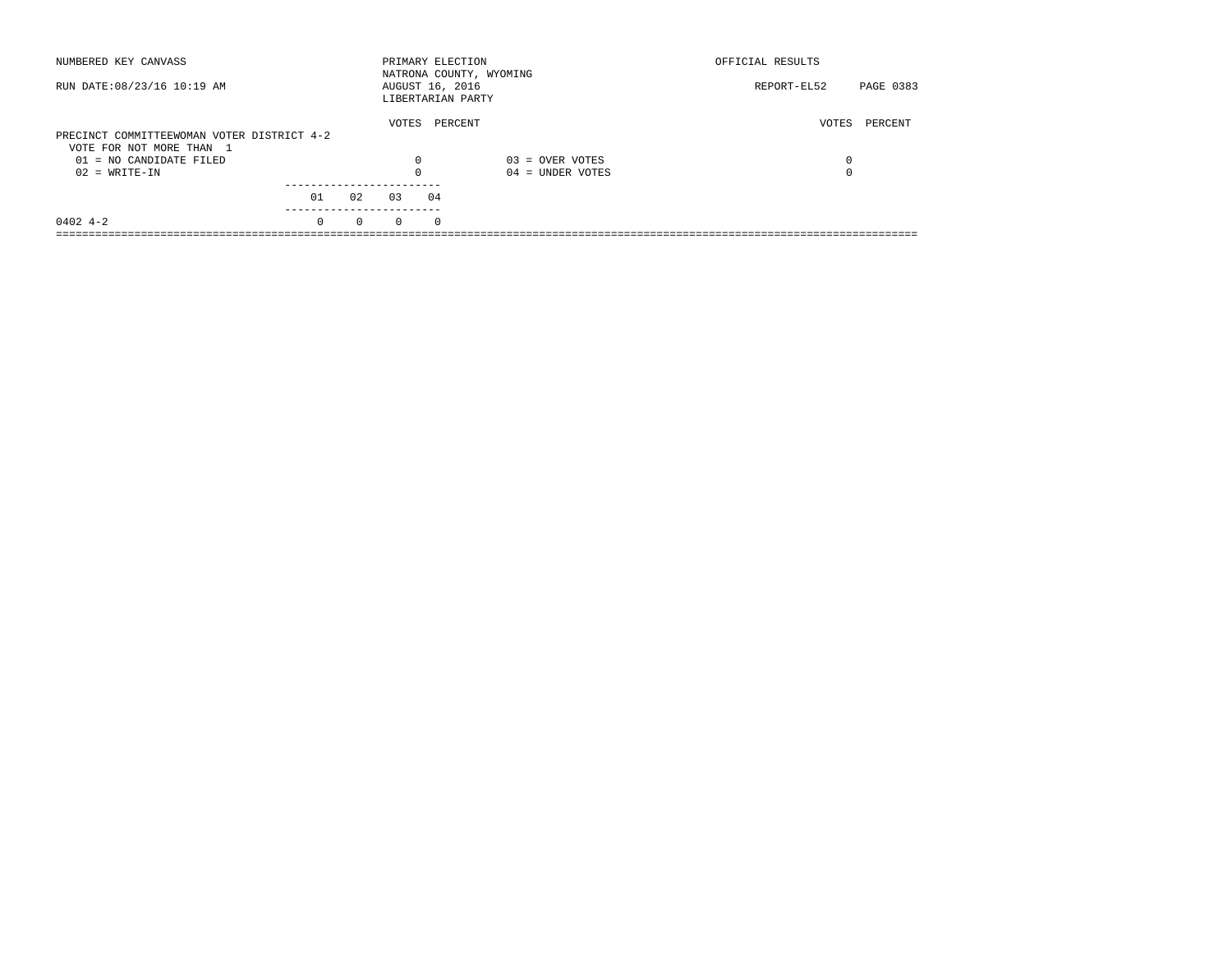NUMBERED KEY CANVASS

RUN DATE:08/23/16 10:19 AM

PRIMARY ELECTION
NATRONA COUNTY, WYOMING
AUGUST 16, 2016
LIBERTARIAN PARTY

OFFICIAL RESULTS

REPORT-EL52 PAGE 0383

## PRECINCT COMMITTEEWOMAN VOTER DISTRICT 4-2

VOTE FOR NOT MORE THAN 1

| | VOTES | PERCENT | | VOTES | PERCENT |
|---|---|---|---|---|---|
| 01 = NO CANDIDATE FILED | 0 | | 03 = OVER VOTES | 0 | |
| 02 = WRITE-IN | 0 | | 04 = UNDER VOTES | 0 | |

| | 01 | 02 | 03 | 04 |
|---|---|---|---|---|
| 0402 4-2 | 0 | 0 | 0 | 0 |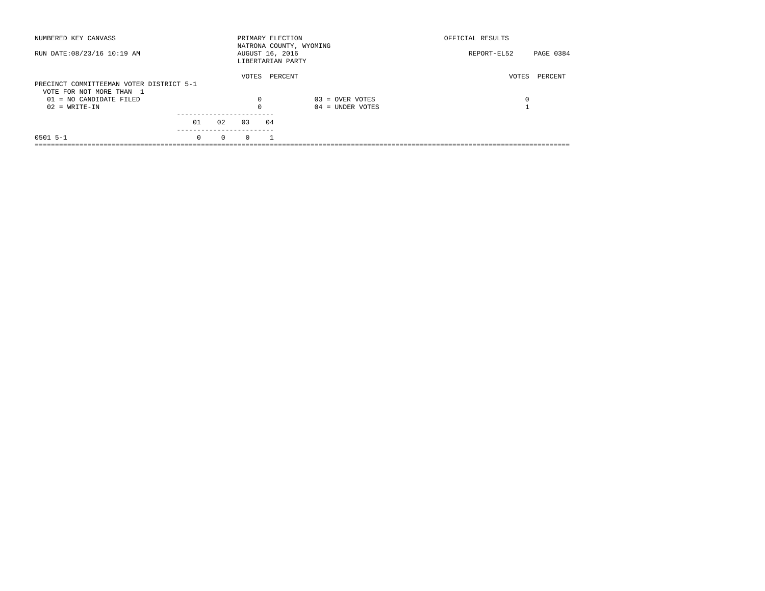NUMBERED KEY CANVASS — PRIMARY ELECTION — OFFICIAL RESULTS

NATRONA COUNTY, WYOMING

RUN DATE:08/23/16 10:19 AM — AUGUST 16, 2016 — REPORT-EL52

LIBERTARIAN PARTY

## PRECINCT COMMITTEEMAN VOTER DISTRICT 5-1

VOTE FOR NOT MORE THAN 1

| | VOTES | PERCENT | | VOTES | PERCENT |
|---|---|---|---|---|---|
| 01 = NO CANDIDATE FILED | 0 | | 03 = OVER VOTES | 0 | |
| 02 = WRITE-IN | 0 | | 04 = UNDER VOTES | 1 | |

| | 01 | 02 | 03 | 04 |
|---|---|---|---|---|
| 0501 5-1 | 0 | 0 | 0 | 1 |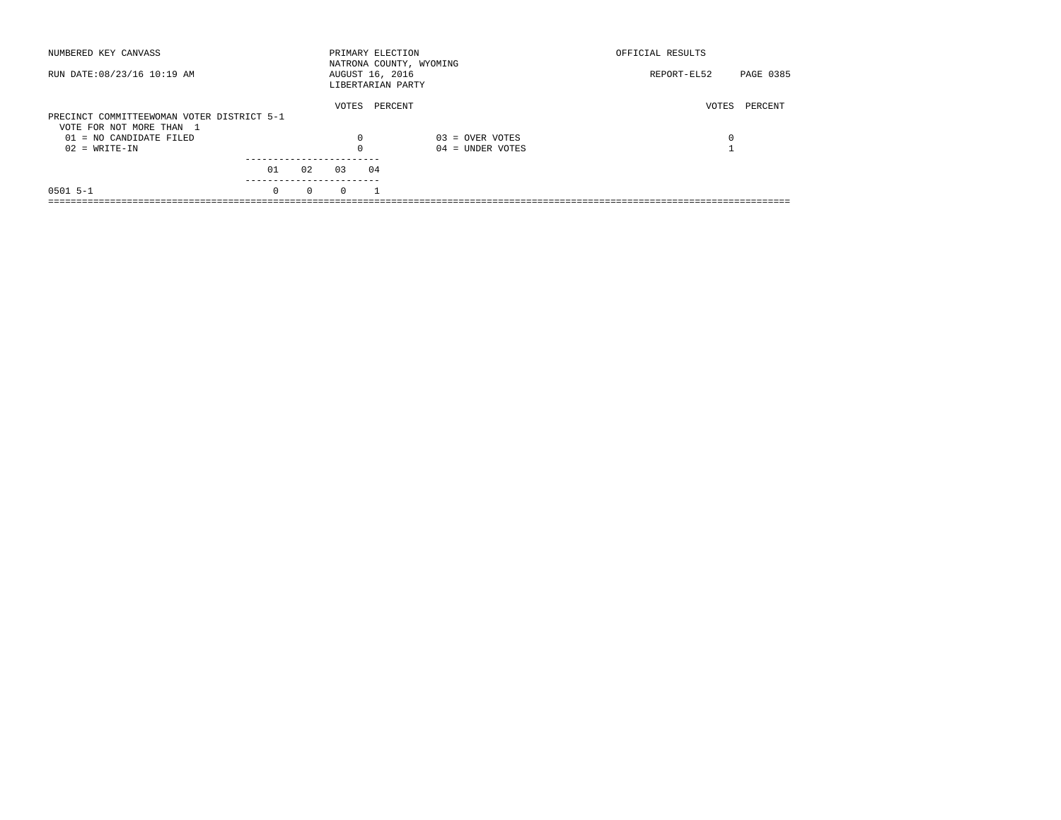NUMBERED KEY CANVASS — PRIMARY ELECTION — OFFICIAL RESULTS

NATRONA COUNTY, WYOMING

RUN DATE:08/23/16 10:19 AM — AUGUST 16, 2016 — REPORT-EL52

LIBERTARIAN PARTY

## PRECINCT COMMITTEEWOMAN VOTER DISTRICT 5-1

VOTE FOR NOT MORE THAN 1

| Candidate | VOTES | PERCENT |
|---|---|---|
| 01 = NO CANDIDATE FILED | 0 | |
| 02 = WRITE-IN | 0 | |
| 03 = OVER VOTES | 0 | |
| 04 = UNDER VOTES | 1 | |

| Precinct | 01 | 02 | 03 | 04 |
|---|---|---|---|---|
| 0501 5-1 | 0 | 0 | 0 | 1 |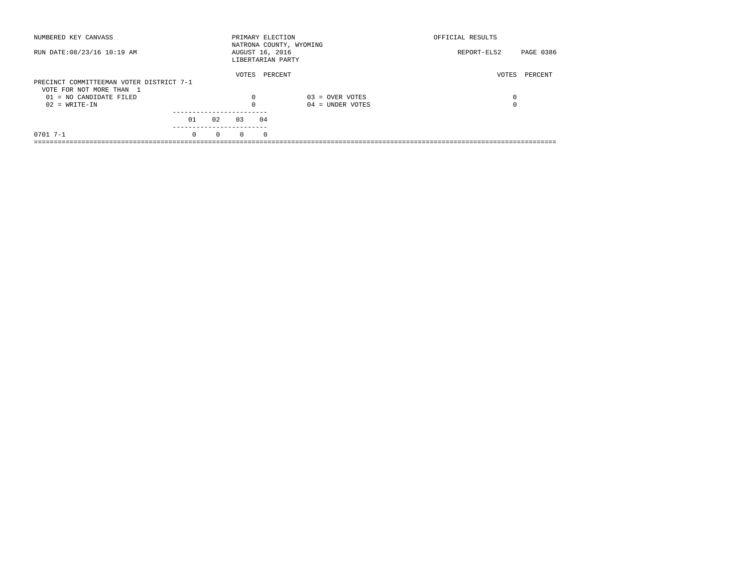NUMBERED KEY CANVASS

RUN DATE:08/23/16 10:19 AM

PRIMARY ELECTION
NATRONA COUNTY, WYOMING
AUGUST 16, 2016
LIBERTARIAN PARTY

OFFICIAL RESULTS

REPORT-EL52

PRECINCT COMMITTEEMAN VOTER DISTRICT 7-1
VOTE FOR NOT MORE THAN 1

| | VOTES | PERCENT | | VOTES | PERCENT |
|---|---|---|---|---|---|
| 01 = NO CANDIDATE FILED | 0 | | 03 = OVER VOTES | 0 | |
| 02 = WRITE-IN | 0 | | 04 = UNDER VOTES | 0 | |

| | 01 | 02 | 03 | 04 |
|---|---|---|---|---|
| 0701 7-1 | 0 | 0 | 0 | 0 |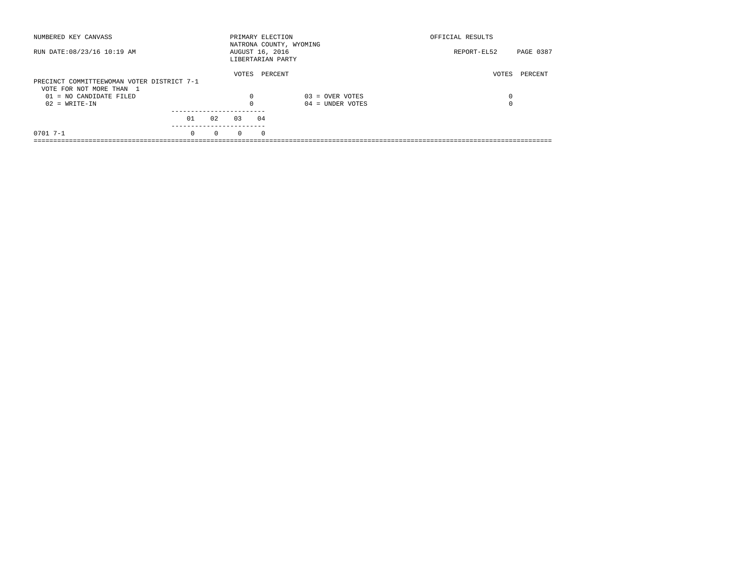NUMBERED KEY CANVASS

RUN DATE:08/23/16 10:19 AM

PRIMARY ELECTION
NATRONA COUNTY, WYOMING
AUGUST 16, 2016
LIBERTARIAN PARTY

OFFICIAL RESULTS

REPORT-EL52 PAGE 0387

PRECINCT COMMITTEEWOMAN VOTER DISTRICT 7-1
VOTE FOR NOT MORE THAN 1

| | VOTES | PERCENT | | VOTES | PERCENT |
|---|---|---|---|---|---|
| 01 = NO CANDIDATE FILED | 0 | | 03 = OVER VOTES | 0 | |
| 02 = WRITE-IN | 0 | | 04 = UNDER VOTES | 0 | |

| | 01 | 02 | 03 | 04 |
|---|---|---|---|---|
| 0701 7-1 | 0 | 0 | 0 | 0 |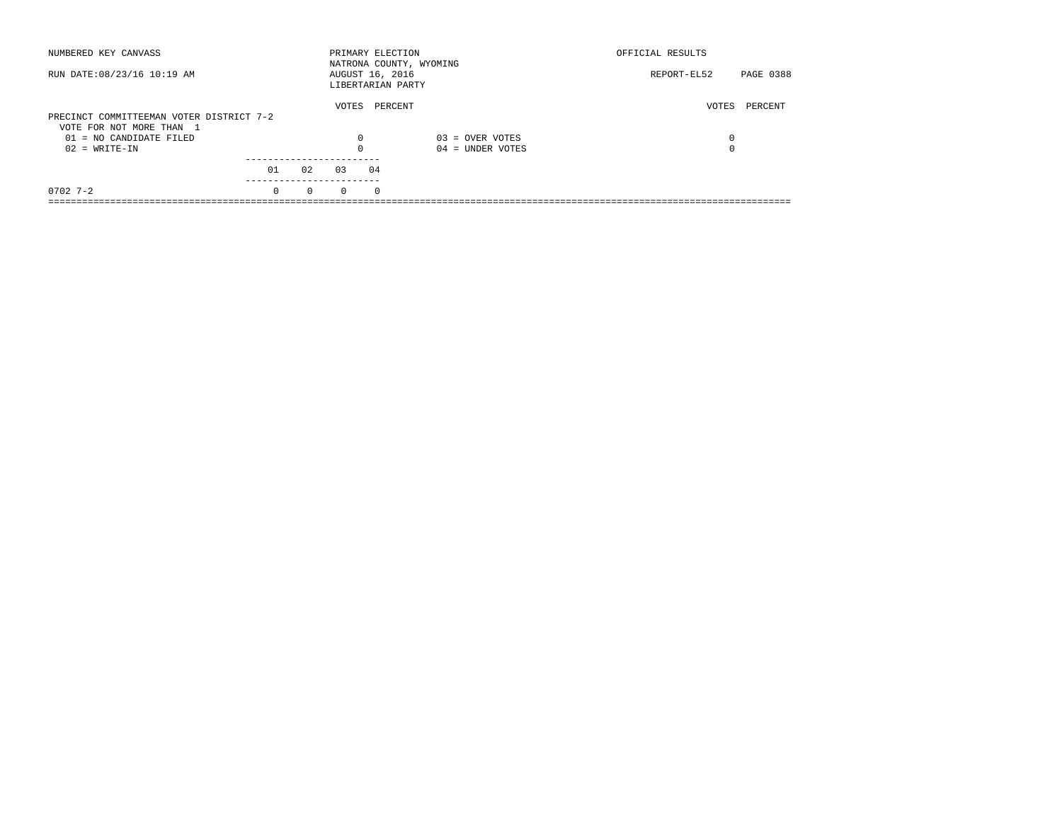NUMBERED KEY CANVASS

RUN DATE:08/23/16 10:19 AM

PRIMARY ELECTION
NATRONA COUNTY, WYOMING
AUGUST 16, 2016
LIBERTARIAN PARTY

OFFICIAL RESULTS

REPORT-EL52

PRECINCT COMMITTEEMAN VOTER DISTRICT 7-2
VOTE FOR NOT MORE THAN 1

| | VOTES | PERCENT | | VOTES | PERCENT |
|---|---|---|---|---|---|
| 01 = NO CANDIDATE FILED | 0 | | 03 = OVER VOTES | 0 | |
| 02 = WRITE-IN | 0 | | 04 = UNDER VOTES | 0 | |

| | 01 | 02 | 03 | 04 |
|---|---|---|---|---|
| 0702 7-2 | 0 | 0 | 0 | 0 |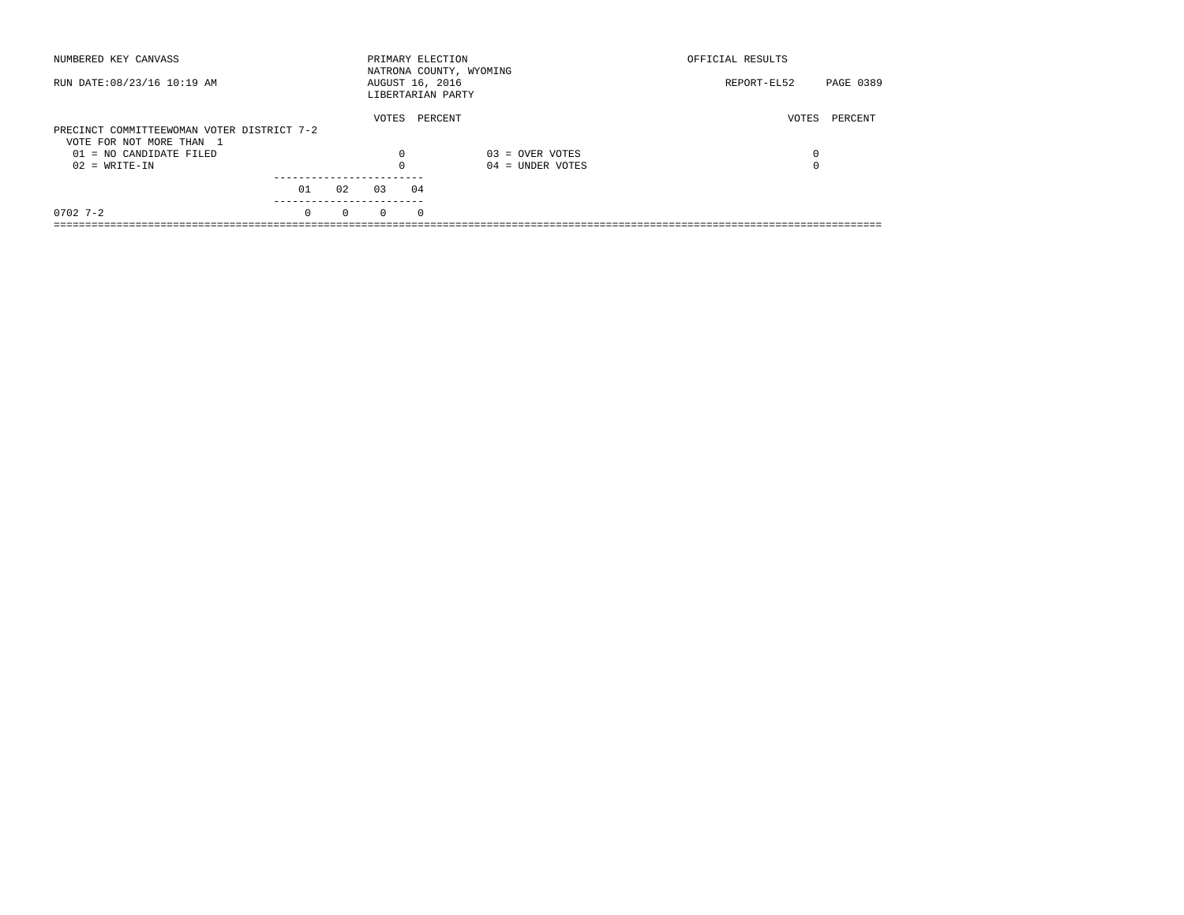NUMBERED KEY CANVASS — PRIMARY ELECTION — OFFICIAL RESULTS

NATRONA COUNTY, WYOMING

RUN DATE:08/23/16 10:19 AM — AUGUST 16, 2016 — REPORT-EL52

LIBERTARIAN PARTY

## PRECINCT COMMITTEEWOMAN VOTER DISTRICT 7-2

VOTE FOR NOT MORE THAN 1

| Code | Candidate | VOTES | PERCENT |
|---|---|---|---|
| 01 | NO CANDIDATE FILED | 0 | |
| 02 | WRITE-IN | 0 | |
| 03 | OVER VOTES | 0 | |
| 04 | UNDER VOTES | 0 | |

| Precinct | 01 | 02 | 03 | 04 |
|---|---|---|---|---|
| 0702 7-2 | 0 | 0 | 0 | 0 |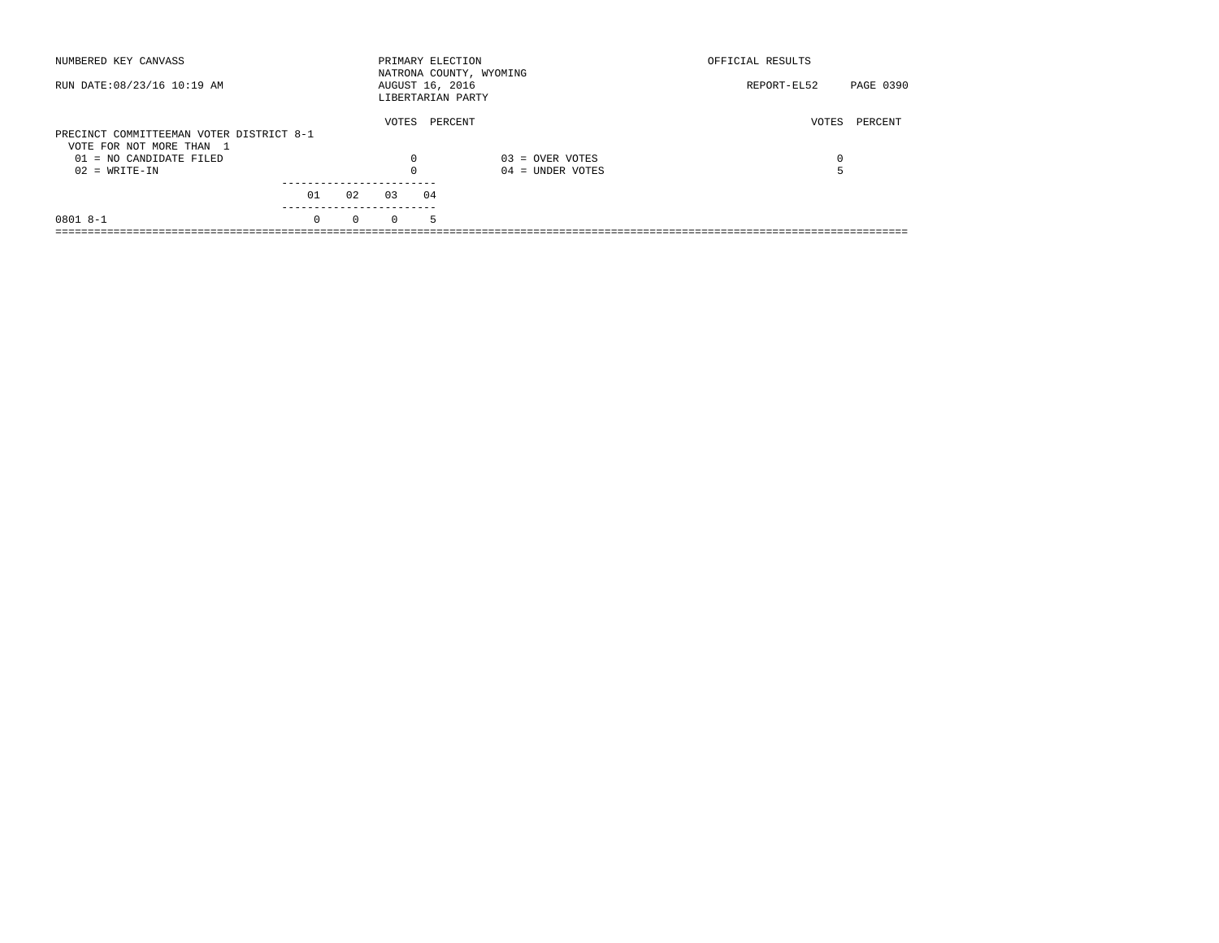NUMBERED KEY CANVASS

PRIMARY ELECTION
NATRONA COUNTY, WYOMING
AUGUST 16, 2016
LIBERTARIAN PARTY

OFFICIAL RESULTS

RUN DATE:08/23/16 10:19 AM

REPORT-EL52

## PRECINCT COMMITTEEMAN VOTER DISTRICT 8-1

VOTE FOR NOT MORE THAN 1

| | VOTES | PERCENT | | VOTES | PERCENT |
|---|---|---|---|---|---|
| 01 = NO CANDIDATE FILED | 0 | | 03 = OVER VOTES | 0 | |
| 02 = WRITE-IN | 0 | | 04 = UNDER VOTES | 5 | |

| | 01 | 02 | 03 | 04 |
|---|---|---|---|---|
| 0801 8-1 | 0 | 0 | 0 | 5 |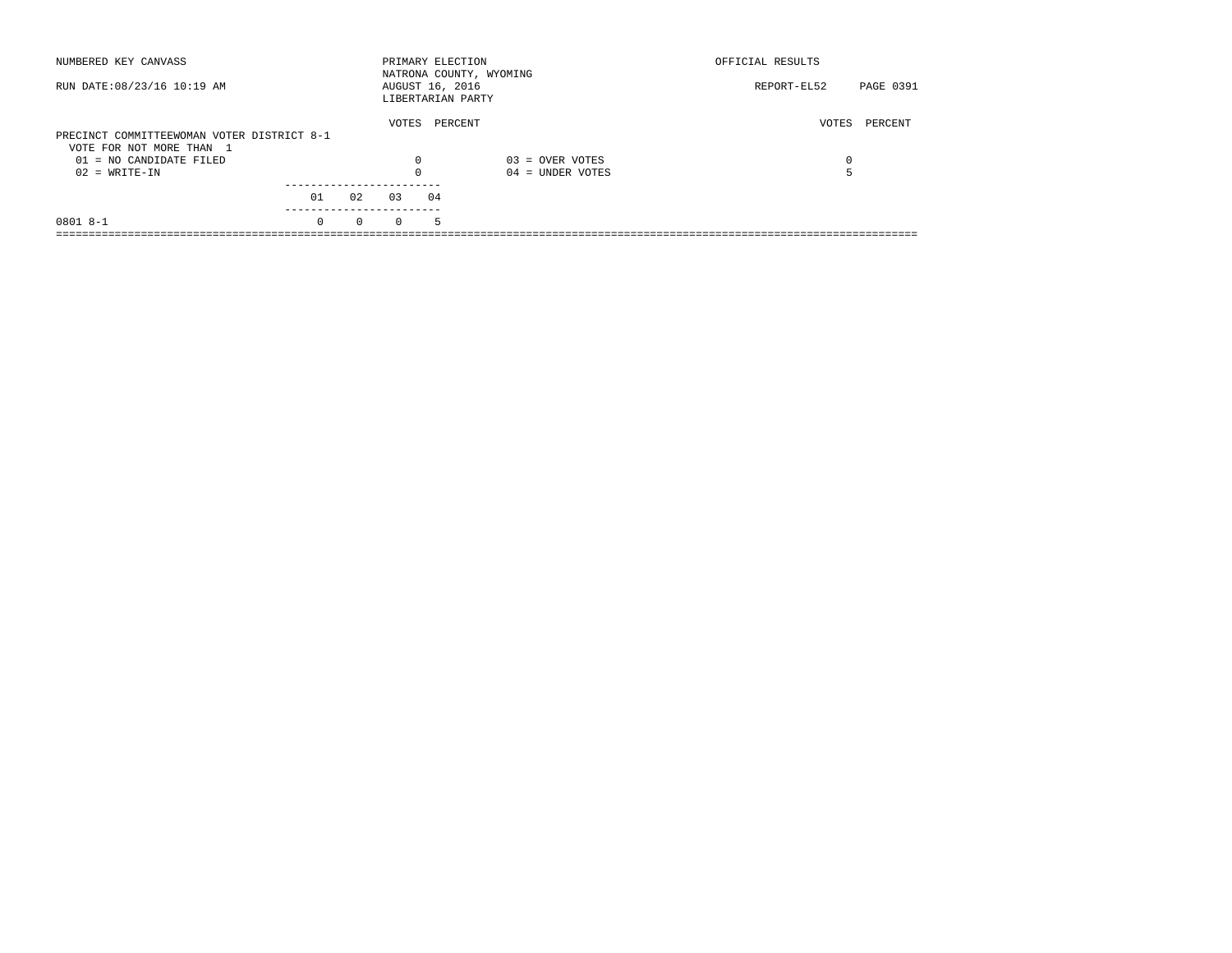NUMBERED KEY CANVASS

RUN DATE:08/23/16 10:19 AM

PRIMARY ELECTION
NATRONA COUNTY, WYOMING
AUGUST 16, 2016
LIBERTARIAN PARTY

OFFICIAL RESULTS

REPORT-EL52 PAGE 0391

PRECINCT COMMITTEEWOMAN VOTER DISTRICT 8-1
VOTE FOR NOT MORE THAN 1

| | VOTES | PERCENT | | VOTES | PERCENT |
|---|---|---|---|---|---|
| 01 = NO CANDIDATE FILED | 0 | | 03 = OVER VOTES | 0 | |
| 02 = WRITE-IN | 0 | | 04 = UNDER VOTES | 5 | |

| | 01 | 02 | 03 | 04 |
|---|---|---|---|---|
| 0801 8-1 | 0 | 0 | 0 | 5 |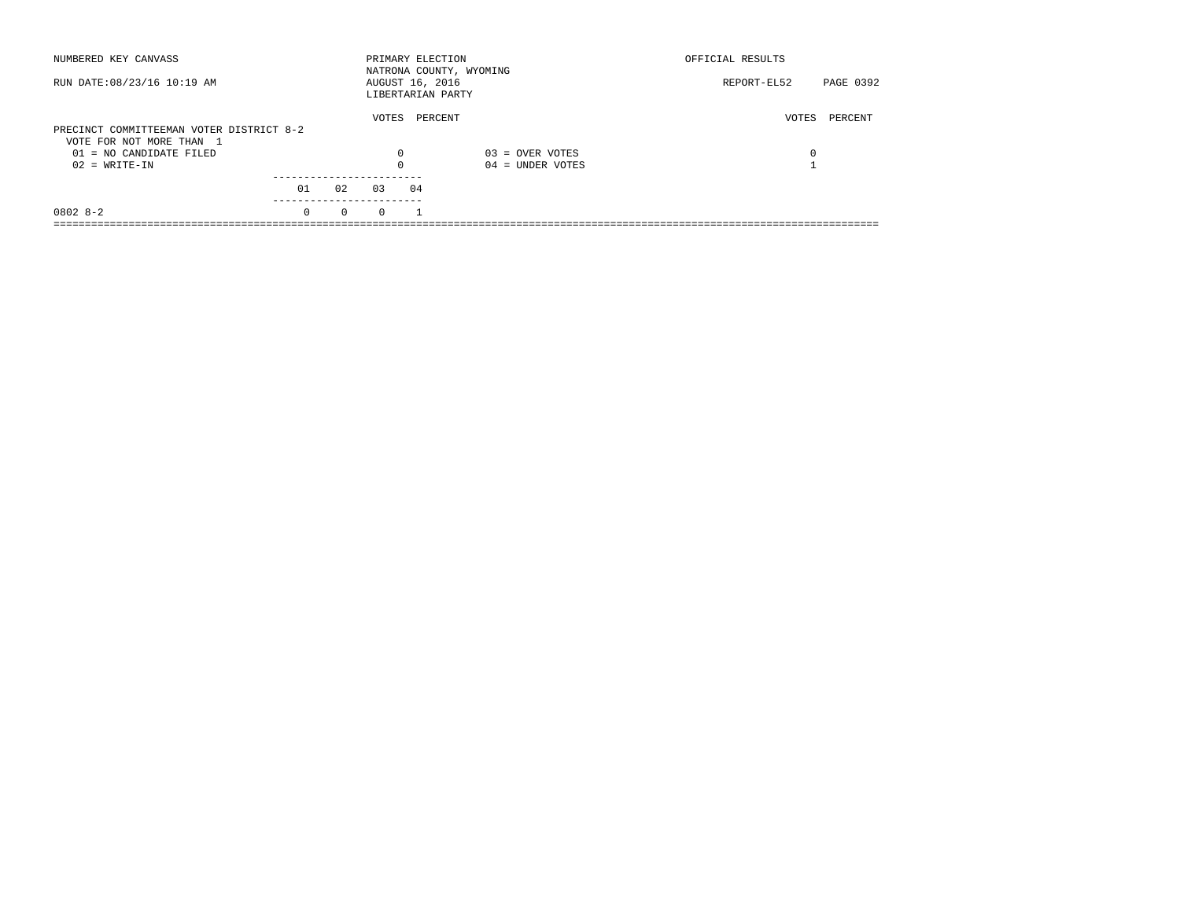NUMBERED KEY CANVASS

PRIMARY ELECTION
NATRONA COUNTY, WYOMING
AUGUST 16, 2016
LIBERTARIAN PARTY

OFFICIAL RESULTS

RUN DATE:08/23/16 10:19 AM

REPORT-EL52 PAGE 0392

## PRECINCT COMMITTEEMAN VOTER DISTRICT 8-2

VOTE FOR NOT MORE THAN 1

| | VOTES | PERCENT | | VOTES | PERCENT |
|---|---|---|---|---|---|
| 01 = NO CANDIDATE FILED | 0 | | 03 = OVER VOTES | 0 | |
| 02 = WRITE-IN | 0 | | 04 = UNDER VOTES | 1 | |

| | 01 | 02 | 03 | 04 |
|---|---|---|---|---|
| 0802 8-2 | 0 | 0 | 0 | 1 |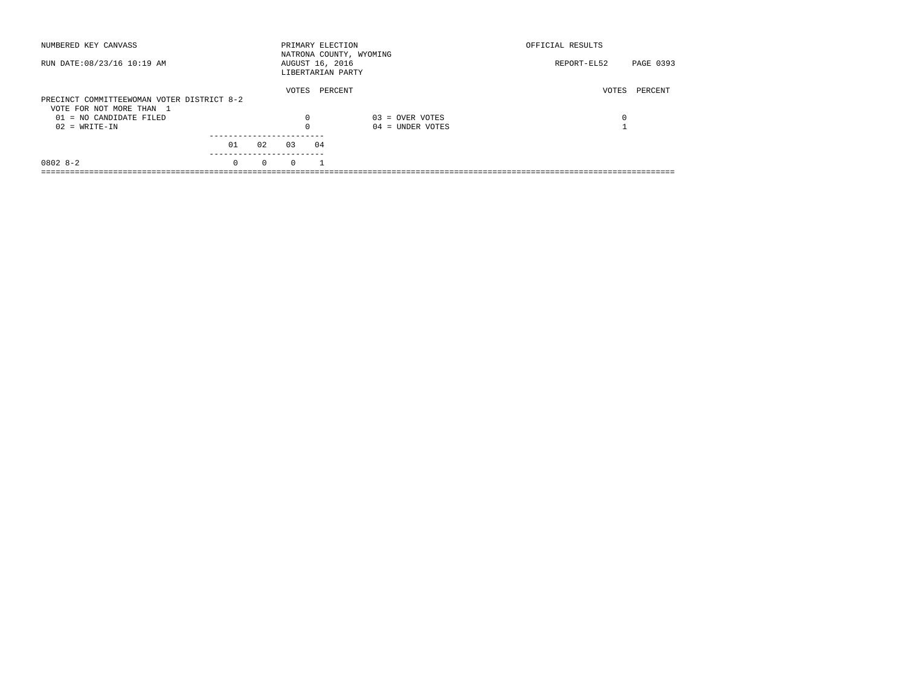NUMBERED KEY CANVASS

RUN DATE:08/23/16 10:19 AM

PRIMARY ELECTION
NATRONA COUNTY, WYOMING
AUGUST 16, 2016
LIBERTARIAN PARTY

OFFICIAL RESULTS

REPORT-EL52

PRECINCT COMMITTEEWOMAN VOTER DISTRICT 8-2
VOTE FOR NOT MORE THAN 1

| | VOTES | PERCENT | | VOTES | PERCENT |
|---|---|---|---|---|---|
| 01 = NO CANDIDATE FILED | 0 | | 03 = OVER VOTES | 0 | |
| 02 = WRITE-IN | 0 | | 04 = UNDER VOTES | 1 | |

| | 01 | 02 | 03 | 04 |
|---|---|---|---|---|
| 0802 8-2 | 0 | 0 | 0 | 1 |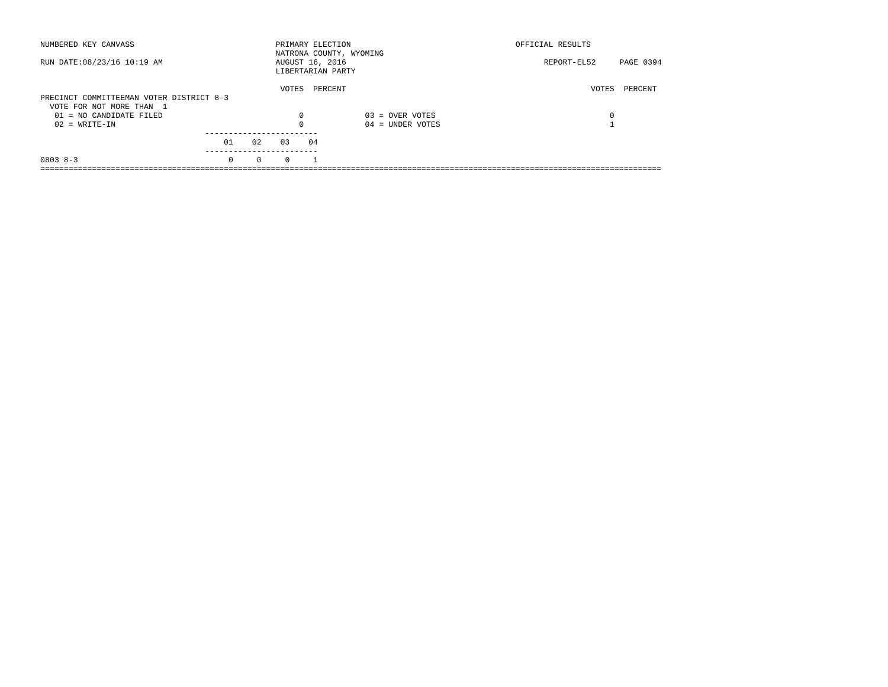NUMBERED KEY CANVASS

RUN DATE:08/23/16 10:19 AM

PRIMARY ELECTION
NATRONA COUNTY, WYOMING
AUGUST 16, 2016
LIBERTARIAN PARTY

OFFICIAL RESULTS

REPORT-EL52

**PRECINCT COMMITTEEMAN VOTER DISTRICT 8-3**
VOTE FOR NOT MORE THAN 1

| | VOTES | PERCENT | | VOTES | PERCENT |
|---|---|---|---|---|---|
| 01 = NO CANDIDATE FILED | 0 | | 03 = OVER VOTES | 0 | |
| 02 = WRITE-IN | 0 | | 04 = UNDER VOTES | 1 | |

| | 01 | 02 | 03 | 04 |
|---|---|---|---|---|
| 0803 8-3 | 0 | 0 | 0 | 1 |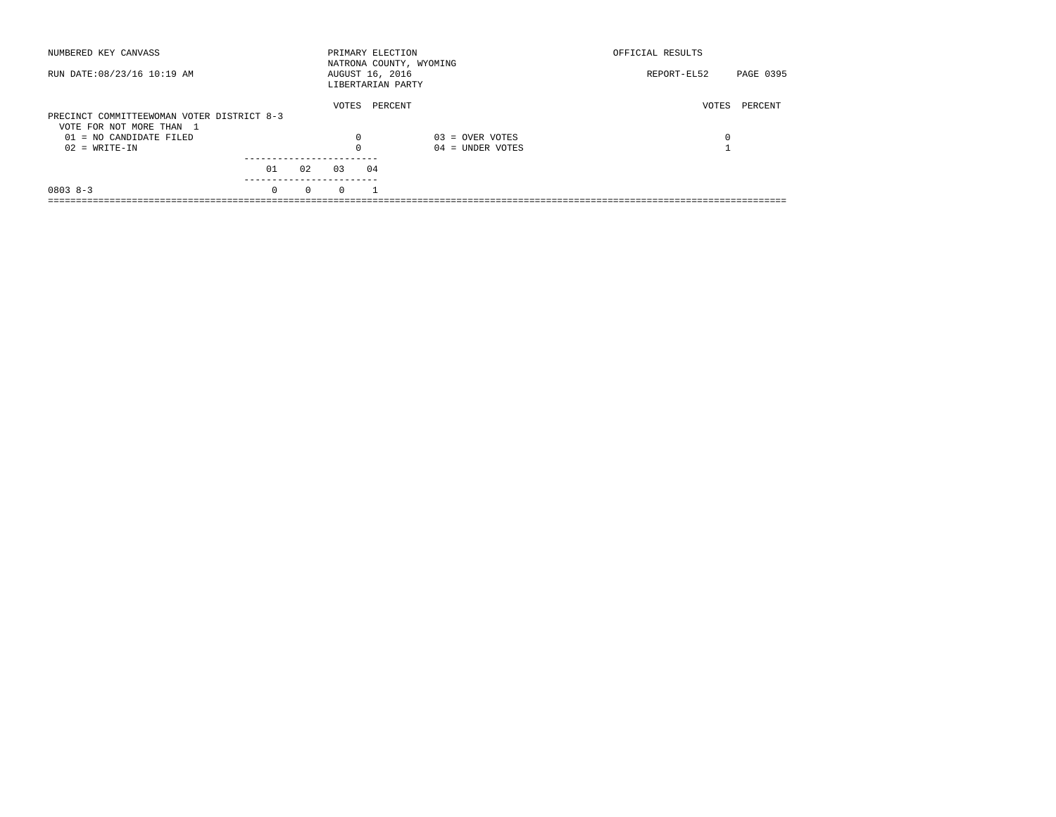NUMBERED KEY CANVASS

RUN DATE:08/23/16 10:19 AM

PRIMARY ELECTION
NATRONA COUNTY, WYOMING
AUGUST 16, 2016
LIBERTARIAN PARTY

OFFICIAL RESULTS

REPORT-EL52

PRECINCT COMMITTEEWOMAN VOTER DISTRICT 8-3
VOTE FOR NOT MORE THAN 1

| | VOTES | PERCENT | | VOTES | PERCENT |
|---|---|---|---|---|---|
| 01 = NO CANDIDATE FILED | 0 | | 03 = OVER VOTES | 0 | |
| 02 = WRITE-IN | 0 | | 04 = UNDER VOTES | 1 | |

| | 01 | 02 | 03 | 04 |
|---|---|---|---|---|
| 0803 8-3 | 0 | 0 | 0 | 1 |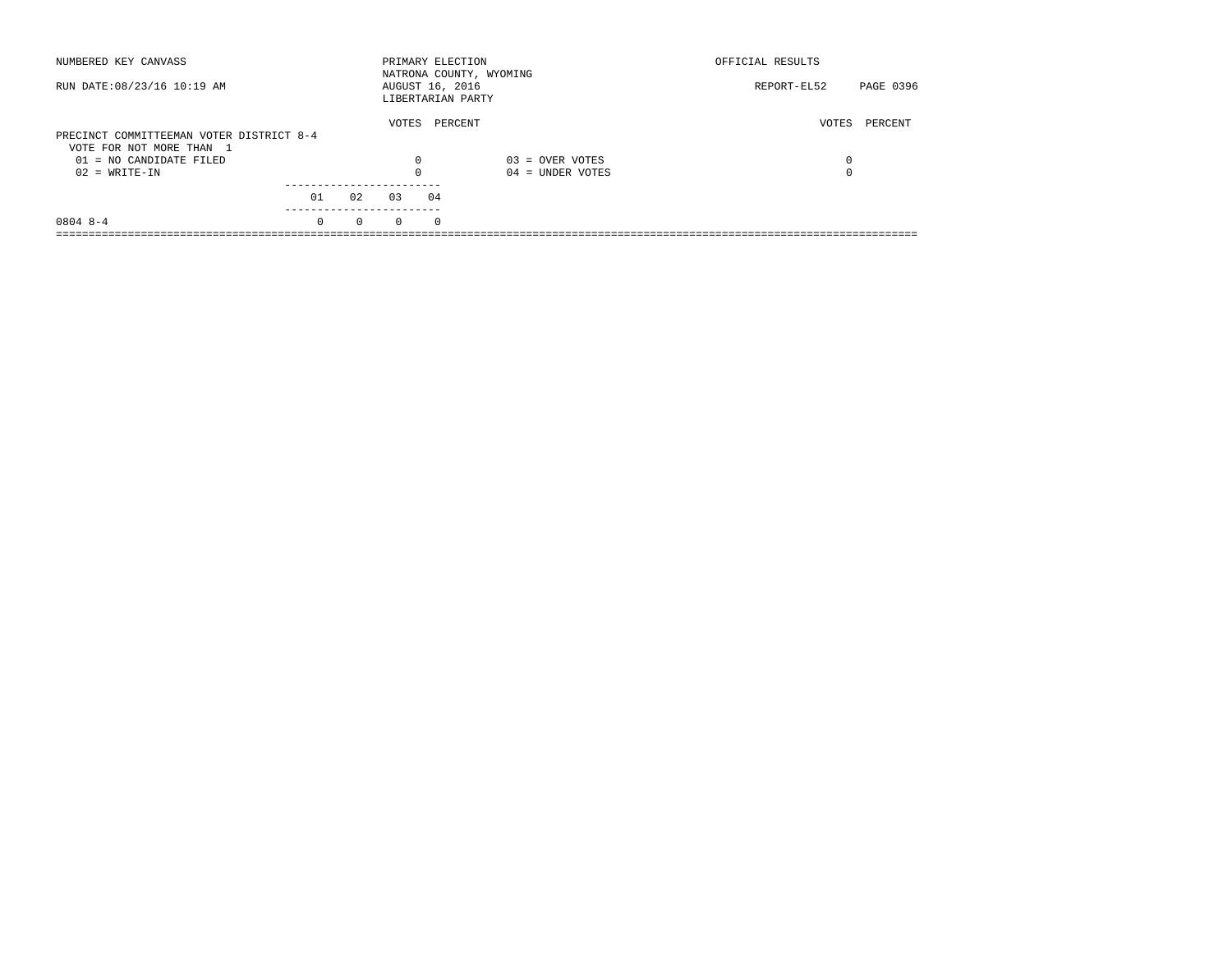NUMBERED KEY CANVASS — PRIMARY ELECTION — NATRONA COUNTY, WYOMING — OFFICIAL RESULTS

RUN DATE:08/23/16 10:19 AM — AUGUST 16, 2016 — REPORT-EL52

LIBERTARIAN PARTY

## PRECINCT COMMITTEEMAN VOTER DISTRICT 8-4

VOTE FOR NOT MORE THAN 1

| | VOTES | PERCENT | | VOTES | PERCENT |
|---|---|---|---|---|---|
| 01 = NO CANDIDATE FILED | 0 | | 03 = OVER VOTES | 0 | |
| 02 = WRITE-IN | 0 | | 04 = UNDER VOTES | 0 | |

| | 01 | 02 | 03 | 04 |
|---|---|---|---|---|
| 0804 8-4 | 0 | 0 | 0 | 0 |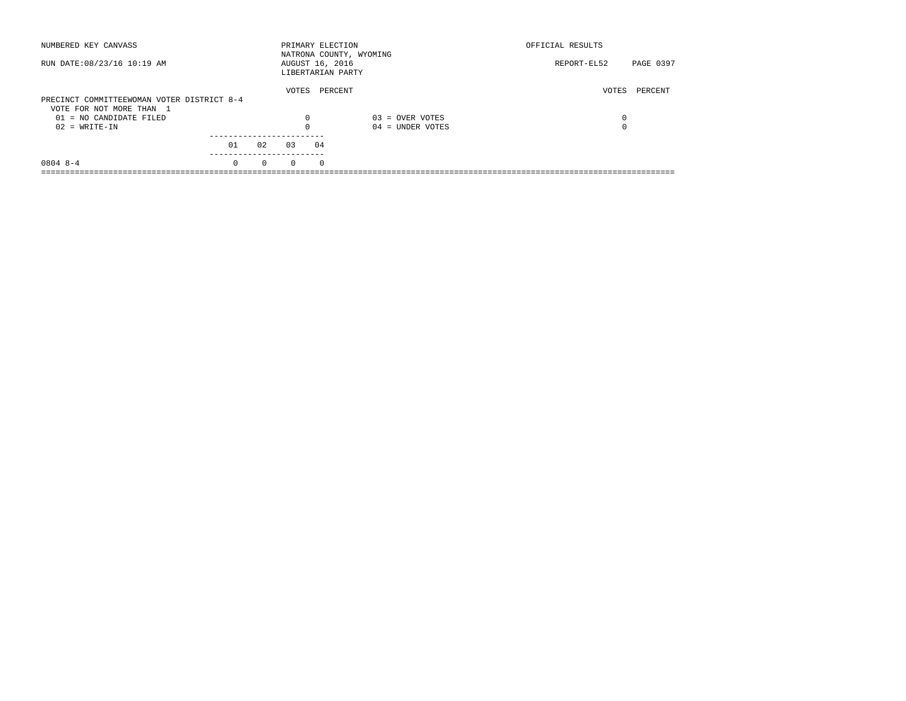NUMBERED KEY CANVASS | PRIMARY ELECTION | OFFICIAL RESULTS

NATRONA COUNTY, WYOMING

RUN DATE:08/23/16 10:19 AM | AUGUST 16, 2016 | REPORT-EL52 PAGE 0397

LIBERTARIAN PARTY

## PRECINCT COMMITTEEWOMAN VOTER DISTRICT 8-4

VOTE FOR NOT MORE THAN 1

| | VOTES | PERCENT | | VOTES | PERCENT |
|---|---|---|---|---|---|
| 01 = NO CANDIDATE FILED | 0 | | 03 = OVER VOTES | 0 | |
| 02 = WRITE-IN | 0 | | 04 = UNDER VOTES | 0 | |

| | 01 | 02 | 03 | 04 |
|---|---|---|---|---|
| 0804 8-4 | 0 | 0 | 0 | 0 |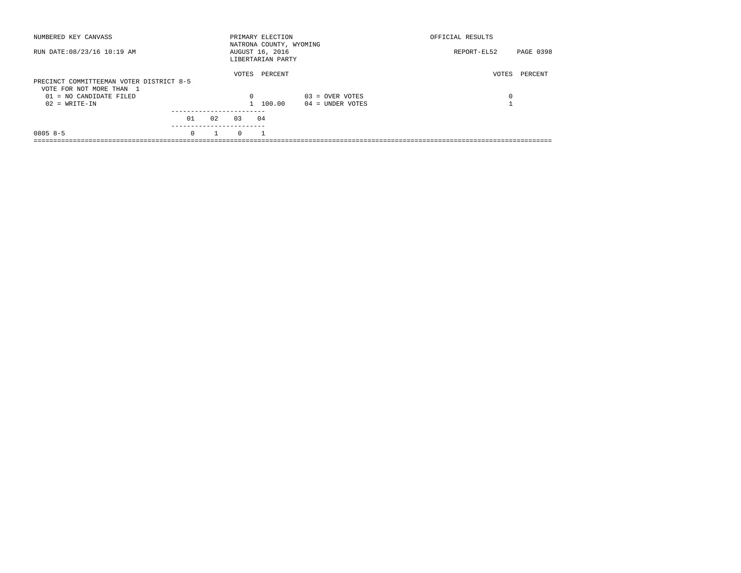NUMBERED KEY CANVASS

RUN DATE:08/23/16 10:19 AM

PRIMARY ELECTION
NATRONA COUNTY, WYOMING
AUGUST 16, 2016
LIBERTARIAN PARTY

OFFICIAL RESULTS

REPORT-EL52

## PRECINCT COMMITTEEMAN VOTER DISTRICT 8-5

VOTE FOR NOT MORE THAN 1

| | VOTES | PERCENT |
|---|---|---|
| 01 = NO CANDIDATE FILED | 0 | |
| 02 = WRITE-IN | 1 | 100.00 |

| | VOTES | PERCENT |
|---|---|---|
| 03 = OVER VOTES | 0 | |
| 04 = UNDER VOTES | 1 | |

| | 01 | 02 | 03 | 04 |
|---|---|---|---|---|
| 0805 8-5 | 0 | 1 | 0 | 1 |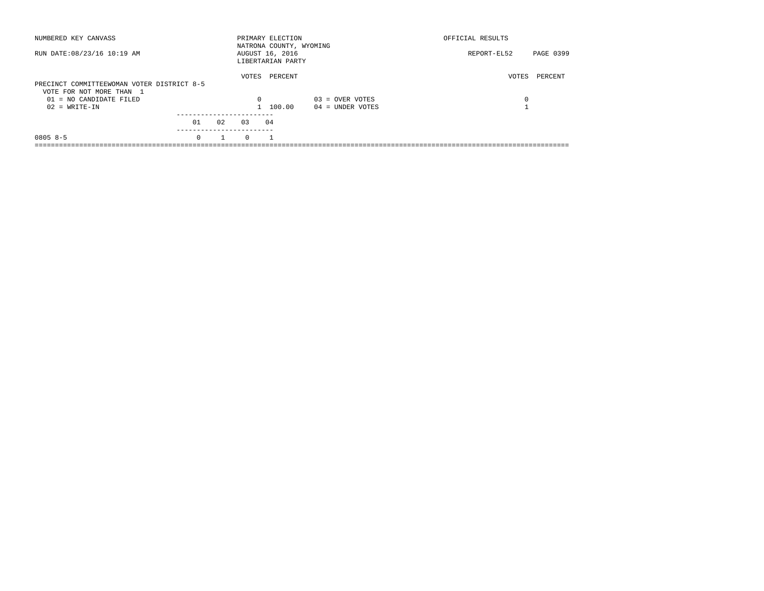NUMBERED KEY CANVASS

RUN DATE:08/23/16 10:19 AM

PRIMARY ELECTION
NATRONA COUNTY, WYOMING
AUGUST 16, 2016
LIBERTARIAN PARTY

OFFICIAL RESULTS

REPORT-EL52 PAGE 0399

PRECINCT COMMITTEEWOMAN VOTER DISTRICT 8-5
VOTE FOR NOT MORE THAN 1

| | VOTES | PERCENT | | VOTES | PERCENT |
|---|---|---|---|---|---|
| 01 = NO CANDIDATE FILED | 0 | | 03 = OVER VOTES | 0 | |
| 02 = WRITE-IN | 1 | 100.00 | 04 = UNDER VOTES | 1 | |

| | 01 | 02 | 03 | 04 |
|---|---|---|---|---|
| 0805 8-5 | 0 | 1 | 0 | 1 |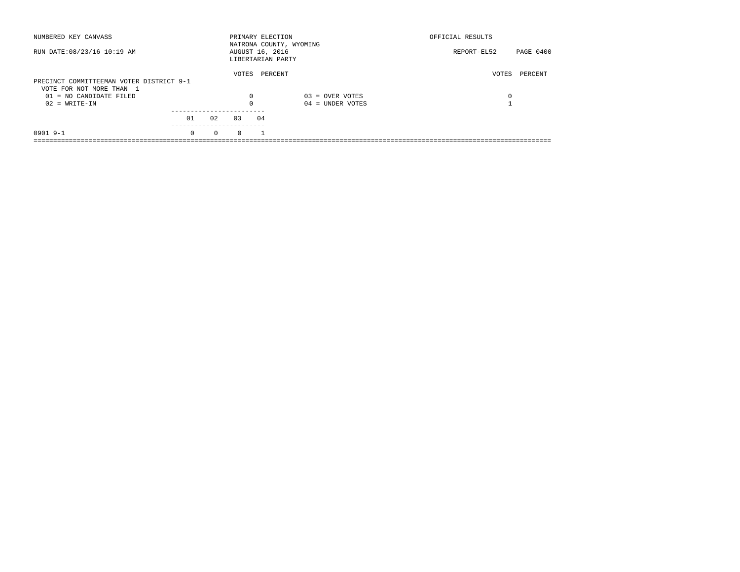NUMBERED KEY CANVASS — PRIMARY ELECTION — NATRONA COUNTY, WYOMING — AUGUST 16, 2016 — LIBERTARIAN PARTY — OFFICIAL RESULTS

RUN DATE:08/23/16 10:19 AM — REPORT-EL52

## PRECINCT COMMITTEEMAN VOTER DISTRICT 9-1

VOTE FOR NOT MORE THAN 1

| | VOTES | PERCENT | | VOTES | PERCENT |
|---|---|---|---|---|---|
| 01 = NO CANDIDATE FILED | 0 | | 03 = OVER VOTES | 0 | |
| 02 = WRITE-IN | 0 | | 04 = UNDER VOTES | 1 | |

| | 01 | 02 | 03 | 04 |
|---|---|---|---|---|
| 0901 9-1 | 0 | 0 | 0 | 1 |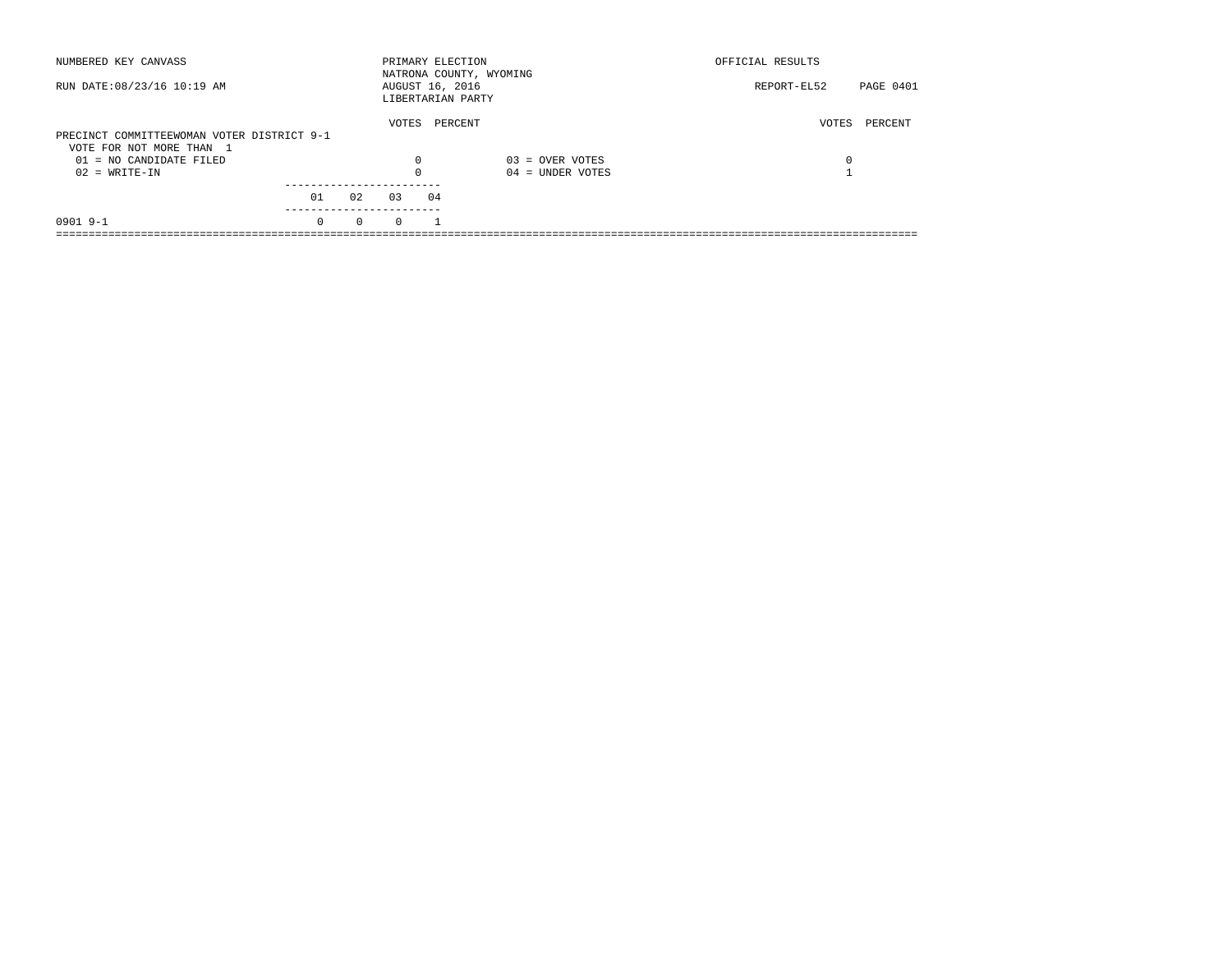NUMBERED KEY CANVASS — PRIMARY ELECTION — NATRONA COUNTY, WYOMING — OFFICIAL RESULTS

RUN DATE:08/23/16 10:19 AM — AUGUST 16, 2016 — LIBERTARIAN PARTY — REPORT-EL52 PAGE 0401

## PRECINCT COMMITTEEWOMAN VOTER DISTRICT 9-1

VOTE FOR NOT MORE THAN 1

| | VOTES | PERCENT | | VOTES | PERCENT |
|---|---|---|---|---|---|
| 01 = NO CANDIDATE FILED | 0 | | 03 = OVER VOTES | 0 | |
| 02 = WRITE-IN | 0 | | 04 = UNDER VOTES | 1 | |

| | 01 | 02 | 03 | 04 |
|---|---|---|---|---|
| 0901 9-1 | 0 | 0 | 0 | 1 |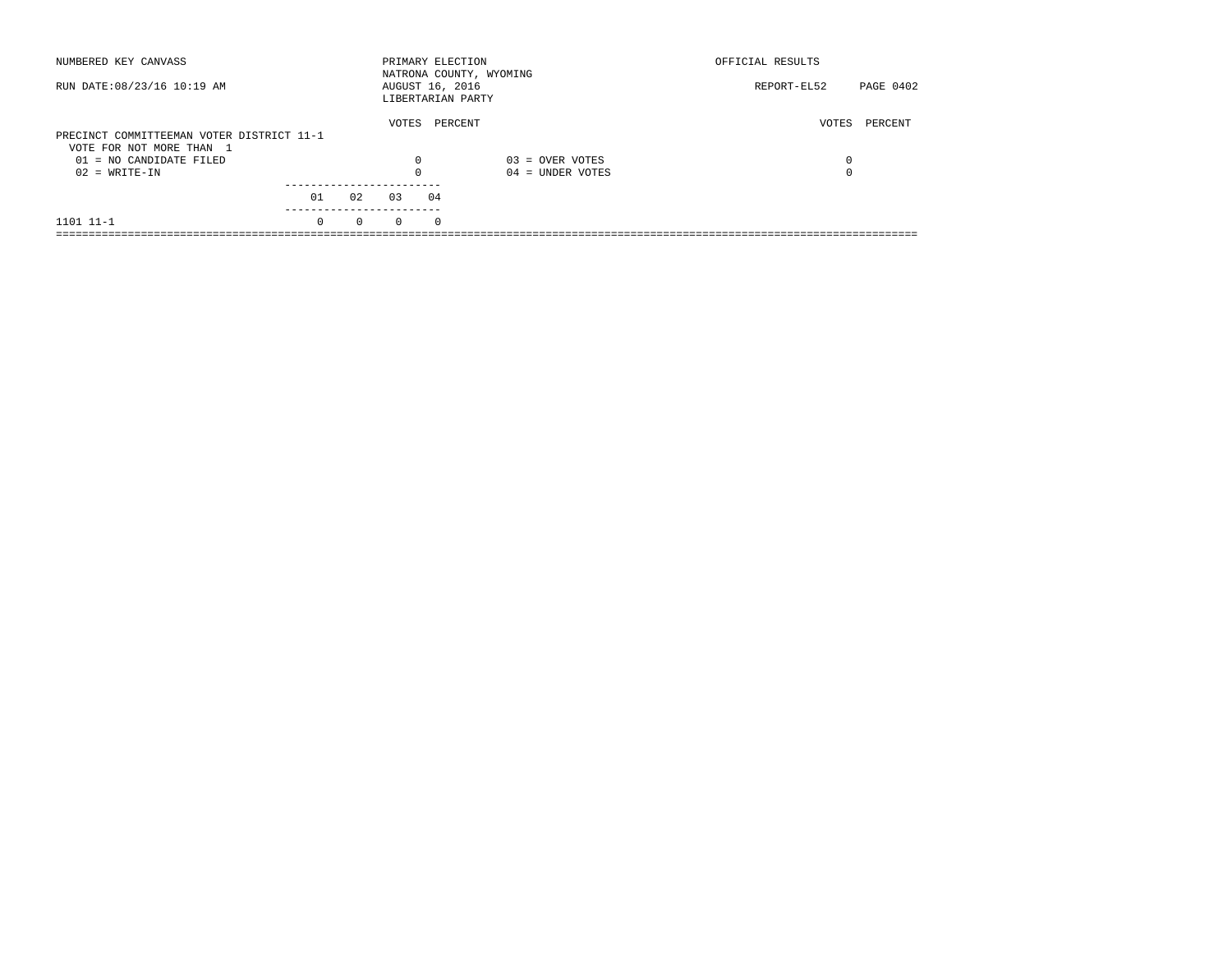NUMBERED KEY CANVASS

RUN DATE:08/23/16 10:19 AM

PRIMARY ELECTION
NATRONA COUNTY, WYOMING
AUGUST 16, 2016
LIBERTARIAN PARTY

OFFICIAL RESULTS

REPORT-EL52

PRECINCT COMMITTEEMAN VOTER DISTRICT 11-1
VOTE FOR NOT MORE THAN 1

| | VOTES | PERCENT | | VOTES | PERCENT |
|---|---|---|---|---|---|
| 01 = NO CANDIDATE FILED | 0 | | 03 = OVER VOTES | 0 | |
| 02 = WRITE-IN | 0 | | 04 = UNDER VOTES | 0 | |

| | 01 | 02 | 03 | 04 |
|---|---|---|---|---|
| 1101 11-1 | 0 | 0 | 0 | 0 |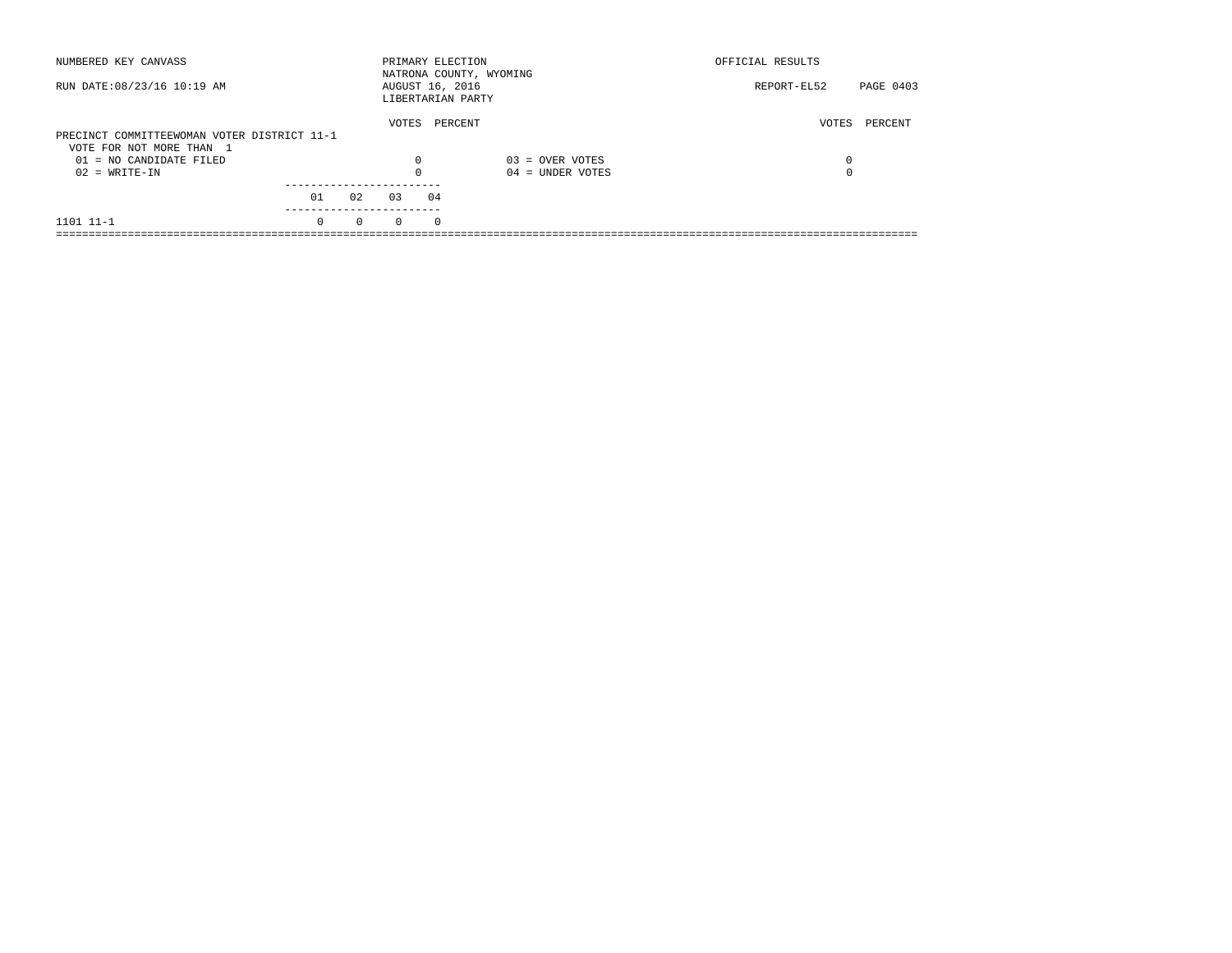NUMBERED KEY CANVASS

RUN DATE:08/23/16 10:19 AM

PRIMARY ELECTION
NATRONA COUNTY, WYOMING
AUGUST 16, 2016
LIBERTARIAN PARTY

OFFICIAL RESULTS

REPORT-EL52

**PRECINCT COMMITTEEWOMAN VOTER DISTRICT 11-1**
VOTE FOR NOT MORE THAN 1

| | VOTES | PERCENT | | VOTES | PERCENT |
|---|---|---|---|---|---|
| 01 = NO CANDIDATE FILED | 0 | | 03 = OVER VOTES | 0 | |
| 02 = WRITE-IN | 0 | | 04 = UNDER VOTES | 0 | |

| | 01 | 02 | 03 | 04 |
|---|---|---|---|---|
| 1101 11-1 | 0 | 0 | 0 | 0 |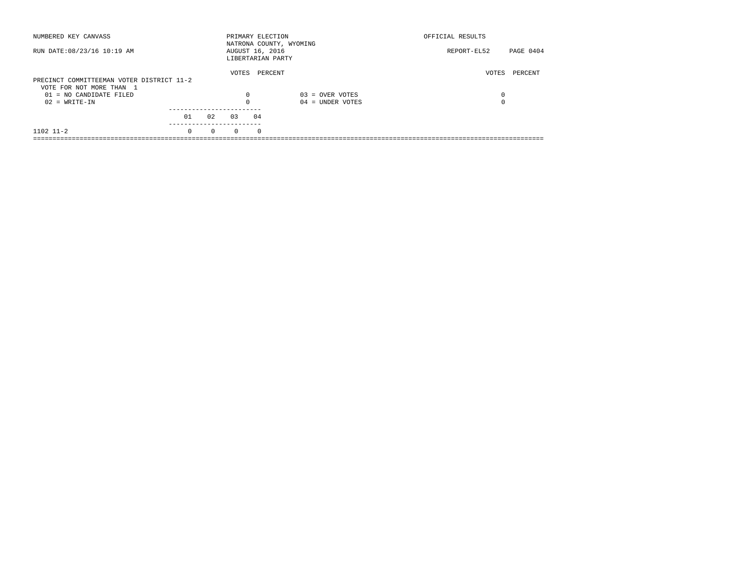NUMBERED KEY CANVASS

RUN DATE:08/23/16 10:19 AM

PRIMARY ELECTION
NATRONA COUNTY, WYOMING
AUGUST 16, 2016
LIBERTARIAN PARTY

OFFICIAL RESULTS

REPORT-EL52

PRECINCT COMMITTEEMAN VOTER DISTRICT 11-2
VOTE FOR NOT MORE THAN 1

| | VOTES | PERCENT | | VOTES | PERCENT |
|---|---|---|---|---|---|
| 01 = NO CANDIDATE FILED | 0 | | 03 = OVER VOTES | 0 | |
| 02 = WRITE-IN | 0 | | 04 = UNDER VOTES | 0 | |

| | 01 | 02 | 03 | 04 |
|---|---|---|---|---|
| 1102 11-2 | 0 | 0 | 0 | 0 |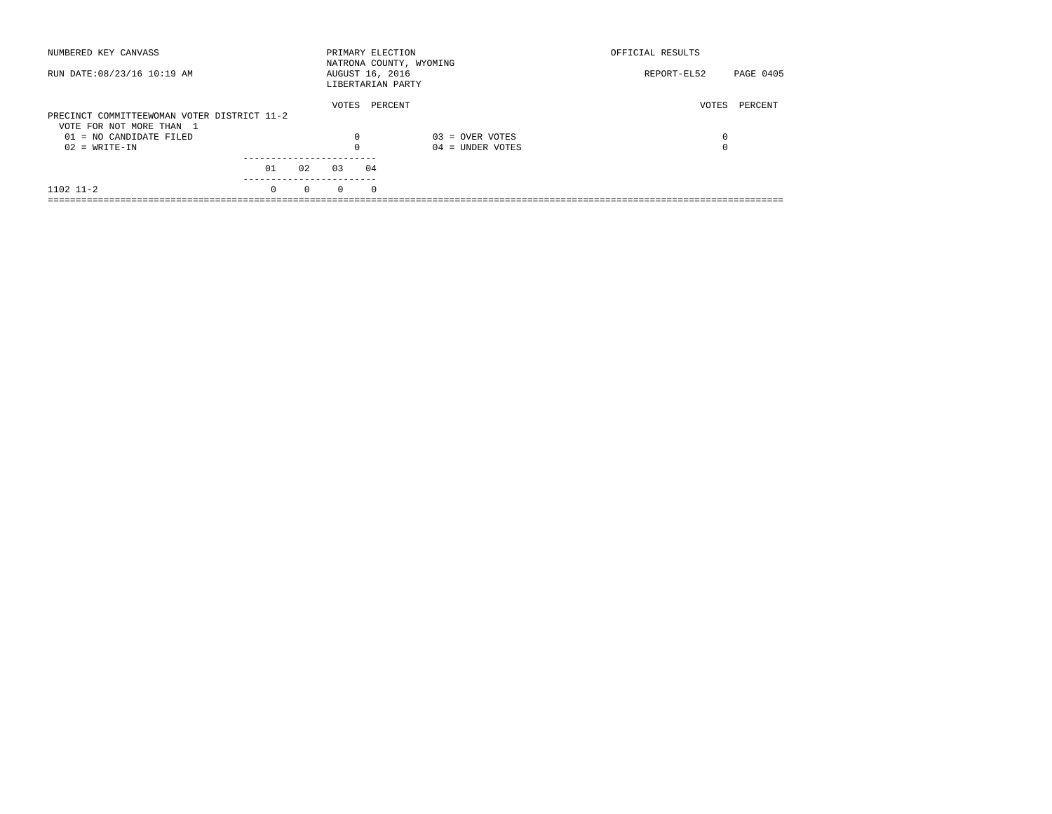NUMBERED KEY CANVASS

RUN DATE:08/23/16 10:19 AM

PRIMARY ELECTION
NATRONA COUNTY, WYOMING
AUGUST 16, 2016
LIBERTARIAN PARTY

OFFICIAL RESULTS

REPORT-EL52 PAGE 0405

PRECINCT COMMITTEEWOMAN VOTER DISTRICT 11-2
VOTE FOR NOT MORE THAN 1

| | VOTES | PERCENT | | VOTES | PERCENT |
|---|---|---|---|---|---|
| 01 = NO CANDIDATE FILED | 0 | | 03 = OVER VOTES | 0 | |
| 02 = WRITE-IN | 0 | | 04 = UNDER VOTES | 0 | |

| | 01 | 02 | 03 | 04 |
|---|---|---|---|---|
| 1102 11-2 | 0 | 0 | 0 | 0 |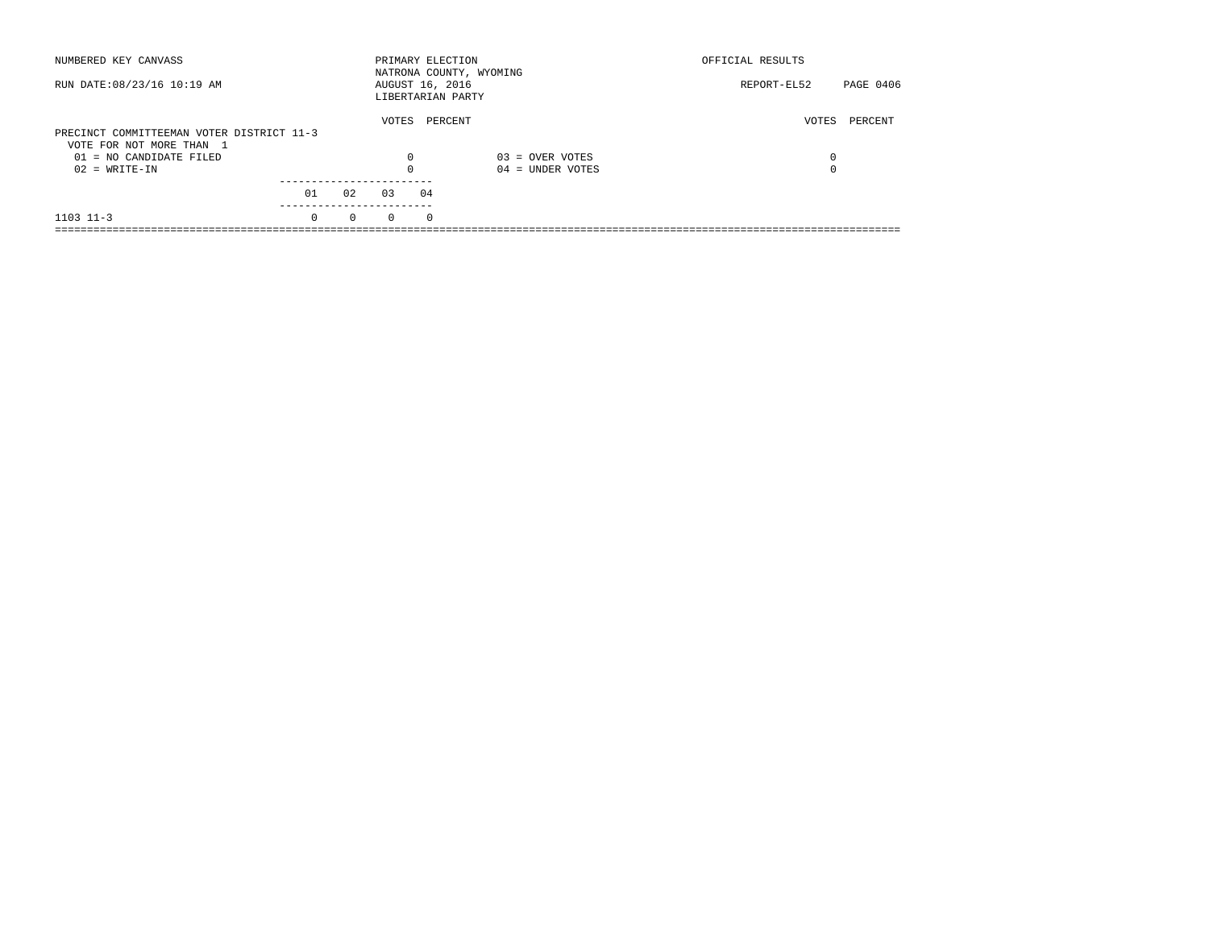NUMBERED KEY CANVASS

RUN DATE:08/23/16 10:19 AM

PRIMARY ELECTION
NATRONA COUNTY, WYOMING
AUGUST 16, 2016
LIBERTARIAN PARTY

OFFICIAL RESULTS

REPORT-EL52

**PRECINCT COMMITTEEMAN VOTER DISTRICT 11-3**
VOTE FOR NOT MORE THAN 1

| | VOTES | PERCENT | | VOTES | PERCENT |
|---|---|---|---|---|---|
| 01 = NO CANDIDATE FILED | 0 | | 03 = OVER VOTES | 0 | |
| 02 = WRITE-IN | 0 | | 04 = UNDER VOTES | 0 | |

| | 01 | 02 | 03 | 04 |
|---|---|---|---|---|
| 1103 11-3 | 0 | 0 | 0 | 0 |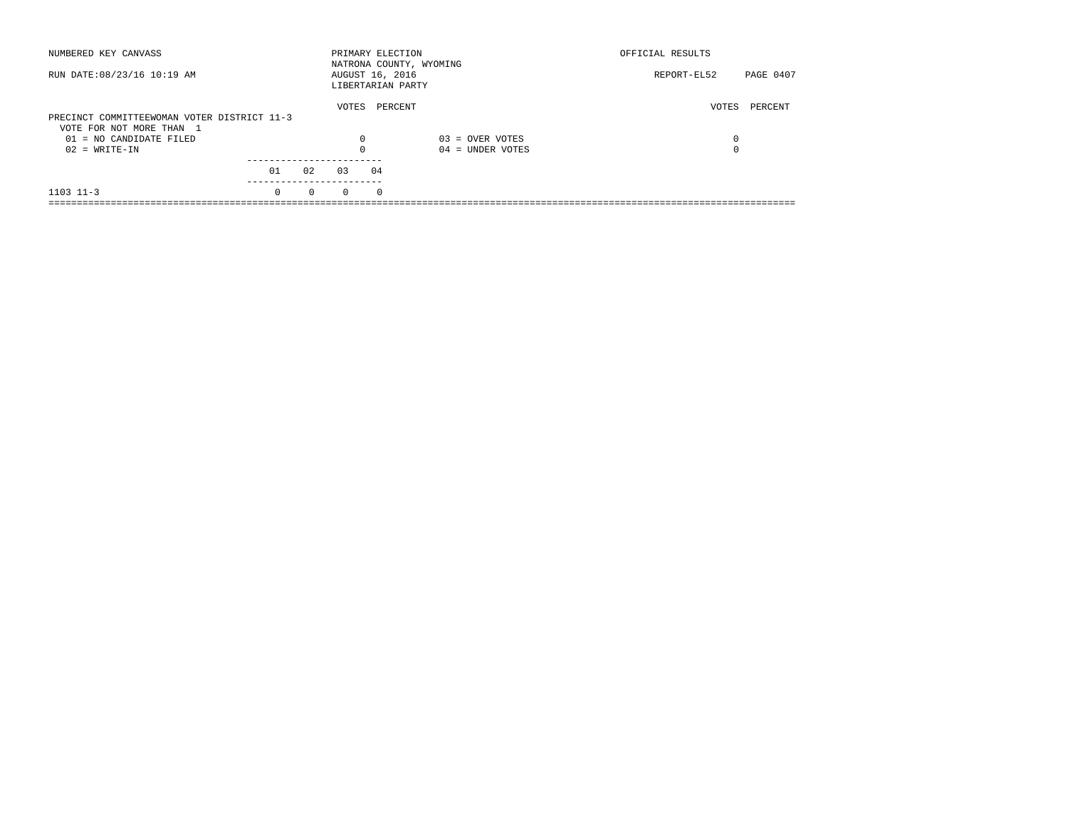NUMBERED KEY CANVASS — PRIMARY ELECTION — NATRONA COUNTY, WYOMING — OFFICIAL RESULTS

RUN DATE:08/23/16 10:19 AM — AUGUST 16, 2016 — REPORT-EL52

LIBERTARIAN PARTY

## PRECINCT COMMITTEEWOMAN VOTER DISTRICT 11-3

VOTE FOR NOT MORE THAN 1

| Choice | VOTES | PERCENT |
|---|---|---|
| 01 = NO CANDIDATE FILED | 0 | |
| 02 = WRITE-IN | 0 | |
| 03 = OVER VOTES | 0 | |
| 04 = UNDER VOTES | 0 | |

| Precinct | 01 | 02 | 03 | 04 |
|---|---|---|---|---|
| 1103 11-3 | 0 | 0 | 0 | 0 |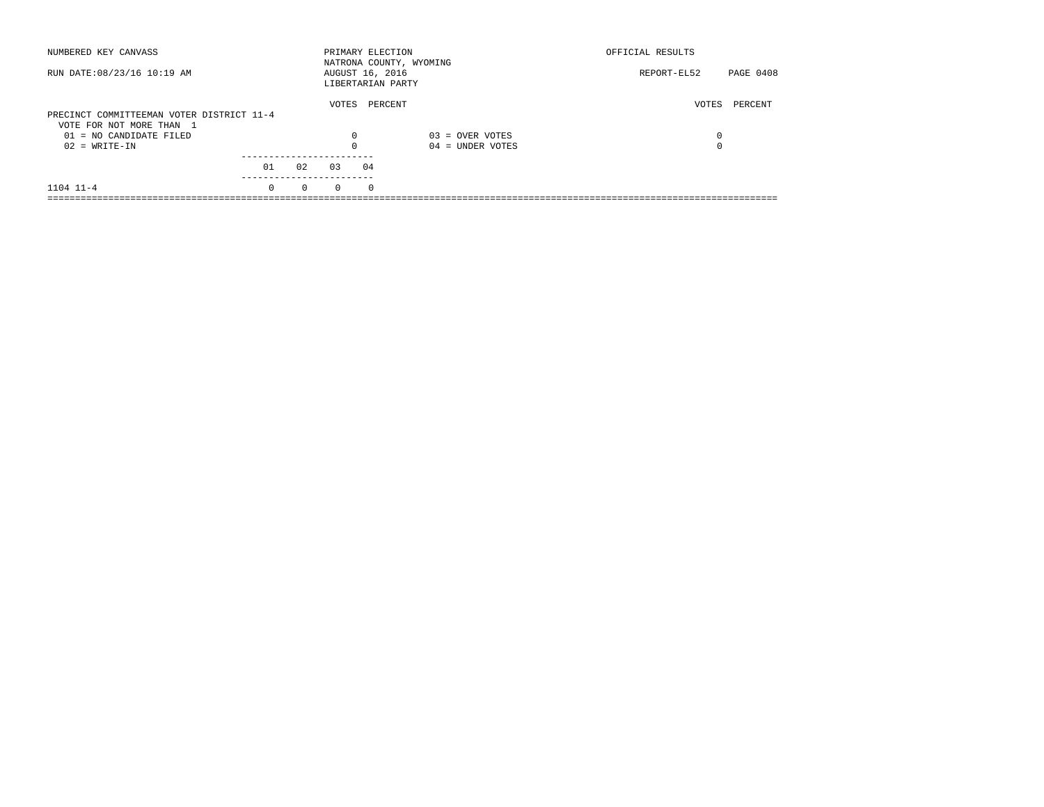NUMBERED KEY CANVASS

RUN DATE:08/23/16 10:19 AM

PRIMARY ELECTION
NATRONA COUNTY, WYOMING
AUGUST 16, 2016
LIBERTARIAN PARTY

OFFICIAL RESULTS

REPORT-EL52

## PRECINCT COMMITTEEMAN VOTER DISTRICT 11-4

VOTE FOR NOT MORE THAN 1

| | VOTES | PERCENT | | VOTES | PERCENT |
|---|---|---|---|---|---|
| 01 = NO CANDIDATE FILED | 0 | | 03 = OVER VOTES | 0 | |
| 02 = WRITE-IN | 0 | | 04 = UNDER VOTES | 0 | |

| | 01 | 02 | 03 | 04 |
|---|---|---|---|---|
| 1104 11-4 | 0 | 0 | 0 | 0 |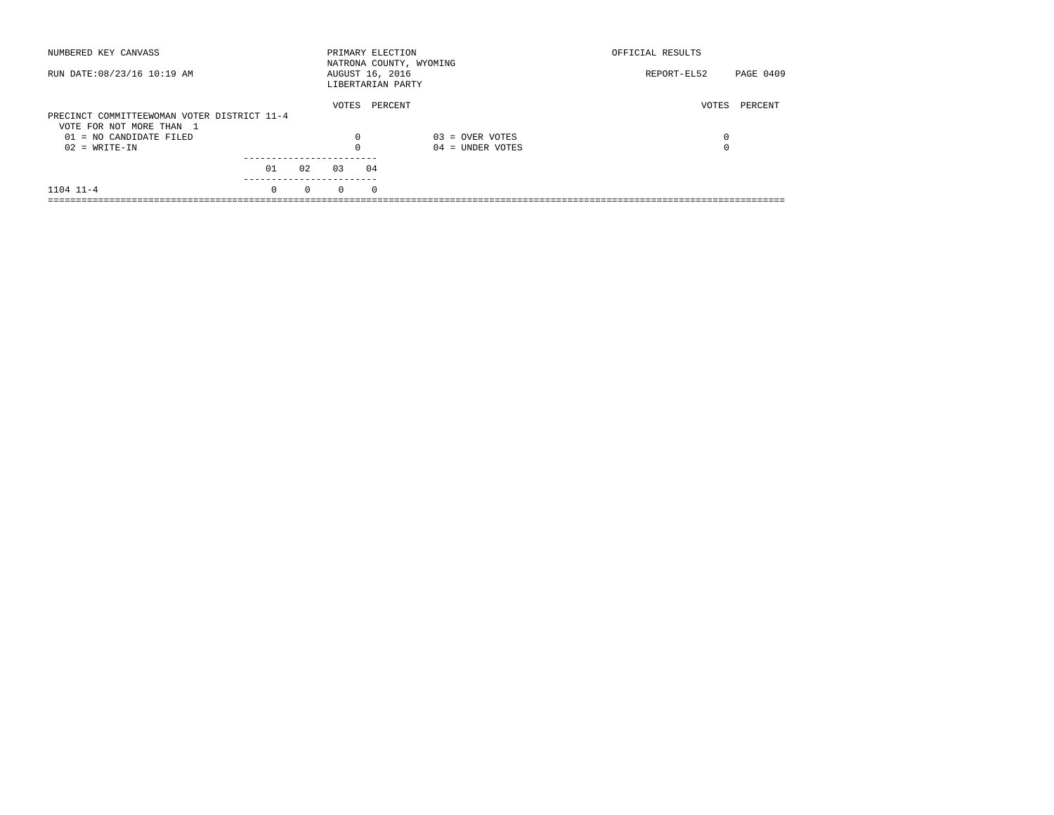NUMBERED KEY CANVASS

RUN DATE:08/23/16 10:19 AM

PRIMARY ELECTION
NATRONA COUNTY, WYOMING
AUGUST 16, 2016
LIBERTARIAN PARTY

OFFICIAL RESULTS

REPORT-EL52 PAGE 0409

**PRECINCT COMMITTEEWOMAN VOTER DISTRICT 11-4**
VOTE FOR NOT MORE THAN 1

| | VOTES | PERCENT | | VOTES | PERCENT |
|---|---|---|---|---|---|
| 01 = NO CANDIDATE FILED | 0 | | 03 = OVER VOTES | 0 | |
| 02 = WRITE-IN | 0 | | 04 = UNDER VOTES | 0 | |

| | 01 | 02 | 03 | 04 |
|---|---|---|---|---|
| 1104 11-4 | 0 | 0 | 0 | 0 |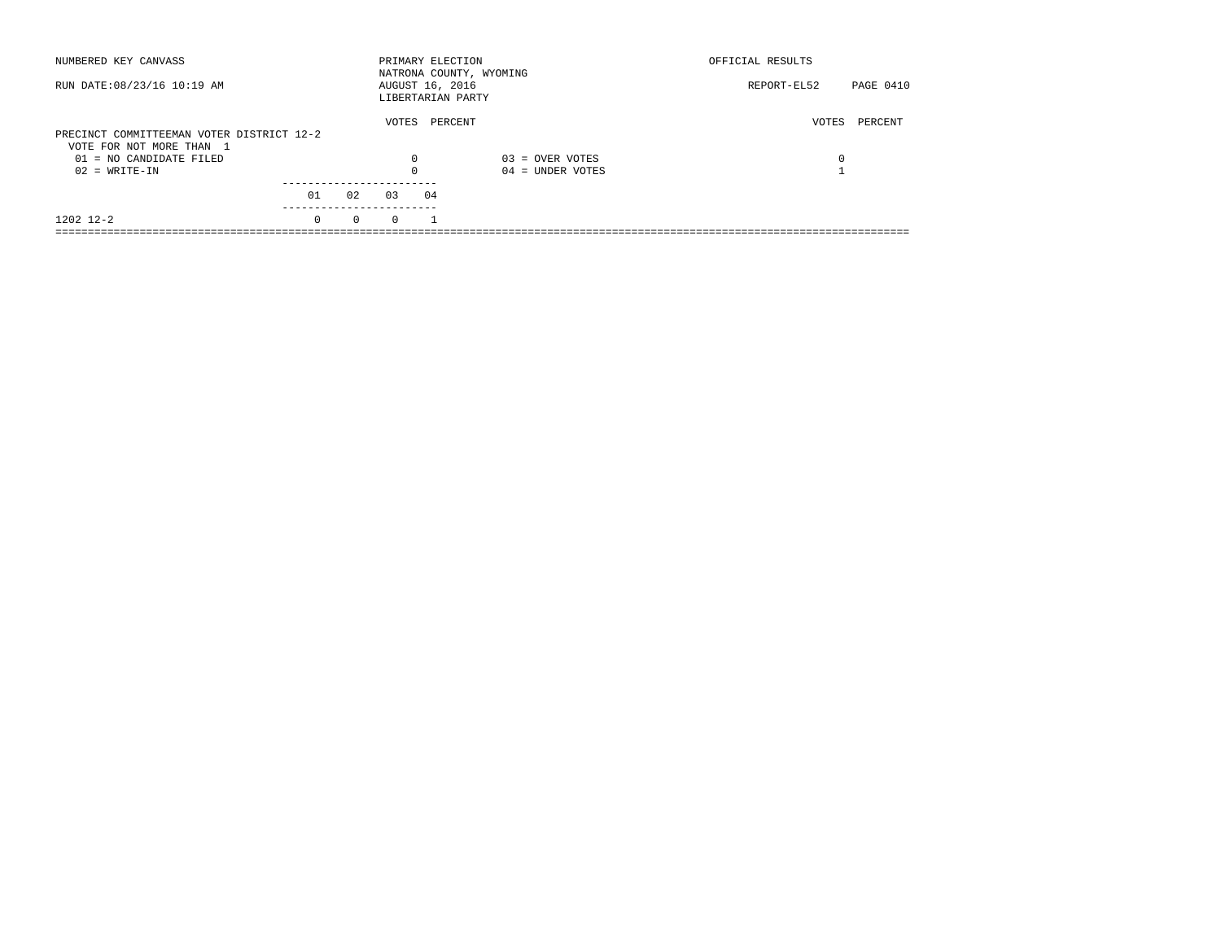NUMBERED KEY CANVASS

RUN DATE:08/23/16 10:19 AM

PRIMARY ELECTION
NATRONA COUNTY, WYOMING
AUGUST 16, 2016
LIBERTARIAN PARTY

OFFICIAL RESULTS

REPORT-EL52

PRECINCT COMMITTEEMAN VOTER DISTRICT 12-2
VOTE FOR NOT MORE THAN 1

| | VOTES | PERCENT | | VOTES | PERCENT |
|---|---|---|---|---|---|
| 01 = NO CANDIDATE FILED | 0 | | 03 = OVER VOTES | 0 | |
| 02 = WRITE-IN | 0 | | 04 = UNDER VOTES | 1 | |

| | 01 | 02 | 03 | 04 |
|---|---|---|---|---|
| 1202 12-2 | 0 | 0 | 0 | 1 |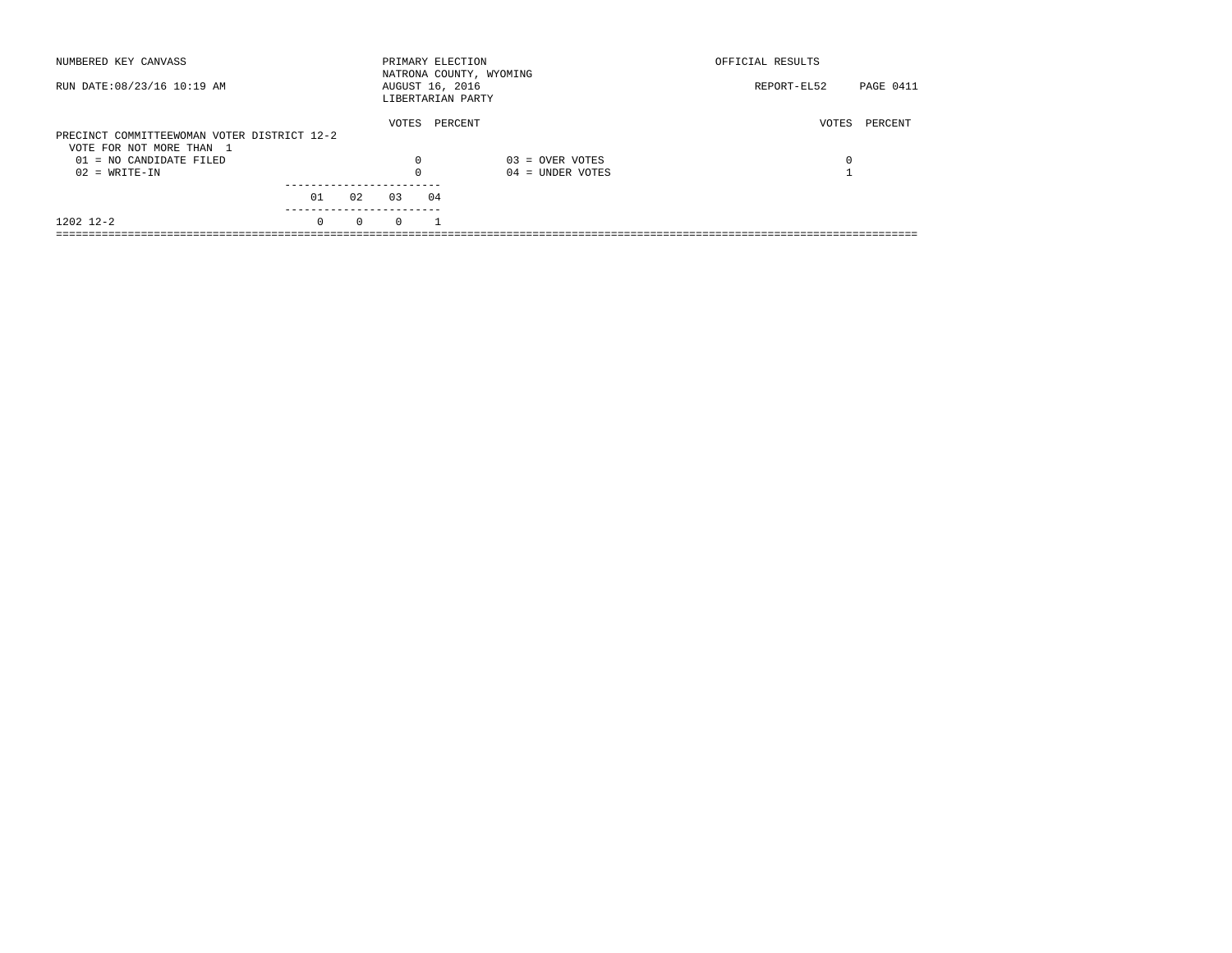NUMBERED KEY CANVASS — PRIMARY ELECTION — NATRONA COUNTY, WYOMING — AUGUST 16, 2016 — LIBERTARIAN PARTY — OFFICIAL RESULTS

RUN DATE:08/23/16 10:19 AM — REPORT-EL52

## PRECINCT COMMITTEEWOMAN VOTER DISTRICT 12-2

VOTE FOR NOT MORE THAN 1

| Code | Candidate | VOTES | PERCENT |
|---|---|---|---|
| 01 | NO CANDIDATE FILED | 0 | |
| 02 | WRITE-IN | 0 | |
| 03 | OVER VOTES | 0 | |
| 04 | UNDER VOTES | 1 | |

| Precinct | 01 | 02 | 03 | 04 |
|---|---|---|---|---|
| 1202 12-2 | 0 | 0 | 0 | 1 |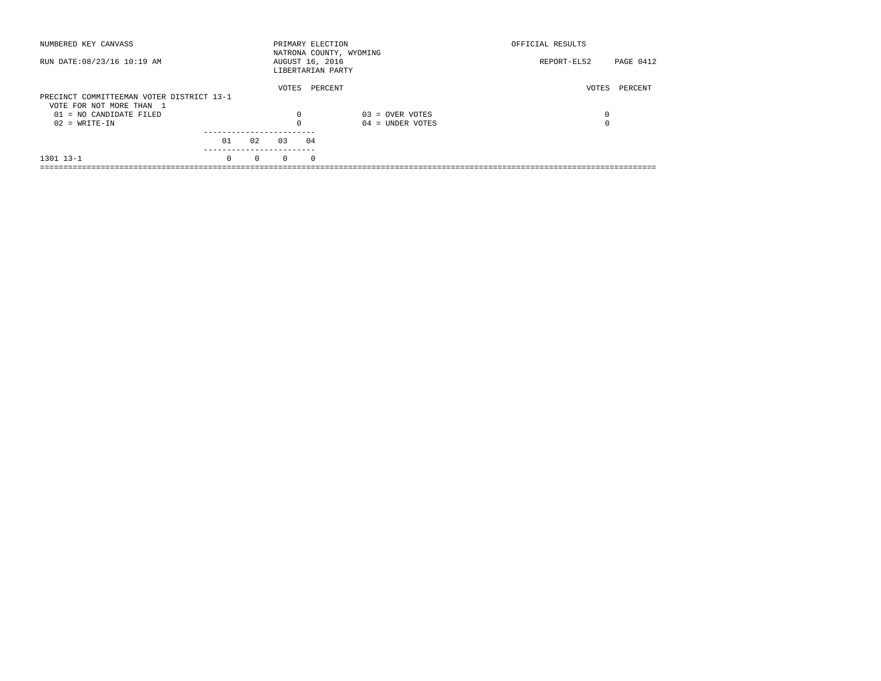NUMBERED KEY CANVASS

PRIMARY ELECTION
NATRONA COUNTY, WYOMING
AUGUST 16, 2016
LIBERTARIAN PARTY

OFFICIAL RESULTS

RUN DATE:08/23/16 10:19 AM

REPORT-EL52

PRECINCT COMMITTEEMAN VOTER DISTRICT 13-1
VOTE FOR NOT MORE THAN 1

| | VOTES | PERCENT | | VOTES | PERCENT |
|---|---|---|---|---|---|
| 01 = NO CANDIDATE FILED | 0 | | 03 = OVER VOTES | 0 | |
| 02 = WRITE-IN | 0 | | 04 = UNDER VOTES | 0 | |

| | 01 | 02 | 03 | 04 |
|---|---|---|---|---|
| 1301 13-1 | 0 | 0 | 0 | 0 |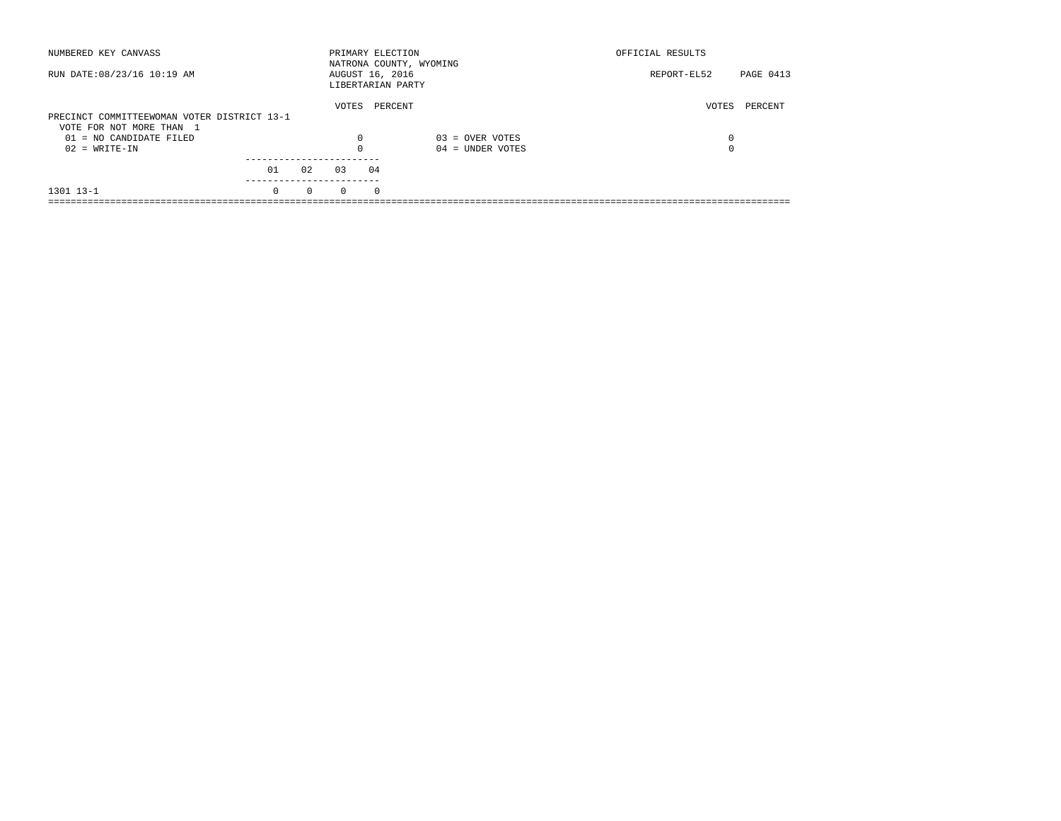NUMBERED KEY CANVASS

RUN DATE:08/23/16 10:19 AM

PRIMARY ELECTION
NATRONA COUNTY, WYOMING
AUGUST 16, 2016
LIBERTARIAN PARTY

OFFICIAL RESULTS

REPORT-EL52

## PRECINCT COMMITTEEWOMAN VOTER DISTRICT 13-1

VOTE FOR NOT MORE THAN 1

| | VOTES | PERCENT | | VOTES | PERCENT |
|---|---|---|---|---|---|
| 01 = NO CANDIDATE FILED | 0 | | 03 = OVER VOTES | 0 | |
| 02 = WRITE-IN | 0 | | 04 = UNDER VOTES | 0 | |

| | 01 | 02 | 03 | 04 |
|---|---|---|---|---|
| 1301 13-1 | 0 | 0 | 0 | 0 |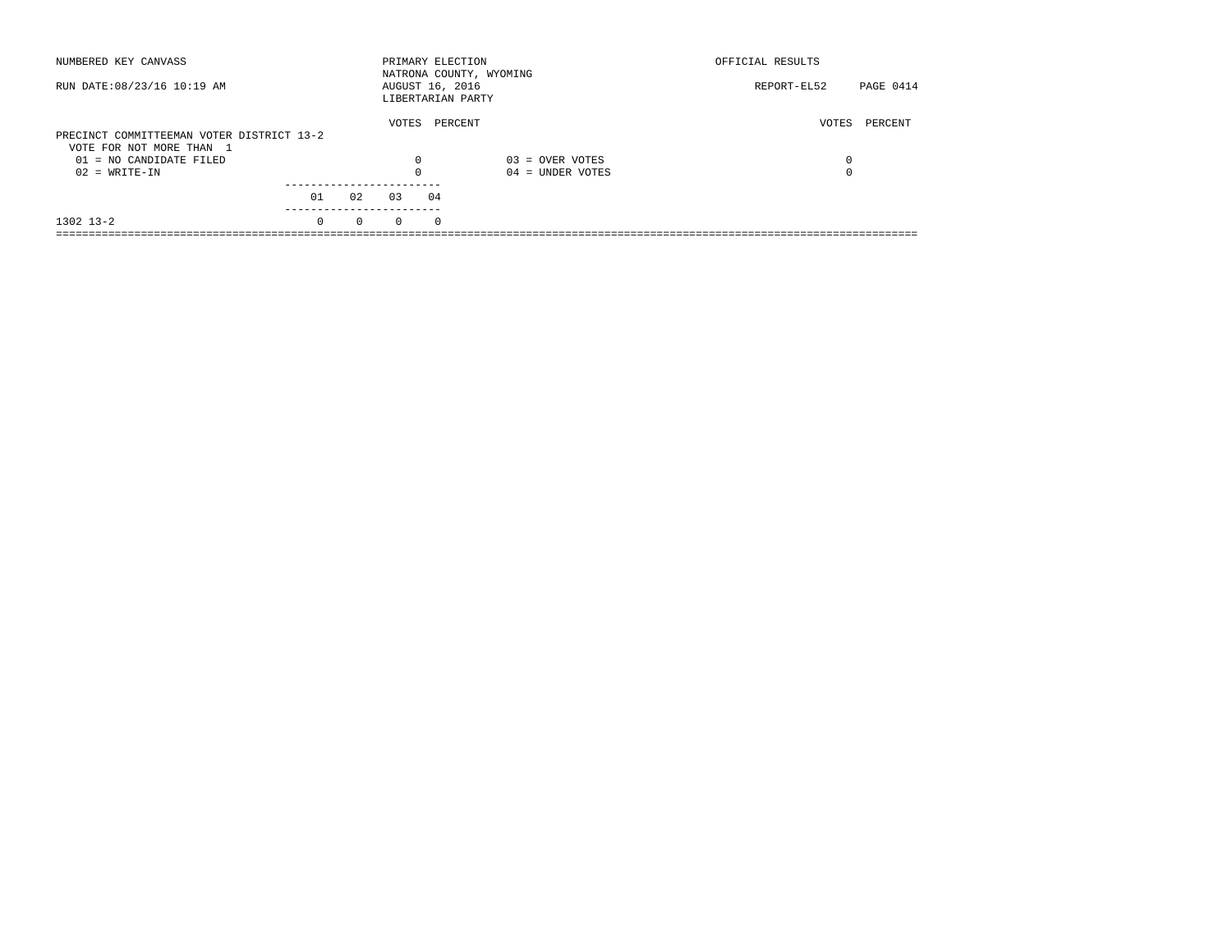NUMBERED KEY CANVASS

PRIMARY ELECTION
NATRONA COUNTY, WYOMING
AUGUST 16, 2016
LIBERTARIAN PARTY

OFFICIAL RESULTS

RUN DATE:08/23/16 10:19 AM

REPORT-EL52 PAGE 0414

## PRECINCT COMMITTEEMAN VOTER DISTRICT 13-2

VOTE FOR NOT MORE THAN 1

| | VOTES | PERCENT | | VOTES | PERCENT |
|---|---|---|---|---|---|
| 01 = NO CANDIDATE FILED | 0 | | 03 = OVER VOTES | 0 | |
| 02 = WRITE-IN | 0 | | 04 = UNDER VOTES | 0 | |

| | 01 | 02 | 03 | 04 |
|---|---|---|---|---|
| 1302 13-2 | 0 | 0 | 0 | 0 |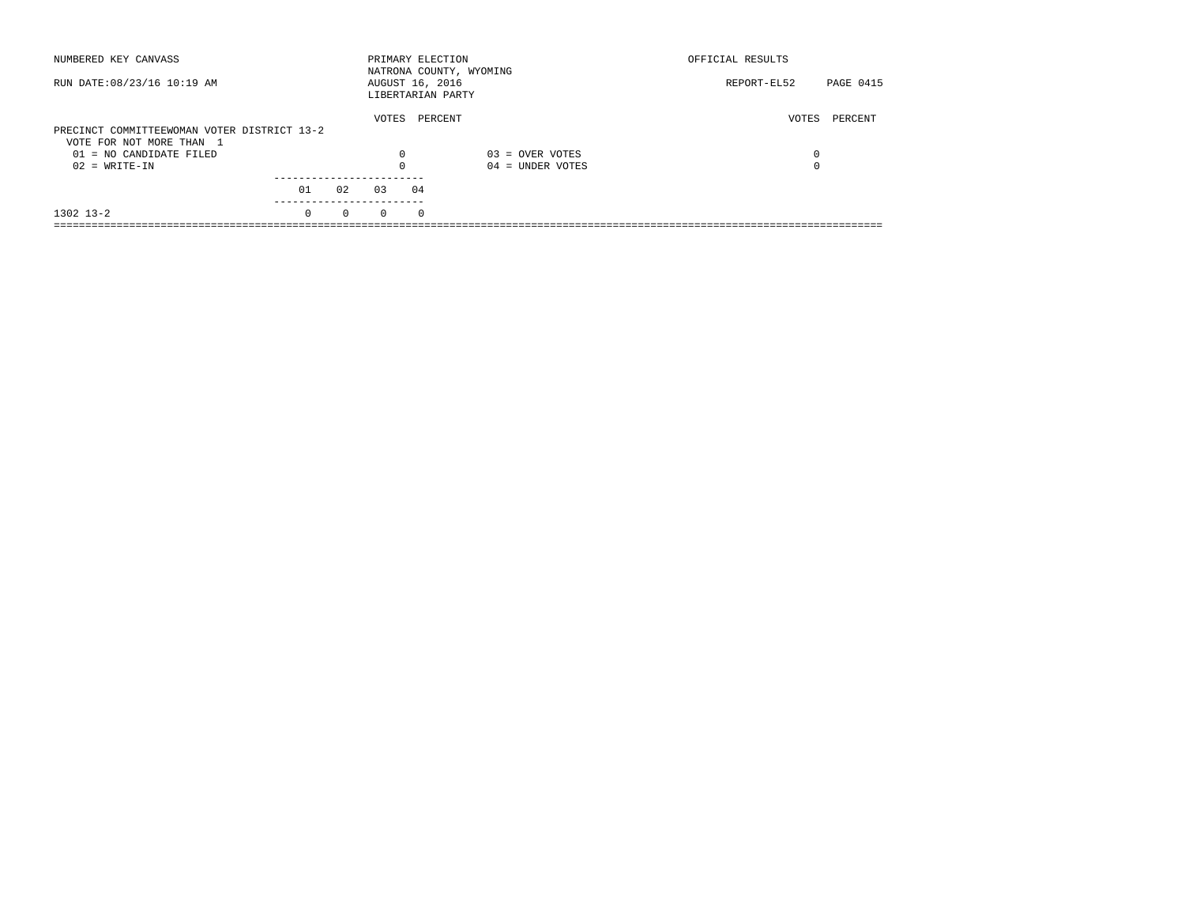NUMBERED KEY CANVASS — PRIMARY ELECTION — NATRONA COUNTY, WYOMING — AUGUST 16, 2016 — LIBERTARIAN PARTY — OFFICIAL RESULTS

RUN DATE:08/23/16 10:19 AM — REPORT-EL52

## PRECINCT COMMITTEEWOMAN VOTER DISTRICT 13-2

VOTE FOR NOT MORE THAN 1

| Code | Candidate | VOTES | PERCENT |
|---|---|---|---|
| 01 | NO CANDIDATE FILED | 0 | |
| 02 | WRITE-IN | 0 | |
| 03 | OVER VOTES | 0 | |
| 04 | UNDER VOTES | 0 | |

| Precinct | 01 | 02 | 03 | 04 |
|---|---|---|---|---|
| 1302 13-2 | 0 | 0 | 0 | 0 |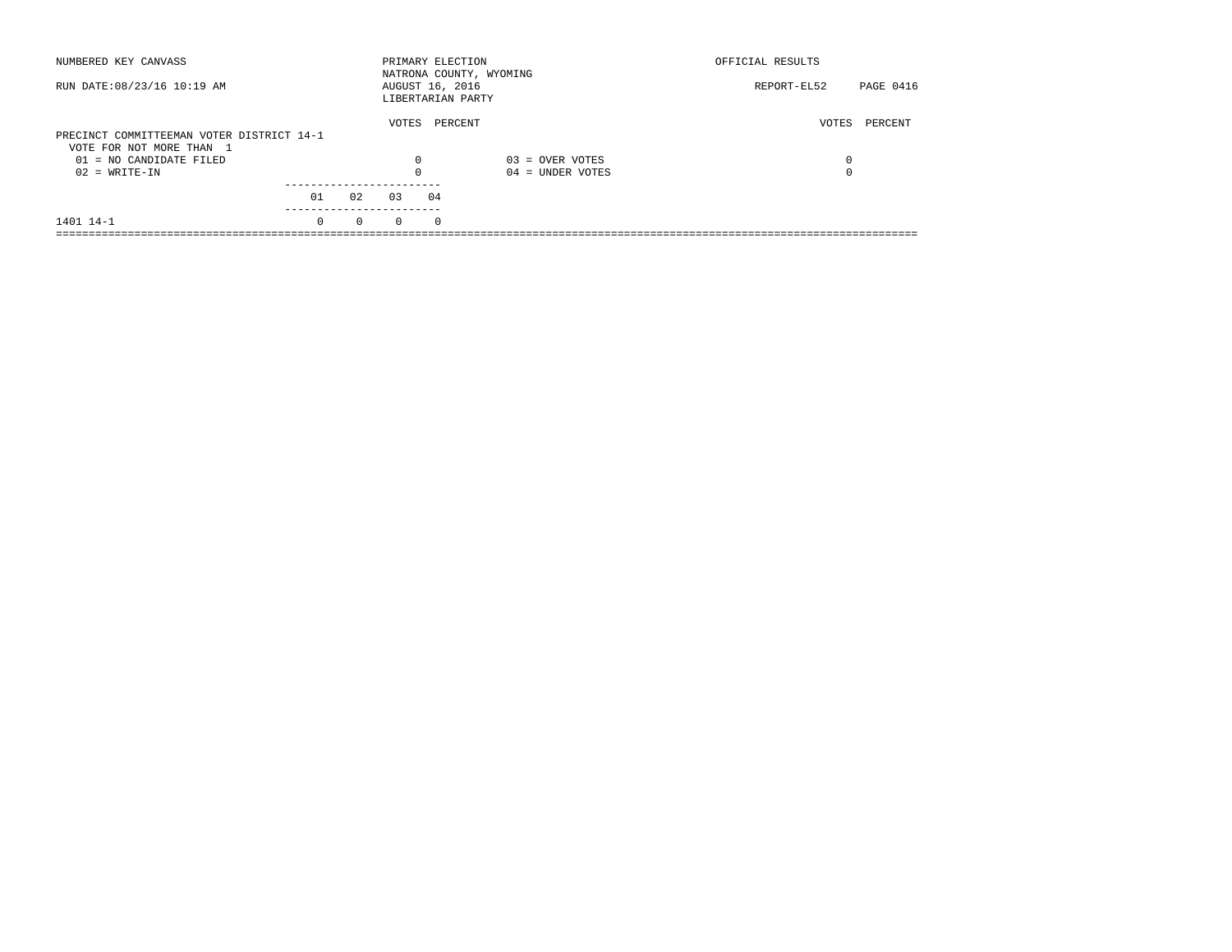NUMBERED KEY CANVASS — PRIMARY ELECTION — NATRONA COUNTY, WYOMING — AUGUST 16, 2016 — LIBERTARIAN PARTY — OFFICIAL RESULTS

RUN DATE:08/23/16 10:19 AM — REPORT-EL52

## PRECINCT COMMITTEEMAN VOTER DISTRICT 14-1

VOTE FOR NOT MORE THAN 1

| | VOTES | PERCENT | | VOTES | PERCENT |
|---|---|---|---|---|---|
| 01 = NO CANDIDATE FILED | 0 | | 03 = OVER VOTES | 0 | |
| 02 = WRITE-IN | 0 | | 04 = UNDER VOTES | 0 | |

| | 01 | 02 | 03 | 04 |
|---|---|---|---|---|
| 1401 14-1 | 0 | 0 | 0 | 0 |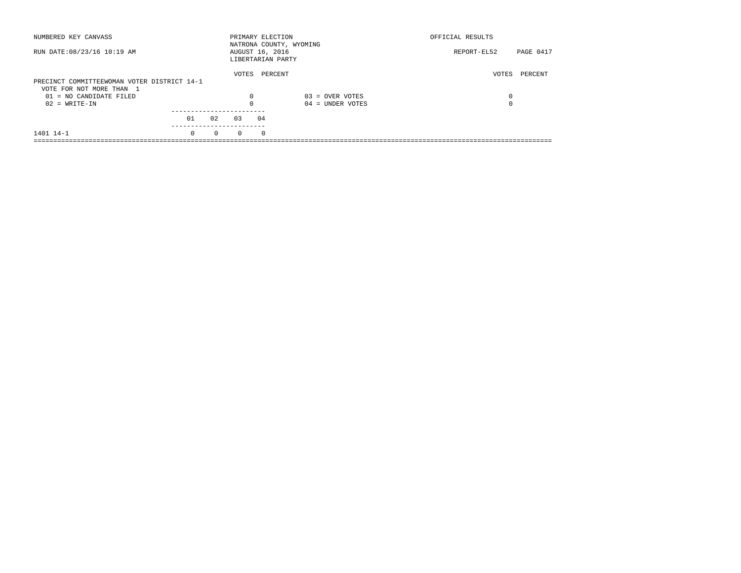NUMBERED KEY CANVASS

RUN DATE:08/23/16 10:19 AM

PRIMARY ELECTION
NATRONA COUNTY, WYOMING
AUGUST 16, 2016
LIBERTARIAN PARTY

OFFICIAL RESULTS

REPORT-EL52 PAGE 0417

PRECINCT COMMITTEEWOMAN VOTER DISTRICT 14-1
VOTE FOR NOT MORE THAN 1

| | VOTES | PERCENT | | VOTES | PERCENT |
|---|---|---|---|---|---|
| 01 = NO CANDIDATE FILED | 0 | | 03 = OVER VOTES | 0 | |
| 02 = WRITE-IN | 0 | | 04 = UNDER VOTES | 0 | |

| | 01 | 02 | 03 | 04 |
|---|---|---|---|---|
| 1401 14-1 | 0 | 0 | 0 | 0 |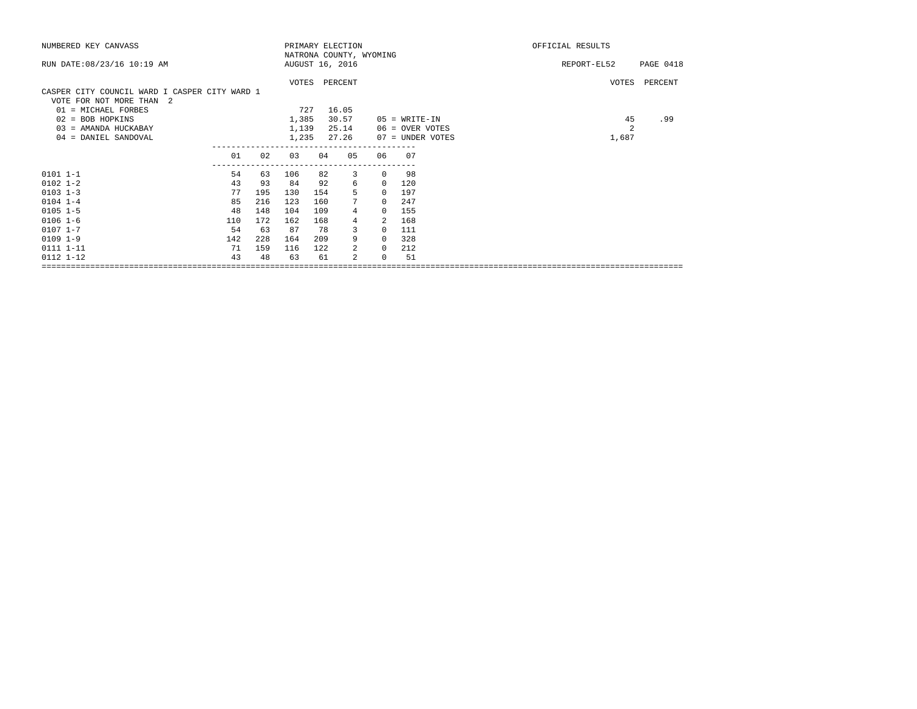NUMBERED KEY CANVASS — PRIMARY ELECTION — NATRONA COUNTY, WYOMING — AUGUST 16, 2016 — OFFICIAL RESULTS

RUN DATE:08/23/16 10:19 AM — REPORT-EL52

## CASPER CITY COUNCIL WARD I CASPER CITY WARD 1

VOTE FOR NOT MORE THAN 2

| Candidate | VOTES | PERCENT |
|---|---|---|
| 01 = MICHAEL FORBES | 727 | 16.05 |
| 02 = BOB HOPKINS | 1,385 | 30.57 |
| 03 = AMANDA HUCKABAY | 1,139 | 25.14 |
| 04 = DANIEL SANDOVAL | 1,235 | 27.26 |
| 05 = WRITE-IN | 45 | .99 |
| 06 = OVER VOTES | 2 | |
| 07 = UNDER VOTES | 1,687 | |

| Precinct | 01 | 02 | 03 | 04 | 05 | 06 | 07 |
|---|---|---|---|---|---|---|---|
| 0101 1-1 | 54 | 63 | 106 | 82 | 3 | 0 | 98 |
| 0102 1-2 | 43 | 93 | 84 | 92 | 6 | 0 | 120 |
| 0103 1-3 | 77 | 195 | 130 | 154 | 5 | 0 | 197 |
| 0104 1-4 | 85 | 216 | 123 | 160 | 7 | 0 | 247 |
| 0105 1-5 | 48 | 148 | 104 | 109 | 4 | 0 | 155 |
| 0106 1-6 | 110 | 172 | 162 | 168 | 4 | 2 | 168 |
| 0107 1-7 | 54 | 63 | 87 | 78 | 3 | 0 | 111 |
| 0109 1-9 | 142 | 228 | 164 | 209 | 9 | 0 | 328 |
| 0111 1-11 | 71 | 159 | 116 | 122 | 2 | 0 | 212 |
| 0112 1-12 | 43 | 48 | 63 | 61 | 2 | 0 | 51 |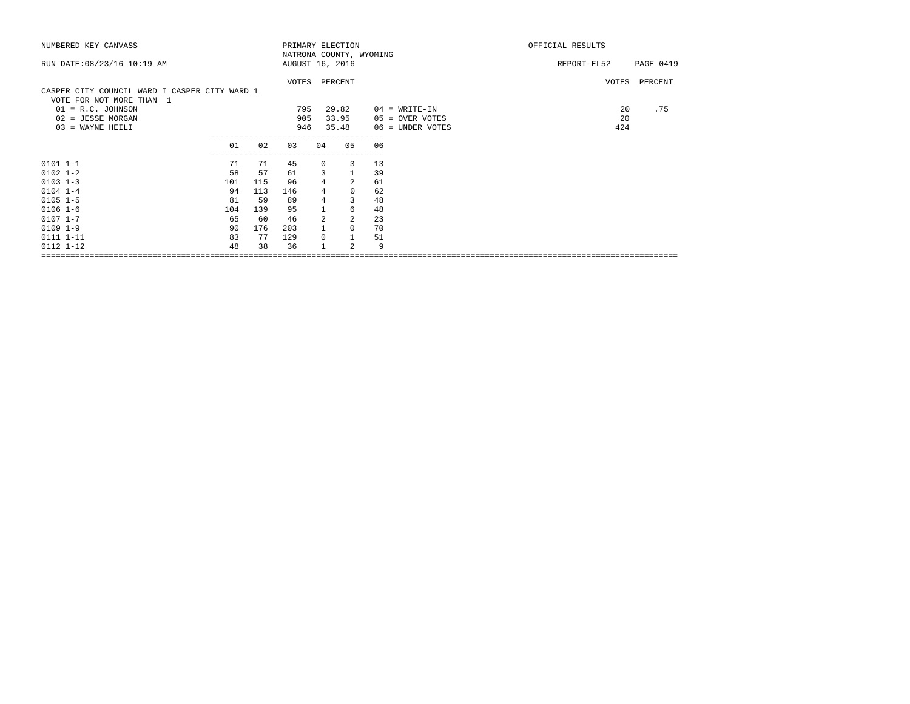NUMBERED KEY CANVASS

PRIMARY ELECTION
NATRONA COUNTY, WYOMING
AUGUST 16, 2016

OFFICIAL RESULTS

RUN DATE:08/23/16 10:19 AM

REPORT-EL52

## CASPER CITY COUNCIL WARD I CASPER CITY WARD 1

VOTE FOR NOT MORE THAN 1

| Candidate | VOTES | PERCENT |
|---|---|---|
| 01 = R.C. JOHNSON | 795 | 29.82 |
| 02 = JESSE MORGAN | 905 | 33.95 |
| 03 = WAYNE HEILI | 946 | 35.48 |
| 04 = WRITE-IN | 20 | .75 |
| 05 = OVER VOTES | 20 | |
| 06 = UNDER VOTES | 424 | |

| Precinct | 01 | 02 | 03 | 04 | 05 | 06 |
|---|---|---|---|---|---|---|
| 0101 1-1 | 71 | 71 | 45 | 0 | 3 | 13 |
| 0102 1-2 | 58 | 57 | 61 | 3 | 1 | 39 |
| 0103 1-3 | 101 | 115 | 96 | 4 | 2 | 61 |
| 0104 1-4 | 94 | 113 | 146 | 4 | 0 | 62 |
| 0105 1-5 | 81 | 59 | 89 | 4 | 3 | 48 |
| 0106 1-6 | 104 | 139 | 95 | 1 | 6 | 48 |
| 0107 1-7 | 65 | 60 | 46 | 2 | 2 | 23 |
| 0109 1-9 | 90 | 176 | 203 | 1 | 0 | 70 |
| 0111 1-11 | 83 | 77 | 129 | 0 | 1 | 51 |
| 0112 1-12 | 48 | 38 | 36 | 1 | 2 | 9 |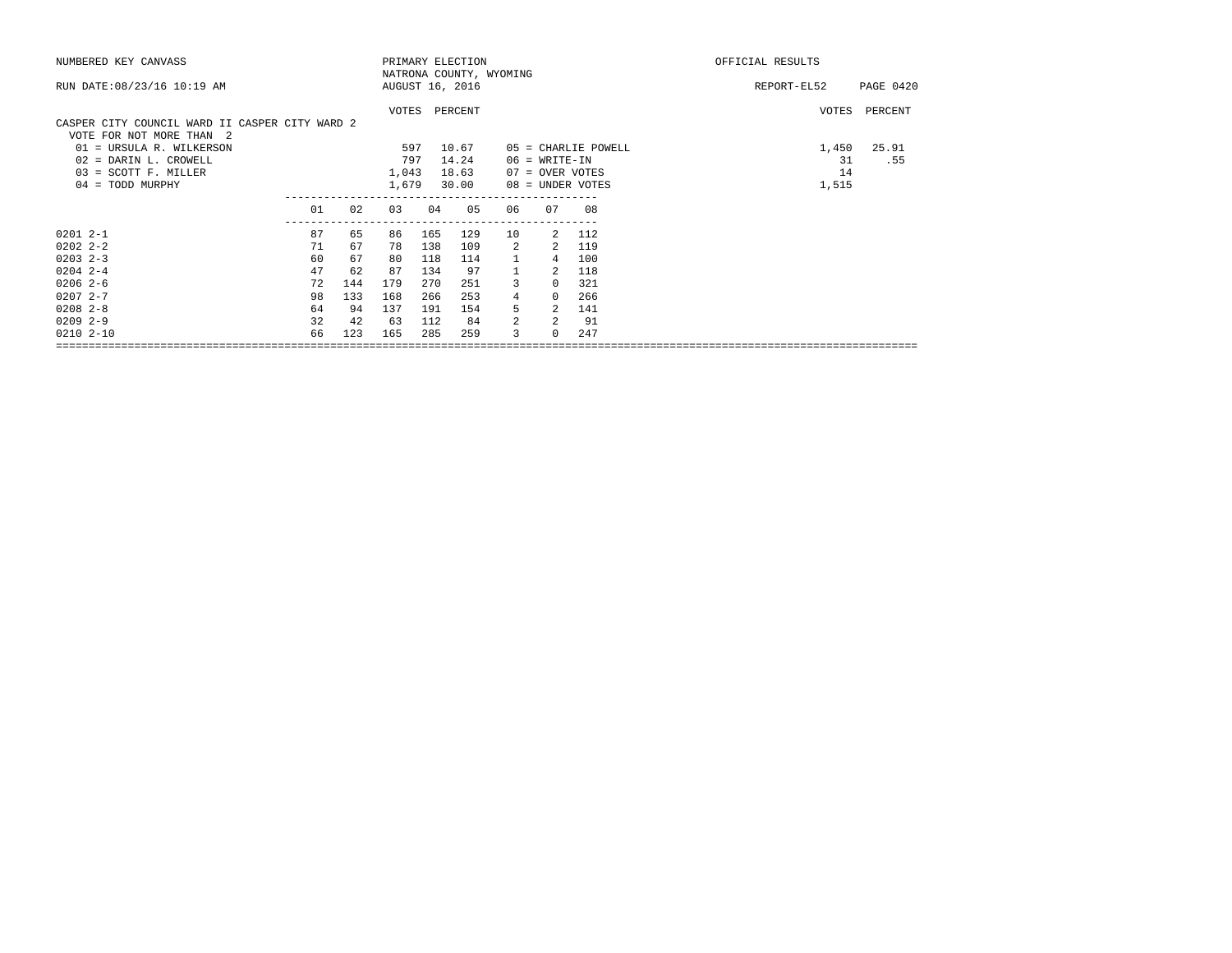NUMBERED KEY CANVASS

PRIMARY ELECTION
NATRONA COUNTY, WYOMING
AUGUST 16, 2016

OFFICIAL RESULTS

RUN DATE:08/23/16 10:19 AM

REPORT-EL52

## CASPER CITY COUNCIL WARD II CASPER CITY WARD 2

VOTE FOR NOT MORE THAN 2

| Candidate | VOTES | PERCENT |
|---|---|---|
| 01 = URSULA R. WILKERSON | 597 | 10.67 |
| 02 = DARIN L. CROWELL | 797 | 14.24 |
| 03 = SCOTT F. MILLER | 1,043 | 18.63 |
| 04 = TODD MURPHY | 1,679 | 30.00 |
| 05 = CHARLIE POWELL | 1,450 | 25.91 |
| 06 = WRITE-IN | 31 | .55 |
| 07 = OVER VOTES | 14 | |
| 08 = UNDER VOTES | 1,515 | |

| Precinct | 01 | 02 | 03 | 04 | 05 | 06 | 07 | 08 |
|---|---|---|---|---|---|---|---|---|
| 0201 2-1 | 87 | 65 | 86 | 165 | 129 | 10 | 2 | 112 |
| 0202 2-2 | 71 | 67 | 78 | 138 | 109 | 2 | 2 | 119 |
| 0203 2-3 | 60 | 67 | 80 | 118 | 114 | 1 | 4 | 100 |
| 0204 2-4 | 47 | 62 | 87 | 134 | 97 | 1 | 2 | 118 |
| 0206 2-6 | 72 | 144 | 179 | 270 | 251 | 3 | 0 | 321 |
| 0207 2-7 | 98 | 133 | 168 | 266 | 253 | 4 | 0 | 266 |
| 0208 2-8 | 64 | 94 | 137 | 191 | 154 | 5 | 2 | 141 |
| 0209 2-9 | 32 | 42 | 63 | 112 | 84 | 2 | 2 | 91 |
| 0210 2-10 | 66 | 123 | 165 | 285 | 259 | 3 | 0 | 247 |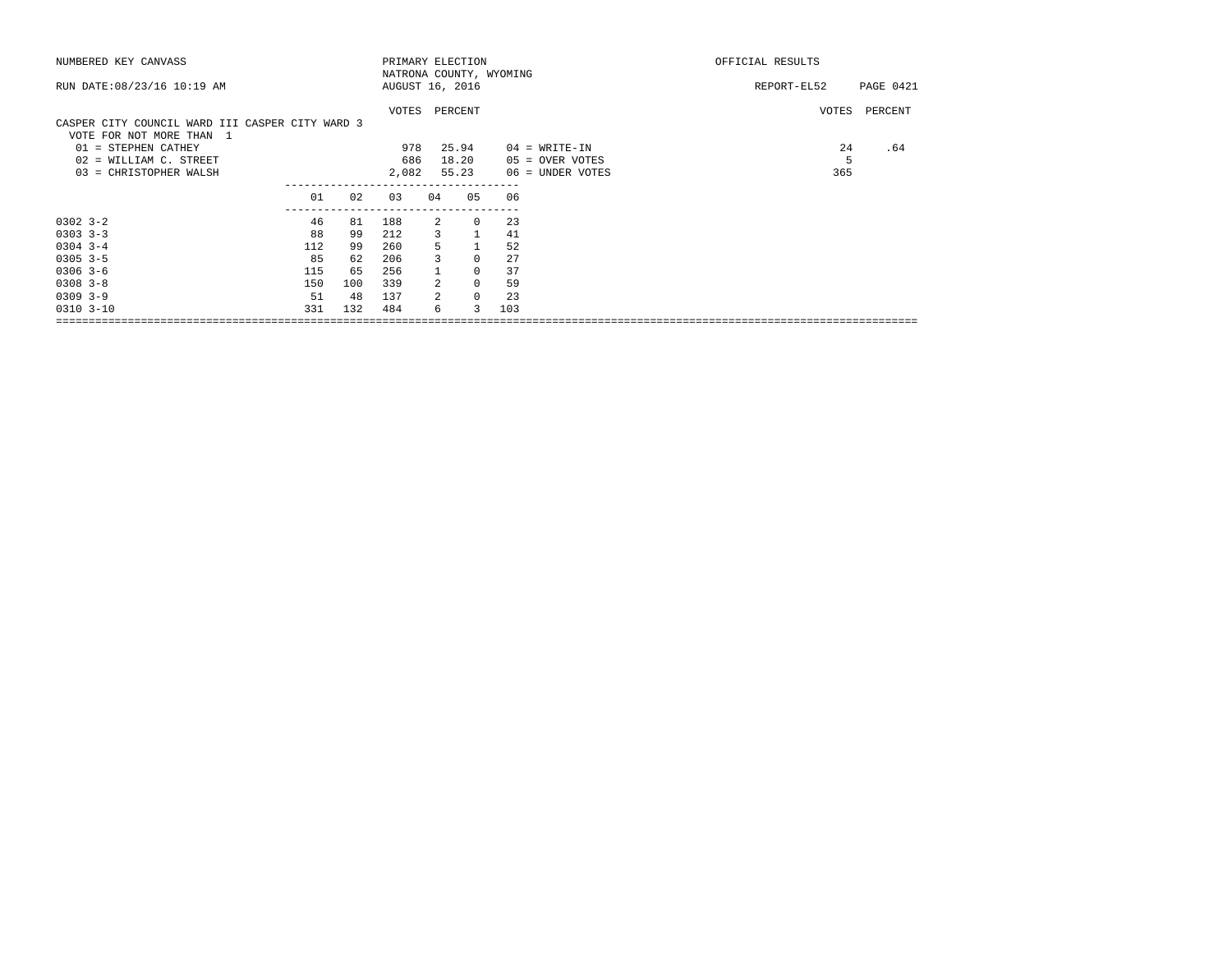NUMBERED KEY CANVASS — PRIMARY ELECTION — NATRONA COUNTY, WYOMING — AUGUST 16, 2016 — OFFICIAL RESULTS

RUN DATE:08/23/16 10:19 AM — REPORT-EL52

## CASPER CITY COUNCIL WARD III CASPER CITY WARD 3

VOTE FOR NOT MORE THAN 1

| | VOTES | PERCENT |
|---|---|---|
| 01 = STEPHEN CATHEY | 978 | 25.94 |
| 02 = WILLIAM C. STREET | 686 | 18.20 |
| 03 = CHRISTOPHER WALSH | 2,082 | 55.23 |
| 04 = WRITE-IN | 24 | .64 |
| 05 = OVER VOTES | 5 | |
| 06 = UNDER VOTES | 365 | |

| | 01 | 02 | 03 | 04 | 05 | 06 |
|---|---|---|---|---|---|---|
| 0302 3-2 | 46 | 81 | 188 | 2 | 0 | 23 |
| 0303 3-3 | 88 | 99 | 212 | 3 | 1 | 41 |
| 0304 3-4 | 112 | 99 | 260 | 5 | 1 | 52 |
| 0305 3-5 | 85 | 62 | 206 | 3 | 0 | 27 |
| 0306 3-6 | 115 | 65 | 256 | 1 | 0 | 37 |
| 0308 3-8 | 150 | 100 | 339 | 2 | 0 | 59 |
| 0309 3-9 | 51 | 48 | 137 | 2 | 0 | 23 |
| 0310 3-10 | 331 | 132 | 484 | 6 | 3 | 103 |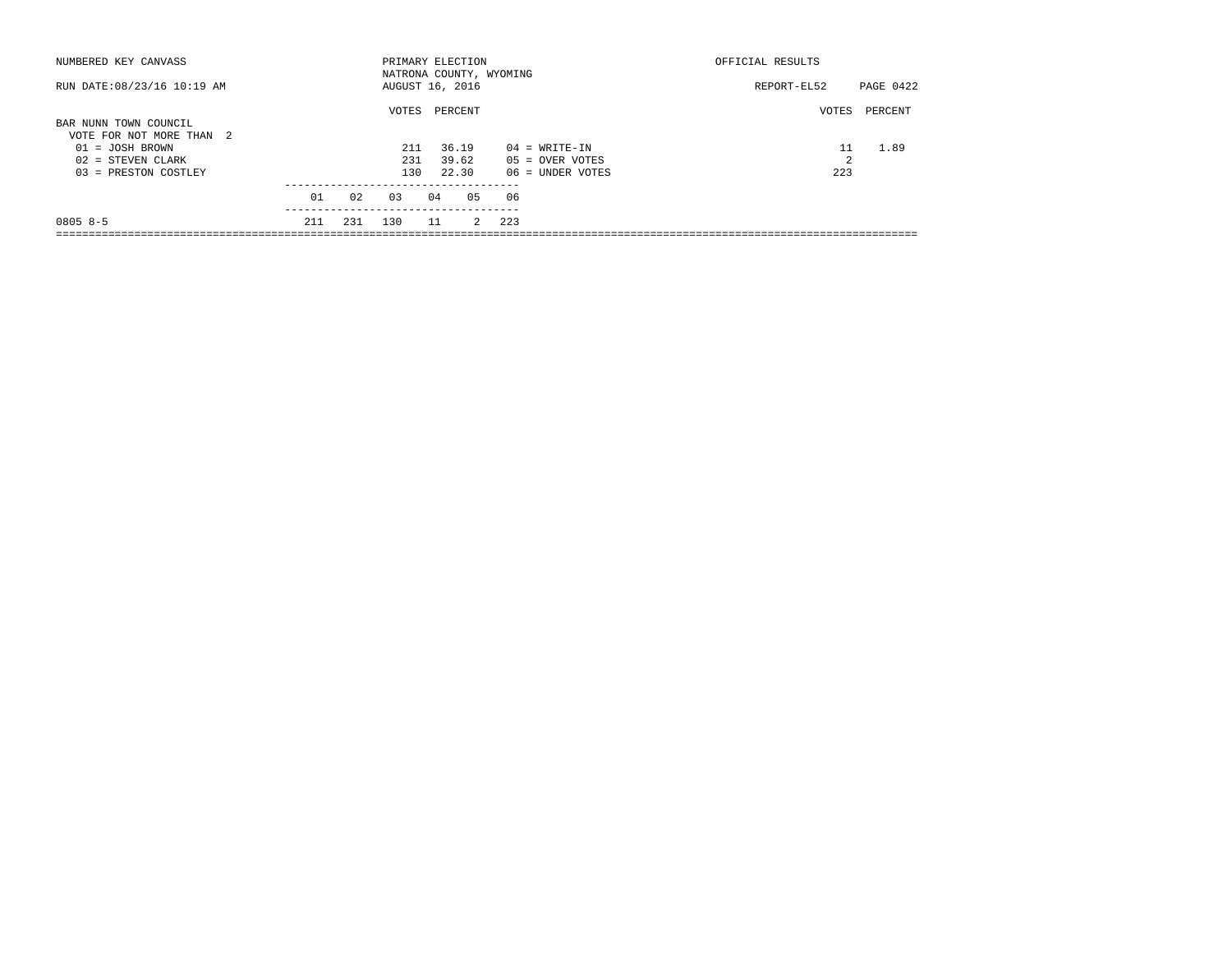NUMBERED KEY CANVASS — PRIMARY ELECTION — NATRONA COUNTY, WYOMING — OFFICIAL RESULTS

RUN DATE:08/23/16 10:19 AM — AUGUST 16, 2016 — REPORT-EL52

## BAR NUNN TOWN COUNCIL

VOTE FOR NOT MORE THAN 2

| Candidate | VOTES | PERCENT |
|---|---|---|
| 01 = JOSH BROWN | 211 | 36.19 |
| 02 = STEVEN CLARK | 231 | 39.62 |
| 03 = PRESTON COSTLEY | 130 | 22.30 |
| 04 = WRITE-IN | 11 | 1.89 |
| 05 = OVER VOTES | 2 | |
| 06 = UNDER VOTES | 223 | |

| | 01 | 02 | 03 | 04 | 05 | 06 |
|---|---|---|---|---|---|---|
| 0805 8-5 | 211 | 231 | 130 | 11 | 2 | 223 |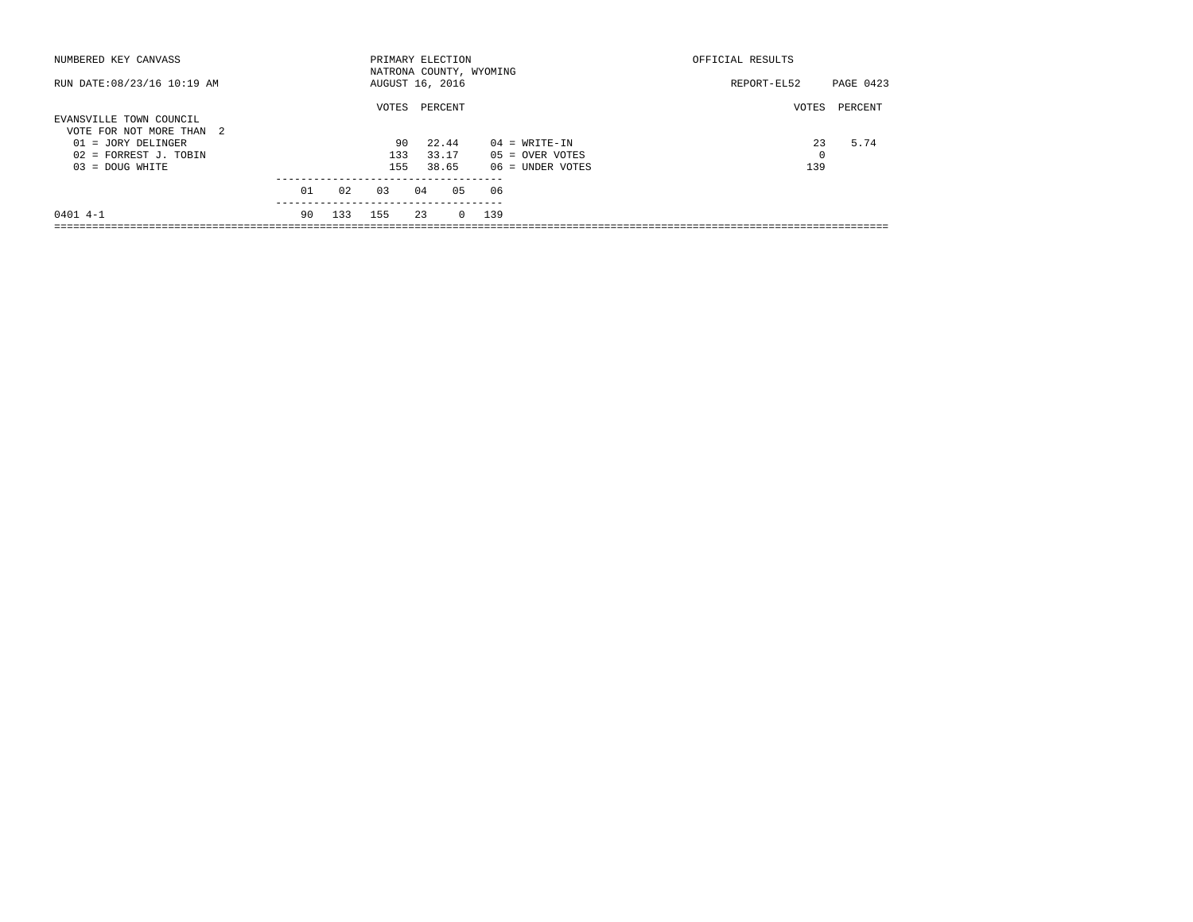NUMBERED KEY CANVASS — PRIMARY ELECTION — NATRONA COUNTY, WYOMING — AUGUST 16, 2016 — OFFICIAL RESULTS

RUN DATE:08/23/16 10:19 AM — REPORT-EL52

## EVANSVILLE TOWN COUNCIL

VOTE FOR NOT MORE THAN 2

| Candidate | VOTES | PERCENT |
|---|---|---|
| 01 = JORY DELINGER | 90 | 22.44 |
| 02 = FORREST J. TOBIN | 133 | 33.17 |
| 03 = DOUG WHITE | 155 | 38.65 |
| 04 = WRITE-IN | 23 | 5.74 |
| 05 = OVER VOTES | 0 | |
| 06 = UNDER VOTES | 139 | |

| Precinct | 01 | 02 | 03 | 04 | 05 | 06 |
|---|---|---|---|---|---|---|
| 0401 4-1 | 90 | 133 | 155 | 23 | 0 | 139 |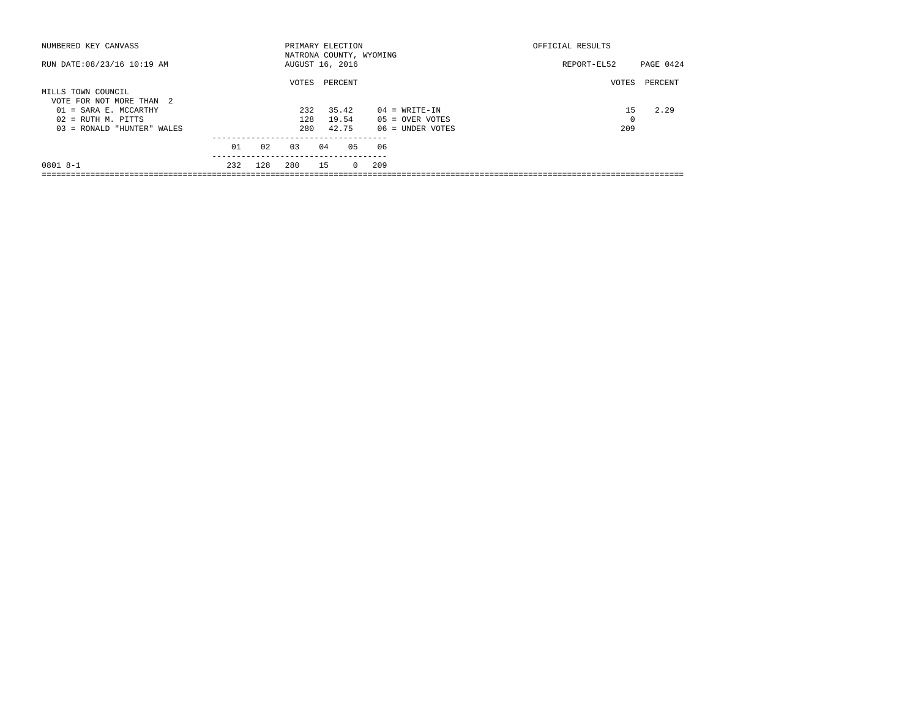NUMBERED KEY CANVASS

RUN DATE:08/23/16 10:19 AM

PRIMARY ELECTION
NATRONA COUNTY, WYOMING
AUGUST 16, 2016

OFFICIAL RESULTS

REPORT-EL52 PAGE 0424

## MILLS TOWN COUNCIL

VOTE FOR NOT MORE THAN 2

| Candidate | VOTES | PERCENT |
|---|---|---|
| 01 = SARA E. MCCARTHY | 232 | 35.42 |
| 02 = RUTH M. PITTS | 128 | 19.54 |
| 03 = RONALD "HUNTER" WALES | 280 | 42.75 |

| | VOTES | PERCENT |
|---|---|---|
| 04 = WRITE-IN | 15 | 2.29 |
| 05 = OVER VOTES | 0 | |
| 06 = UNDER VOTES | 209 | |

| | 01 | 02 | 03 | 04 | 05 | 06 |
|---|---|---|---|---|---|---|
| 0801 8-1 | 232 | 128 | 280 | 15 | 0 | 209 |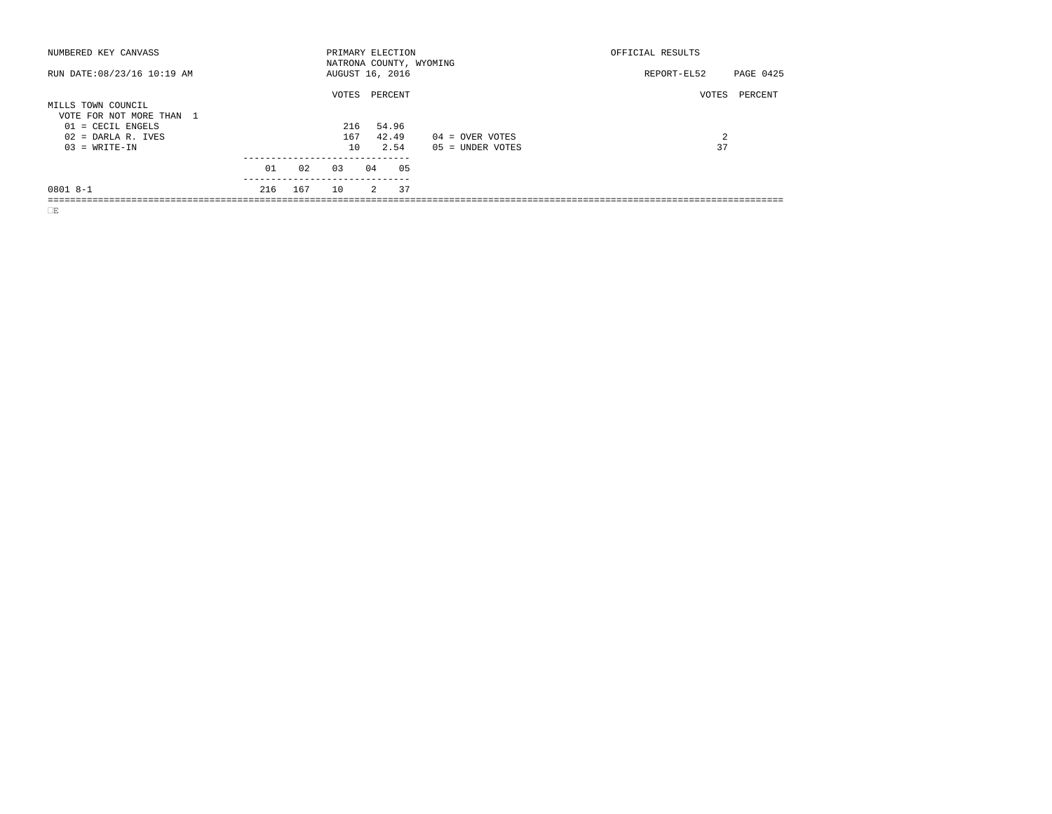NUMBERED KEY CANVASS — PRIMARY ELECTION — NATRONA COUNTY, WYOMING — OFFICIAL RESULTS

RUN DATE:08/23/16 10:19 AM — AUGUST 16, 2016 — REPORT-EL52

## MILLS TOWN COUNCIL

VOTE FOR NOT MORE THAN 1

| | VOTES | PERCENT |
|---|---|---|
| 01 = CECIL ENGELS | 216 | 54.96 |
| 02 = DARLA R. IVES | 167 | 42.49 |
| 03 = WRITE-IN | 10 | 2.54 |

| | VOTES | PERCENT |
|---|---|---|
| 04 = OVER VOTES | 2 | |
| 05 = UNDER VOTES | 37 | |

| | 01 | 02 | 03 | 04 | 05 |
|---|---|---|---|---|---|
| 0801 8-1 | 216 | 167 | 10 | 2 | 37 |